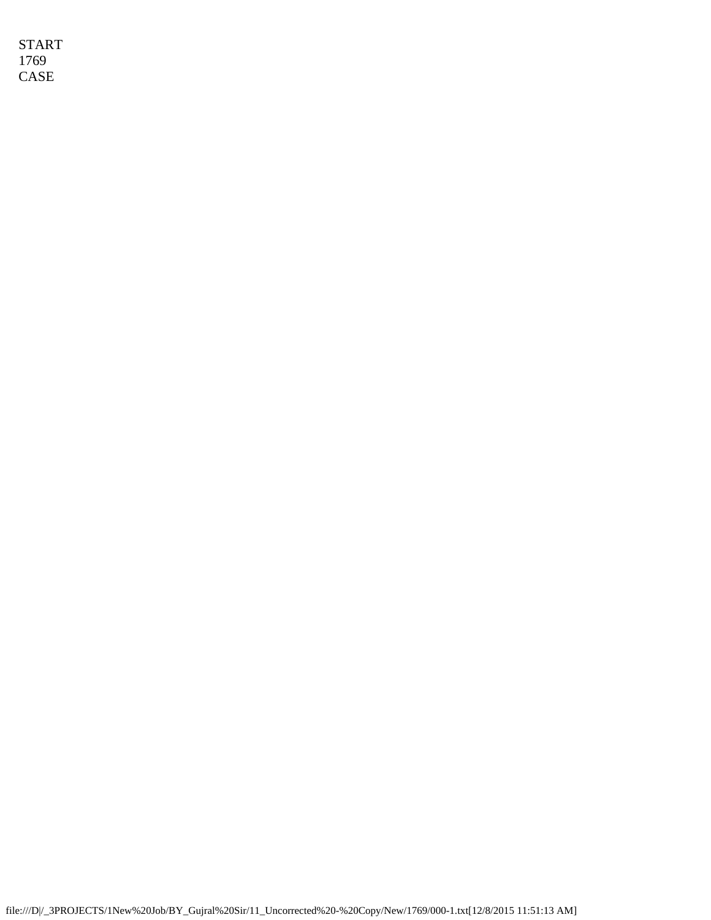START
1769
CASE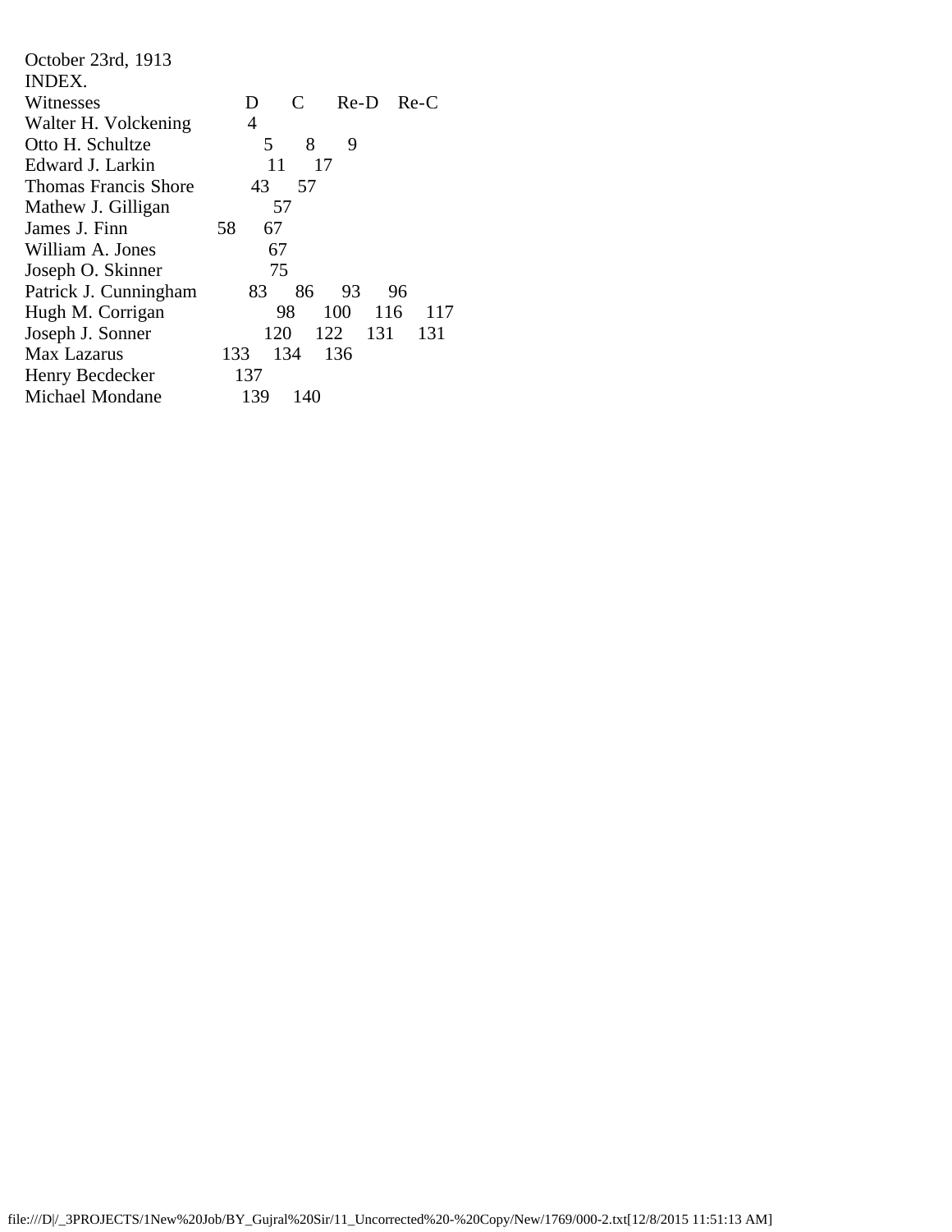October 23rd, 1913

INDEX.

| Witnesses | D | C | Re-D | Re-C |
|---|---|---|---|---|
| Walter H. Volckening | 4 | | | |
| Otto H. Schultze | 5 | 8 | 9 | |
| Edward J. Larkin | 11 | 17 | | |
| Thomas Francis Shore | 43 | 57 | | |
| Mathew J. Gilligan | 57 | | | |
| James J. Finn | 58 | 67 | | |
| William A. Jones | 67 | | | |
| Joseph O. Skinner | 75 | | | |
| Patrick J. Cunningham | 83 | 86 | 93 | 96 |
| Hugh M. Corrigan | 98 | 100 | 116 | 117 |
| Joseph J. Sonner | 120 | 122 | 131 | 131 |
| Max Lazarus | 133 | 134 | 136 | |
| Henry Becdecker | 137 | | | |
| Michael Mondane | 139 | 140 | | |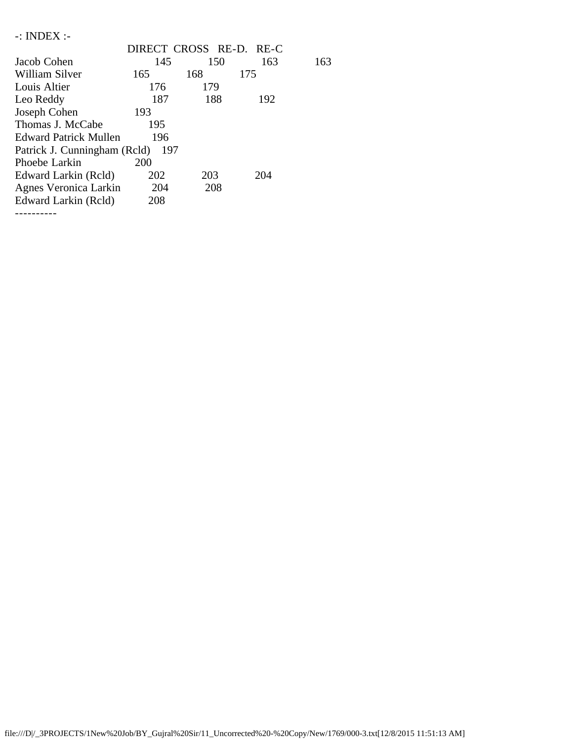-: INDEX :-

| | DIRECT | CROSS | RE-D. | RE-C |
|---|---|---|---|---|
| Jacob Cohen | 145 | 150 | 163 | 163 |
| William Silver | 165 | 168 | 175 | |
| Louis Altier | 176 | 179 | | |
| Leo Reddy | 187 | 188 | 192 | |
| Joseph Cohen | 193 | | | |
| Thomas J. McCabe | 195 | | | |
| Edward Patrick Mullen | 196 | | | |
| Patrick J. Cunningham (Rcld) | 197 | | | |
| Phoebe Larkin | 200 | | | |
| Edward Larkin (Rcld) | 202 | 203 | 204 | |
| Agnes Veronica Larkin | 204 | 208 | | |
| Edward Larkin (Rcld) | 208 | | | |

----------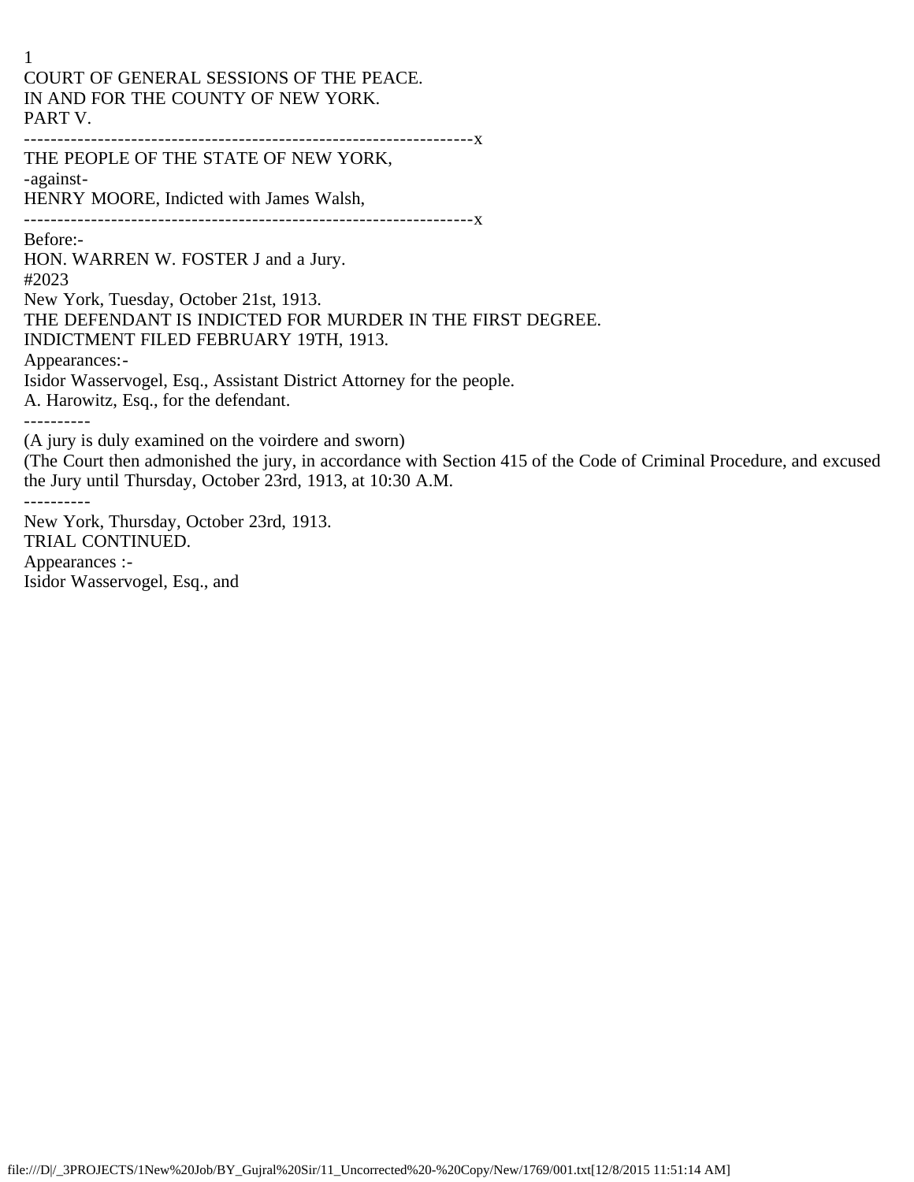COURT OF GENERAL SESSIONS OF THE PEACE.
IN AND FOR THE COUNTY OF NEW YORK.
PART V.

-------------------------------------------------------------------x

THE PEOPLE OF THE STATE OF NEW YORK,

-against-

HENRY MOORE, Indicted with James Walsh,

-------------------------------------------------------------------x

Before:-

HON. WARREN W. FOSTER J and a Jury.

#2023

New York, Tuesday, October 21st, 1913.

THE DEFENDANT IS INDICTED FOR MURDER IN THE FIRST DEGREE.

INDICTMENT FILED FEBRUARY 19TH, 1913.

Appearances:-

Isidor Wasservogel, Esq., Assistant District Attorney for the people.

A. Harowitz, Esq., for the defendant.

----------

(A jury is duly examined on the voirdere and sworn)

(The Court then admonished the jury, in accordance with Section 415 of the Code of Criminal Procedure, and excused the Jury until Thursday, October 23rd, 1913, at 10:30 A.M.

----------

New York, Thursday, October 23rd, 1913.

TRIAL CONTINUED.

Appearances :-

Isidor Wasservogel, Esq., and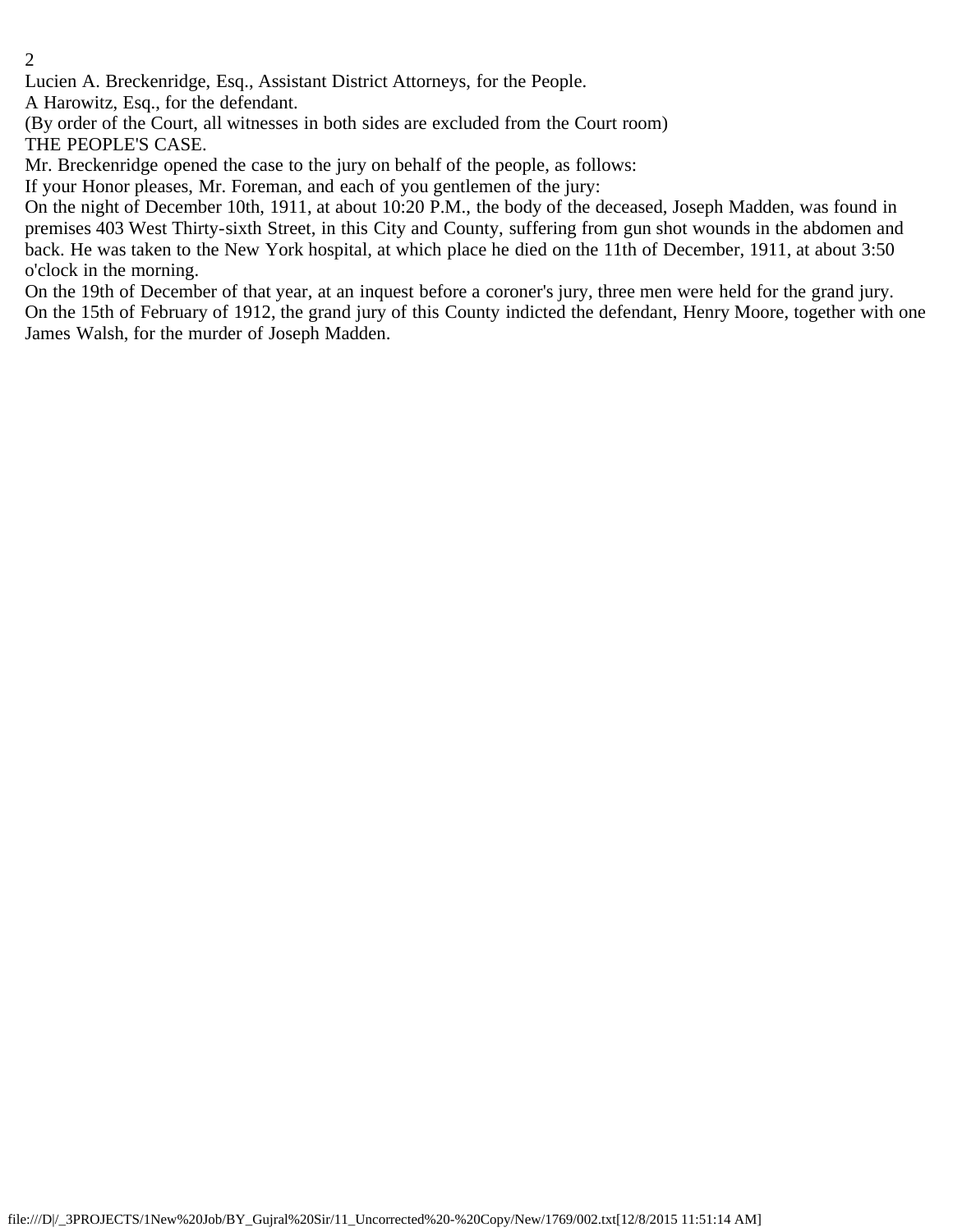Lucien A. Breckenridge, Esq., Assistant District Attorneys, for the People.

A Harowitz, Esq., for the defendant.

(By order of the Court, all witnesses in both sides are excluded from the Court room)

THE PEOPLE'S CASE.

Mr. Breckenridge opened the case to the jury on behalf of the people, as follows:

If your Honor pleases, Mr. Foreman, and each of you gentlemen of the jury:

On the night of December 10th, 1911, at about 10:20 P.M., the body of the deceased, Joseph Madden, was found in premises 403 West Thirty-sixth Street, in this City and County, suffering from gun shot wounds in the abdomen and back. He was taken to the New York hospital, at which place he died on the 11th of December, 1911, at about 3:50 o'clock in the morning.

On the 19th of December of that year, at an inquest before a coroner's jury, three men were held for the grand jury. On the 15th of February of 1912, the grand jury of this County indicted the defendant, Henry Moore, together with one James Walsh, for the murder of Joseph Madden.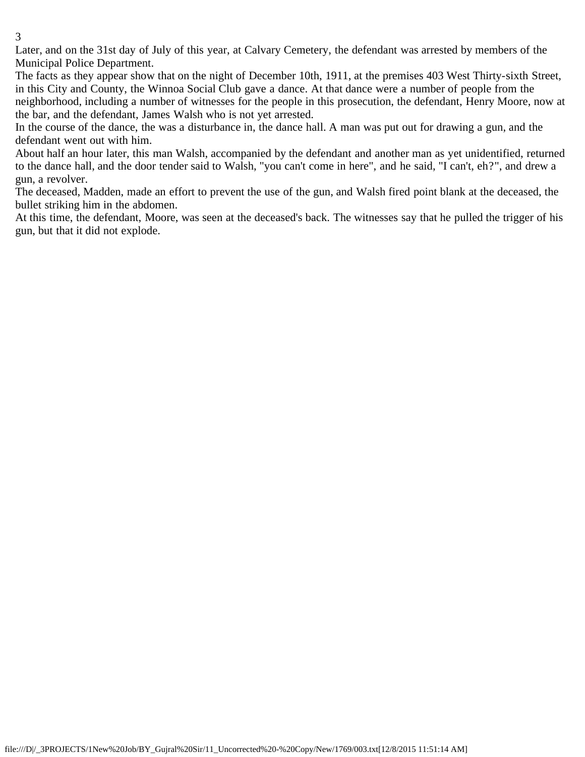Later, and on the 31st day of July of this year, at Calvary Cemetery, the defendant was arrested by members of the Municipal Police Department.

The facts as they appear show that on the night of December 10th, 1911, at the premises 403 West Thirty-sixth Street, in this City and County, the Winnoa Social Club gave a dance. At that dance were a number of people from the neighborhood, including a number of witnesses for the people in this prosecution, the defendant, Henry Moore, now at the bar, and the defendant, James Walsh who is not yet arrested.

In the course of the dance, the was a disturbance in, the dance hall. A man was put out for drawing a gun, and the defendant went out with him.

About half an hour later, this man Walsh, accompanied by the defendant and another man as yet unidentified, returned to the dance hall, and the door tender said to Walsh, "you can't come in here", and he said, "I can't, eh?", and drew a gun, a revolver.

The deceased, Madden, made an effort to prevent the use of the gun, and Walsh fired point blank at the deceased, the bullet striking him in the abdomen.

At this time, the defendant, Moore, was seen at the deceased's back. The witnesses say that he pulled the trigger of his gun, but that it did not explode.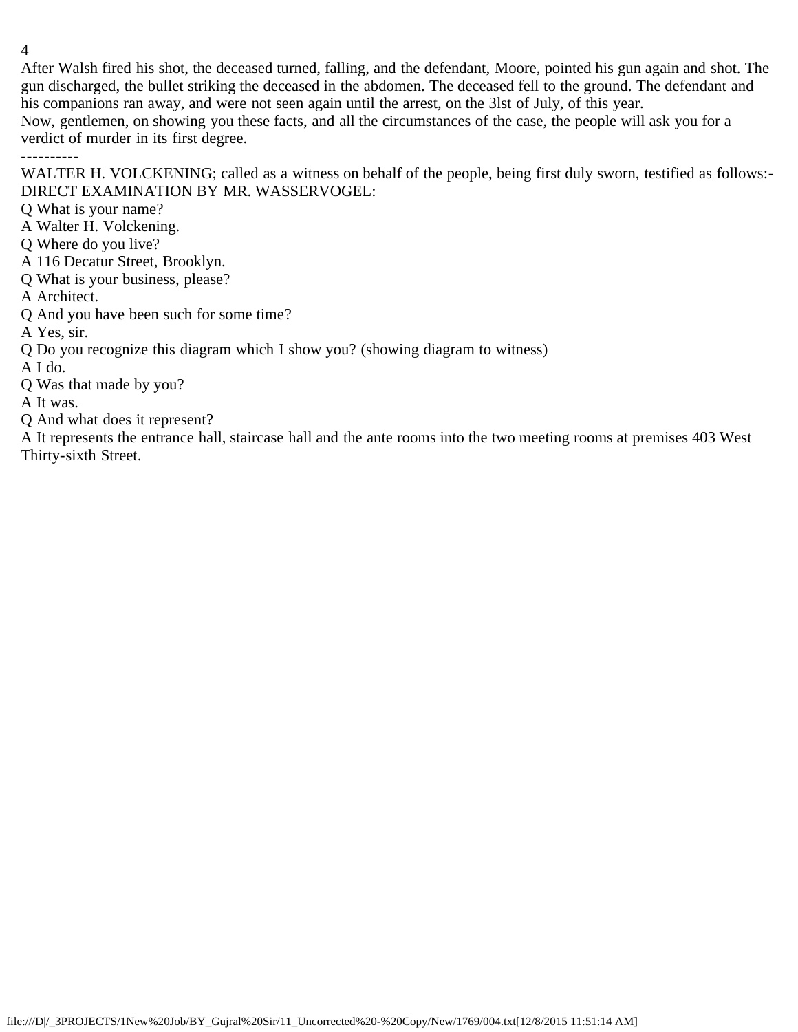After Walsh fired his shot, the deceased turned, falling, and the defendant, Moore, pointed his gun again and shot. The gun discharged, the bullet striking the deceased in the abdomen. The deceased fell to the ground. The defendant and his companions ran away, and were not seen again until the arrest, on the 3lst of July, of this year.

Now, gentlemen, on showing you these facts, and all the circumstances of the case, the people will ask you for a verdict of murder in its first degree.

----------

WALTER H. VOLCKENING; called as a witness on behalf of the people, being first duly sworn, testified as follows:-

DIRECT EXAMINATION BY MR. WASSERVOGEL:

Q What is your name?

A Walter H. Volckening.

Q Where do you live?

A 116 Decatur Street, Brooklyn.

Q What is your business, please?

A Architect.

Q And you have been such for some time?

A Yes, sir.

Q Do you recognize this diagram which I show you? (showing diagram to witness)

A I do.

Q Was that made by you?

A It was.

Q And what does it represent?

A It represents the entrance hall, staircase hall and the ante rooms into the two meeting rooms at premises 403 West Thirty-sixth Street.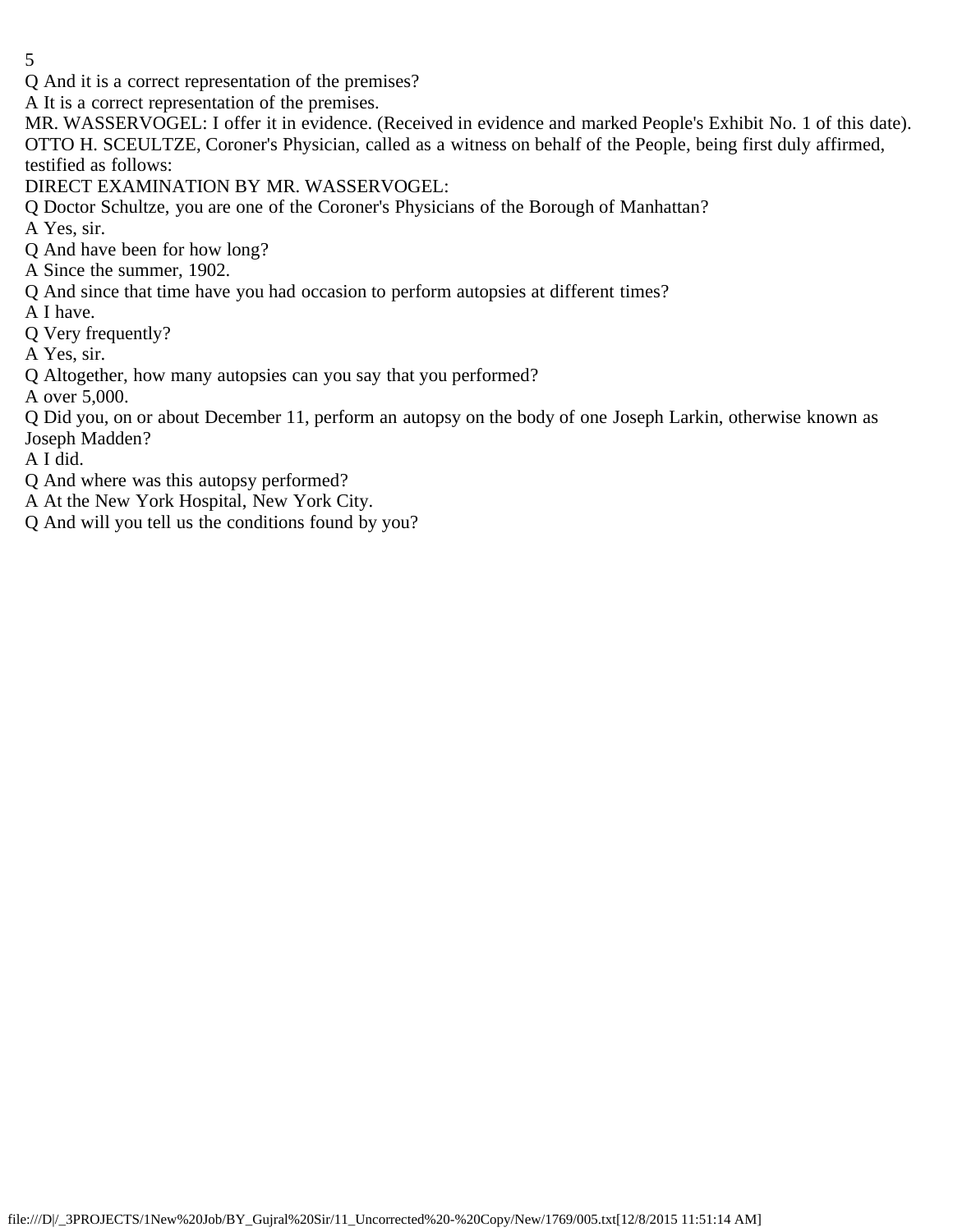Q And it is a correct representation of the premises?

A It is a correct representation of the premises.

MR. WASSERVOGEL: I offer it in evidence. (Received in evidence and marked People's Exhibit No. 1 of this date).

OTTO H. SCEULTZE, Coroner's Physician, called as a witness on behalf of the People, being first duly affirmed, testified as follows:

DIRECT EXAMINATION BY MR. WASSERVOGEL:

Q Doctor Schultze, you are one of the Coroner's Physicians of the Borough of Manhattan?

A Yes, sir.

Q And have been for how long?

A Since the summer, 1902.

Q And since that time have you had occasion to perform autopsies at different times?

A I have.

Q Very frequently?

A Yes, sir.

Q Altogether, how many autopsies can you say that you performed?

A over 5,000.

Q Did you, on or about December 11, perform an autopsy on the body of one Joseph Larkin, otherwise known as Joseph Madden?

A I did.

Q And where was this autopsy performed?

A At the New York Hospital, New York City.

Q And will you tell us the conditions found by you?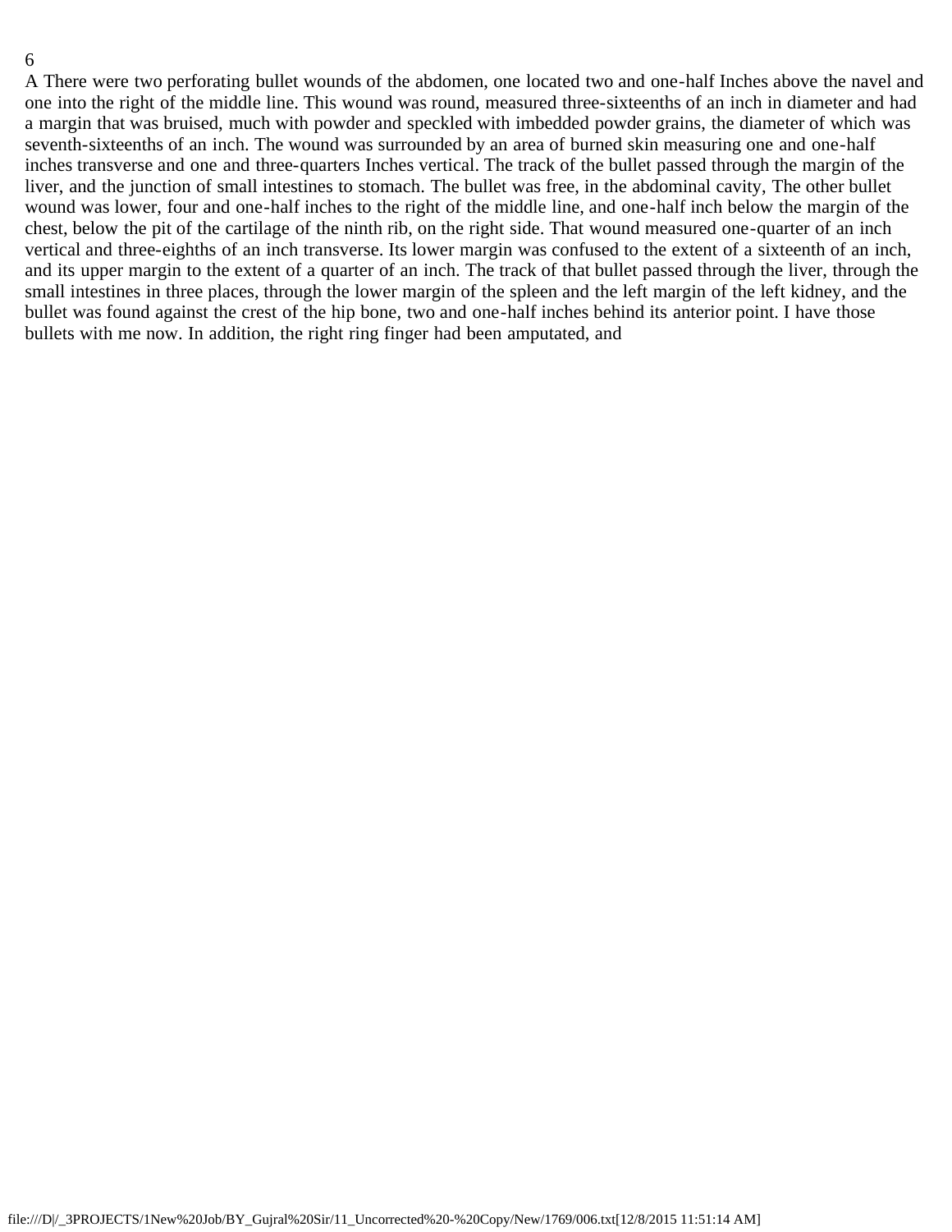A There were two perforating bullet wounds of the abdomen, one located two and one-half Inches above the navel and one into the right of the middle line. This wound was round, measured three-sixteenths of an inch in diameter and had a margin that was bruised, much with powder and speckled with imbedded powder grains, the diameter of which was seventh-sixteenths of an inch. The wound was surrounded by an area of burned skin measuring one and one-half inches transverse and one and three-quarters Inches vertical. The track of the bullet passed through the margin of the liver, and the junction of small intestines to stomach. The bullet was free, in the abdominal cavity, The other bullet wound was lower, four and one-half inches to the right of the middle line, and one-half inch below the margin of the chest, below the pit of the cartilage of the ninth rib, on the right side. That wound measured one-quarter of an inch vertical and three-eighths of an inch transverse. Its lower margin was confused to the extent of a sixteenth of an inch, and its upper margin to the extent of a quarter of an inch. The track of that bullet passed through the liver, through the small intestines in three places, through the lower margin of the spleen and the left margin of the left kidney, and the bullet was found against the crest of the hip bone, two and one-half inches behind its anterior point. I have those bullets with me now. In addition, the right ring finger had been amputated, and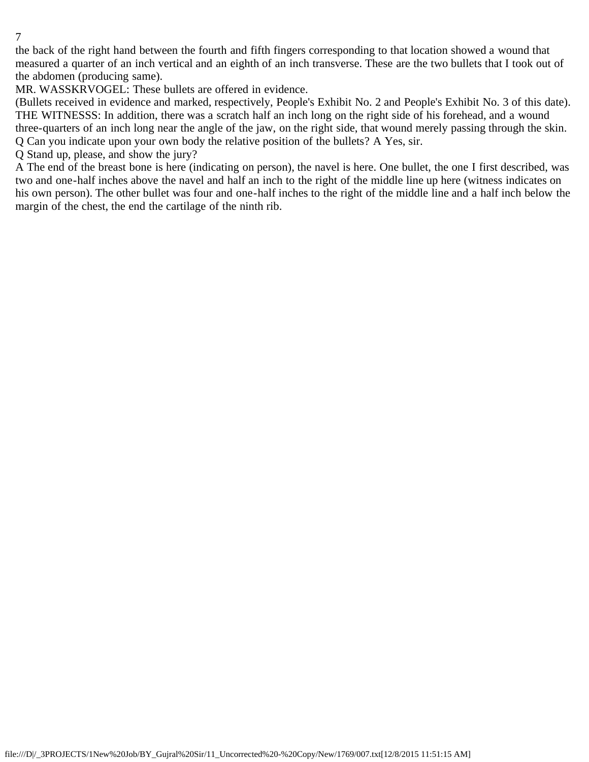the back of the right hand between the fourth and fifth fingers corresponding to that location showed a wound that measured a quarter of an inch vertical and an eighth of an inch transverse. These are the two bullets that I took out of the abdomen (producing same).

MR. WASSKRVOGEL: These bullets are offered in evidence.

(Bullets received in evidence and marked, respectively, People's Exhibit No. 2 and People's Exhibit No. 3 of this date).

THE WITNESSS: In addition, there was a scratch half an inch long on the right side of his forehead, and a wound three-quarters of an inch long near the angle of the jaw, on the right side, that wound merely passing through the skin.

Q Can you indicate upon your own body the relative position of the bullets? A Yes, sir.

Q Stand up, please, and show the jury?

A The end of the breast bone is here (indicating on person), the navel is here. One bullet, the one I first described, was two and one-half inches above the navel and half an inch to the right of the middle line up here (witness indicates on his own person). The other bullet was four and one-half inches to the right of the middle line and a half inch below the margin of the chest, the end the cartilage of the ninth rib.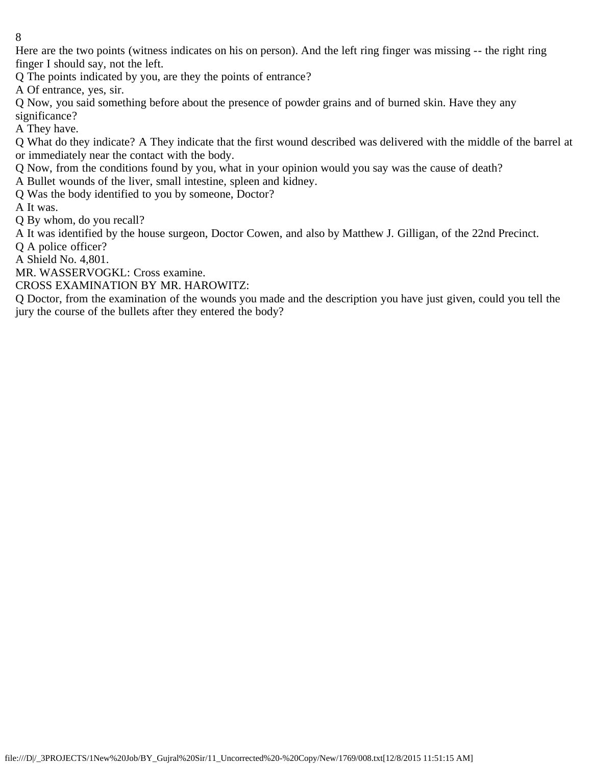Here are the two points (witness indicates on his on person). And the left ring finger was missing -- the right ring finger I should say, not the left.

Q The points indicated by you, are they the points of entrance?

A Of entrance, yes, sir.

Q Now, you said something before about the presence of powder grains and of burned skin. Have they any significance?

A They have.

Q What do they indicate? A They indicate that the first wound described was delivered with the middle of the barrel at or immediately near the contact with the body.

Q Now, from the conditions found by you, what in your opinion would you say was the cause of death?

A Bullet wounds of the liver, small intestine, spleen and kidney.

Q Was the body identified to you by someone, Doctor?

A It was.

Q By whom, do you recall?

A It was identified by the house surgeon, Doctor Cowen, and also by Matthew J. Gilligan, of the 22nd Precinct.

Q A police officer?

A Shield No. 4,801.

MR. WASSERVOGKL: Cross examine.

CROSS EXAMINATION BY MR. HAROWITZ:

Q Doctor, from the examination of the wounds you made and the description you have just given, could you tell the jury the course of the bullets after they entered the body?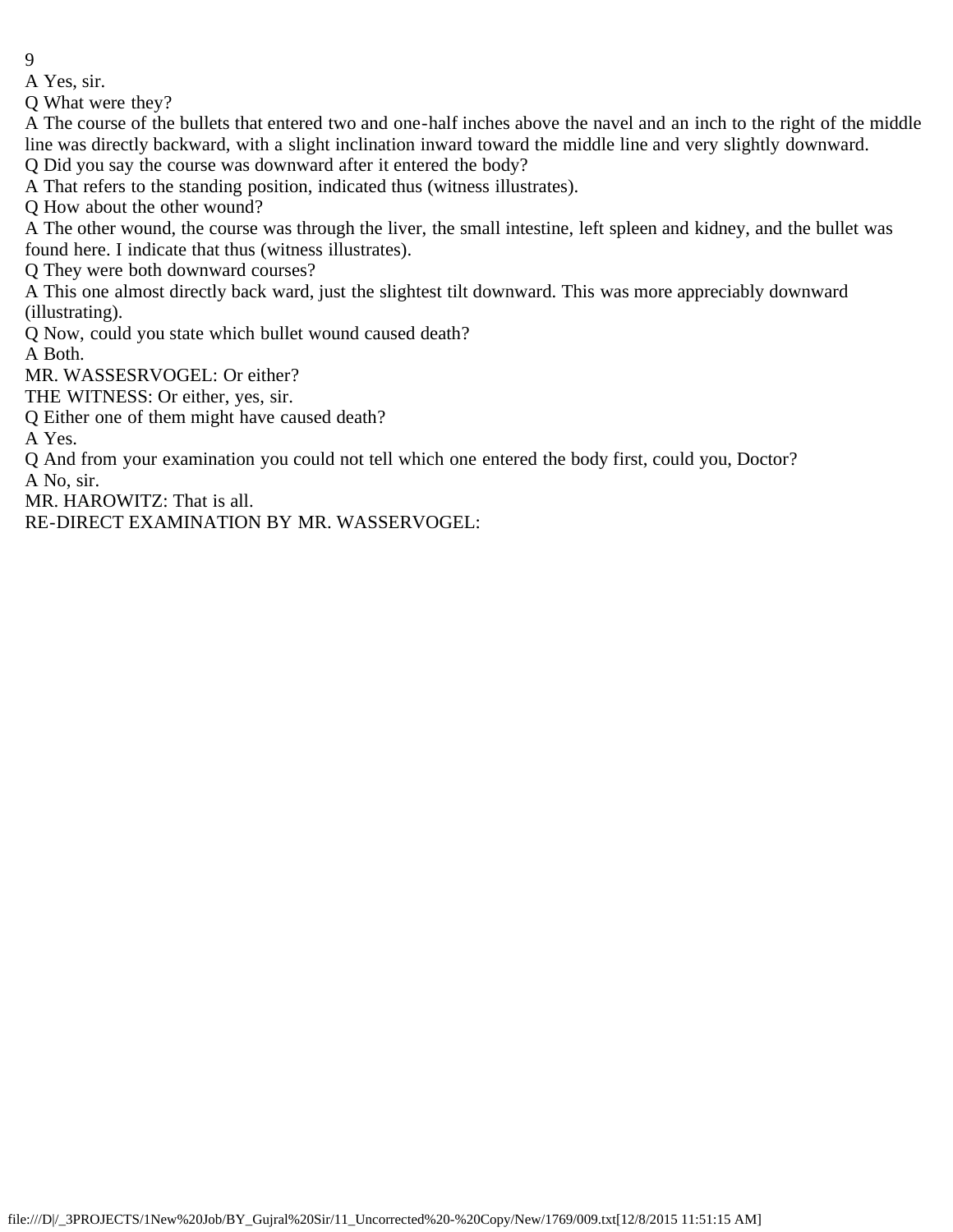A Yes, sir.

Q What were they?

A The course of the bullets that entered two and one-half inches above the navel and an inch to the right of the middle line was directly backward, with a slight inclination inward toward the middle line and very slightly downward.

Q Did you say the course was downward after it entered the body?

A That refers to the standing position, indicated thus (witness illustrates).

Q How about the other wound?

A The other wound, the course was through the liver, the small intestine, left spleen and kidney, and the bullet was found here. I indicate that thus (witness illustrates).

Q They were both downward courses?

A This one almost directly back ward, just the slightest tilt downward. This was more appreciably downward (illustrating).

Q Now, could you state which bullet wound caused death?

A Both.

MR. WASSESRVOGEL: Or either?

THE WITNESS: Or either, yes, sir.

Q Either one of them might have caused death?

A Yes.

Q And from your examination you could not tell which one entered the body first, could you, Doctor?

A No, sir.

MR. HAROWITZ: That is all.

RE-DIRECT EXAMINATION BY MR. WASSERVOGEL: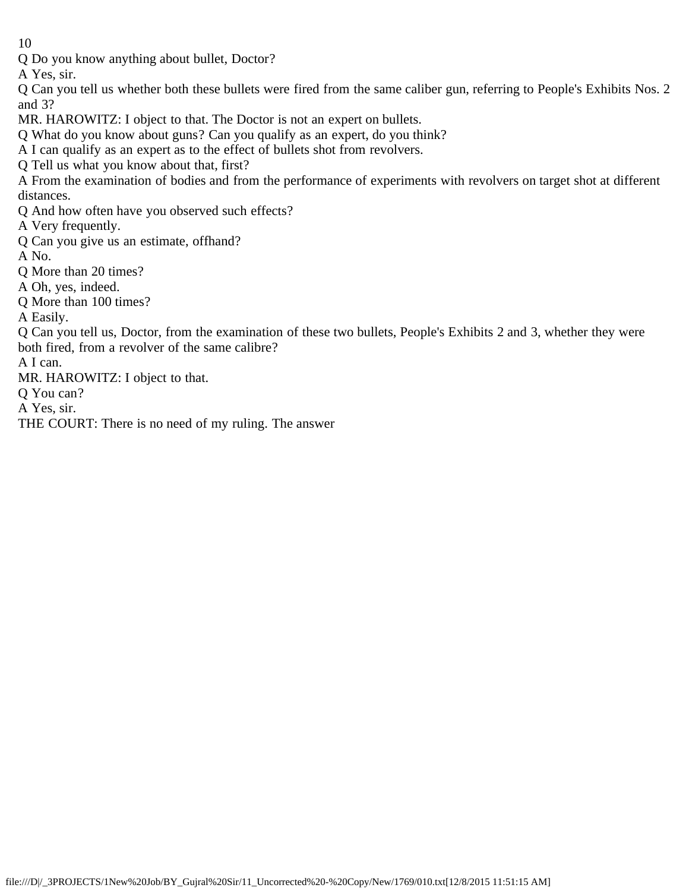Q Do you know anything about bullet, Doctor?

A Yes, sir.

Q Can you tell us whether both these bullets were fired from the same caliber gun, referring to People's Exhibits Nos. 2 and 3?

MR. HAROWITZ: I object to that. The Doctor is not an expert on bullets.

Q What do you know about guns? Can you qualify as an expert, do you think?

A I can qualify as an expert as to the effect of bullets shot from revolvers.

Q Tell us what you know about that, first?

A From the examination of bodies and from the performance of experiments with revolvers on target shot at different distances.

Q And how often have you observed such effects?

A Very frequently.

Q Can you give us an estimate, offhand?

A No.

Q More than 20 times?

A Oh, yes, indeed.

Q More than 100 times?

A Easily.

Q Can you tell us, Doctor, from the examination of these two bullets, People's Exhibits 2 and 3, whether they were both fired, from a revolver of the same calibre?

A I can.

MR. HAROWITZ: I object to that.

Q You can?

A Yes, sir.

THE COURT: There is no need of my ruling. The answer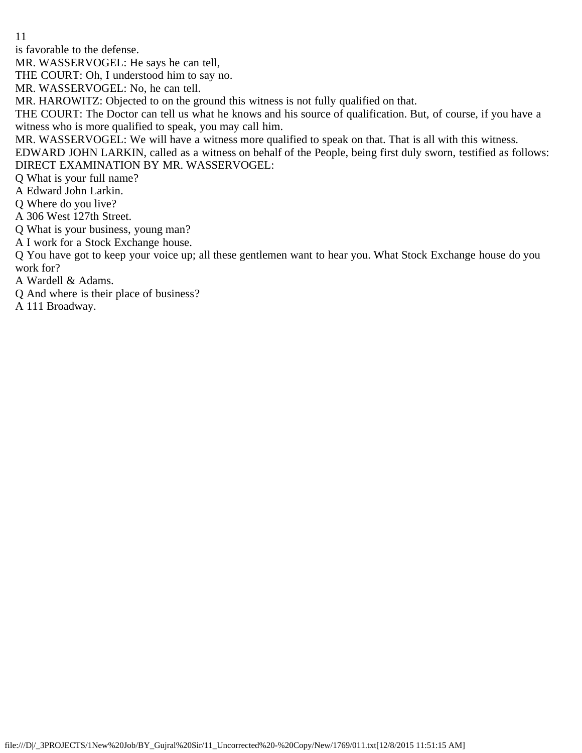is favorable to the defense.

MR. WASSERVOGEL: He says he can tell,

THE COURT: Oh, I understood him to say no.

MR. WASSERVOGEL: No, he can tell.

MR. HAROWITZ: Objected to on the ground this witness is not fully qualified on that.

THE COURT: The Doctor can tell us what he knows and his source of qualification. But, of course, if you have a witness who is more qualified to speak, you may call him.

MR. WASSERVOGEL: We will have a witness more qualified to speak on that. That is all with this witness.

EDWARD JOHN LARKIN, called as a witness on behalf of the People, being first duly sworn, testified as follows:

DIRECT EXAMINATION BY MR. WASSERVOGEL:

Q What is your full name?

A Edward John Larkin.

Q Where do you live?

A 306 West 127th Street.

Q What is your business, young man?

A I work for a Stock Exchange house.

Q You have got to keep your voice up; all these gentlemen want to hear you. What Stock Exchange house do you work for?

A Wardell & Adams.

Q And where is their place of business?

A 111 Broadway.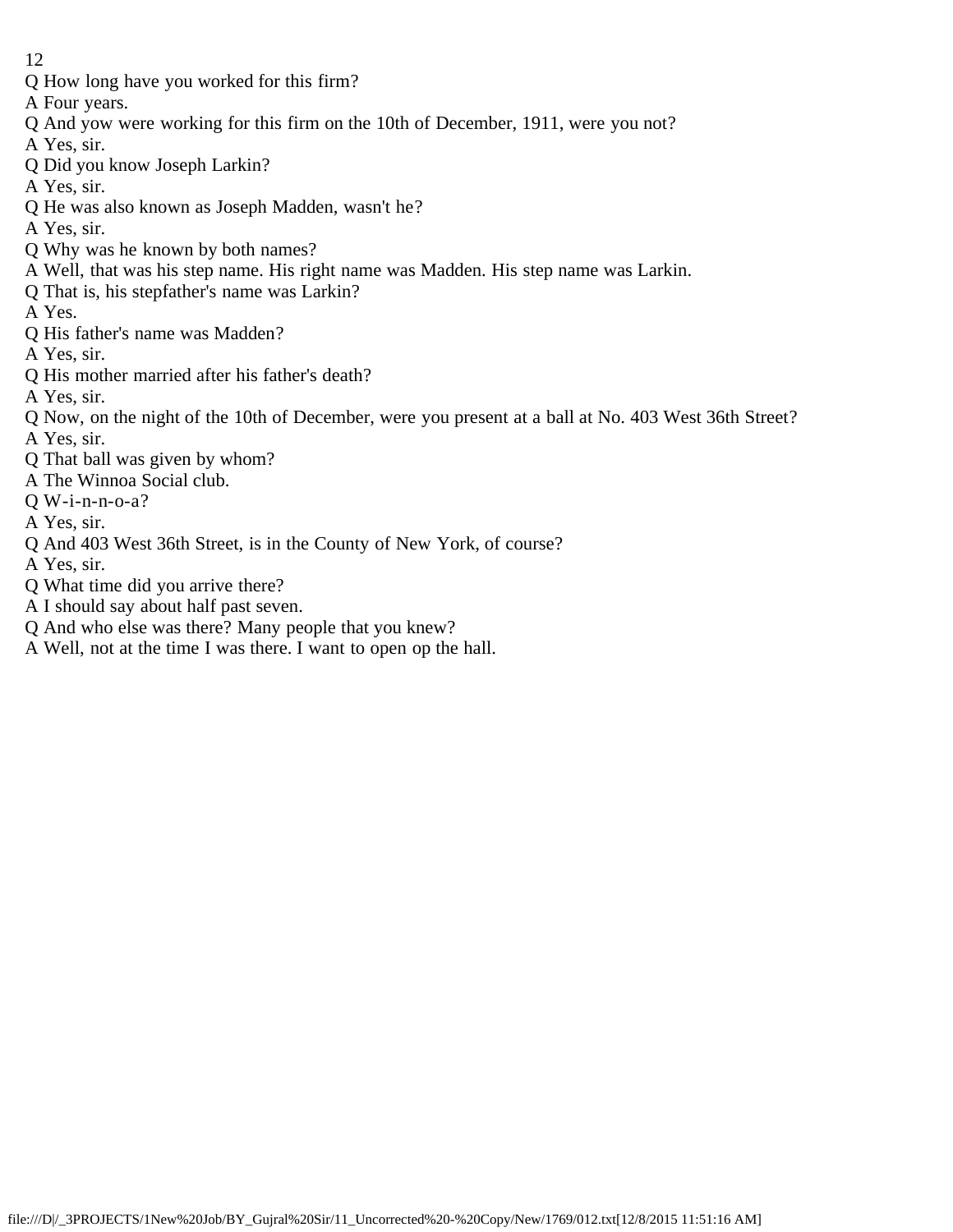Q How long have you worked for this firm?

A Four years.

Q And yow were working for this firm on the 10th of December, 1911, were you not?

A Yes, sir.

Q Did you know Joseph Larkin?

A Yes, sir.

Q He was also known as Joseph Madden, wasn't he?

A Yes, sir.

Q Why was he known by both names?

A Well, that was his step name. His right name was Madden. His step name was Larkin.

Q That is, his stepfather's name was Larkin?

A Yes.

Q His father's name was Madden?

A Yes, sir.

Q His mother married after his father's death?

A Yes, sir.

Q Now, on the night of the 10th of December, were you present at a ball at No. 403 West 36th Street?

A Yes, sir.

Q That ball was given by whom?

A The Winnoa Social club.

Q W-i-n-n-o-a?

A Yes, sir.

Q And 403 West 36th Street, is in the County of New York, of course?

A Yes, sir.

Q What time did you arrive there?

A I should say about half past seven.

Q And who else was there? Many people that you knew?

A Well, not at the time I was there. I want to open op the hall.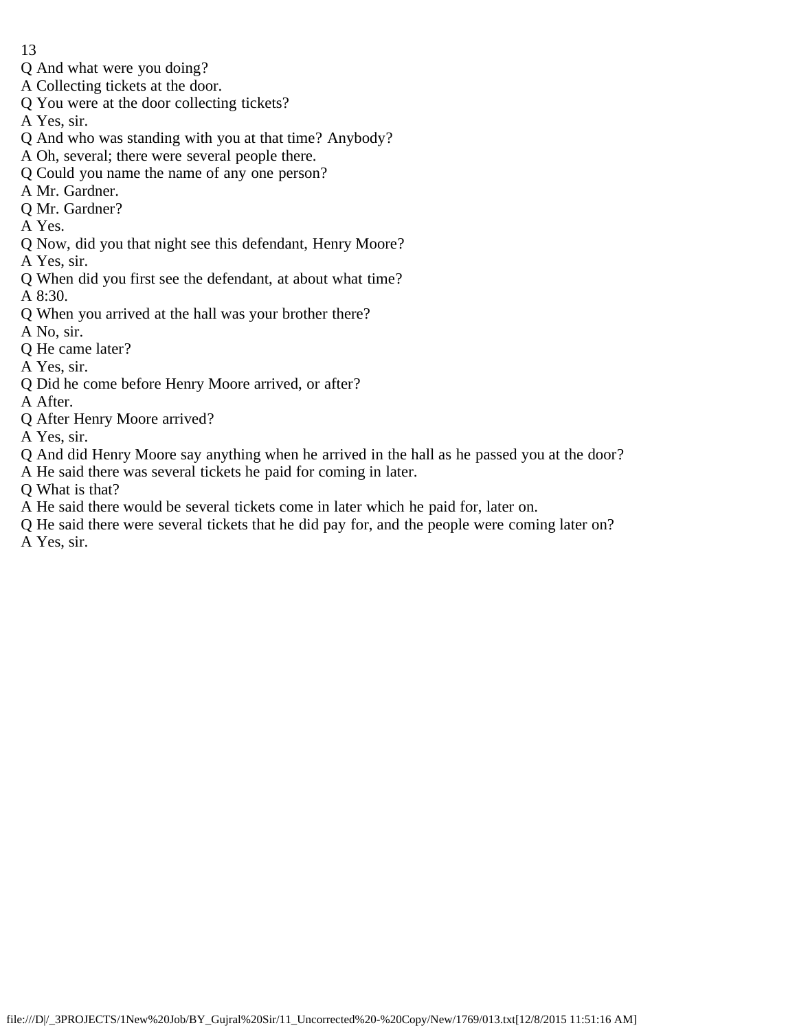Q And what were you doing?
A Collecting tickets at the door.
Q You were at the door collecting tickets?
A Yes, sir.
Q And who was standing with you at that time? Anybody?
A Oh, several; there were several people there.
Q Could you name the name of any one person?
A Mr. Gardner.
Q Mr. Gardner?
A Yes.
Q Now, did you that night see this defendant, Henry Moore?
A Yes, sir.
Q When did you first see the defendant, at about what time?
A 8:30.
Q When you arrived at the hall was your brother there?
A No, sir.
Q He came later?
A Yes, sir.
Q Did he come before Henry Moore arrived, or after?
A After.
Q After Henry Moore arrived?
A Yes, sir.
Q And did Henry Moore say anything when he arrived in the hall as he passed you at the door?
A He said there was several tickets he paid for coming in later.
Q What is that?
A He said there would be several tickets come in later which he paid for, later on.
Q He said there were several tickets that he did pay for, and the people were coming later on?
A Yes, sir.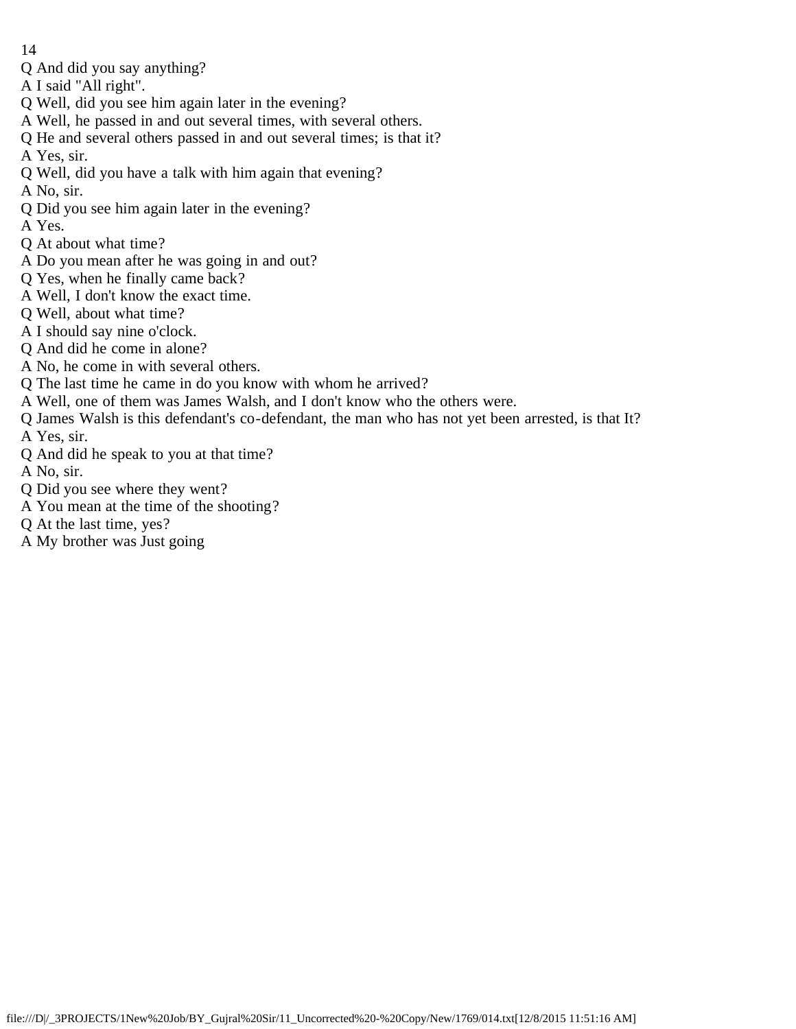Q And did you say anything?
A I said "All right".
Q Well, did you see him again later in the evening?
A Well, he passed in and out several times, with several others.
Q He and several others passed in and out several times; is that it?
A Yes, sir.
Q Well, did you have a talk with him again that evening?
A No, sir.
Q Did you see him again later in the evening?
A Yes.
Q At about what time?
A Do you mean after he was going in and out?
Q Yes, when he finally came back?
A Well, I don't know the exact time.
Q Well, about what time?
A I should say nine o'clock.
Q And did he come in alone?
A No, he come in with several others.
Q The last time he came in do you know with whom he arrived?
A Well, one of them was James Walsh, and I don't know who the others were.
Q James Walsh is this defendant's co-defendant, the man who has not yet been arrested, is that It?
A Yes, sir.
Q And did he speak to you at that time?
A No, sir.
Q Did you see where they went?
A You mean at the time of the shooting?
Q At the last time, yes?
A My brother was Just going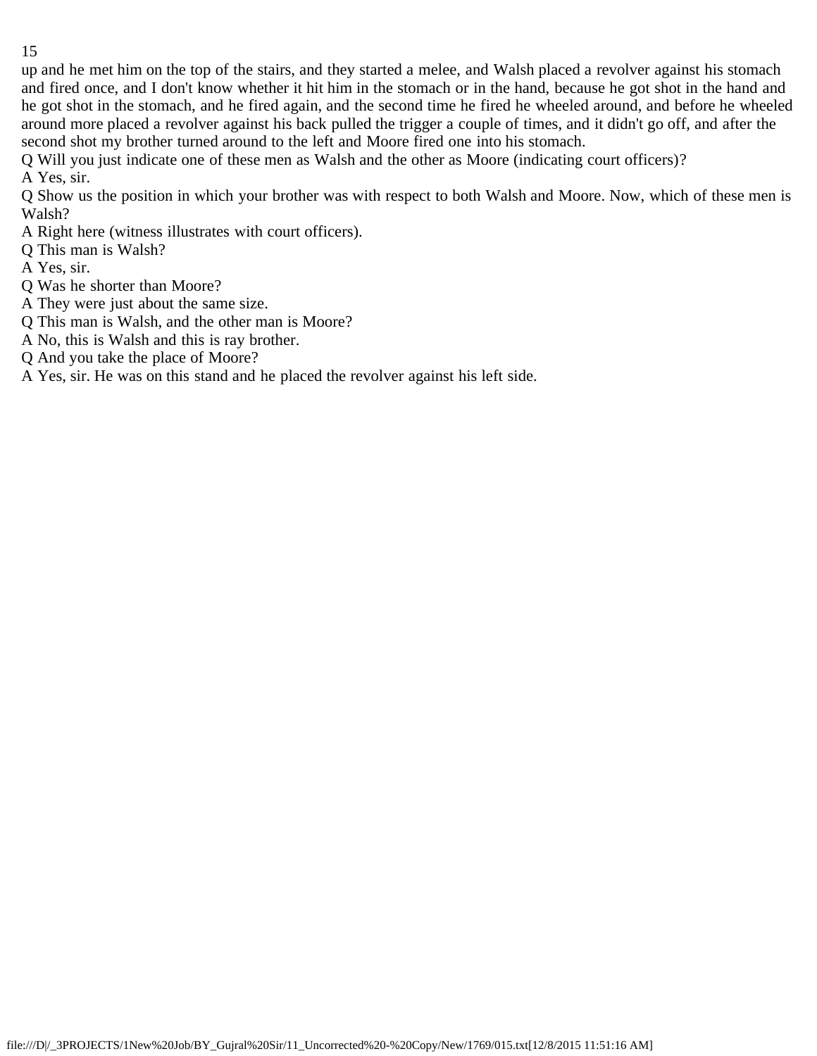up and he met him on the top of the stairs, and they started a melee, and Walsh placed a revolver against his stomach and fired once, and I don't know whether it hit him in the stomach or in the hand, because he got shot in the hand and he got shot in the stomach, and he fired again, and the second time he fired he wheeled around, and before he wheeled around more placed a revolver against his back pulled the trigger a couple of times, and it didn't go off, and after the second shot my brother turned around to the left and Moore fired one into his stomach.

Q Will you just indicate one of these men as Walsh and the other as Moore (indicating court officers)?

A Yes, sir.

Q Show us the position in which your brother was with respect to both Walsh and Moore. Now, which of these men is Walsh?

A Right here (witness illustrates with court officers).

Q This man is Walsh?

A Yes, sir.

Q Was he shorter than Moore?

A They were just about the same size.

Q This man is Walsh, and the other man is Moore?

A No, this is Walsh and this is ray brother.

Q And you take the place of Moore?

A Yes, sir. He was on this stand and he placed the revolver against his left side.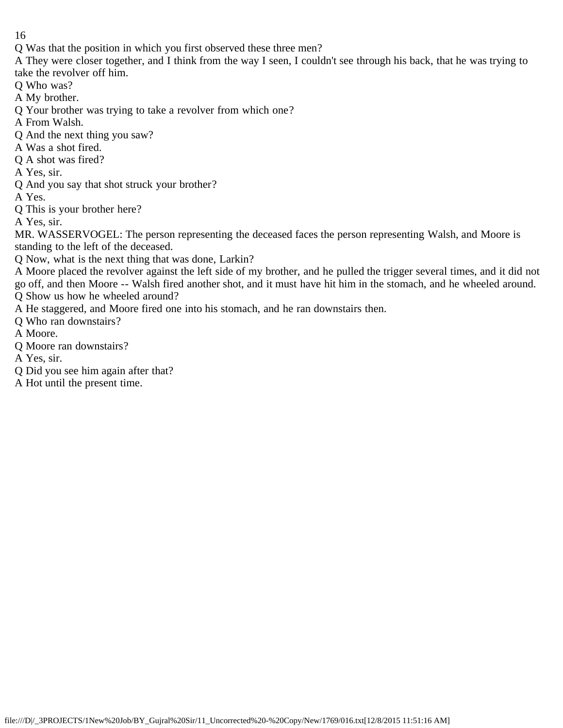Q Was that the position in which you first observed these three men?

A They were closer together, and I think from the way I seen, I couldn't see through his back, that he was trying to take the revolver off him.

Q Who was?

A My brother.

Q Your brother was trying to take a revolver from which one?

A From Walsh.

Q And the next thing you saw?

A Was a shot fired.

Q A shot was fired?

A Yes, sir.

Q And you say that shot struck your brother?

A Yes.

Q This is your brother here?

A Yes, sir.

MR. WASSERVOGEL: The person representing the deceased faces the person representing Walsh, and Moore is standing to the left of the deceased.

Q Now, what is the next thing that was done, Larkin?

A Moore placed the revolver against the left side of my brother, and he pulled the trigger several times, and it did not go off, and then Moore -- Walsh fired another shot, and it must have hit him in the stomach, and he wheeled around.

Q Show us how he wheeled around?

A He staggered, and Moore fired one into his stomach, and he ran downstairs then.

Q Who ran downstairs?

A Moore.

Q Moore ran downstairs?

A Yes, sir.

Q Did you see him again after that?

A Hot until the present time.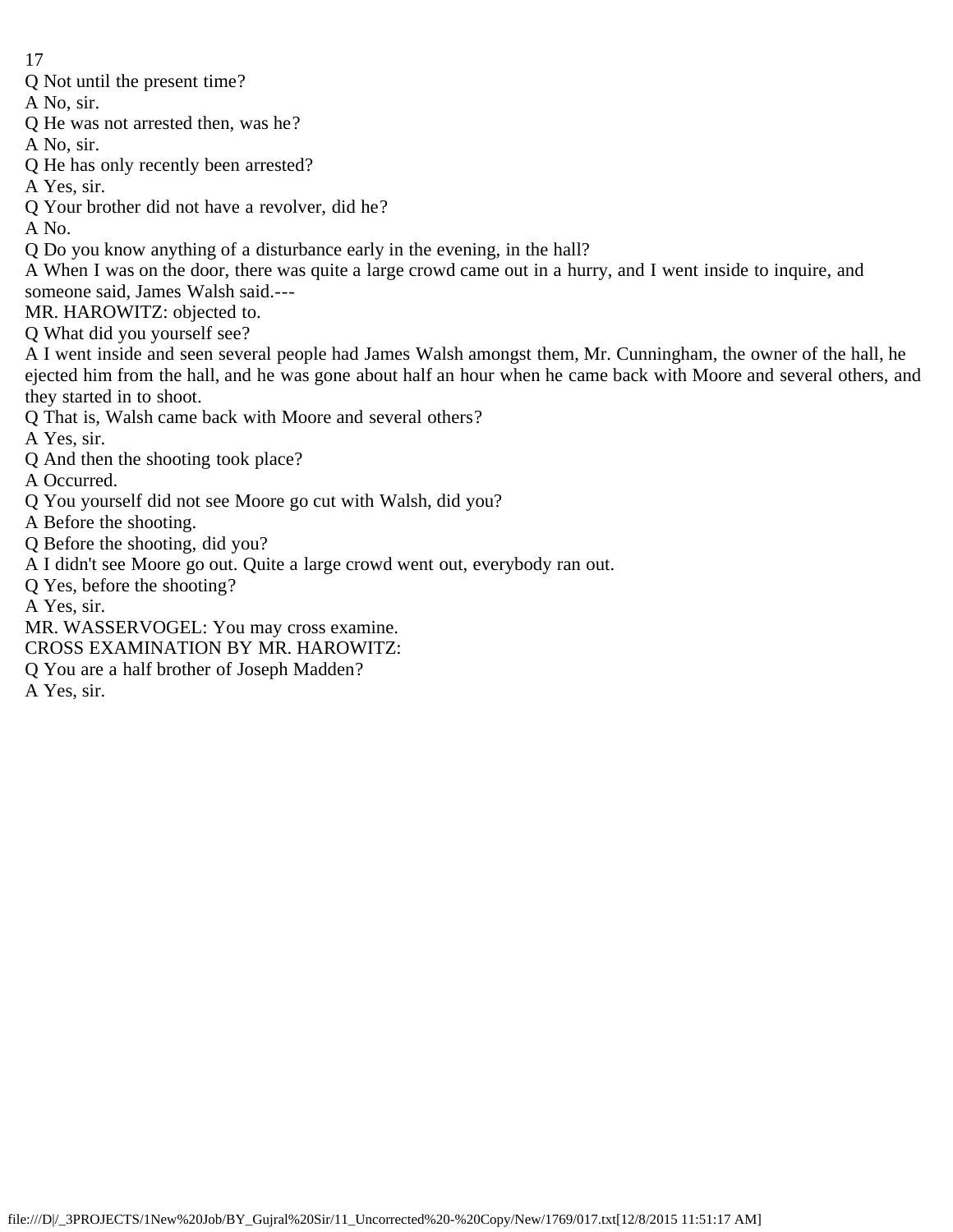Q Not until the present time?

A No, sir.

Q He was not arrested then, was he?

A No, sir.

Q He has only recently been arrested?

A Yes, sir.

Q Your brother did not have a revolver, did he?

A No.

Q Do you know anything of a disturbance early in the evening, in the hall?

A When I was on the door, there was quite a large crowd came out in a hurry, and I went inside to inquire, and someone said, James Walsh said.---

MR. HAROWITZ: objected to.

Q What did you yourself see?

A I went inside and seen several people had James Walsh amongst them, Mr. Cunningham, the owner of the hall, he ejected him from the hall, and he was gone about half an hour when he came back with Moore and several others, and they started in to shoot.

Q That is, Walsh came back with Moore and several others?

A Yes, sir.

Q And then the shooting took place?

A Occurred.

Q You yourself did not see Moore go cut with Walsh, did you?

A Before the shooting.

Q Before the shooting, did you?

A I didn't see Moore go out. Quite a large crowd went out, everybody ran out.

Q Yes, before the shooting?

A Yes, sir.

MR. WASSERVOGEL: You may cross examine.

CROSS EXAMINATION BY MR. HAROWITZ:

Q You are a half brother of Joseph Madden?

A Yes, sir.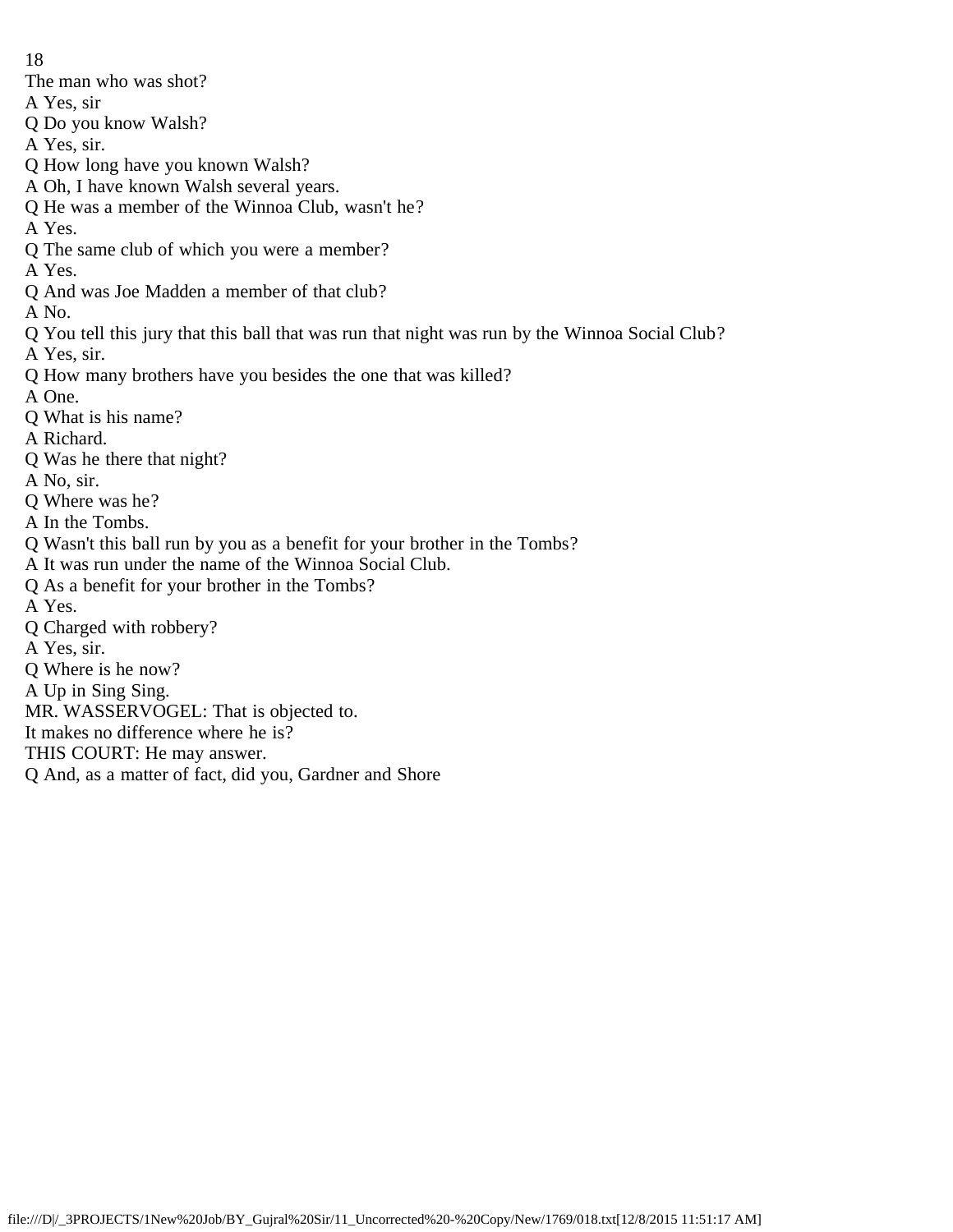The man who was shot?

A Yes, sir

Q Do you know Walsh?

A Yes, sir.

Q How long have you known Walsh?

A Oh, I have known Walsh several years.

Q He was a member of the Winnoa Club, wasn't he?

A Yes.

Q The same club of which you were a member?

A Yes.

Q And was Joe Madden a member of that club?

A No.

Q You tell this jury that this ball that was run that night was run by the Winnoa Social Club?

A Yes, sir.

Q How many brothers have you besides the one that was killed?

A One.

Q What is his name?

A Richard.

Q Was he there that night?

A No, sir.

Q Where was he?

A In the Tombs.

Q Wasn't this ball run by you as a benefit for your brother in the Tombs?

A It was run under the name of the Winnoa Social Club.

Q As a benefit for your brother in the Tombs?

A Yes.

Q Charged with robbery?

A Yes, sir.

Q Where is he now?

A Up in Sing Sing.

MR. WASSERVOGEL: That is objected to.

It makes no difference where he is?

THIS COURT: He may answer.

Q And, as a matter of fact, did you, Gardner and Shore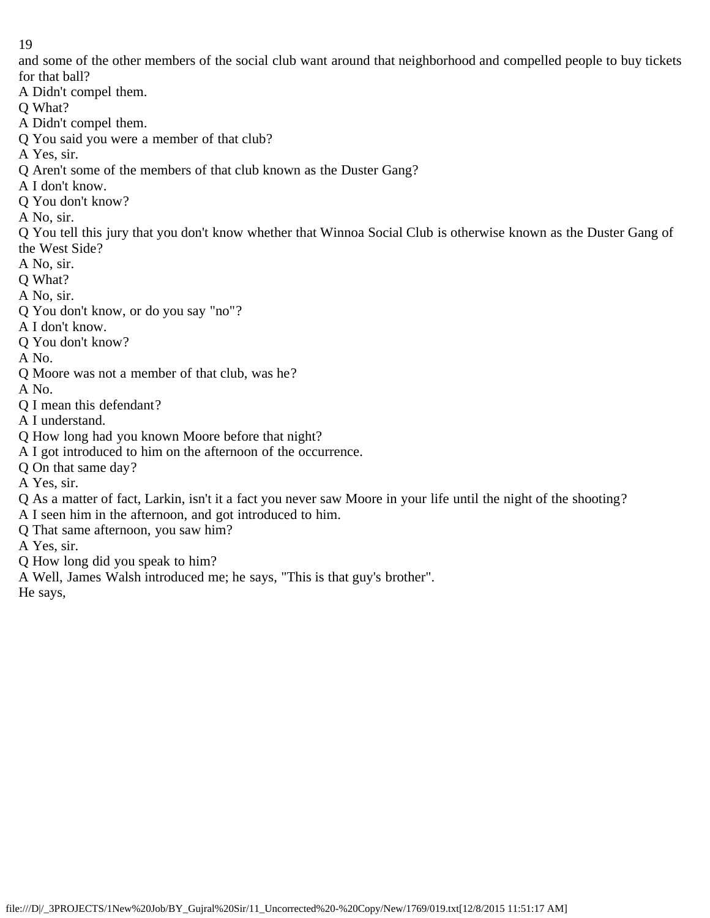and some of the other members of the social club want around that neighborhood and compelled people to buy tickets for that ball?

A Didn't compel them.

Q What?

A Didn't compel them.

Q You said you were a member of that club?

A Yes, sir.

Q Aren't some of the members of that club known as the Duster Gang?

A I don't know.

Q You don't know?

A No, sir.

Q You tell this jury that you don't know whether that Winnoa Social Club is otherwise known as the Duster Gang of the West Side?

A No, sir.

Q What?

A No, sir.

Q You don't know, or do you say "no"?

A I don't know.

Q You don't know?

A No.

Q Moore was not a member of that club, was he?

A No.

Q I mean this defendant?

A I understand.

Q How long had you known Moore before that night?

A I got introduced to him on the afternoon of the occurrence.

Q On that same day?

A Yes, sir.

Q As a matter of fact, Larkin, isn't it a fact you never saw Moore in your life until the night of the shooting?

A I seen him in the afternoon, and got introduced to him.

Q That same afternoon, you saw him?

A Yes, sir.

Q How long did you speak to him?

A Well, James Walsh introduced me; he says, "This is that guy's brother".

He says,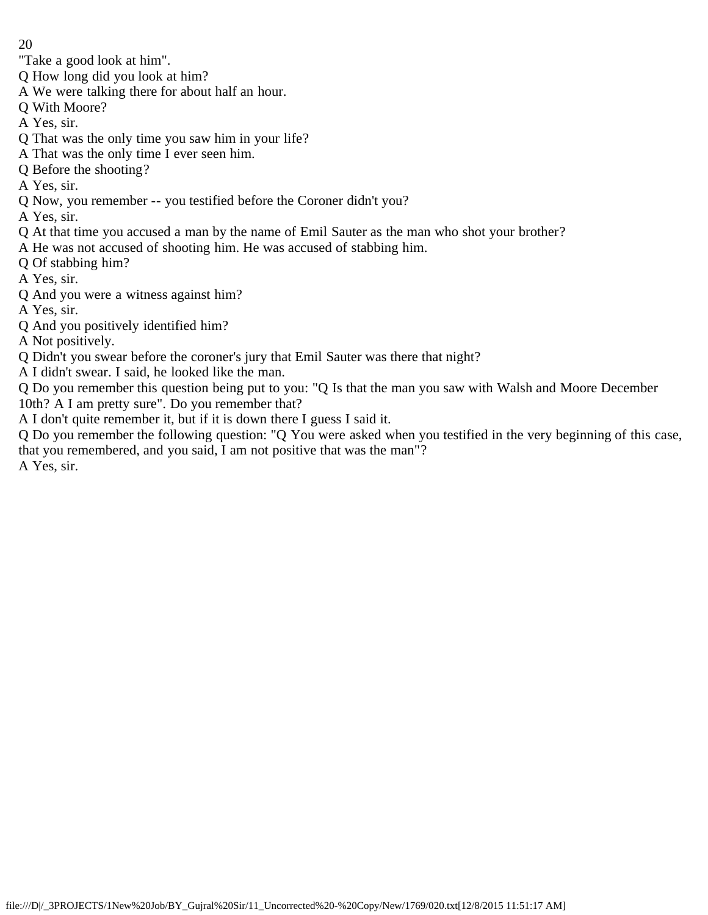"Take a good look at him".

Q How long did you look at him?

A We were talking there for about half an hour.

Q With Moore?

A Yes, sir.

Q That was the only time you saw him in your life?

A That was the only time I ever seen him.

Q Before the shooting?

A Yes, sir.

Q Now, you remember -- you testified before the Coroner didn't you?

A Yes, sir.

Q At that time you accused a man by the name of Emil Sauter as the man who shot your brother?

A He was not accused of shooting him. He was accused of stabbing him.

Q Of stabbing him?

A Yes, sir.

Q And you were a witness against him?

A Yes, sir.

Q And you positively identified him?

A Not positively.

Q Didn't you swear before the coroner's jury that Emil Sauter was there that night?

A I didn't swear. I said, he looked like the man.

Q Do you remember this question being put to you: "Q Is that the man you saw with Walsh and Moore December 10th? A I am pretty sure". Do you remember that?

A I don't quite remember it, but if it is down there I guess I said it.

Q Do you remember the following question: "Q You were asked when you testified in the very beginning of this case, that you remembered, and you said, I am not positive that was the man"?

A Yes, sir.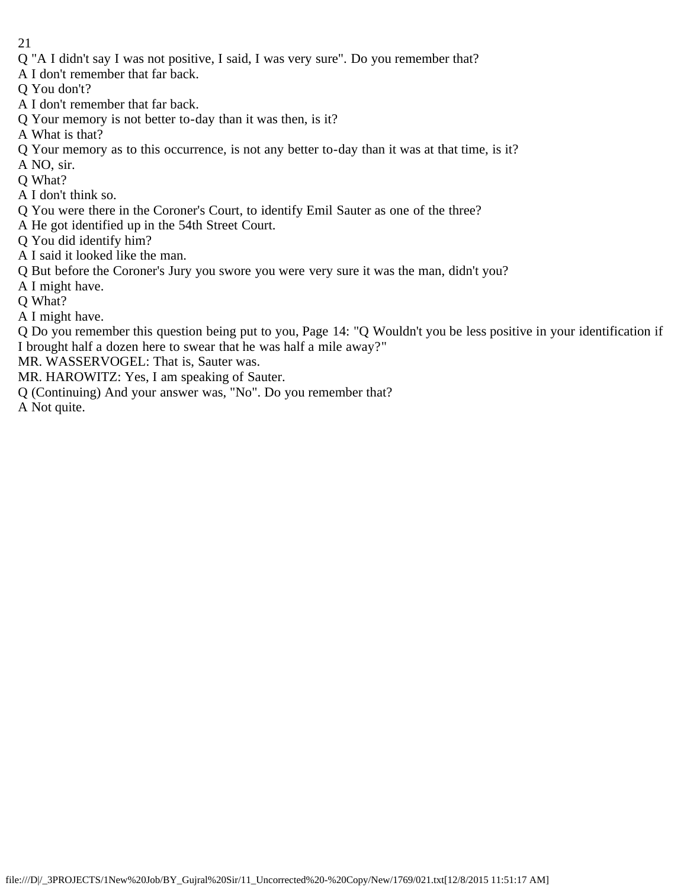Q "A I didn't say I was not positive, I said, I was very sure". Do you remember that?

A I don't remember that far back.

Q You don't?

A I don't remember that far back.

Q Your memory is not better to-day than it was then, is it?

A What is that?

Q Your memory as to this occurrence, is not any better to-day than it was at that time, is it?

A NO, sir.

Q What?

A I don't think so.

Q You were there in the Coroner's Court, to identify Emil Sauter as one of the three?

A He got identified up in the 54th Street Court.

Q You did identify him?

A I said it looked like the man.

Q But before the Coroner's Jury you swore you were very sure it was the man, didn't you?

A I might have.

Q What?

A I might have.

Q Do you remember this question being put to you, Page 14: "Q Wouldn't you be less positive in your identification if I brought half a dozen here to swear that he was half a mile away?"

MR. WASSERVOGEL: That is, Sauter was.

MR. HAROWITZ: Yes, I am speaking of Sauter.

Q (Continuing) And your answer was, "No". Do you remember that?

A Not quite.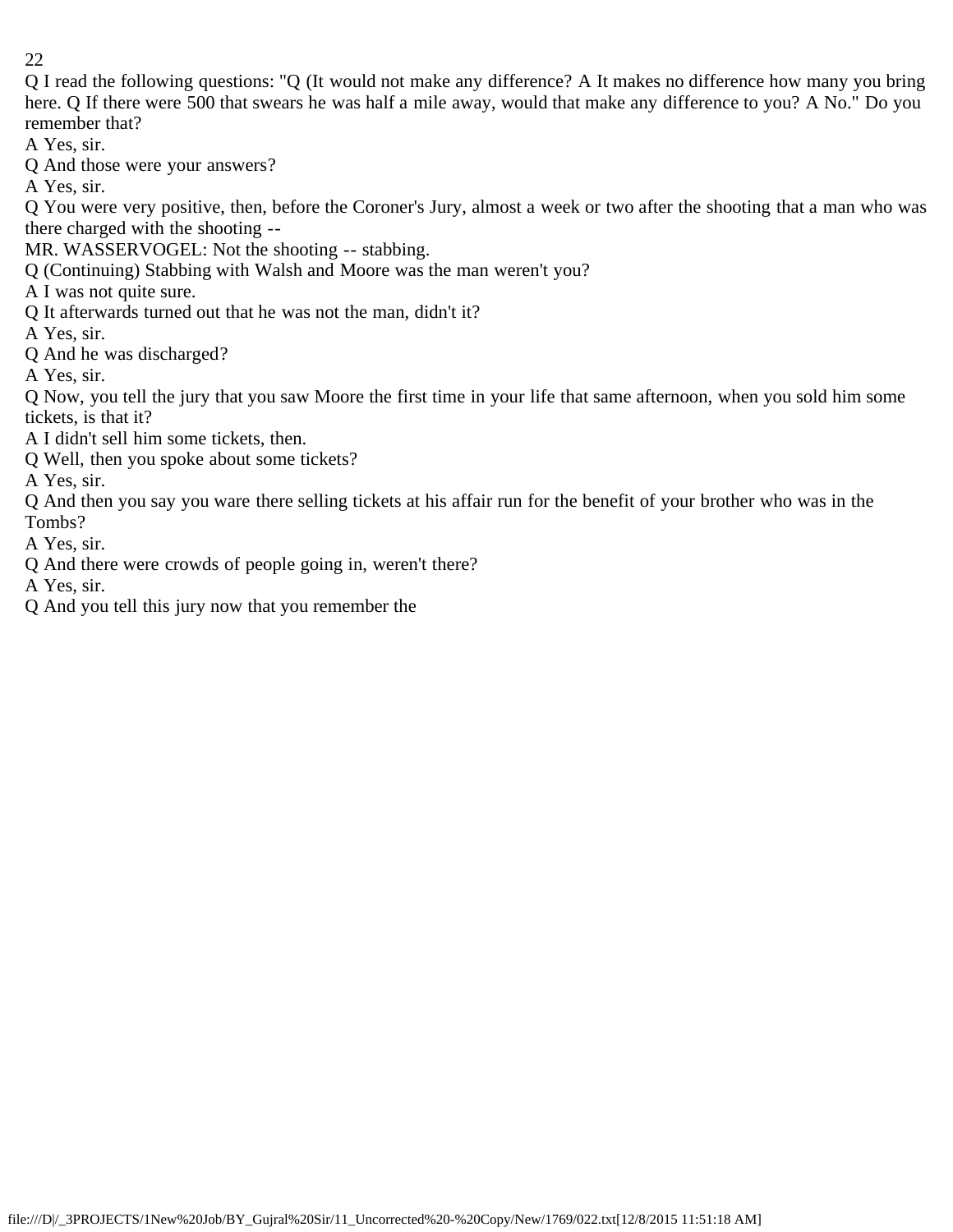Q I read the following questions: "Q (It would not make any difference? A It makes no difference how many you bring here. Q If there were 500 that swears he was half a mile away, would that make any difference to you? A No." Do you remember that?

A Yes, sir.

Q And those were your answers?

A Yes, sir.

Q You were very positive, then, before the Coroner's Jury, almost a week or two after the shooting that a man who was there charged with the shooting --

MR. WASSERVOGEL: Not the shooting -- stabbing.

Q (Continuing) Stabbing with Walsh and Moore was the man weren't you?

A I was not quite sure.

Q It afterwards turned out that he was not the man, didn't it?

A Yes, sir.

Q And he was discharged?

A Yes, sir.

Q Now, you tell the jury that you saw Moore the first time in your life that same afternoon, when you sold him some tickets, is that it?

A I didn't sell him some tickets, then.

Q Well, then you spoke about some tickets?

A Yes, sir.

Q And then you say you ware there selling tickets at his affair run for the benefit of your brother who was in the Tombs?

A Yes, sir.

Q And there were crowds of people going in, weren't there?

A Yes, sir.

Q And you tell this jury now that you remember the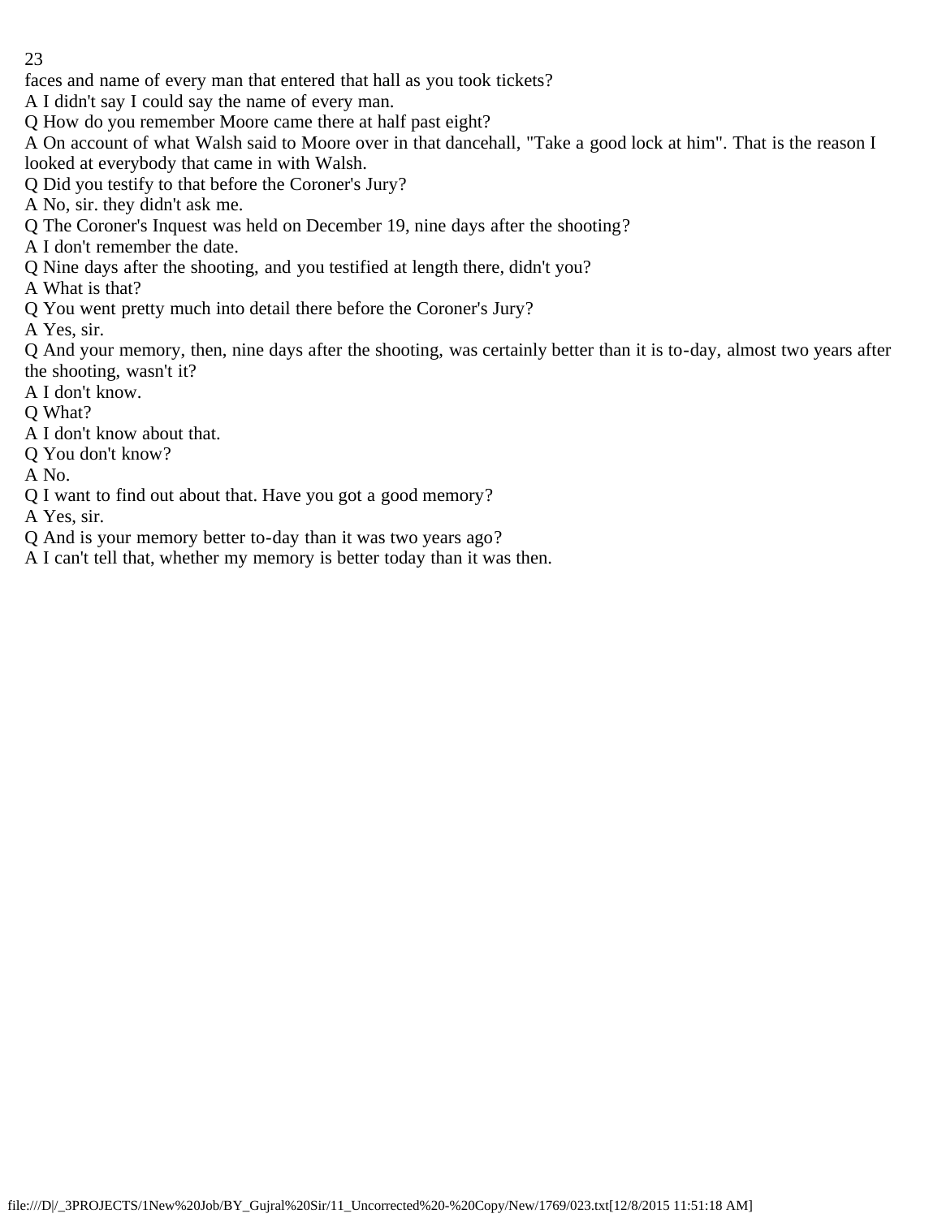faces and name of every man that entered that hall as you took tickets?

A I didn't say I could say the name of every man.

Q How do you remember Moore came there at half past eight?

A On account of what Walsh said to Moore over in that dancehall, "Take a good lock at him". That is the reason I looked at everybody that came in with Walsh.

Q Did you testify to that before the Coroner's Jury?

A No, sir. they didn't ask me.

Q The Coroner's Inquest was held on December 19, nine days after the shooting?

A I don't remember the date.

Q Nine days after the shooting, and you testified at length there, didn't you?

A What is that?

Q You went pretty much into detail there before the Coroner's Jury?

A Yes, sir.

Q And your memory, then, nine days after the shooting, was certainly better than it is to-day, almost two years after the shooting, wasn't it?

A I don't know.

Q What?

A I don't know about that.

Q You don't know?

A No.

Q I want to find out about that. Have you got a good memory?

A Yes, sir.

Q And is your memory better to-day than it was two years ago?

A I can't tell that, whether my memory is better today than it was then.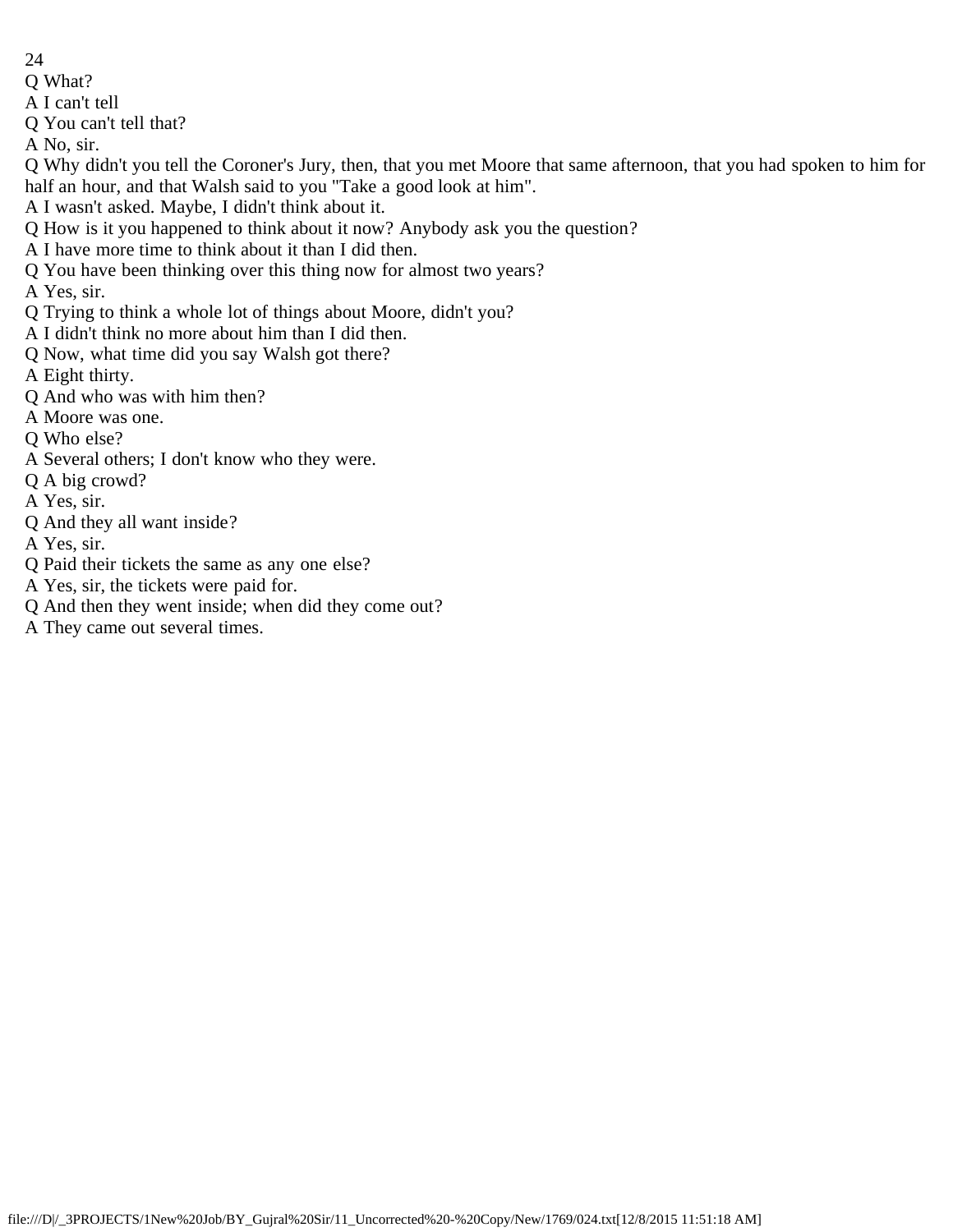Q What?

A I can't tell

Q You can't tell that?

A No, sir.

Q Why didn't you tell the Coroner's Jury, then, that you met Moore that same afternoon, that you had spoken to him for half an hour, and that Walsh said to you "Take a good look at him".

A I wasn't asked. Maybe, I didn't think about it.

Q How is it you happened to think about it now? Anybody ask you the question?

A I have more time to think about it than I did then.

Q You have been thinking over this thing now for almost two years?

A Yes, sir.

Q Trying to think a whole lot of things about Moore, didn't you?

A I didn't think no more about him than I did then.

Q Now, what time did you say Walsh got there?

A Eight thirty.

Q And who was with him then?

A Moore was one.

Q Who else?

A Several others; I don't know who they were.

Q A big crowd?

A Yes, sir.

Q And they all want inside?

A Yes, sir.

Q Paid their tickets the same as any one else?

A Yes, sir, the tickets were paid for.

Q And then they went inside; when did they come out?

A They came out several times.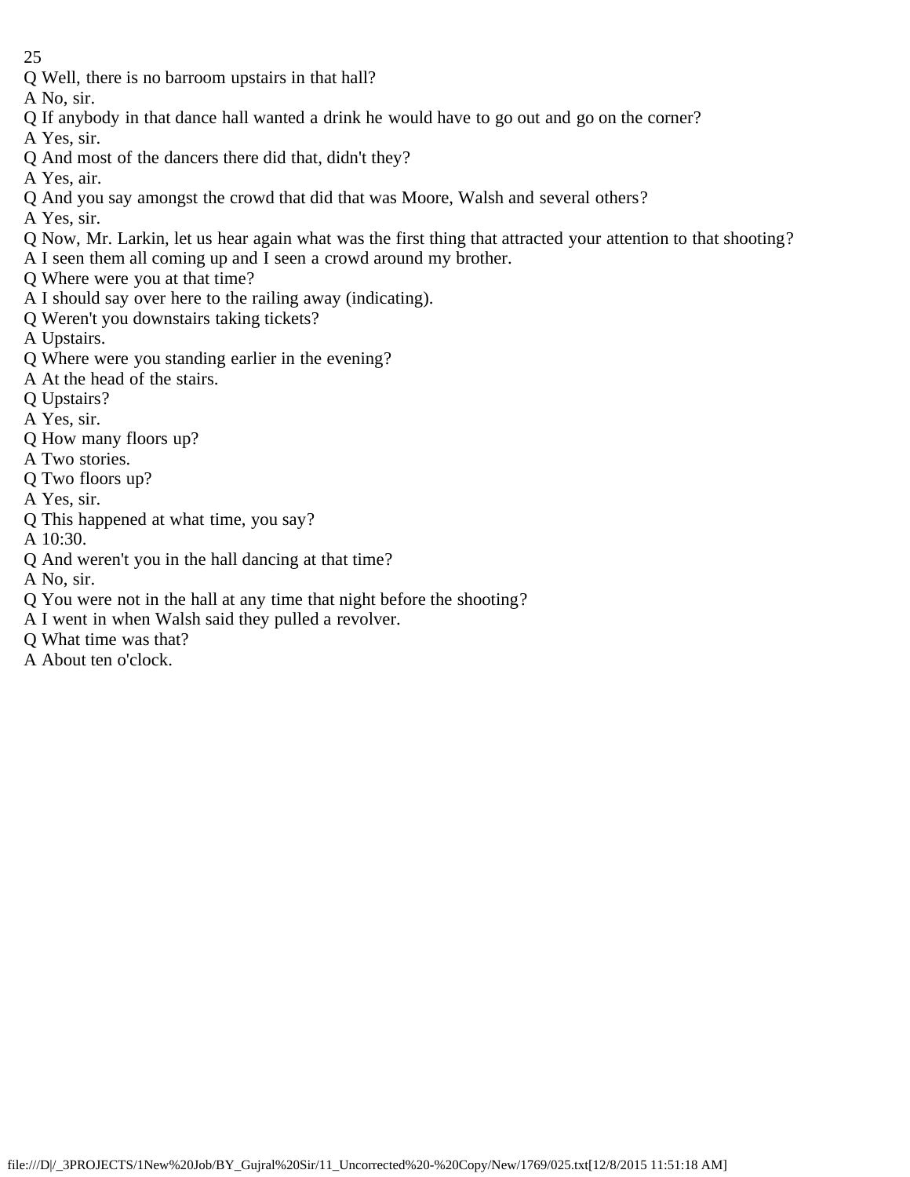Q Well, there is no barroom upstairs in that hall?

A No, sir.

Q If anybody in that dance hall wanted a drink he would have to go out and go on the corner?

A Yes, sir.

Q And most of the dancers there did that, didn't they?

A Yes, air.

Q And you say amongst the crowd that did that was Moore, Walsh and several others?

A Yes, sir.

Q Now, Mr. Larkin, let us hear again what was the first thing that attracted your attention to that shooting?

A I seen them all coming up and I seen a crowd around my brother.

Q Where were you at that time?

A I should say over here to the railing away (indicating).

Q Weren't you downstairs taking tickets?

A Upstairs.

Q Where were you standing earlier in the evening?

A At the head of the stairs.

Q Upstairs?

A Yes, sir.

Q How many floors up?

A Two stories.

Q Two floors up?

A Yes, sir.

Q This happened at what time, you say?

A 10:30.

Q And weren't you in the hall dancing at that time?

A No, sir.

Q You were not in the hall at any time that night before the shooting?

A I went in when Walsh said they pulled a revolver.

Q What time was that?

A About ten o'clock.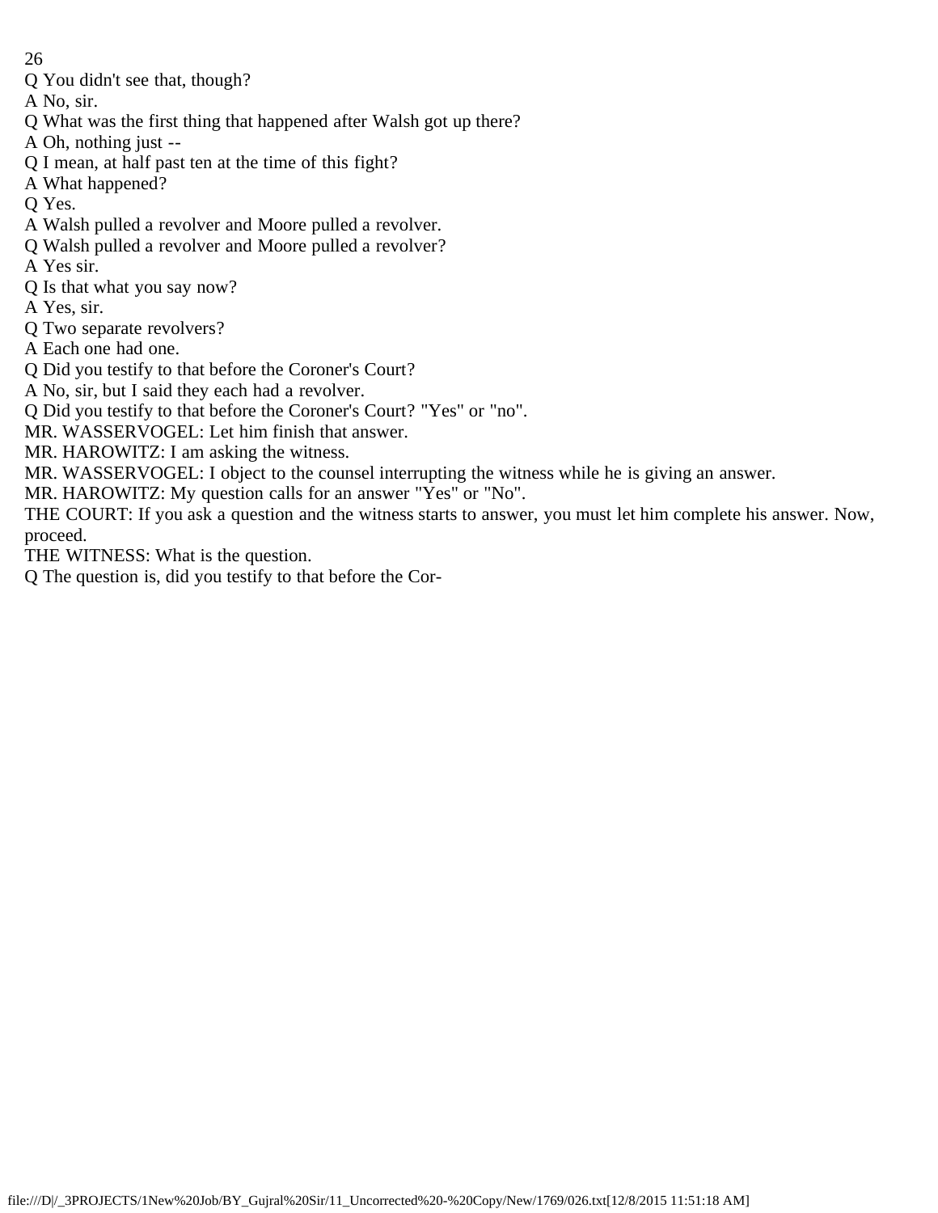Q You didn't see that, though?

A No, sir.

Q What was the first thing that happened after Walsh got up there?

A Oh, nothing just --

Q I mean, at half past ten at the time of this fight?

A What happened?

Q Yes.

A Walsh pulled a revolver and Moore pulled a revolver.

Q Walsh pulled a revolver and Moore pulled a revolver?

A Yes sir.

Q Is that what you say now?

A Yes, sir.

Q Two separate revolvers?

A Each one had one.

Q Did you testify to that before the Coroner's Court?

A No, sir, but I said they each had a revolver.

Q Did you testify to that before the Coroner's Court? "Yes" or "no".

MR. WASSERVOGEL: Let him finish that answer.

MR. HAROWITZ: I am asking the witness.

MR. WASSERVOGEL: I object to the counsel interrupting the witness while he is giving an answer.

MR. HAROWITZ: My question calls for an answer "Yes" or "No".

THE COURT: If you ask a question and the witness starts to answer, you must let him complete his answer. Now, proceed.

THE WITNESS: What is the question.

Q The question is, did you testify to that before the Cor-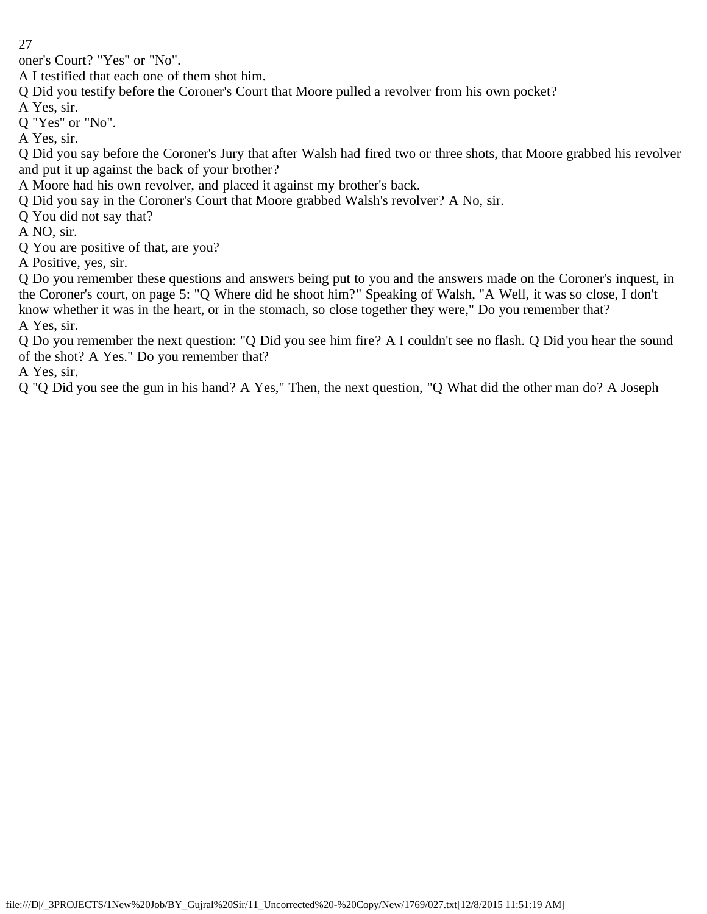oner's Court? "Yes" or "No".

A I testified that each one of them shot him.

Q Did you testify before the Coroner's Court that Moore pulled a revolver from his own pocket?

A Yes, sir.

Q "Yes" or "No".

A Yes, sir.

Q Did you say before the Coroner's Jury that after Walsh had fired two or three shots, that Moore grabbed his revolver and put it up against the back of your brother?

A Moore had his own revolver, and placed it against my brother's back.

Q Did you say in the Coroner's Court that Moore grabbed Walsh's revolver? A No, sir.

Q You did not say that?

A NO, sir.

Q You are positive of that, are you?

A Positive, yes, sir.

Q Do you remember these questions and answers being put to you and the answers made on the Coroner's inquest, in the Coroner's court, on page 5: "Q Where did he shoot him?" Speaking of Walsh, "A Well, it was so close, I don't know whether it was in the heart, or in the stomach, so close together they were," Do you remember that?

A Yes, sir.

Q Do you remember the next question: "Q Did you see him fire? A I couldn't see no flash. Q Did you hear the sound of the shot? A Yes." Do you remember that?

A Yes, sir.

Q "Q Did you see the gun in his hand? A Yes," Then, the next question, "Q What did the other man do? A Joseph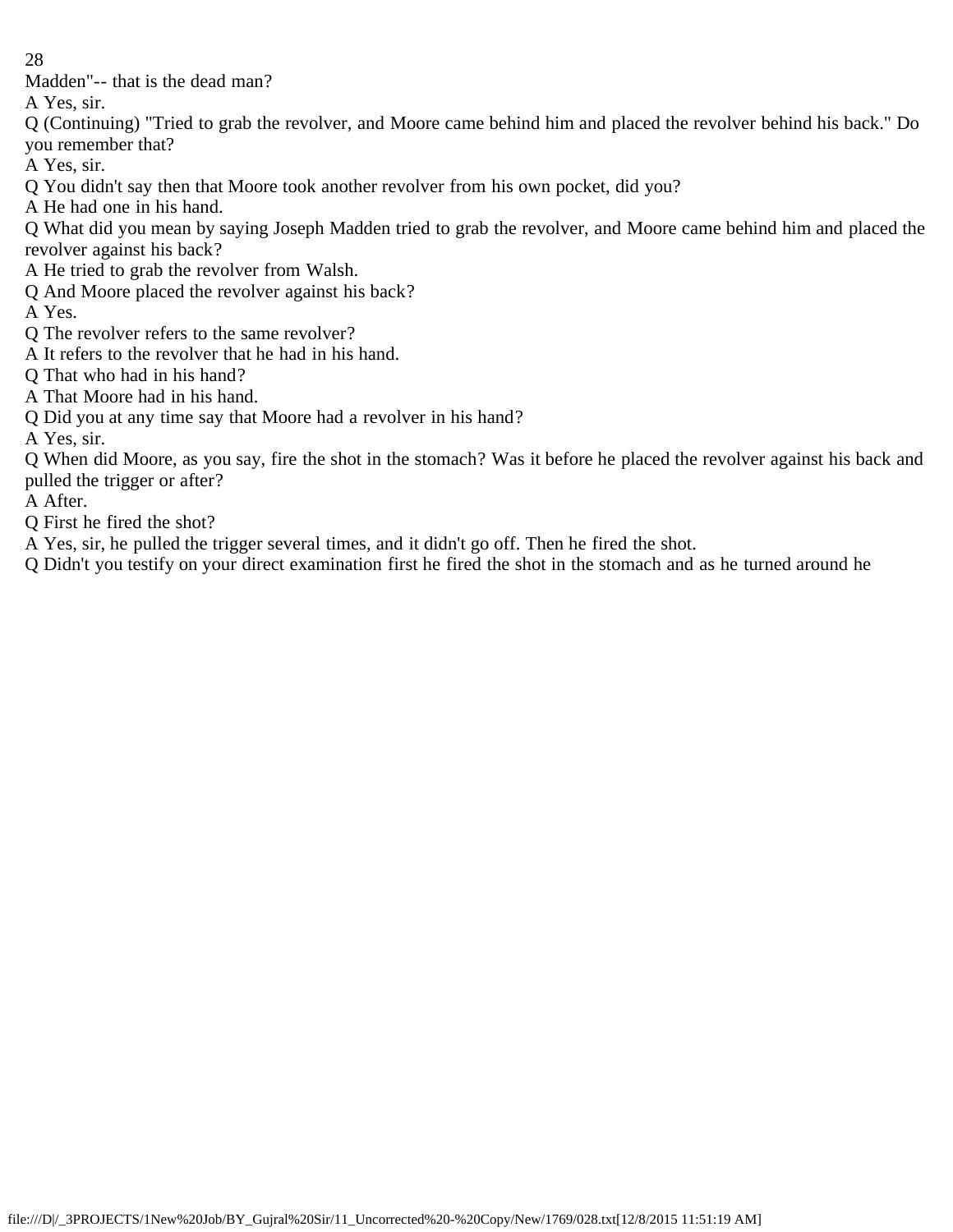Madden"-- that is the dead man?

A Yes, sir.

Q (Continuing) "Tried to grab the revolver, and Moore came behind him and placed the revolver behind his back." Do you remember that?

A Yes, sir.

Q You didn't say then that Moore took another revolver from his own pocket, did you?

A He had one in his hand.

Q What did you mean by saying Joseph Madden tried to grab the revolver, and Moore came behind him and placed the revolver against his back?

A He tried to grab the revolver from Walsh.

Q And Moore placed the revolver against his back?

A Yes.

Q The revolver refers to the same revolver?

A It refers to the revolver that he had in his hand.

Q That who had in his hand?

A That Moore had in his hand.

Q Did you at any time say that Moore had a revolver in his hand?

A Yes, sir.

Q When did Moore, as you say, fire the shot in the stomach? Was it before he placed the revolver against his back and pulled the trigger or after?

A After.

Q First he fired the shot?

A Yes, sir, he pulled the trigger several times, and it didn't go off. Then he fired the shot.

Q Didn't you testify on your direct examination first he fired the shot in the stomach and as he turned around he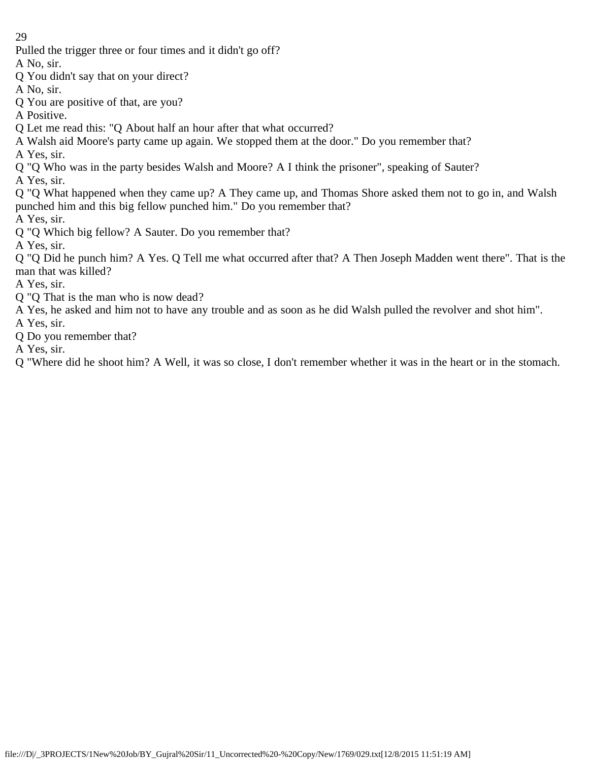Pulled the trigger three or four times and it didn't go off?

A No, sir.

Q You didn't say that on your direct?

A No, sir.

Q You are positive of that, are you?

A Positive.

Q Let me read this: "Q About half an hour after that what occurred?

A Walsh aid Moore's party came up again. We stopped them at the door." Do you remember that?

A Yes, sir.

Q "Q Who was in the party besides Walsh and Moore? A I think the prisoner", speaking of Sauter?

A Yes, sir.

Q "Q What happened when they came up? A They came up, and Thomas Shore asked them not to go in, and Walsh punched him and this big fellow punched him." Do you remember that?

A Yes, sir.

Q "Q Which big fellow? A Sauter. Do you remember that?

A Yes, sir.

Q "Q Did he punch him? A Yes. Q Tell me what occurred after that? A Then Joseph Madden went there". That is the man that was killed?

A Yes, sir.

Q "Q That is the man who is now dead?

A Yes, he asked and him not to have any trouble and as soon as he did Walsh pulled the revolver and shot him".

A Yes, sir.

Q Do you remember that?

A Yes, sir.

Q "Where did he shoot him? A Well, it was so close, I don't remember whether it was in the heart or in the stomach.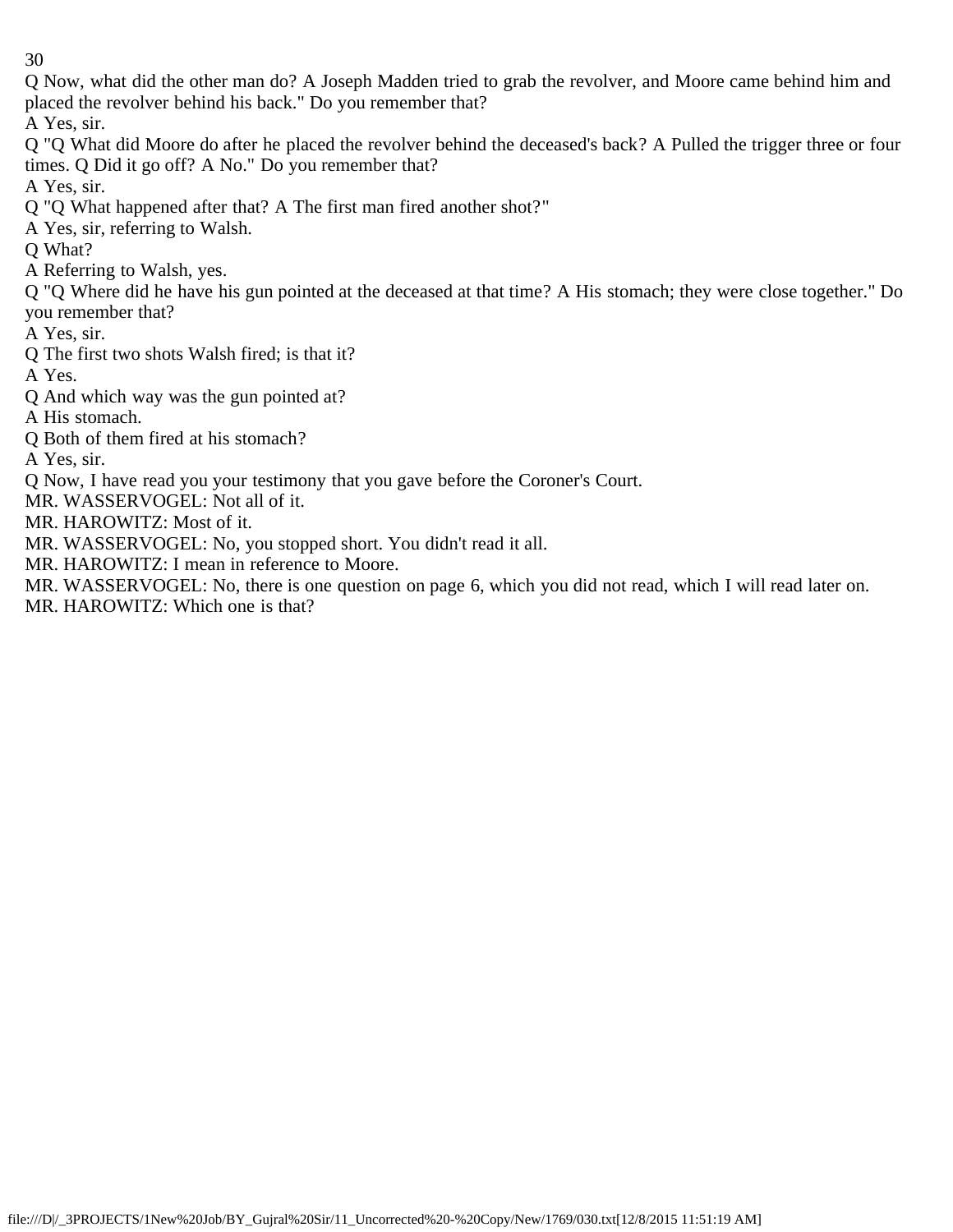Q Now, what did the other man do? A Joseph Madden tried to grab the revolver, and Moore came behind him and placed the revolver behind his back." Do you remember that?

A Yes, sir.

Q "Q What did Moore do after he placed the revolver behind the deceased's back? A Pulled the trigger three or four times. Q Did it go off? A No." Do you remember that?

A Yes, sir.

Q "Q What happened after that? A The first man fired another shot?"

A Yes, sir, referring to Walsh.

Q What?

A Referring to Walsh, yes.

Q "Q Where did he have his gun pointed at the deceased at that time? A His stomach; they were close together." Do you remember that?

A Yes, sir.

Q The first two shots Walsh fired; is that it?

A Yes.

Q And which way was the gun pointed at?

A His stomach.

Q Both of them fired at his stomach?

A Yes, sir.

Q Now, I have read you your testimony that you gave before the Coroner's Court.

MR. WASSERVOGEL: Not all of it.

MR. HAROWITZ: Most of it.

MR. WASSERVOGEL: No, you stopped short. You didn't read it all.

MR. HAROWITZ: I mean in reference to Moore.

MR. WASSERVOGEL: No, there is one question on page 6, which you did not read, which I will read later on.

MR. HAROWITZ: Which one is that?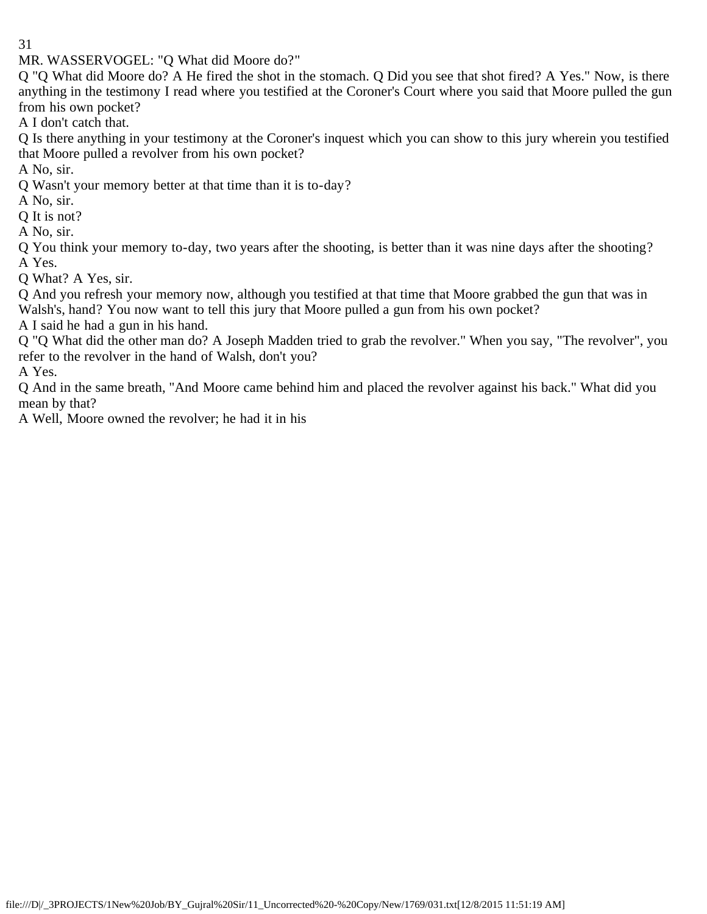MR. WASSERVOGEL: "Q What did Moore do?"

Q "Q What did Moore do? A He fired the shot in the stomach. Q Did you see that shot fired? A Yes." Now, is there anything in the testimony I read where you testified at the Coroner's Court where you said that Moore pulled the gun from his own pocket?

A I don't catch that.

Q Is there anything in your testimony at the Coroner's inquest which you can show to this jury wherein you testified that Moore pulled a revolver from his own pocket?

A No, sir.

Q Wasn't your memory better at that time than it is to-day?

A No, sir.

Q It is not?

A No, sir.

Q You think your memory to-day, two years after the shooting, is better than it was nine days after the shooting?

A Yes.

Q What? A Yes, sir.

Q And you refresh your memory now, although you testified at that time that Moore grabbed the gun that was in Walsh's, hand? You now want to tell this jury that Moore pulled a gun from his own pocket?

A I said he had a gun in his hand.

Q "Q What did the other man do? A Joseph Madden tried to grab the revolver." When you say, "The revolver", you refer to the revolver in the hand of Walsh, don't you?

A Yes.

Q And in the same breath, "And Moore came behind him and placed the revolver against his back." What did you mean by that?

A Well, Moore owned the revolver; he had it in his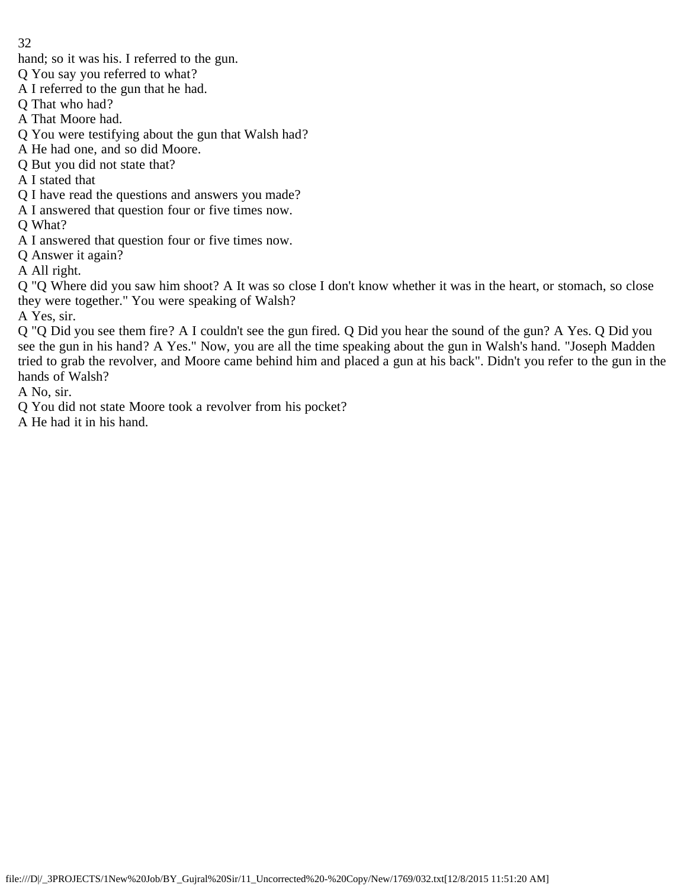hand; so it was his. I referred to the gun.

Q You say you referred to what?

A I referred to the gun that he had.

Q That who had?

A That Moore had.

Q You were testifying about the gun that Walsh had?

A He had one, and so did Moore.

Q But you did not state that?

A I stated that

Q I have read the questions and answers you made?

A I answered that question four or five times now.

Q What?

A I answered that question four or five times now.

Q Answer it again?

A All right.

Q "Q Where did you saw him shoot? A It was so close I don't know whether it was in the heart, or stomach, so close they were together." You were speaking of Walsh?

A Yes, sir.

Q "Q Did you see them fire? A I couldn't see the gun fired. Q Did you hear the sound of the gun? A Yes. Q Did you see the gun in his hand? A Yes." Now, you are all the time speaking about the gun in Walsh's hand. "Joseph Madden tried to grab the revolver, and Moore came behind him and placed a gun at his back". Didn't you refer to the gun in the hands of Walsh?

A No, sir.

Q You did not state Moore took a revolver from his pocket?

A He had it in his hand.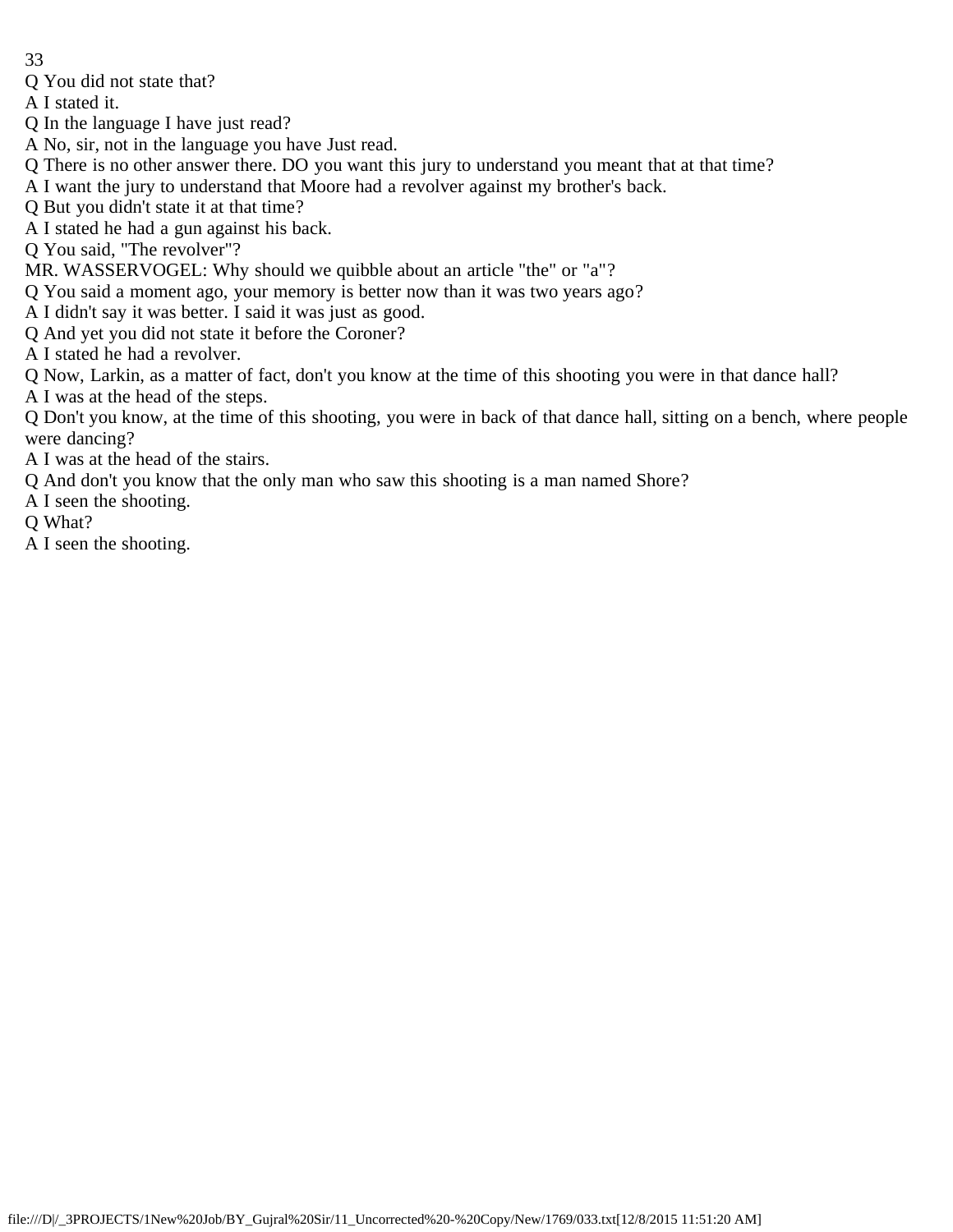Q You did not state that?

A I stated it.

Q In the language I have just read?

A No, sir, not in the language you have Just read.

Q There is no other answer there. DO you want this jury to understand you meant that at that time?

A I want the jury to understand that Moore had a revolver against my brother's back.

Q But you didn't state it at that time?

A I stated he had a gun against his back.

Q You said, "The revolver"?

MR. WASSERVOGEL: Why should we quibble about an article "the" or "a"?

Q You said a moment ago, your memory is better now than it was two years ago?

A I didn't say it was better. I said it was just as good.

Q And yet you did not state it before the Coroner?

A I stated he had a revolver.

Q Now, Larkin, as a matter of fact, don't you know at the time of this shooting you were in that dance hall?

A I was at the head of the steps.

Q Don't you know, at the time of this shooting, you were in back of that dance hall, sitting on a bench, where people were dancing?

A I was at the head of the stairs.

Q And don't you know that the only man who saw this shooting is a man named Shore?

A I seen the shooting.

Q What?

A I seen the shooting.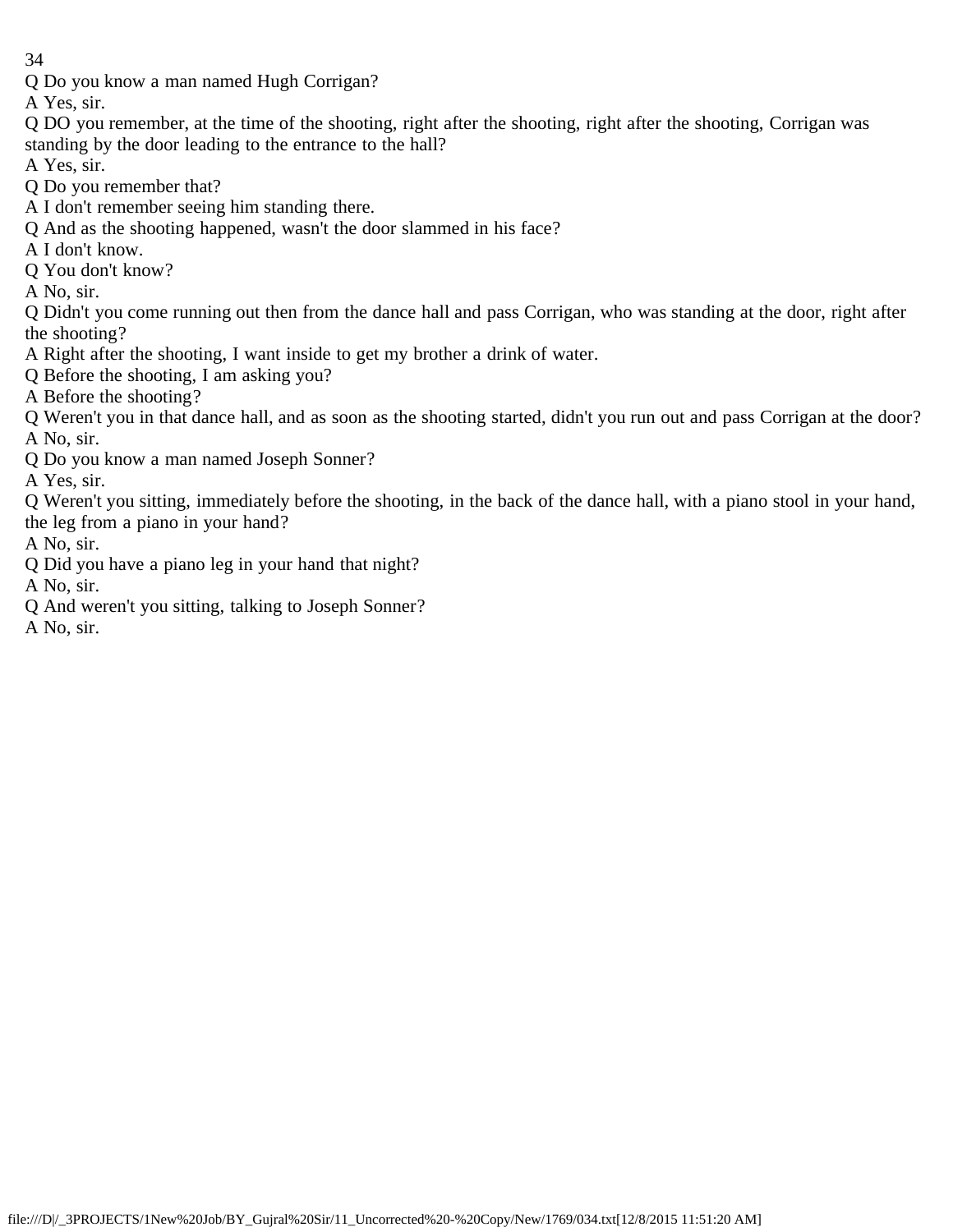Q Do you know a man named Hugh Corrigan?

A Yes, sir.

Q DO you remember, at the time of the shooting, right after the shooting, right after the shooting, Corrigan was standing by the door leading to the entrance to the hall?

A Yes, sir.

Q Do you remember that?

A I don't remember seeing him standing there.

Q And as the shooting happened, wasn't the door slammed in his face?

A I don't know.

Q You don't know?

A No, sir.

Q Didn't you come running out then from the dance hall and pass Corrigan, who was standing at the door, right after the shooting?

A Right after the shooting, I want inside to get my brother a drink of water.

Q Before the shooting, I am asking you?

A Before the shooting?

Q Weren't you in that dance hall, and as soon as the shooting started, didn't you run out and pass Corrigan at the door?

A No, sir.

Q Do you know a man named Joseph Sonner?

A Yes, sir.

Q Weren't you sitting, immediately before the shooting, in the back of the dance hall, with a piano stool in your hand, the leg from a piano in your hand?

A No, sir.

Q Did you have a piano leg in your hand that night?

A No, sir.

Q And weren't you sitting, talking to Joseph Sonner?

A No, sir.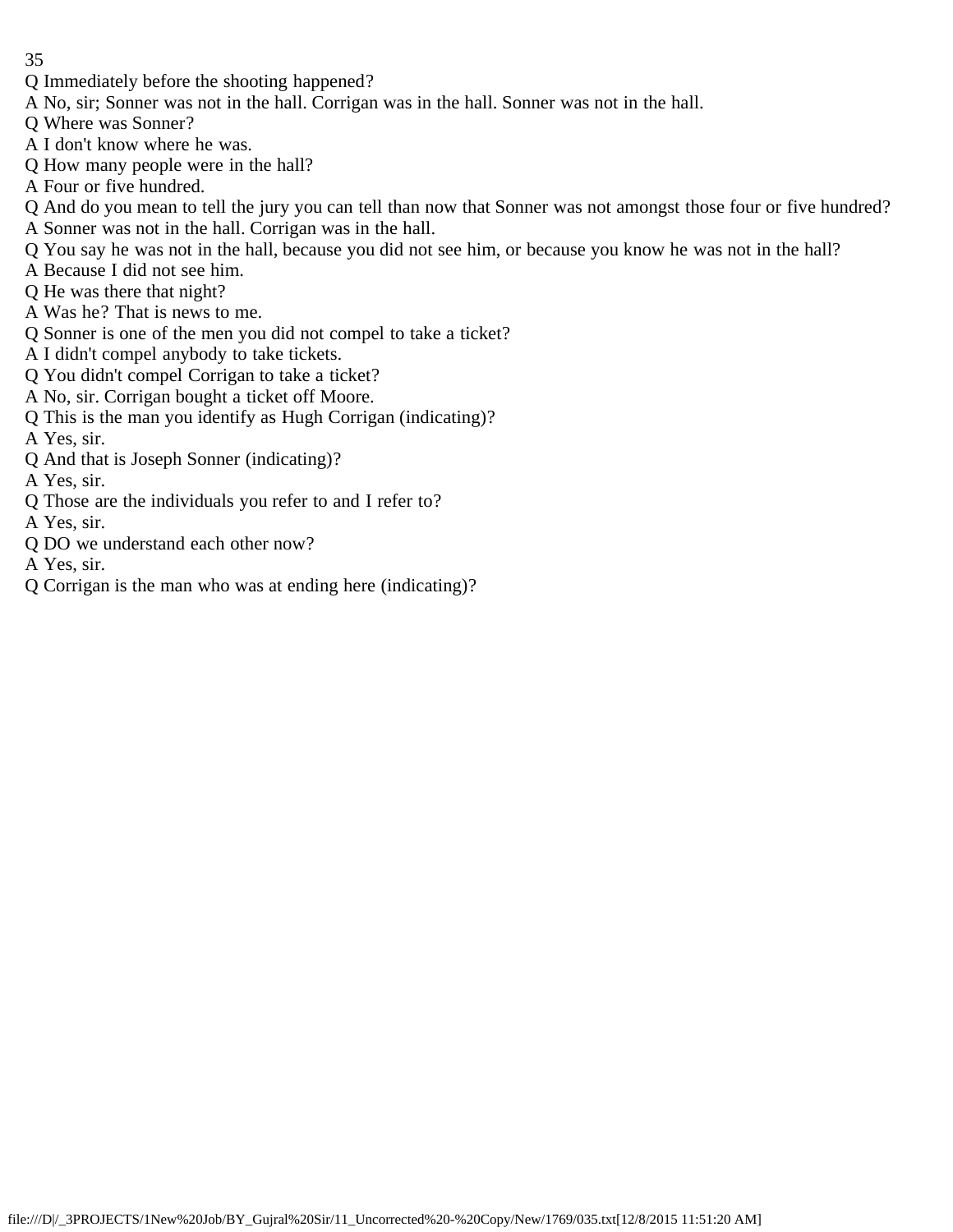Q Immediately before the shooting happened?

A No, sir; Sonner was not in the hall. Corrigan was in the hall. Sonner was not in the hall.

Q Where was Sonner?

A I don't know where he was.

Q How many people were in the hall?

A Four or five hundred.

Q And do you mean to tell the jury you can tell than now that Sonner was not amongst those four or five hundred?

A Sonner was not in the hall. Corrigan was in the hall.

Q You say he was not in the hall, because you did not see him, or because you know he was not in the hall?

A Because I did not see him.

Q He was there that night?

A Was he? That is news to me.

Q Sonner is one of the men you did not compel to take a ticket?

A I didn't compel anybody to take tickets.

Q You didn't compel Corrigan to take a ticket?

A No, sir. Corrigan bought a ticket off Moore.

Q This is the man you identify as Hugh Corrigan (indicating)?

A Yes, sir.

Q And that is Joseph Sonner (indicating)?

A Yes, sir.

Q Those are the individuals you refer to and I refer to?

A Yes, sir.

Q DO we understand each other now?

A Yes, sir.

Q Corrigan is the man who was at ending here (indicating)?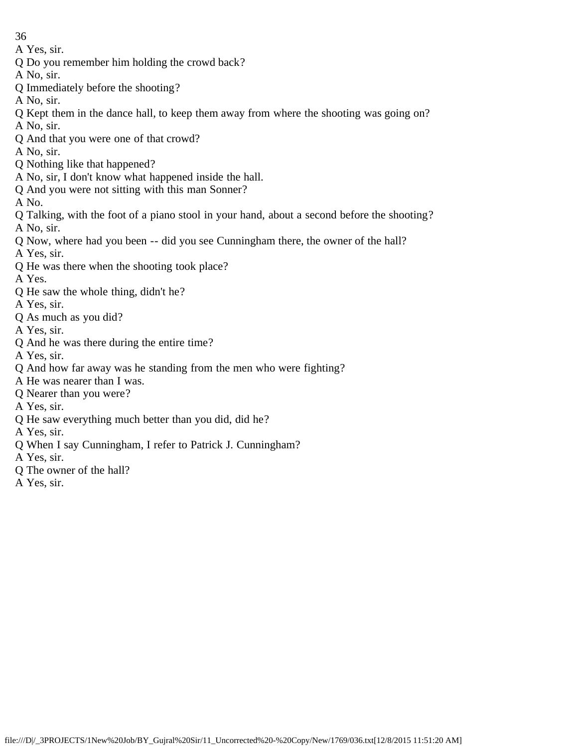A Yes, sir.
Q Do you remember him holding the crowd back?
A No, sir.
Q Immediately before the shooting?
A No, sir.
Q Kept them in the dance hall, to keep them away from where the shooting was going on?
A No, sir.
Q And that you were one of that crowd?
A No, sir.
Q Nothing like that happened?
A No, sir, I don't know what happened inside the hall.
Q And you were not sitting with this man Sonner?
A No.
Q Talking, with the foot of a piano stool in your hand, about a second before the shooting?
A No, sir.
Q Now, where had you been -- did you see Cunningham there, the owner of the hall?
A Yes, sir.
Q He was there when the shooting took place?
A Yes.
Q He saw the whole thing, didn't he?
A Yes, sir.
Q As much as you did?
A Yes, sir.
Q And he was there during the entire time?
A Yes, sir.
Q And how far away was he standing from the men who were fighting?
A He was nearer than I was.
Q Nearer than you were?
A Yes, sir.
Q He saw everything much better than you did, did he?
A Yes, sir.
Q When I say Cunningham, I refer to Patrick J. Cunningham?
A Yes, sir.
Q The owner of the hall?
A Yes, sir.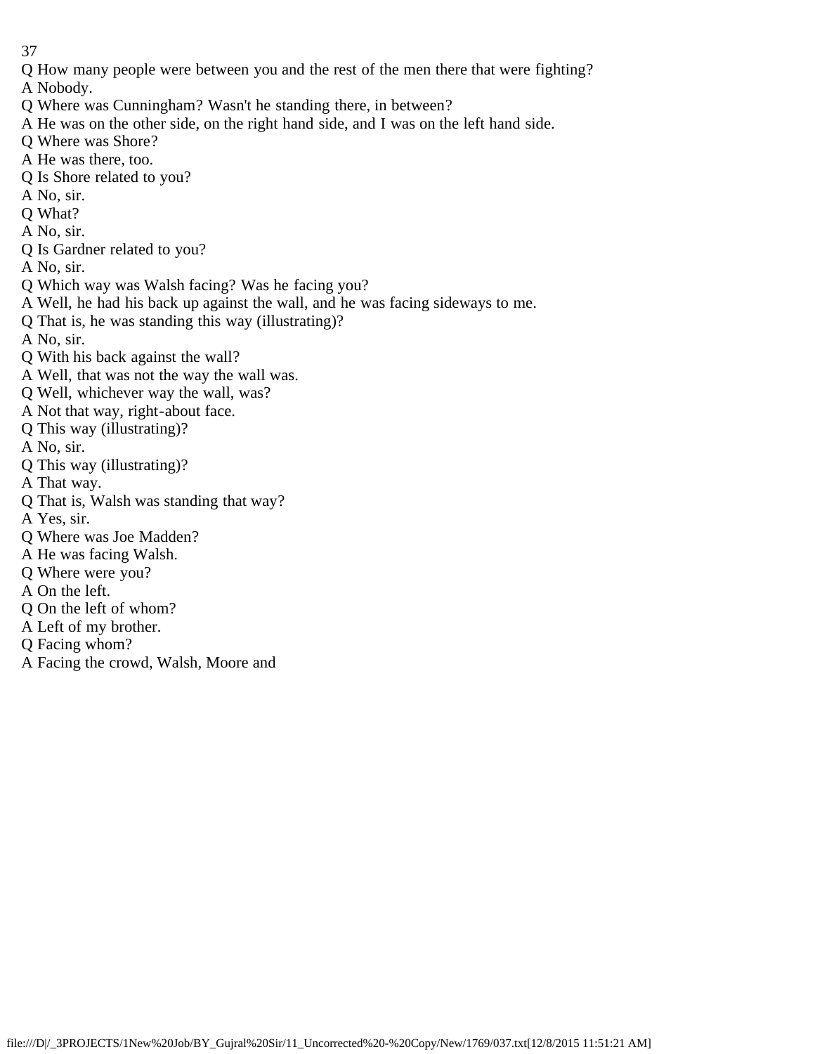Q How many people were between you and the rest of the men there that were fighting?
A Nobody.
Q Where was Cunningham? Wasn't he standing there, in between?
A He was on the other side, on the right hand side, and I was on the left hand side.
Q Where was Shore?
A He was there, too.
Q Is Shore related to you?
A No, sir.
Q What?
A No, sir.
Q Is Gardner related to you?
A No, sir.
Q Which way was Walsh facing? Was he facing you?
A Well, he had his back up against the wall, and he was facing sideways to me.
Q That is, he was standing this way (illustrating)?
A No, sir.
Q With his back against the wall?
A Well, that was not the way the wall was.
Q Well, whichever way the wall, was?
A Not that way, right-about face.
Q This way (illustrating)?
A No, sir.
Q This way (illustrating)?
A That way.
Q That is, Walsh was standing that way?
A Yes, sir.
Q Where was Joe Madden?
A He was facing Walsh.
Q Where were you?
A On the left.
Q On the left of whom?
A Left of my brother.
Q Facing whom?
A Facing the crowd, Walsh, Moore and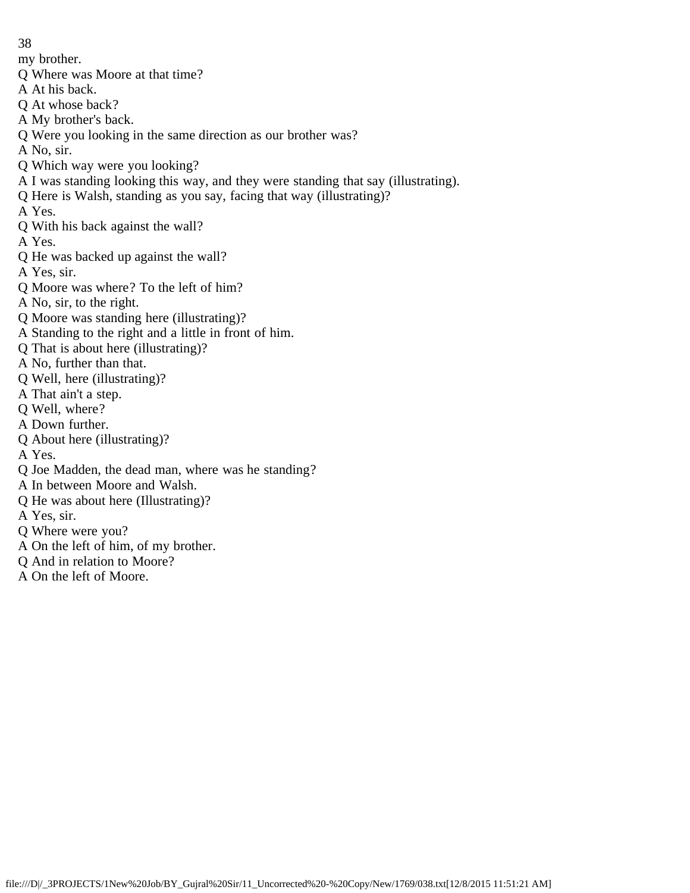my brother.

Q Where was Moore at that time?

A At his back.

Q At whose back?

A My brother's back.

Q Were you looking in the same direction as our brother was?

A No, sir.

Q Which way were you looking?

A I was standing looking this way, and they were standing that say (illustrating).

Q Here is Walsh, standing as you say, facing that way (illustrating)?

A Yes.

Q With his back against the wall?

A Yes.

Q He was backed up against the wall?

A Yes, sir.

Q Moore was where? To the left of him?

A No, sir, to the right.

Q Moore was standing here (illustrating)?

A Standing to the right and a little in front of him.

Q That is about here (illustrating)?

A No, further than that.

Q Well, here (illustrating)?

A That ain't a step.

Q Well, where?

A Down further.

Q About here (illustrating)?

A Yes.

Q Joe Madden, the dead man, where was he standing?

A In between Moore and Walsh.

Q He was about here (Illustrating)?

A Yes, sir.

Q Where were you?

A On the left of him, of my brother.

Q And in relation to Moore?

A On the left of Moore.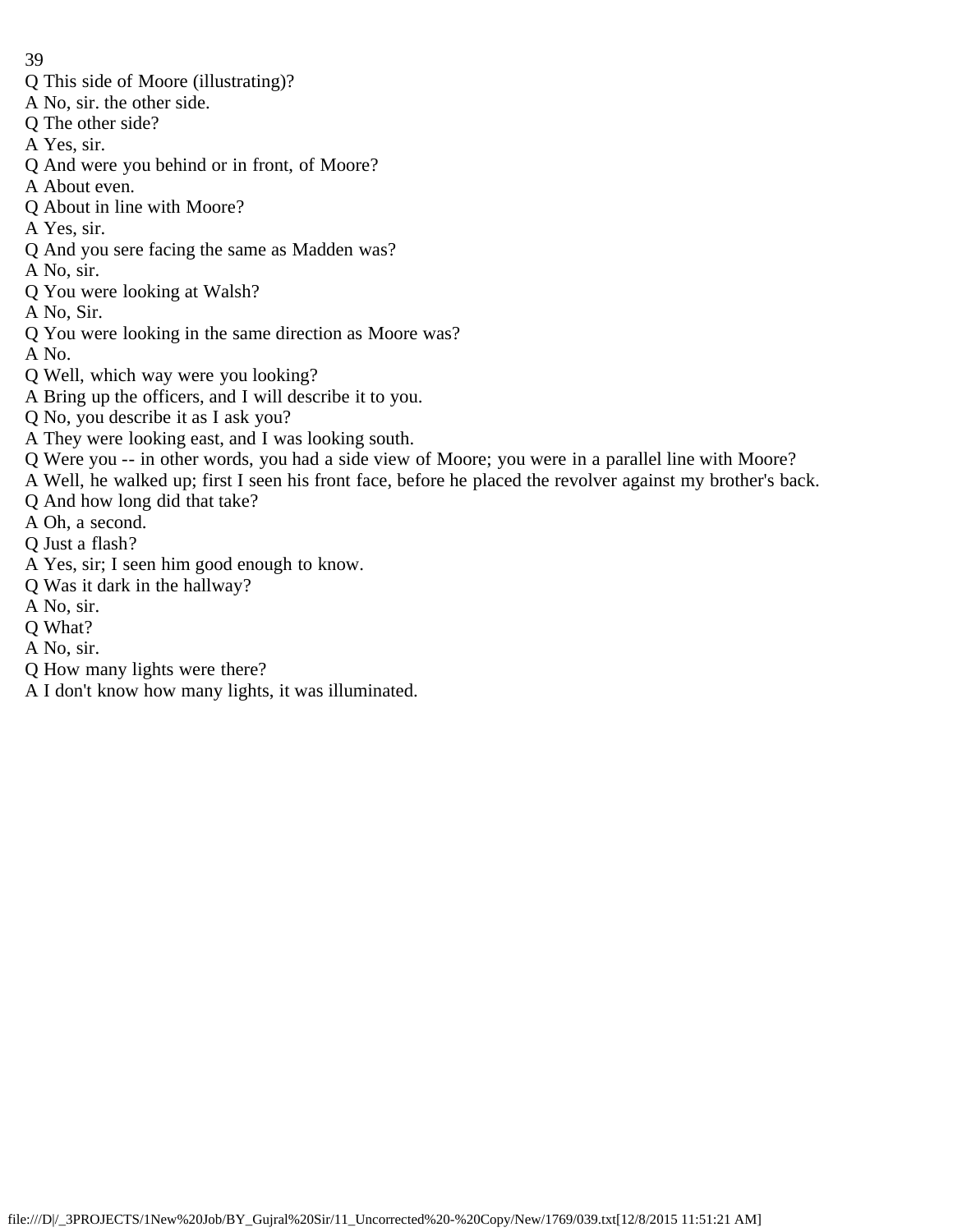Q This side of Moore (illustrating)?

A No, sir. the other side.

Q The other side?

A Yes, sir.

Q And were you behind or in front, of Moore?

A About even.

Q About in line with Moore?

A Yes, sir.

Q And you sere facing the same as Madden was?

A No, sir.

Q You were looking at Walsh?

A No, Sir.

Q You were looking in the same direction as Moore was?

A No.

Q Well, which way were you looking?

A Bring up the officers, and I will describe it to you.

Q No, you describe it as I ask you?

A They were looking east, and I was looking south.

Q Were you -- in other words, you had a side view of Moore; you were in a parallel line with Moore?

A Well, he walked up; first I seen his front face, before he placed the revolver against my brother's back.

Q And how long did that take?

A Oh, a second.

Q Just a flash?

A Yes, sir; I seen him good enough to know.

Q Was it dark in the hallway?

A No, sir.

Q What?

A No, sir.

Q How many lights were there?

A I don't know how many lights, it was illuminated.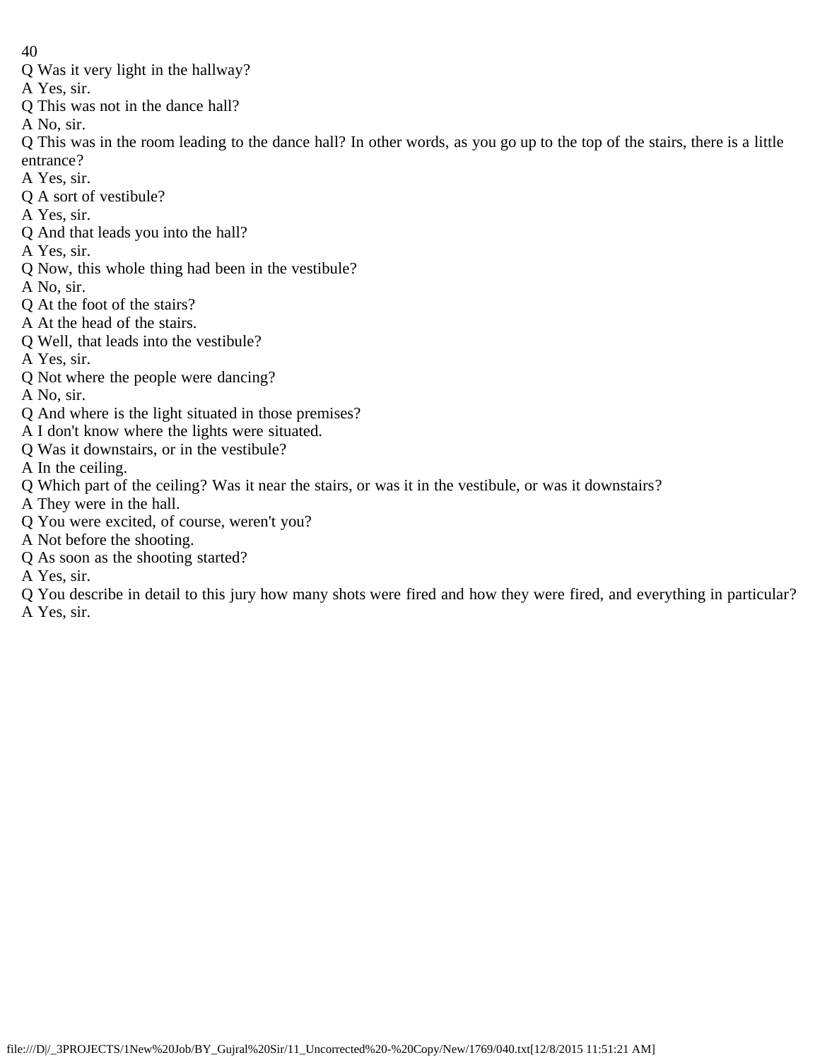Q Was it very light in the hallway?

A Yes, sir.

Q This was not in the dance hall?

A No, sir.

Q This was in the room leading to the dance hall? In other words, as you go up to the top of the stairs, there is a little entrance?

A Yes, sir.

Q A sort of vestibule?

A Yes, sir.

Q And that leads you into the hall?

A Yes, sir.

Q Now, this whole thing had been in the vestibule?

A No, sir.

Q At the foot of the stairs?

A At the head of the stairs.

Q Well, that leads into the vestibule?

A Yes, sir.

Q Not where the people were dancing?

A No, sir.

Q And where is the light situated in those premises?

A I don't know where the lights were situated.

Q Was it downstairs, or in the vestibule?

A In the ceiling.

Q Which part of the ceiling? Was it near the stairs, or was it in the vestibule, or was it downstairs?

A They were in the hall.

Q You were excited, of course, weren't you?

A Not before the shooting.

Q As soon as the shooting started?

A Yes, sir.

Q You describe in detail to this jury how many shots were fired and how they were fired, and everything in particular?

A Yes, sir.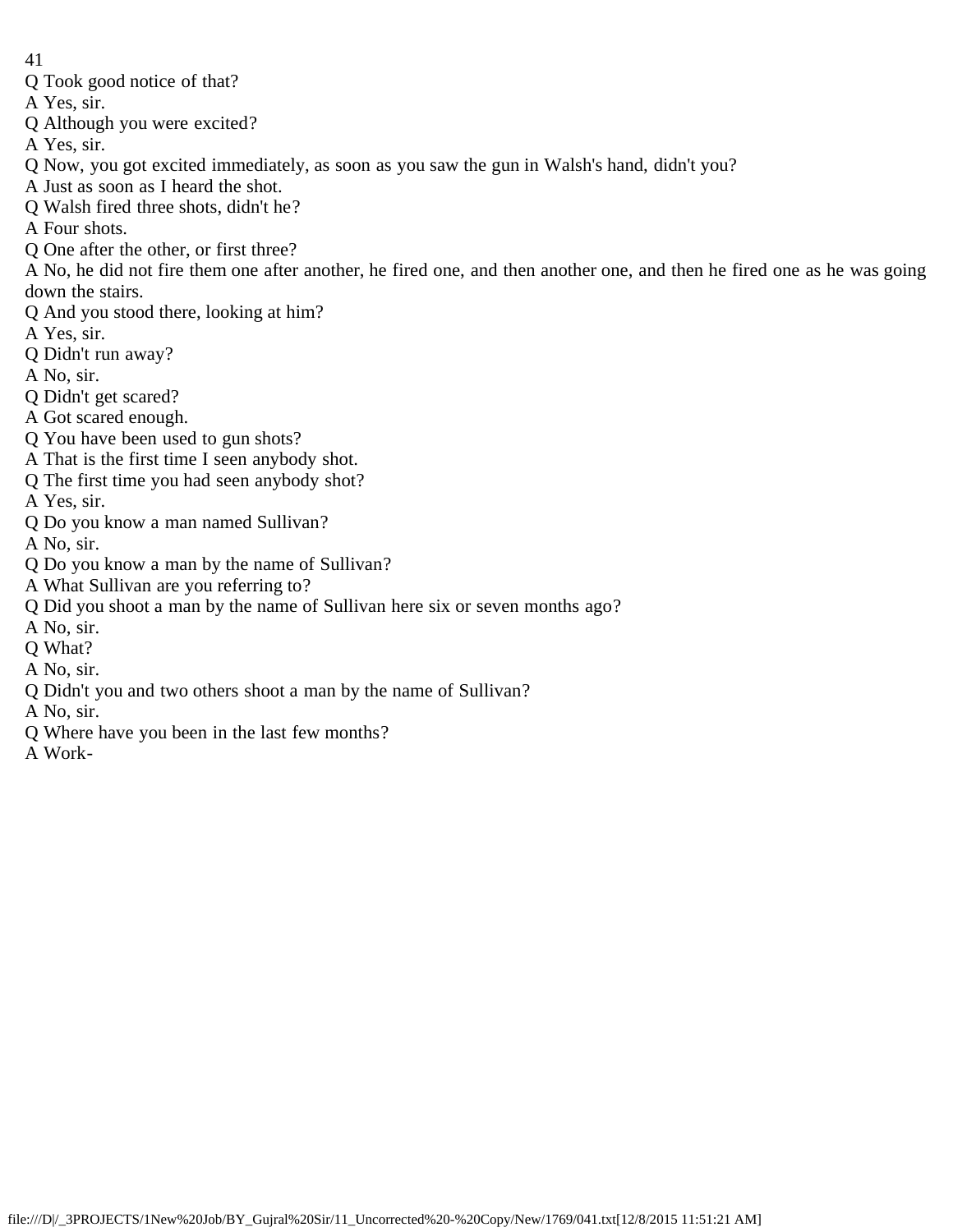Q Took good notice of that?
A Yes, sir.
Q Although you were excited?
A Yes, sir.
Q Now, you got excited immediately, as soon as you saw the gun in Walsh's hand, didn't you?
A Just as soon as I heard the shot.
Q Walsh fired three shots, didn't he?
A Four shots.
Q One after the other, or first three?
A No, he did not fire them one after another, he fired one, and then another one, and then he fired one as he was going down the stairs.
Q And you stood there, looking at him?
A Yes, sir.
Q Didn't run away?
A No, sir.
Q Didn't get scared?
A Got scared enough.
Q You have been used to gun shots?
A That is the first time I seen anybody shot.
Q The first time you had seen anybody shot?
A Yes, sir.
Q Do you know a man named Sullivan?
A No, sir.
Q Do you know a man by the name of Sullivan?
A What Sullivan are you referring to?
Q Did you shoot a man by the name of Sullivan here six or seven months ago?
A No, sir.
Q What?
A No, sir.
Q Didn't you and two others shoot a man by the name of Sullivan?
A No, sir.
Q Where have you been in the last few months?
A Work-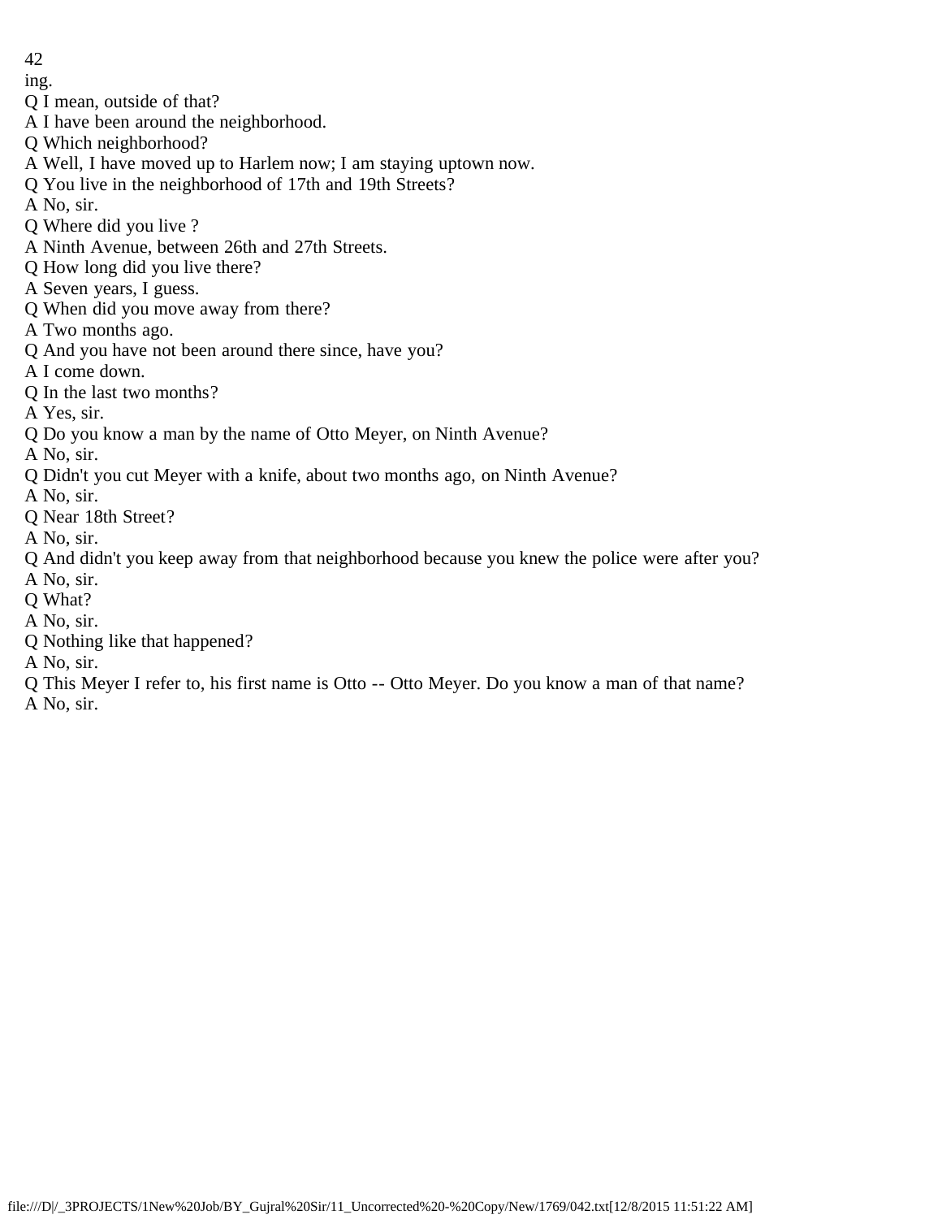ing.

Q I mean, outside of that?

A I have been around the neighborhood.

Q Which neighborhood?

A Well, I have moved up to Harlem now; I am staying uptown now.

Q You live in the neighborhood of 17th and 19th Streets?

A No, sir.

Q Where did you live ?

A Ninth Avenue, between 26th and 27th Streets.

Q How long did you live there?

A Seven years, I guess.

Q When did you move away from there?

A Two months ago.

Q And you have not been around there since, have you?

A I come down.

Q In the last two months?

A Yes, sir.

Q Do you know a man by the name of Otto Meyer, on Ninth Avenue?

A No, sir.

Q Didn't you cut Meyer with a knife, about two months ago, on Ninth Avenue?

A No, sir.

Q Near 18th Street?

A No, sir.

Q And didn't you keep away from that neighborhood because you knew the police were after you?

A No, sir.

Q What?

A No, sir.

Q Nothing like that happened?

A No, sir.

Q This Meyer I refer to, his first name is Otto -- Otto Meyer. Do you know a man of that name?

A No, sir.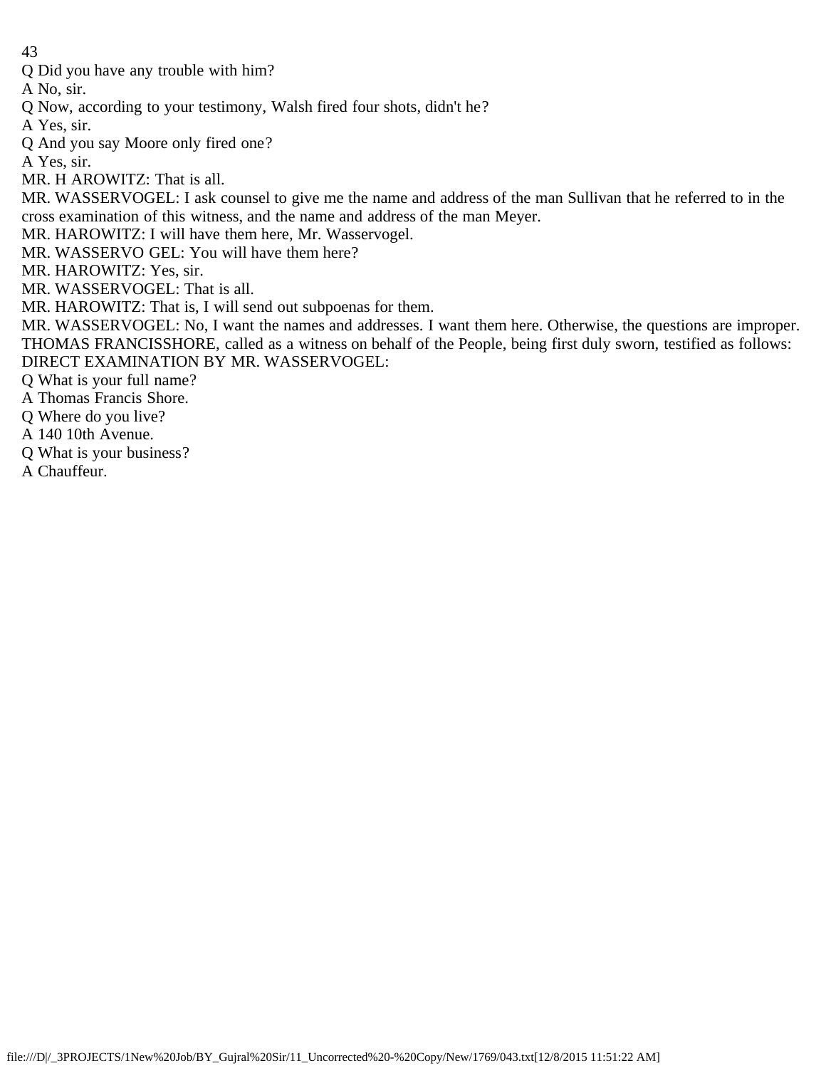Q Did you have any trouble with him?

A No, sir.

Q Now, according to your testimony, Walsh fired four shots, didn't he?

A Yes, sir.

Q And you say Moore only fired one?

A Yes, sir.

MR. H AROWITZ: That is all.

MR. WASSERVOGEL: I ask counsel to give me the name and address of the man Sullivan that he referred to in the cross examination of this witness, and the name and address of the man Meyer.

MR. HAROWITZ: I will have them here, Mr. Wasservogel.

MR. WASSERVO GEL: You will have them here?

MR. HAROWITZ: Yes, sir.

MR. WASSERVOGEL: That is all.

MR. HAROWITZ: That is, I will send out subpoenas for them.

MR. WASSERVOGEL: No, I want the names and addresses. I want them here. Otherwise, the questions are improper.

THOMAS FRANCISSHORE, called as a witness on behalf of the People, being first duly sworn, testified as follows:

DIRECT EXAMINATION BY MR. WASSERVOGEL:

Q What is your full name?

A Thomas Francis Shore.

Q Where do you live?

A 140 10th Avenue.

Q What is your business?

A Chauffeur.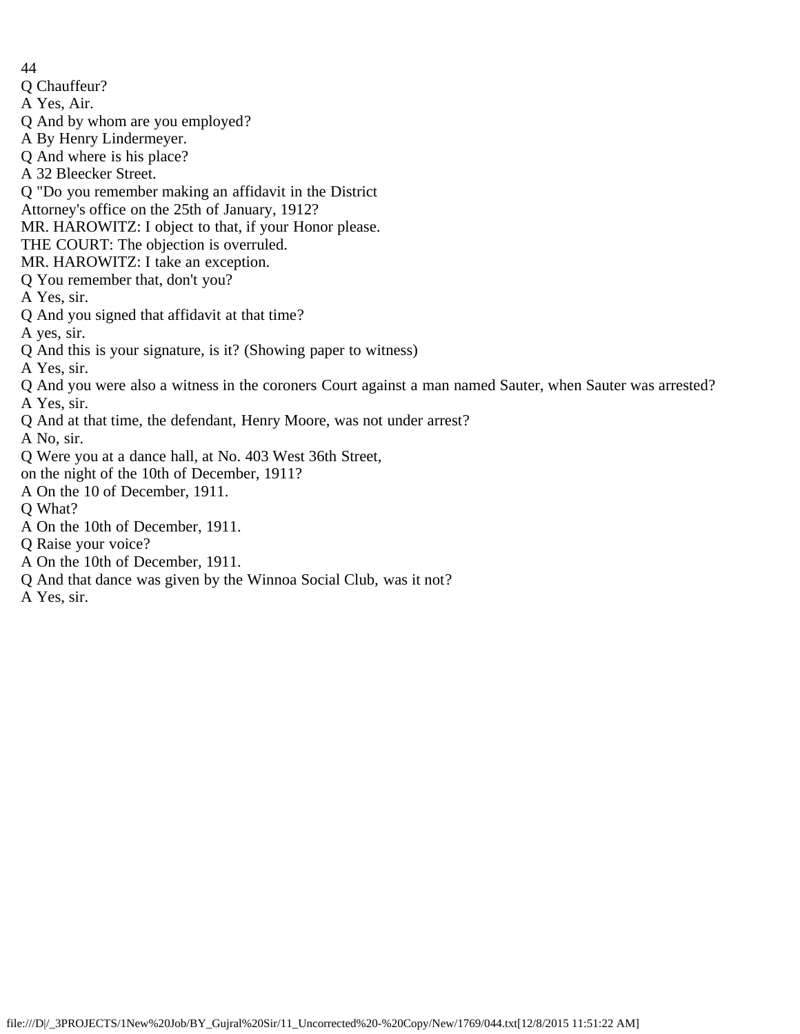Q Chauffeur?

A Yes, Air.

Q And by whom are you employed?

A By Henry Lindermeyer.

Q And where is his place?

A 32 Bleecker Street.

Q "Do you remember making an affidavit in the District Attorney's office on the 25th of January, 1912?

MR. HAROWITZ: I object to that, if your Honor please.

THE COURT: The objection is overruled.

MR. HAROWITZ: I take an exception.

Q You remember that, don't you?

A Yes, sir.

Q And you signed that affidavit at that time?

A yes, sir.

Q And this is your signature, is it? (Showing paper to witness)

A Yes, sir.

Q And you were also a witness in the coroners Court against a man named Sauter, when Sauter was arrested?

A Yes, sir.

Q And at that time, the defendant, Henry Moore, was not under arrest?

A No, sir.

Q Were you at a dance hall, at No. 403 West 36th Street, on the night of the 10th of December, 1911?

A On the 10 of December, 1911.

Q What?

A On the 10th of December, 1911.

Q Raise your voice?

A On the 10th of December, 1911.

Q And that dance was given by the Winnoa Social Club, was it not?

A Yes, sir.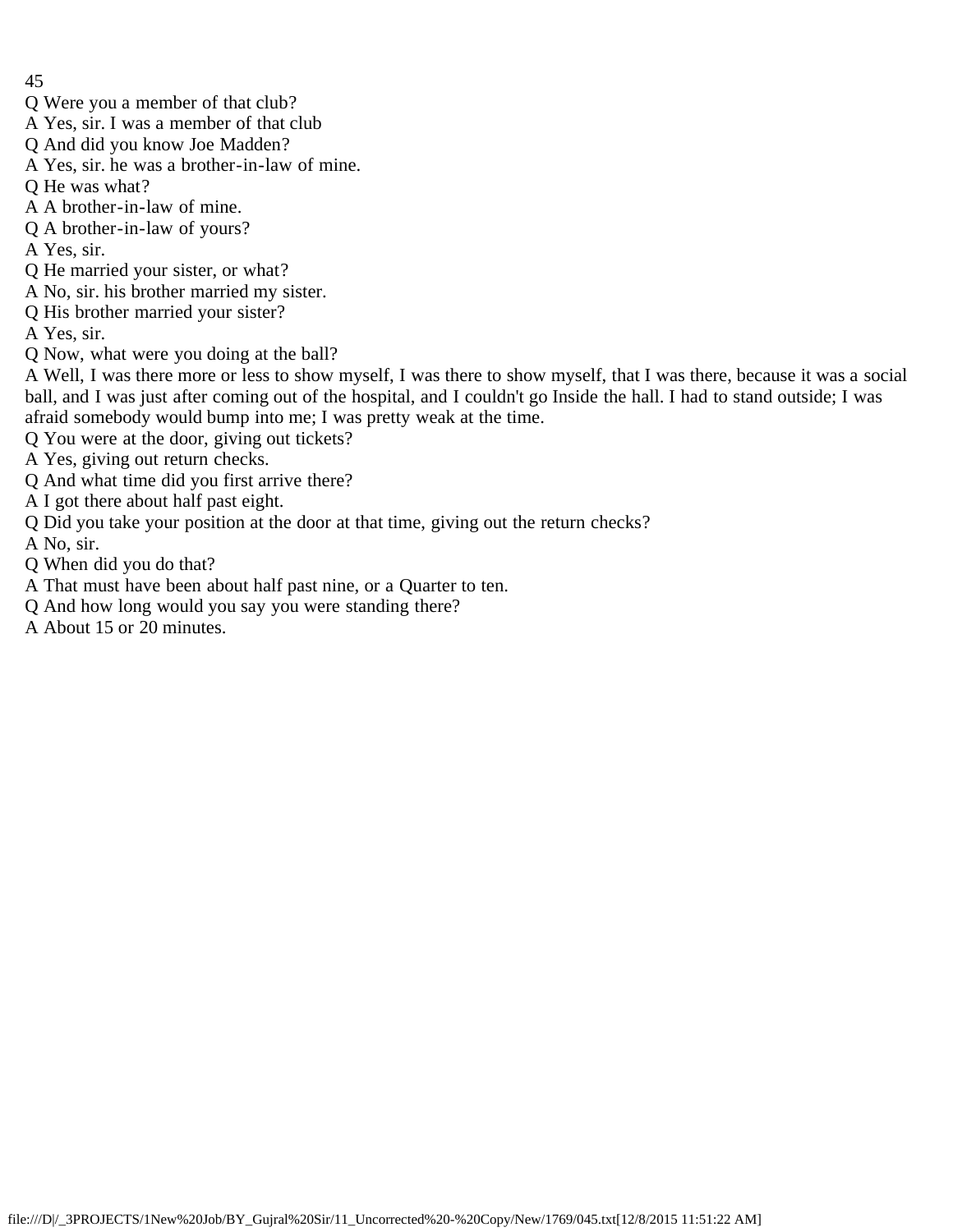Q Were you a member of that club?
A Yes, sir. I was a member of that club
Q And did you know Joe Madden?
A Yes, sir. he was a brother-in-law of mine.
Q He was what?
A A brother-in-law of mine.
Q A brother-in-law of yours?
A Yes, sir.
Q He married your sister, or what?
A No, sir. his brother married my sister.
Q His brother married your sister?
A Yes, sir.
Q Now, what were you doing at the ball?
A Well, I was there more or less to show myself, I was there to show myself, that I was there, because it was a social ball, and I was just after coming out of the hospital, and I couldn't go Inside the hall. I had to stand outside; I was afraid somebody would bump into me; I was pretty weak at the time.
Q You were at the door, giving out tickets?
A Yes, giving out return checks.
Q And what time did you first arrive there?
A I got there about half past eight.
Q Did you take your position at the door at that time, giving out the return checks?
A No, sir.
Q When did you do that?
A That must have been about half past nine, or a Quarter to ten.
Q And how long would you say you were standing there?
A About 15 or 20 minutes.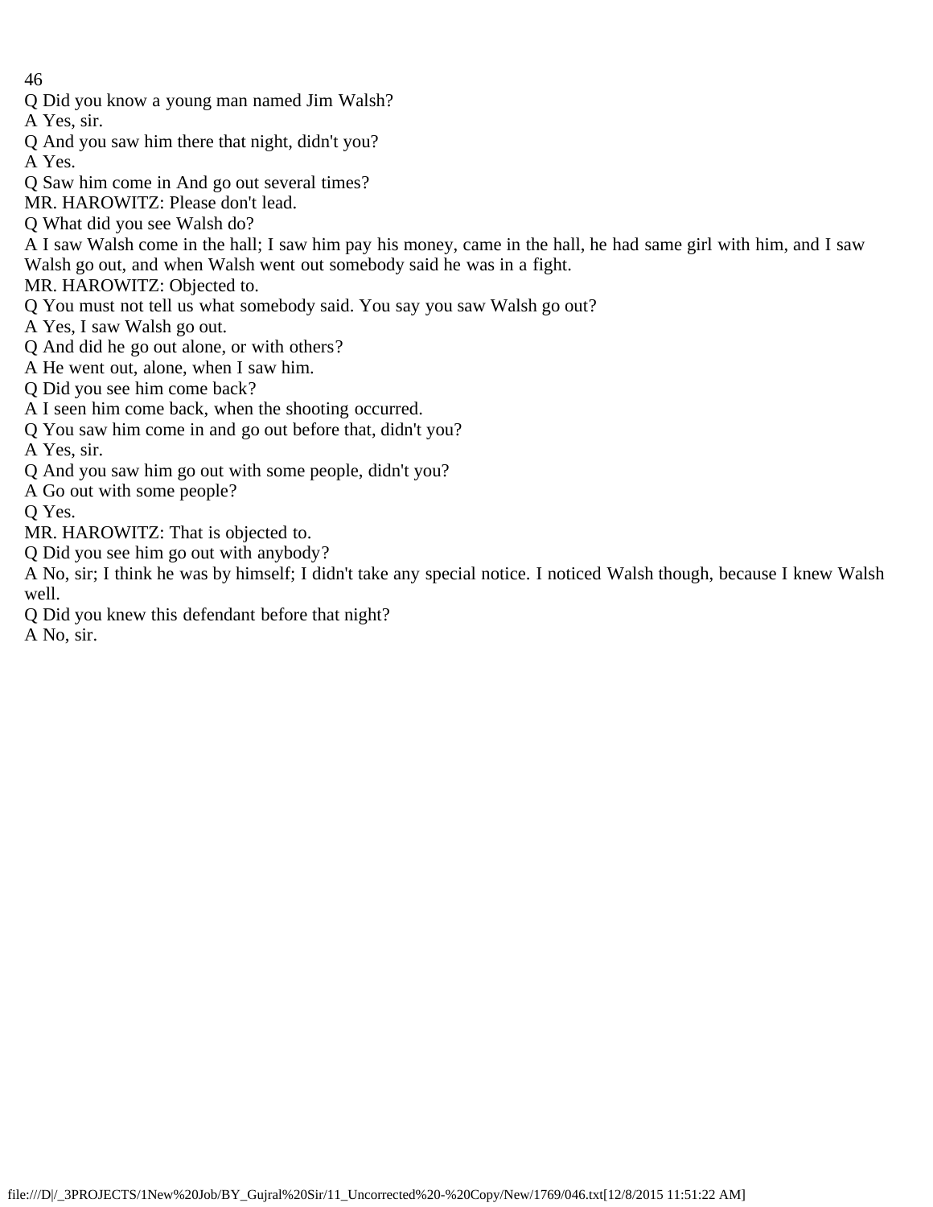Q Did you know a young man named Jim Walsh?

A Yes, sir.

Q And you saw him there that night, didn't you?

A Yes.

Q Saw him come in And go out several times?

MR. HAROWITZ: Please don't lead.

Q What did you see Walsh do?

A I saw Walsh come in the hall; I saw him pay his money, came in the hall, he had same girl with him, and I saw Walsh go out, and when Walsh went out somebody said he was in a fight.

MR. HAROWITZ: Objected to.

Q You must not tell us what somebody said. You say you saw Walsh go out?

A Yes, I saw Walsh go out.

Q And did he go out alone, or with others?

A He went out, alone, when I saw him.

Q Did you see him come back?

A I seen him come back, when the shooting occurred.

Q You saw him come in and go out before that, didn't you?

A Yes, sir.

Q And you saw him go out with some people, didn't you?

A Go out with some people?

Q Yes.

MR. HAROWITZ: That is objected to.

Q Did you see him go out with anybody?

A No, sir; I think he was by himself; I didn't take any special notice. I noticed Walsh though, because I knew Walsh well.

Q Did you knew this defendant before that night?

A No, sir.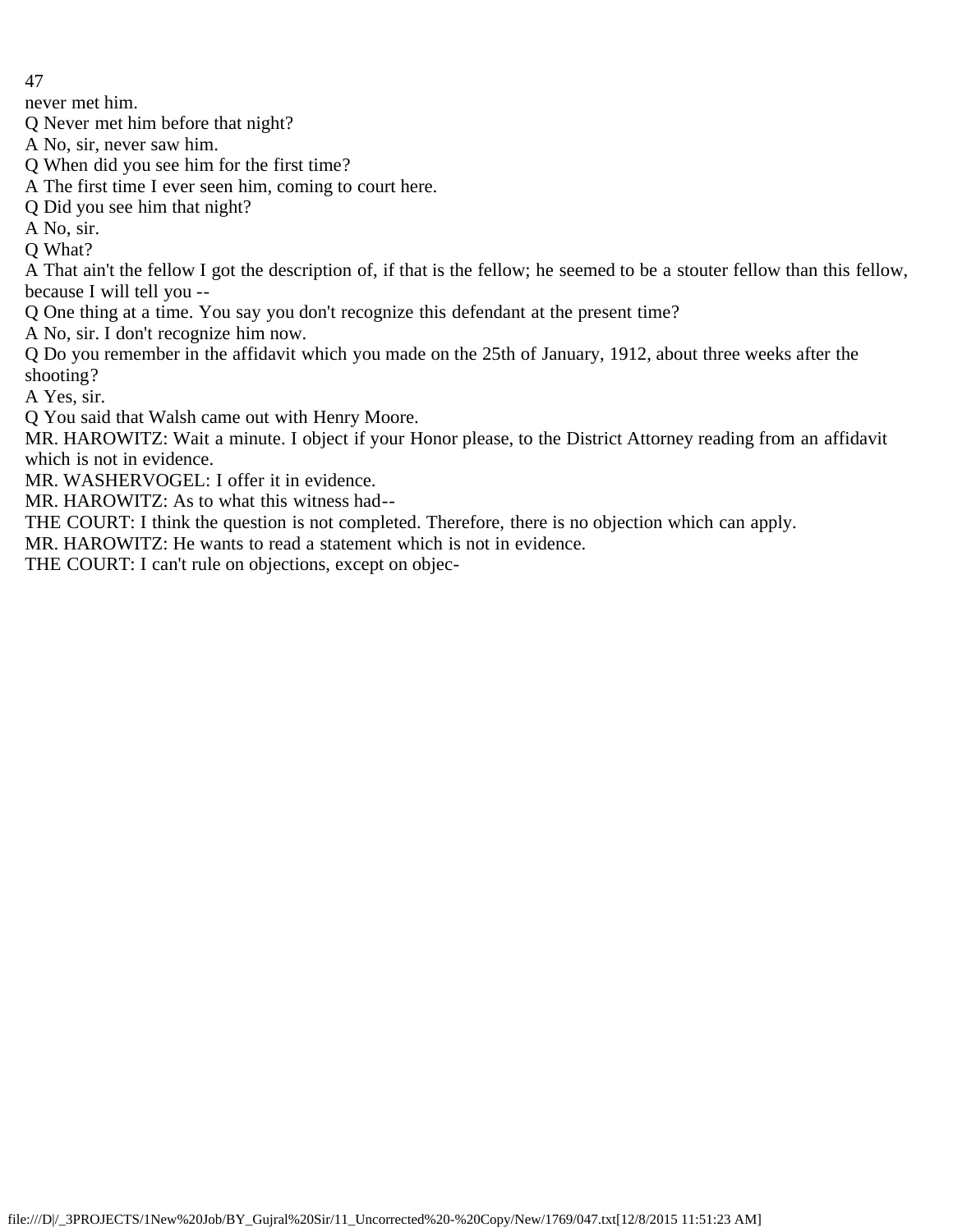never met him.

Q Never met him before that night?

A No, sir, never saw him.

Q When did you see him for the first time?

A The first time I ever seen him, coming to court here.

Q Did you see him that night?

A No, sir.

Q What?

A That ain't the fellow I got the description of, if that is the fellow; he seemed to be a stouter fellow than this fellow, because I will tell you --

Q One thing at a time. You say you don't recognize this defendant at the present time?

A No, sir. I don't recognize him now.

Q Do you remember in the affidavit which you made on the 25th of January, 1912, about three weeks after the shooting?

A Yes, sir.

Q You said that Walsh came out with Henry Moore.

MR. HAROWITZ: Wait a minute. I object if your Honor please, to the District Attorney reading from an affidavit which is not in evidence.

MR. WASHERVOGEL: I offer it in evidence.

MR. HAROWITZ: As to what this witness had--

THE COURT: I think the question is not completed. Therefore, there is no objection which can apply.

MR. HAROWITZ: He wants to read a statement which is not in evidence.

THE COURT: I can't rule on objections, except on objec-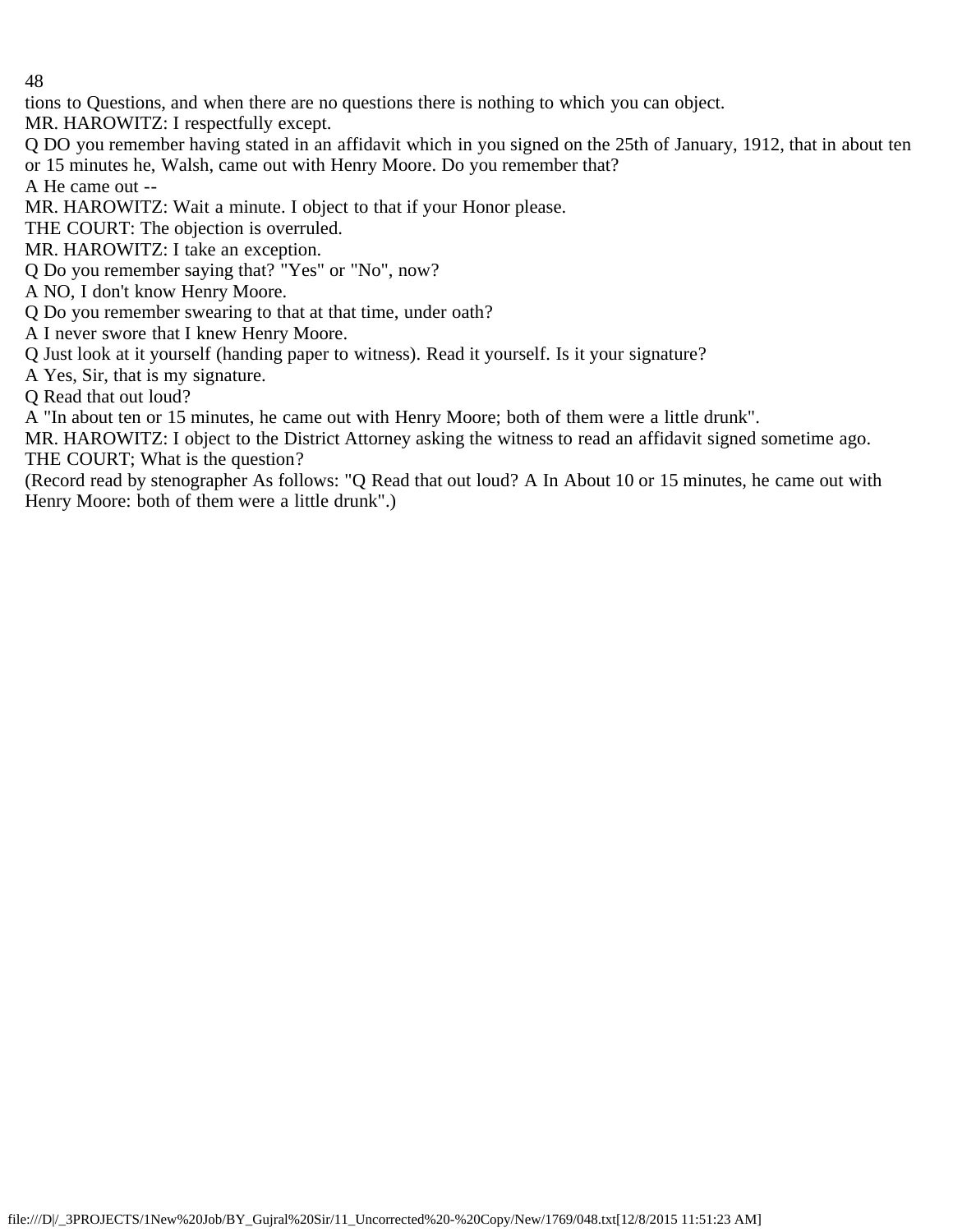tions to Questions, and when there are no questions there is nothing to which you can object.

MR. HAROWITZ: I respectfully except.

Q DO you remember having stated in an affidavit which in you signed on the 25th of January, 1912, that in about ten or 15 minutes he, Walsh, came out with Henry Moore. Do you remember that?

A He came out --

MR. HAROWITZ: Wait a minute. I object to that if your Honor please.

THE COURT: The objection is overruled.

MR. HAROWITZ: I take an exception.

Q Do you remember saying that? "Yes" or "No", now?

A NO, I don't know Henry Moore.

Q Do you remember swearing to that at that time, under oath?

A I never swore that I knew Henry Moore.

Q Just look at it yourself (handing paper to witness). Read it yourself. Is it your signature?

A Yes, Sir, that is my signature.

Q Read that out loud?

A "In about ten or 15 minutes, he came out with Henry Moore; both of them were a little drunk".

MR. HAROWITZ: I object to the District Attorney asking the witness to read an affidavit signed sometime ago.

THE COURT; What is the question?

(Record read by stenographer As follows: "Q Read that out loud? A In About 10 or 15 minutes, he came out with Henry Moore: both of them were a little drunk".)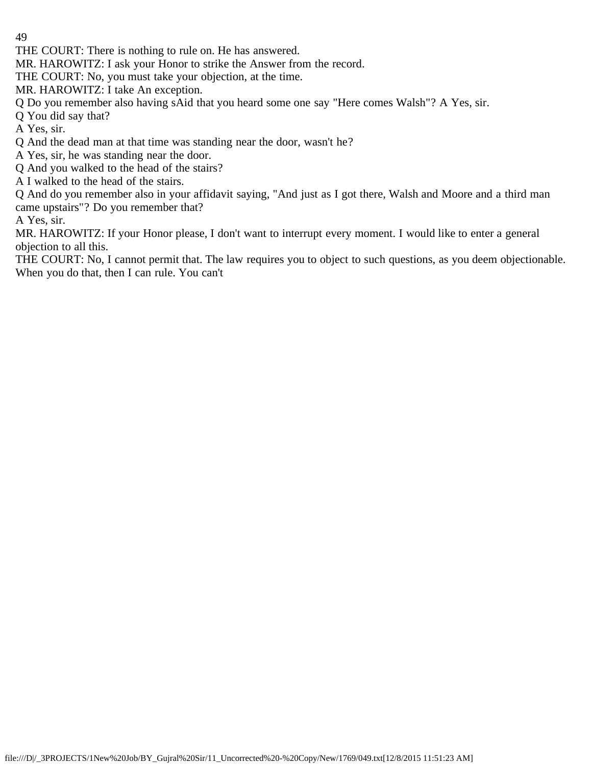THE COURT: There is nothing to rule on. He has answered.

MR. HAROWITZ: I ask your Honor to strike the Answer from the record.

THE COURT: No, you must take your objection, at the time.

MR. HAROWITZ: I take An exception.

Q Do you remember also having sAid that you heard some one say "Here comes Walsh"? A Yes, sir.

Q You did say that?

A Yes, sir.

Q And the dead man at that time was standing near the door, wasn't he?

A Yes, sir, he was standing near the door.

Q And you walked to the head of the stairs?

A I walked to the head of the stairs.

Q And do you remember also in your affidavit saying, "And just as I got there, Walsh and Moore and a third man came upstairs"? Do you remember that?

A Yes, sir.

MR. HAROWITZ: If your Honor please, I don't want to interrupt every moment. I would like to enter a general objection to all this.

THE COURT: No, I cannot permit that. The law requires you to object to such questions, as you deem objectionable. When you do that, then I can rule. You can't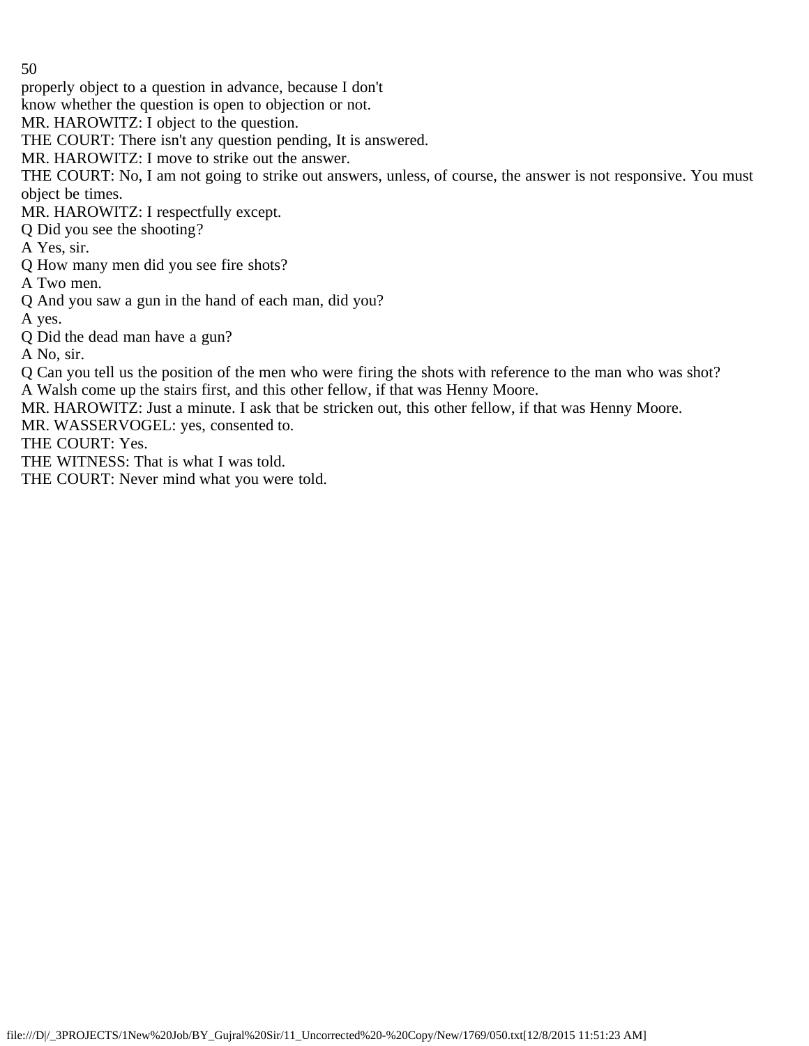properly object to a question in advance, because I don't
know whether the question is open to objection or not.

MR. HAROWITZ: I object to the question.

THE COURT: There isn't any question pending, It is answered.

MR. HAROWITZ: I move to strike out the answer.

THE COURT: No, I am not going to strike out answers, unless, of course, the answer is not responsive. You must object be times.

MR. HAROWITZ: I respectfully except.

Q Did you see the shooting?

A Yes, sir.

Q How many men did you see fire shots?

A Two men.

Q And you saw a gun in the hand of each man, did you?

A yes.

Q Did the dead man have a gun?

A No, sir.

Q Can you tell us the position of the men who were firing the shots with reference to the man who was shot?

A Walsh come up the stairs first, and this other fellow, if that was Henny Moore.

MR. HAROWITZ: Just a minute. I ask that be stricken out, this other fellow, if that was Henny Moore.

MR. WASSERVOGEL: yes, consented to.

THE COURT: Yes.

THE WITNESS: That is what I was told.

THE COURT: Never mind what you were told.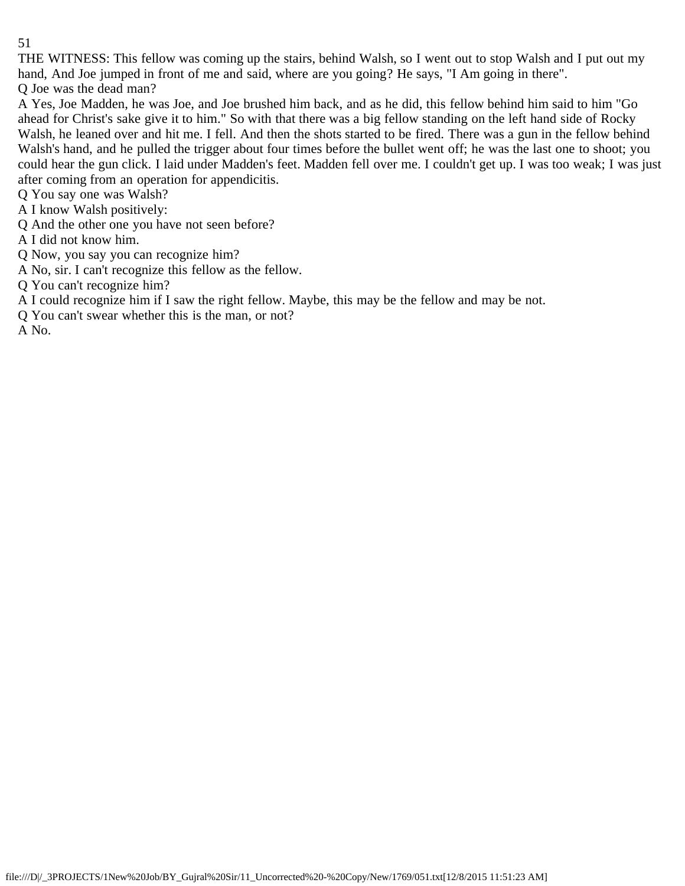THE WITNESS: This fellow was coming up the stairs, behind Walsh, so I went out to stop Walsh and I put out my hand, And Joe jumped in front of me and said, where are you going? He says, "I Am going in there".

Q Joe was the dead man?

A Yes, Joe Madden, he was Joe, and Joe brushed him back, and as he did, this fellow behind him said to him "Go ahead for Christ's sake give it to him." So with that there was a big fellow standing on the left hand side of Rocky Walsh, he leaned over and hit me. I fell. And then the shots started to be fired. There was a gun in the fellow behind Walsh's hand, and he pulled the trigger about four times before the bullet went off; he was the last one to shoot; you could hear the gun click. I laid under Madden's feet. Madden fell over me. I couldn't get up. I was too weak; I was just after coming from an operation for appendicitis.

Q You say one was Walsh?

A I know Walsh positively:

Q And the other one you have not seen before?

A I did not know him.

Q Now, you say you can recognize him?

A No, sir. I can't recognize this fellow as the fellow.

Q You can't recognize him?

A I could recognize him if I saw the right fellow. Maybe, this may be the fellow and may be not.

Q You can't swear whether this is the man, or not?

A No.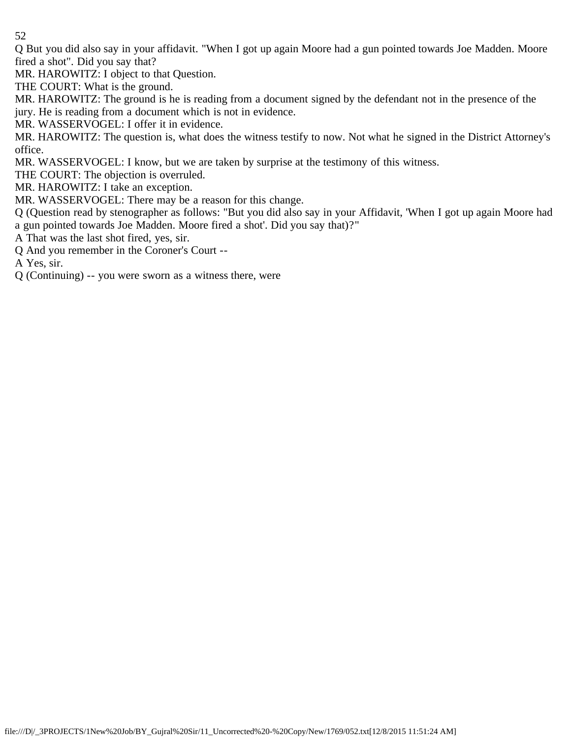Q But you did also say in your affidavit. "When I got up again Moore had a gun pointed towards Joe Madden. Moore fired a shot". Did you say that?

MR. HAROWITZ: I object to that Question.

THE COURT: What is the ground.

MR. HAROWITZ: The ground is he is reading from a document signed by the defendant not in the presence of the jury. He is reading from a document which is not in evidence.

MR. WASSERVOGEL: I offer it in evidence.

MR. HAROWITZ: The question is, what does the witness testify to now. Not what he signed in the District Attorney's office.

MR. WASSERVOGEL: I know, but we are taken by surprise at the testimony of this witness.

THE COURT: The objection is overruled.

MR. HAROWITZ: I take an exception.

MR. WASSERVOGEL: There may be a reason for this change.

Q (Question read by stenographer as follows: "But you did also say in your Affidavit, 'When I got up again Moore had a gun pointed towards Joe Madden. Moore fired a shot'. Did you say that)?"

A That was the last shot fired, yes, sir.

Q And you remember in the Coroner's Court --

A Yes, sir.

Q (Continuing) -- you were sworn as a witness there, were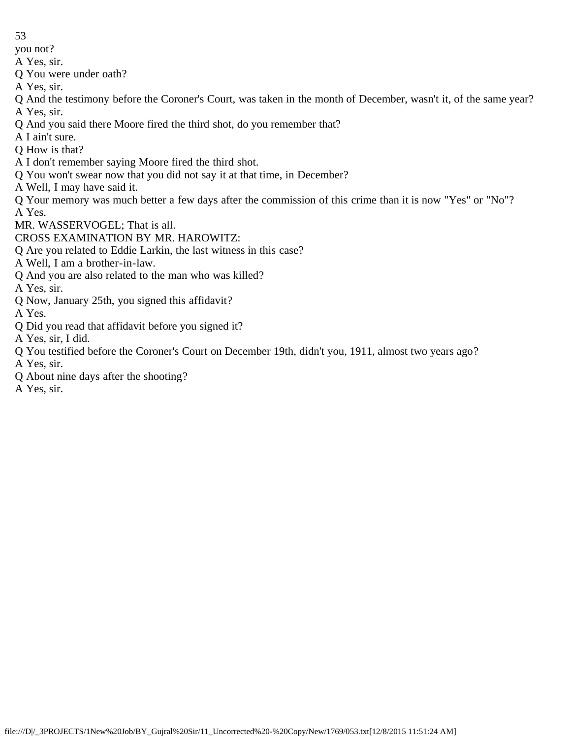you not?

A Yes, sir.

Q You were under oath?

A Yes, sir.

Q And the testimony before the Coroner's Court, was taken in the month of December, wasn't it, of the same year?

A Yes, sir.

Q And you said there Moore fired the third shot, do you remember that?

A I ain't sure.

Q How is that?

A I don't remember saying Moore fired the third shot.

Q You won't swear now that you did not say it at that time, in December?

A Well, I may have said it.

Q Your memory was much better a few days after the commission of this crime than it is now "Yes" or "No"?

A Yes.

MR. WASSERVOGEL; That is all.

CROSS EXAMINATION BY MR. HAROWITZ:

Q Are you related to Eddie Larkin, the last witness in this case?

A Well, I am a brother-in-law.

Q And you are also related to the man who was killed?

A Yes, sir.

Q Now, January 25th, you signed this affidavit?

A Yes.

Q Did you read that affidavit before you signed it?

A Yes, sir, I did.

Q You testified before the Coroner's Court on December 19th, didn't you, 1911, almost two years ago?

A Yes, sir.

Q About nine days after the shooting?

A Yes, sir.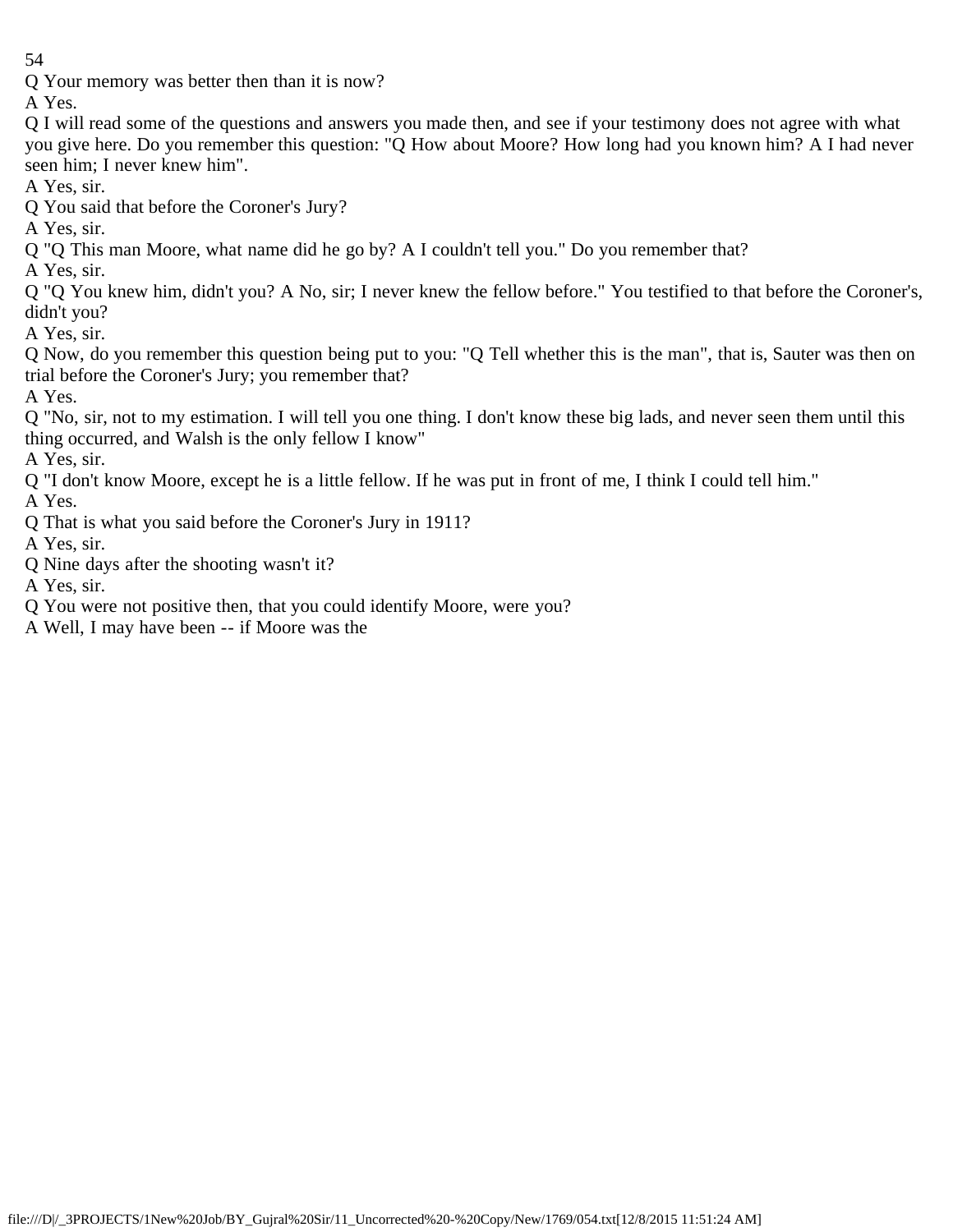Q Your memory was better then than it is now?

A Yes.

Q I will read some of the questions and answers you made then, and see if your testimony does not agree with what you give here. Do you remember this question: "Q How about Moore? How long had you known him? A I had never seen him; I never knew him".

A Yes, sir.

Q You said that before the Coroner's Jury?

A Yes, sir.

Q "Q This man Moore, what name did he go by? A I couldn't tell you." Do you remember that?

A Yes, sir.

Q "Q You knew him, didn't you? A No, sir; I never knew the fellow before." You testified to that before the Coroner's, didn't you?

A Yes, sir.

Q Now, do you remember this question being put to you: "Q Tell whether this is the man", that is, Sauter was then on trial before the Coroner's Jury; you remember that?

A Yes.

Q "No, sir, not to my estimation. I will tell you one thing. I don't know these big lads, and never seen them until this thing occurred, and Walsh is the only fellow I know"

A Yes, sir.

Q "I don't know Moore, except he is a little fellow. If he was put in front of me, I think I could tell him."

A Yes.

Q That is what you said before the Coroner's Jury in 1911?

A Yes, sir.

Q Nine days after the shooting wasn't it?

A Yes, sir.

Q You were not positive then, that you could identify Moore, were you?

A Well, I may have been -- if Moore was the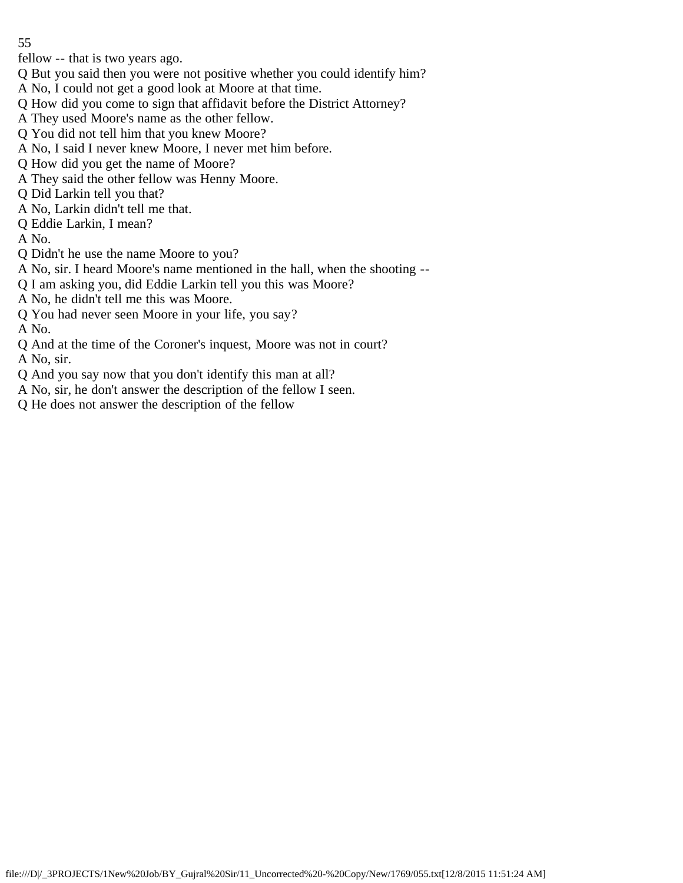fellow -- that is two years ago.

Q But you said then you were not positive whether you could identify him?

A No, I could not get a good look at Moore at that time.

Q How did you come to sign that affidavit before the District Attorney?

A They used Moore's name as the other fellow.

Q You did not tell him that you knew Moore?

A No, I said I never knew Moore, I never met him before.

Q How did you get the name of Moore?

A They said the other fellow was Henny Moore.

Q Did Larkin tell you that?

A No, Larkin didn't tell me that.

Q Eddie Larkin, I mean?

A No.

Q Didn't he use the name Moore to you?

A No, sir. I heard Moore's name mentioned in the hall, when the shooting --

Q I am asking you, did Eddie Larkin tell you this was Moore?

A No, he didn't tell me this was Moore.

Q You had never seen Moore in your life, you say?

A No.

Q And at the time of the Coroner's inquest, Moore was not in court?

A No, sir.

Q And you say now that you don't identify this man at all?

A No, sir, he don't answer the description of the fellow I seen.

Q He does not answer the description of the fellow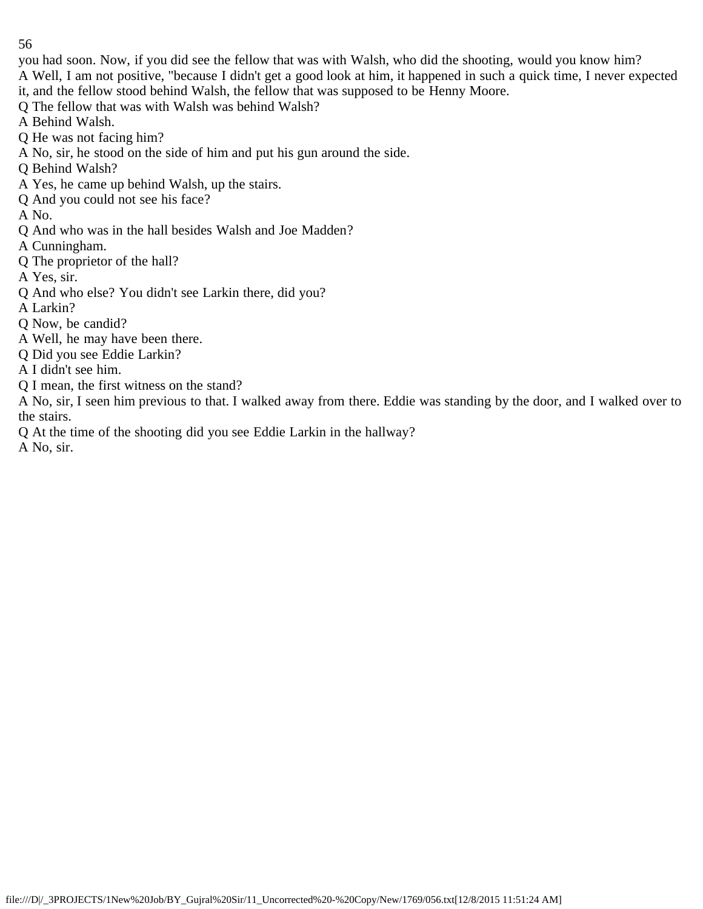you had soon. Now, if you did see the fellow that was with Walsh, who did the shooting, would you know him?
A Well, I am not positive, "because I didn't get a good look at him, it happened in such a quick time, I never expected it, and the fellow stood behind Walsh, the fellow that was supposed to be Henny Moore.
Q The fellow that was with Walsh was behind Walsh?
A Behind Walsh.
Q He was not facing him?
A No, sir, he stood on the side of him and put his gun around the side.
Q Behind Walsh?
A Yes, he came up behind Walsh, up the stairs.
Q And you could not see his face?
A No.
Q And who was in the hall besides Walsh and Joe Madden?
A Cunningham.
Q The proprietor of the hall?
A Yes, sir.
Q And who else? You didn't see Larkin there, did you?
A Larkin?
Q Now, be candid?
A Well, he may have been there.
Q Did you see Eddie Larkin?
A I didn't see him.
Q I mean, the first witness on the stand?
A No, sir, I seen him previous to that. I walked away from there. Eddie was standing by the door, and I walked over to the stairs.
Q At the time of the shooting did you see Eddie Larkin in the hallway?
A No, sir.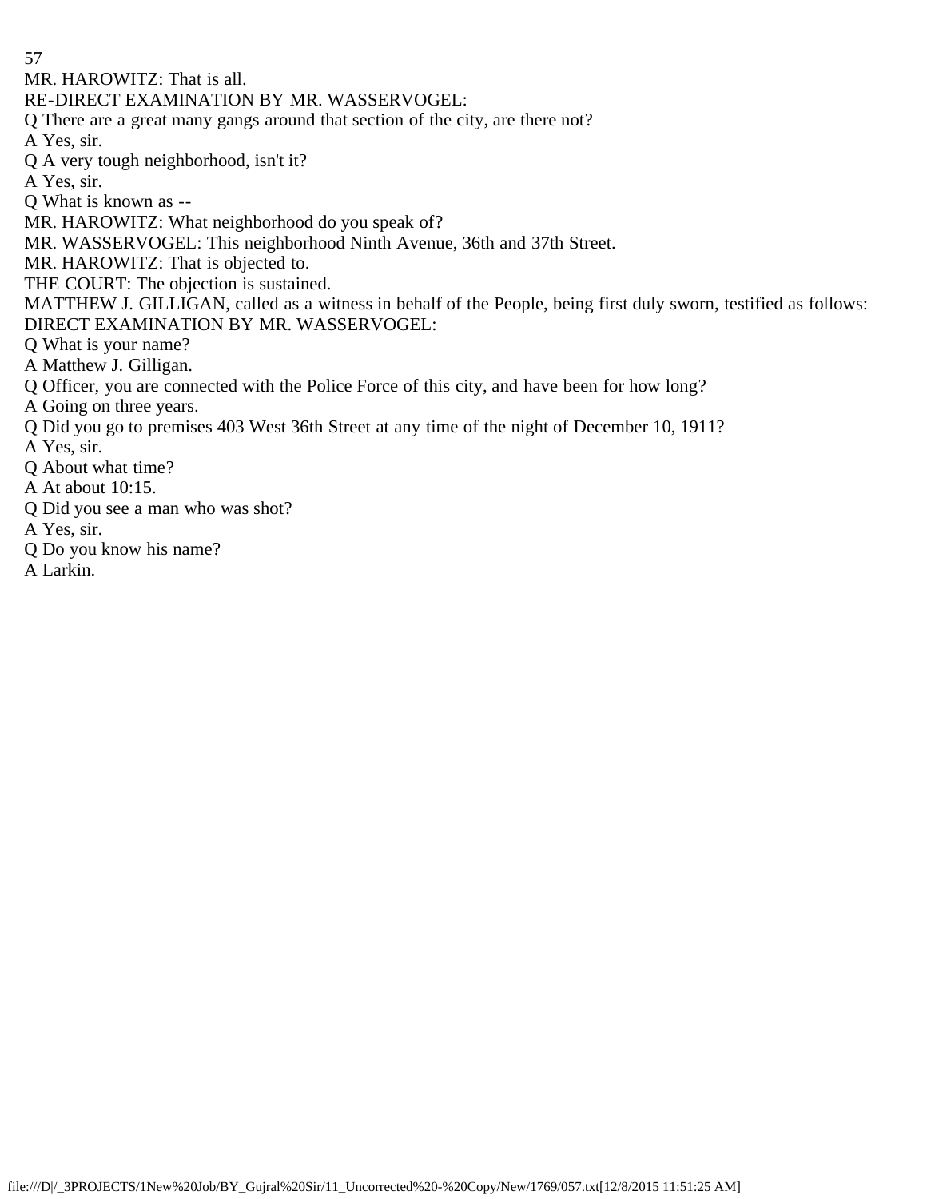MR. HAROWITZ: That is all.

RE-DIRECT EXAMINATION BY MR. WASSERVOGEL:

Q There are a great many gangs around that section of the city, are there not?

A Yes, sir.

Q A very tough neighborhood, isn't it?

A Yes, sir.

Q What is known as --

MR. HAROWITZ: What neighborhood do you speak of?

MR. WASSERVOGEL: This neighborhood Ninth Avenue, 36th and 37th Street.

MR. HAROWITZ: That is objected to.

THE COURT: The objection is sustained.

MATTHEW J. GILLIGAN, called as a witness in behalf of the People, being first duly sworn, testified as follows:

DIRECT EXAMINATION BY MR. WASSERVOGEL:

Q What is your name?

A Matthew J. Gilligan.

Q Officer, you are connected with the Police Force of this city, and have been for how long?

A Going on three years.

Q Did you go to premises 403 West 36th Street at any time of the night of December 10, 1911?

A Yes, sir.

Q About what time?

A At about 10:15.

Q Did you see a man who was shot?

A Yes, sir.

Q Do you know his name?

A Larkin.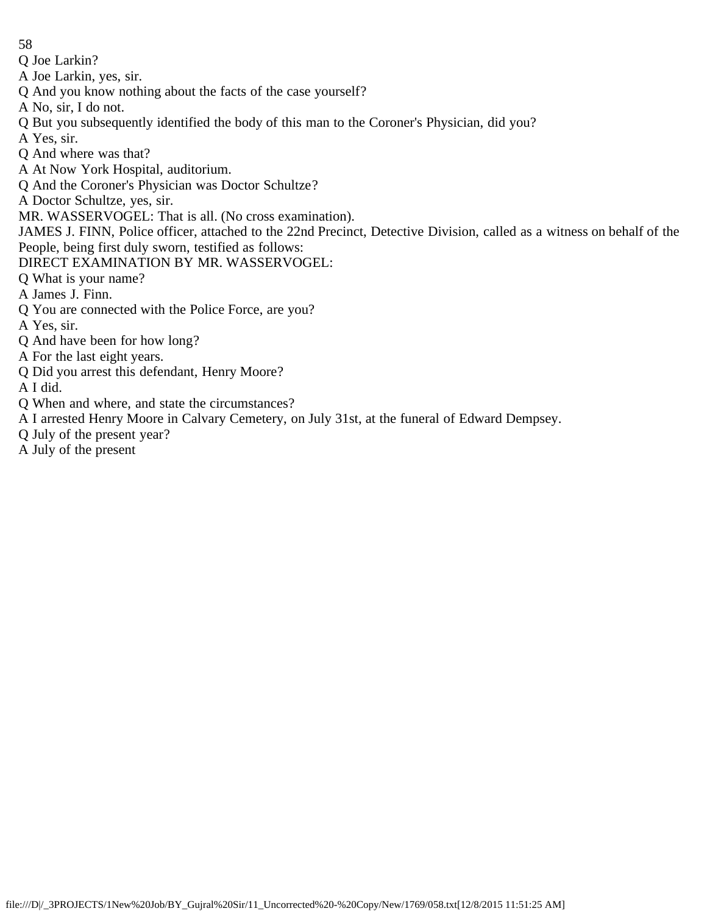Q Joe Larkin?

A Joe Larkin, yes, sir.

Q And you know nothing about the facts of the case yourself?

A No, sir, I do not.

Q But you subsequently identified the body of this man to the Coroner's Physician, did you?

A Yes, sir.

Q And where was that?

A At Now York Hospital, auditorium.

Q And the Coroner's Physician was Doctor Schultze?

A Doctor Schultze, yes, sir.

MR. WASSERVOGEL: That is all. (No cross examination).

JAMES J. FINN, Police officer, attached to the 22nd Precinct, Detective Division, called as a witness on behalf of the People, being first duly sworn, testified as follows:

DIRECT EXAMINATION BY MR. WASSERVOGEL:

Q What is your name?

A James J. Finn.

Q You are connected with the Police Force, are you?

A Yes, sir.

Q And have been for how long?

A For the last eight years.

Q Did you arrest this defendant, Henry Moore?

A I did.

Q When and where, and state the circumstances?

A I arrested Henry Moore in Calvary Cemetery, on July 31st, at the funeral of Edward Dempsey.

Q July of the present year?

A July of the present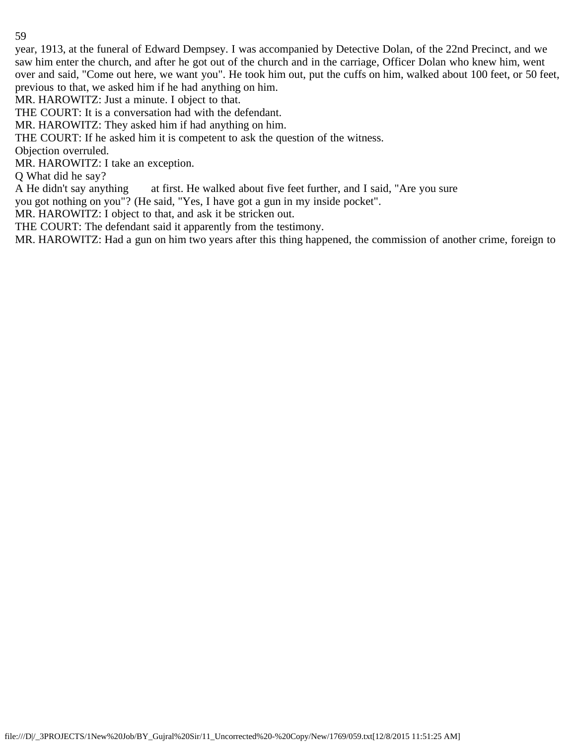year, 1913, at the funeral of Edward Dempsey. I was accompanied by Detective Dolan, of the 22nd Precinct, and we saw him enter the church, and after he got out of the church and in the carriage, Officer Dolan who knew him, went over and said, "Come out here, we want you". He took him out, put the cuffs on him, walked about 100 feet, or 50 feet, previous to that, we asked him if he had anything on him.

MR. HAROWITZ: Just a minute. I object to that.

THE COURT: It is a conversation had with the defendant.

MR. HAROWITZ: They asked him if had anything on him.

THE COURT: If he asked him it is competent to ask the question of the witness.

Objection overruled.

MR. HAROWITZ: I take an exception.

Q What did he say?

A He didn't say anything at first. He walked about five feet further, and I said, "Are you sure you got nothing on you"? (He said, "Yes, I have got a gun in my inside pocket".

MR. HAROWITZ: I object to that, and ask it be stricken out.

THE COURT: The defendant said it apparently from the testimony.

MR. HAROWITZ: Had a gun on him two years after this thing happened, the commission of another crime, foreign to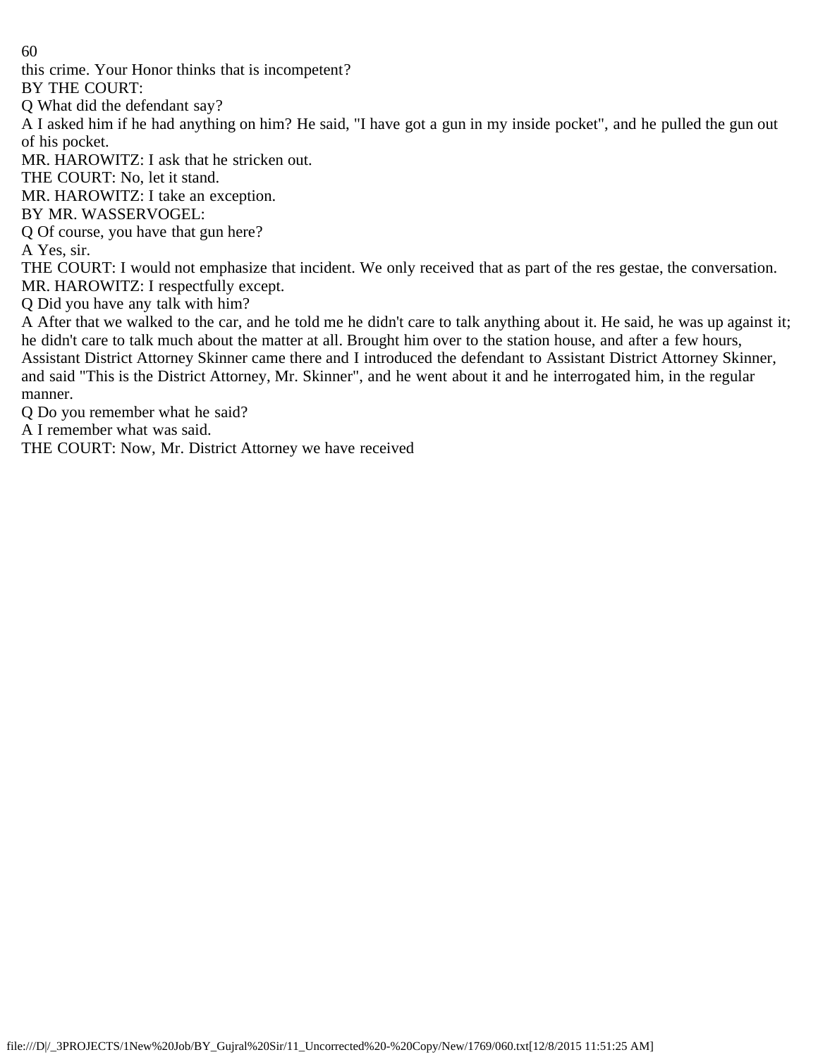this crime. Your Honor thinks that is incompetent?

BY THE COURT:

Q What did the defendant say?

A I asked him if he had anything on him? He said, "I have got a gun in my inside pocket", and he pulled the gun out of his pocket.

MR. HAROWITZ: I ask that he stricken out.

THE COURT: No, let it stand.

MR. HAROWITZ: I take an exception.

BY MR. WASSERVOGEL:

Q Of course, you have that gun here?

A Yes, sir.

THE COURT: I would not emphasize that incident. We only received that as part of the res gestae, the conversation.

MR. HAROWITZ: I respectfully except.

Q Did you have any talk with him?

A After that we walked to the car, and he told me he didn't care to talk anything about it. He said, he was up against it; he didn't care to talk much about the matter at all. Brought him over to the station house, and after a few hours, Assistant District Attorney Skinner came there and I introduced the defendant to Assistant District Attorney Skinner, and said "This is the District Attorney, Mr. Skinner", and he went about it and he interrogated him, in the regular manner.

Q Do you remember what he said?

A I remember what was said.

THE COURT: Now, Mr. District Attorney we have received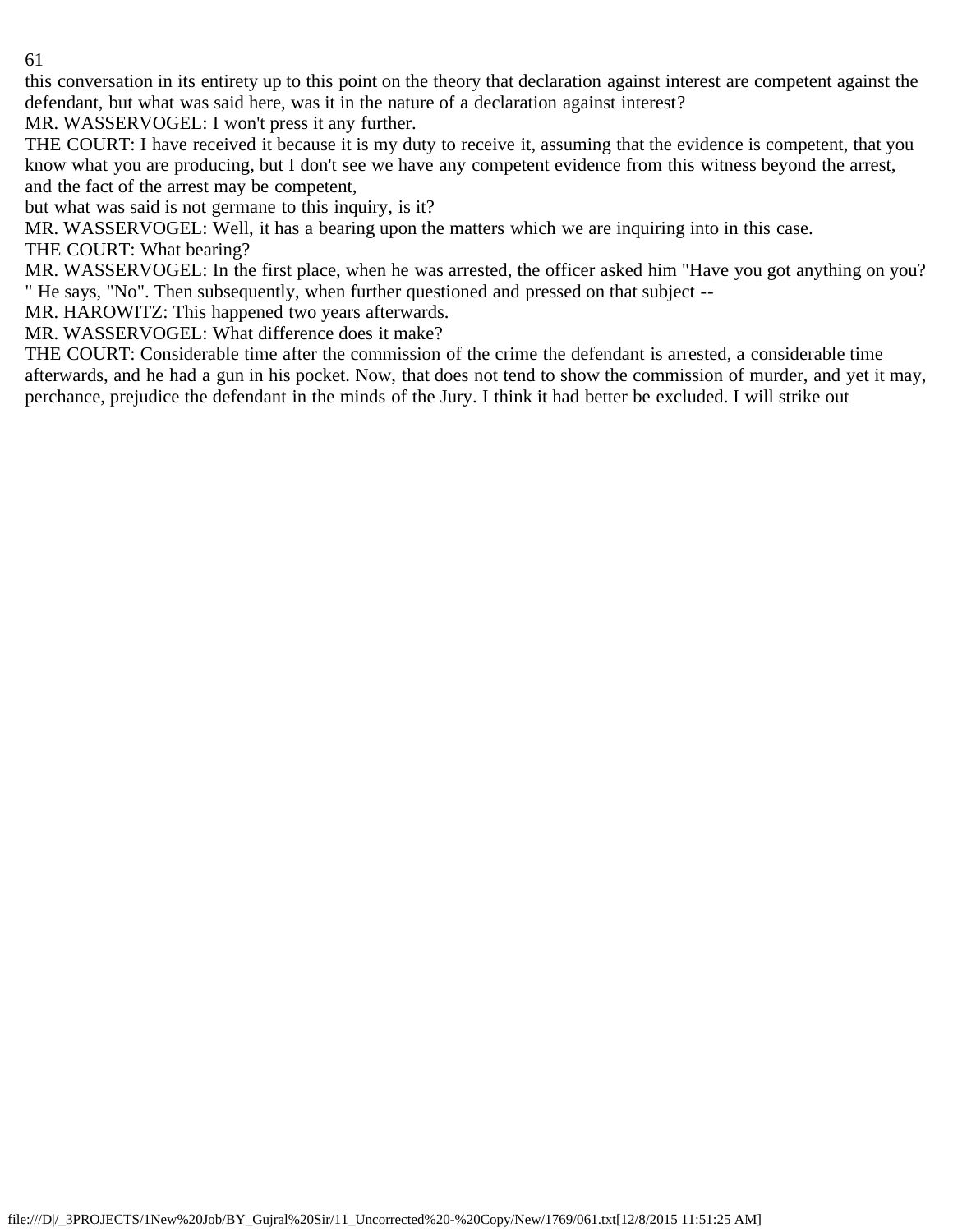this conversation in its entirety up to this point on the theory that declaration against interest are competent against the defendant, but what was said here, was it in the nature of a declaration against interest?

MR. WASSERVOGEL: I won't press it any further.

THE COURT: I have received it because it is my duty to receive it, assuming that the evidence is competent, that you know what you are producing, but I don't see we have any competent evidence from this witness beyond the arrest, and the fact of the arrest may be competent,

but what was said is not germane to this inquiry, is it?

MR. WASSERVOGEL: Well, it has a bearing upon the matters which we are inquiring into in this case.

THE COURT: What bearing?

MR. WASSERVOGEL: In the first place, when he was arrested, the officer asked him "Have you got anything on you? " He says, "No". Then subsequently, when further questioned and pressed on that subject --

MR. HAROWITZ: This happened two years afterwards.

MR. WASSERVOGEL: What difference does it make?

THE COURT: Considerable time after the commission of the crime the defendant is arrested, a considerable time afterwards, and he had a gun in his pocket. Now, that does not tend to show the commission of murder, and yet it may, perchance, prejudice the defendant in the minds of the Jury. I think it had better be excluded. I will strike out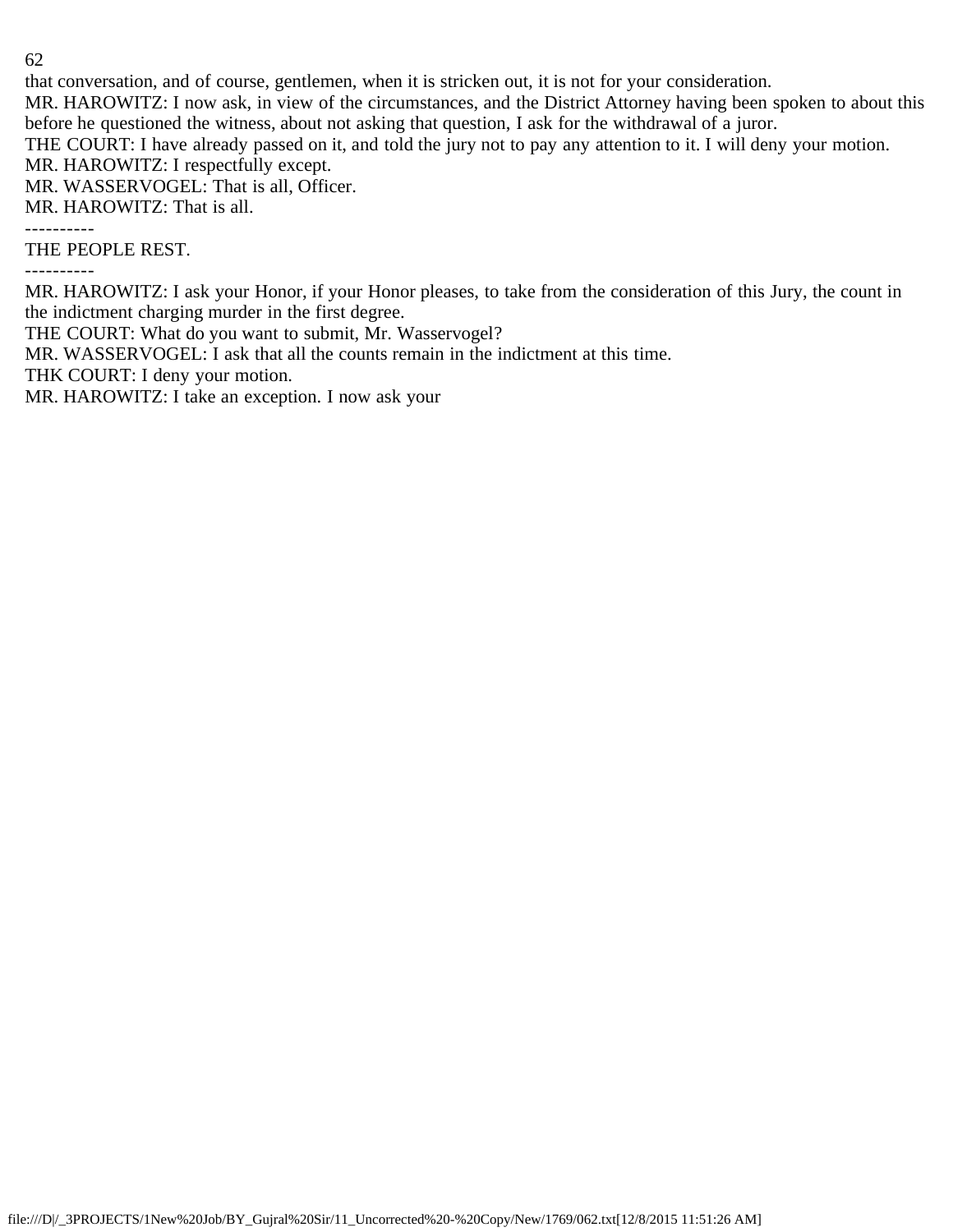that conversation, and of course, gentlemen, when it is stricken out, it is not for your consideration.

MR. HAROWITZ: I now ask, in view of the circumstances, and the District Attorney having been spoken to about this before he questioned the witness, about not asking that question, I ask for the withdrawal of a juror.

THE COURT: I have already passed on it, and told the jury not to pay any attention to it. I will deny your motion.

MR. HAROWITZ: I respectfully except.

MR. WASSERVOGEL: That is all, Officer.

MR. HAROWITZ: That is all.

----------

THE PEOPLE REST.

----------

MR. HAROWITZ: I ask your Honor, if your Honor pleases, to take from the consideration of this Jury, the count in the indictment charging murder in the first degree.

THE COURT: What do you want to submit, Mr. Wasservogel?

MR. WASSERVOGEL: I ask that all the counts remain in the indictment at this time.

THK COURT: I deny your motion.

MR. HAROWITZ: I take an exception. I now ask your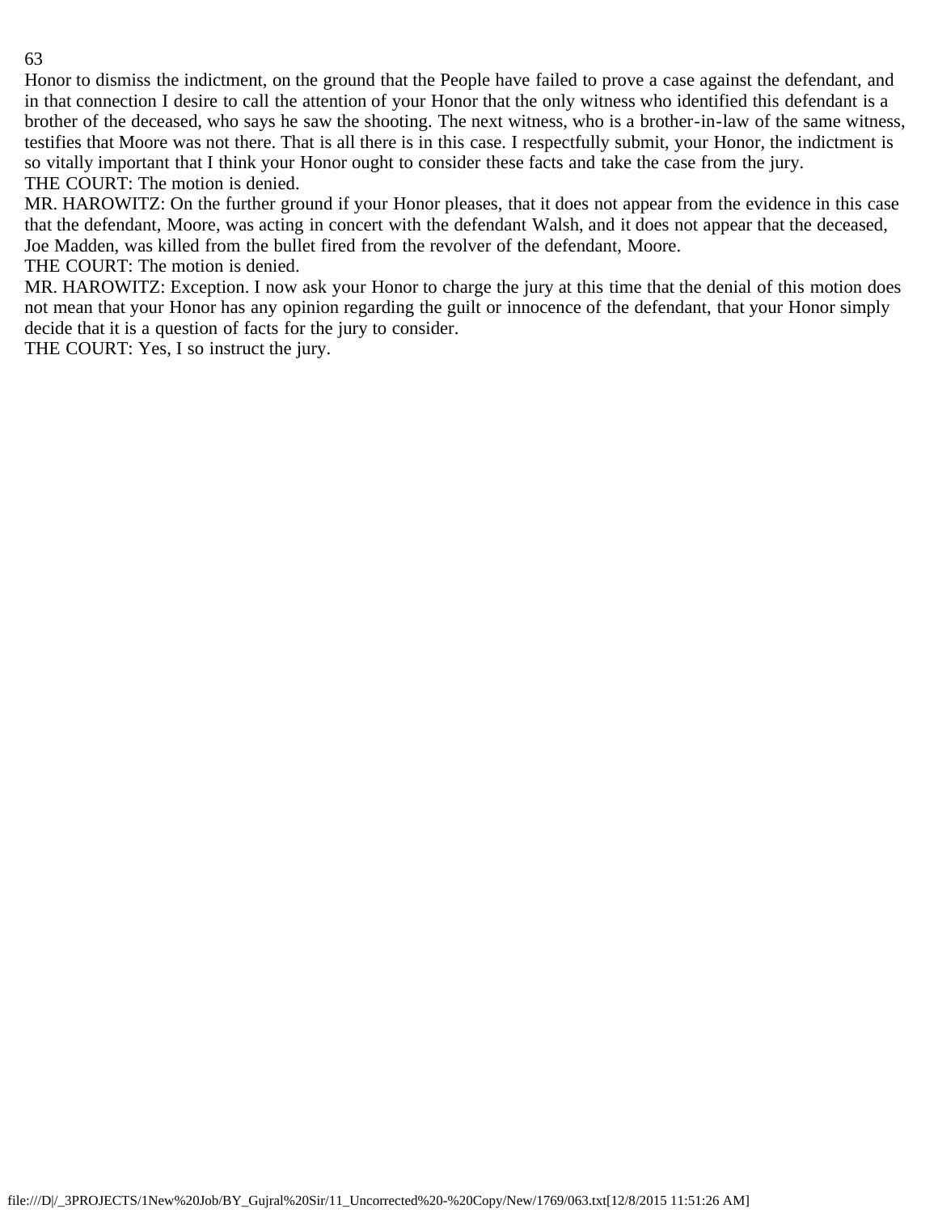Honor to dismiss the indictment, on the ground that the People have failed to prove a case against the defendant, and in that connection I desire to call the attention of your Honor that the only witness who identified this defendant is a brother of the deceased, who says he saw the shooting. The next witness, who is a brother-in-law of the same witness, testifies that Moore was not there. That is all there is in this case. I respectfully submit, your Honor, the indictment is so vitally important that I think your Honor ought to consider these facts and take the case from the jury.

THE COURT: The motion is denied.

MR. HAROWITZ: On the further ground if your Honor pleases, that it does not appear from the evidence in this case that the defendant, Moore, was acting in concert with the defendant Walsh, and it does not appear that the deceased, Joe Madden, was killed from the bullet fired from the revolver of the defendant, Moore.

THE COURT: The motion is denied.

MR. HAROWITZ: Exception. I now ask your Honor to charge the jury at this time that the denial of this motion does not mean that your Honor has any opinion regarding the guilt or innocence of the defendant, that your Honor simply decide that it is a question of facts for the jury to consider.

THE COURT: Yes, I so instruct the jury.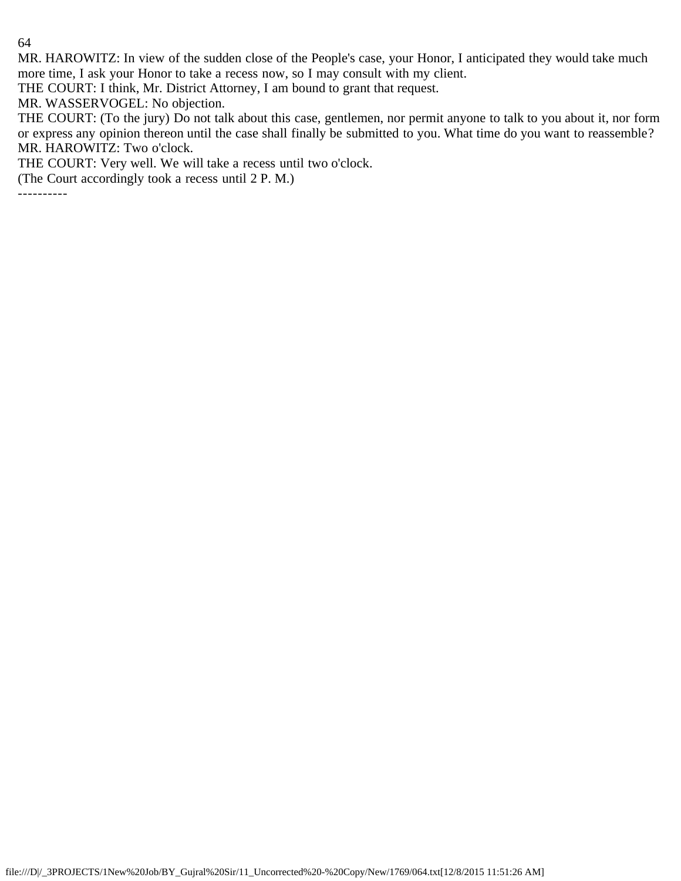MR. HAROWITZ: In view of the sudden close of the People's case, your Honor, I anticipated they would take much more time, I ask your Honor to take a recess now, so I may consult with my client.

THE COURT: I think, Mr. District Attorney, I am bound to grant that request.

MR. WASSERVOGEL: No objection.

THE COURT: (To the jury) Do not talk about this case, gentlemen, nor permit anyone to talk to you about it, nor form or express any opinion thereon until the case shall finally be submitted to you. What time do you want to reassemble?

MR. HAROWITZ: Two o'clock.

THE COURT: Very well. We will take a recess until two o'clock.

(The Court accordingly took a recess until 2 P. M.)

----------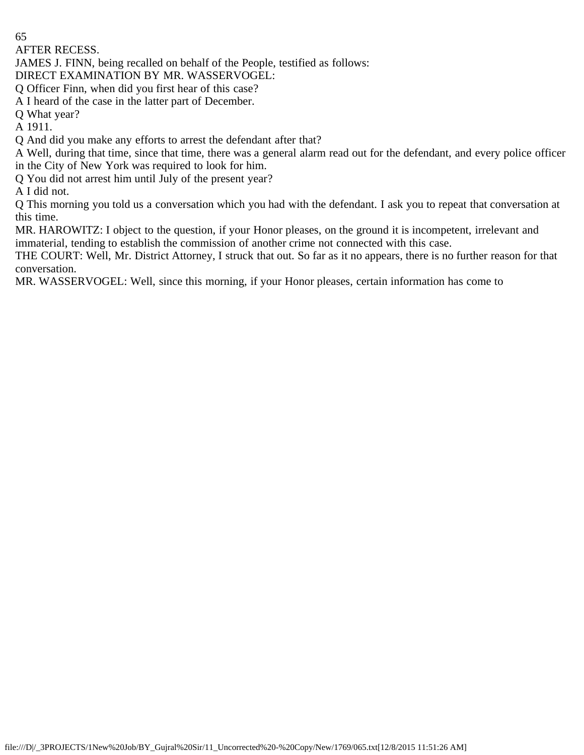AFTER RECESS.

JAMES J. FINN, being recalled on behalf of the People, testified as follows:

DIRECT EXAMINATION BY MR. WASSERVOGEL:

Q Officer Finn, when did you first hear of this case?

A I heard of the case in the latter part of December.

Q What year?

A 1911.

Q And did you make any efforts to arrest the defendant after that?

A Well, during that time, since that time, there was a general alarm read out for the defendant, and every police officer in the City of New York was required to look for him.

Q You did not arrest him until July of the present year?

A I did not.

Q This morning you told us a conversation which you had with the defendant. I ask you to repeat that conversation at this time.

MR. HAROWITZ: I object to the question, if your Honor pleases, on the ground it is incompetent, irrelevant and immaterial, tending to establish the commission of another crime not connected with this case.

THE COURT: Well, Mr. District Attorney, I struck that out. So far as it no appears, there is no further reason for that conversation.

MR. WASSERVOGEL: Well, since this morning, if your Honor pleases, certain information has come to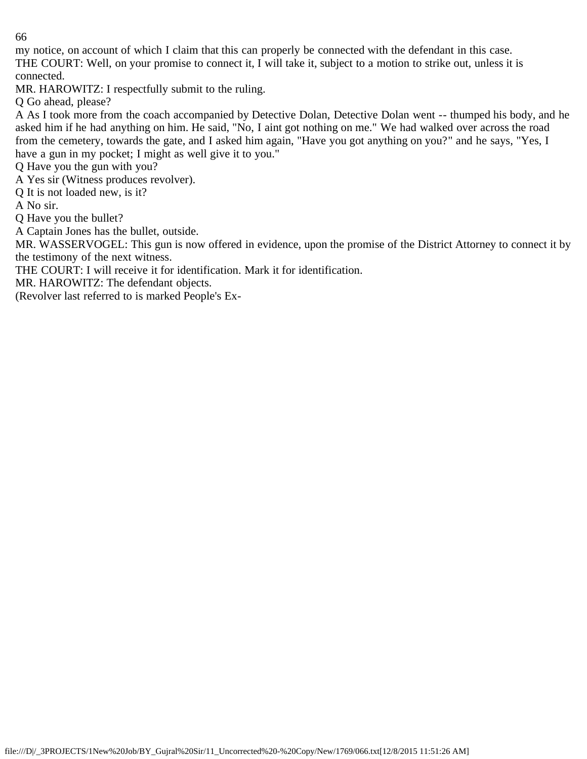my notice, on account of which I claim that this can properly be connected with the defendant in this case.

THE COURT: Well, on your promise to connect it, I will take it, subject to a motion to strike out, unless it is connected.

MR. HAROWITZ: I respectfully submit to the ruling.

Q Go ahead, please?

A As I took more from the coach accompanied by Detective Dolan, Detective Dolan went -- thumped his body, and he asked him if he had anything on him. He said, "No, I aint got nothing on me." We had walked over across the road from the cemetery, towards the gate, and I asked him again, "Have you got anything on you?" and he says, "Yes, I have a gun in my pocket; I might as well give it to you."

Q Have you the gun with you?

A Yes sir (Witness produces revolver).

Q It is not loaded new, is it?

A No sir.

Q Have you the bullet?

A Captain Jones has the bullet, outside.

MR. WASSERVOGEL: This gun is now offered in evidence, upon the promise of the District Attorney to connect it by the testimony of the next witness.

THE COURT: I will receive it for identification. Mark it for identification.

MR. HAROWITZ: The defendant objects.

(Revolver last referred to is marked People's Ex-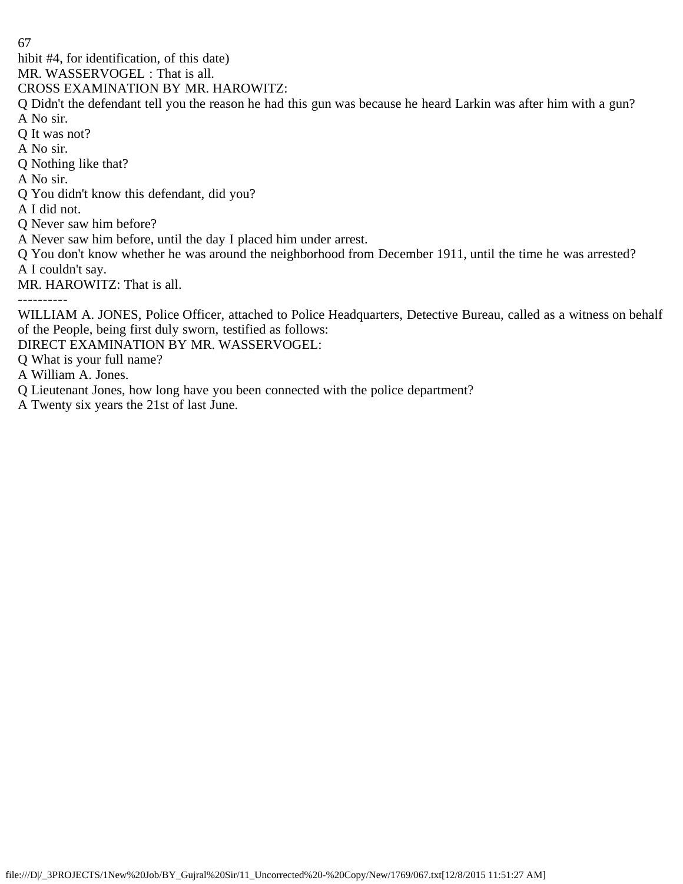hibit #4, for identification, of this date)

MR. WASSERVOGEL : That is all.

CROSS EXAMINATION BY MR. HAROWITZ:

Q Didn't the defendant tell you the reason he had this gun was because he heard Larkin was after him with a gun?

A No sir.

Q It was not?

A No sir.

Q Nothing like that?

A No sir.

Q You didn't know this defendant, did you?

A I did not.

Q Never saw him before?

A Never saw him before, until the day I placed him under arrest.

Q You don't know whether he was around the neighborhood from December 1911, until the time he was arrested?

A I couldn't say.

MR. HAROWITZ: That is all.

----------

WILLIAM A. JONES, Police Officer, attached to Police Headquarters, Detective Bureau, called as a witness on behalf of the People, being first duly sworn, testified as follows:

DIRECT EXAMINATION BY MR. WASSERVOGEL:

Q What is your full name?

A William A. Jones.

Q Lieutenant Jones, how long have you been connected with the police department?

A Twenty six years the 21st of last June.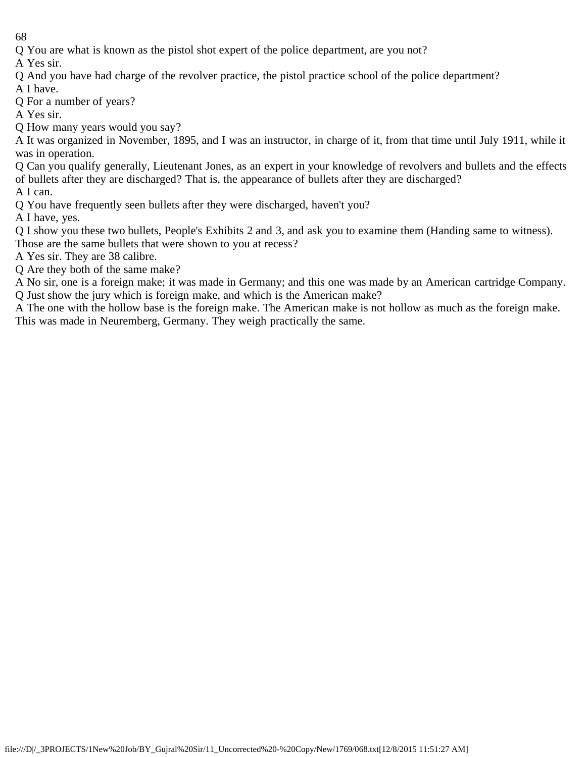Q You are what is known as the pistol shot expert of the police department, are you not?

A Yes sir.

Q And you have had charge of the revolver practice, the pistol practice school of the police department?

A I have.

Q For a number of years?

A Yes sir.

Q How many years would you say?

A It was organized in November, 1895, and I was an instructor, in charge of it, from that time until July 1911, while it was in operation.

Q Can you qualify generally, Lieutenant Jones, as an expert in your knowledge of revolvers and bullets and the effects of bullets after they are discharged? That is, the appearance of bullets after they are discharged?

A I can.

Q You have frequently seen bullets after they were discharged, haven't you?

A I have, yes.

Q I show you these two bullets, People's Exhibits 2 and 3, and ask you to examine them (Handing same to witness). Those are the same bullets that were shown to you at recess?

A Yes sir. They are 38 calibre.

Q Are they both of the same make?

A No sir, one is a foreign make; it was made in Germany; and this one was made by an American cartridge Company.

Q Just show the jury which is foreign make, and which is the American make?

A The one with the hollow base is the foreign make. The American make is not hollow as much as the foreign make. This was made in Neuremberg, Germany. They weigh practically the same.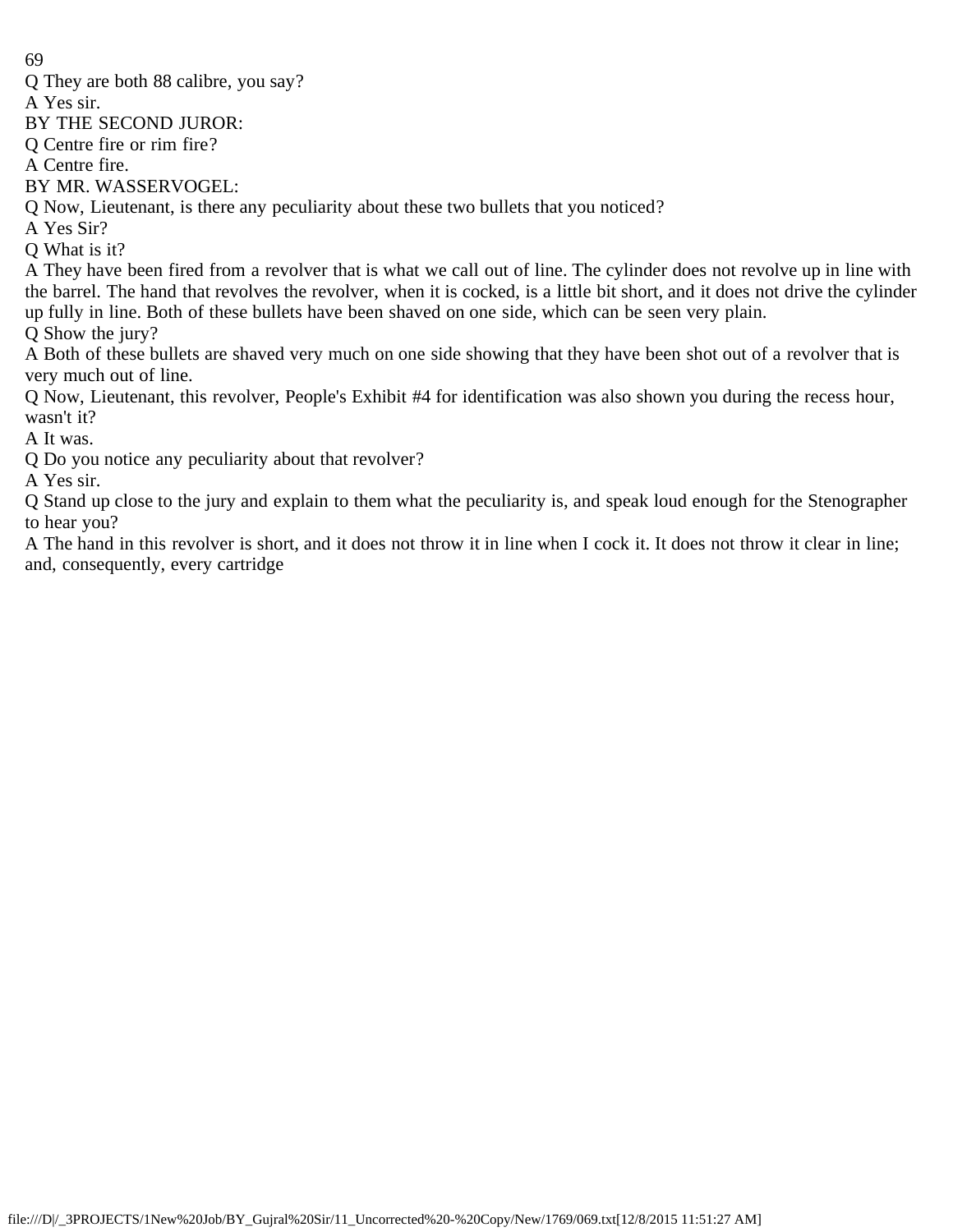Q They are both 88 calibre, you say?

A Yes sir.

BY THE SECOND JUROR:

Q Centre fire or rim fire?

A Centre fire.

BY MR. WASSERVOGEL:

Q Now, Lieutenant, is there any peculiarity about these two bullets that you noticed?

A Yes Sir?

Q What is it?

A They have been fired from a revolver that is what we call out of line. The cylinder does not revolve up in line with the barrel. The hand that revolves the revolver, when it is cocked, is a little bit short, and it does not drive the cylinder up fully in line. Both of these bullets have been shaved on one side, which can be seen very plain.

Q Show the jury?

A Both of these bullets are shaved very much on one side showing that they have been shot out of a revolver that is very much out of line.

Q Now, Lieutenant, this revolver, People's Exhibit #4 for identification was also shown you during the recess hour, wasn't it?

A It was.

Q Do you notice any peculiarity about that revolver?

A Yes sir.

Q Stand up close to the jury and explain to them what the peculiarity is, and speak loud enough for the Stenographer to hear you?

A The hand in this revolver is short, and it does not throw it in line when I cock it. It does not throw it clear in line; and, consequently, every cartridge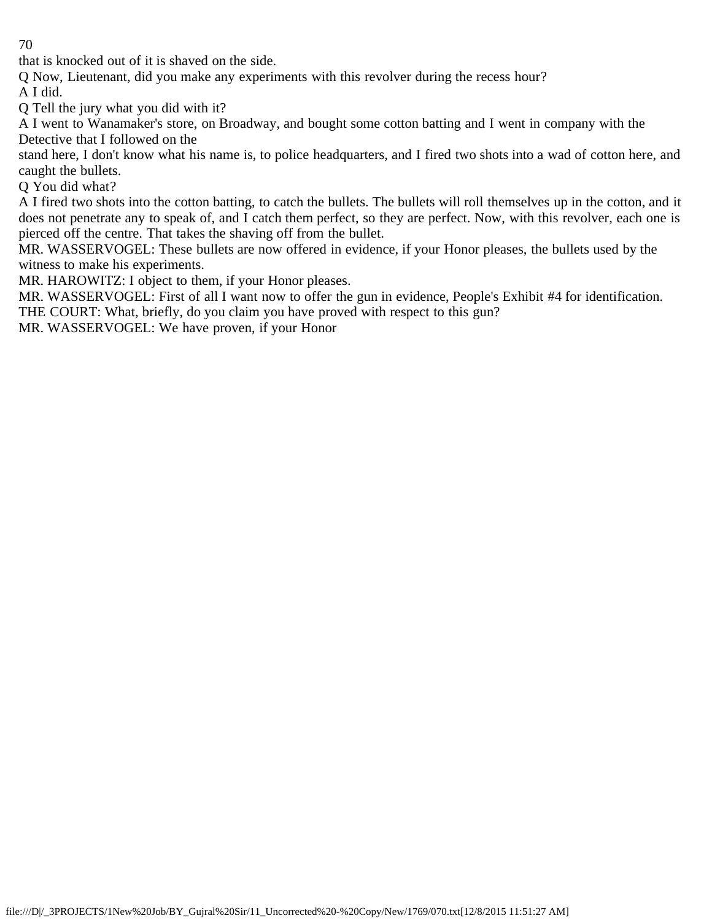that is knocked out of it is shaved on the side.

Q Now, Lieutenant, did you make any experiments with this revolver during the recess hour?

A I did.

Q Tell the jury what you did with it?

A I went to Wanamaker's store, on Broadway, and bought some cotton batting and I went in company with the Detective that I followed on the stand here, I don't know what his name is, to police headquarters, and I fired two shots into a wad of cotton here, and caught the bullets.

Q You did what?

A I fired two shots into the cotton batting, to catch the bullets. The bullets will roll themselves up in the cotton, and it does not penetrate any to speak of, and I catch them perfect, so they are perfect. Now, with this revolver, each one is pierced off the centre. That takes the shaving off from the bullet.

MR. WASSERVOGEL: These bullets are now offered in evidence, if your Honor pleases, the bullets used by the witness to make his experiments.

MR. HAROWITZ: I object to them, if your Honor pleases.

MR. WASSERVOGEL: First of all I want now to offer the gun in evidence, People's Exhibit #4 for identification.

THE COURT: What, briefly, do you claim you have proved with respect to this gun?

MR. WASSERVOGEL: We have proven, if your Honor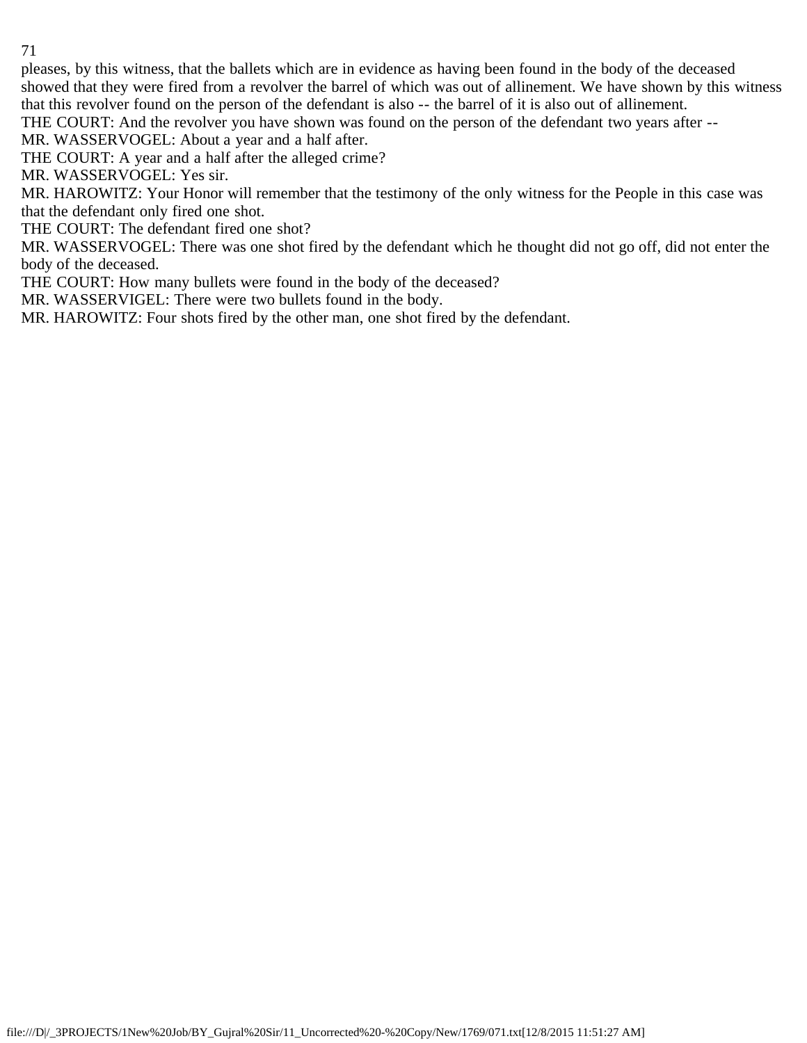pleases, by this witness, that the ballets which are in evidence as having been found in the body of the deceased showed that they were fired from a revolver the barrel of which was out of allinement. We have shown by this witness that this revolver found on the person of the defendant is also -- the barrel of it is also out of allinement.

THE COURT: And the revolver you have shown was found on the person of the defendant two years after --

MR. WASSERVOGEL: About a year and a half after.

THE COURT: A year and a half after the alleged crime?

MR. WASSERVOGEL: Yes sir.

MR. HAROWITZ: Your Honor will remember that the testimony of the only witness for the People in this case was that the defendant only fired one shot.

THE COURT: The defendant fired one shot?

MR. WASSERVOGEL: There was one shot fired by the defendant which he thought did not go off, did not enter the body of the deceased.

THE COURT: How many bullets were found in the body of the deceased?

MR. WASSERVIGEL: There were two bullets found in the body.

MR. HAROWITZ: Four shots fired by the other man, one shot fired by the defendant.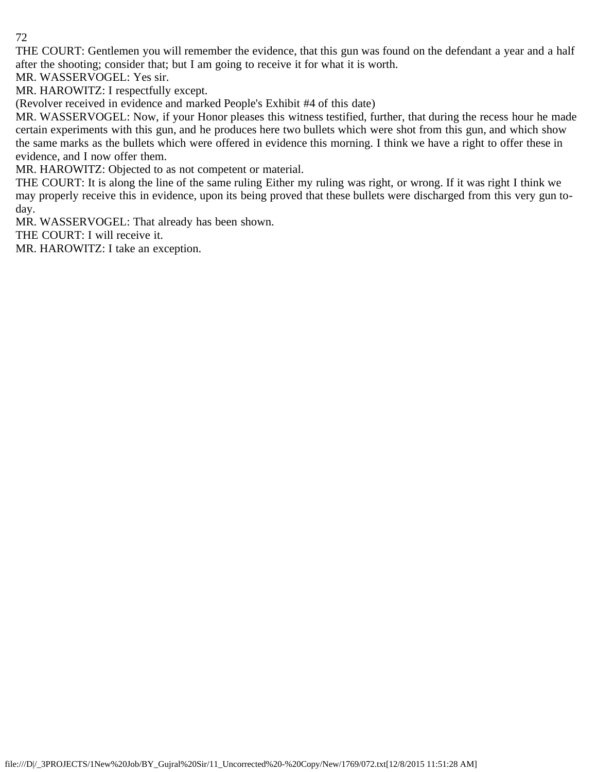THE COURT: Gentlemen you will remember the evidence, that this gun was found on the defendant a year and a half after the shooting; consider that; but I am going to receive it for what it is worth.

MR. WASSERVOGEL: Yes sir.

MR. HAROWITZ: I respectfully except.

(Revolver received in evidence and marked People's Exhibit #4 of this date)

MR. WASSERVOGEL: Now, if your Honor pleases this witness testified, further, that during the recess hour he made certain experiments with this gun, and he produces here two bullets which were shot from this gun, and which show the same marks as the bullets which were offered in evidence this morning. I think we have a right to offer these in evidence, and I now offer them.

MR. HAROWITZ: Objected to as not competent or material.

THE COURT: It is along the line of the same ruling Either my ruling was right, or wrong. If it was right I think we may properly receive this in evidence, upon its being proved that these bullets were discharged from this very gun to-day.

MR. WASSERVOGEL: That already has been shown.

THE COURT: I will receive it.

MR. HAROWITZ: I take an exception.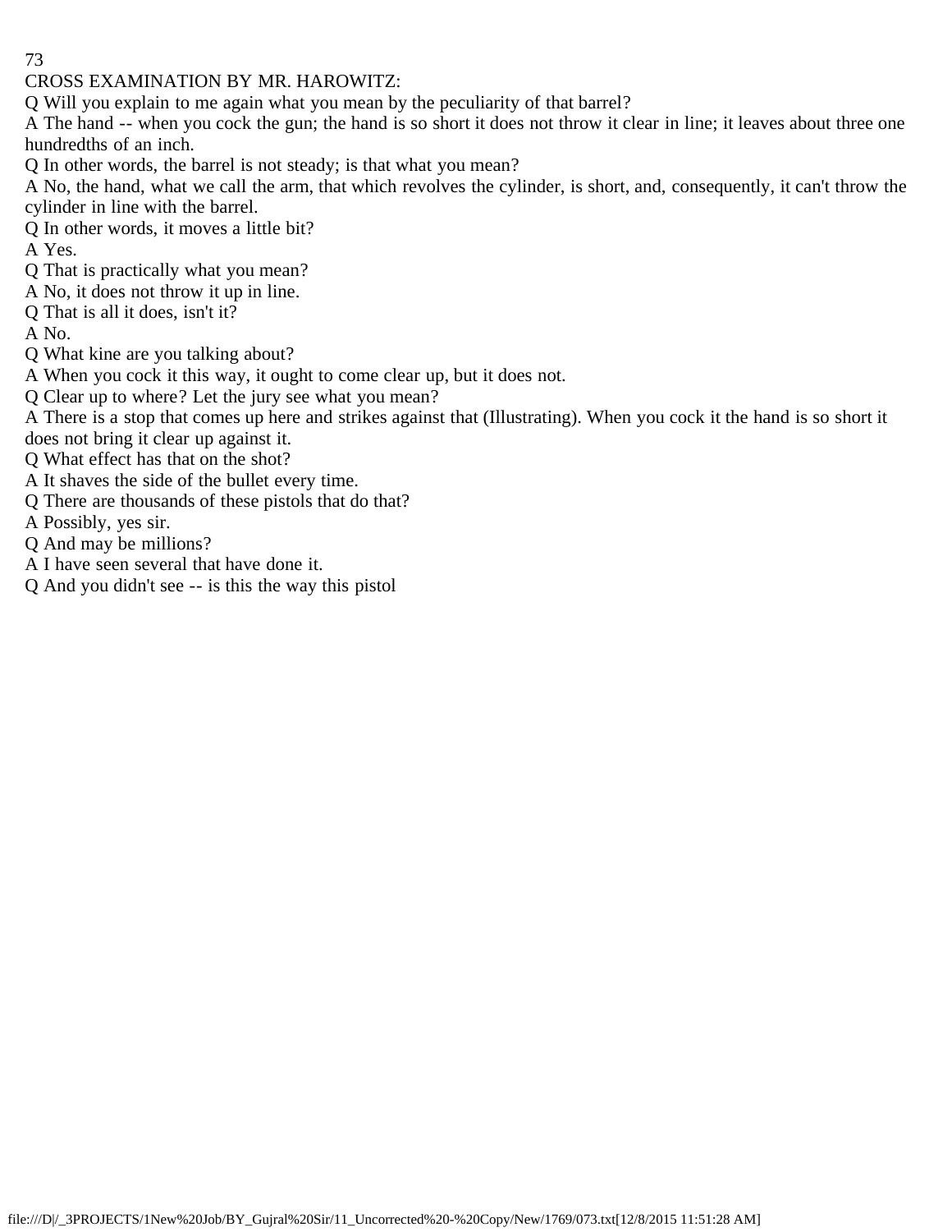CROSS EXAMINATION BY MR. HAROWITZ:

Q Will you explain to me again what you mean by the peculiarity of that barrel?

A The hand -- when you cock the gun; the hand is so short it does not throw it clear in line; it leaves about three one hundredths of an inch.

Q In other words, the barrel is not steady; is that what you mean?

A No, the hand, what we call the arm, that which revolves the cylinder, is short, and, consequently, it can't throw the cylinder in line with the barrel.

Q In other words, it moves a little bit?

A Yes.

Q That is practically what you mean?

A No, it does not throw it up in line.

Q That is all it does, isn't it?

A No.

Q What kine are you talking about?

A When you cock it this way, it ought to come clear up, but it does not.

Q Clear up to where? Let the jury see what you mean?

A There is a stop that comes up here and strikes against that (Illustrating). When you cock it the hand is so short it does not bring it clear up against it.

Q What effect has that on the shot?

A It shaves the side of the bullet every time.

Q There are thousands of these pistols that do that?

A Possibly, yes sir.

Q And may be millions?

A I have seen several that have done it.

Q And you didn't see -- is this the way this pistol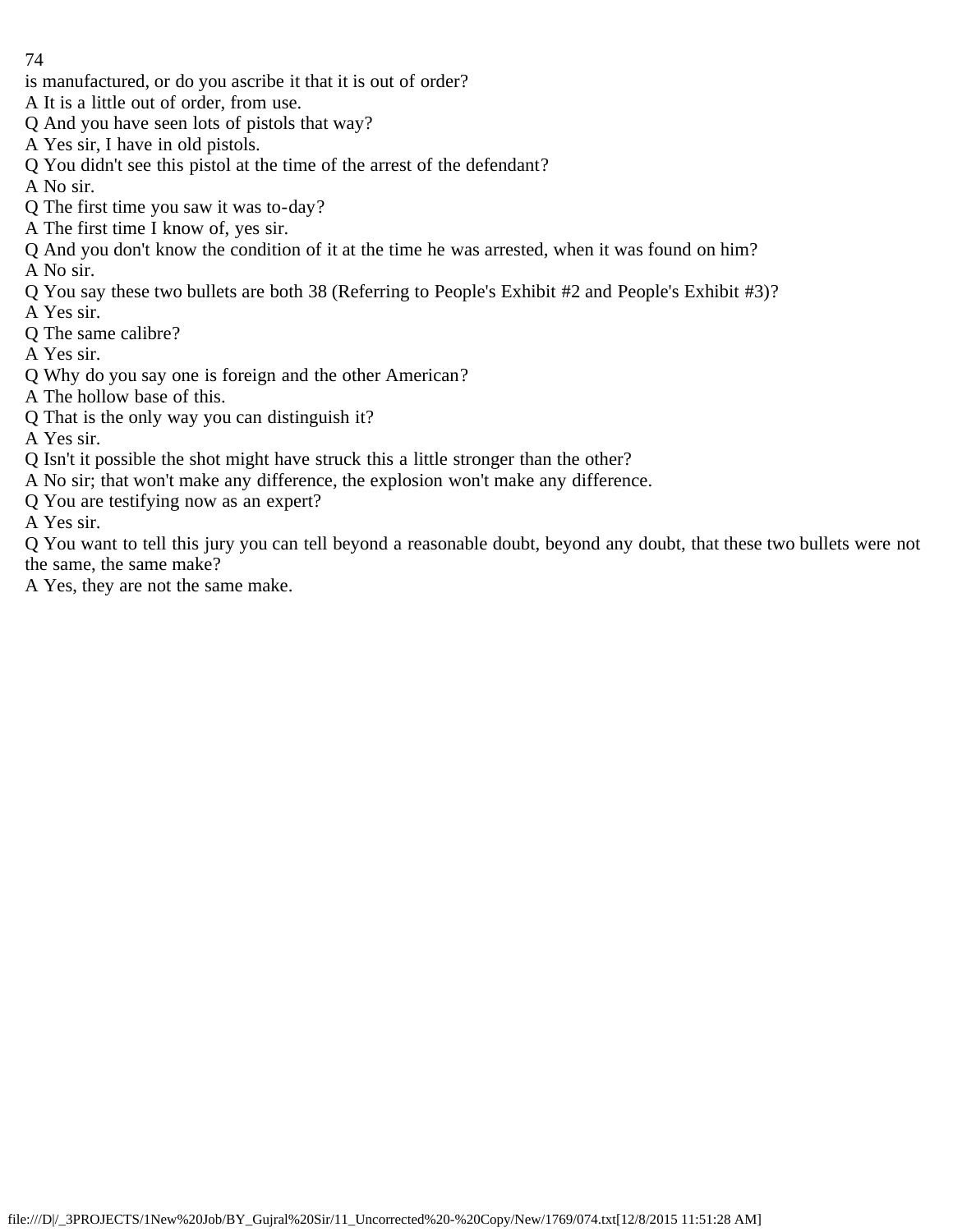is manufactured, or do you ascribe it that it is out of order?
A It is a little out of order, from use.
Q And you have seen lots of pistols that way?
A Yes sir, I have in old pistols.
Q You didn't see this pistol at the time of the arrest of the defendant?
A No sir.
Q The first time you saw it was to-day?
A The first time I know of, yes sir.
Q And you don't know the condition of it at the time he was arrested, when it was found on him?
A No sir.
Q You say these two bullets are both 38 (Referring to People's Exhibit #2 and People's Exhibit #3)?
A Yes sir.
Q The same calibre?
A Yes sir.
Q Why do you say one is foreign and the other American?
A The hollow base of this.
Q That is the only way you can distinguish it?
A Yes sir.
Q Isn't it possible the shot might have struck this a little stronger than the other?
A No sir; that won't make any difference, the explosion won't make any difference.
Q You are testifying now as an expert?
A Yes sir.
Q You want to tell this jury you can tell beyond a reasonable doubt, beyond any doubt, that these two bullets were not the same, the same make?
A Yes, they are not the same make.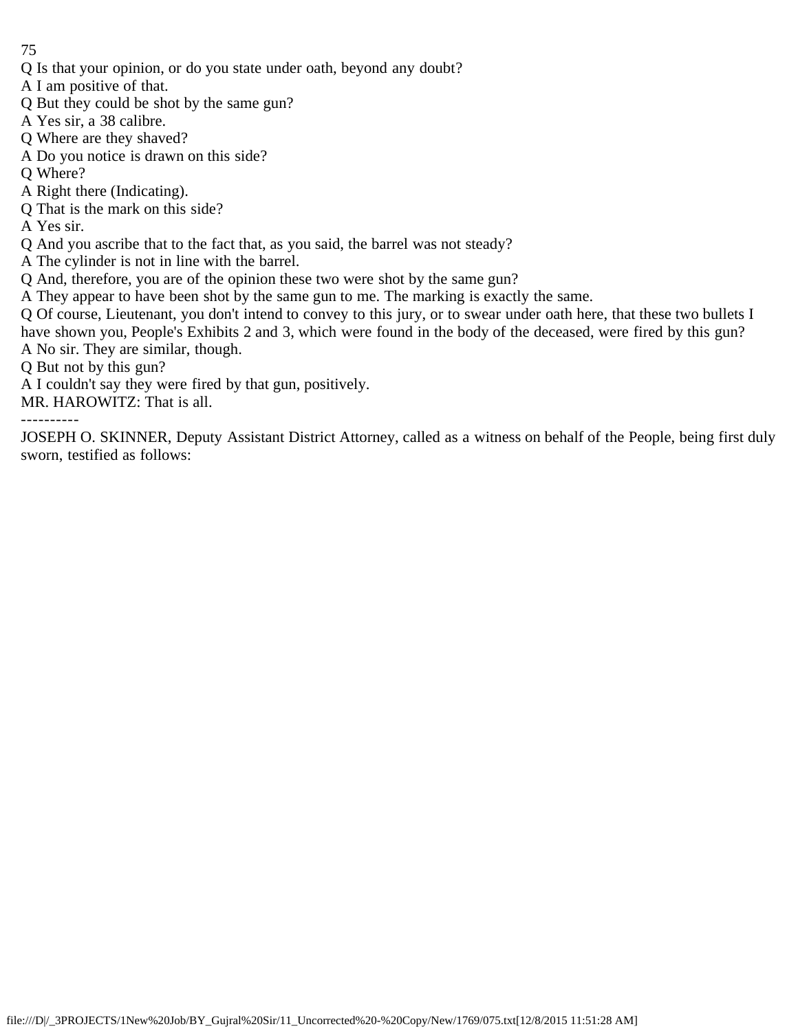Q Is that your opinion, or do you state under oath, beyond any doubt?

A I am positive of that.

Q But they could be shot by the same gun?

A Yes sir, a 38 calibre.

Q Where are they shaved?

A Do you notice is drawn on this side?

Q Where?

A Right there (Indicating).

Q That is the mark on this side?

A Yes sir.

Q And you ascribe that to the fact that, as you said, the barrel was not steady?

A The cylinder is not in line with the barrel.

Q And, therefore, you are of the opinion these two were shot by the same gun?

A They appear to have been shot by the same gun to me. The marking is exactly the same.

Q Of course, Lieutenant, you don't intend to convey to this jury, or to swear under oath here, that these two bullets I have shown you, People's Exhibits 2 and 3, which were found in the body of the deceased, were fired by this gun?

A No sir. They are similar, though.

Q But not by this gun?

A I couldn't say they were fired by that gun, positively.

MR. HAROWITZ: That is all.

----------

JOSEPH O. SKINNER, Deputy Assistant District Attorney, called as a witness on behalf of the People, being first duly sworn, testified as follows: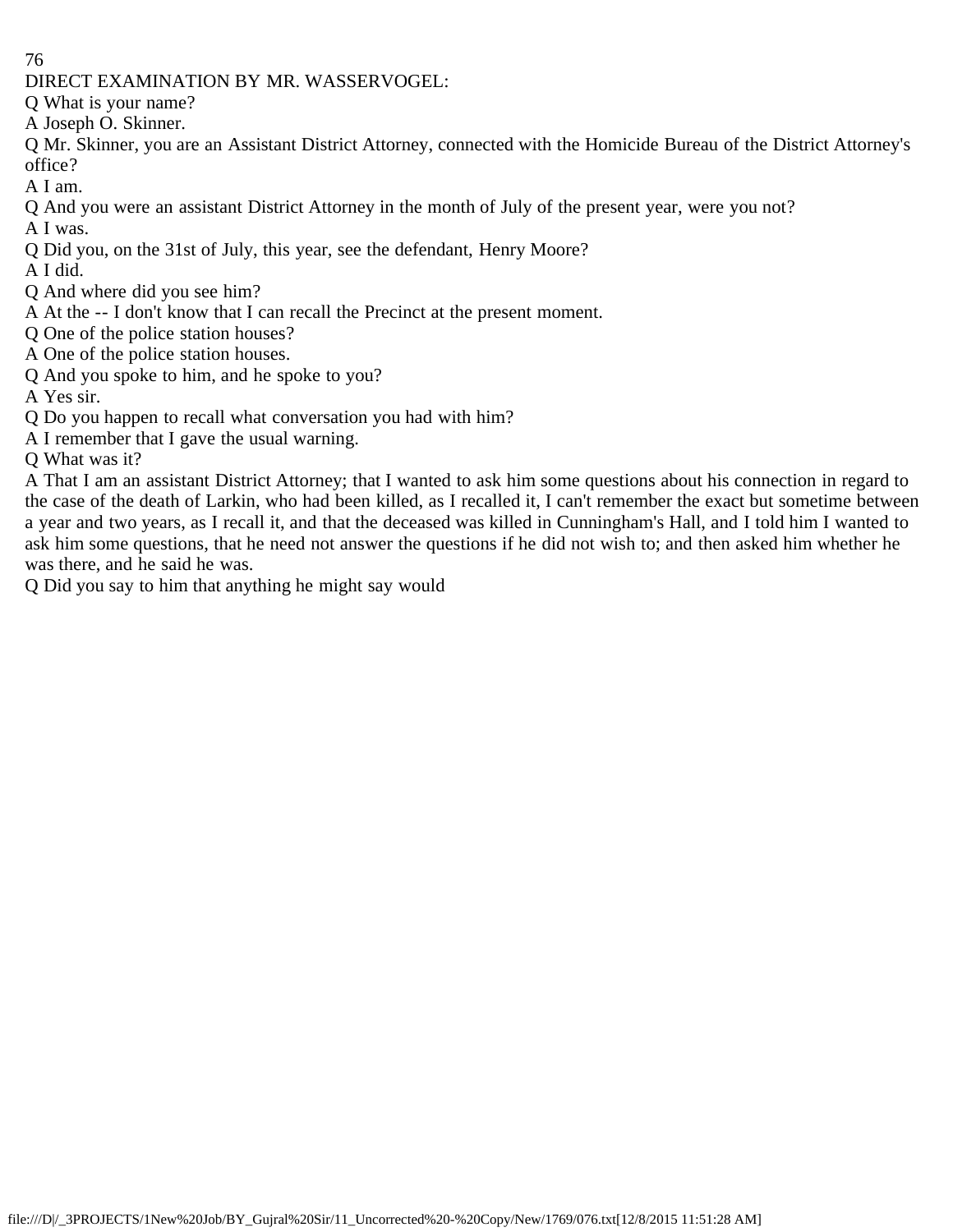DIRECT EXAMINATION BY MR. WASSERVOGEL:

Q What is your name?

A Joseph O. Skinner.

Q Mr. Skinner, you are an Assistant District Attorney, connected with the Homicide Bureau of the District Attorney's office?

A I am.

Q And you were an assistant District Attorney in the month of July of the present year, were you not?

A I was.

Q Did you, on the 31st of July, this year, see the defendant, Henry Moore?

A I did.

Q And where did you see him?

A At the -- I don't know that I can recall the Precinct at the present moment.

Q One of the police station houses?

A One of the police station houses.

Q And you spoke to him, and he spoke to you?

A Yes sir.

Q Do you happen to recall what conversation you had with him?

A I remember that I gave the usual warning.

Q What was it?

A That I am an assistant District Attorney; that I wanted to ask him some questions about his connection in regard to the case of the death of Larkin, who had been killed, as I recalled it, I can't remember the exact but sometime between a year and two years, as I recall it, and that the deceased was killed in Cunningham's Hall, and I told him I wanted to ask him some questions, that he need not answer the questions if he did not wish to; and then asked him whether he was there, and he said he was.

Q Did you say to him that anything he might say would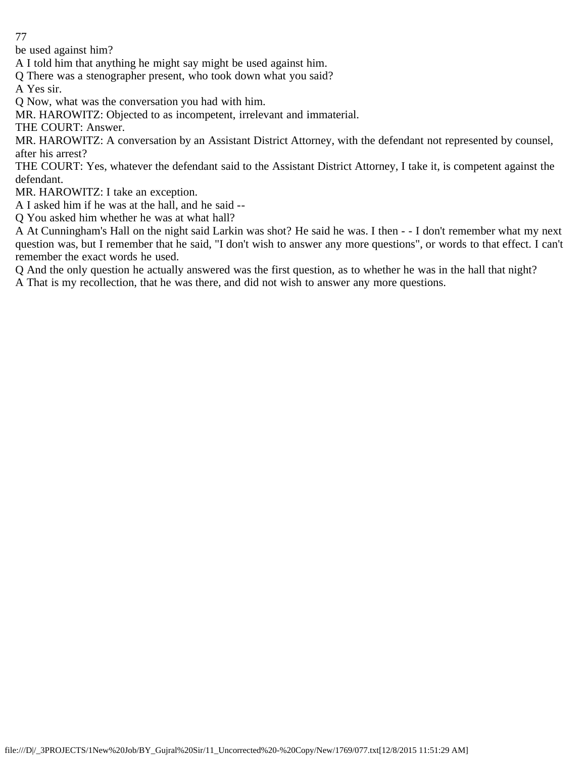be used against him?

A I told him that anything he might say might be used against him.

Q There was a stenographer present, who took down what you said?

A Yes sir.

Q Now, what was the conversation you had with him.

MR. HAROWITZ: Objected to as incompetent, irrelevant and immaterial.

THE COURT: Answer.

MR. HAROWITZ: A conversation by an Assistant District Attorney, with the defendant not represented by counsel, after his arrest?

THE COURT: Yes, whatever the defendant said to the Assistant District Attorney, I take it, is competent against the defendant.

MR. HAROWITZ: I take an exception.

A I asked him if he was at the hall, and he said --

Q You asked him whether he was at what hall?

A At Cunningham's Hall on the night said Larkin was shot? He said he was. I then - - I don't remember what my next question was, but I remember that he said, "I don't wish to answer any more questions", or words to that effect. I can't remember the exact words he used.

Q And the only question he actually answered was the first question, as to whether he was in the hall that night?

A That is my recollection, that he was there, and did not wish to answer any more questions.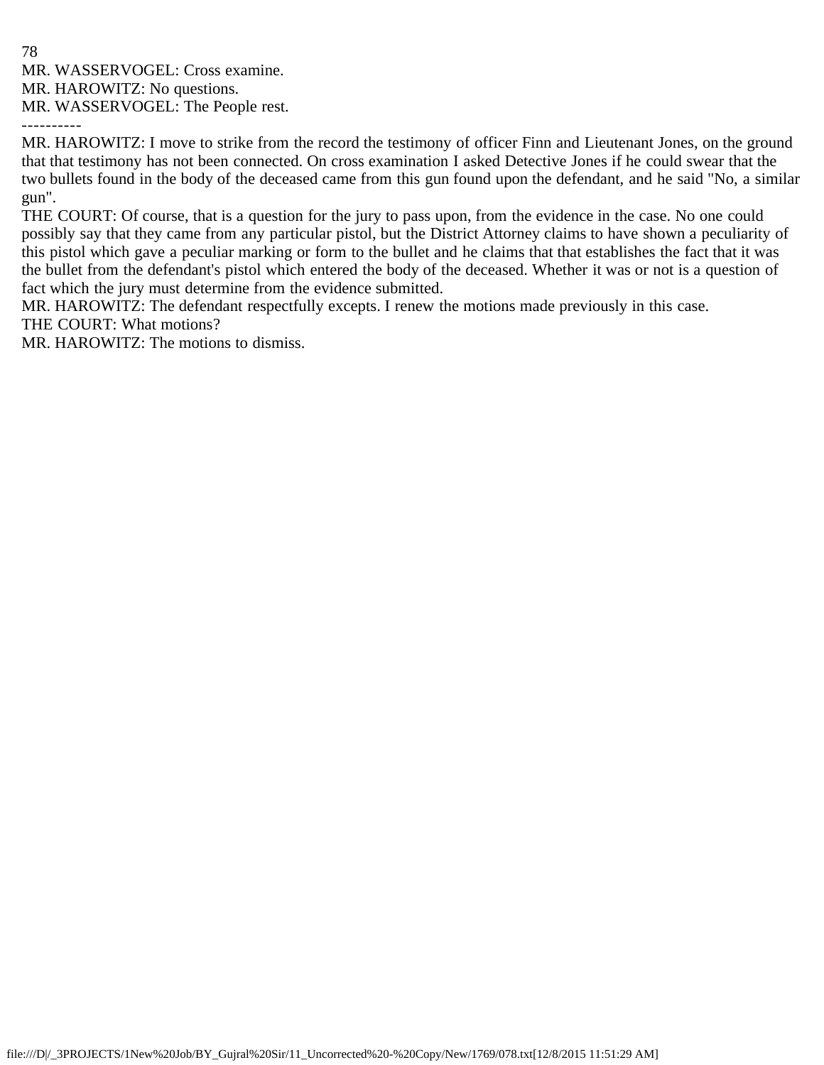MR. WASSERVOGEL: Cross examine.
MR. HAROWITZ: No questions.
MR. WASSERVOGEL: The People rest.

----------

MR. HAROWITZ: I move to strike from the record the testimony of officer Finn and Lieutenant Jones, on the ground that that testimony has not been connected. On cross examination I asked Detective Jones if he could swear that the two bullets found in the body of the deceased came from this gun found upon the defendant, and he said "No, a similar gun".
THE COURT: Of course, that is a question for the jury to pass upon, from the evidence in the case. No one could possibly say that they came from any particular pistol, but the District Attorney claims to have shown a peculiarity of this pistol which gave a peculiar marking or form to the bullet and he claims that that establishes the fact that it was the bullet from the defendant's pistol which entered the body of the deceased. Whether it was or not is a question of fact which the jury must determine from the evidence submitted.
MR. HAROWITZ: The defendant respectfully excepts. I renew the motions made previously in this case.
THE COURT: What motions?
MR. HAROWITZ: The motions to dismiss.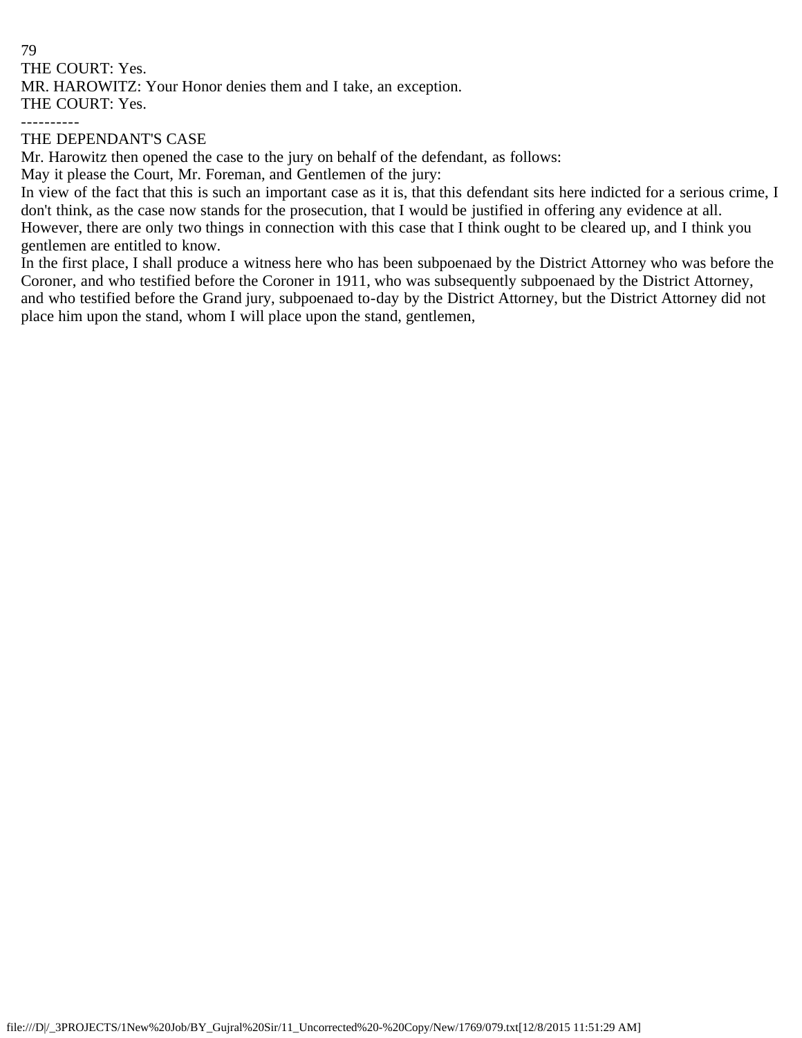THE COURT: Yes.

MR. HAROWITZ: Your Honor denies them and I take, an exception.

THE COURT: Yes.

----------

THE DEPENDANT'S CASE

Mr. Harowitz then opened the case to the jury on behalf of the defendant, as follows:

May it please the Court, Mr. Foreman, and Gentlemen of the jury:

In view of the fact that this is such an important case as it is, that this defendant sits here indicted for a serious crime, I don't think, as the case now stands for the prosecution, that I would be justified in offering any evidence at all. However, there are only two things in connection with this case that I think ought to be cleared up, and I think you gentlemen are entitled to know.

In the first place, I shall produce a witness here who has been subpoenaed by the District Attorney who was before the Coroner, and who testified before the Coroner in 1911, who was subsequently subpoenaed by the District Attorney, and who testified before the Grand jury, subpoenaed to-day by the District Attorney, but the District Attorney did not place him upon the stand, whom I will place upon the stand, gentlemen,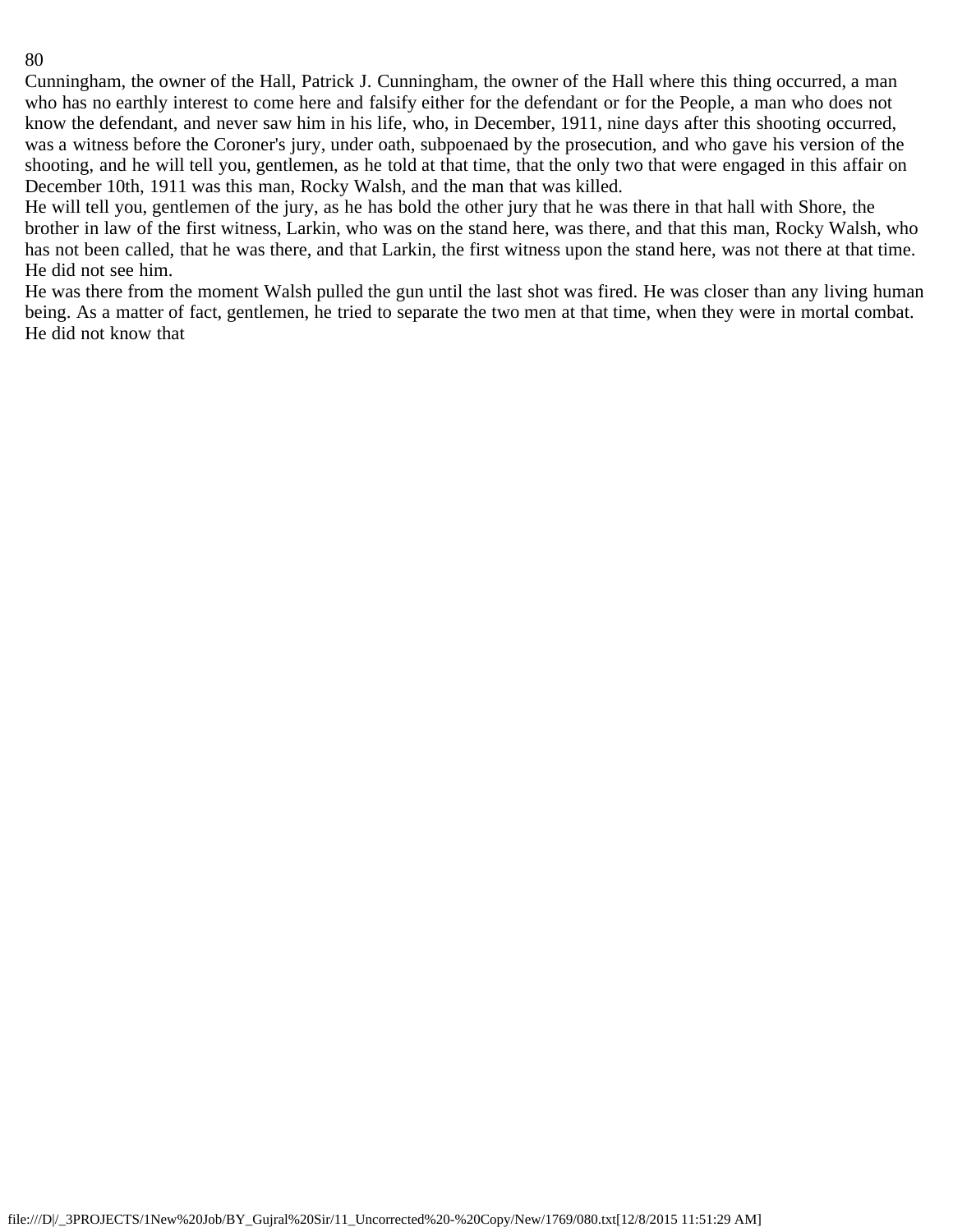Cunningham, the owner of the Hall, Patrick J. Cunningham, the owner of the Hall where this thing occurred, a man who has no earthly interest to come here and falsify either for the defendant or for the People, a man who does not know the defendant, and never saw him in his life, who, in December, 1911, nine days after this shooting occurred, was a witness before the Coroner's jury, under oath, subpoenaed by the prosecution, and who gave his version of the shooting, and he will tell you, gentlemen, as he told at that time, that the only two that were engaged in this affair on December 10th, 1911 was this man, Rocky Walsh, and the man that was killed.

He will tell you, gentlemen of the jury, as he has bold the other jury that he was there in that hall with Shore, the brother in law of the first witness, Larkin, who was on the stand here, was there, and that this man, Rocky Walsh, who has not been called, that he was there, and that Larkin, the first witness upon the stand here, was not there at that time. He did not see him.

He was there from the moment Walsh pulled the gun until the last shot was fired. He was closer than any living human being. As a matter of fact, gentlemen, he tried to separate the two men at that time, when they were in mortal combat. He did not know that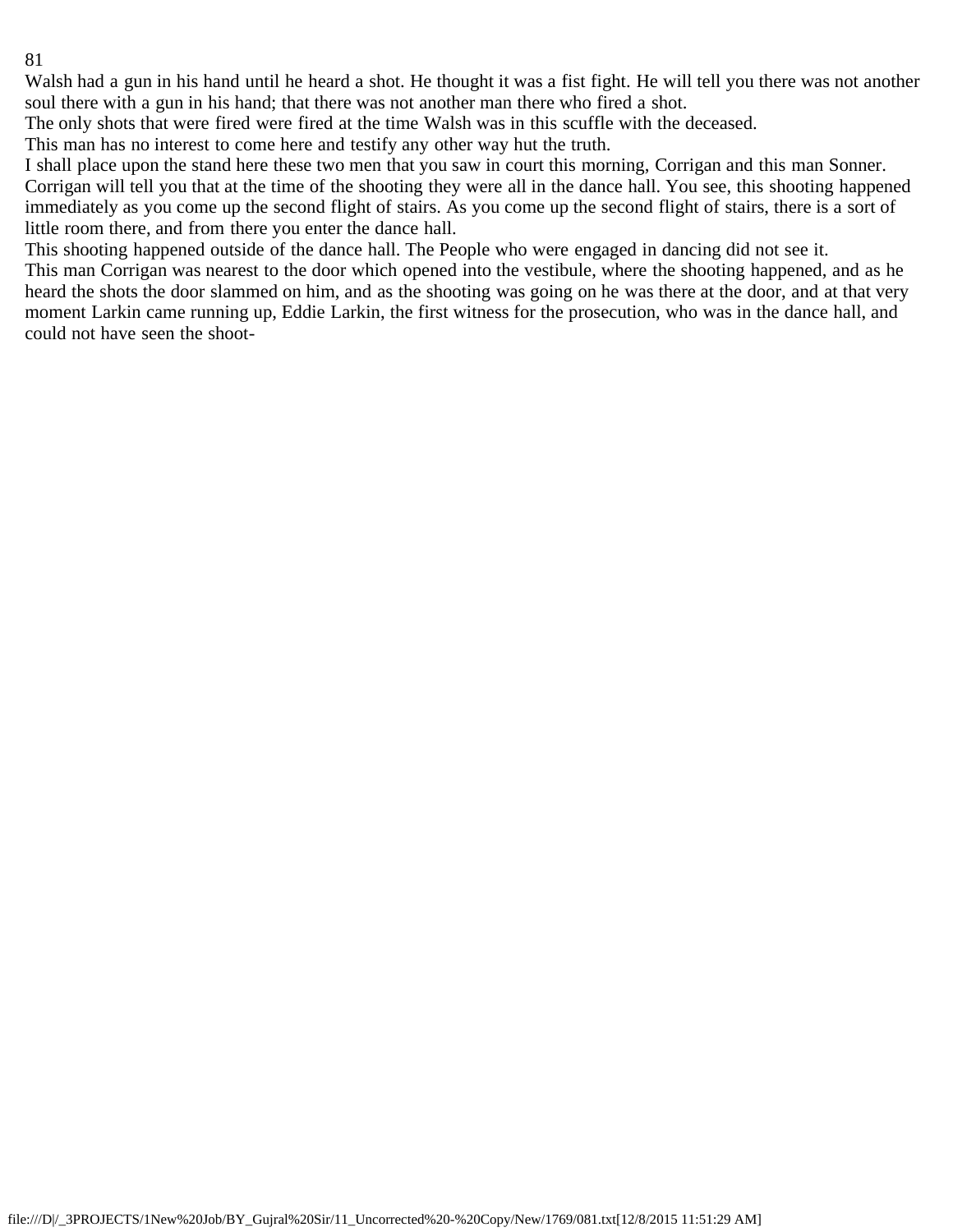Walsh had a gun in his hand until he heard a shot. He thought it was a fist fight. He will tell you there was not another soul there with a gun in his hand; that there was not another man there who fired a shot.

The only shots that were fired were fired at the time Walsh was in this scuffle with the deceased.

This man has no interest to come here and testify any other way hut the truth.

I shall place upon the stand here these two men that you saw in court this morning, Corrigan and this man Sonner. Corrigan will tell you that at the time of the shooting they were all in the dance hall. You see, this shooting happened immediately as you come up the second flight of stairs. As you come up the second flight of stairs, there is a sort of little room there, and from there you enter the dance hall.

This shooting happened outside of the dance hall. The People who were engaged in dancing did not see it.

This man Corrigan was nearest to the door which opened into the vestibule, where the shooting happened, and as he heard the shots the door slammed on him, and as the shooting was going on he was there at the door, and at that very moment Larkin came running up, Eddie Larkin, the first witness for the prosecution, who was in the dance hall, and could not have seen the shoot-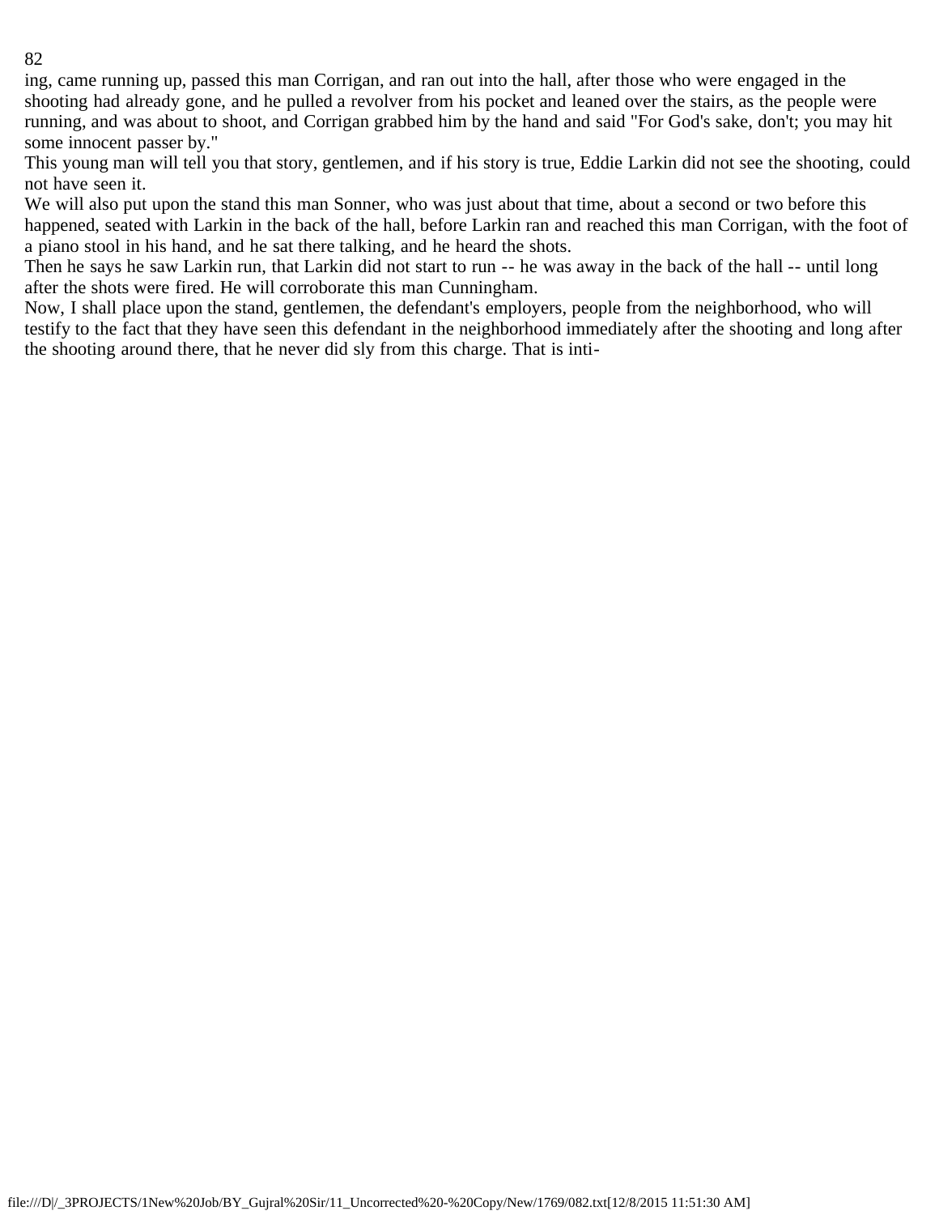ing, came running up, passed this man Corrigan, and ran out into the hall, after those who were engaged in the shooting had already gone, and he pulled a revolver from his pocket and leaned over the stairs, as the people were running, and was about to shoot, and Corrigan grabbed him by the hand and said "For God's sake, don't; you may hit some innocent passer by."

This young man will tell you that story, gentlemen, and if his story is true, Eddie Larkin did not see the shooting, could not have seen it.

We will also put upon the stand this man Sonner, who was just about that time, about a second or two before this happened, seated with Larkin in the back of the hall, before Larkin ran and reached this man Corrigan, with the foot of a piano stool in his hand, and he sat there talking, and he heard the shots.

Then he says he saw Larkin run, that Larkin did not start to run -- he was away in the back of the hall -- until long after the shots were fired. He will corroborate this man Cunningham.

Now, I shall place upon the stand, gentlemen, the defendant's employers, people from the neighborhood, who will testify to the fact that they have seen this defendant in the neighborhood immediately after the shooting and long after the shooting around there, that he never did sly from this charge. That is inti-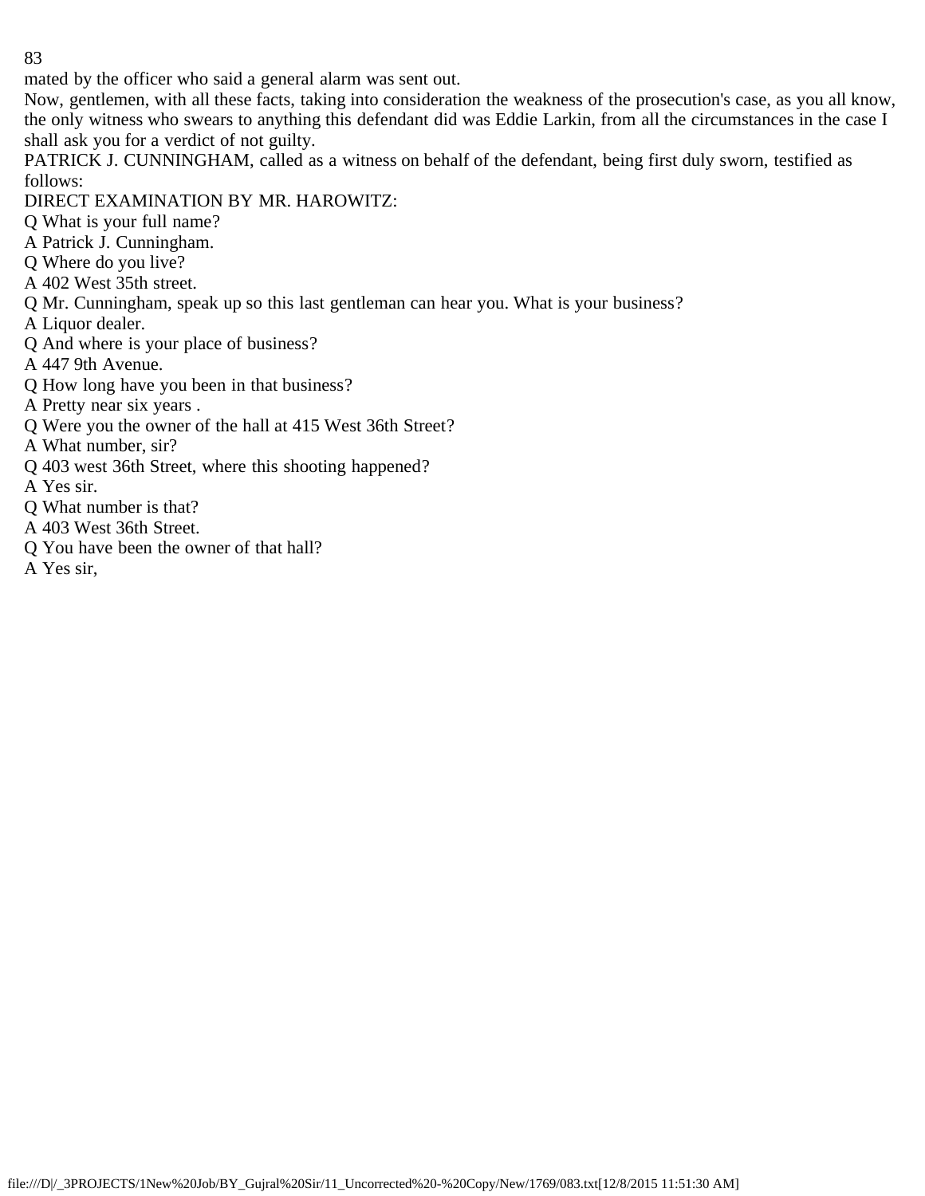mated by the officer who said a general alarm was sent out.

Now, gentlemen, with all these facts, taking into consideration the weakness of the prosecution's case, as you all know, the only witness who swears to anything this defendant did was Eddie Larkin, from all the circumstances in the case I shall ask you for a verdict of not guilty.

PATRICK J. CUNNINGHAM, called as a witness on behalf of the defendant, being first duly sworn, testified as follows:

DIRECT EXAMINATION BY MR. HAROWITZ:

Q What is your full name?

A Patrick J. Cunningham.

Q Where do you live?

A 402 West 35th street.

Q Mr. Cunningham, speak up so this last gentleman can hear you. What is your business?

A Liquor dealer.

Q And where is your place of business?

A 447 9th Avenue.

Q How long have you been in that business?

A Pretty near six years .

Q Were you the owner of the hall at 415 West 36th Street?

A What number, sir?

Q 403 west 36th Street, where this shooting happened?

A Yes sir.

Q What number is that?

A 403 West 36th Street.

Q You have been the owner of that hall?

A Yes sir,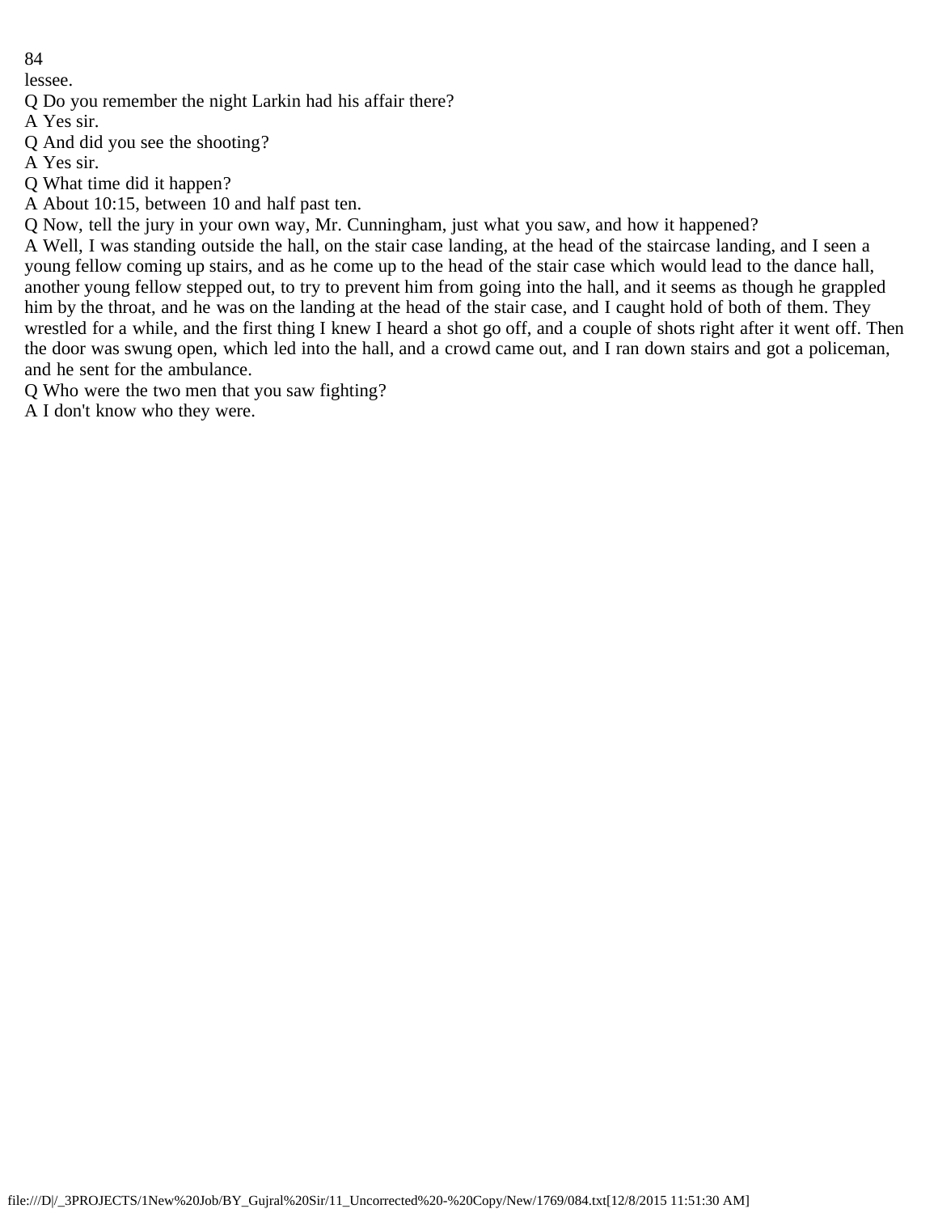lessee.

Q Do you remember the night Larkin had his affair there?

A Yes sir.

Q And did you see the shooting?

A Yes sir.

Q What time did it happen?

A About 10:15, between 10 and half past ten.

Q Now, tell the jury in your own way, Mr. Cunningham, just what you saw, and how it happened?

A Well, I was standing outside the hall, on the stair case landing, at the head of the staircase landing, and I seen a young fellow coming up stairs, and as he come up to the head of the stair case which would lead to the dance hall, another young fellow stepped out, to try to prevent him from going into the hall, and it seems as though he grappled him by the throat, and he was on the landing at the head of the stair case, and I caught hold of both of them. They wrestled for a while, and the first thing I knew I heard a shot go off, and a couple of shots right after it went off. Then the door was swung open, which led into the hall, and a crowd came out, and I ran down stairs and got a policeman, and he sent for the ambulance.

Q Who were the two men that you saw fighting?

A I don't know who they were.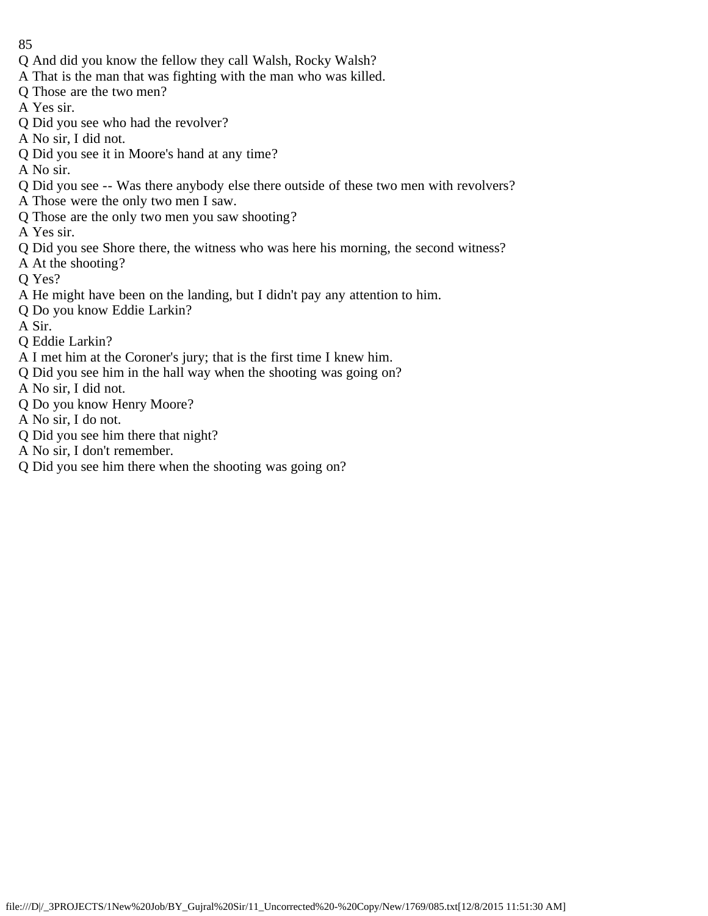Q And did you know the fellow they call Walsh, Rocky Walsh?

A That is the man that was fighting with the man who was killed.

Q Those are the two men?

A Yes sir.

Q Did you see who had the revolver?

A No sir, I did not.

Q Did you see it in Moore's hand at any time?

A No sir.

Q Did you see -- Was there anybody else there outside of these two men with revolvers?

A Those were the only two men I saw.

Q Those are the only two men you saw shooting?

A Yes sir.

Q Did you see Shore there, the witness who was here his morning, the second witness?

A At the shooting?

Q Yes?

A He might have been on the landing, but I didn't pay any attention to him.

Q Do you know Eddie Larkin?

A Sir.

Q Eddie Larkin?

A I met him at the Coroner's jury; that is the first time I knew him.

Q Did you see him in the hall way when the shooting was going on?

A No sir, I did not.

Q Do you know Henry Moore?

A No sir, I do not.

Q Did you see him there that night?

A No sir, I don't remember.

Q Did you see him there when the shooting was going on?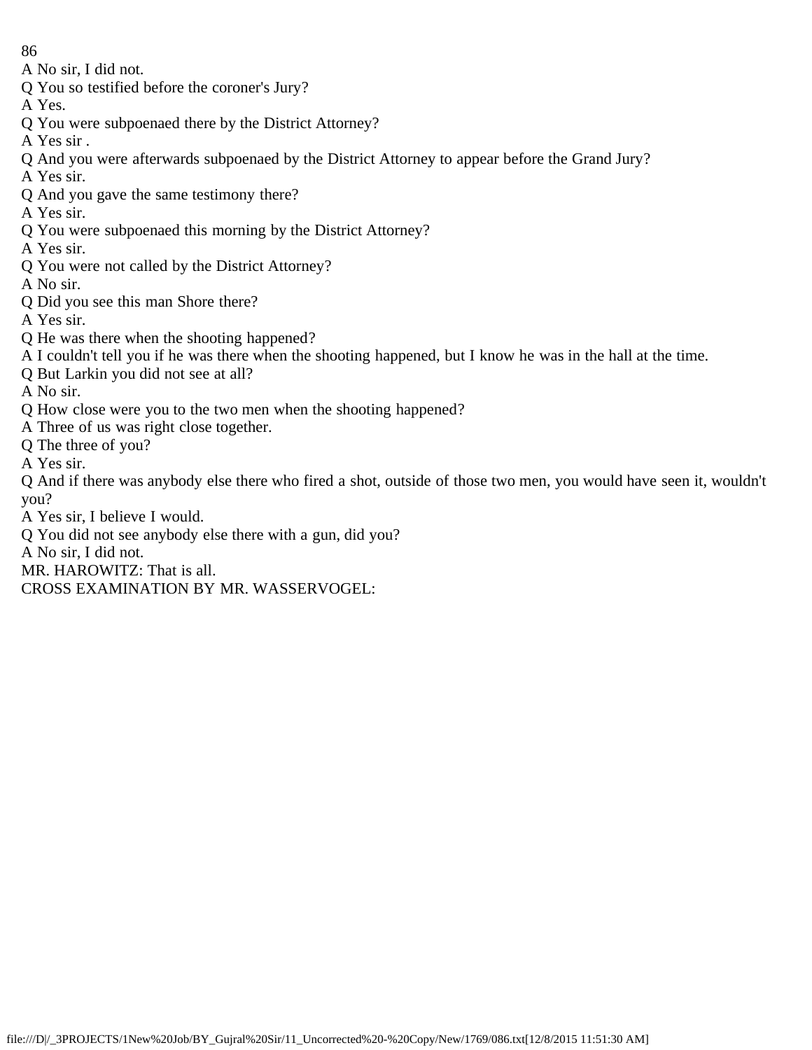A No sir, I did not.

Q You so testified before the coroner's Jury?

A Yes.

Q You were subpoenaed there by the District Attorney?

A Yes sir .

Q And you were afterwards subpoenaed by the District Attorney to appear before the Grand Jury?

A Yes sir.

Q And you gave the same testimony there?

A Yes sir.

Q You were subpoenaed this morning by the District Attorney?

A Yes sir.

Q You were not called by the District Attorney?

A No sir.

Q Did you see this man Shore there?

A Yes sir.

Q He was there when the shooting happened?

A I couldn't tell you if he was there when the shooting happened, but I know he was in the hall at the time.

Q But Larkin you did not see at all?

A No sir.

Q How close were you to the two men when the shooting happened?

A Three of us was right close together.

Q The three of you?

A Yes sir.

Q And if there was anybody else there who fired a shot, outside of those two men, you would have seen it, wouldn't you?

A Yes sir, I believe I would.

Q You did not see anybody else there with a gun, did you?

A No sir, I did not.

MR. HAROWITZ: That is all.

CROSS EXAMINATION BY MR. WASSERVOGEL: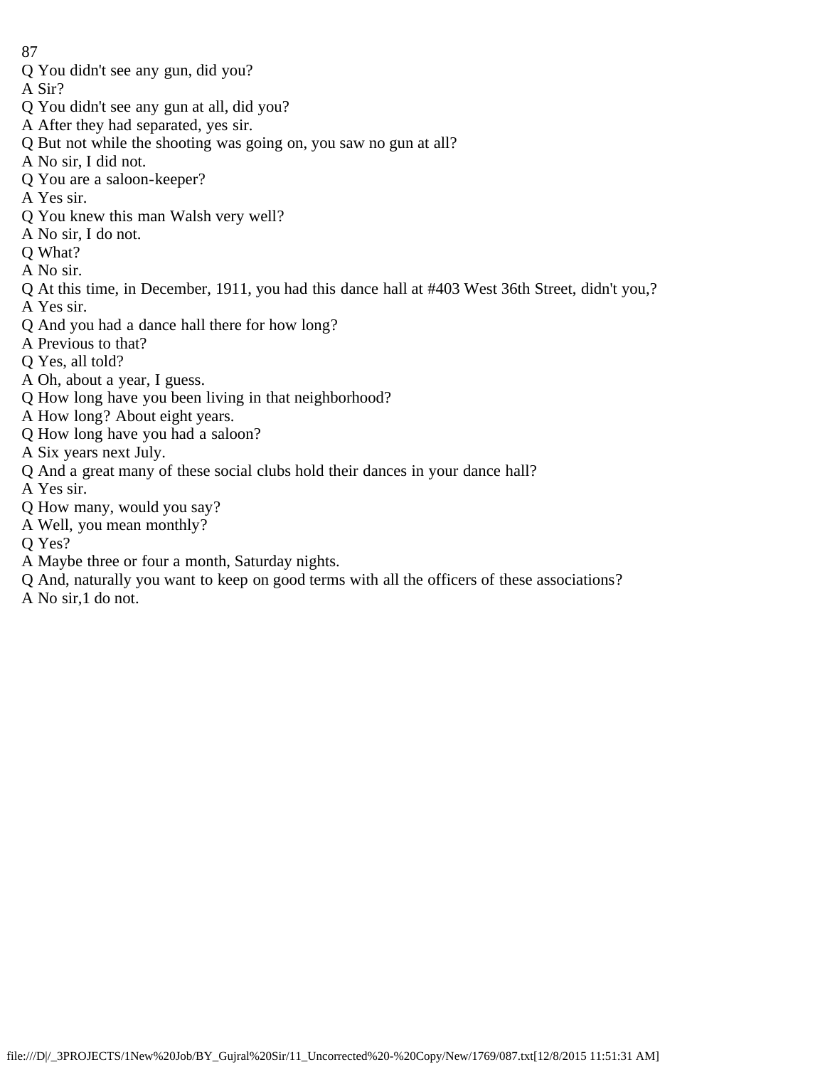Q You didn't see any gun, did you?

A Sir?

Q You didn't see any gun at all, did you?

A After they had separated, yes sir.

Q But not while the shooting was going on, you saw no gun at all?

A No sir, I did not.

Q You are a saloon-keeper?

A Yes sir.

Q You knew this man Walsh very well?

A No sir, I do not.

Q What?

A No sir.

Q At this time, in December, 1911, you had this dance hall at #403 West 36th Street, didn't you,?

A Yes sir.

Q And you had a dance hall there for how long?

A Previous to that?

Q Yes, all told?

A Oh, about a year, I guess.

Q How long have you been living in that neighborhood?

A How long? About eight years.

Q How long have you had a saloon?

A Six years next July.

Q And a great many of these social clubs hold their dances in your dance hall?

A Yes sir.

Q How many, would you say?

A Well, you mean monthly?

Q Yes?

A Maybe three or four a month, Saturday nights.

Q And, naturally you want to keep on good terms with all the officers of these associations?

A No sir,1 do not.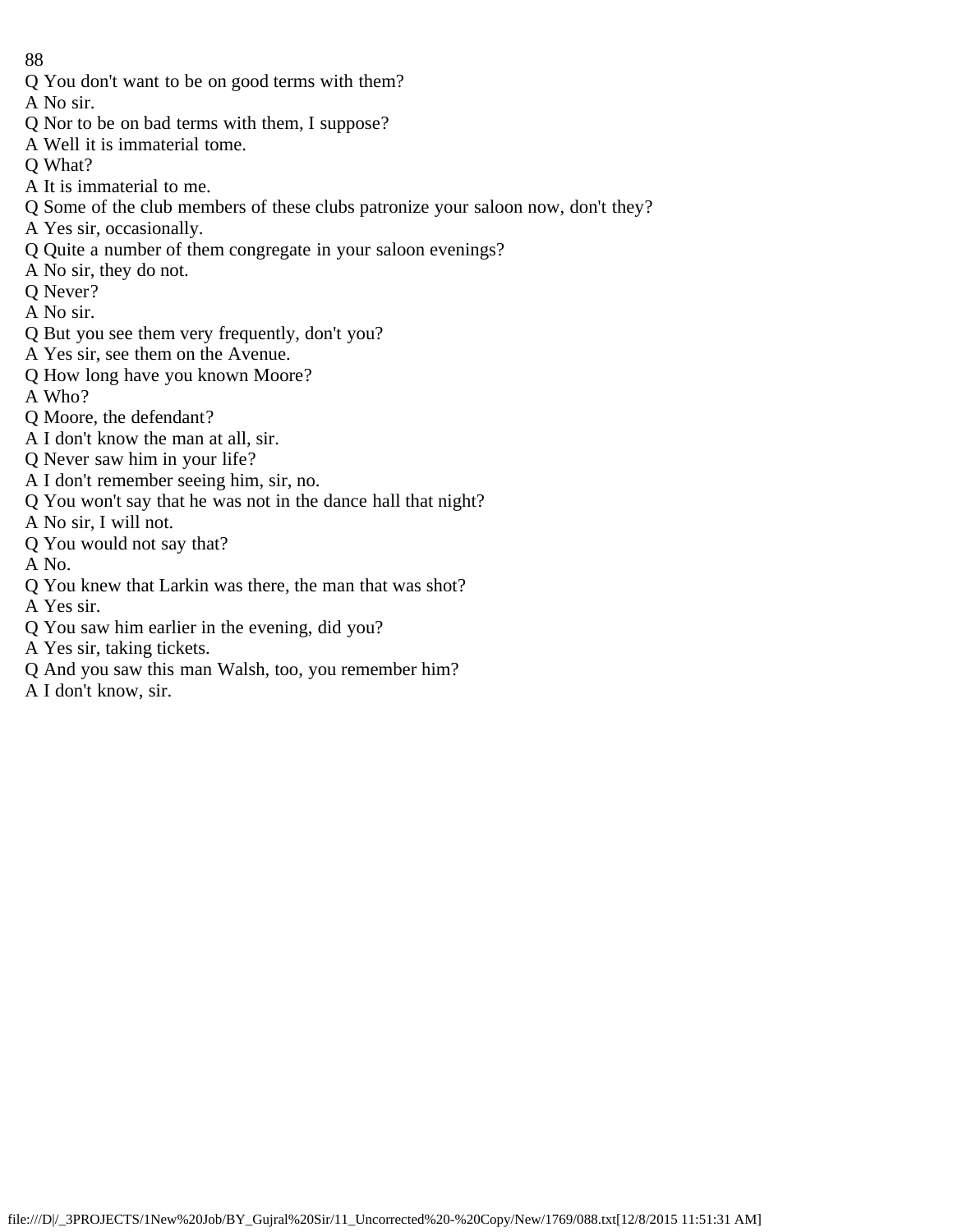Q You don't want to be on good terms with them?

A No sir.

Q Nor to be on bad terms with them, I suppose?

A Well it is immaterial tome.

Q What?

A It is immaterial to me.

Q Some of the club members of these clubs patronize your saloon now, don't they?

A Yes sir, occasionally.

Q Quite a number of them congregate in your saloon evenings?

A No sir, they do not.

Q Never?

A No sir.

Q But you see them very frequently, don't you?

A Yes sir, see them on the Avenue.

Q How long have you known Moore?

A Who?

Q Moore, the defendant?

A I don't know the man at all, sir.

Q Never saw him in your life?

A I don't remember seeing him, sir, no.

Q You won't say that he was not in the dance hall that night?

A No sir, I will not.

Q You would not say that?

A No.

Q You knew that Larkin was there, the man that was shot?

A Yes sir.

Q You saw him earlier in the evening, did you?

A Yes sir, taking tickets.

Q And you saw this man Walsh, too, you remember him?

A I don't know, sir.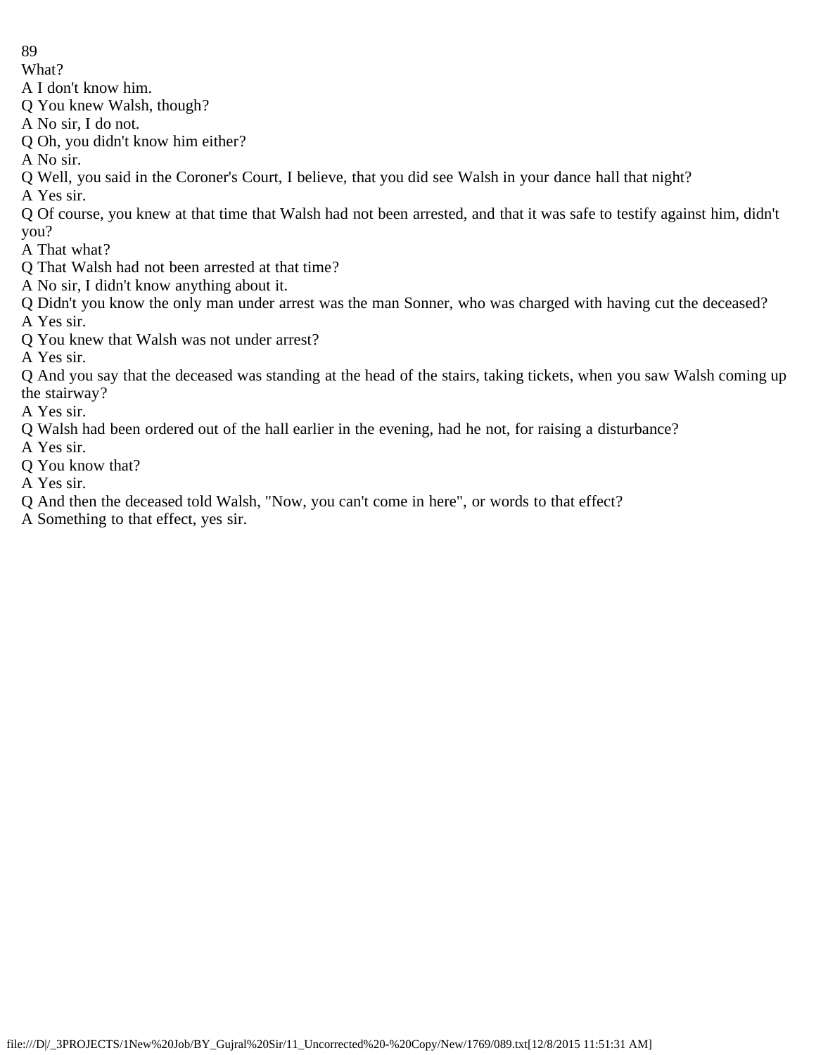What?

A I don't know him.

Q You knew Walsh, though?

A No sir, I do not.

Q Oh, you didn't know him either?

A No sir.

Q Well, you said in the Coroner's Court, I believe, that you did see Walsh in your dance hall that night?

A Yes sir.

Q Of course, you knew at that time that Walsh had not been arrested, and that it was safe to testify against him, didn't you?

A That what?

Q That Walsh had not been arrested at that time?

A No sir, I didn't know anything about it.

Q Didn't you know the only man under arrest was the man Sonner, who was charged with having cut the deceased?

A Yes sir.

Q You knew that Walsh was not under arrest?

A Yes sir.

Q And you say that the deceased was standing at the head of the stairs, taking tickets, when you saw Walsh coming up the stairway?

A Yes sir.

Q Walsh had been ordered out of the hall earlier in the evening, had he not, for raising a disturbance?

A Yes sir.

Q You know that?

A Yes sir.

Q And then the deceased told Walsh, "Now, you can't come in here", or words to that effect?

A Something to that effect, yes sir.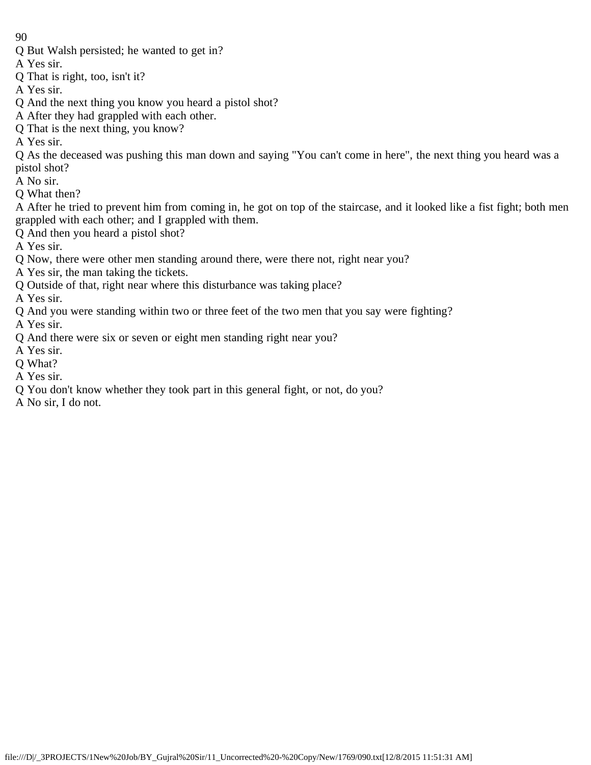Q But Walsh persisted; he wanted to get in?

A Yes sir.

Q That is right, too, isn't it?

A Yes sir.

Q And the next thing you know you heard a pistol shot?

A After they had grappled with each other.

Q That is the next thing, you know?

A Yes sir.

Q As the deceased was pushing this man down and saying "You can't come in here", the next thing you heard was a pistol shot?

A No sir.

Q What then?

A After he tried to prevent him from coming in, he got on top of the staircase, and it looked like a fist fight; both men grappled with each other; and I grappled with them.

Q And then you heard a pistol shot?

A Yes sir.

Q Now, there were other men standing around there, were there not, right near you?

A Yes sir, the man taking the tickets.

Q Outside of that, right near where this disturbance was taking place?

A Yes sir.

Q And you were standing within two or three feet of the two men that you say were fighting?

A Yes sir.

Q And there were six or seven or eight men standing right near you?

A Yes sir.

Q What?

A Yes sir.

Q You don't know whether they took part in this general fight, or not, do you?

A No sir, I do not.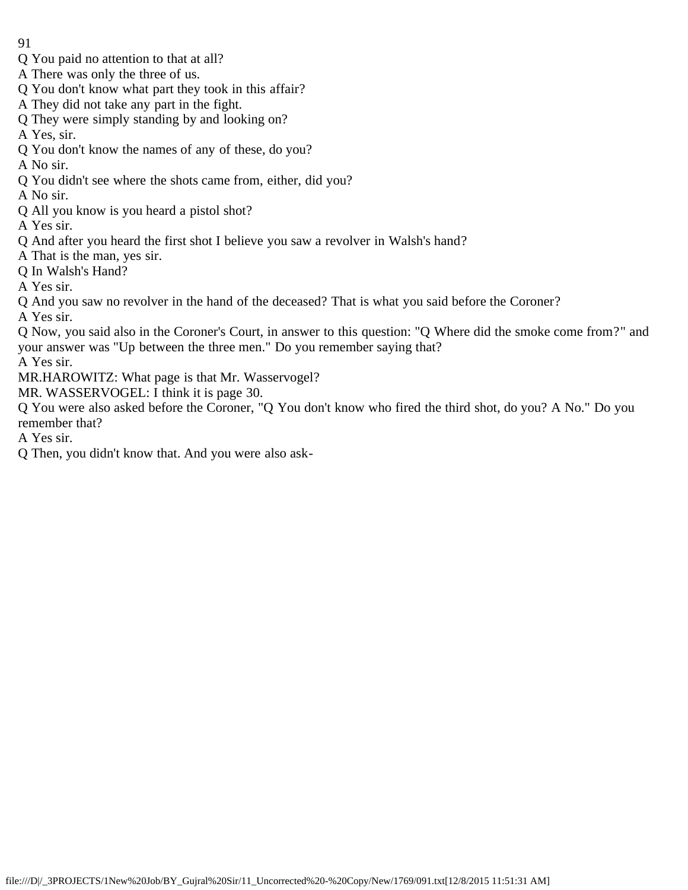Q You paid no attention to that at all?

A There was only the three of us.

Q You don't know what part they took in this affair?

A They did not take any part in the fight.

Q They were simply standing by and looking on?

A Yes, sir.

Q You don't know the names of any of these, do you?

A No sir.

Q You didn't see where the shots came from, either, did you?

A No sir.

Q All you know is you heard a pistol shot?

A Yes sir.

Q And after you heard the first shot I believe you saw a revolver in Walsh's hand?

A That is the man, yes sir.

Q In Walsh's Hand?

A Yes sir.

Q And you saw no revolver in the hand of the deceased? That is what you said before the Coroner?

A Yes sir.

Q Now, you said also in the Coroner's Court, in answer to this question: "Q Where did the smoke come from?" and your answer was "Up between the three men." Do you remember saying that?

A Yes sir.

MR.HAROWITZ: What page is that Mr. Wasservogel?

MR. WASSERVOGEL: I think it is page 30.

Q You were also asked before the Coroner, "Q You don't know who fired the third shot, do you? A No." Do you remember that?

A Yes sir.

Q Then, you didn't know that. And you were also ask-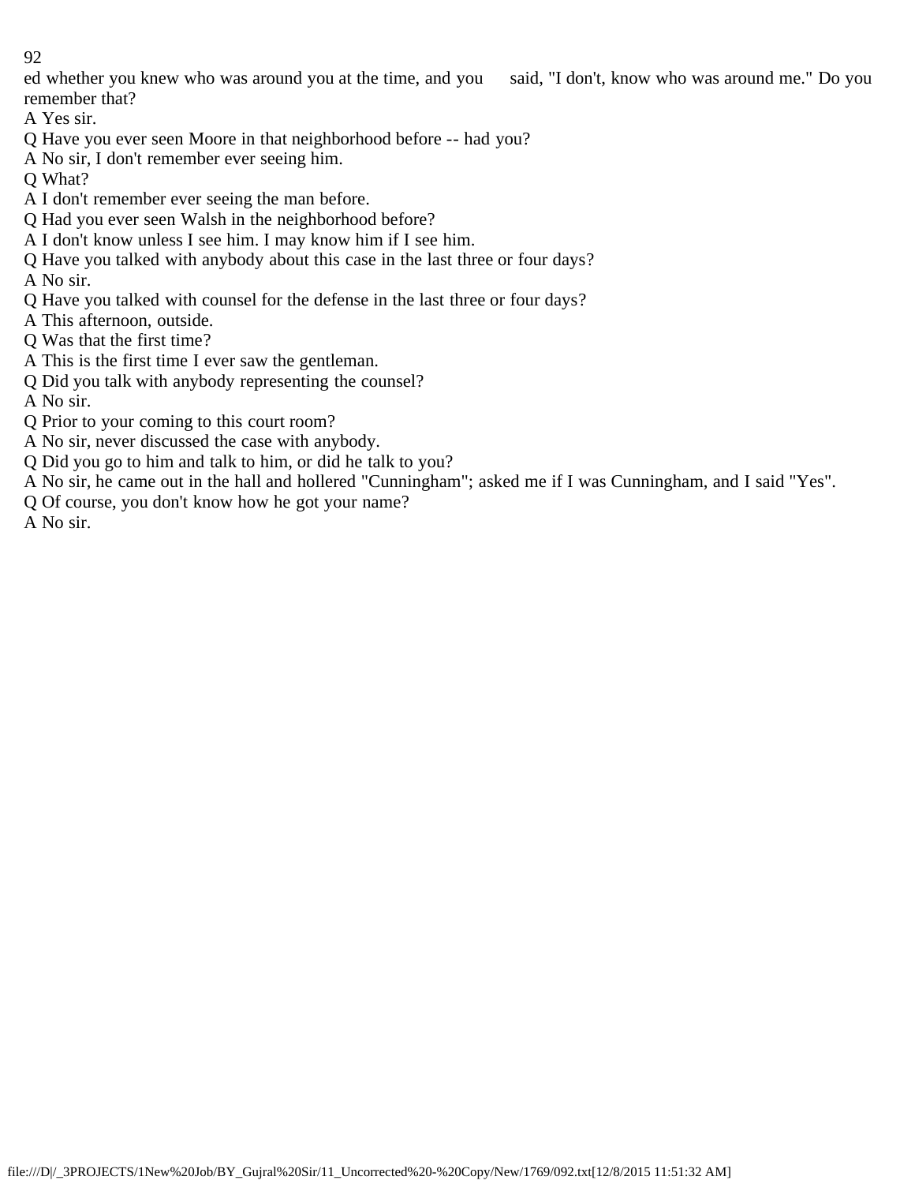ed whether you knew who was around you at the time, and you said, "I don't, know who was around me." Do you remember that?

A Yes sir.

Q Have you ever seen Moore in that neighborhood before -- had you?

A No sir, I don't remember ever seeing him.

Q What?

A I don't remember ever seeing the man before.

Q Had you ever seen Walsh in the neighborhood before?

A I don't know unless I see him. I may know him if I see him.

Q Have you talked with anybody about this case in the last three or four days?

A No sir.

Q Have you talked with counsel for the defense in the last three or four days?

A This afternoon, outside.

Q Was that the first time?

A This is the first time I ever saw the gentleman.

Q Did you talk with anybody representing the counsel?

A No sir.

Q Prior to your coming to this court room?

A No sir, never discussed the case with anybody.

Q Did you go to him and talk to him, or did he talk to you?

A No sir, he came out in the hall and hollered "Cunningham"; asked me if I was Cunningham, and I said "Yes".

Q Of course, you don't know how he got your name?

A No sir.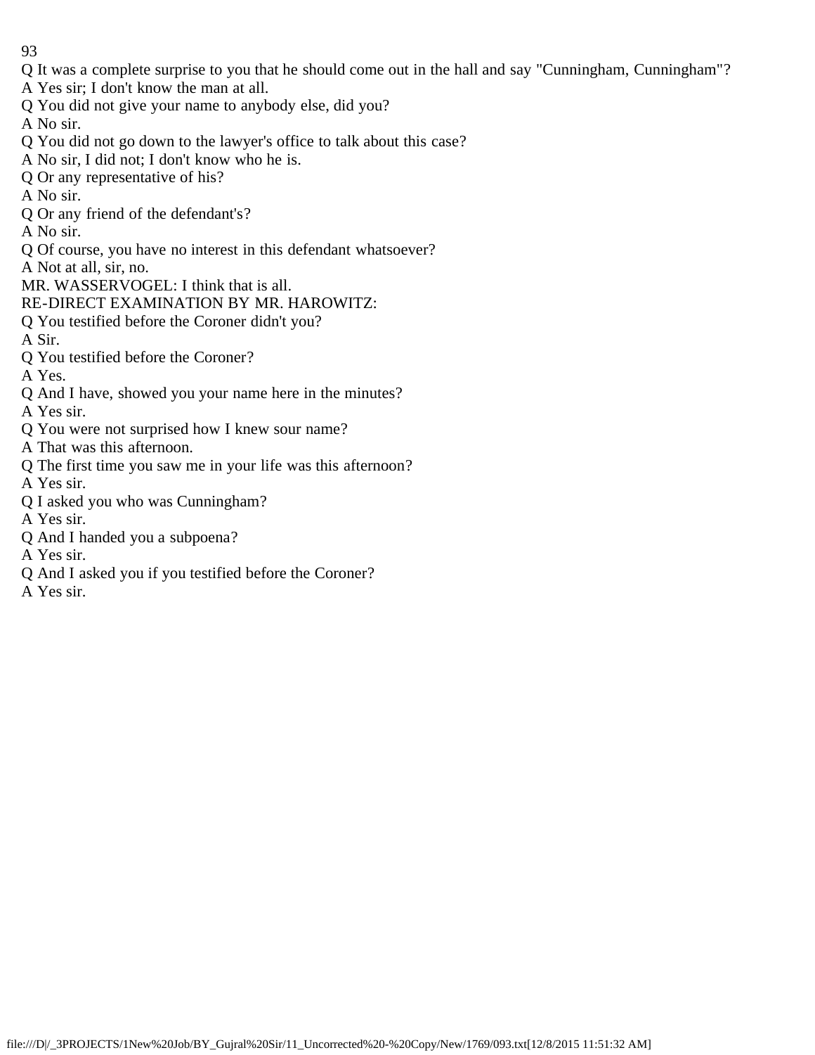Q It was a complete surprise to you that he should come out in the hall and say "Cunningham, Cunningham"?

A Yes sir; I don't know the man at all.

Q You did not give your name to anybody else, did you?

A No sir.

Q You did not go down to the lawyer's office to talk about this case?

A No sir, I did not; I don't know who he is.

Q Or any representative of his?

A No sir.

Q Or any friend of the defendant's?

A No sir.

Q Of course, you have no interest in this defendant whatsoever?

A Not at all, sir, no.

MR. WASSERVOGEL: I think that is all.

RE-DIRECT EXAMINATION BY MR. HAROWITZ:

Q You testified before the Coroner didn't you?

A Sir.

Q You testified before the Coroner?

A Yes.

Q And I have, showed you your name here in the minutes?

A Yes sir.

Q You were not surprised how I knew sour name?

A That was this afternoon.

Q The first time you saw me in your life was this afternoon?

A Yes sir.

Q I asked you who was Cunningham?

A Yes sir.

Q And I handed you a subpoena?

A Yes sir.

Q And I asked you if you testified before the Coroner?

A Yes sir.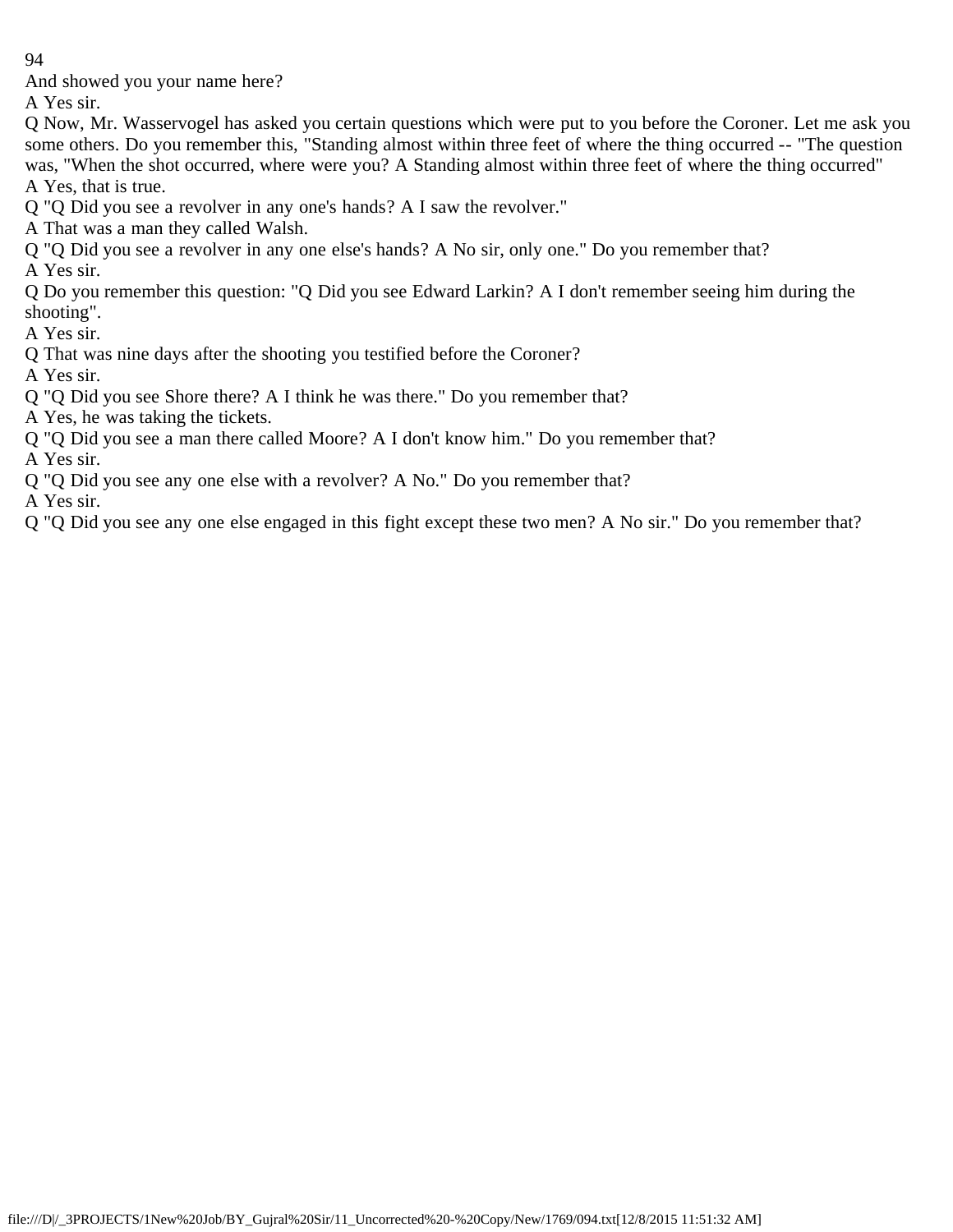And showed you your name here?

A Yes sir.

Q Now, Mr. Wasservogel has asked you certain questions which were put to you before the Coroner. Let me ask you some others. Do you remember this, "Standing almost within three feet of where the thing occurred -- "The question was, "When the shot occurred, where were you? A Standing almost within three feet of where the thing occurred"

A Yes, that is true.

Q "Q Did you see a revolver in any one's hands? A I saw the revolver."

A That was a man they called Walsh.

Q "Q Did you see a revolver in any one else's hands? A No sir, only one." Do you remember that?

A Yes sir.

Q Do you remember this question: "Q Did you see Edward Larkin? A I don't remember seeing him during the shooting".

A Yes sir.

Q That was nine days after the shooting you testified before the Coroner?

A Yes sir.

Q "Q Did you see Shore there? A I think he was there." Do you remember that?

A Yes, he was taking the tickets.

Q "Q Did you see a man there called Moore? A I don't know him." Do you remember that?

A Yes sir.

Q "Q Did you see any one else with a revolver? A No." Do you remember that?

A Yes sir.

Q "Q Did you see any one else engaged in this fight except these two men? A No sir." Do you remember that?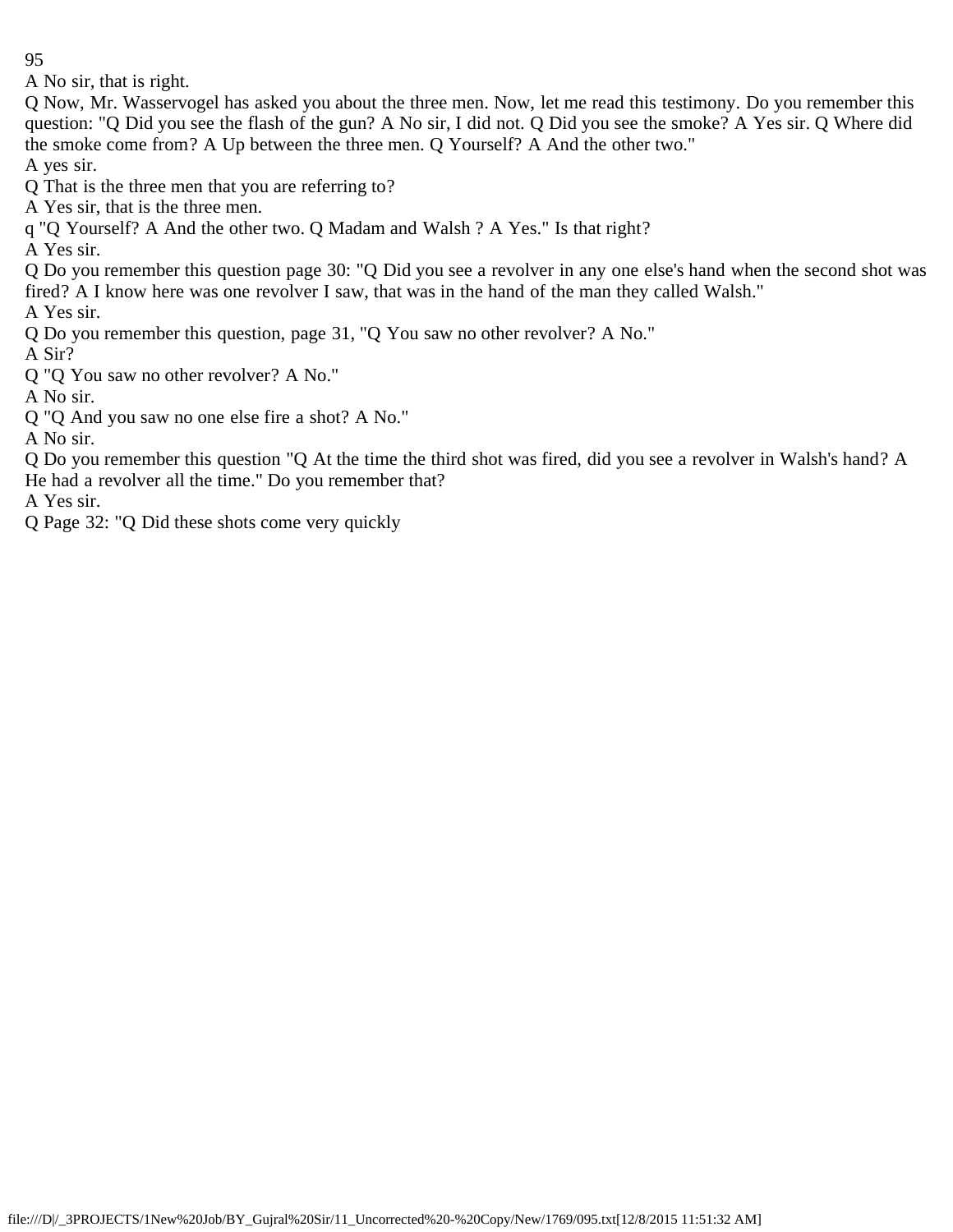A No sir, that is right.

Q Now, Mr. Wasservogel has asked you about the three men. Now, let me read this testimony. Do you remember this question: "Q Did you see the flash of the gun? A No sir, I did not. Q Did you see the smoke? A Yes sir. Q Where did the smoke come from? A Up between the three men. Q Yourself? A And the other two."

A yes sir.

Q That is the three men that you are referring to?

A Yes sir, that is the three men.

q "Q Yourself? A And the other two. Q Madam and Walsh ? A Yes." Is that right?

A Yes sir.

Q Do you remember this question page 30: "Q Did you see a revolver in any one else's hand when the second shot was fired? A I know here was one revolver I saw, that was in the hand of the man they called Walsh."

A Yes sir.

Q Do you remember this question, page 31, "Q You saw no other revolver? A No."

A Sir?

Q "Q You saw no other revolver? A No."

A No sir.

Q "Q And you saw no one else fire a shot? A No."

A No sir.

Q Do you remember this question "Q At the time the third shot was fired, did you see a revolver in Walsh's hand? A He had a revolver all the time." Do you remember that?

A Yes sir.

Q Page 32: "Q Did these shots come very quickly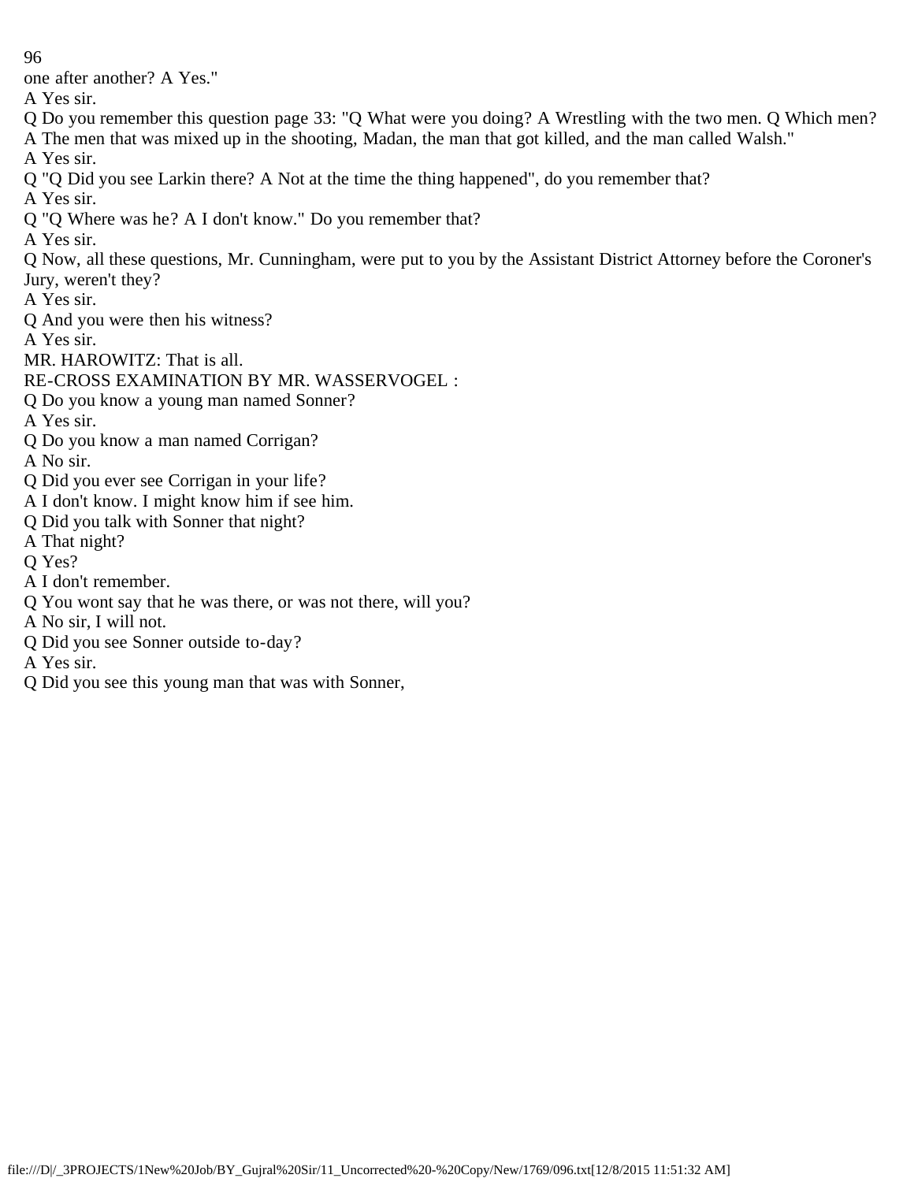one after another? A Yes."

A Yes sir.

Q Do you remember this question page 33: "Q What were you doing? A Wrestling with the two men. Q Which men? A The men that was mixed up in the shooting, Madan, the man that got killed, and the man called Walsh."

A Yes sir.

Q "Q Did you see Larkin there? A Not at the time the thing happened", do you remember that?

A Yes sir.

Q "Q Where was he? A I don't know." Do you remember that?

A Yes sir.

Q Now, all these questions, Mr. Cunningham, were put to you by the Assistant District Attorney before the Coroner's Jury, weren't they?

A Yes sir.

Q And you were then his witness?

A Yes sir.

MR. HAROWITZ: That is all.

RE-CROSS EXAMINATION BY MR. WASSERVOGEL :

Q Do you know a young man named Sonner?

A Yes sir.

Q Do you know a man named Corrigan?

A No sir.

Q Did you ever see Corrigan in your life?

A I don't know. I might know him if see him.

Q Did you talk with Sonner that night?

A That night?

Q Yes?

A I don't remember.

Q You wont say that he was there, or was not there, will you?

A No sir, I will not.

Q Did you see Sonner outside to-day?

A Yes sir.

Q Did you see this young man that was with Sonner,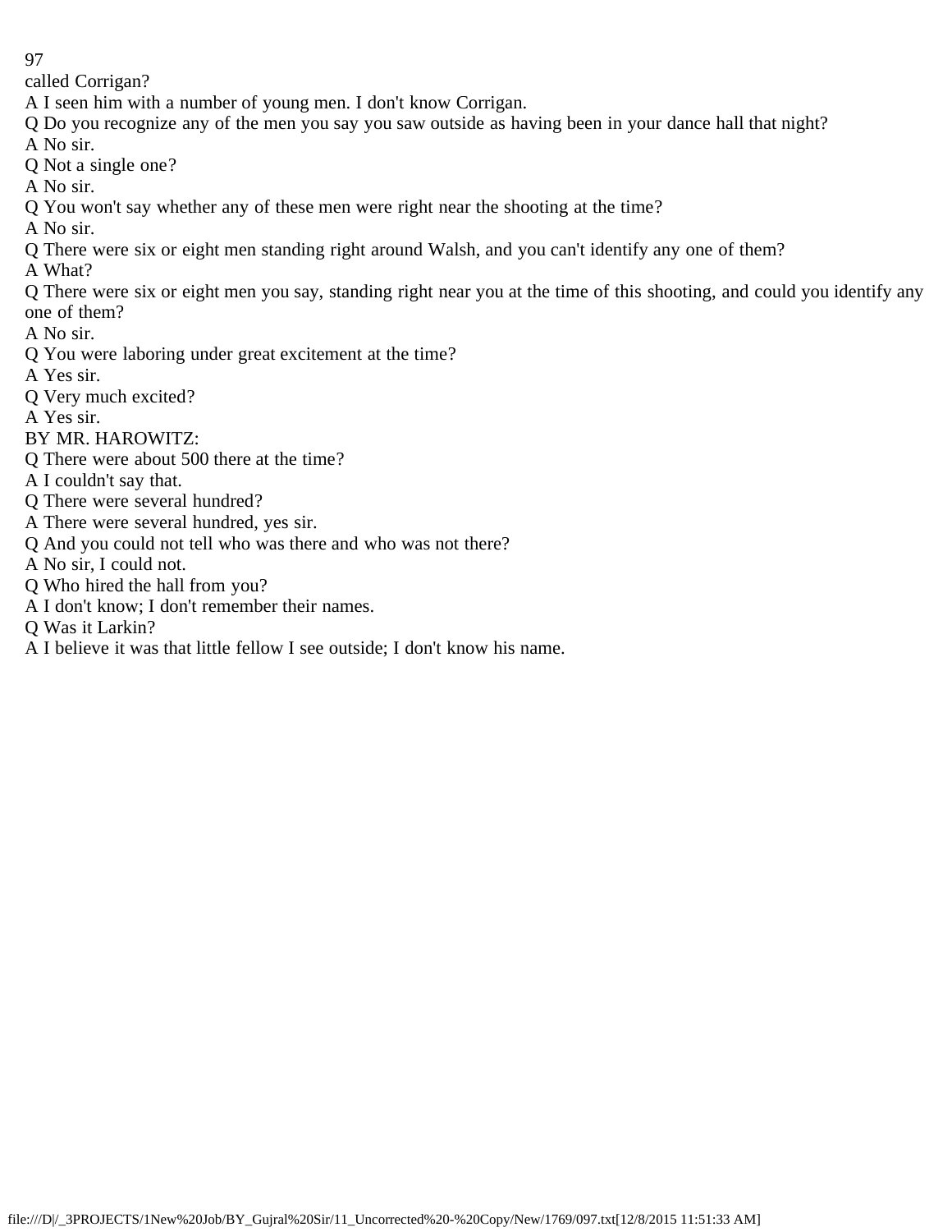called Corrigan?

A I seen him with a number of young men. I don't know Corrigan.

Q Do you recognize any of the men you say you saw outside as having been in your dance hall that night?

A No sir.

Q Not a single one?

A No sir.

Q You won't say whether any of these men were right near the shooting at the time?

A No sir.

Q There were six or eight men standing right around Walsh, and you can't identify any one of them?

A What?

Q There were six or eight men you say, standing right near you at the time of this shooting, and could you identify any one of them?

A No sir.

Q You were laboring under great excitement at the time?

A Yes sir.

Q Very much excited?

A Yes sir.

BY MR. HAROWITZ:

Q There were about 500 there at the time?

A I couldn't say that.

Q There were several hundred?

A There were several hundred, yes sir.

Q And you could not tell who was there and who was not there?

A No sir, I could not.

Q Who hired the hall from you?

A I don't know; I don't remember their names.

Q Was it Larkin?

A I believe it was that little fellow I see outside; I don't know his name.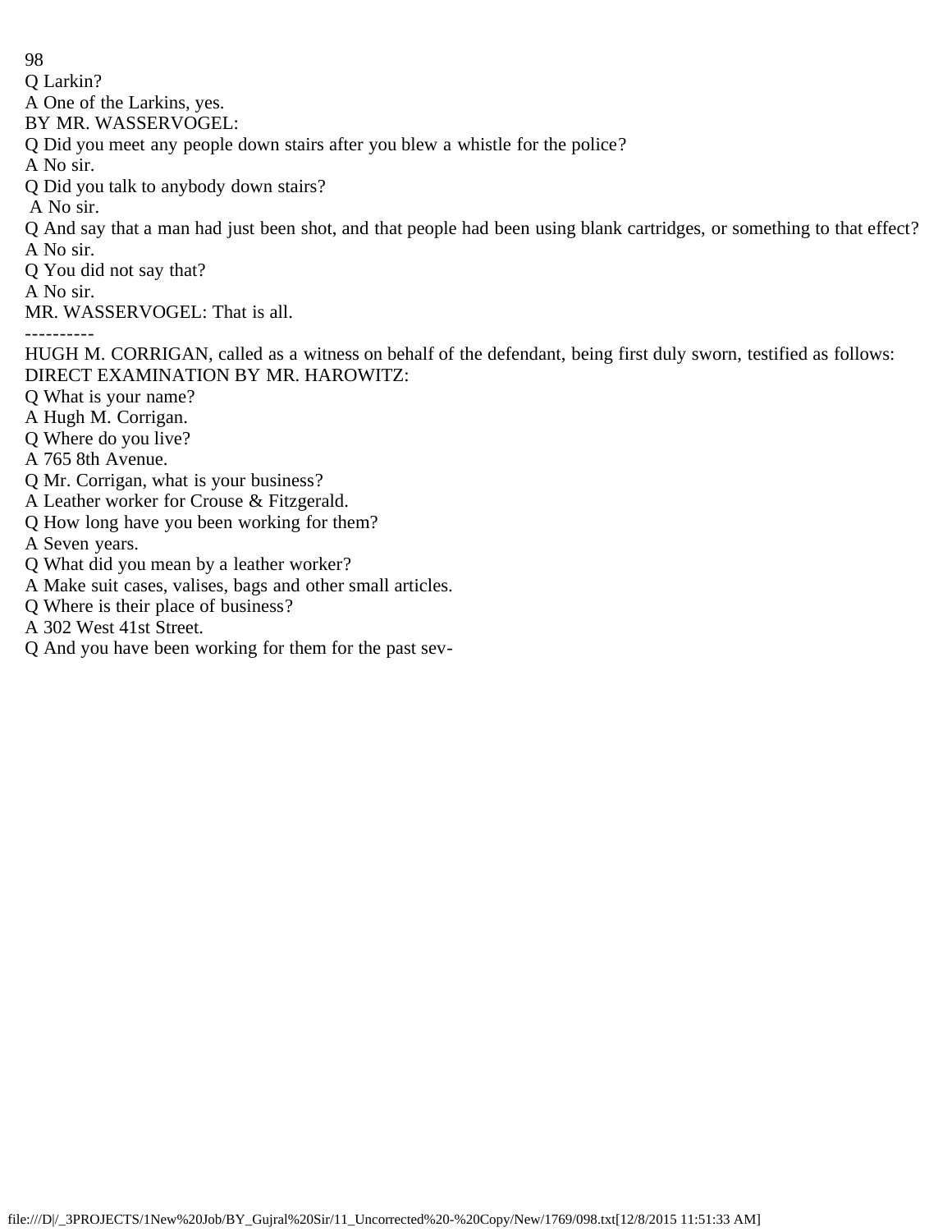Q Larkin?

A One of the Larkins, yes.

BY MR. WASSERVOGEL:

Q Did you meet any people down stairs after you blew a whistle for the police?

A No sir.

Q Did you talk to anybody down stairs?

A No sir.

Q And say that a man had just been shot, and that people had been using blank cartridges, or something to that effect?

A No sir.

Q You did not say that?

A No sir.

MR. WASSERVOGEL: That is all.

----------

HUGH M. CORRIGAN, called as a witness on behalf of the defendant, being first duly sworn, testified as follows:

DIRECT EXAMINATION BY MR. HAROWITZ:

Q What is your name?

A Hugh M. Corrigan.

Q Where do you live?

A 765 8th Avenue.

Q Mr. Corrigan, what is your business?

A Leather worker for Crouse & Fitzgerald.

Q How long have you been working for them?

A Seven years.

Q What did you mean by a leather worker?

A Make suit cases, valises, bags and other small articles.

Q Where is their place of business?

A 302 West 41st Street.

Q And you have been working for them for the past sev-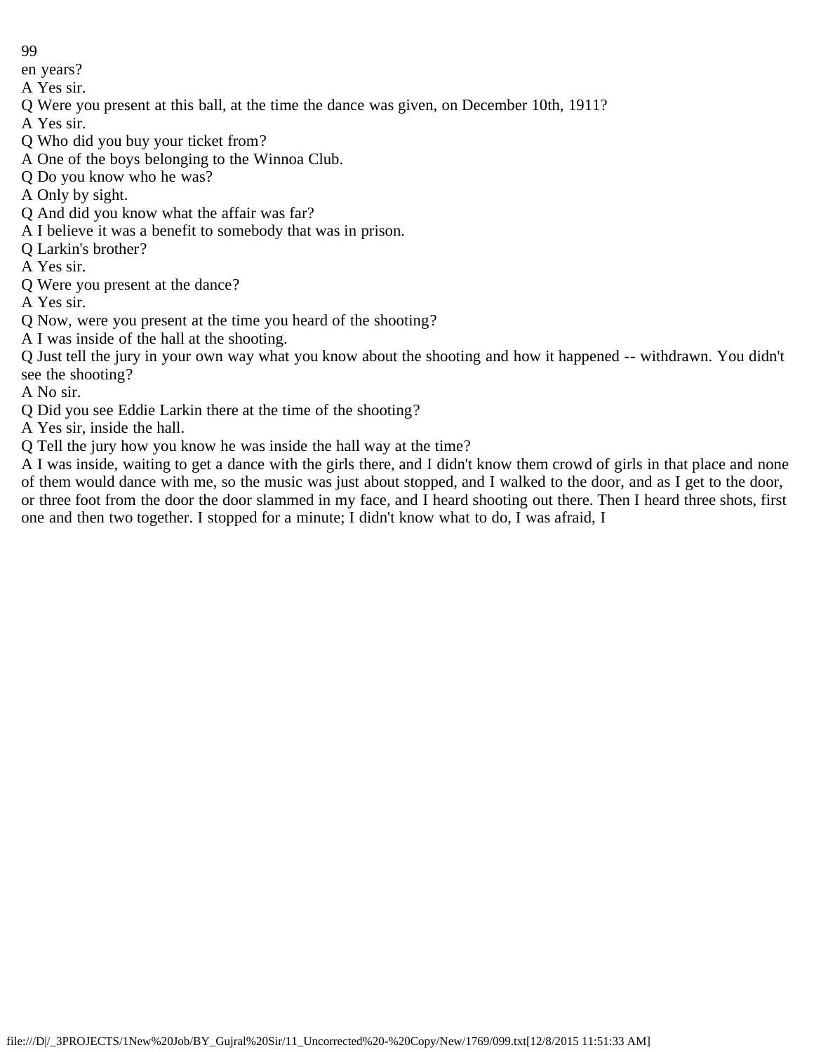en years?

A Yes sir.

Q Were you present at this ball, at the time the dance was given, on December 10th, 1911?

A Yes sir.

Q Who did you buy your ticket from?

A One of the boys belonging to the Winnoa Club.

Q Do you know who he was?

A Only by sight.

Q And did you know what the affair was far?

A I believe it was a benefit to somebody that was in prison.

Q Larkin's brother?

A Yes sir.

Q Were you present at the dance?

A Yes sir.

Q Now, were you present at the time you heard of the shooting?

A I was inside of the hall at the shooting.

Q Just tell the jury in your own way what you know about the shooting and how it happened -- withdrawn. You didn't see the shooting?

A No sir.

Q Did you see Eddie Larkin there at the time of the shooting?

A Yes sir, inside the hall.

Q Tell the jury how you know he was inside the hall way at the time?

A I was inside, waiting to get a dance with the girls there, and I didn't know them crowd of girls in that place and none of them would dance with me, so the music was just about stopped, and I walked to the door, and as I get to the door, or three foot from the door the door slammed in my face, and I heard shooting out there. Then I heard three shots, first one and then two together. I stopped for a minute; I didn't know what to do, I was afraid, I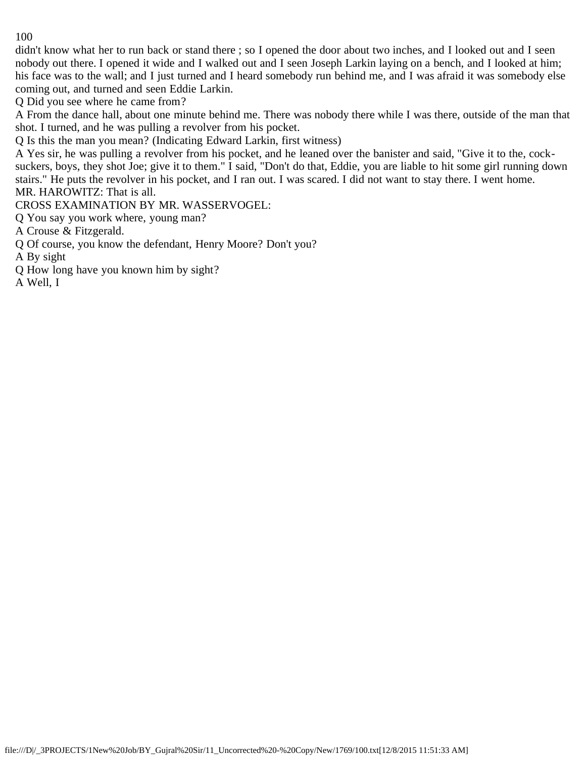didn't know what her to run back or stand there ; so I opened the door about two inches, and I looked out and I seen nobody out there. I opened it wide and I walked out and I seen Joseph Larkin laying on a bench, and I looked at him; his face was to the wall; and I just turned and I heard somebody run behind me, and I was afraid it was somebody else coming out, and turned and seen Eddie Larkin.

Q Did you see where he came from?

A From the dance hall, about one minute behind me. There was nobody there while I was there, outside of the man that shot. I turned, and he was pulling a revolver from his pocket.

Q Is this the man you mean? (Indicating Edward Larkin, first witness)

A Yes sir, he was pulling a revolver from his pocket, and he leaned over the banister and said, "Give it to the, cock-suckers, boys, they shot Joe; give it to them." I said, "Don't do that, Eddie, you are liable to hit some girl running down stairs." He puts the revolver in his pocket, and I ran out. I was scared. I did not want to stay there. I went home.

MR. HAROWITZ: That is all.

CROSS EXAMINATION BY MR. WASSERVOGEL:

Q You say you work where, young man?

A Crouse & Fitzgerald.

Q Of course, you know the defendant, Henry Moore? Don't you?

A By sight

Q How long have you known him by sight?

A Well, I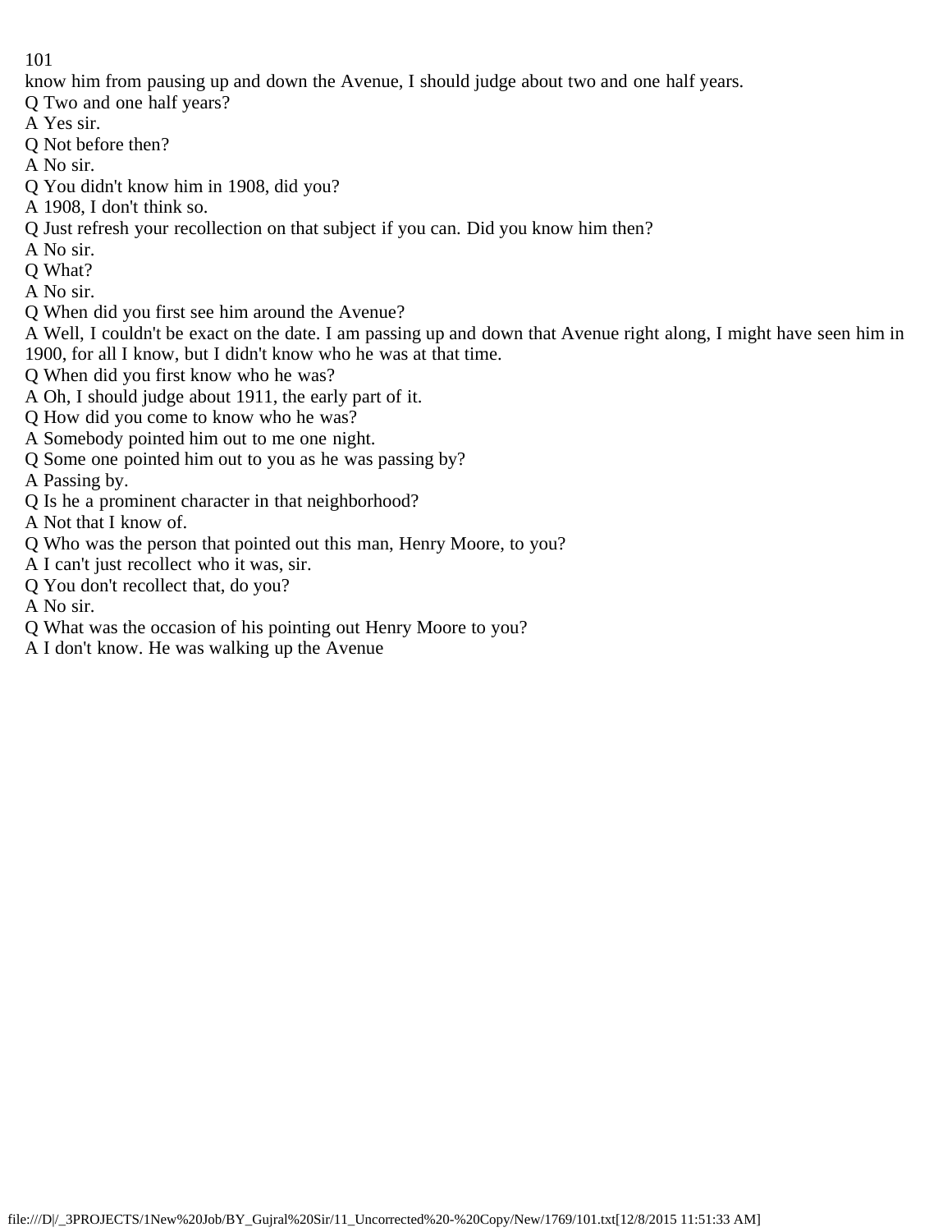know him from pausing up and down the Avenue, I should judge about two and one half years.

Q Two and one half years?

A Yes sir.

Q Not before then?

A No sir.

Q You didn't know him in 1908, did you?

A 1908, I don't think so.

Q Just refresh your recollection on that subject if you can. Did you know him then?

A No sir.

Q What?

A No sir.

Q When did you first see him around the Avenue?

A Well, I couldn't be exact on the date. I am passing up and down that Avenue right along, I might have seen him in 1900, for all I know, but I didn't know who he was at that time.

Q When did you first know who he was?

A Oh, I should judge about 1911, the early part of it.

Q How did you come to know who he was?

A Somebody pointed him out to me one night.

Q Some one pointed him out to you as he was passing by?

A Passing by.

Q Is he a prominent character in that neighborhood?

A Not that I know of.

Q Who was the person that pointed out this man, Henry Moore, to you?

A I can't just recollect who it was, sir.

Q You don't recollect that, do you?

A No sir.

Q What was the occasion of his pointing out Henry Moore to you?

A I don't know. He was walking up the Avenue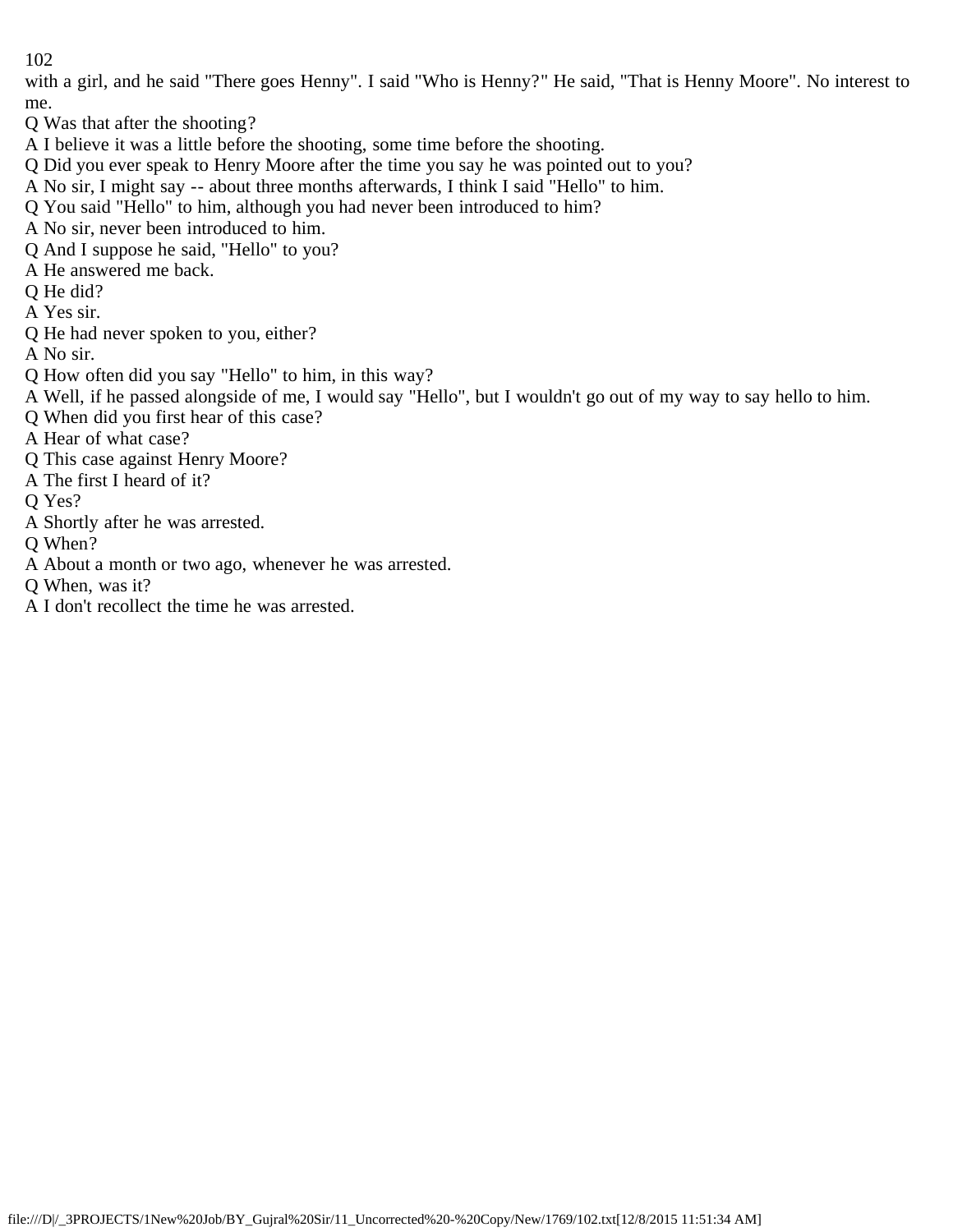with a girl, and he said "There goes Henny". I said "Who is Henny?" He said, "That is Henny Moore". No interest to me.

Q Was that after the shooting?

A I believe it was a little before the shooting, some time before the shooting.

Q Did you ever speak to Henry Moore after the time you say he was pointed out to you?

A No sir, I might say -- about three months afterwards, I think I said "Hello" to him.

Q You said "Hello" to him, although you had never been introduced to him?

A No sir, never been introduced to him.

Q And I suppose he said, "Hello" to you?

A He answered me back.

Q He did?

A Yes sir.

Q He had never spoken to you, either?

A No sir.

Q How often did you say "Hello" to him, in this way?

A Well, if he passed alongside of me, I would say "Hello", but I wouldn't go out of my way to say hello to him.

Q When did you first hear of this case?

A Hear of what case?

Q This case against Henry Moore?

A The first I heard of it?

Q Yes?

A Shortly after he was arrested.

Q When?

A About a month or two ago, whenever he was arrested.

Q When, was it?

A I don't recollect the time he was arrested.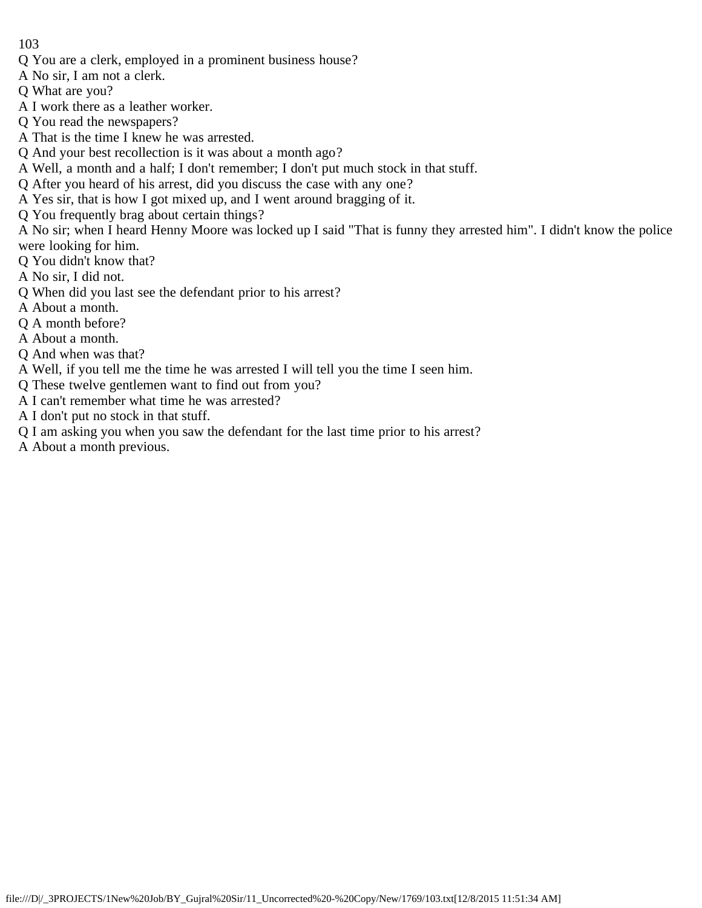Q You are a clerk, employed in a prominent business house?

A No sir, I am not a clerk.

Q What are you?

A I work there as a leather worker.

Q You read the newspapers?

A That is the time I knew he was arrested.

Q And your best recollection is it was about a month ago?

A Well, a month and a half; I don't remember; I don't put much stock in that stuff.

Q After you heard of his arrest, did you discuss the case with any one?

A Yes sir, that is how I got mixed up, and I went around bragging of it.

Q You frequently brag about certain things?

A No sir; when I heard Henny Moore was locked up I said "That is funny they arrested him". I didn't know the police were looking for him.

Q You didn't know that?

A No sir, I did not.

Q When did you last see the defendant prior to his arrest?

A About a month.

Q A month before?

A About a month.

Q And when was that?

A Well, if you tell me the time he was arrested I will tell you the time I seen him.

Q These twelve gentlemen want to find out from you?

A I can't remember what time he was arrested?

A I don't put no stock in that stuff.

Q I am asking you when you saw the defendant for the last time prior to his arrest?

A About a month previous.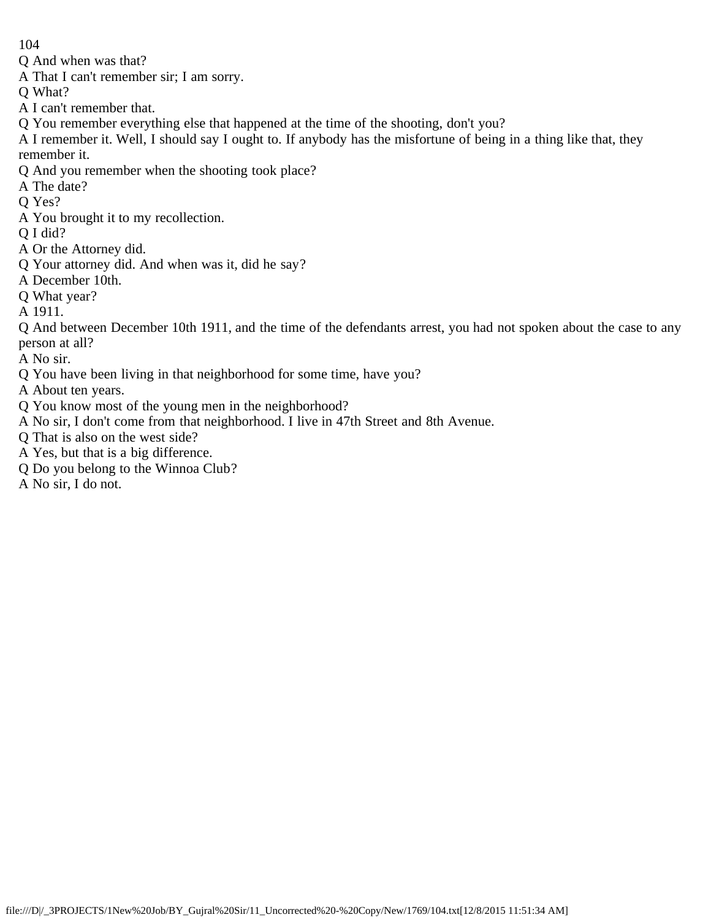Q And when was that?
A That I can't remember sir; I am sorry.
Q What?
A I can't remember that.
Q You remember everything else that happened at the time of the shooting, don't you?
A I remember it. Well, I should say I ought to. If anybody has the misfortune of being in a thing like that, they remember it.
Q And you remember when the shooting took place?
A The date?
Q Yes?
A You brought it to my recollection.
Q I did?
A Or the Attorney did.
Q Your attorney did. And when was it, did he say?
A December 10th.
Q What year?
A 1911.
Q And between December 10th 1911, and the time of the defendants arrest, you had not spoken about the case to any person at all?
A No sir.
Q You have been living in that neighborhood for some time, have you?
A About ten years.
Q You know most of the young men in the neighborhood?
A No sir, I don't come from that neighborhood. I live in 47th Street and 8th Avenue.
Q That is also on the west side?
A Yes, but that is a big difference.
Q Do you belong to the Winnoa Club?
A No sir, I do not.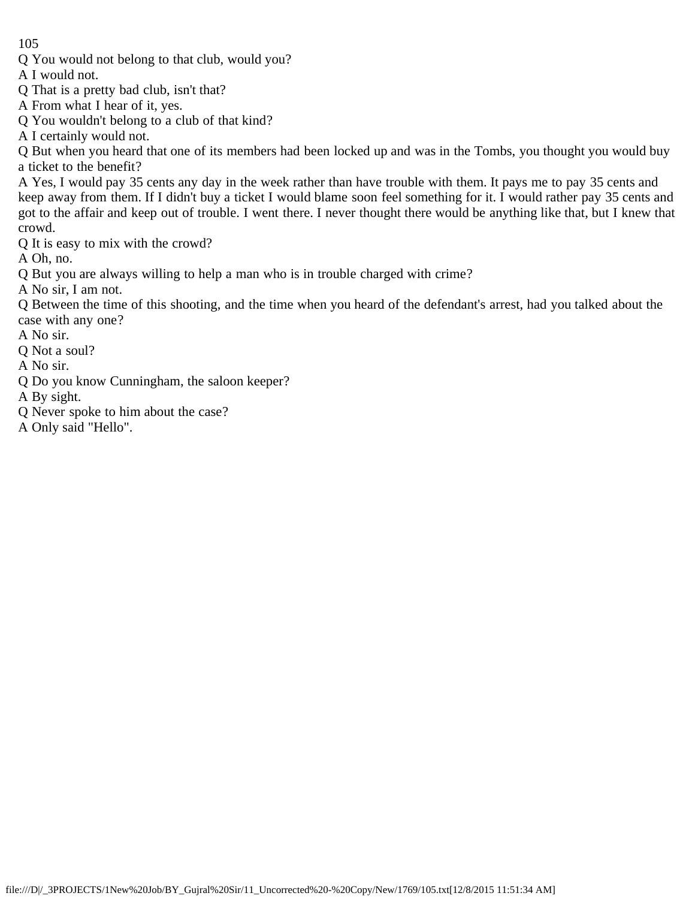Q You would not belong to that club, would you?

A I would not.

Q That is a pretty bad club, isn't that?

A From what I hear of it, yes.

Q You wouldn't belong to a club of that kind?

A I certainly would not.

Q But when you heard that one of its members had been locked up and was in the Tombs, you thought you would buy a ticket to the benefit?

A Yes, I would pay 35 cents any day in the week rather than have trouble with them. It pays me to pay 35 cents and keep away from them. If I didn't buy a ticket I would blame soon feel something for it. I would rather pay 35 cents and got to the affair and keep out of trouble. I went there. I never thought there would be anything like that, but I knew that crowd.

Q It is easy to mix with the crowd?

A Oh, no.

Q But you are always willing to help a man who is in trouble charged with crime?

A No sir, I am not.

Q Between the time of this shooting, and the time when you heard of the defendant's arrest, had you talked about the case with any one?

A No sir.

Q Not a soul?

A No sir.

Q Do you know Cunningham, the saloon keeper?

A By sight.

Q Never spoke to him about the case?

A Only said "Hello".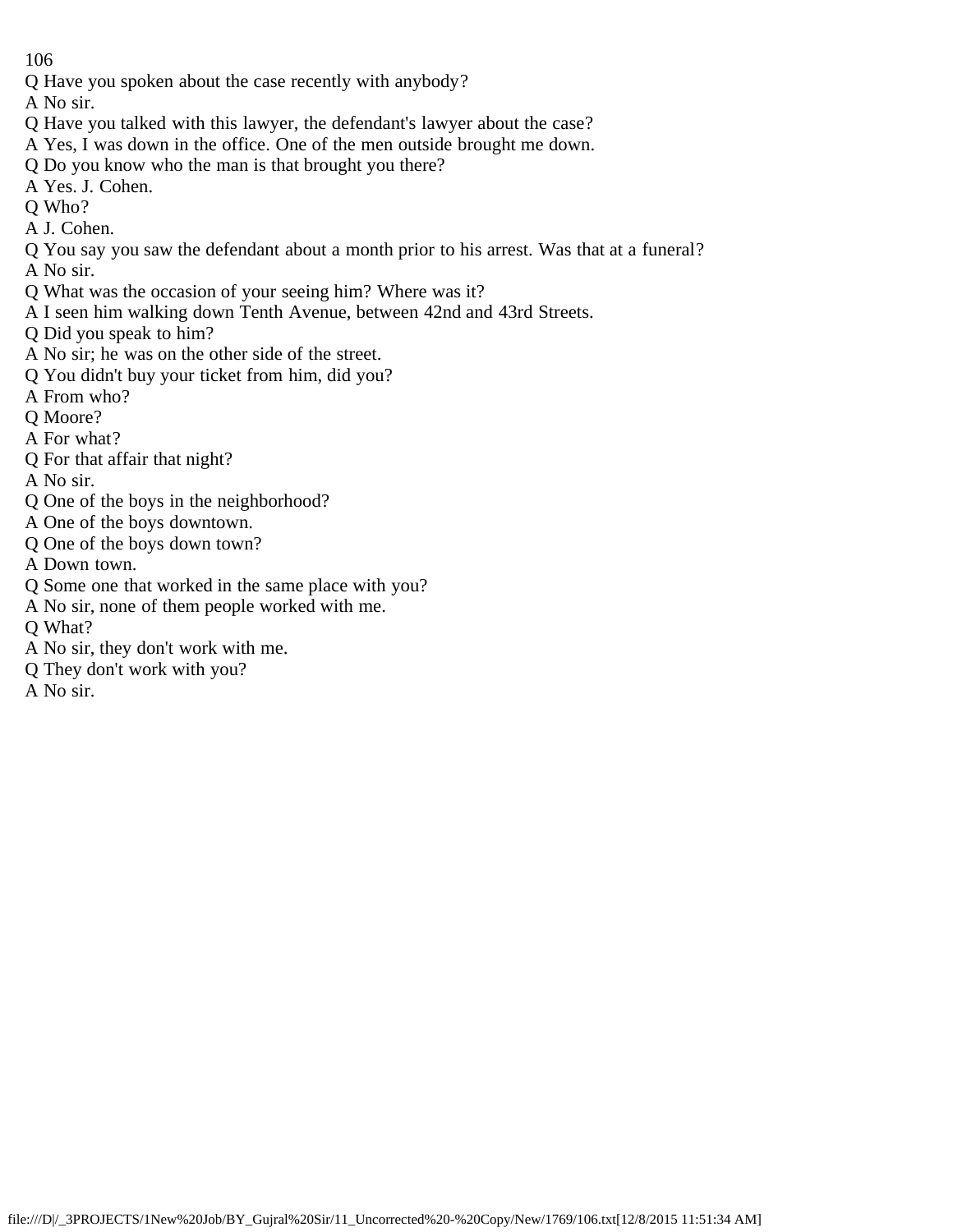Q Have you spoken about the case recently with anybody?
A No sir.
Q Have you talked with this lawyer, the defendant's lawyer about the case?
A Yes, I was down in the office. One of the men outside brought me down.
Q Do you know who the man is that brought you there?
A Yes. J. Cohen.
Q Who?
A J. Cohen.
Q You say you saw the defendant about a month prior to his arrest. Was that at a funeral?
A No sir.
Q What was the occasion of your seeing him? Where was it?
A I seen him walking down Tenth Avenue, between 42nd and 43rd Streets.
Q Did you speak to him?
A No sir; he was on the other side of the street.
Q You didn't buy your ticket from him, did you?
A From who?
Q Moore?
A For what?
Q For that affair that night?
A No sir.
Q One of the boys in the neighborhood?
A One of the boys downtown.
Q One of the boys down town?
A Down town.
Q Some one that worked in the same place with you?
A No sir, none of them people worked with me.
Q What?
A No sir, they don't work with me.
Q They don't work with you?
A No sir.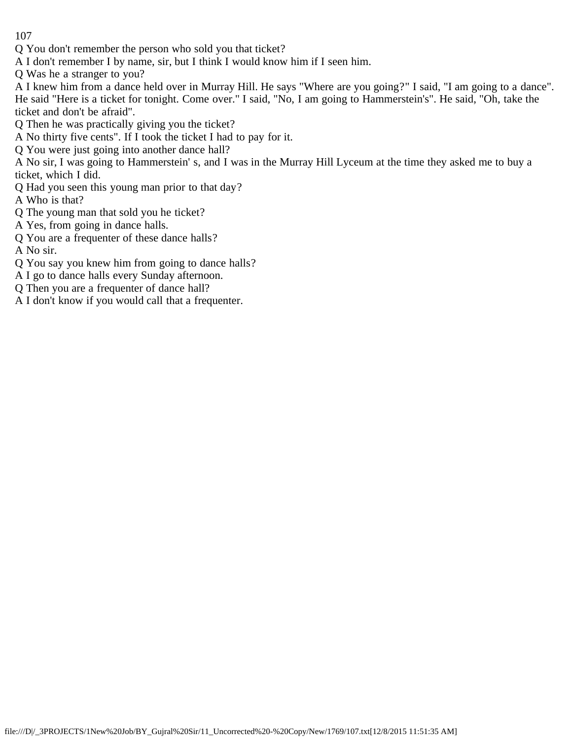Q You don't remember the person who sold you that ticket?

A I don't remember I by name, sir, but I think I would know him if I seen him.

Q Was he a stranger to you?

A I knew him from a dance held over in Murray Hill. He says "Where are you going?" I said, "I am going to a dance". He said "Here is a ticket for tonight. Come over." I said, "No, I am going to Hammerstein's". He said, "Oh, take the ticket and don't be afraid".

Q Then he was practically giving you the ticket?

A No thirty five cents". If I took the ticket I had to pay for it.

Q You were just going into another dance hall?

A No sir, I was going to Hammerstein' s, and I was in the Murray Hill Lyceum at the time they asked me to buy a ticket, which I did.

Q Had you seen this young man prior to that day?

A Who is that?

Q The young man that sold you he ticket?

A Yes, from going in dance halls.

Q You are a frequenter of these dance halls?

A No sir.

Q You say you knew him from going to dance halls?

A I go to dance halls every Sunday afternoon.

Q Then you are a frequenter of dance hall?

A I don't know if you would call that a frequenter.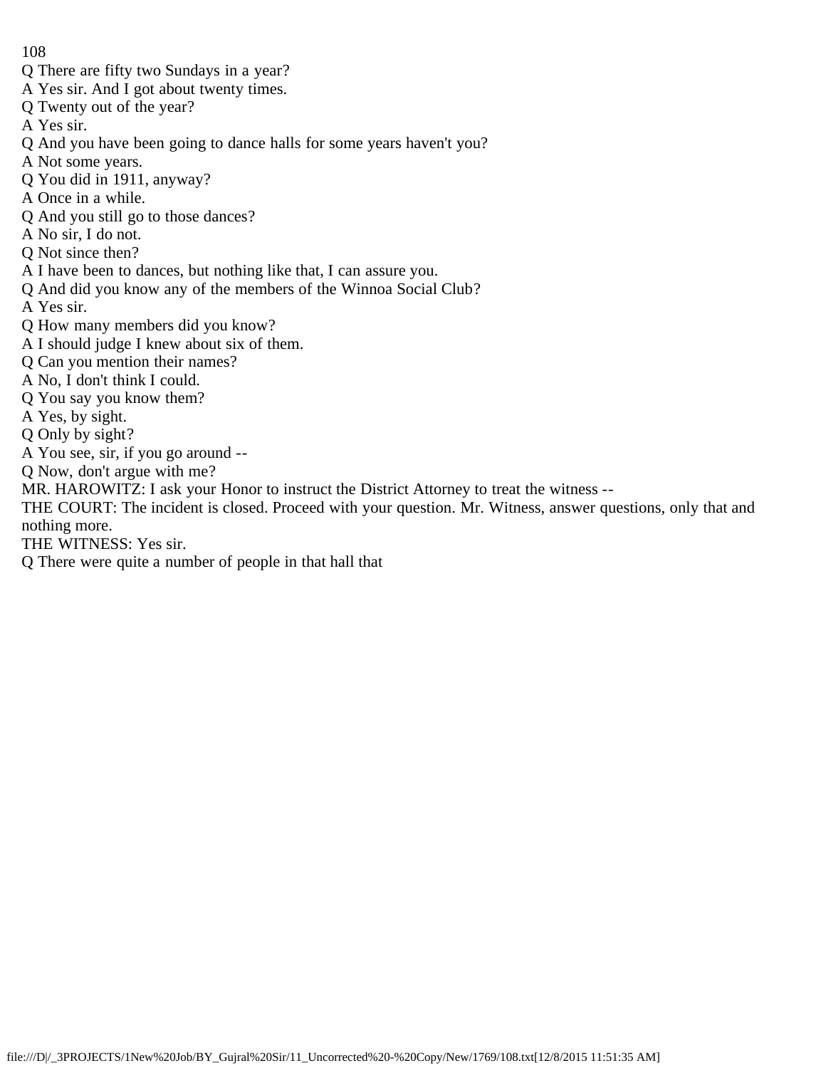Q There are fifty two Sundays in a year?
A Yes sir. And I got about twenty times.
Q Twenty out of the year?
A Yes sir.
Q And you have been going to dance halls for some years haven't you?
A Not some years.
Q You did in 1911, anyway?
A Once in a while.
Q And you still go to those dances?
A No sir, I do not.
Q Not since then?
A I have been to dances, but nothing like that, I can assure you.
Q And did you know any of the members of the Winnoa Social Club?
A Yes sir.
Q How many members did you know?
A I should judge I knew about six of them.
Q Can you mention their names?
A No, I don't think I could.
Q You say you know them?
A Yes, by sight.
Q Only by sight?
A You see, sir, if you go around --
Q Now, don't argue with me?
MR. HAROWITZ: I ask your Honor to instruct the District Attorney to treat the witness --
THE COURT: The incident is closed. Proceed with your question. Mr. Witness, answer questions, only that and nothing more.
THE WITNESS: Yes sir.
Q There were quite a number of people in that hall that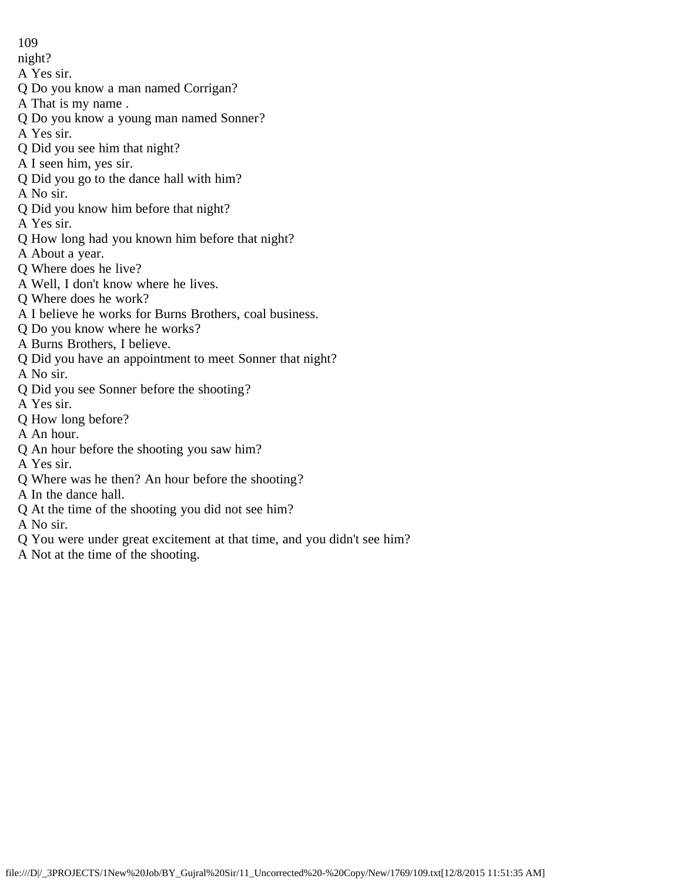night?
A Yes sir.
Q Do you know a man named Corrigan?
A That is my name .
Q Do you know a young man named Sonner?
A Yes sir.
Q Did you see him that night?
A I seen him, yes sir.
Q Did you go to the dance hall with him?
A No sir.
Q Did you know him before that night?
A Yes sir.
Q How long had you known him before that night?
A About a year.
Q Where does he live?
A Well, I don't know where he lives.
Q Where does he work?
A I believe he works for Burns Brothers, coal business.
Q Do you know where he works?
A Burns Brothers, I believe.
Q Did you have an appointment to meet Sonner that night?
A No sir.
Q Did you see Sonner before the shooting?
A Yes sir.
Q How long before?
A An hour.
Q An hour before the shooting you saw him?
A Yes sir.
Q Where was he then? An hour before the shooting?
A In the dance hall.
Q At the time of the shooting you did not see him?
A No sir.
Q You were under great excitement at that time, and you didn't see him?
A Not at the time of the shooting.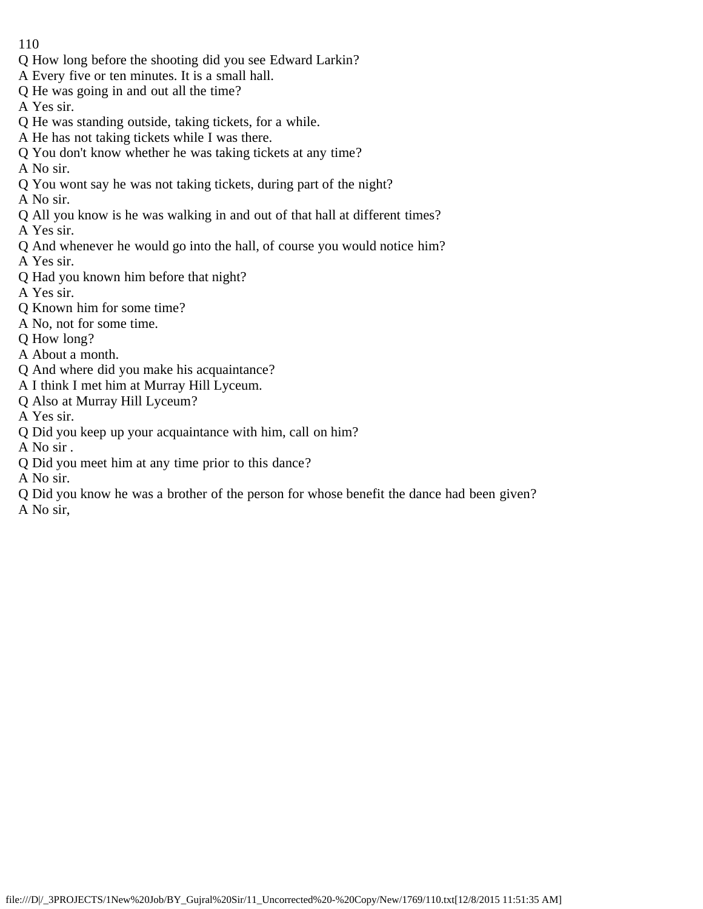Q How long before the shooting did you see Edward Larkin?

A Every five or ten minutes. It is a small hall.

Q He was going in and out all the time?

A Yes sir.

Q He was standing outside, taking tickets, for a while.

A He has not taking tickets while I was there.

Q You don't know whether he was taking tickets at any time?

A No sir.

Q You wont say he was not taking tickets, during part of the night?

A No sir.

Q All you know is he was walking in and out of that hall at different times?

A Yes sir.

Q And whenever he would go into the hall, of course you would notice him?

A Yes sir.

Q Had you known him before that night?

A Yes sir.

Q Known him for some time?

A No, not for some time.

Q How long?

A About a month.

Q And where did you make his acquaintance?

A I think I met him at Murray Hill Lyceum.

Q Also at Murray Hill Lyceum?

A Yes sir.

Q Did you keep up your acquaintance with him, call on him?

A No sir .

Q Did you meet him at any time prior to this dance?

A No sir.

Q Did you know he was a brother of the person for whose benefit the dance had been given?

A No sir,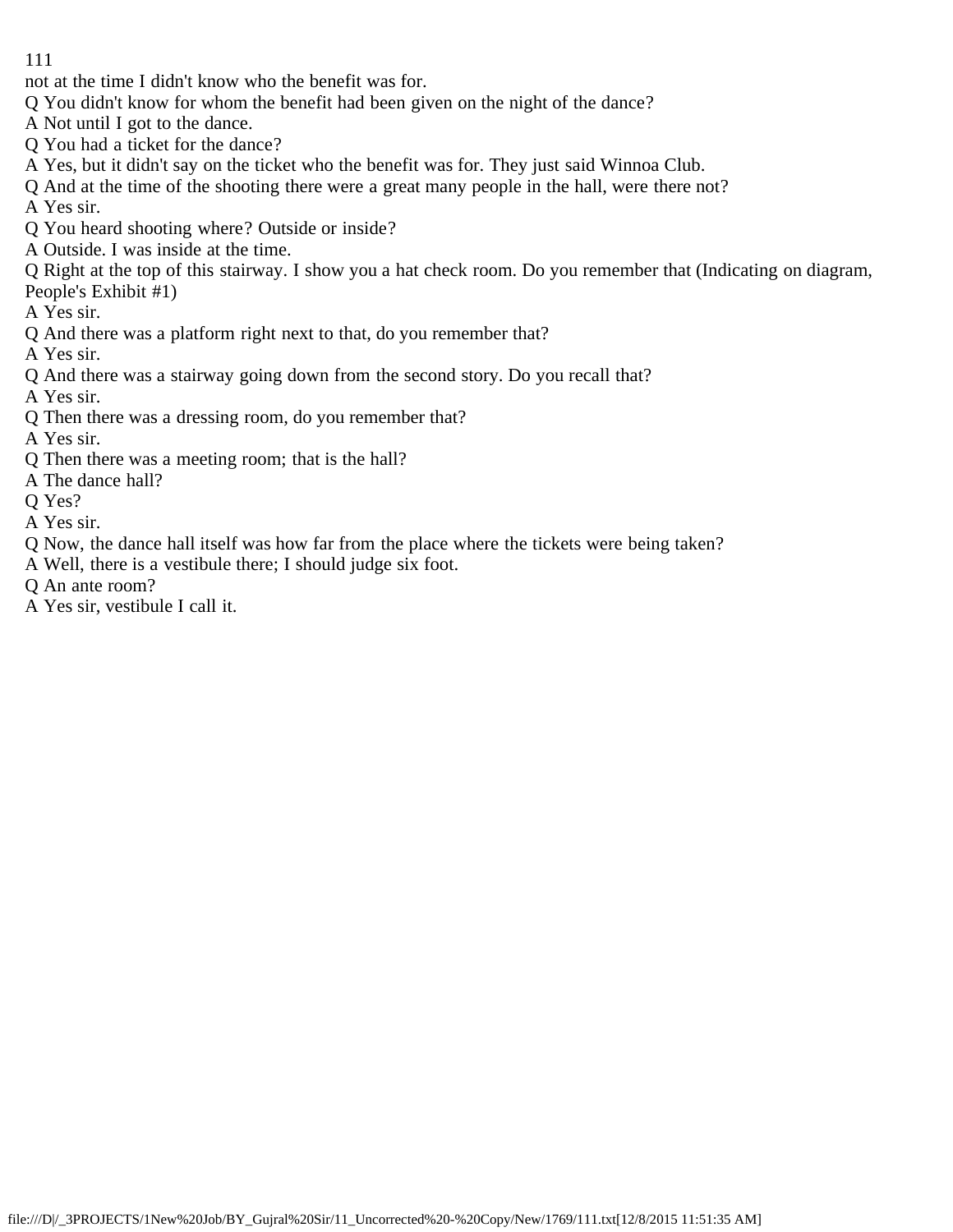not at the time I didn't know who the benefit was for.

Q You didn't know for whom the benefit had been given on the night of the dance?

A Not until I got to the dance.

Q You had a ticket for the dance?

A Yes, but it didn't say on the ticket who the benefit was for. They just said Winnoa Club.

Q And at the time of the shooting there were a great many people in the hall, were there not?

A Yes sir.

Q You heard shooting where? Outside or inside?

A Outside. I was inside at the time.

Q Right at the top of this stairway. I show you a hat check room. Do you remember that (Indicating on diagram, People's Exhibit #1)

A Yes sir.

Q And there was a platform right next to that, do you remember that?

A Yes sir.

Q And there was a stairway going down from the second story. Do you recall that?

A Yes sir.

Q Then there was a dressing room, do you remember that?

A Yes sir.

Q Then there was a meeting room; that is the hall?

A The dance hall?

Q Yes?

A Yes sir.

Q Now, the dance hall itself was how far from the place where the tickets were being taken?

A Well, there is a vestibule there; I should judge six foot.

Q An ante room?

A Yes sir, vestibule I call it.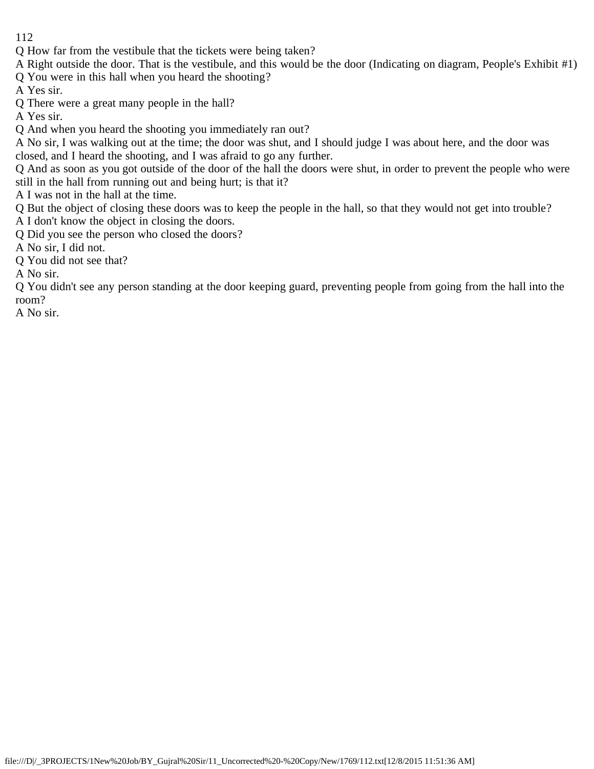Q How far from the vestibule that the tickets were being taken?

A Right outside the door. That is the vestibule, and this would be the door (Indicating on diagram, People's Exhibit #1)

Q You were in this hall when you heard the shooting?

A Yes sir.

Q There were a great many people in the hall?

A Yes sir.

Q And when you heard the shooting you immediately ran out?

A No sir, I was walking out at the time; the door was shut, and I should judge I was about here, and the door was closed, and I heard the shooting, and I was afraid to go any further.

Q And as soon as you got outside of the door of the hall the doors were shut, in order to prevent the people who were still in the hall from running out and being hurt; is that it?

A I was not in the hall at the time.

Q But the object of closing these doors was to keep the people in the hall, so that they would not get into trouble?

A I don't know the object in closing the doors.

Q Did you see the person who closed the doors?

A No sir, I did not.

Q You did not see that?

A No sir.

Q You didn't see any person standing at the door keeping guard, preventing people from going from the hall into the room?

A No sir.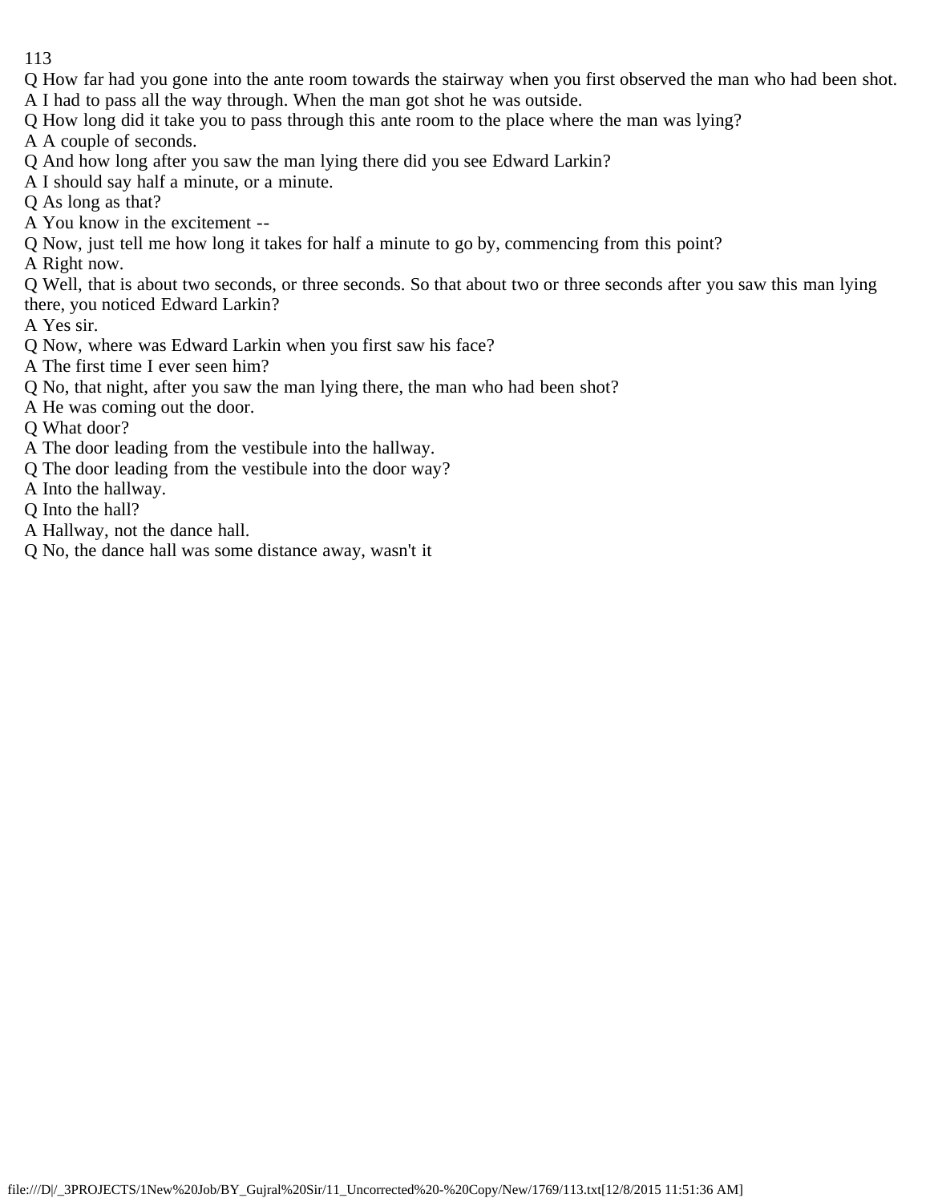Q How far had you gone into the ante room towards the stairway when you first observed the man who had been shot.

A I had to pass all the way through. When the man got shot he was outside.

Q How long did it take you to pass through this ante room to the place where the man was lying?

A A couple of seconds.

Q And how long after you saw the man lying there did you see Edward Larkin?

A I should say half a minute, or a minute.

Q As long as that?

A You know in the excitement --

Q Now, just tell me how long it takes for half a minute to go by, commencing from this point?

A Right now.

Q Well, that is about two seconds, or three seconds. So that about two or three seconds after you saw this man lying there, you noticed Edward Larkin?

A Yes sir.

Q Now, where was Edward Larkin when you first saw his face?

A The first time I ever seen him?

Q No, that night, after you saw the man lying there, the man who had been shot?

A He was coming out the door.

Q What door?

A The door leading from the vestibule into the hallway.

Q The door leading from the vestibule into the door way?

A Into the hallway.

Q Into the hall?

A Hallway, not the dance hall.

Q No, the dance hall was some distance away, wasn't it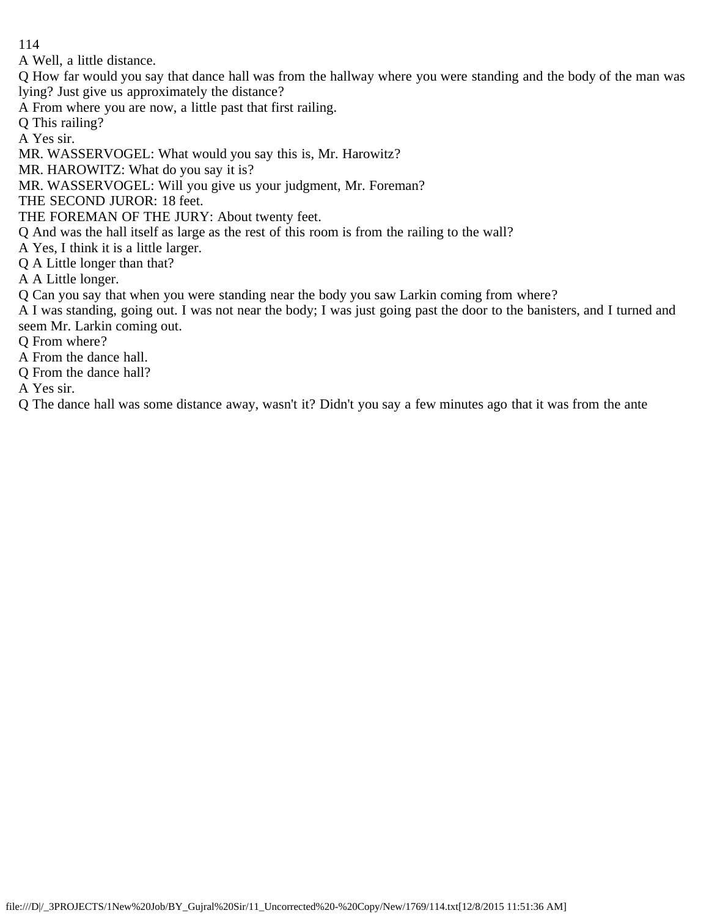A Well, a little distance.

Q How far would you say that dance hall was from the hallway where you were standing and the body of the man was lying? Just give us approximately the distance?

A From where you are now, a little past that first railing.

Q This railing?

A Yes sir.

MR. WASSERVOGEL: What would you say this is, Mr. Harowitz?

MR. HAROWITZ: What do you say it is?

MR. WASSERVOGEL: Will you give us your judgment, Mr. Foreman?

THE SECOND JUROR: 18 feet.

THE FOREMAN OF THE JURY: About twenty feet.

Q And was the hall itself as large as the rest of this room is from the railing to the wall?

A Yes, I think it is a little larger.

Q A Little longer than that?

A A Little longer.

Q Can you say that when you were standing near the body you saw Larkin coming from where?

A I was standing, going out. I was not near the body; I was just going past the door to the banisters, and I turned and seem Mr. Larkin coming out.

Q From where?

A From the dance hall.

Q From the dance hall?

A Yes sir.

Q The dance hall was some distance away, wasn't it? Didn't you say a few minutes ago that it was from the ante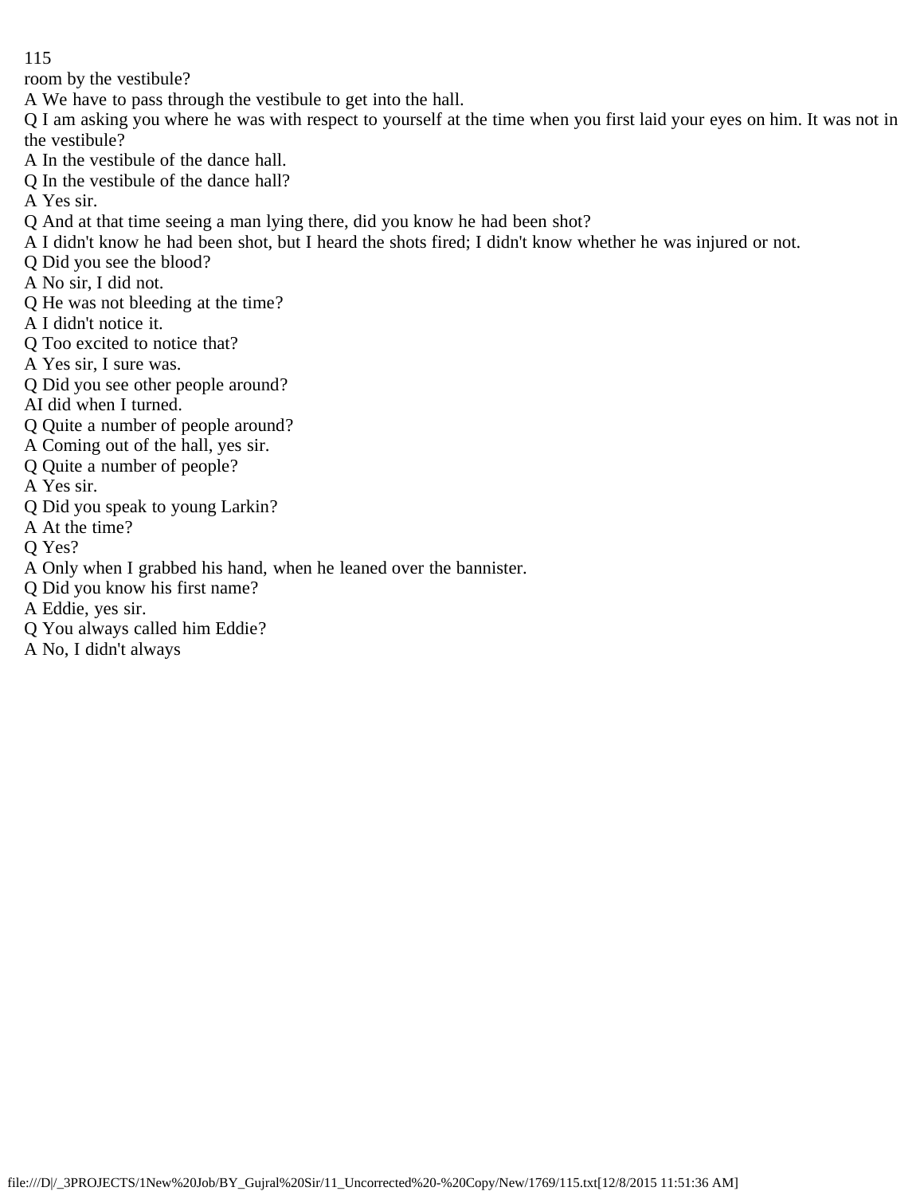room by the vestibule?

A We have to pass through the vestibule to get into the hall.

Q I am asking you where he was with respect to yourself at the time when you first laid your eyes on him. It was not in the vestibule?

A In the vestibule of the dance hall.

Q In the vestibule of the dance hall?

A Yes sir.

Q And at that time seeing a man lying there, did you know he had been shot?

A I didn't know he had been shot, but I heard the shots fired; I didn't know whether he was injured or not.

Q Did you see the blood?

A No sir, I did not.

Q He was not bleeding at the time?

A I didn't notice it.

Q Too excited to notice that?

A Yes sir, I sure was.

Q Did you see other people around?

AI did when I turned.

Q Quite a number of people around?

A Coming out of the hall, yes sir.

Q Quite a number of people?

A Yes sir.

Q Did you speak to young Larkin?

A At the time?

Q Yes?

A Only when I grabbed his hand, when he leaned over the bannister.

Q Did you know his first name?

A Eddie, yes sir.

Q You always called him Eddie?

A No, I didn't always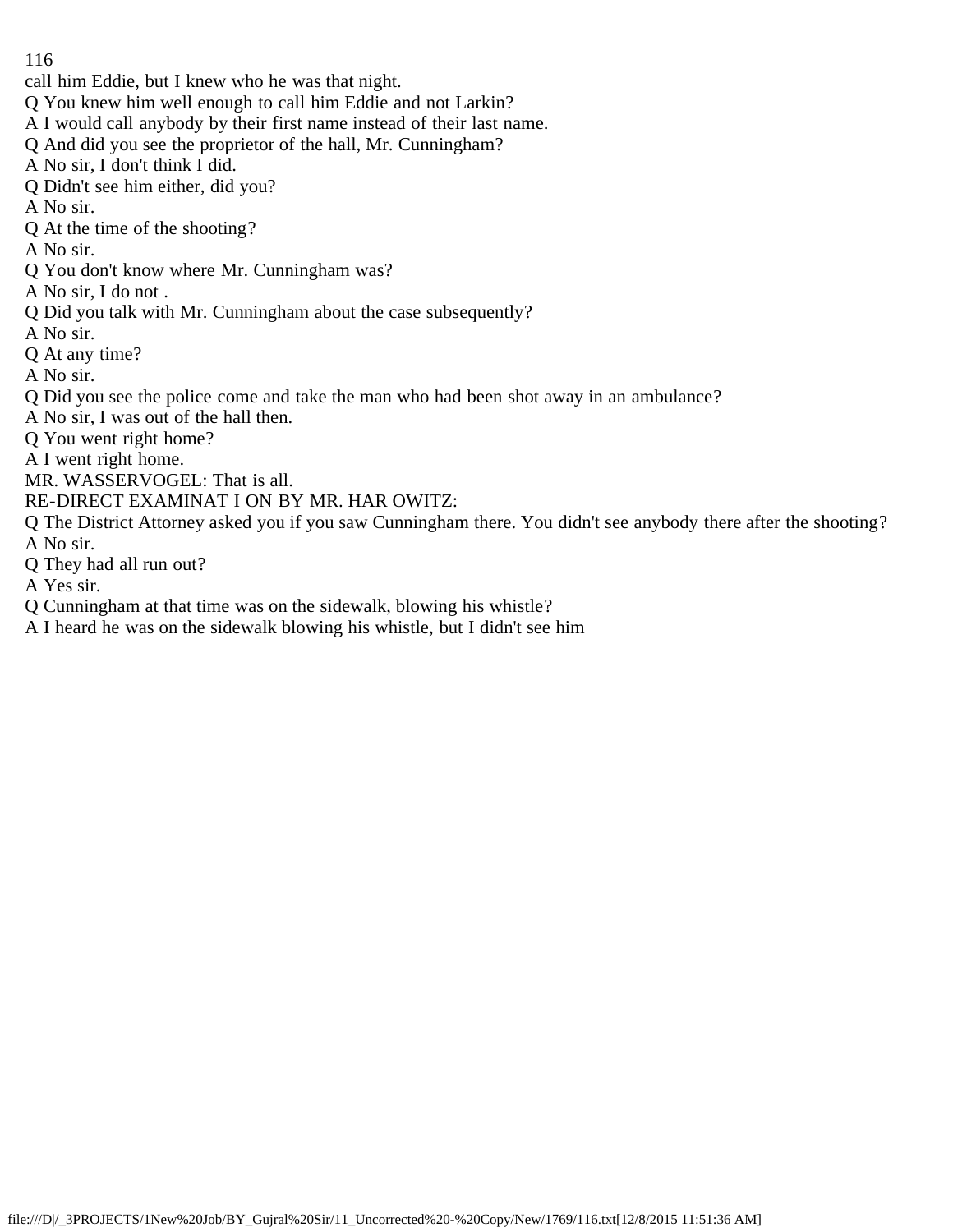call him Eddie, but I knew who he was that night.

Q You knew him well enough to call him Eddie and not Larkin?

A I would call anybody by their first name instead of their last name.

Q And did you see the proprietor of the hall, Mr. Cunningham?

A No sir, I don't think I did.

Q Didn't see him either, did you?

A No sir.

Q At the time of the shooting?

A No sir.

Q You don't know where Mr. Cunningham was?

A No sir, I do not .

Q Did you talk with Mr. Cunningham about the case subsequently?

A No sir.

Q At any time?

A No sir.

Q Did you see the police come and take the man who had been shot away in an ambulance?

A No sir, I was out of the hall then.

Q You went right home?

A I went right home.

MR. WASSERVOGEL: That is all.

RE-DIRECT EXAMINAT I ON BY MR. HAR OWITZ:

Q The District Attorney asked you if you saw Cunningham there. You didn't see anybody there after the shooting?

A No sir.

Q They had all run out?

A Yes sir.

Q Cunningham at that time was on the sidewalk, blowing his whistle?

A I heard he was on the sidewalk blowing his whistle, but I didn't see him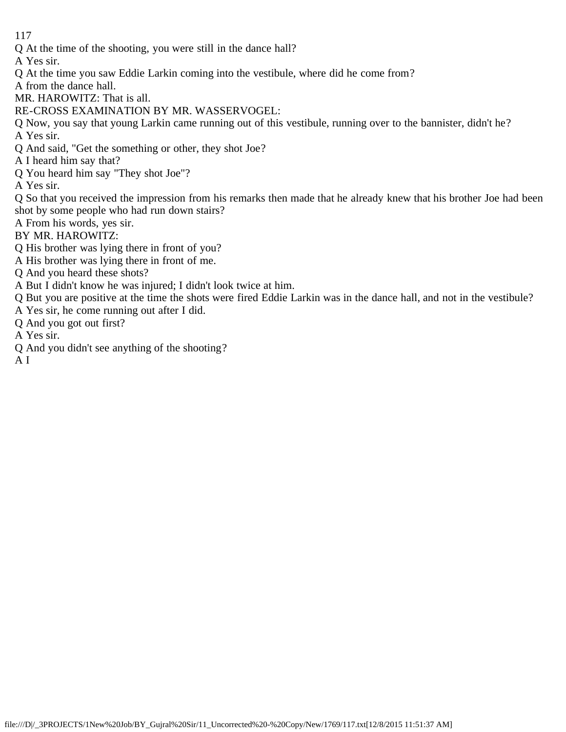Q At the time of the shooting, you were still in the dance hall?

A Yes sir.

Q At the time you saw Eddie Larkin coming into the vestibule, where did he come from?

A from the dance hall.

MR. HAROWITZ: That is all.

RE-CROSS EXAMINATION BY MR. WASSERVOGEL:

Q Now, you say that young Larkin came running out of this vestibule, running over to the bannister, didn't he?

A Yes sir.

Q And said, "Get the something or other, they shot Joe?

A I heard him say that?

Q You heard him say "They shot Joe"?

A Yes sir.

Q So that you received the impression from his remarks then made that he already knew that his brother Joe had been shot by some people who had run down stairs?

A From his words, yes sir.

BY MR. HAROWITZ:

Q His brother was lying there in front of you?

A His brother was lying there in front of me.

Q And you heard these shots?

A But I didn't know he was injured; I didn't look twice at him.

Q But you are positive at the time the shots were fired Eddie Larkin was in the dance hall, and not in the vestibule?

A Yes sir, he come running out after I did.

Q And you got out first?

A Yes sir.

Q And you didn't see anything of the shooting?

A I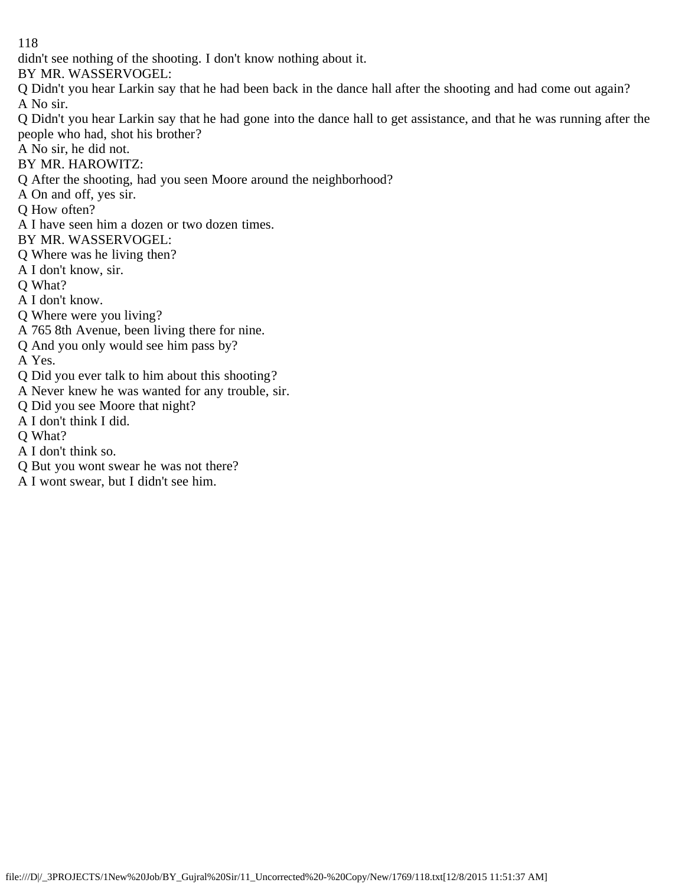didn't see nothing of the shooting. I don't know nothing about it.

BY MR. WASSERVOGEL:

Q Didn't you hear Larkin say that he had been back in the dance hall after the shooting and had come out again?

A No sir.

Q Didn't you hear Larkin say that he had gone into the dance hall to get assistance, and that he was running after the people who had, shot his brother?

A No sir, he did not.

BY MR. HAROWITZ:

Q After the shooting, had you seen Moore around the neighborhood?

A On and off, yes sir.

Q How often?

A I have seen him a dozen or two dozen times.

BY MR. WASSERVOGEL:

Q Where was he living then?

A I don't know, sir.

Q What?

A I don't know.

Q Where were you living?

A 765 8th Avenue, been living there for nine.

Q And you only would see him pass by?

A Yes.

Q Did you ever talk to him about this shooting?

A Never knew he was wanted for any trouble, sir.

Q Did you see Moore that night?

A I don't think I did.

Q What?

A I don't think so.

Q But you wont swear he was not there?

A I wont swear, but I didn't see him.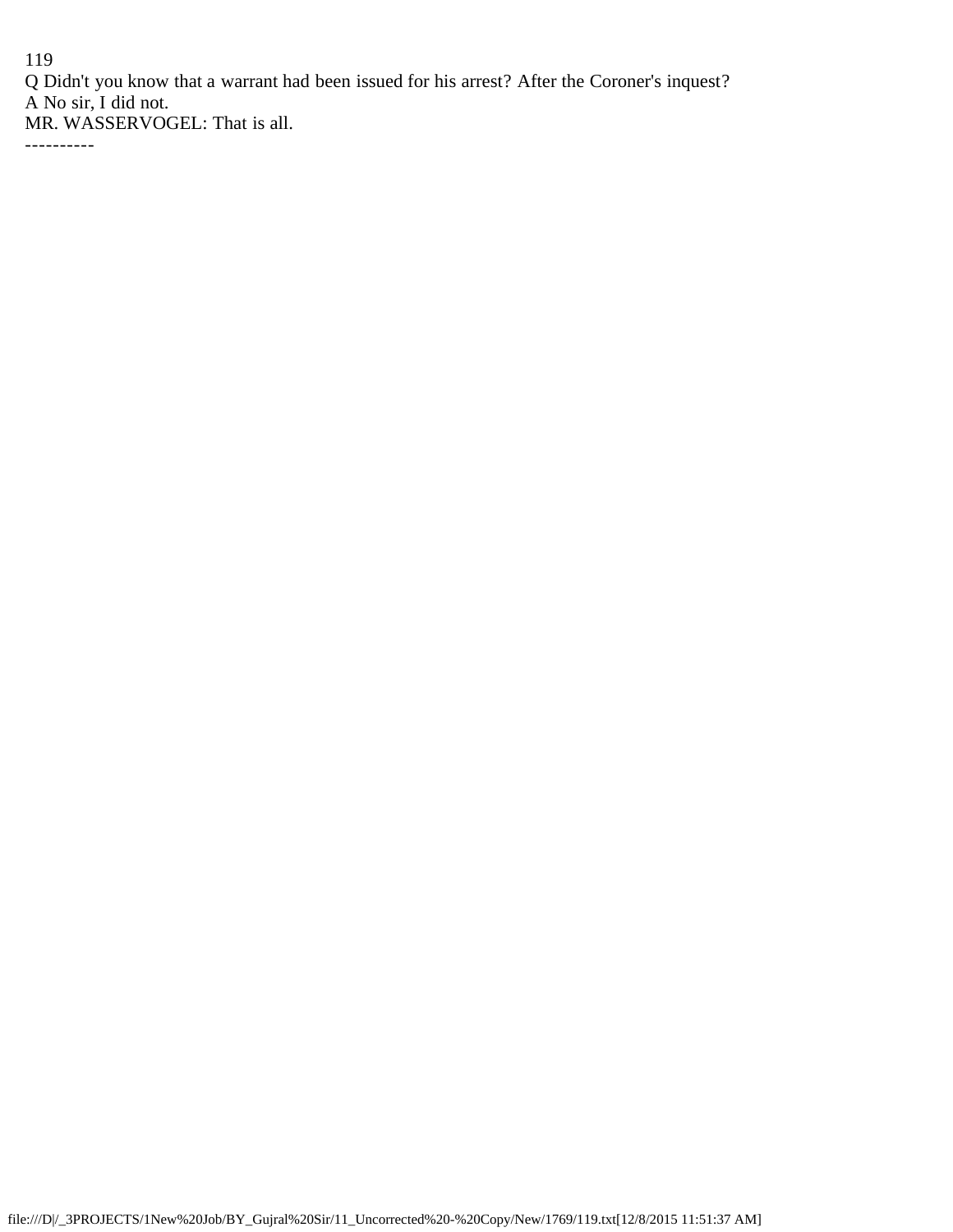Q Didn't you know that a warrant had been issued for his arrest? After the Coroner's inquest?

A No sir, I did not.

MR. WASSERVOGEL: That is all.

----------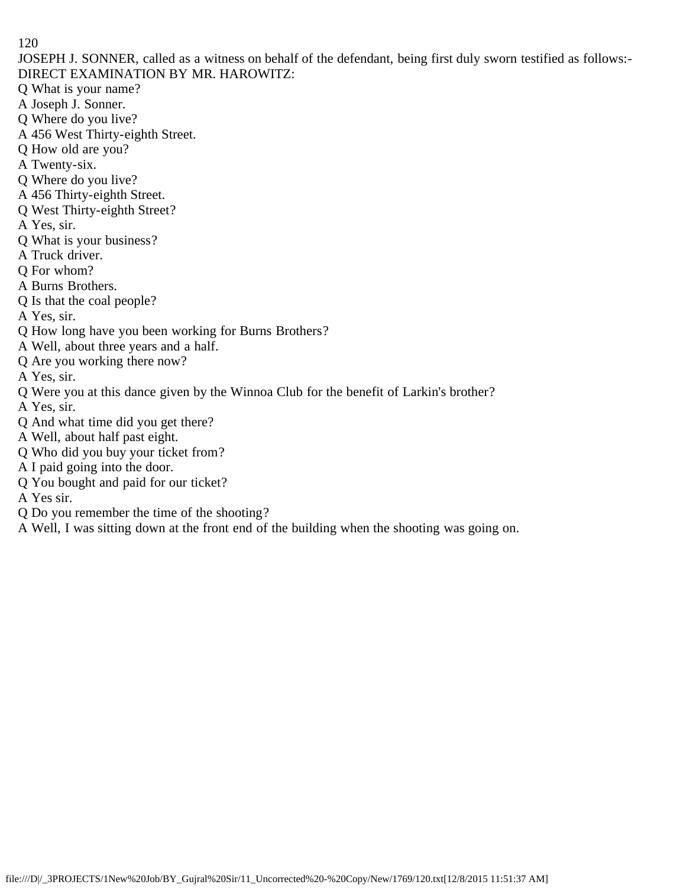JOSEPH J. SONNER, called as a witness on behalf of the defendant, being first duly sworn testified as follows:-

DIRECT EXAMINATION BY MR. HAROWITZ:

Q What is your name?

A Joseph J. Sonner.

Q Where do you live?

A 456 West Thirty-eighth Street.

Q How old are you?

A Twenty-six.

Q Where do you live?

A 456 Thirty-eighth Street.

Q West Thirty-eighth Street?

A Yes, sir.

Q What is your business?

A Truck driver.

Q For whom?

A Burns Brothers.

Q Is that the coal people?

A Yes, sir.

Q How long have you been working for Burns Brothers?

A Well, about three years and a half.

Q Are you working there now?

A Yes, sir.

Q Were you at this dance given by the Winnoa Club for the benefit of Larkin's brother?

A Yes, sir.

Q And what time did you get there?

A Well, about half past eight.

Q Who did you buy your ticket from?

A I paid going into the door.

Q You bought and paid for our ticket?

A Yes sir.

Q Do you remember the time of the shooting?

A Well, I was sitting down at the front end of the building when the shooting was going on.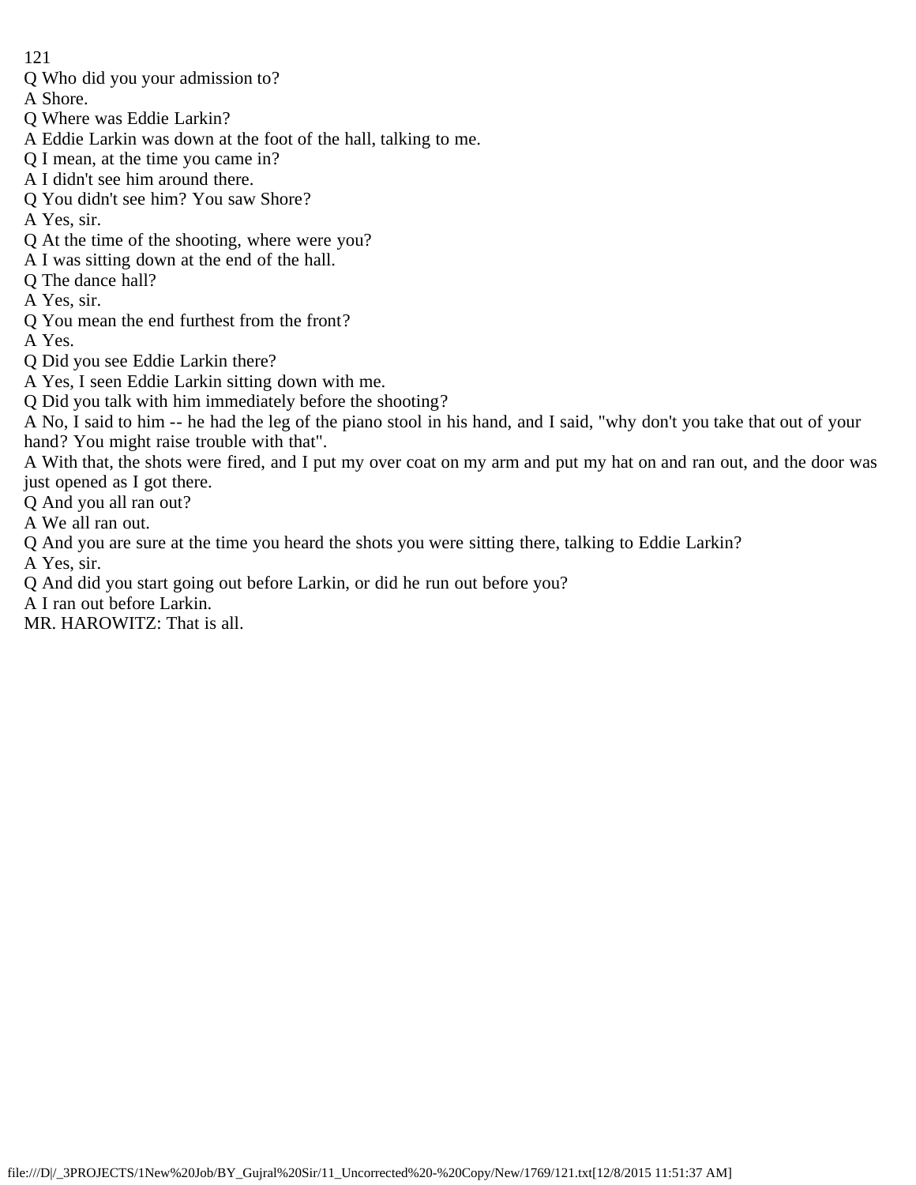Q Who did you your admission to?

A Shore.

Q Where was Eddie Larkin?

A Eddie Larkin was down at the foot of the hall, talking to me.

Q I mean, at the time you came in?

A I didn't see him around there.

Q You didn't see him? You saw Shore?

A Yes, sir.

Q At the time of the shooting, where were you?

A I was sitting down at the end of the hall.

Q The dance hall?

A Yes, sir.

Q You mean the end furthest from the front?

A Yes.

Q Did you see Eddie Larkin there?

A Yes, I seen Eddie Larkin sitting down with me.

Q Did you talk with him immediately before the shooting?

A No, I said to him -- he had the leg of the piano stool in his hand, and I said, "why don't you take that out of your hand? You might raise trouble with that".

A With that, the shots were fired, and I put my over coat on my arm and put my hat on and ran out, and the door was just opened as I got there.

Q And you all ran out?

A We all ran out.

Q And you are sure at the time you heard the shots you were sitting there, talking to Eddie Larkin?

A Yes, sir.

Q And did you start going out before Larkin, or did he run out before you?

A I ran out before Larkin.

MR. HAROWITZ: That is all.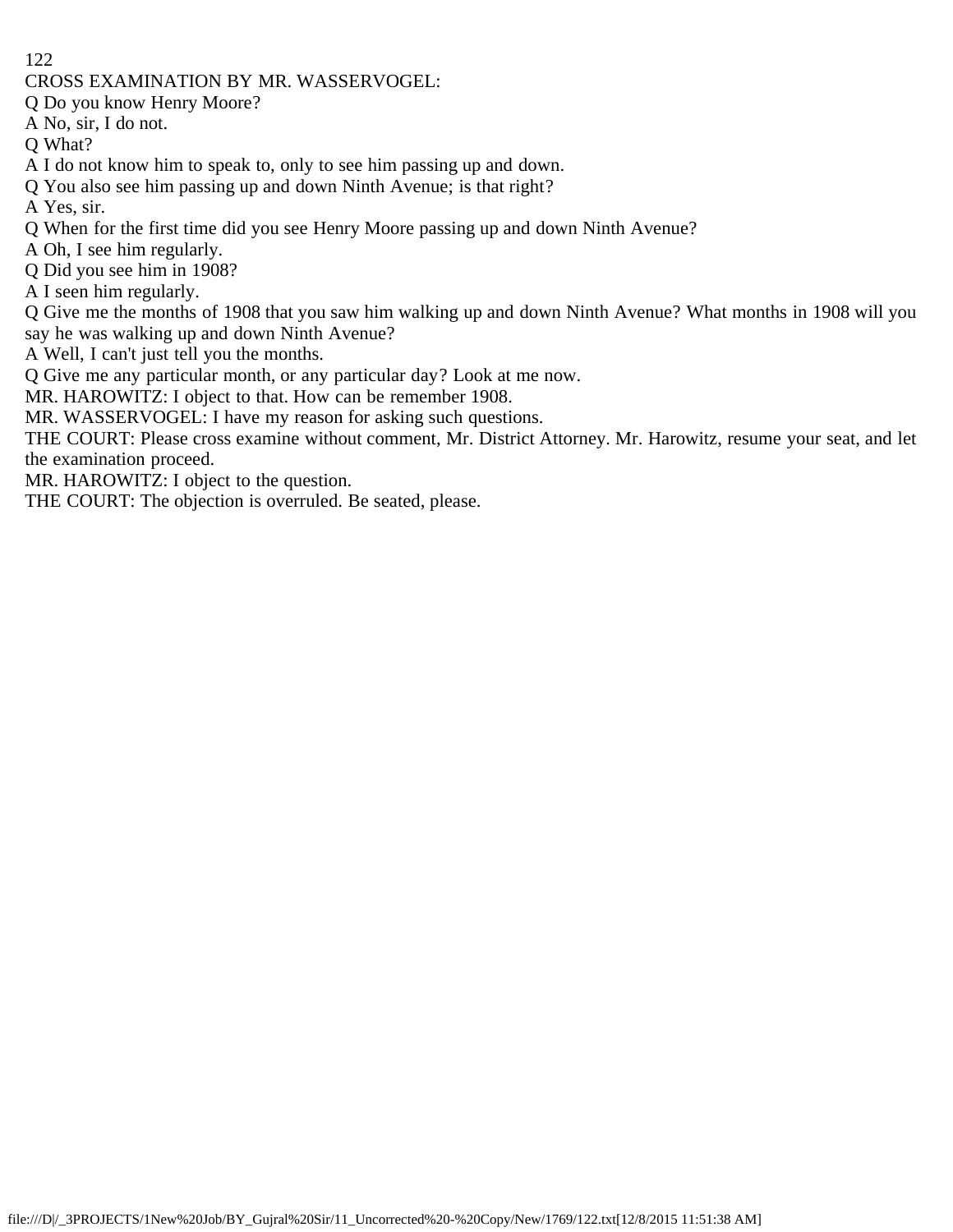CROSS EXAMINATION BY MR. WASSERVOGEL:

Q Do you know Henry Moore?

A No, sir, I do not.

Q What?

A I do not know him to speak to, only to see him passing up and down.

Q You also see him passing up and down Ninth Avenue; is that right?

A Yes, sir.

Q When for the first time did you see Henry Moore passing up and down Ninth Avenue?

A Oh, I see him regularly.

Q Did you see him in 1908?

A I seen him regularly.

Q Give me the months of 1908 that you saw him walking up and down Ninth Avenue? What months in 1908 will you say he was walking up and down Ninth Avenue?

A Well, I can't just tell you the months.

Q Give me any particular month, or any particular day? Look at me now.

MR. HAROWITZ: I object to that. How can be remember 1908.

MR. WASSERVOGEL: I have my reason for asking such questions.

THE COURT: Please cross examine without comment, Mr. District Attorney. Mr. Harowitz, resume your seat, and let the examination proceed.

MR. HAROWITZ: I object to the question.

THE COURT: The objection is overruled. Be seated, please.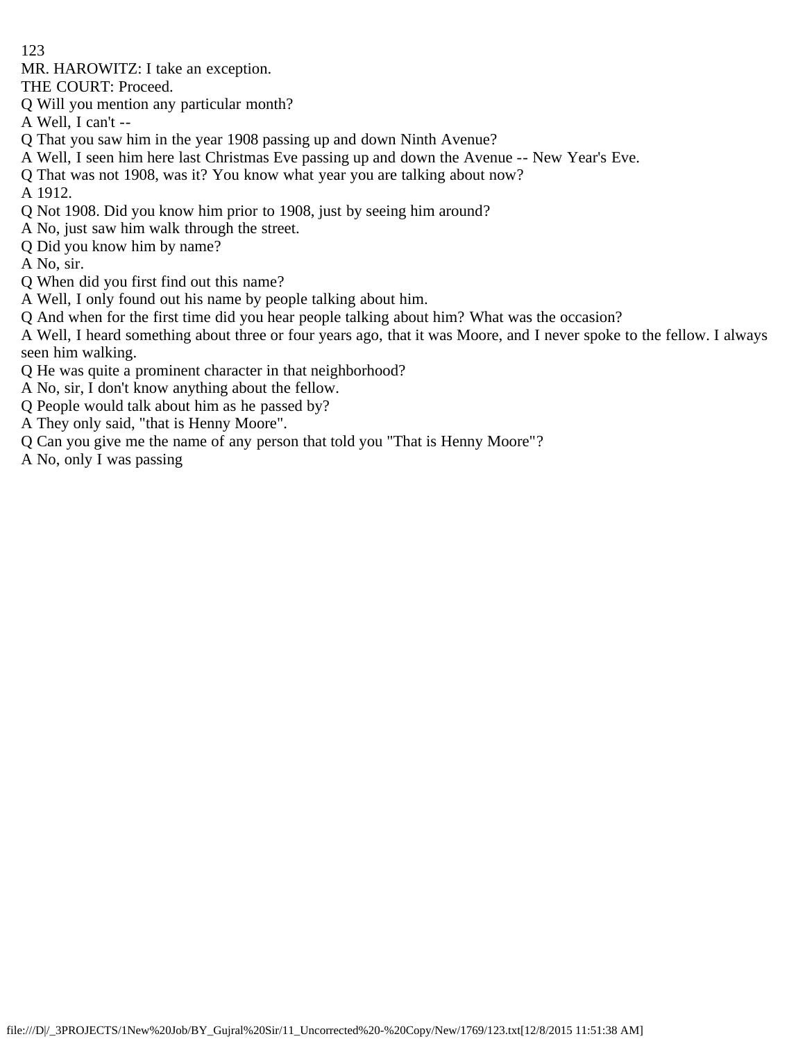MR. HAROWITZ: I take an exception.

THE COURT: Proceed.

Q Will you mention any particular month?

A Well, I can't --

Q That you saw him in the year 1908 passing up and down Ninth Avenue?

A Well, I seen him here last Christmas Eve passing up and down the Avenue -- New Year's Eve.

Q That was not 1908, was it? You know what year you are talking about now?

A 1912.

Q Not 1908. Did you know him prior to 1908, just by seeing him around?

A No, just saw him walk through the street.

Q Did you know him by name?

A No, sir.

Q When did you first find out this name?

A Well, I only found out his name by people talking about him.

Q And when for the first time did you hear people talking about him? What was the occasion?

A Well, I heard something about three or four years ago, that it was Moore, and I never spoke to the fellow. I always seen him walking.

Q He was quite a prominent character in that neighborhood?

A No, sir, I don't know anything about the fellow.

Q People would talk about him as he passed by?

A They only said, "that is Henny Moore".

Q Can you give me the name of any person that told you "That is Henny Moore"?

A No, only I was passing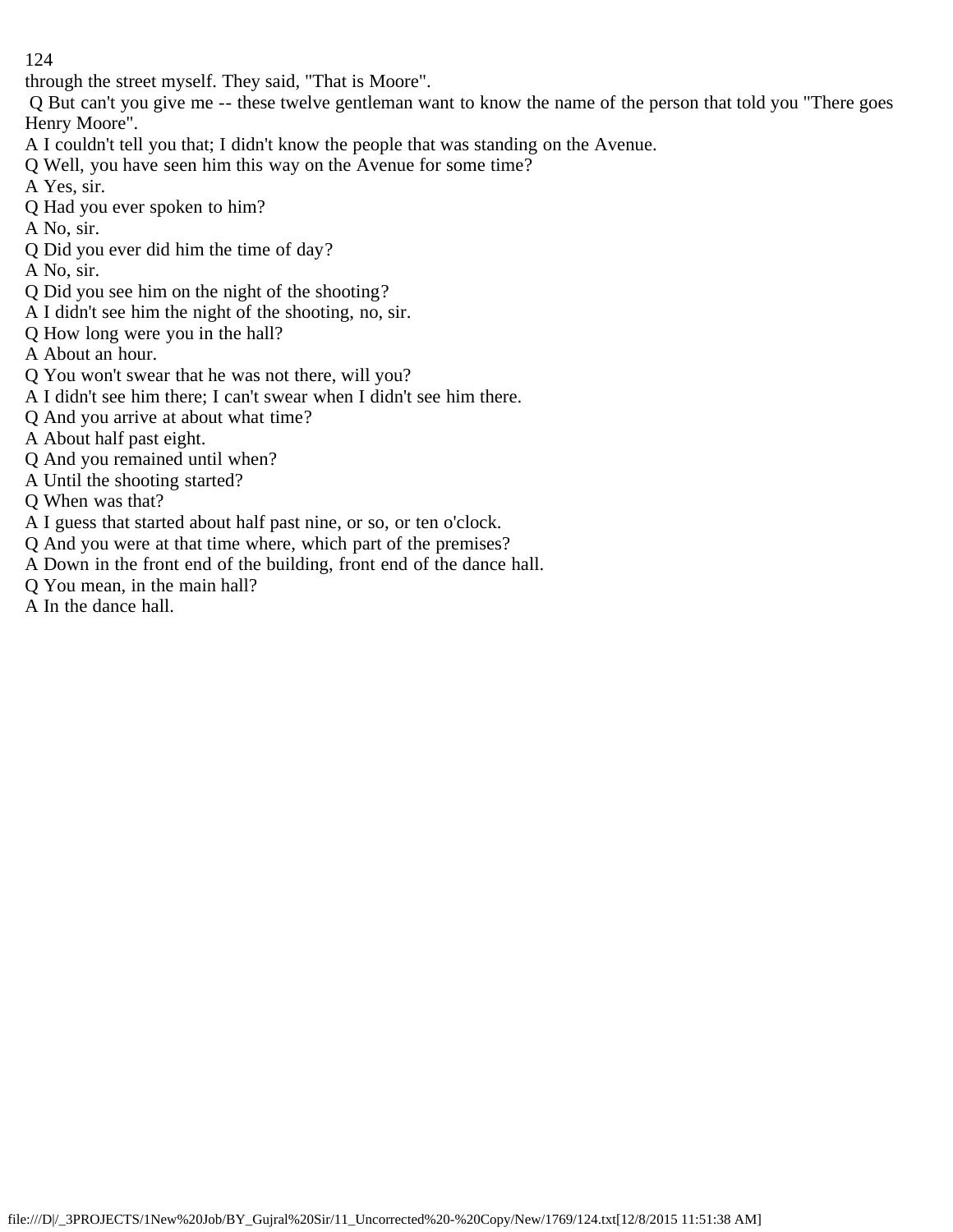through the street myself. They said, "That is Moore".

Q But can't you give me -- these twelve gentleman want to know the name of the person that told you "There goes Henry Moore".

A I couldn't tell you that; I didn't know the people that was standing on the Avenue.

Q Well, you have seen him this way on the Avenue for some time?

A Yes, sir.

Q Had you ever spoken to him?

A No, sir.

Q Did you ever did him the time of day?

A No, sir.

Q Did you see him on the night of the shooting?

A I didn't see him the night of the shooting, no, sir.

Q How long were you in the hall?

A About an hour.

Q You won't swear that he was not there, will you?

A I didn't see him there; I can't swear when I didn't see him there.

Q And you arrive at about what time?

A About half past eight.

Q And you remained until when?

A Until the shooting started?

Q When was that?

A I guess that started about half past nine, or so, or ten o'clock.

Q And you were at that time where, which part of the premises?

A Down in the front end of the building, front end of the dance hall.

Q You mean, in the main hall?

A In the dance hall.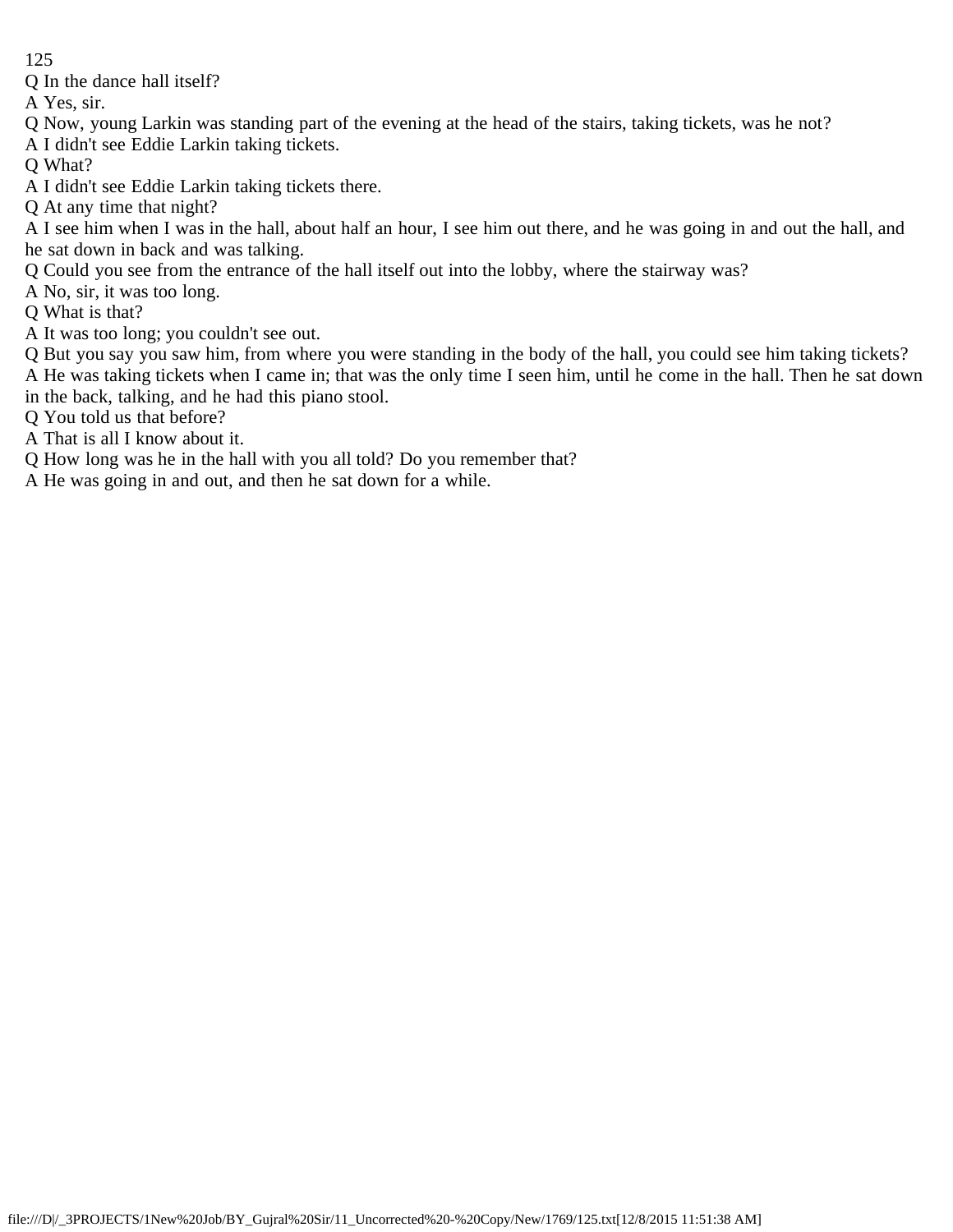Q In the dance hall itself?

A Yes, sir.

Q Now, young Larkin was standing part of the evening at the head of the stairs, taking tickets, was he not?

A I didn't see Eddie Larkin taking tickets.

Q What?

A I didn't see Eddie Larkin taking tickets there.

Q At any time that night?

A I see him when I was in the hall, about half an hour, I see him out there, and he was going in and out the hall, and he sat down in back and was talking.

Q Could you see from the entrance of the hall itself out into the lobby, where the stairway was?

A No, sir, it was too long.

Q What is that?

A It was too long; you couldn't see out.

Q But you say you saw him, from where you were standing in the body of the hall, you could see him taking tickets?

A He was taking tickets when I came in; that was the only time I seen him, until he come in the hall. Then he sat down in the back, talking, and he had this piano stool.

Q You told us that before?

A That is all I know about it.

Q How long was he in the hall with you all told? Do you remember that?

A He was going in and out, and then he sat down for a while.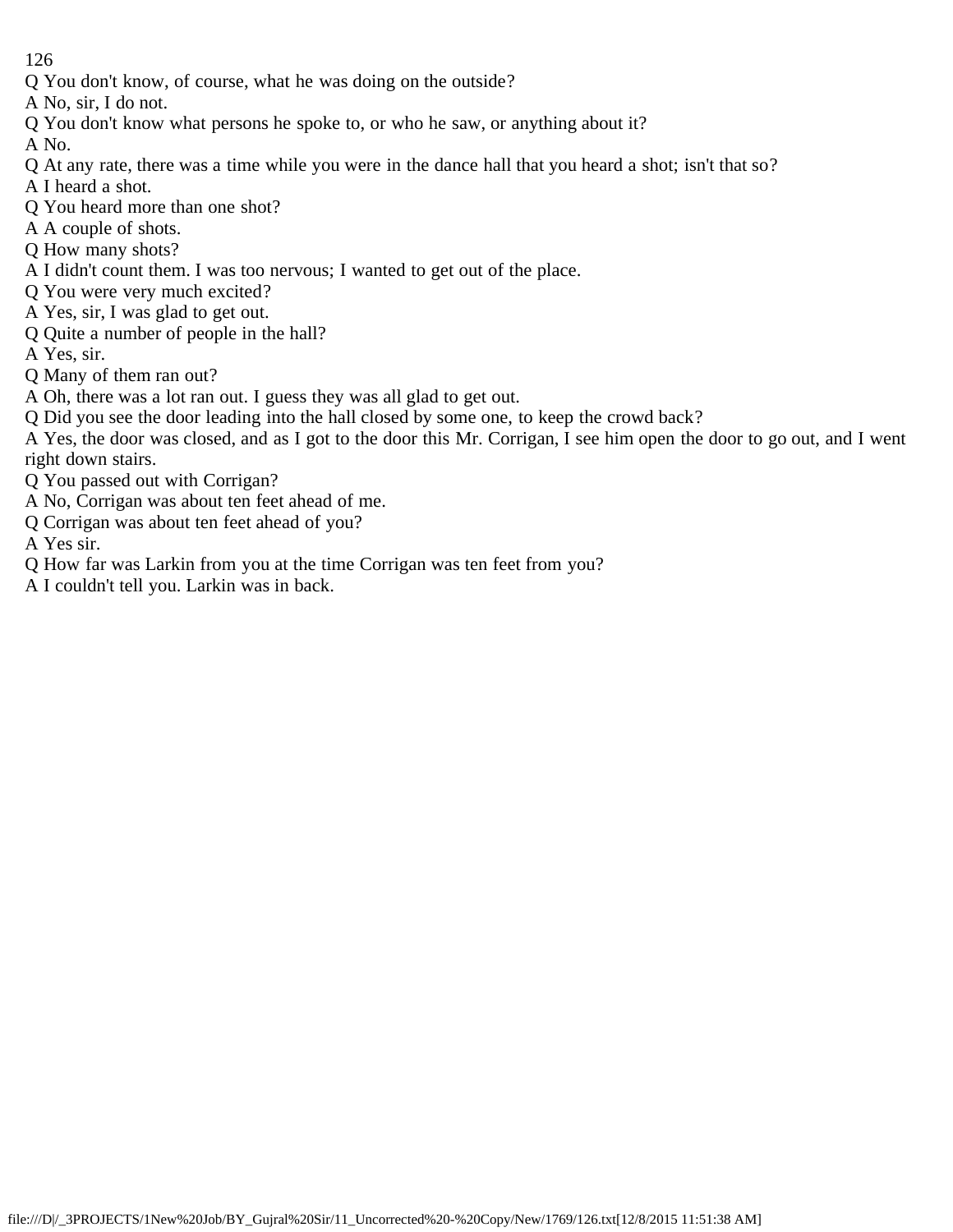Q You don't know, of course, what he was doing on the outside?

A No, sir, I do not.

Q You don't know what persons he spoke to, or who he saw, or anything about it?

A No.

Q At any rate, there was a time while you were in the dance hall that you heard a shot; isn't that so?

A I heard a shot.

Q You heard more than one shot?

A A couple of shots.

Q How many shots?

A I didn't count them. I was too nervous; I wanted to get out of the place.

Q You were very much excited?

A Yes, sir, I was glad to get out.

Q Quite a number of people in the hall?

A Yes, sir.

Q Many of them ran out?

A Oh, there was a lot ran out. I guess they was all glad to get out.

Q Did you see the door leading into the hall closed by some one, to keep the crowd back?

A Yes, the door was closed, and as I got to the door this Mr. Corrigan, I see him open the door to go out, and I went right down stairs.

Q You passed out with Corrigan?

A No, Corrigan was about ten feet ahead of me.

Q Corrigan was about ten feet ahead of you?

A Yes sir.

Q How far was Larkin from you at the time Corrigan was ten feet from you?

A I couldn't tell you. Larkin was in back.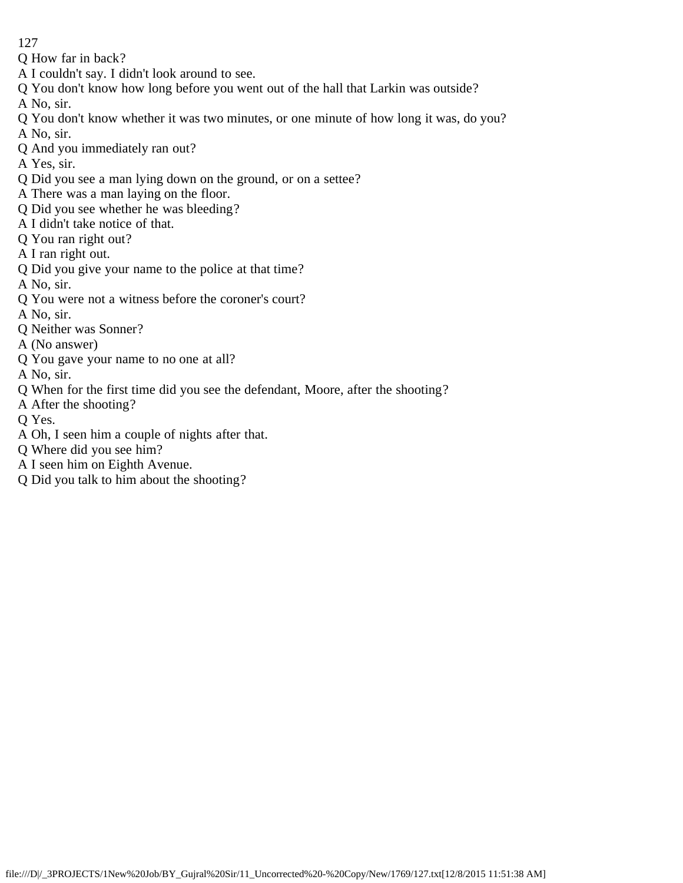Q How far in back?

A I couldn't say. I didn't look around to see.

Q You don't know how long before you went out of the hall that Larkin was outside?

A No, sir.

Q You don't know whether it was two minutes, or one minute of how long it was, do you?

A No, sir.

Q And you immediately ran out?

A Yes, sir.

Q Did you see a man lying down on the ground, or on a settee?

A There was a man laying on the floor.

Q Did you see whether he was bleeding?

A I didn't take notice of that.

Q You ran right out?

A I ran right out.

Q Did you give your name to the police at that time?

A No, sir.

Q You were not a witness before the coroner's court?

A No, sir.

Q Neither was Sonner?

A (No answer)

Q You gave your name to no one at all?

A No, sir.

Q When for the first time did you see the defendant, Moore, after the shooting?

A After the shooting?

Q Yes.

A Oh, I seen him a couple of nights after that.

Q Where did you see him?

A I seen him on Eighth Avenue.

Q Did you talk to him about the shooting?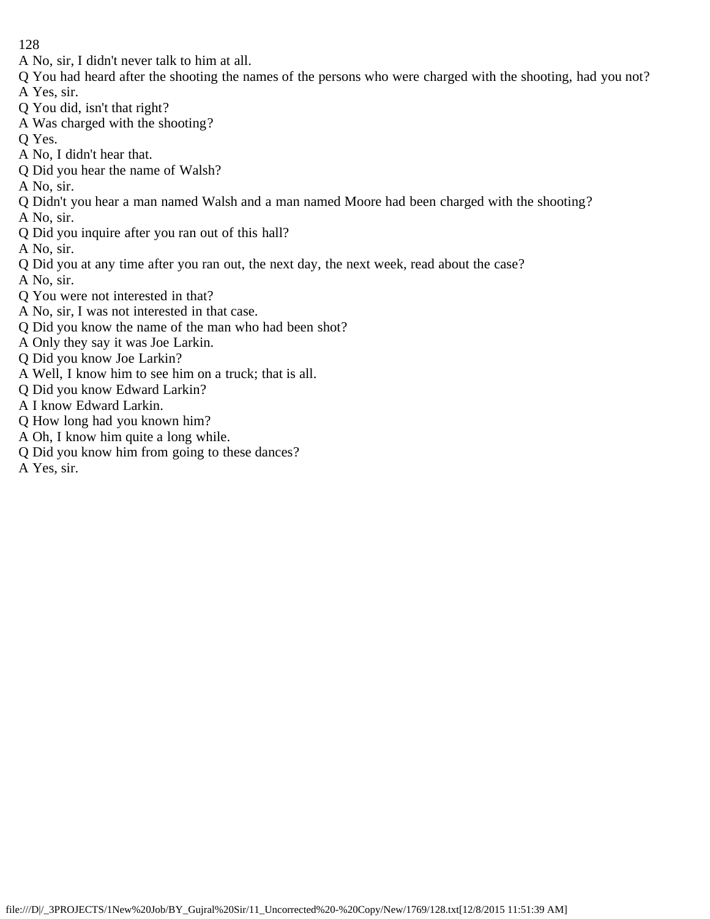A No, sir, I didn't never talk to him at all.

Q You had heard after the shooting the names of the persons who were charged with the shooting, had you not?

A Yes, sir.

Q You did, isn't that right?

A Was charged with the shooting?

Q Yes.

A No, I didn't hear that.

Q Did you hear the name of Walsh?

A No, sir.

Q Didn't you hear a man named Walsh and a man named Moore had been charged with the shooting?

A No, sir.

Q Did you inquire after you ran out of this hall?

A No, sir.

Q Did you at any time after you ran out, the next day, the next week, read about the case?

A No, sir.

Q You were not interested in that?

A No, sir, I was not interested in that case.

Q Did you know the name of the man who had been shot?

A Only they say it was Joe Larkin.

Q Did you know Joe Larkin?

A Well, I know him to see him on a truck; that is all.

Q Did you know Edward Larkin?

A I know Edward Larkin.

Q How long had you known him?

A Oh, I know him quite a long while.

Q Did you know him from going to these dances?

A Yes, sir.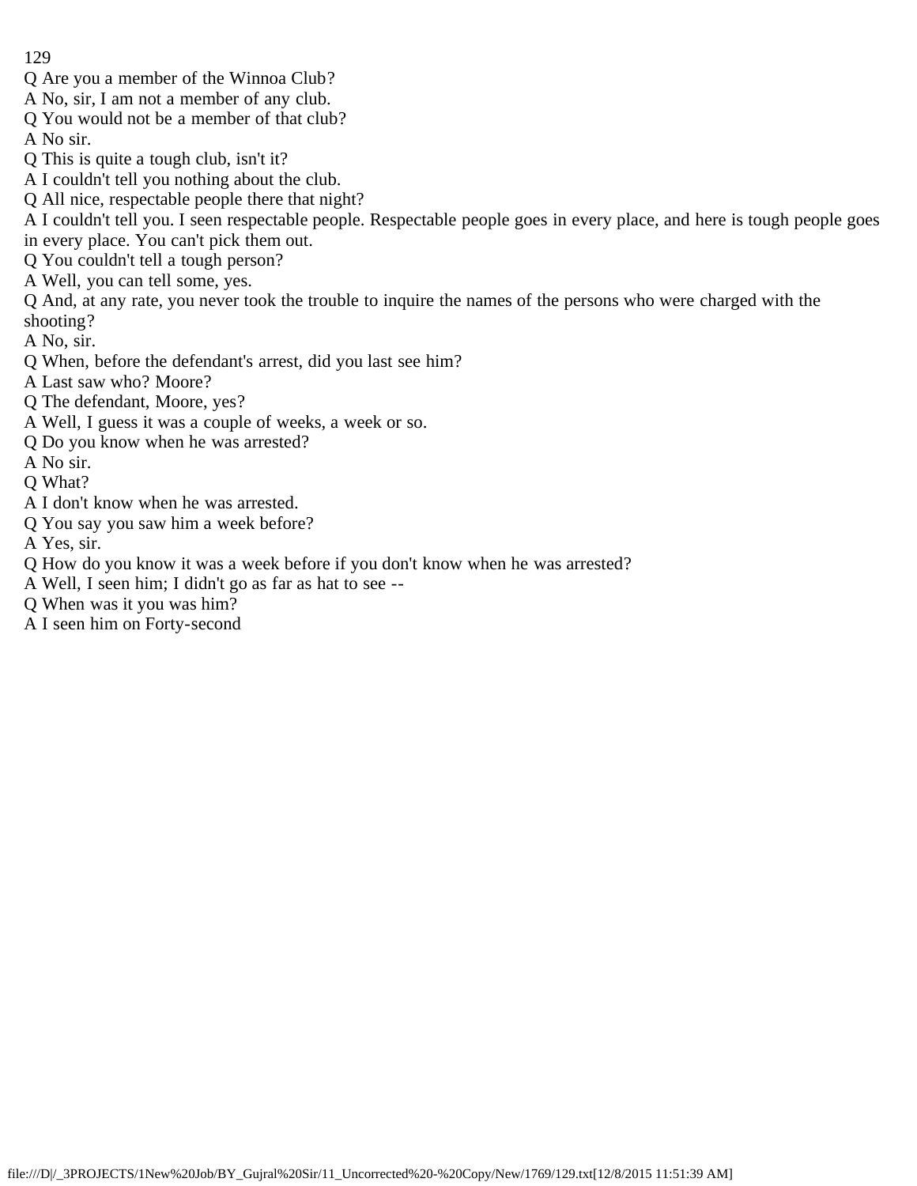Q Are you a member of the Winnoa Club?

A No, sir, I am not a member of any club.

Q You would not be a member of that club?

A No sir.

Q This is quite a tough club, isn't it?

A I couldn't tell you nothing about the club.

Q All nice, respectable people there that night?

A I couldn't tell you. I seen respectable people. Respectable people goes in every place, and here is tough people goes in every place. You can't pick them out.

Q You couldn't tell a tough person?

A Well, you can tell some, yes.

Q And, at any rate, you never took the trouble to inquire the names of the persons who were charged with the shooting?

A No, sir.

Q When, before the defendant's arrest, did you last see him?

A Last saw who? Moore?

Q The defendant, Moore, yes?

A Well, I guess it was a couple of weeks, a week or so.

Q Do you know when he was arrested?

A No sir.

Q What?

A I don't know when he was arrested.

Q You say you saw him a week before?

A Yes, sir.

Q How do you know it was a week before if you don't know when he was arrested?

A Well, I seen him; I didn't go as far as hat to see --

Q When was it you was him?

A I seen him on Forty-second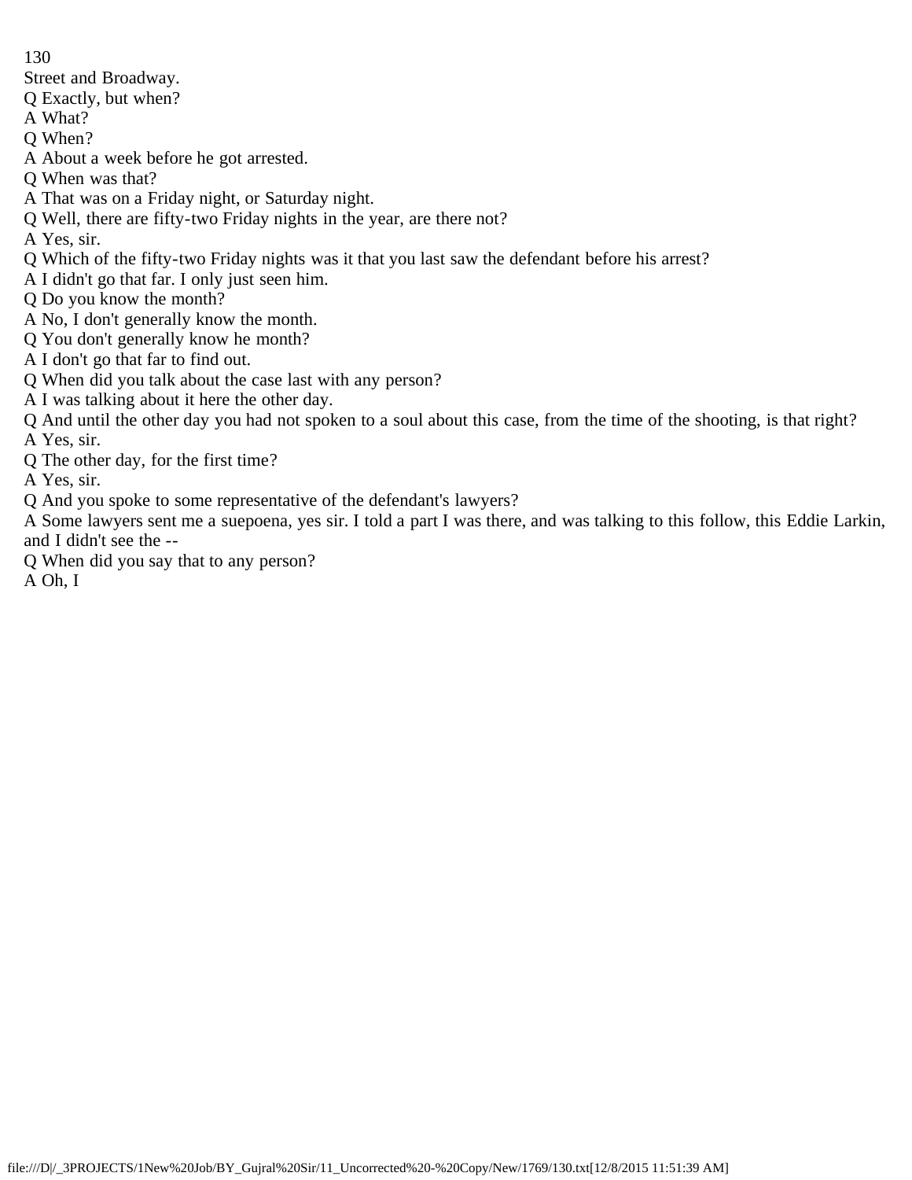Street and Broadway.

Q Exactly, but when?

A What?

Q When?

A About a week before he got arrested.

Q When was that?

A That was on a Friday night, or Saturday night.

Q Well, there are fifty-two Friday nights in the year, are there not?

A Yes, sir.

Q Which of the fifty-two Friday nights was it that you last saw the defendant before his arrest?

A I didn't go that far. I only just seen him.

Q Do you know the month?

A No, I don't generally know the month.

Q You don't generally know he month?

A I don't go that far to find out.

Q When did you talk about the case last with any person?

A I was talking about it here the other day.

Q And until the other day you had not spoken to a soul about this case, from the time of the shooting, is that right?

A Yes, sir.

Q The other day, for the first time?

A Yes, sir.

Q And you spoke to some representative of the defendant's lawyers?

A Some lawyers sent me a suepoena, yes sir. I told a part I was there, and was talking to this follow, this Eddie Larkin, and I didn't see the --

Q When did you say that to any person?

A Oh, I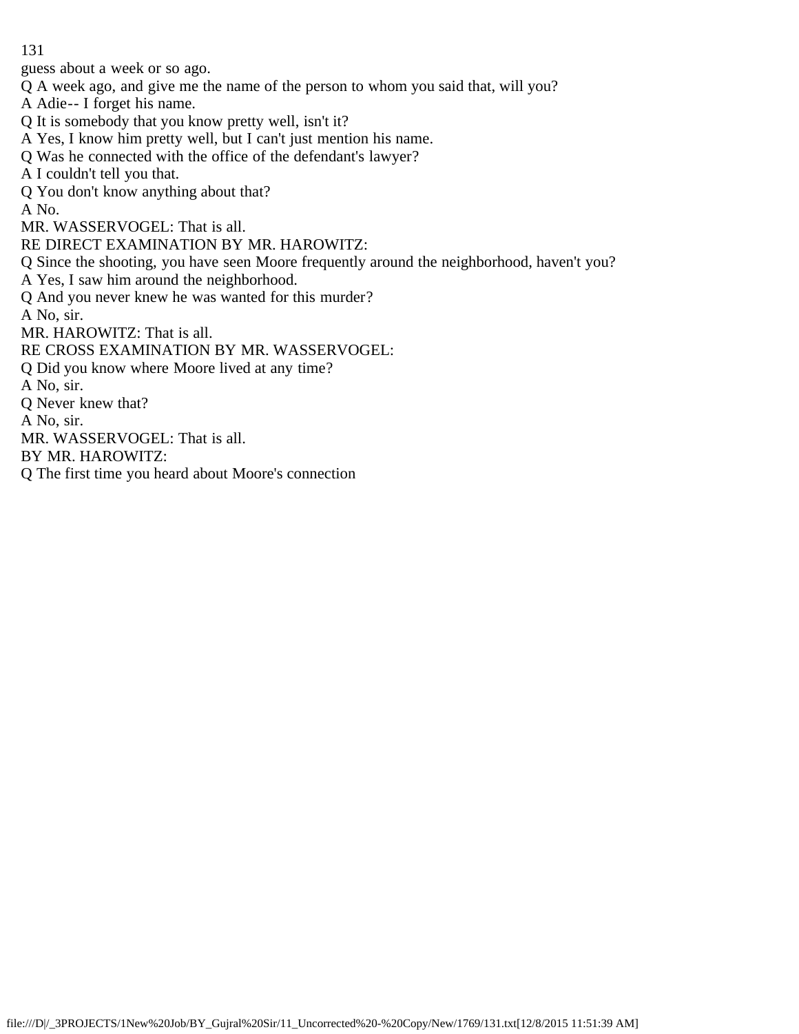guess about a week or so ago.

Q A week ago, and give me the name of the person to whom you said that, will you?

A Adie-- I forget his name.

Q It is somebody that you know pretty well, isn't it?

A Yes, I know him pretty well, but I can't just mention his name.

Q Was he connected with the office of the defendant's lawyer?

A I couldn't tell you that.

Q You don't know anything about that?

A No.

MR. WASSERVOGEL: That is all.

RE DIRECT EXAMINATION BY MR. HAROWITZ:

Q Since the shooting, you have seen Moore frequently around the neighborhood, haven't you?

A Yes, I saw him around the neighborhood.

Q And you never knew he was wanted for this murder?

A No, sir.

MR. HAROWITZ: That is all.

RE CROSS EXAMINATION BY MR. WASSERVOGEL:

Q Did you know where Moore lived at any time?

A No, sir.

Q Never knew that?

A No, sir.

MR. WASSERVOGEL: That is all.

BY MR. HAROWITZ:

Q The first time you heard about Moore's connection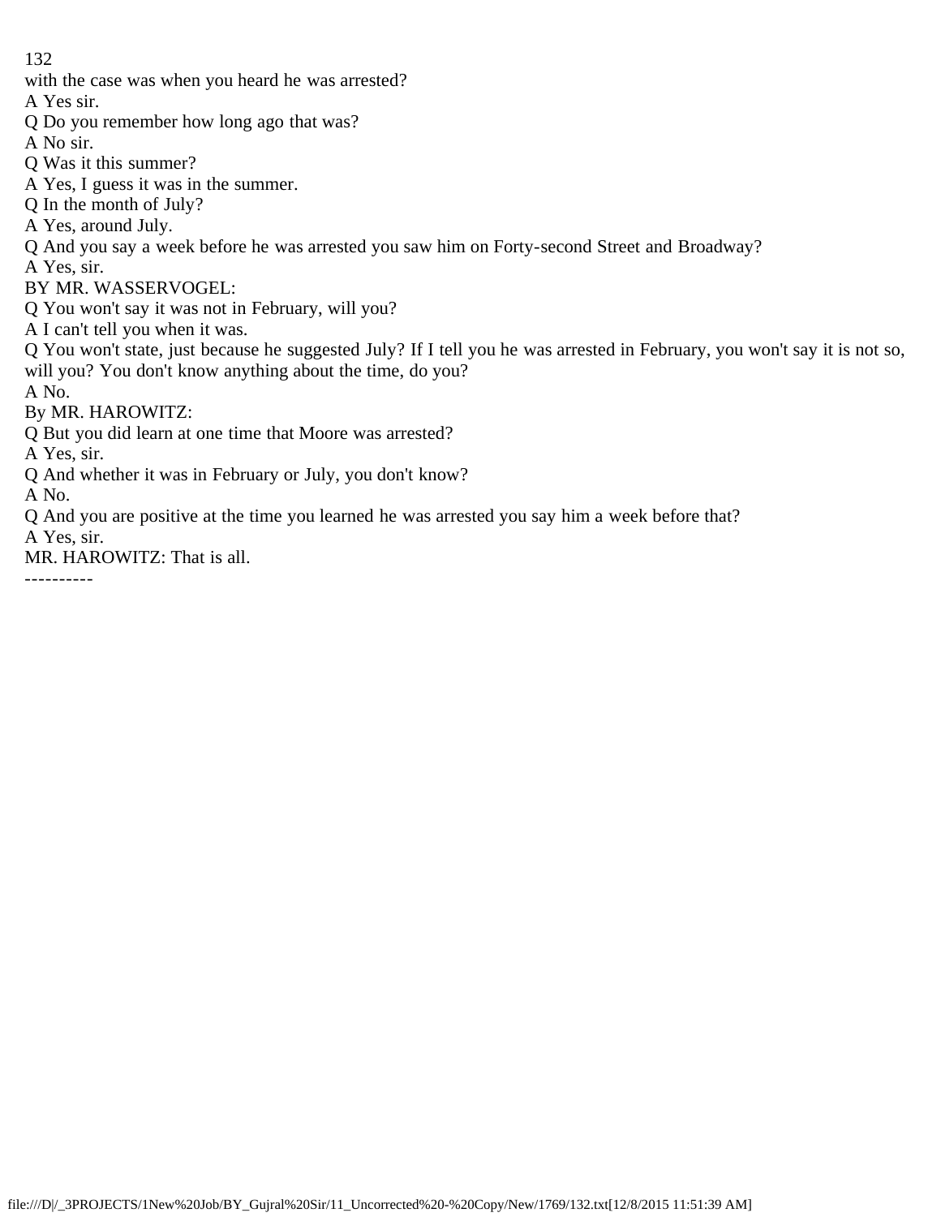with the case was when you heard he was arrested?

A Yes sir.

Q Do you remember how long ago that was?

A No sir.

Q Was it this summer?

A Yes, I guess it was in the summer.

Q In the month of July?

A Yes, around July.

Q And you say a week before he was arrested you saw him on Forty-second Street and Broadway?

A Yes, sir.

BY MR. WASSERVOGEL:

Q You won't say it was not in February, will you?

A I can't tell you when it was.

Q You won't state, just because he suggested July? If I tell you he was arrested in February, you won't say it is not so, will you? You don't know anything about the time, do you?

A No.

By MR. HAROWITZ:

Q But you did learn at one time that Moore was arrested?

A Yes, sir.

Q And whether it was in February or July, you don't know?

A No.

Q And you are positive at the time you learned he was arrested you say him a week before that?

A Yes, sir.

MR. HAROWITZ: That is all.

----------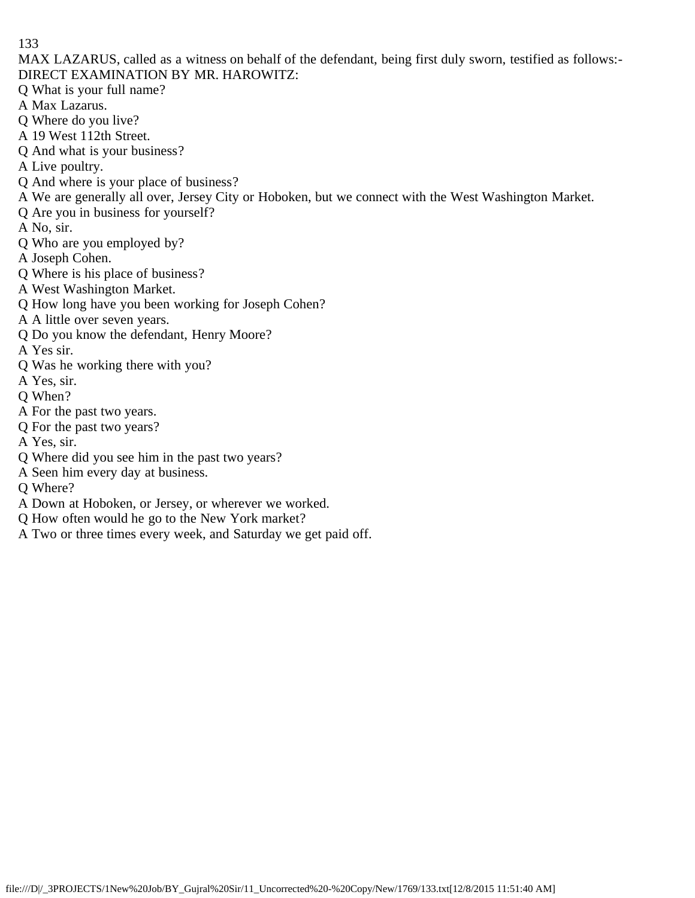MAX LAZARUS, called as a witness on behalf of the defendant, being first duly sworn, testified as follows:-

DIRECT EXAMINATION BY MR. HAROWITZ:

Q What is your full name?

A Max Lazarus.

Q Where do you live?

A 19 West 112th Street.

Q And what is your business?

A Live poultry.

Q And where is your place of business?

A We are generally all over, Jersey City or Hoboken, but we connect with the West Washington Market.

Q Are you in business for yourself?

A No, sir.

Q Who are you employed by?

A Joseph Cohen.

Q Where is his place of business?

A West Washington Market.

Q How long have you been working for Joseph Cohen?

A A little over seven years.

Q Do you know the defendant, Henry Moore?

A Yes sir.

Q Was he working there with you?

A Yes, sir.

Q When?

A For the past two years.

Q For the past two years?

A Yes, sir.

Q Where did you see him in the past two years?

A Seen him every day at business.

Q Where?

A Down at Hoboken, or Jersey, or wherever we worked.

Q How often would he go to the New York market?

A Two or three times every week, and Saturday we get paid off.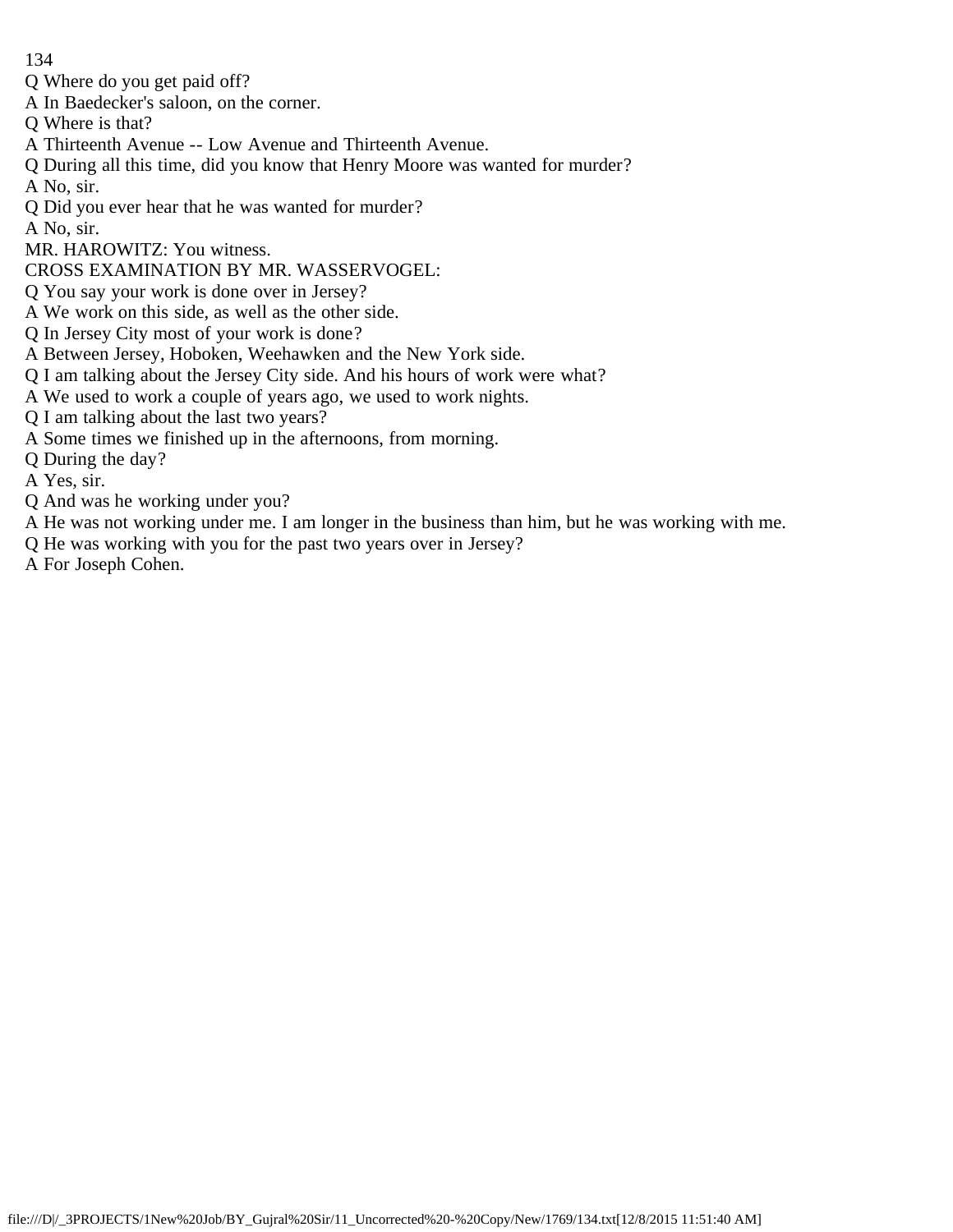Q Where do you get paid off?

A In Baedecker's saloon, on the corner.

Q Where is that?

A Thirteenth Avenue -- Low Avenue and Thirteenth Avenue.

Q During all this time, did you know that Henry Moore was wanted for murder?

A No, sir.

Q Did you ever hear that he was wanted for murder?

A No, sir.

MR. HAROWITZ: You witness.

CROSS EXAMINATION BY MR. WASSERVOGEL:

Q You say your work is done over in Jersey?

A We work on this side, as well as the other side.

Q In Jersey City most of your work is done?

A Between Jersey, Hoboken, Weehawken and the New York side.

Q I am talking about the Jersey City side. And his hours of work were what?

A We used to work a couple of years ago, we used to work nights.

Q I am talking about the last two years?

A Some times we finished up in the afternoons, from morning.

Q During the day?

A Yes, sir.

Q And was he working under you?

A He was not working under me. I am longer in the business than him, but he was working with me.

Q He was working with you for the past two years over in Jersey?

A For Joseph Cohen.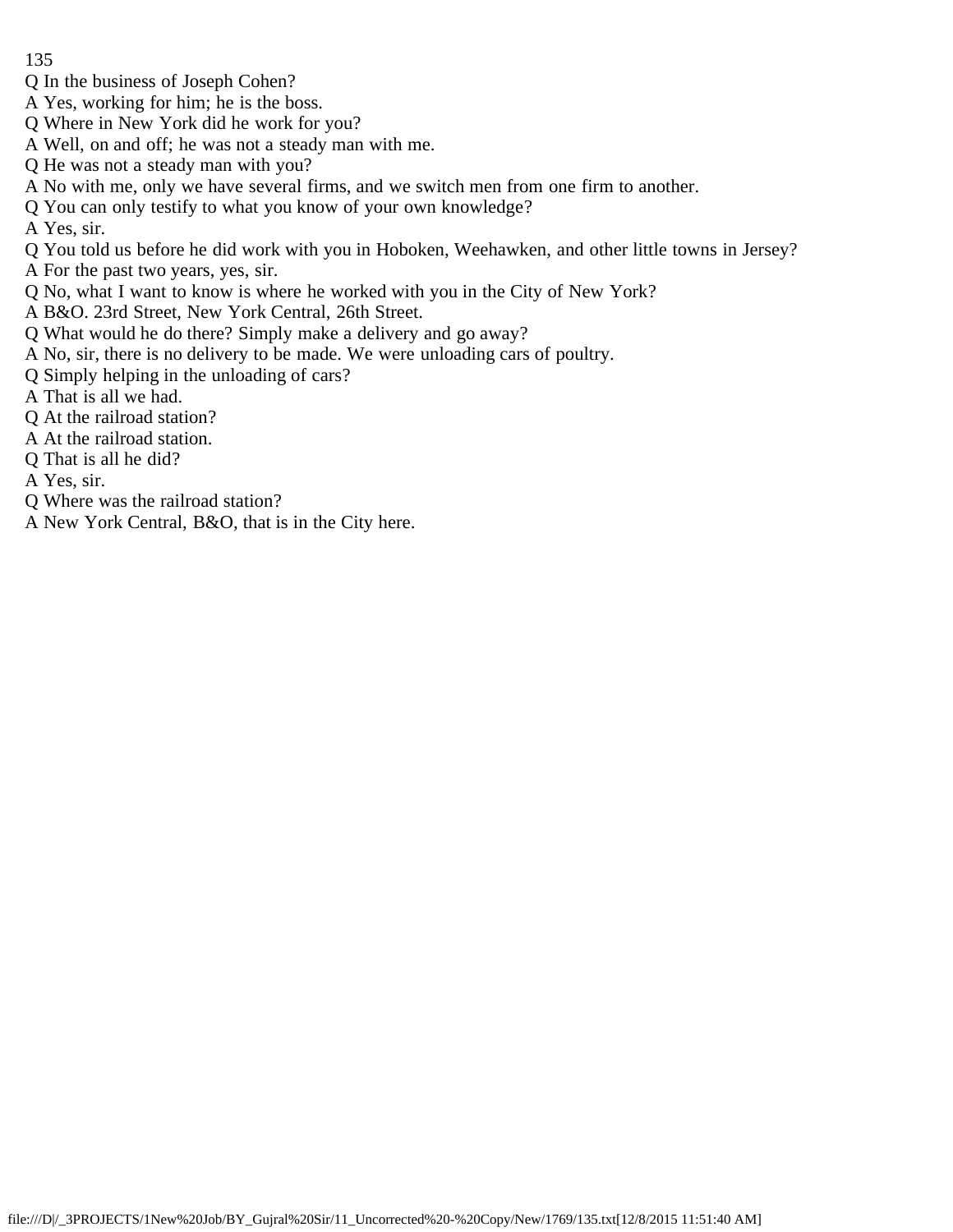Q In the business of Joseph Cohen?

A Yes, working for him; he is the boss.

Q Where in New York did he work for you?

A Well, on and off; he was not a steady man with me.

Q He was not a steady man with you?

A No with me, only we have several firms, and we switch men from one firm to another.

Q You can only testify to what you know of your own knowledge?

A Yes, sir.

Q You told us before he did work with you in Hoboken, Weehawken, and other little towns in Jersey?

A For the past two years, yes, sir.

Q No, what I want to know is where he worked with you in the City of New York?

A B&O. 23rd Street, New York Central, 26th Street.

Q What would he do there? Simply make a delivery and go away?

A No, sir, there is no delivery to be made. We were unloading cars of poultry.

Q Simply helping in the unloading of cars?

A That is all we had.

Q At the railroad station?

A At the railroad station.

Q That is all he did?

A Yes, sir.

Q Where was the railroad station?

A New York Central, B&O, that is in the City here.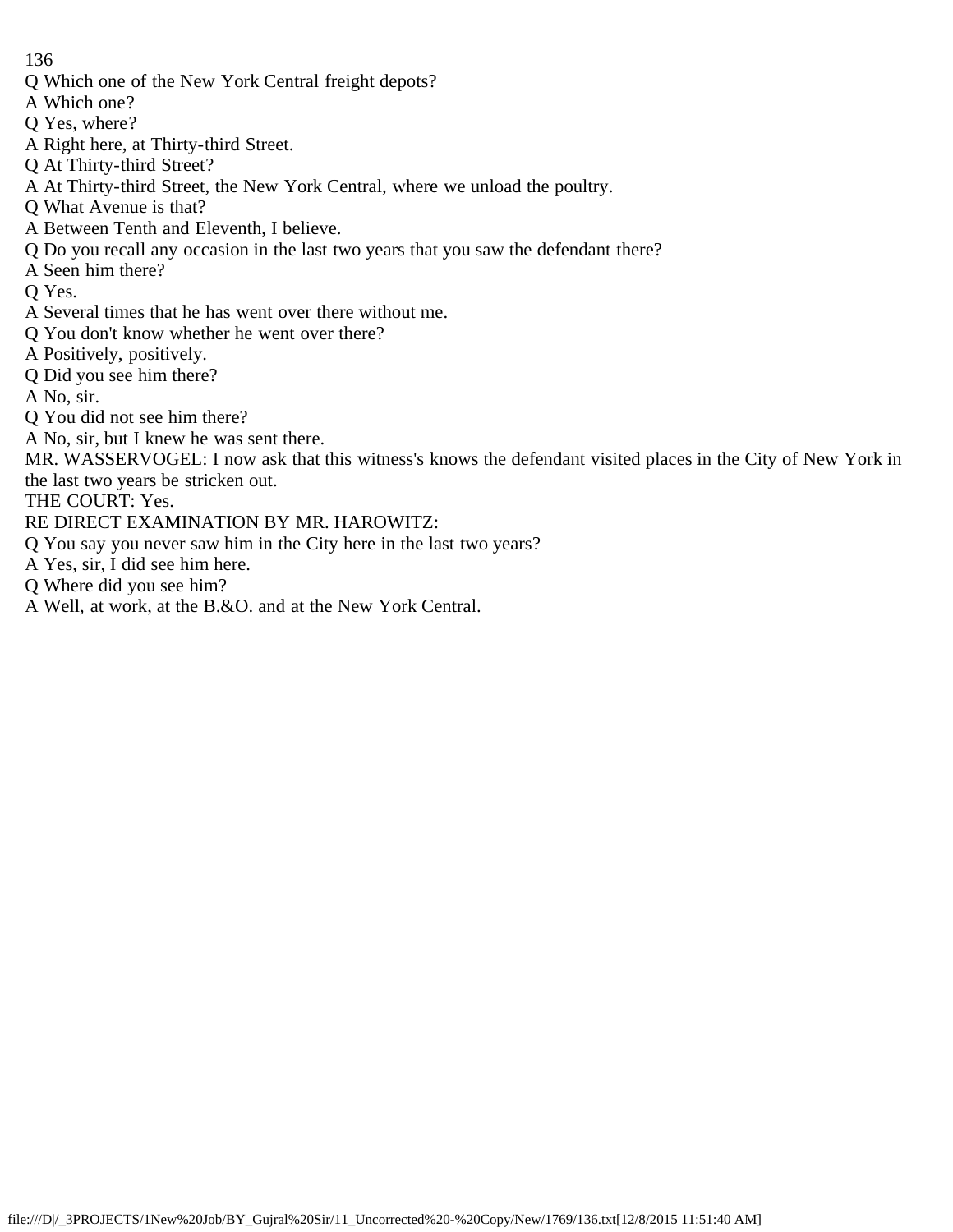Q Which one of the New York Central freight depots?

A Which one?

Q Yes, where?

A Right here, at Thirty-third Street.

Q At Thirty-third Street?

A At Thirty-third Street, the New York Central, where we unload the poultry.

Q What Avenue is that?

A Between Tenth and Eleventh, I believe.

Q Do you recall any occasion in the last two years that you saw the defendant there?

A Seen him there?

Q Yes.

A Several times that he has went over there without me.

Q You don't know whether he went over there?

A Positively, positively.

Q Did you see him there?

A No, sir.

Q You did not see him there?

A No, sir, but I knew he was sent there.

MR. WASSERVOGEL: I now ask that this witness's knows the defendant visited places in the City of New York in the last two years be stricken out.

THE COURT: Yes.

RE DIRECT EXAMINATION BY MR. HAROWITZ:

Q You say you never saw him in the City here in the last two years?

A Yes, sir, I did see him here.

Q Where did you see him?

A Well, at work, at the B.&O. and at the New York Central.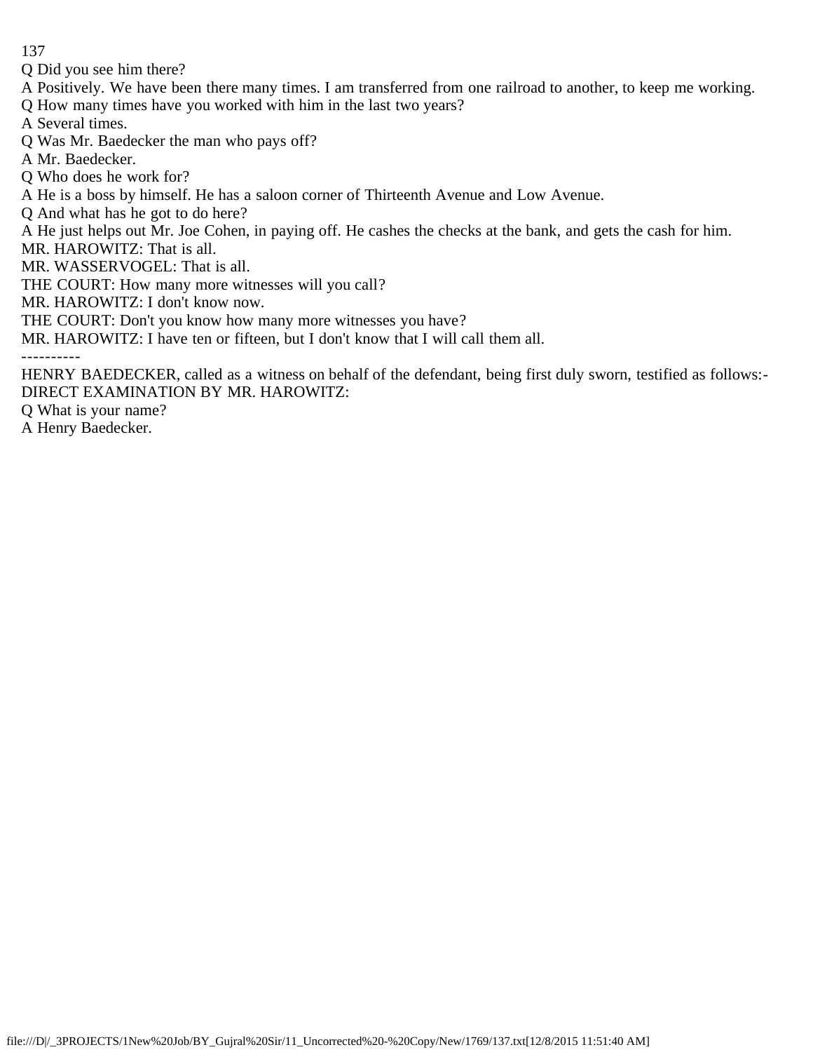Q Did you see him there?

A Positively. We have been there many times. I am transferred from one railroad to another, to keep me working.

Q How many times have you worked with him in the last two years?

A Several times.

Q Was Mr. Baedecker the man who pays off?

A Mr. Baedecker.

Q Who does he work for?

A He is a boss by himself. He has a saloon corner of Thirteenth Avenue and Low Avenue.

Q And what has he got to do here?

A He just helps out Mr. Joe Cohen, in paying off. He cashes the checks at the bank, and gets the cash for him.

MR. HAROWITZ: That is all.

MR. WASSERVOGEL: That is all.

THE COURT: How many more witnesses will you call?

MR. HAROWITZ: I don't know now.

THE COURT: Don't you know how many more witnesses you have?

MR. HAROWITZ: I have ten or fifteen, but I don't know that I will call them all.

----------

HENRY BAEDECKER, called as a witness on behalf of the defendant, being first duly sworn, testified as follows:-

DIRECT EXAMINATION BY MR. HAROWITZ:

Q What is your name?

A Henry Baedecker.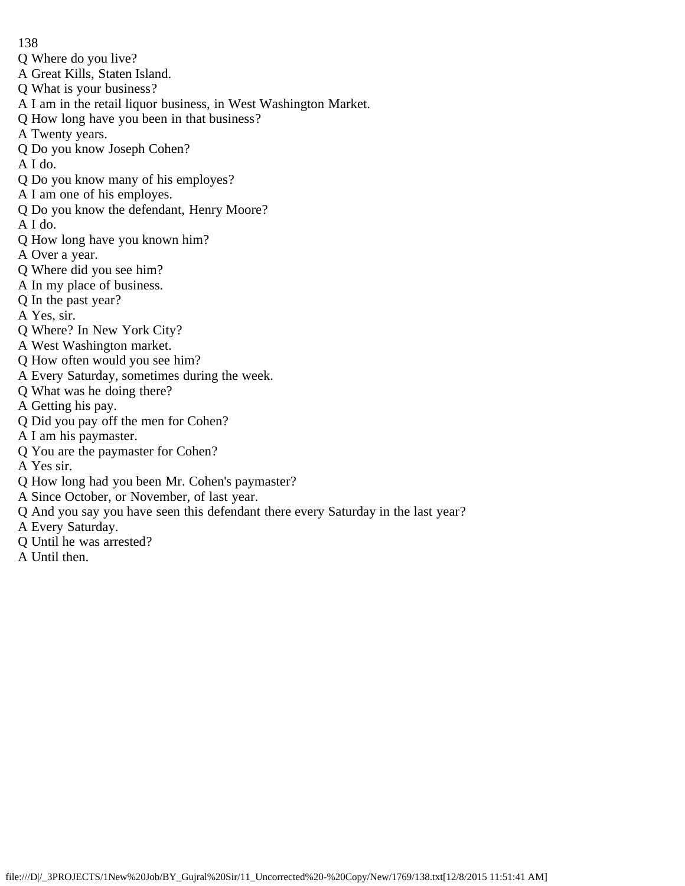Q Where do you live?

A Great Kills, Staten Island.

Q What is your business?

A I am in the retail liquor business, in West Washington Market.

Q How long have you been in that business?

A Twenty years.

Q Do you know Joseph Cohen?

A I do.

Q Do you know many of his employes?

A I am one of his employes.

Q Do you know the defendant, Henry Moore?

A I do.

Q How long have you known him?

A Over a year.

Q Where did you see him?

A In my place of business.

Q In the past year?

A Yes, sir.

Q Where? In New York City?

A West Washington market.

Q How often would you see him?

A Every Saturday, sometimes during the week.

Q What was he doing there?

A Getting his pay.

Q Did you pay off the men for Cohen?

A I am his paymaster.

Q You are the paymaster for Cohen?

A Yes sir.

Q How long had you been Mr. Cohen's paymaster?

A Since October, or November, of last year.

Q And you say you have seen this defendant there every Saturday in the last year?

A Every Saturday.

Q Until he was arrested?

A Until then.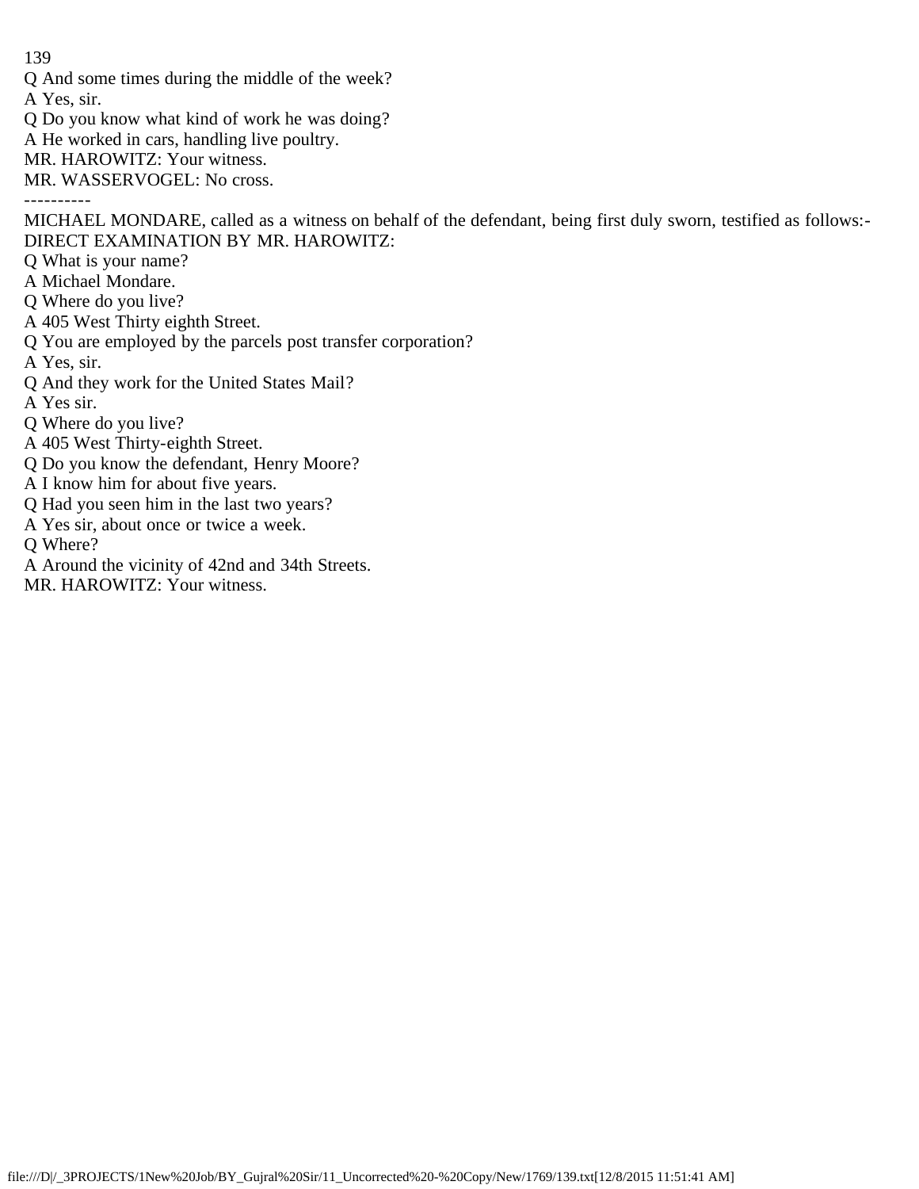Q And some times during the middle of the week?

A Yes, sir.

Q Do you know what kind of work he was doing?

A He worked in cars, handling live poultry.

MR. HAROWITZ: Your witness.

MR. WASSERVOGEL: No cross.

----------

MICHAEL MONDARE, called as a witness on behalf of the defendant, being first duly sworn, testified as follows:-

DIRECT EXAMINATION BY MR. HAROWITZ:

Q What is your name?

A Michael Mondare.

Q Where do you live?

A 405 West Thirty eighth Street.

Q You are employed by the parcels post transfer corporation?

A Yes, sir.

Q And they work for the United States Mail?

A Yes sir.

Q Where do you live?

A 405 West Thirty-eighth Street.

Q Do you know the defendant, Henry Moore?

A I know him for about five years.

Q Had you seen him in the last two years?

A Yes sir, about once or twice a week.

Q Where?

A Around the vicinity of 42nd and 34th Streets.

MR. HAROWITZ: Your witness.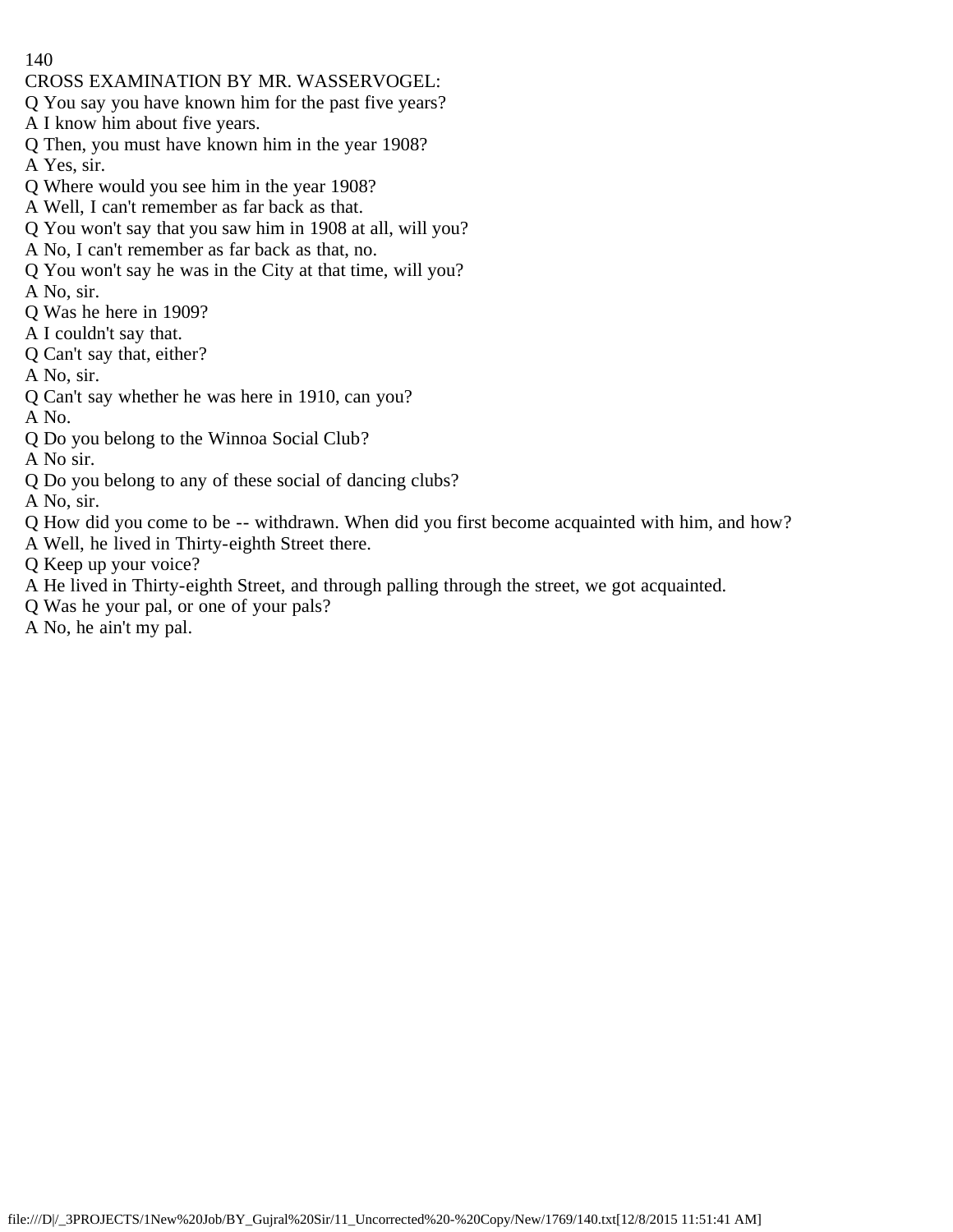CROSS EXAMINATION BY MR. WASSERVOGEL:

Q You say you have known him for the past five years?

A I know him about five years.

Q Then, you must have known him in the year 1908?

A Yes, sir.

Q Where would you see him in the year 1908?

A Well, I can't remember as far back as that.

Q You won't say that you saw him in 1908 at all, will you?

A No, I can't remember as far back as that, no.

Q You won't say he was in the City at that time, will you?

A No, sir.

Q Was he here in 1909?

A I couldn't say that.

Q Can't say that, either?

A No, sir.

Q Can't say whether he was here in 1910, can you?

A No.

Q Do you belong to the Winnoa Social Club?

A No sir.

Q Do you belong to any of these social of dancing clubs?

A No, sir.

Q How did you come to be -- withdrawn. When did you first become acquainted with him, and how?

A Well, he lived in Thirty-eighth Street there.

Q Keep up your voice?

A He lived in Thirty-eighth Street, and through palling through the street, we got acquainted.

Q Was he your pal, or one of your pals?

A No, he ain't my pal.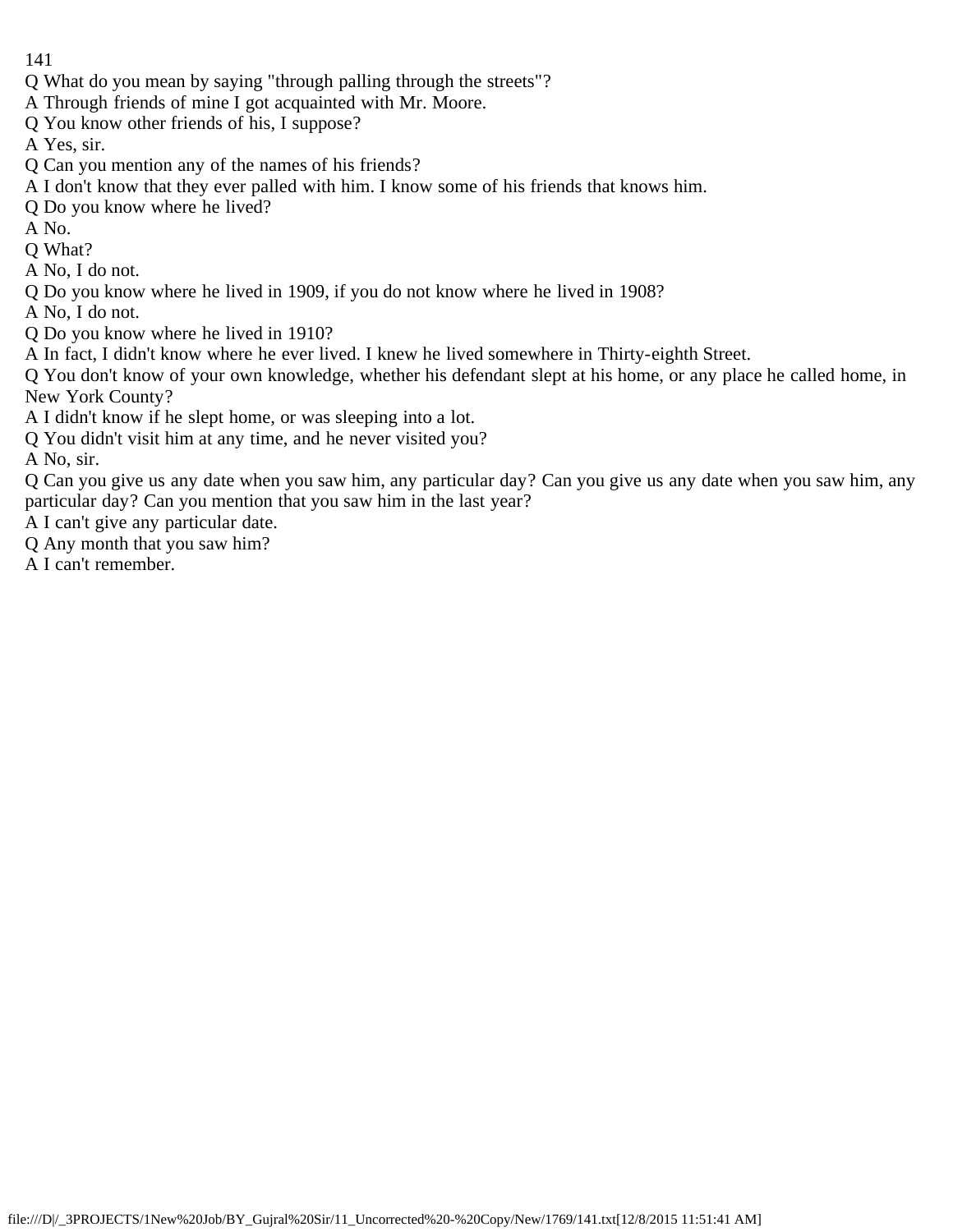Q What do you mean by saying "through palling through the streets"?

A Through friends of mine I got acquainted with Mr. Moore.

Q You know other friends of his, I suppose?

A Yes, sir.

Q Can you mention any of the names of his friends?

A I don't know that they ever palled with him. I know some of his friends that knows him.

Q Do you know where he lived?

A No.

Q What?

A No, I do not.

Q Do you know where he lived in 1909, if you do not know where he lived in 1908?

A No, I do not.

Q Do you know where he lived in 1910?

A In fact, I didn't know where he ever lived. I knew he lived somewhere in Thirty-eighth Street.

Q You don't know of your own knowledge, whether his defendant slept at his home, or any place he called home, in New York County?

A I didn't know if he slept home, or was sleeping into a lot.

Q You didn't visit him at any time, and he never visited you?

A No, sir.

Q Can you give us any date when you saw him, any particular day? Can you give us any date when you saw him, any particular day? Can you mention that you saw him in the last year?

A I can't give any particular date.

Q Any month that you saw him?

A I can't remember.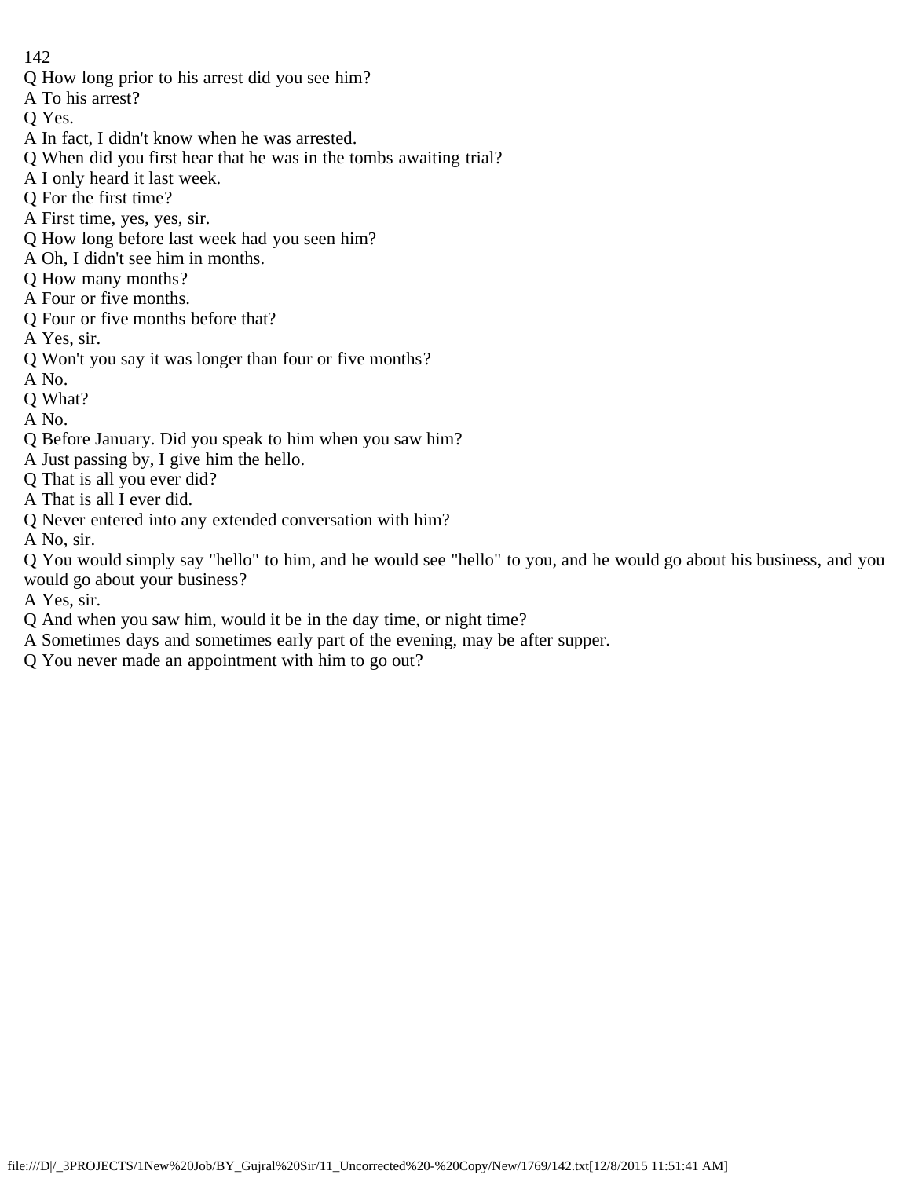Q How long prior to his arrest did you see him?

A To his arrest?

Q Yes.

A In fact, I didn't know when he was arrested.

Q When did you first hear that he was in the tombs awaiting trial?

A I only heard it last week.

Q For the first time?

A First time, yes, yes, sir.

Q How long before last week had you seen him?

A Oh, I didn't see him in months.

Q How many months?

A Four or five months.

Q Four or five months before that?

A Yes, sir.

Q Won't you say it was longer than four or five months?

A No.

Q What?

A No.

Q Before January. Did you speak to him when you saw him?

A Just passing by, I give him the hello.

Q That is all you ever did?

A That is all I ever did.

Q Never entered into any extended conversation with him?

A No, sir.

Q You would simply say "hello" to him, and he would see "hello" to you, and he would go about his business, and you would go about your business?

A Yes, sir.

Q And when you saw him, would it be in the day time, or night time?

A Sometimes days and sometimes early part of the evening, may be after supper.

Q You never made an appointment with him to go out?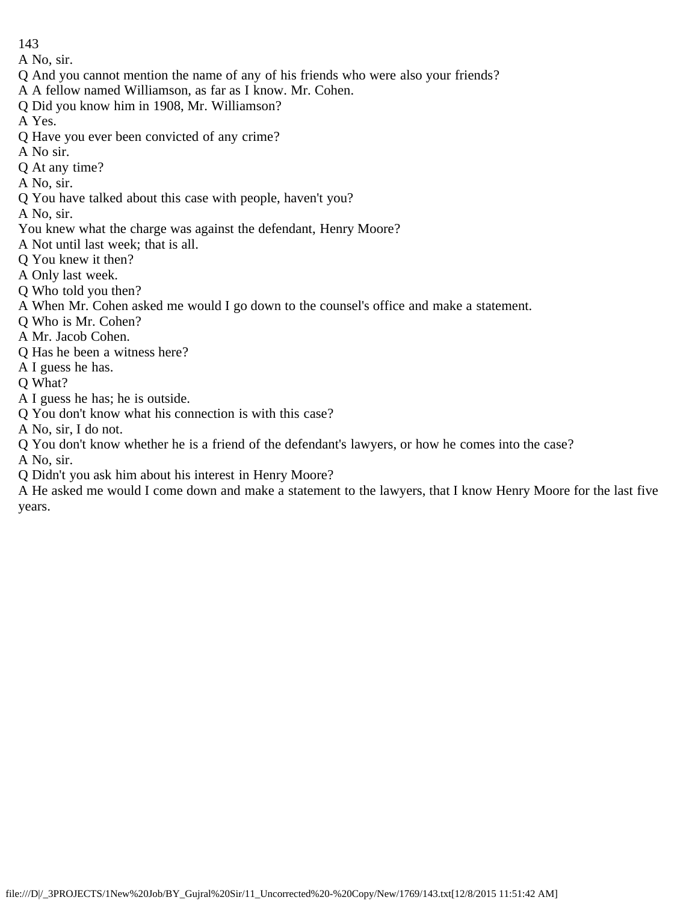A No, sir.

Q And you cannot mention the name of any of his friends who were also your friends?

A A fellow named Williamson, as far as I know. Mr. Cohen.

Q Did you know him in 1908, Mr. Williamson?

A Yes.

Q Have you ever been convicted of any crime?

A No sir.

Q At any time?

A No, sir.

Q You have talked about this case with people, haven't you?

A No, sir.

You knew what the charge was against the defendant, Henry Moore?

A Not until last week; that is all.

Q You knew it then?

A Only last week.

Q Who told you then?

A When Mr. Cohen asked me would I go down to the counsel's office and make a statement.

Q Who is Mr. Cohen?

A Mr. Jacob Cohen.

Q Has he been a witness here?

A I guess he has.

Q What?

A I guess he has; he is outside.

Q You don't know what his connection is with this case?

A No, sir, I do not.

Q You don't know whether he is a friend of the defendant's lawyers, or how he comes into the case?

A No, sir.

Q Didn't you ask him about his interest in Henry Moore?

A He asked me would I come down and make a statement to the lawyers, that I know Henry Moore for the last five years.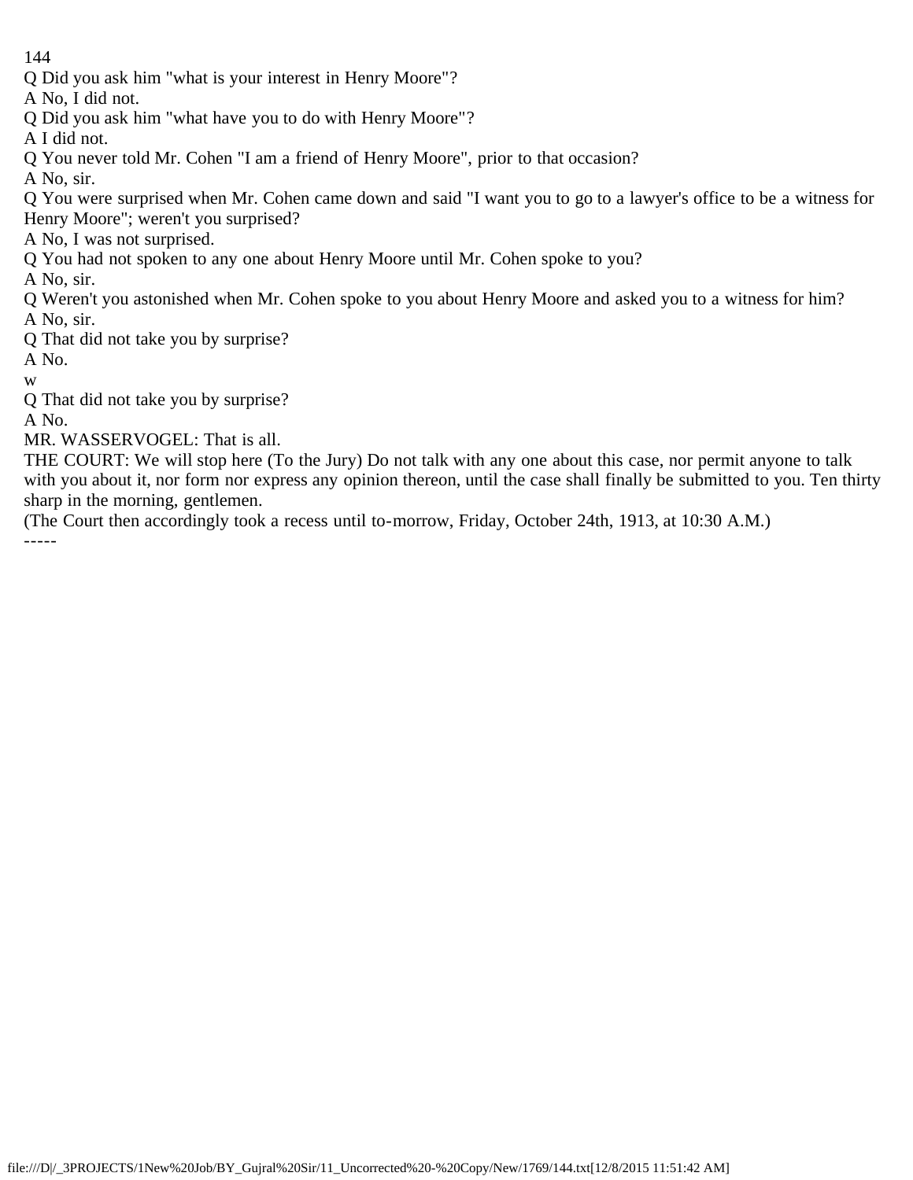Q Did you ask him "what is your interest in Henry Moore"?

A No, I did not.

Q Did you ask him "what have you to do with Henry Moore"?

A I did not.

Q You never told Mr. Cohen "I am a friend of Henry Moore", prior to that occasion?

A No, sir.

Q You were surprised when Mr. Cohen came down and said "I want you to go to a lawyer's office to be a witness for Henry Moore"; weren't you surprised?

A No, I was not surprised.

Q You had not spoken to any one about Henry Moore until Mr. Cohen spoke to you?

A No, sir.

Q Weren't you astonished when Mr. Cohen spoke to you about Henry Moore and asked you to a witness for him?

A No, sir.

Q That did not take you by surprise?

A No.

w

Q That did not take you by surprise?

A No.

MR. WASSERVOGEL: That is all.

THE COURT: We will stop here (To the Jury) Do not talk with any one about this case, nor permit anyone to talk with you about it, nor form nor express any opinion thereon, until the case shall finally be submitted to you. Ten thirty sharp in the morning, gentlemen.

(The Court then accordingly took a recess until to-morrow, Friday, October 24th, 1913, at 10:30 A.M.)

-----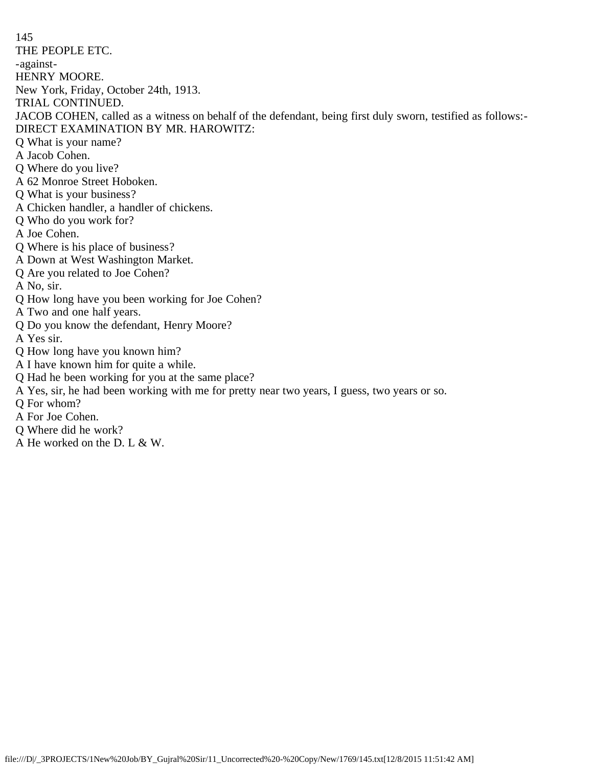THE PEOPLE ETC.

-against-

HENRY MOORE.

New York, Friday, October 24th, 1913.

TRIAL CONTINUED.

JACOB COHEN, called as a witness on behalf of the defendant, being first duly sworn, testified as follows:-

DIRECT EXAMINATION BY MR. HAROWITZ:

Q What is your name?

A Jacob Cohen.

Q Where do you live?

A 62 Monroe Street Hoboken.

Q What is your business?

A Chicken handler, a handler of chickens.

Q Who do you work for?

A Joe Cohen.

Q Where is his place of business?

A Down at West Washington Market.

Q Are you related to Joe Cohen?

A No, sir.

Q How long have you been working for Joe Cohen?

A Two and one half years.

Q Do you know the defendant, Henry Moore?

A Yes sir.

Q How long have you known him?

A I have known him for quite a while.

Q Had he been working for you at the same place?

A Yes, sir, he had been working with me for pretty near two years, I guess, two years or so.

Q For whom?

A For Joe Cohen.

Q Where did he work?

A He worked on the D. L & W.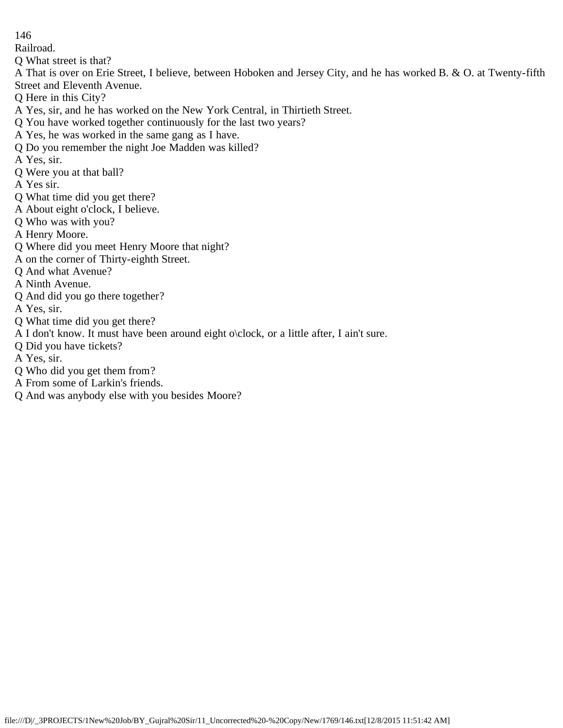Railroad.

Q What street is that?

A That is over on Erie Street, I believe, between Hoboken and Jersey City, and he has worked B. & O. at Twenty-fifth Street and Eleventh Avenue.

Q Here in this City?

A Yes, sir, and he has worked on the New York Central, in Thirtieth Street.

Q You have worked together continuously for the last two years?

A Yes, he was worked in the same gang as I have.

Q Do you remember the night Joe Madden was killed?

A Yes, sir.

Q Were you at that ball?

A Yes sir.

Q What time did you get there?

A About eight o'clock, I believe.

Q Who was with you?

A Henry Moore.

Q Where did you meet Henry Moore that night?

A on the corner of Thirty-eighth Street.

Q And what Avenue?

A Ninth Avenue.

Q And did you go there together?

A Yes, sir.

Q What time did you get there?

A I don't know. It must have been around eight o\clock, or a little after, I ain't sure.

Q Did you have tickets?

A Yes, sir.

Q Who did you get them from?

A From some of Larkin's friends.

Q And was anybody else with you besides Moore?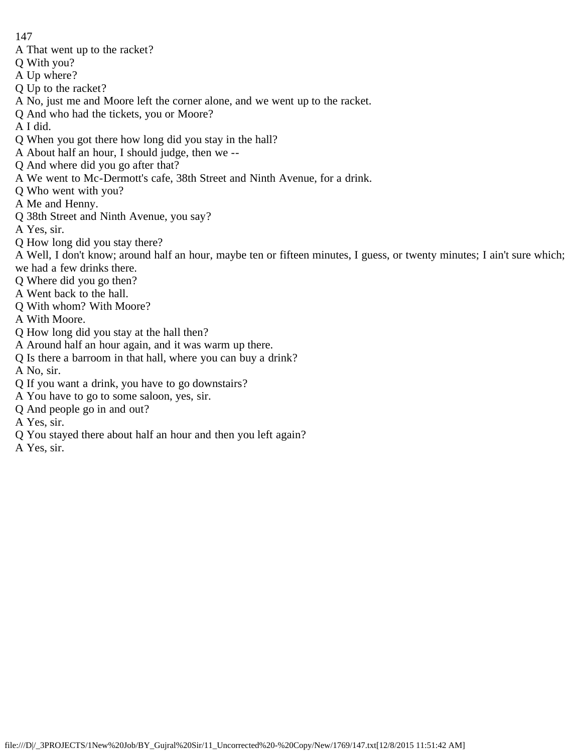A That went up to the racket?

Q With you?

A Up where?

Q Up to the racket?

A No, just me and Moore left the corner alone, and we went up to the racket.

Q And who had the tickets, you or Moore?

A I did.

Q When you got there how long did you stay in the hall?

A About half an hour, I should judge, then we --

Q And where did you go after that?

A We went to Mc-Dermott's cafe, 38th Street and Ninth Avenue, for a drink.

Q Who went with you?

A Me and Henny.

Q 38th Street and Ninth Avenue, you say?

A Yes, sir.

Q How long did you stay there?

A Well, I don't know; around half an hour, maybe ten or fifteen minutes, I guess, or twenty minutes; I ain't sure which; we had a few drinks there.

Q Where did you go then?

A Went back to the hall.

Q With whom? With Moore?

A With Moore.

Q How long did you stay at the hall then?

A Around half an hour again, and it was warm up there.

Q Is there a barroom in that hall, where you can buy a drink?

A No, sir.

Q If you want a drink, you have to go downstairs?

A You have to go to some saloon, yes, sir.

Q And people go in and out?

A Yes, sir.

Q You stayed there about half an hour and then you left again?

A Yes, sir.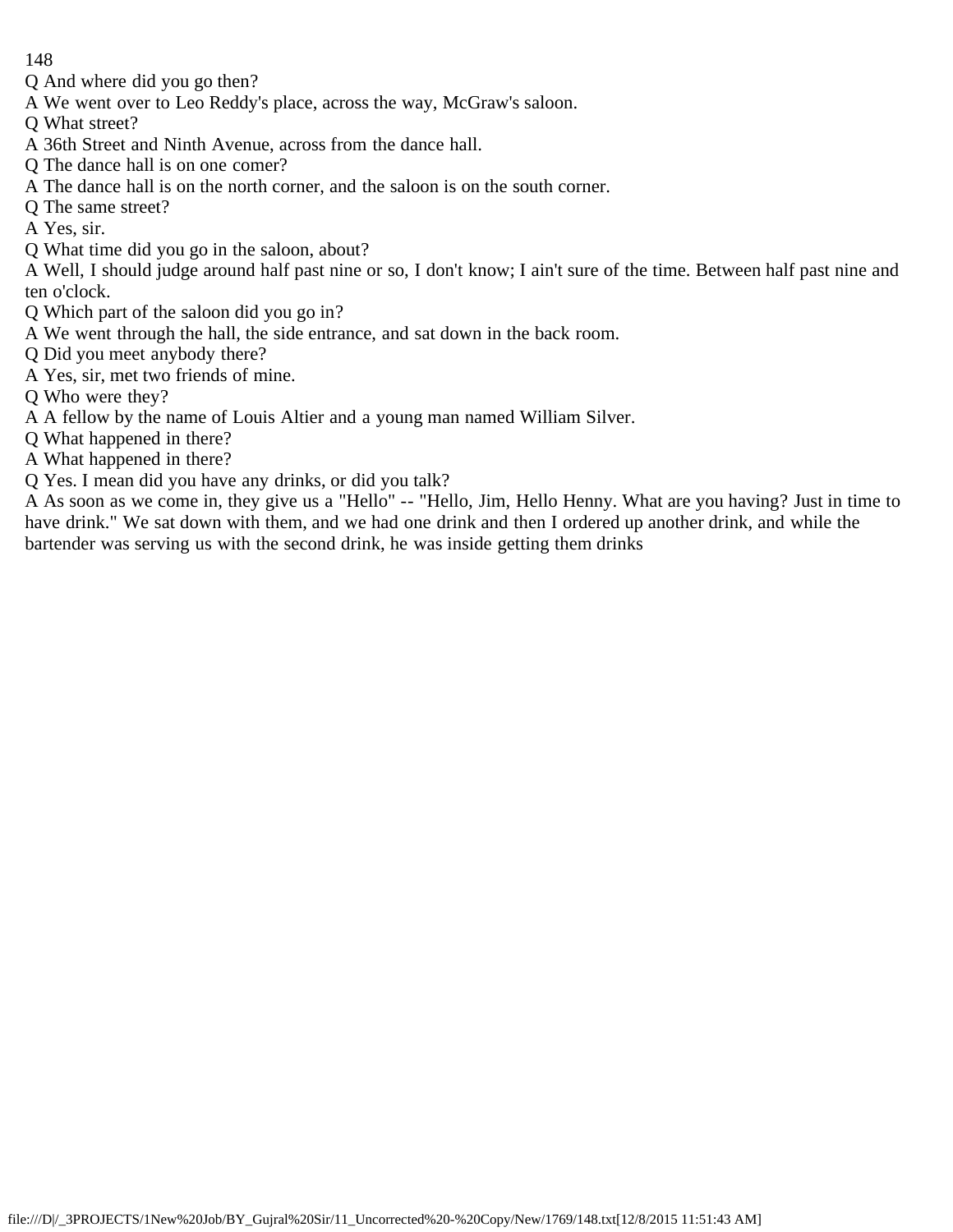Q And where did you go then?

A We went over to Leo Reddy's place, across the way, McGraw's saloon.

Q What street?

A 36th Street and Ninth Avenue, across from the dance hall.

Q The dance hall is on one comer?

A The dance hall is on the north corner, and the saloon is on the south corner.

Q The same street?

A Yes, sir.

Q What time did you go in the saloon, about?

A Well, I should judge around half past nine or so, I don't know; I ain't sure of the time. Between half past nine and ten o'clock.

Q Which part of the saloon did you go in?

A We went through the hall, the side entrance, and sat down in the back room.

Q Did you meet anybody there?

A Yes, sir, met two friends of mine.

Q Who were they?

A A fellow by the name of Louis Altier and a young man named William Silver.

Q What happened in there?

A What happened in there?

Q Yes. I mean did you have any drinks, or did you talk?

A As soon as we come in, they give us a "Hello" -- "Hello, Jim, Hello Henny. What are you having? Just in time to have drink." We sat down with them, and we had one drink and then I ordered up another drink, and while the bartender was serving us with the second drink, he was inside getting them drinks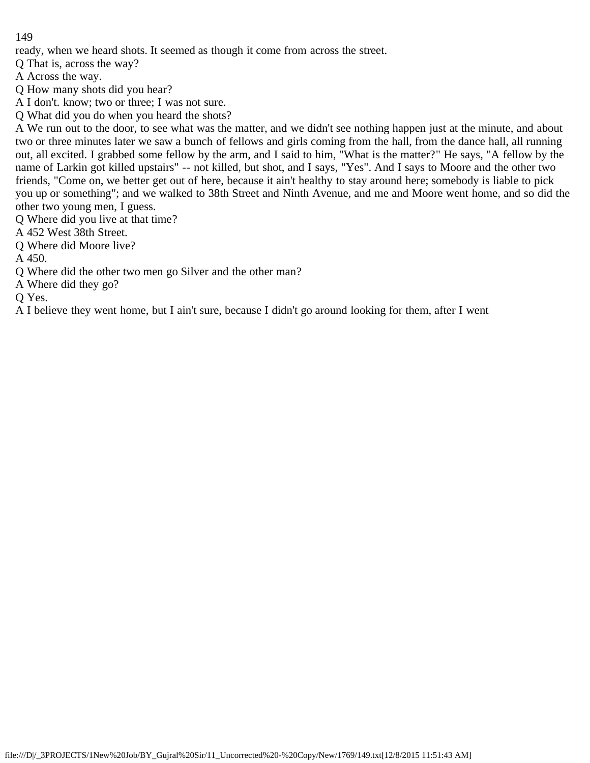ready, when we heard shots. It seemed as though it come from across the street.

Q That is, across the way?

A Across the way.

Q How many shots did you hear?

A I don't. know; two or three; I was not sure.

Q What did you do when you heard the shots?

A We run out to the door, to see what was the matter, and we didn't see nothing happen just at the minute, and about two or three minutes later we saw a bunch of fellows and girls coming from the hall, from the dance hall, all running out, all excited. I grabbed some fellow by the arm, and I said to him, "What is the matter?" He says, "A fellow by the name of Larkin got killed upstairs" -- not killed, but shot, and I says, "Yes". And I says to Moore and the other two friends, "Come on, we better get out of here, because it ain't healthy to stay around here; somebody is liable to pick you up or something"; and we walked to 38th Street and Ninth Avenue, and me and Moore went home, and so did the other two young men, I guess.

Q Where did you live at that time?

A 452 West 38th Street.

Q Where did Moore live?

A 450.

Q Where did the other two men go Silver and the other man?

A Where did they go?

Q Yes.

A I believe they went home, but I ain't sure, because I didn't go around looking for them, after I went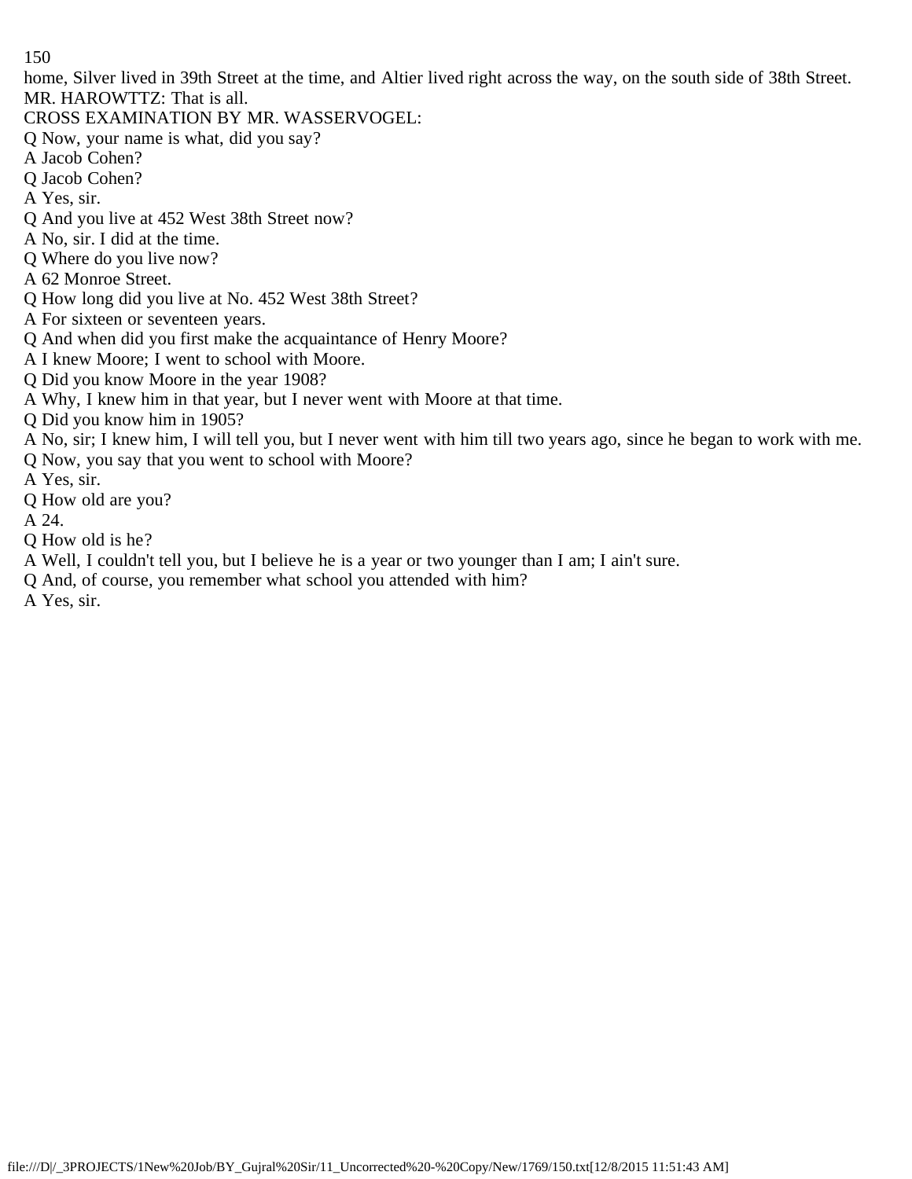home, Silver lived in 39th Street at the time, and Altier lived right across the way, on the south side of 38th Street.

MR. HAROWTTZ: That is all.

CROSS EXAMINATION BY MR. WASSERVOGEL:

Q Now, your name is what, did you say?

A Jacob Cohen?

Q Jacob Cohen?

A Yes, sir.

Q And you live at 452 West 38th Street now?

A No, sir. I did at the time.

Q Where do you live now?

A 62 Monroe Street.

Q How long did you live at No. 452 West 38th Street?

A For sixteen or seventeen years.

Q And when did you first make the acquaintance of Henry Moore?

A I knew Moore; I went to school with Moore.

Q Did you know Moore in the year 1908?

A Why, I knew him in that year, but I never went with Moore at that time.

Q Did you know him in 1905?

A No, sir; I knew him, I will tell you, but I never went with him till two years ago, since he began to work with me.

Q Now, you say that you went to school with Moore?

A Yes, sir.

Q How old are you?

A 24.

Q How old is he?

A Well, I couldn't tell you, but I believe he is a year or two younger than I am; I ain't sure.

Q And, of course, you remember what school you attended with him?

A Yes, sir.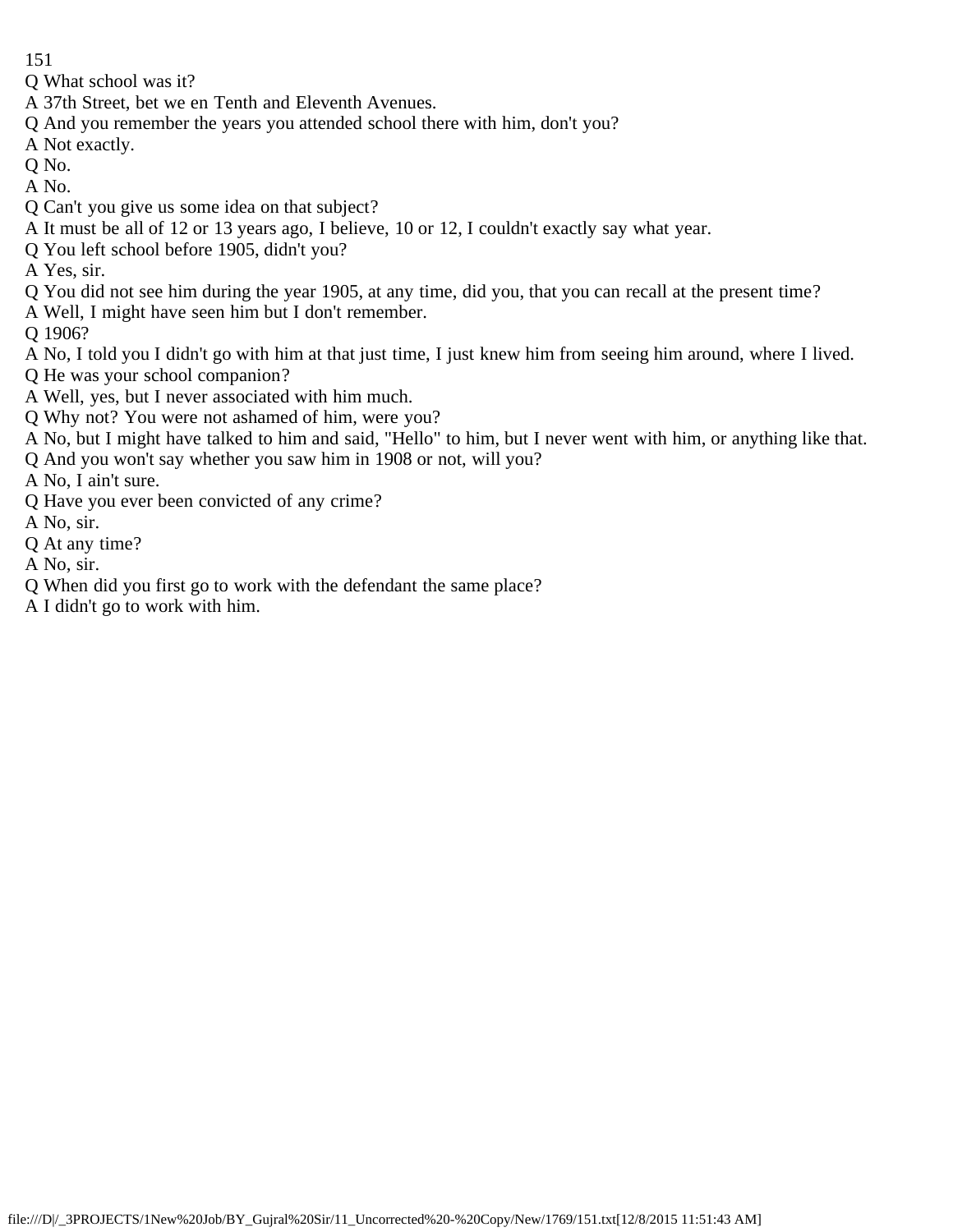Q What school was it?

A 37th Street, bet we en Tenth and Eleventh Avenues.

Q And you remember the years you attended school there with him, don't you?

A Not exactly.

Q No.

A No.

Q Can't you give us some idea on that subject?

A It must be all of 12 or 13 years ago, I believe, 10 or 12, I couldn't exactly say what year.

Q You left school before 1905, didn't you?

A Yes, sir.

Q You did not see him during the year 1905, at any time, did you, that you can recall at the present time?

A Well, I might have seen him but I don't remember.

Q 1906?

A No, I told you I didn't go with him at that just time, I just knew him from seeing him around, where I lived.

Q He was your school companion?

A Well, yes, but I never associated with him much.

Q Why not? You were not ashamed of him, were you?

A No, but I might have talked to him and said, "Hello" to him, but I never went with him, or anything like that.

Q And you won't say whether you saw him in 1908 or not, will you?

A No, I ain't sure.

Q Have you ever been convicted of any crime?

A No, sir.

Q At any time?

A No, sir.

Q When did you first go to work with the defendant the same place?

A I didn't go to work with him.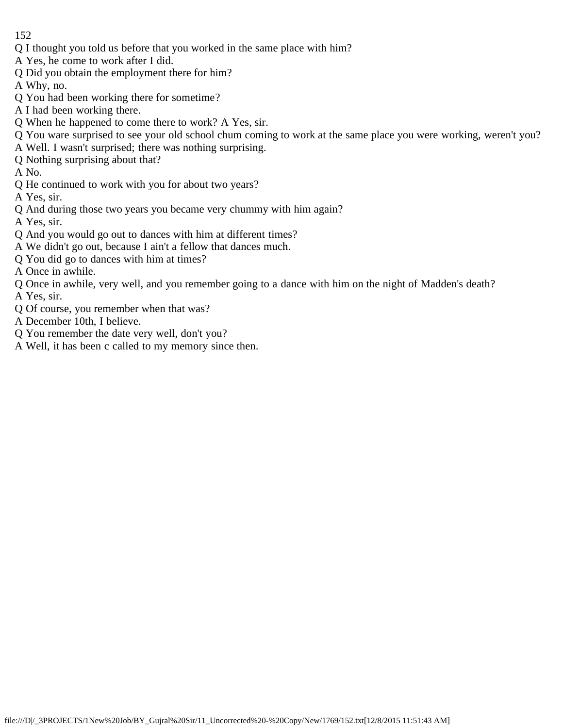Q I thought you told us before that you worked in the same place with him?

A Yes, he come to work after I did.

Q Did you obtain the employment there for him?

A Why, no.

Q You had been working there for sometime?

A I had been working there.

Q When he happened to come there to work? A Yes, sir.

Q You ware surprised to see your old school chum coming to work at the same place you were working, weren't you?

A Well. I wasn't surprised; there was nothing surprising.

Q Nothing surprising about that?

A No.

Q He continued to work with you for about two years?

A Yes, sir.

Q And during those two years you became very chummy with him again?

A Yes, sir.

Q And you would go out to dances with him at different times?

A We didn't go out, because I ain't a fellow that dances much.

Q You did go to dances with him at times?

A Once in awhile.

Q Once in awhile, very well, and you remember going to a dance with him on the night of Madden's death?

A Yes, sir.

Q Of course, you remember when that was?

A December 10th, I believe.

Q You remember the date very well, don't you?

A Well, it has been c called to my memory since then.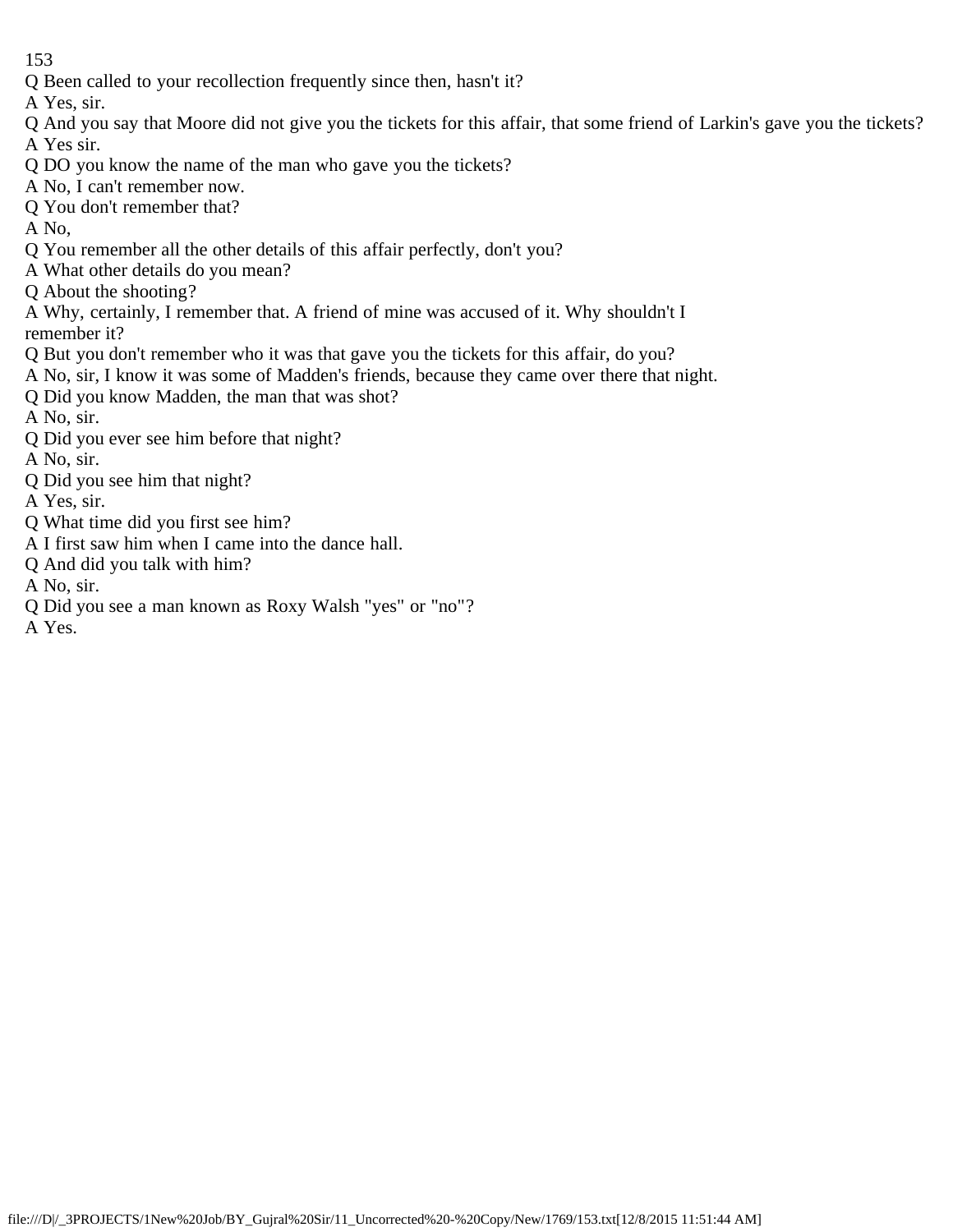Q Been called to your recollection frequently since then, hasn't it?

A Yes, sir.

Q And you say that Moore did not give you the tickets for this affair, that some friend of Larkin's gave you the tickets?

A Yes sir.

Q DO you know the name of the man who gave you the tickets?

A No, I can't remember now.

Q You don't remember that?

A No,

Q You remember all the other details of this affair perfectly, don't you?

A What other details do you mean?

Q About the shooting?

A Why, certainly, I remember that. A friend of mine was accused of it. Why shouldn't I remember it?

Q But you don't remember who it was that gave you the tickets for this affair, do you?

A No, sir, I know it was some of Madden's friends, because they came over there that night.

Q Did you know Madden, the man that was shot?

A No, sir.

Q Did you ever see him before that night?

A No, sir.

Q Did you see him that night?

A Yes, sir.

Q What time did you first see him?

A I first saw him when I came into the dance hall.

Q And did you talk with him?

A No, sir.

Q Did you see a man known as Roxy Walsh "yes" or "no"?

A Yes.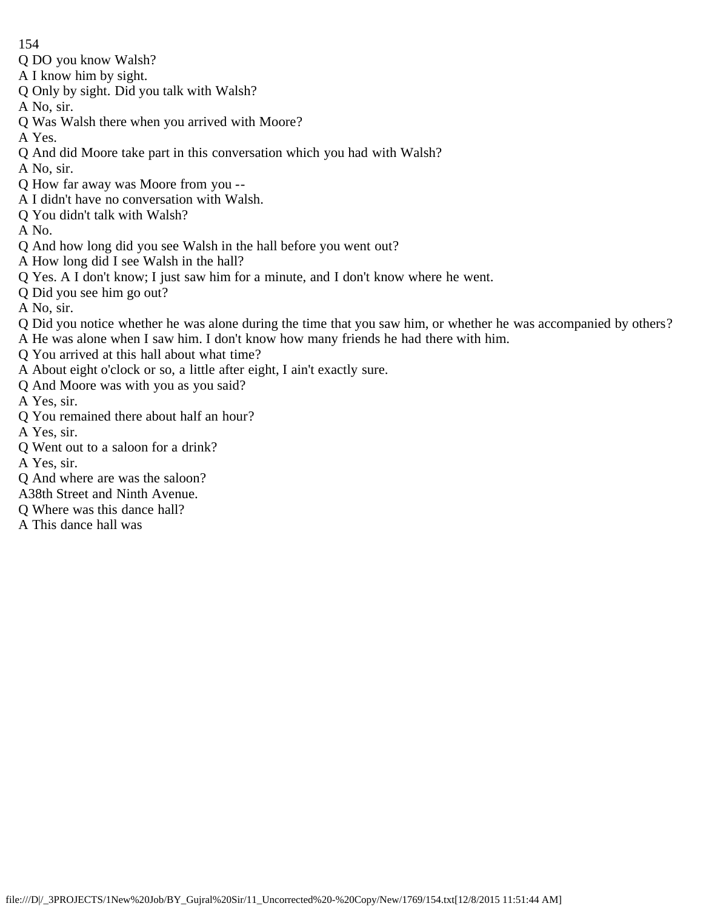Q DO you know Walsh?

A I know him by sight.

Q Only by sight. Did you talk with Walsh?

A No, sir.

Q Was Walsh there when you arrived with Moore?

A Yes.

Q And did Moore take part in this conversation which you had with Walsh?

A No, sir.

Q How far away was Moore from you --

A I didn't have no conversation with Walsh.

Q You didn't talk with Walsh?

A No.

Q And how long did you see Walsh in the hall before you went out?

A How long did I see Walsh in the hall?

Q Yes. A I don't know; I just saw him for a minute, and I don't know where he went.

Q Did you see him go out?

A No, sir.

Q Did you notice whether he was alone during the time that you saw him, or whether he was accompanied by others?

A He was alone when I saw him. I don't know how many friends he had there with him.

Q You arrived at this hall about what time?

A About eight o'clock or so, a little after eight, I ain't exactly sure.

Q And Moore was with you as you said?

A Yes, sir.

Q You remained there about half an hour?

A Yes, sir.

Q Went out to a saloon for a drink?

A Yes, sir.

Q And where are was the saloon?

A38th Street and Ninth Avenue.

Q Where was this dance hall?

A This dance hall was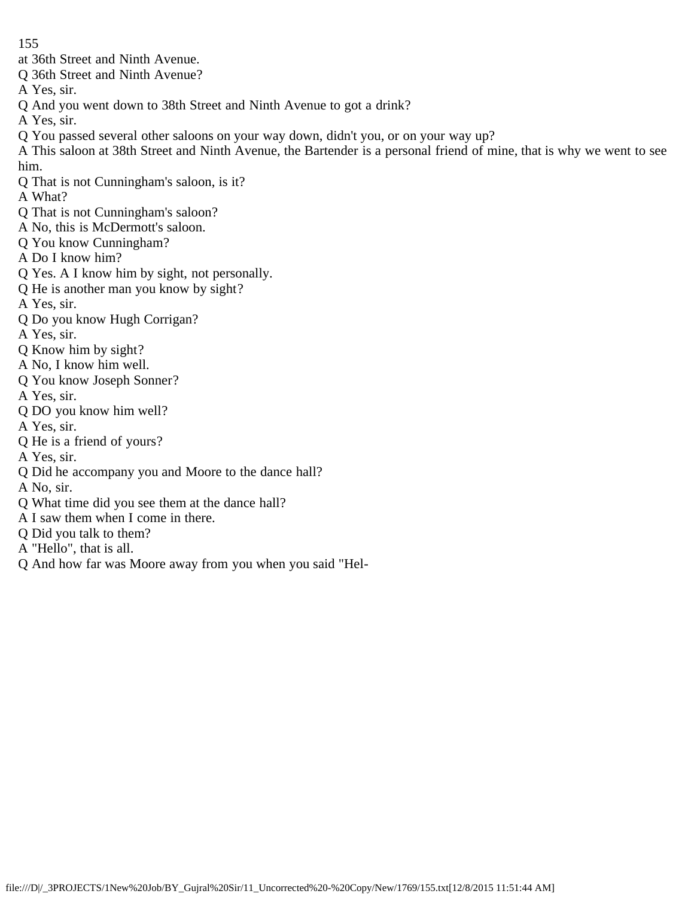at 36th Street and Ninth Avenue.

Q 36th Street and Ninth Avenue?

A Yes, sir.

Q And you went down to 38th Street and Ninth Avenue to got a drink?

A Yes, sir.

Q You passed several other saloons on your way down, didn't you, or on your way up?

A This saloon at 38th Street and Ninth Avenue, the Bartender is a personal friend of mine, that is why we went to see him.

Q That is not Cunningham's saloon, is it?

A What?

Q That is not Cunningham's saloon?

A No, this is McDermott's saloon.

Q You know Cunningham?

A Do I know him?

Q Yes. A I know him by sight, not personally.

Q He is another man you know by sight?

A Yes, sir.

Q Do you know Hugh Corrigan?

A Yes, sir.

Q Know him by sight?

A No, I know him well.

Q You know Joseph Sonner?

A Yes, sir.

Q DO you know him well?

A Yes, sir.

Q He is a friend of yours?

A Yes, sir.

Q Did he accompany you and Moore to the dance hall?

A No, sir.

Q What time did you see them at the dance hall?

A I saw them when I come in there.

Q Did you talk to them?

A "Hello", that is all.

Q And how far was Moore away from you when you said "Hel-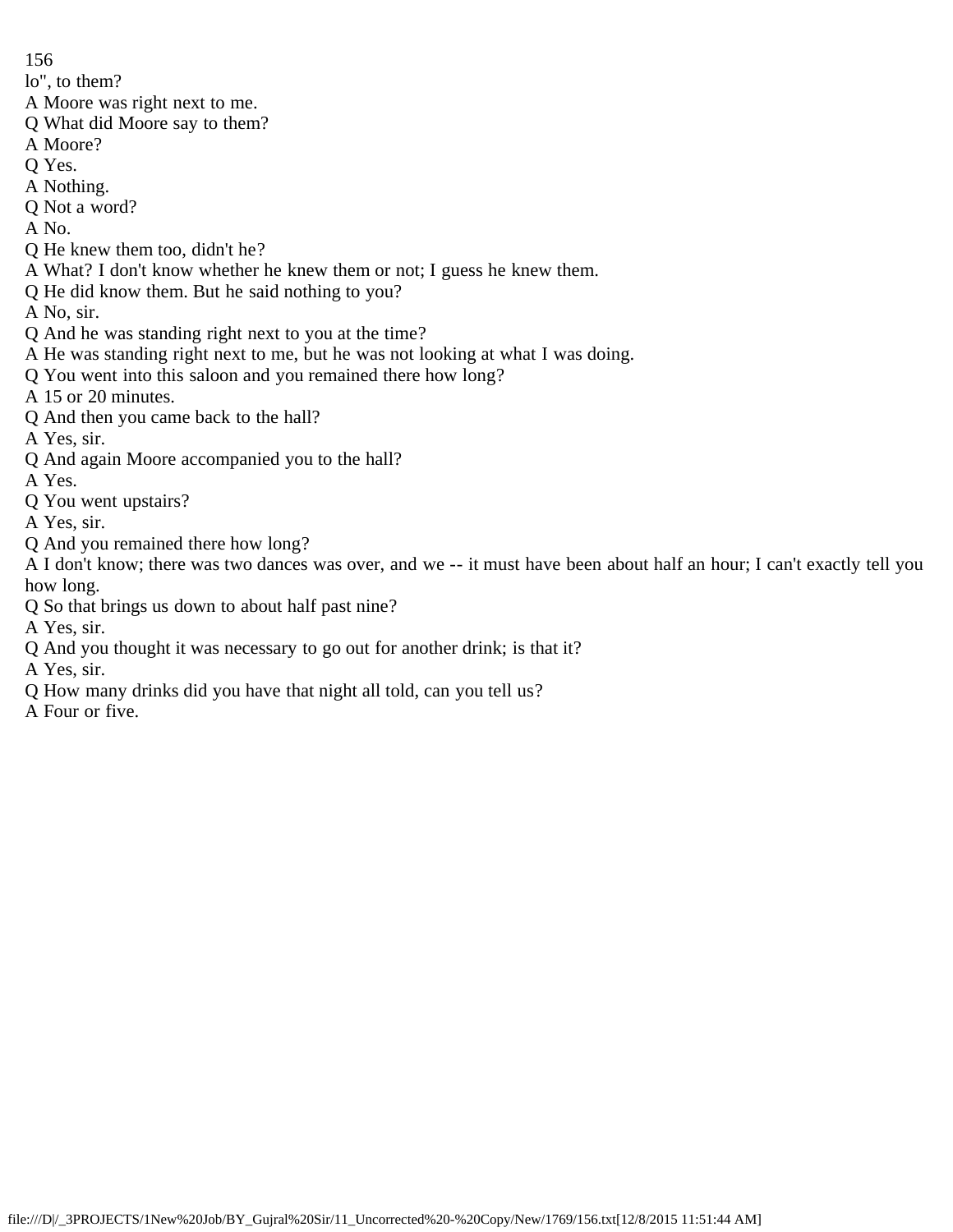lo", to them?

A Moore was right next to me.

Q What did Moore say to them?

A Moore?

Q Yes.

A Nothing.

Q Not a word?

A No.

Q He knew them too, didn't he?

A What? I don't know whether he knew them or not; I guess he knew them.

Q He did know them. But he said nothing to you?

A No, sir.

Q And he was standing right next to you at the time?

A He was standing right next to me, but he was not looking at what I was doing.

Q You went into this saloon and you remained there how long?

A 15 or 20 minutes.

Q And then you came back to the hall?

A Yes, sir.

Q And again Moore accompanied you to the hall?

A Yes.

Q You went upstairs?

A Yes, sir.

Q And you remained there how long?

A I don't know; there was two dances was over, and we -- it must have been about half an hour; I can't exactly tell you how long.

Q So that brings us down to about half past nine?

A Yes, sir.

Q And you thought it was necessary to go out for another drink; is that it?

A Yes, sir.

Q How many drinks did you have that night all told, can you tell us?

A Four or five.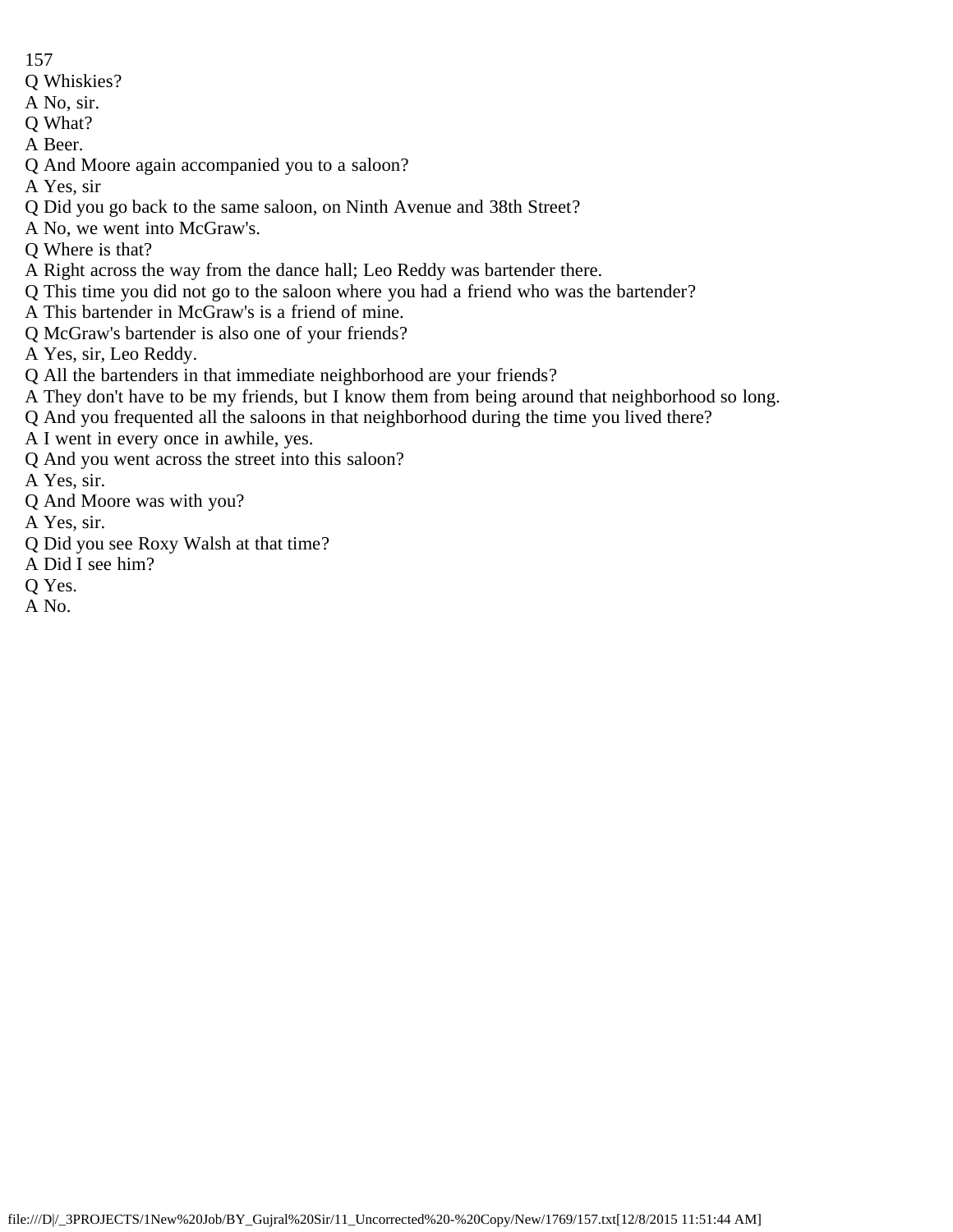Q Whiskies?

A No, sir.

Q What?

A Beer.

Q And Moore again accompanied you to a saloon?

A Yes, sir

Q Did you go back to the same saloon, on Ninth Avenue and 38th Street?

A No, we went into McGraw's.

Q Where is that?

A Right across the way from the dance hall; Leo Reddy was bartender there.

Q This time you did not go to the saloon where you had a friend who was the bartender?

A This bartender in McGraw's is a friend of mine.

Q McGraw's bartender is also one of your friends?

A Yes, sir, Leo Reddy.

Q All the bartenders in that immediate neighborhood are your friends?

A They don't have to be my friends, but I know them from being around that neighborhood so long.

Q And you frequented all the saloons in that neighborhood during the time you lived there?

A I went in every once in awhile, yes.

Q And you went across the street into this saloon?

A Yes, sir.

Q And Moore was with you?

A Yes, sir.

Q Did you see Roxy Walsh at that time?

A Did I see him?

Q Yes.

A No.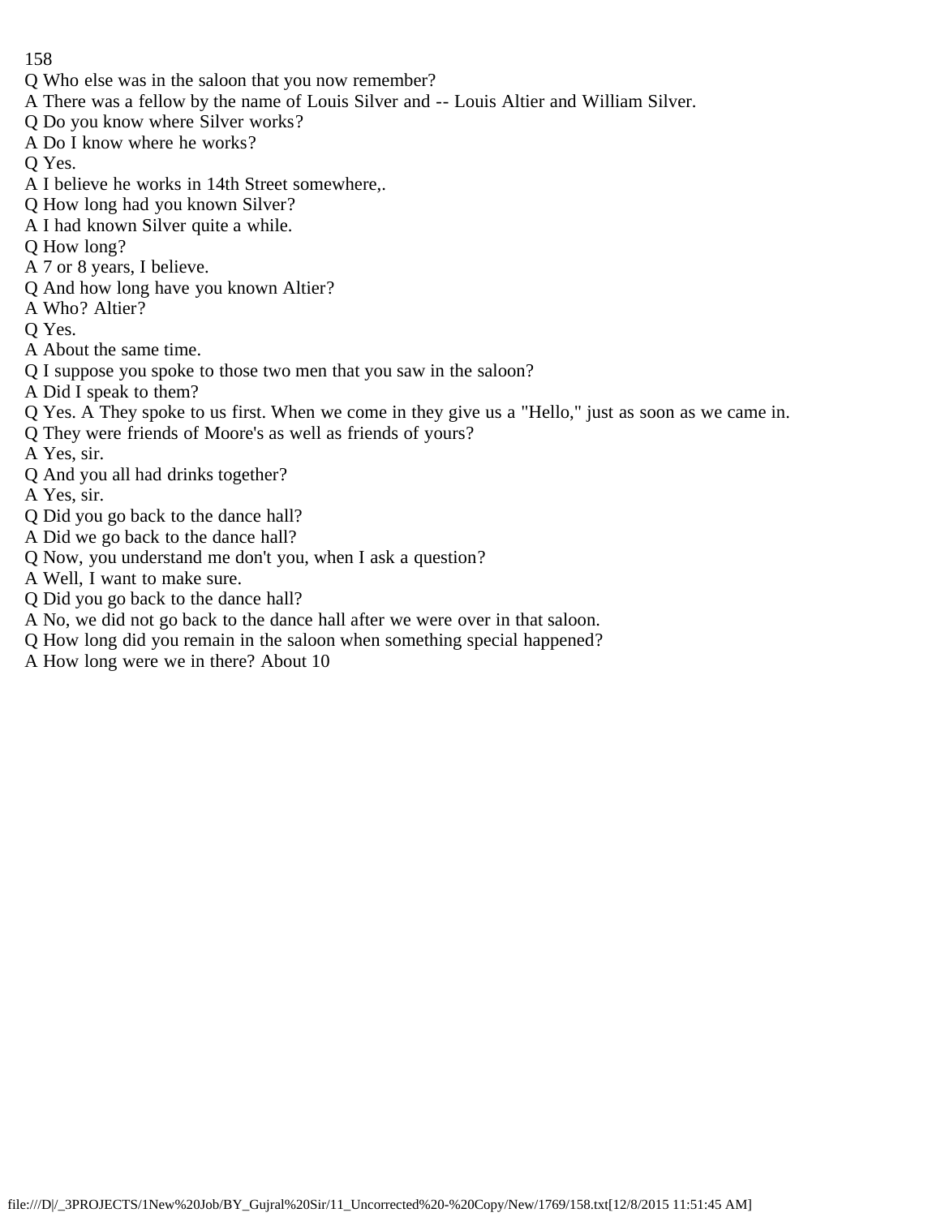Q Who else was in the saloon that you now remember?

A There was a fellow by the name of Louis Silver and -- Louis Altier and William Silver.

Q Do you know where Silver works?

A Do I know where he works?

Q Yes.

A I believe he works in 14th Street somewhere,.

Q How long had you known Silver?

A I had known Silver quite a while.

Q How long?

A 7 or 8 years, I believe.

Q And how long have you known Altier?

A Who? Altier?

Q Yes.

A About the same time.

Q I suppose you spoke to those two men that you saw in the saloon?

A Did I speak to them?

Q Yes. A They spoke to us first. When we come in they give us a "Hello," just as soon as we came in.

Q They were friends of Moore's as well as friends of yours?

A Yes, sir.

Q And you all had drinks together?

A Yes, sir.

Q Did you go back to the dance hall?

A Did we go back to the dance hall?

Q Now, you understand me don't you, when I ask a question?

A Well, I want to make sure.

Q Did you go back to the dance hall?

A No, we did not go back to the dance hall after we were over in that saloon.

Q How long did you remain in the saloon when something special happened?

A How long were we in there? About 10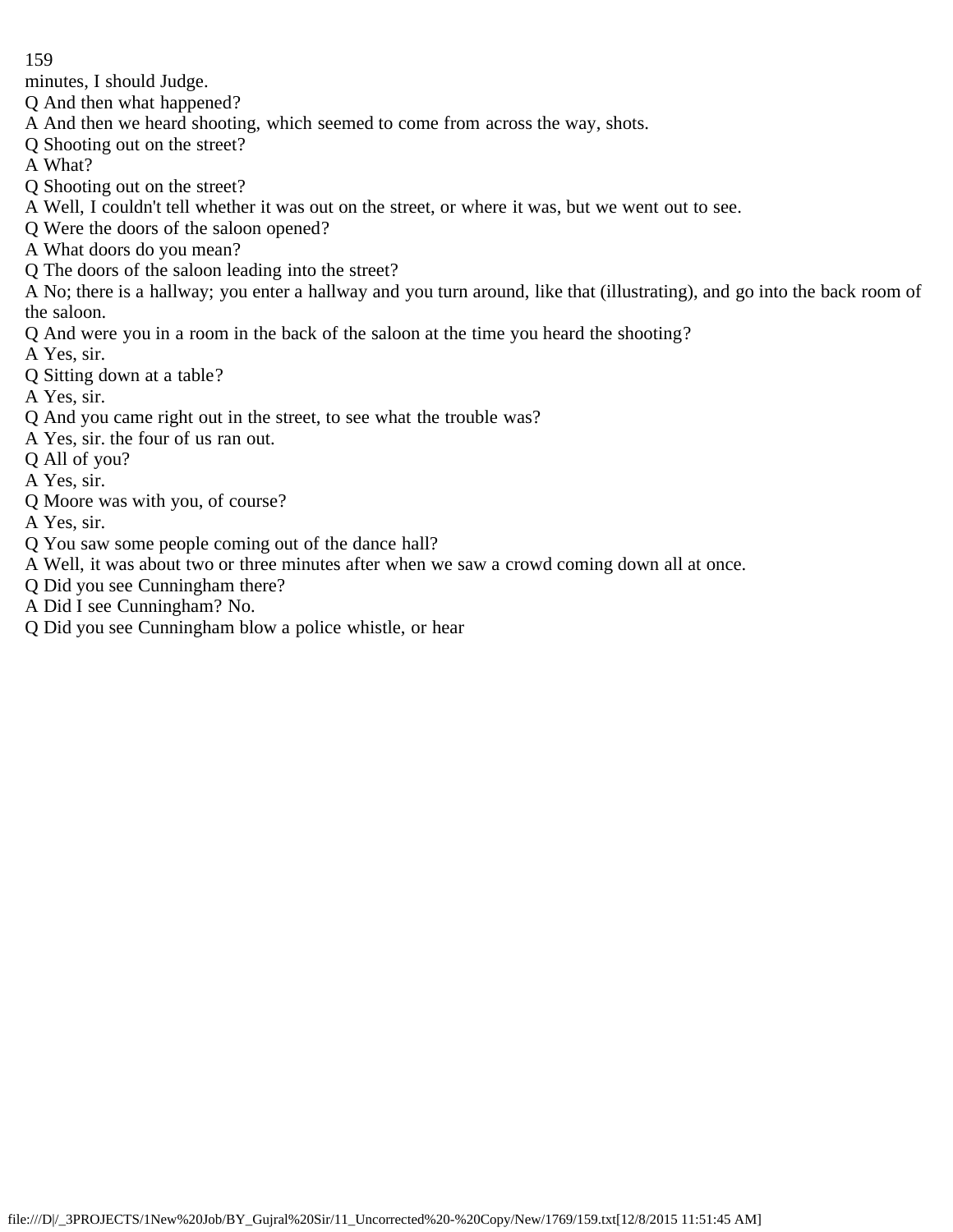minutes, I should Judge.

Q And then what happened?

A And then we heard shooting, which seemed to come from across the way, shots.

Q Shooting out on the street?

A What?

Q Shooting out on the street?

A Well, I couldn't tell whether it was out on the street, or where it was, but we went out to see.

Q Were the doors of the saloon opened?

A What doors do you mean?

Q The doors of the saloon leading into the street?

A No; there is a hallway; you enter a hallway and you turn around, like that (illustrating), and go into the back room of the saloon.

Q And were you in a room in the back of the saloon at the time you heard the shooting?

A Yes, sir.

Q Sitting down at a table?

A Yes, sir.

Q And you came right out in the street, to see what the trouble was?

A Yes, sir. the four of us ran out.

Q All of you?

A Yes, sir.

Q Moore was with you, of course?

A Yes, sir.

Q You saw some people coming out of the dance hall?

A Well, it was about two or three minutes after when we saw a crowd coming down all at once.

Q Did you see Cunningham there?

A Did I see Cunningham? No.

Q Did you see Cunningham blow a police whistle, or hear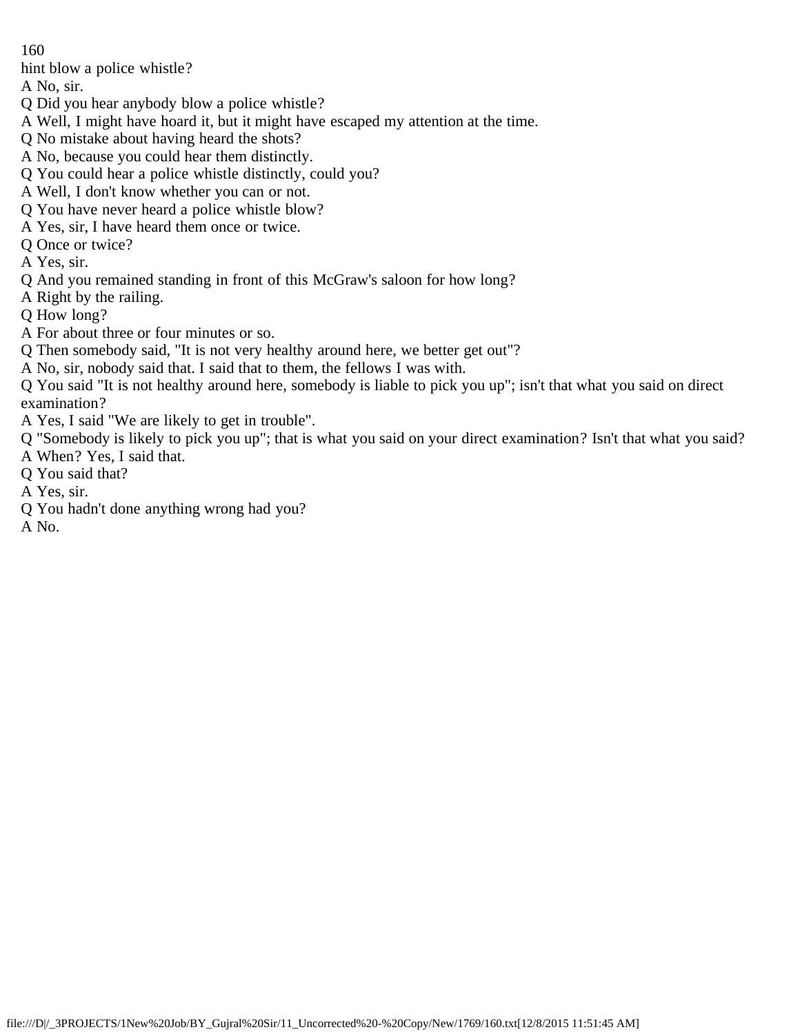hint blow a police whistle?

A No, sir.

Q Did you hear anybody blow a police whistle?

A Well, I might have hoard it, but it might have escaped my attention at the time.

Q No mistake about having heard the shots?

A No, because you could hear them distinctly.

Q You could hear a police whistle distinctly, could you?

A Well, I don't know whether you can or not.

Q You have never heard a police whistle blow?

A Yes, sir, I have heard them once or twice.

Q Once or twice?

A Yes, sir.

Q And you remained standing in front of this McGraw's saloon for how long?

A Right by the railing.

Q How long?

A For about three or four minutes or so.

Q Then somebody said, "It is not very healthy around here, we better get out"?

A No, sir, nobody said that. I said that to them, the fellows I was with.

Q You said "It is not healthy around here, somebody is liable to pick you up"; isn't that what you said on direct examination?

A Yes, I said "We are likely to get in trouble".

Q "Somebody is likely to pick you up"; that is what you said on your direct examination? Isn't that what you said?

A When? Yes, I said that.

Q You said that?

A Yes, sir.

Q You hadn't done anything wrong had you?

A No.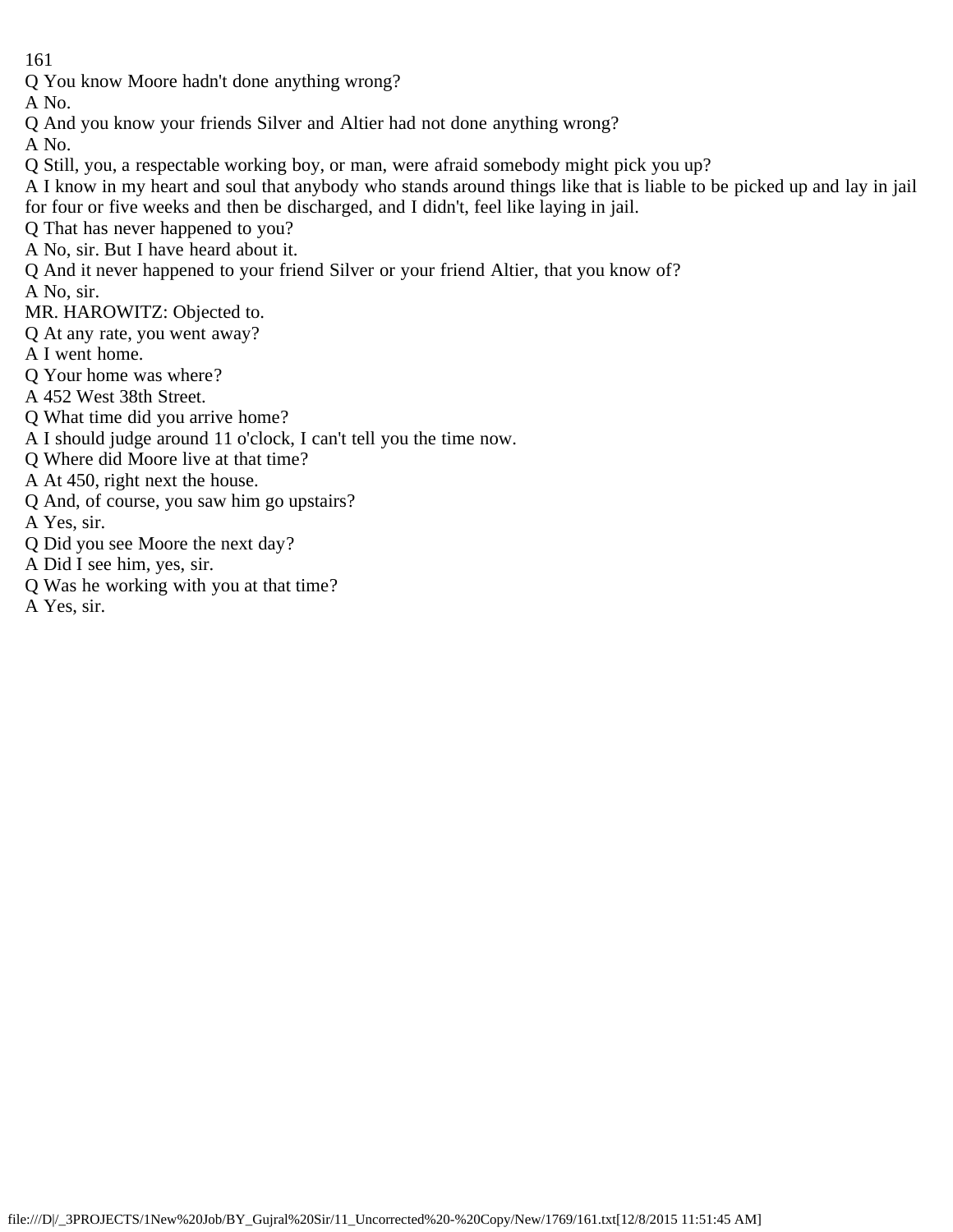Q You know Moore hadn't done anything wrong?

A No.

Q And you know your friends Silver and Altier had not done anything wrong?

A No.

Q Still, you, a respectable working boy, or man, were afraid somebody might pick you up?

A I know in my heart and soul that anybody who stands around things like that is liable to be picked up and lay in jail for four or five weeks and then be discharged, and I didn't, feel like laying in jail.

Q That has never happened to you?

A No, sir. But I have heard about it.

Q And it never happened to your friend Silver or your friend Altier, that you know of?

A No, sir.

MR. HAROWITZ: Objected to.

Q At any rate, you went away?

A I went home.

Q Your home was where?

A 452 West 38th Street.

Q What time did you arrive home?

A I should judge around 11 o'clock, I can't tell you the time now.

Q Where did Moore live at that time?

A At 450, right next the house.

Q And, of course, you saw him go upstairs?

A Yes, sir.

Q Did you see Moore the next day?

A Did I see him, yes, sir.

Q Was he working with you at that time?

A Yes, sir.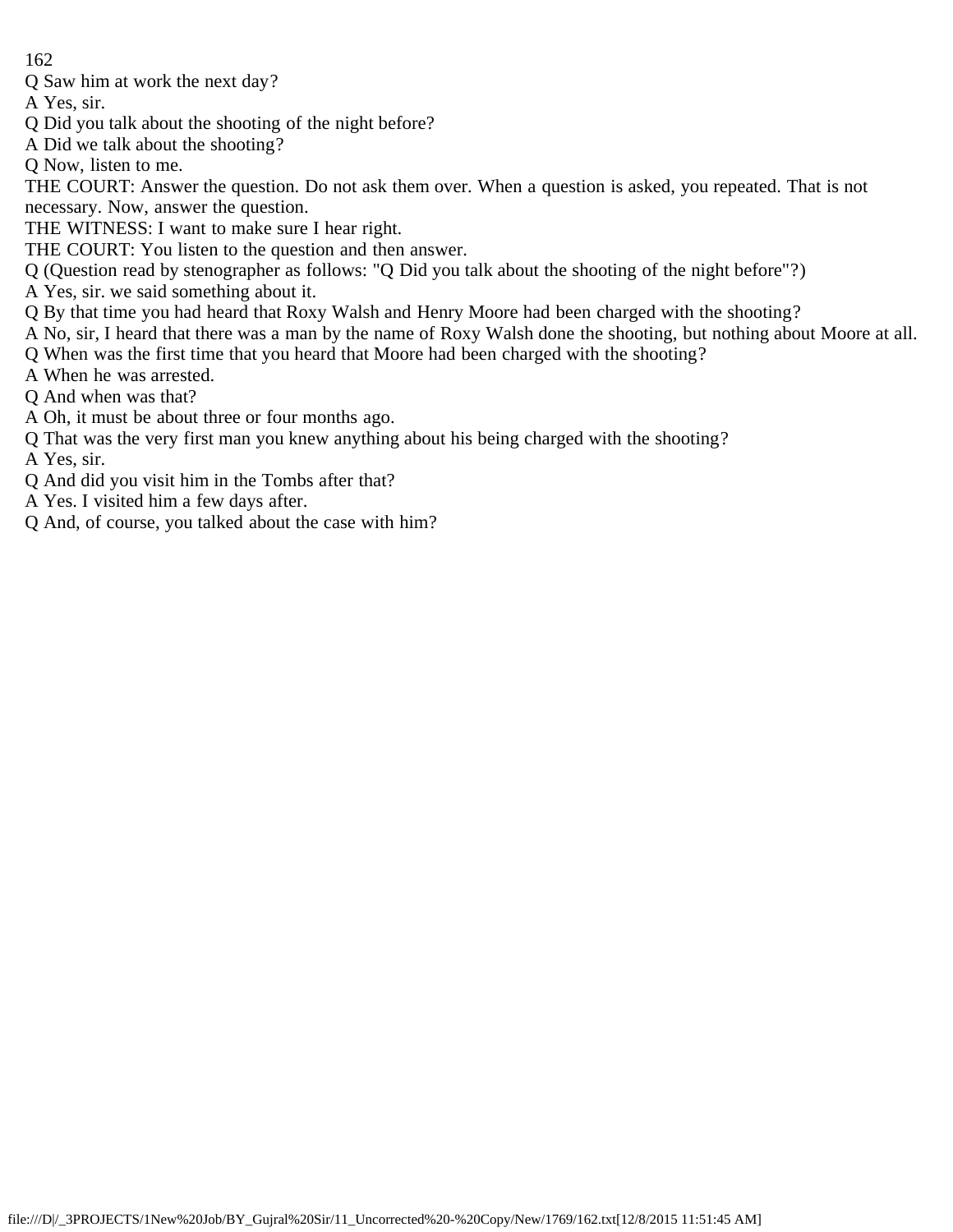Q Saw him at work the next day?

A Yes, sir.

Q Did you talk about the shooting of the night before?

A Did we talk about the shooting?

Q Now, listen to me.

THE COURT: Answer the question. Do not ask them over. When a question is asked, you repeated. That is not necessary. Now, answer the question.

THE WITNESS: I want to make sure I hear right.

THE COURT: You listen to the question and then answer.

Q (Question read by stenographer as follows: "Q Did you talk about the shooting of the night before"?)

A Yes, sir. we said something about it.

Q By that time you had heard that Roxy Walsh and Henry Moore had been charged with the shooting?

A No, sir, I heard that there was a man by the name of Roxy Walsh done the shooting, but nothing about Moore at all.

Q When was the first time that you heard that Moore had been charged with the shooting?

A When he was arrested.

Q And when was that?

A Oh, it must be about three or four months ago.

Q That was the very first man you knew anything about his being charged with the shooting?

A Yes, sir.

Q And did you visit him in the Tombs after that?

A Yes. I visited him a few days after.

Q And, of course, you talked about the case with him?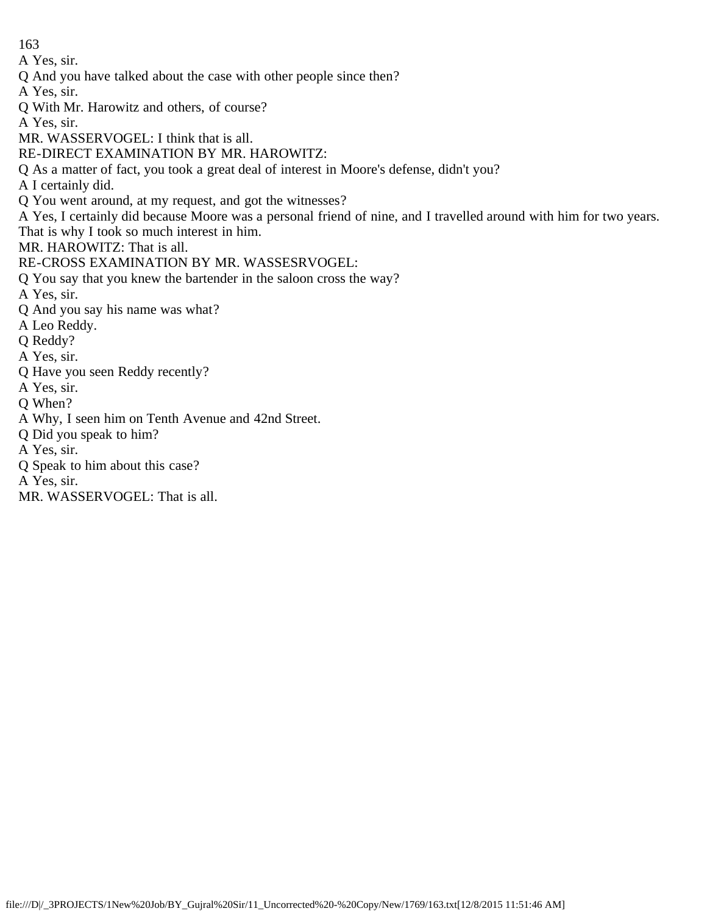A Yes, sir.

Q And you have talked about the case with other people since then?

A Yes, sir.

Q With Mr. Harowitz and others, of course?

A Yes, sir.

MR. WASSERVOGEL: I think that is all.

RE-DIRECT EXAMINATION BY MR. HAROWITZ:

Q As a matter of fact, you took a great deal of interest in Moore's defense, didn't you?

A I certainly did.

Q You went around, at my request, and got the witnesses?

A Yes, I certainly did because Moore was a personal friend of nine, and I travelled around with him for two years. That is why I took so much interest in him.

MR. HAROWITZ: That is all.

RE-CROSS EXAMINATION BY MR. WASSESRVOGEL:

Q You say that you knew the bartender in the saloon cross the way?

A Yes, sir.

Q And you say his name was what?

A Leo Reddy.

Q Reddy?

A Yes, sir.

Q Have you seen Reddy recently?

A Yes, sir.

Q When?

A Why, I seen him on Tenth Avenue and 42nd Street.

Q Did you speak to him?

A Yes, sir.

Q Speak to him about this case?

A Yes, sir.

MR. WASSERVOGEL: That is all.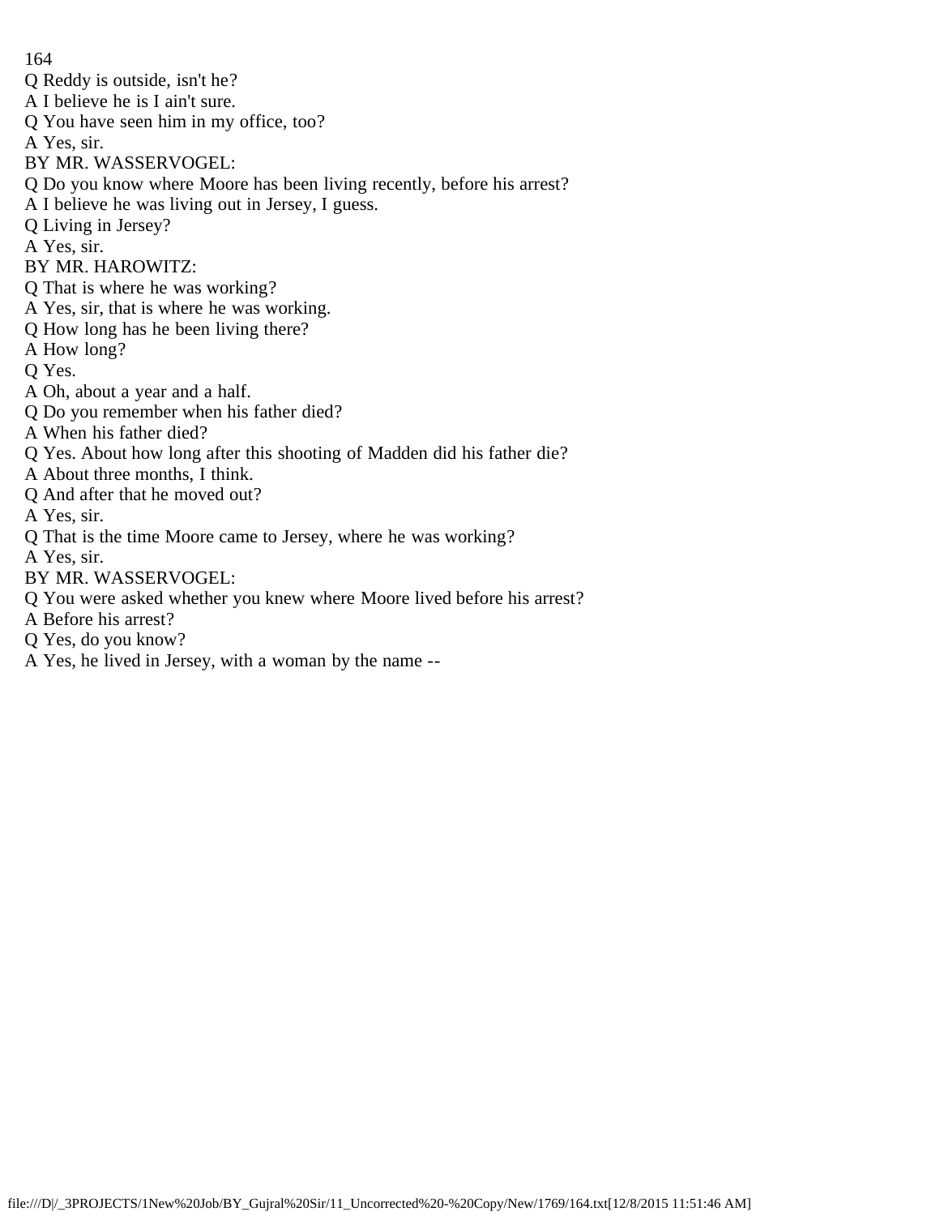Q Reddy is outside, isn't he?
A I believe he is I ain't sure.
Q You have seen him in my office, too?
A Yes, sir.
BY MR. WASSERVOGEL:
Q Do you know where Moore has been living recently, before his arrest?
A I believe he was living out in Jersey, I guess.
Q Living in Jersey?
A Yes, sir.
BY MR. HAROWITZ:
Q That is where he was working?
A Yes, sir, that is where he was working.
Q How long has he been living there?
A How long?
Q Yes.
A Oh, about a year and a half.
Q Do you remember when his father died?
A When his father died?
Q Yes. About how long after this shooting of Madden did his father die?
A About three months, I think.
Q And after that he moved out?
A Yes, sir.
Q That is the time Moore came to Jersey, where he was working?
A Yes, sir.
BY MR. WASSERVOGEL:
Q You were asked whether you knew where Moore lived before his arrest?
A Before his arrest?
Q Yes, do you know?
A Yes, he lived in Jersey, with a woman by the name --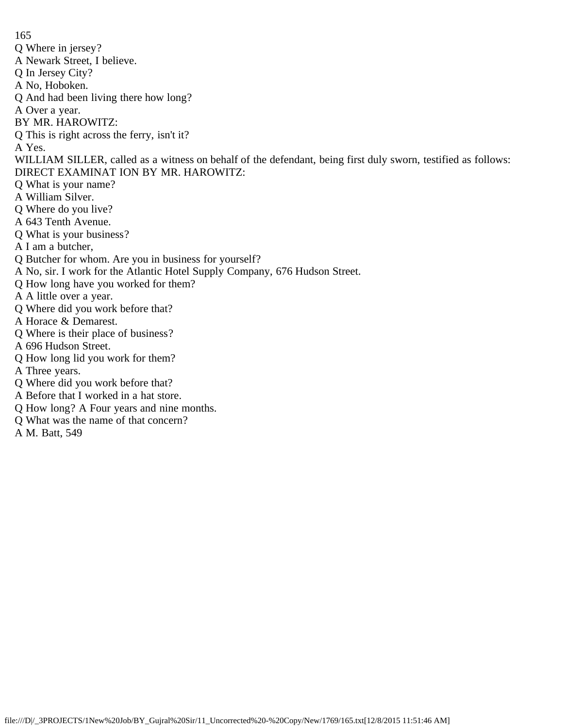Q Where in jersey?

A Newark Street, I believe.

Q In Jersey City?

A No, Hoboken.

Q And had been living there how long?

A Over a year.

BY MR. HAROWITZ:

Q This is right across the ferry, isn't it?

A Yes.

WILLIAM SILLER, called as a witness on behalf of the defendant, being first duly sworn, testified as follows:

DIRECT EXAMINAT ION BY MR. HAROWITZ:

Q What is your name?

A William Silver.

Q Where do you live?

A 643 Tenth Avenue.

Q What is your business?

A I am a butcher,

Q Butcher for whom. Are you in business for yourself?

A No, sir. I work for the Atlantic Hotel Supply Company, 676 Hudson Street.

Q How long have you worked for them?

A A little over a year.

Q Where did you work before that?

A Horace & Demarest.

Q Where is their place of business?

A 696 Hudson Street.

Q How long lid you work for them?

A Three years.

Q Where did you work before that?

A Before that I worked in a hat store.

Q How long? A Four years and nine months.

Q What was the name of that concern?

A M. Batt, 549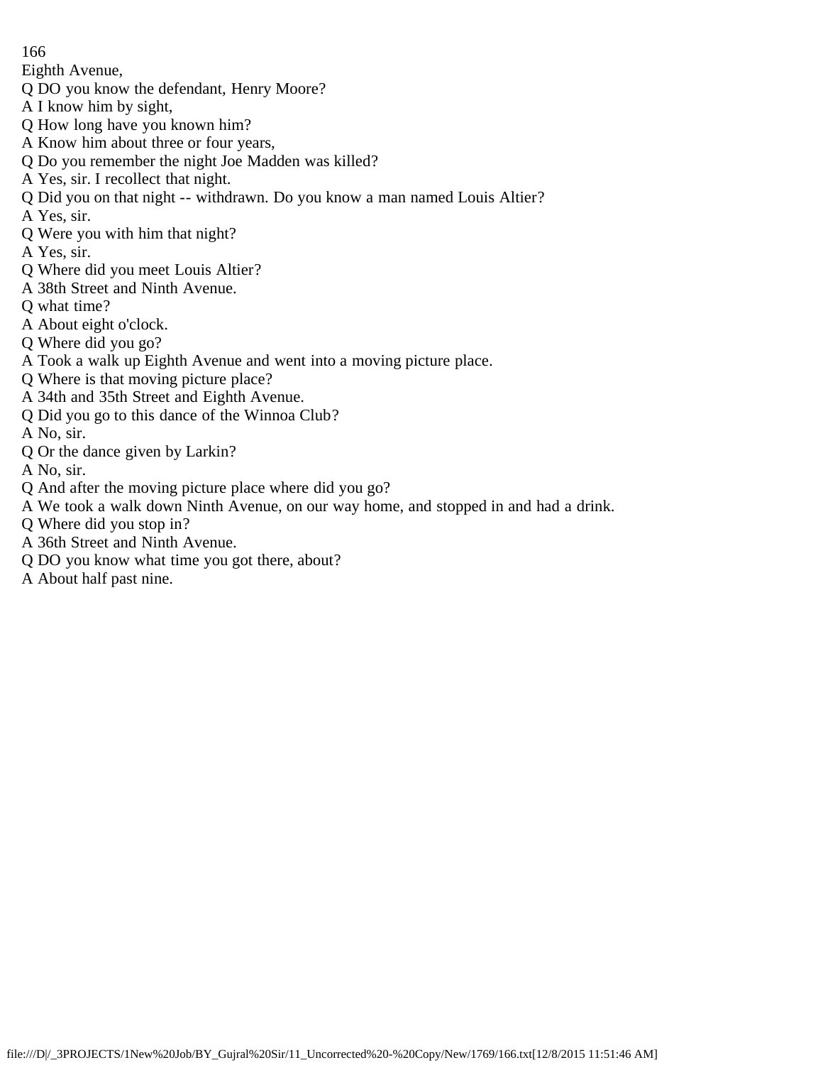Eighth Avenue,

Q DO you know the defendant, Henry Moore?

A I know him by sight,

Q How long have you known him?

A Know him about three or four years,

Q Do you remember the night Joe Madden was killed?

A Yes, sir. I recollect that night.

Q Did you on that night -- withdrawn. Do you know a man named Louis Altier?

A Yes, sir.

Q Were you with him that night?

A Yes, sir.

Q Where did you meet Louis Altier?

A 38th Street and Ninth Avenue.

Q what time?

A About eight o'clock.

Q Where did you go?

A Took a walk up Eighth Avenue and went into a moving picture place.

Q Where is that moving picture place?

A 34th and 35th Street and Eighth Avenue.

Q Did you go to this dance of the Winnoa Club?

A No, sir.

Q Or the dance given by Larkin?

A No, sir.

Q And after the moving picture place where did you go?

A We took a walk down Ninth Avenue, on our way home, and stopped in and had a drink.

Q Where did you stop in?

A 36th Street and Ninth Avenue.

Q DO you know what time you got there, about?

A About half past nine.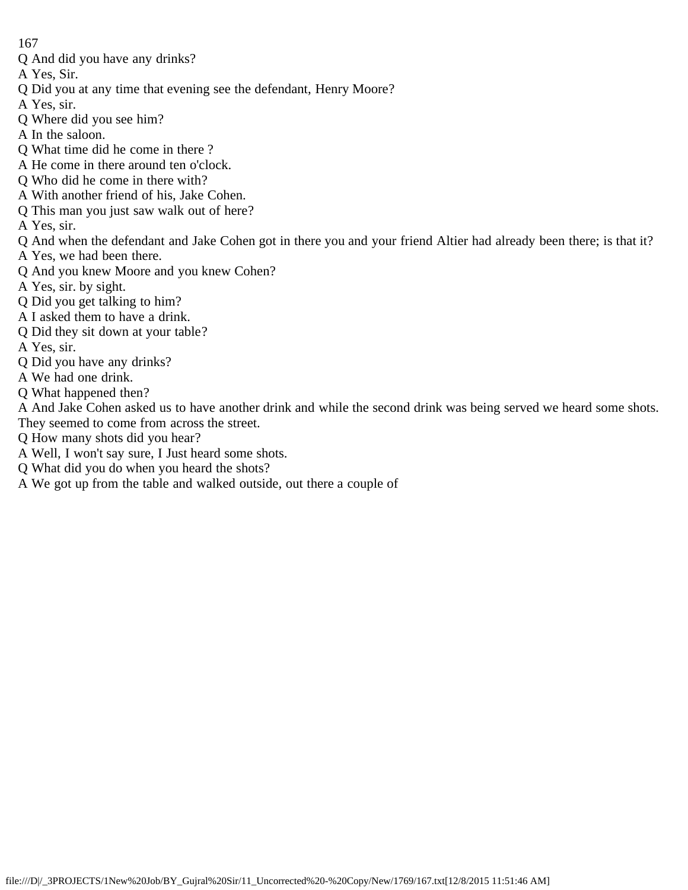Q And did you have any drinks?

A Yes, Sir.

Q Did you at any time that evening see the defendant, Henry Moore?

A Yes, sir.

Q Where did you see him?

A In the saloon.

Q What time did he come in there ?

A He come in there around ten o'clock.

Q Who did he come in there with?

A With another friend of his, Jake Cohen.

Q This man you just saw walk out of here?

A Yes, sir.

Q And when the defendant and Jake Cohen got in there you and your friend Altier had already been there; is that it?

A Yes, we had been there.

Q And you knew Moore and you knew Cohen?

A Yes, sir. by sight.

Q Did you get talking to him?

A I asked them to have a drink.

Q Did they sit down at your table?

A Yes, sir.

Q Did you have any drinks?

A We had one drink.

Q What happened then?

A And Jake Cohen asked us to have another drink and while the second drink was being served we heard some shots. They seemed to come from across the street.

Q How many shots did you hear?

A Well, I won't say sure, I Just heard some shots.

Q What did you do when you heard the shots?

A We got up from the table and walked outside, out there a couple of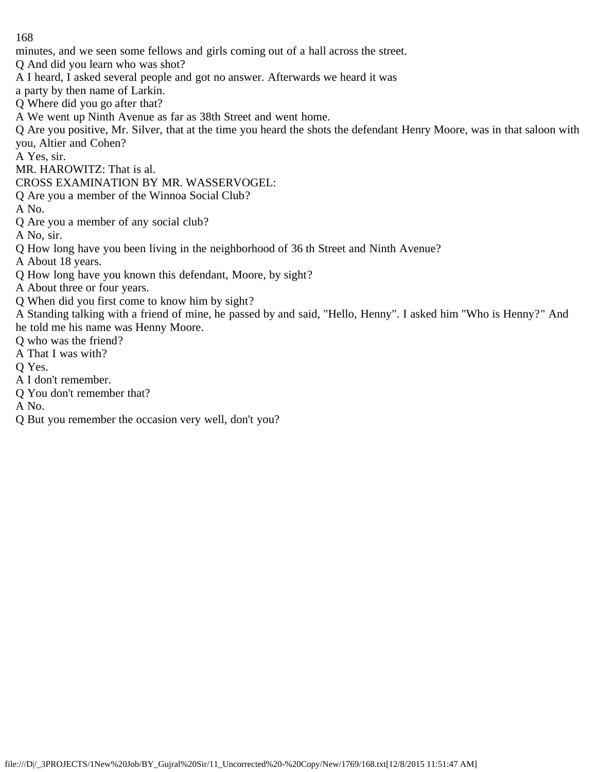minutes, and we seen some fellows and girls coming out of a hall across the street.

Q And did you learn who was shot?

A I heard, I asked several people and got no answer. Afterwards we heard it was a party by then name of Larkin.

Q Where did you go after that?

A We went up Ninth Avenue as far as 38th Street and went home.

Q Are you positive, Mr. Silver, that at the time you heard the shots the defendant Henry Moore, was in that saloon with you, Altier and Cohen?

A Yes, sir.

MR. HAROWITZ: That is al.

CROSS EXAMINATION BY MR. WASSERVOGEL:

Q Are you a member of the Winnoa Social Club?

A No.

Q Are you a member of any social club?

A No, sir.

Q How long have you been living in the neighborhood of 36 th Street and Ninth Avenue?

A About 18 years.

Q How long have you known this defendant, Moore, by sight?

A About three or four years.

Q When did you first come to know him by sight?

A Standing talking with a friend of mine, he passed by and said, "Hello, Henny". I asked him "Who is Henny?" And he told me his name was Henny Moore.

Q who was the friend?

A That I was with?

Q Yes.

A I don't remember.

Q You don't remember that?

A No.

Q But you remember the occasion very well, don't you?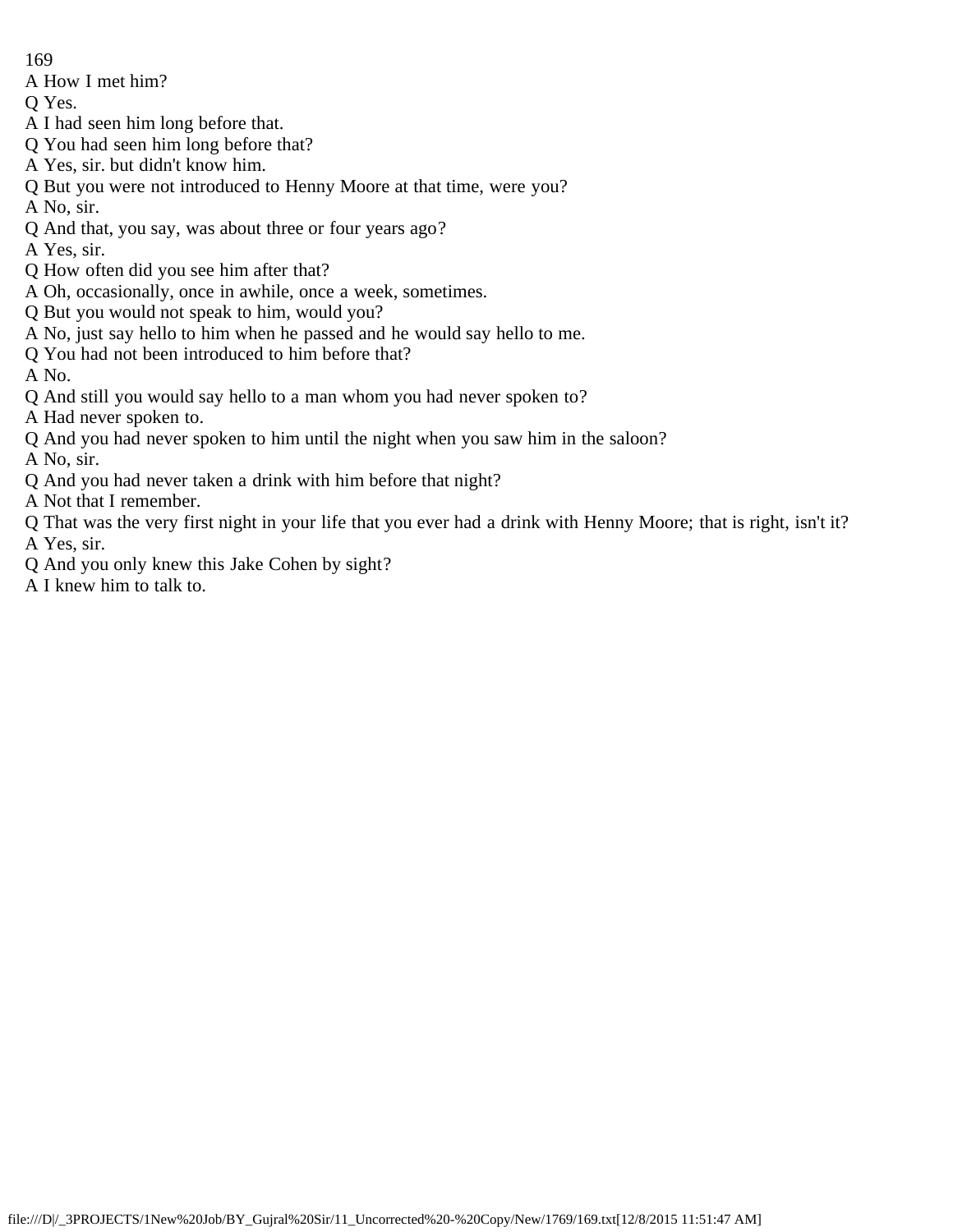A How I met him?

Q Yes.

A I had seen him long before that.

Q You had seen him long before that?

A Yes, sir. but didn't know him.

Q But you were not introduced to Henny Moore at that time, were you?

A No, sir.

Q And that, you say, was about three or four years ago?

A Yes, sir.

Q How often did you see him after that?

A Oh, occasionally, once in awhile, once a week, sometimes.

Q But you would not speak to him, would you?

A No, just say hello to him when he passed and he would say hello to me.

Q You had not been introduced to him before that?

A No.

Q And still you would say hello to a man whom you had never spoken to?

A Had never spoken to.

Q And you had never spoken to him until the night when you saw him in the saloon?

A No, sir.

Q And you had never taken a drink with him before that night?

A Not that I remember.

Q That was the very first night in your life that you ever had a drink with Henny Moore; that is right, isn't it?

A Yes, sir.

Q And you only knew this Jake Cohen by sight?

A I knew him to talk to.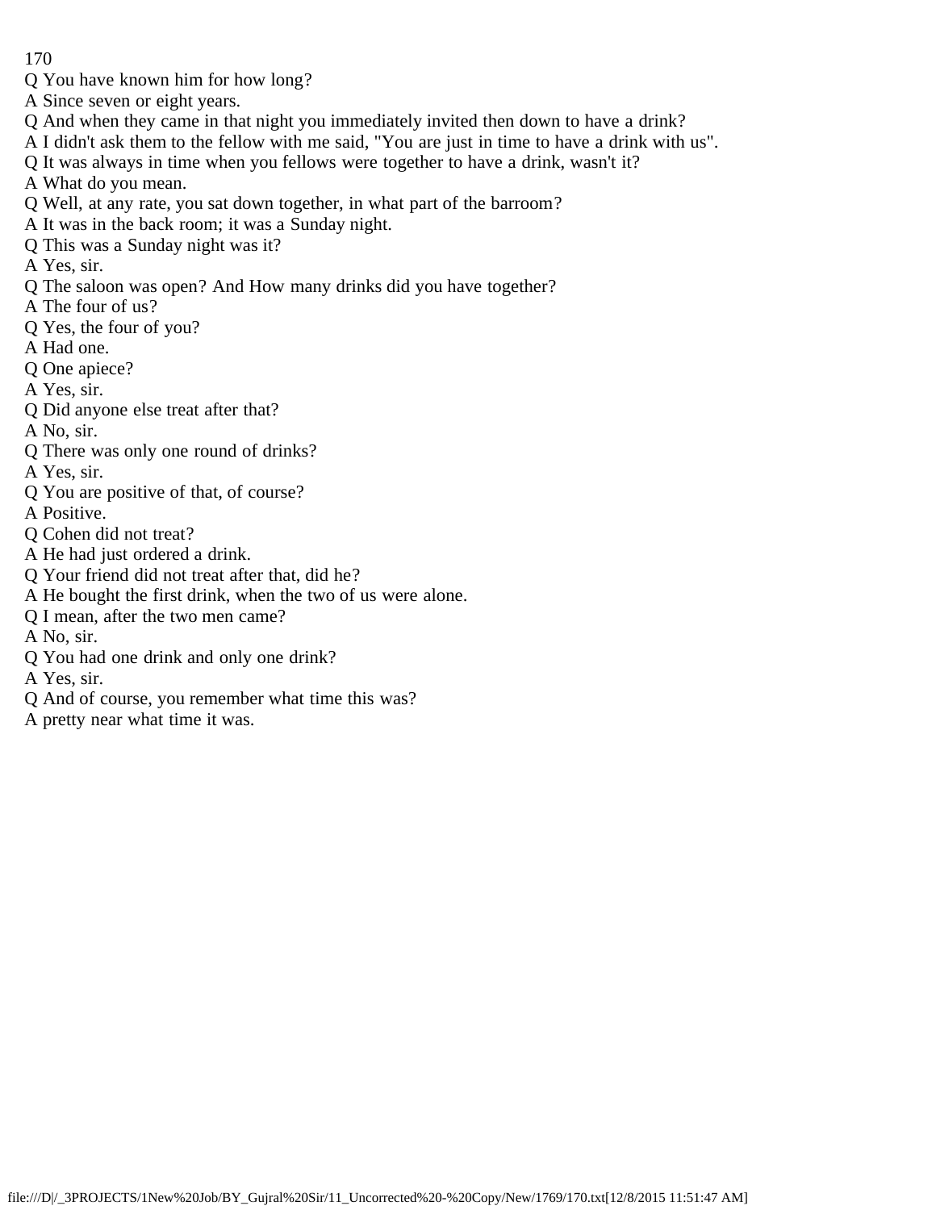Q You have known him for how long?
A Since seven or eight years.
Q And when they came in that night you immediately invited then down to have a drink?
A I didn't ask them to the fellow with me said, "You are just in time to have a drink with us".
Q It was always in time when you fellows were together to have a drink, wasn't it?
A What do you mean.
Q Well, at any rate, you sat down together, in what part of the barroom?
A It was in the back room; it was a Sunday night.
Q This was a Sunday night was it?
A Yes, sir.
Q The saloon was open? And How many drinks did you have together?
A The four of us?
Q Yes, the four of you?
A Had one.
Q One apiece?
A Yes, sir.
Q Did anyone else treat after that?
A No, sir.
Q There was only one round of drinks?
A Yes, sir.
Q You are positive of that, of course?
A Positive.
Q Cohen did not treat?
A He had just ordered a drink.
Q Your friend did not treat after that, did he?
A He bought the first drink, when the two of us were alone.
Q I mean, after the two men came?
A No, sir.
Q You had one drink and only one drink?
A Yes, sir.
Q And of course, you remember what time this was?
A pretty near what time it was.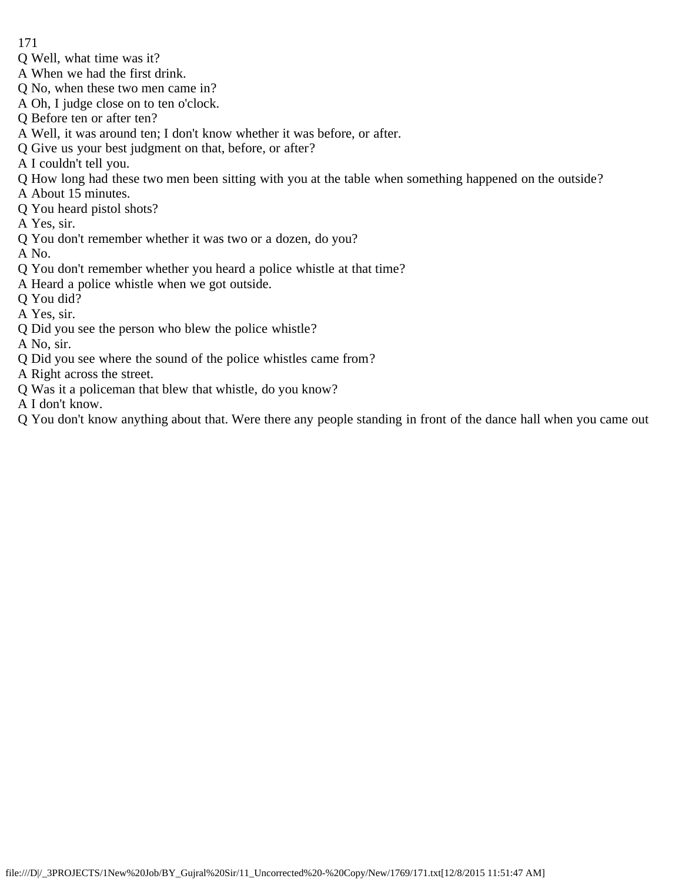Q Well, what time was it?
A When we had the first drink.
Q No, when these two men came in?
A Oh, I judge close on to ten o'clock.
Q Before ten or after ten?
A Well, it was around ten; I don't know whether it was before, or after.
Q Give us your best judgment on that, before, or after?
A I couldn't tell you.
Q How long had these two men been sitting with you at the table when something happened on the outside?
A About 15 minutes.
Q You heard pistol shots?
A Yes, sir.
Q You don't remember whether it was two or a dozen, do you?
A No.
Q You don't remember whether you heard a police whistle at that time?
A Heard a police whistle when we got outside.
Q You did?
A Yes, sir.
Q Did you see the person who blew the police whistle?
A No, sir.
Q Did you see where the sound of the police whistles came from?
A Right across the street.
Q Was it a policeman that blew that whistle, do you know?
A I don't know.
Q You don't know anything about that. Were there any people standing in front of the dance hall when you came out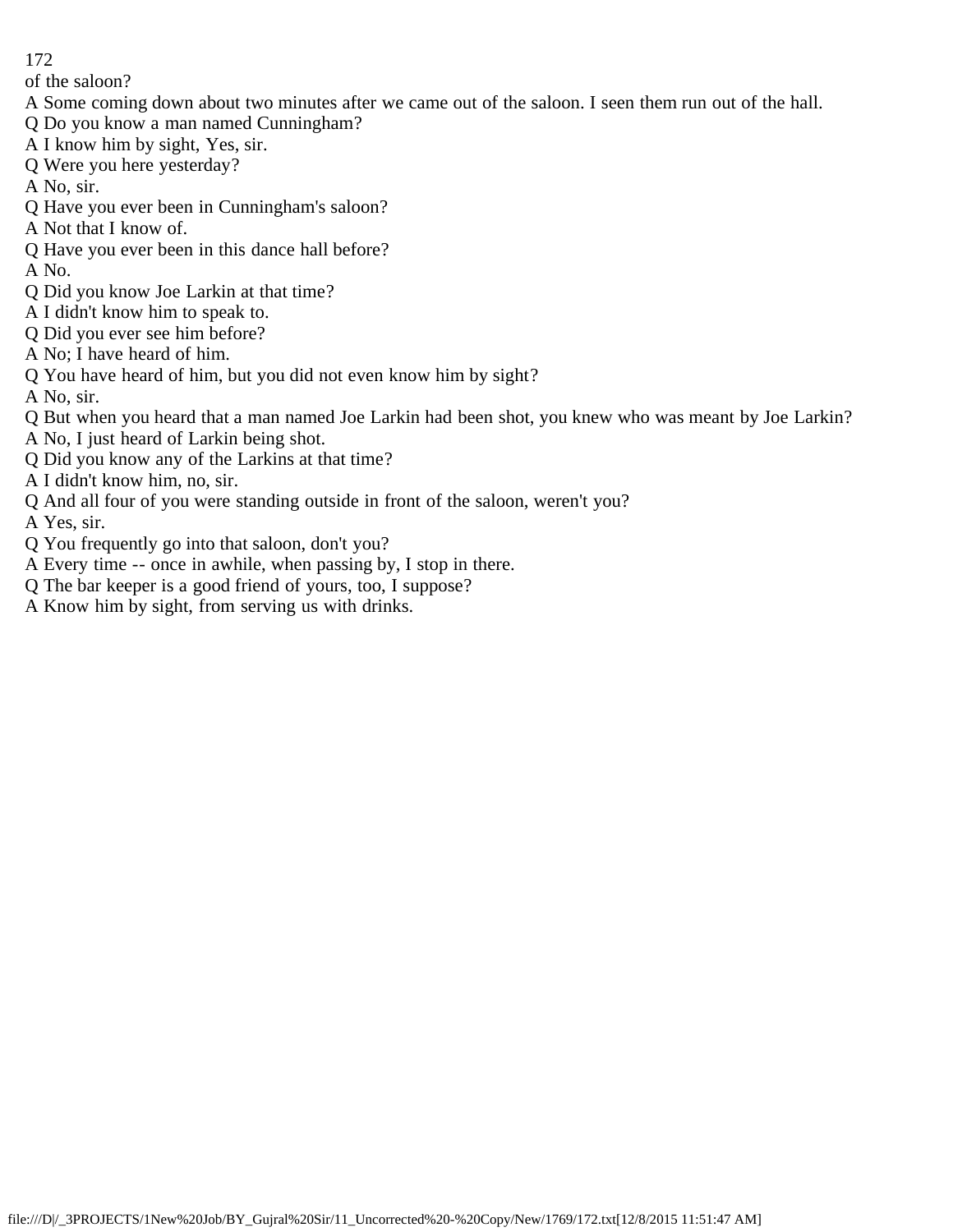of the saloon?

A Some coming down about two minutes after we came out of the saloon. I seen them run out of the hall.

Q Do you know a man named Cunningham?

A I know him by sight, Yes, sir.

Q Were you here yesterday?

A No, sir.

Q Have you ever been in Cunningham's saloon?

A Not that I know of.

Q Have you ever been in this dance hall before?

A No.

Q Did you know Joe Larkin at that time?

A I didn't know him to speak to.

Q Did you ever see him before?

A No; I have heard of him.

Q You have heard of him, but you did not even know him by sight?

A No, sir.

Q But when you heard that a man named Joe Larkin had been shot, you knew who was meant by Joe Larkin?

A No, I just heard of Larkin being shot.

Q Did you know any of the Larkins at that time?

A I didn't know him, no, sir.

Q And all four of you were standing outside in front of the saloon, weren't you?

A Yes, sir.

Q You frequently go into that saloon, don't you?

A Every time -- once in awhile, when passing by, I stop in there.

Q The bar keeper is a good friend of yours, too, I suppose?

A Know him by sight, from serving us with drinks.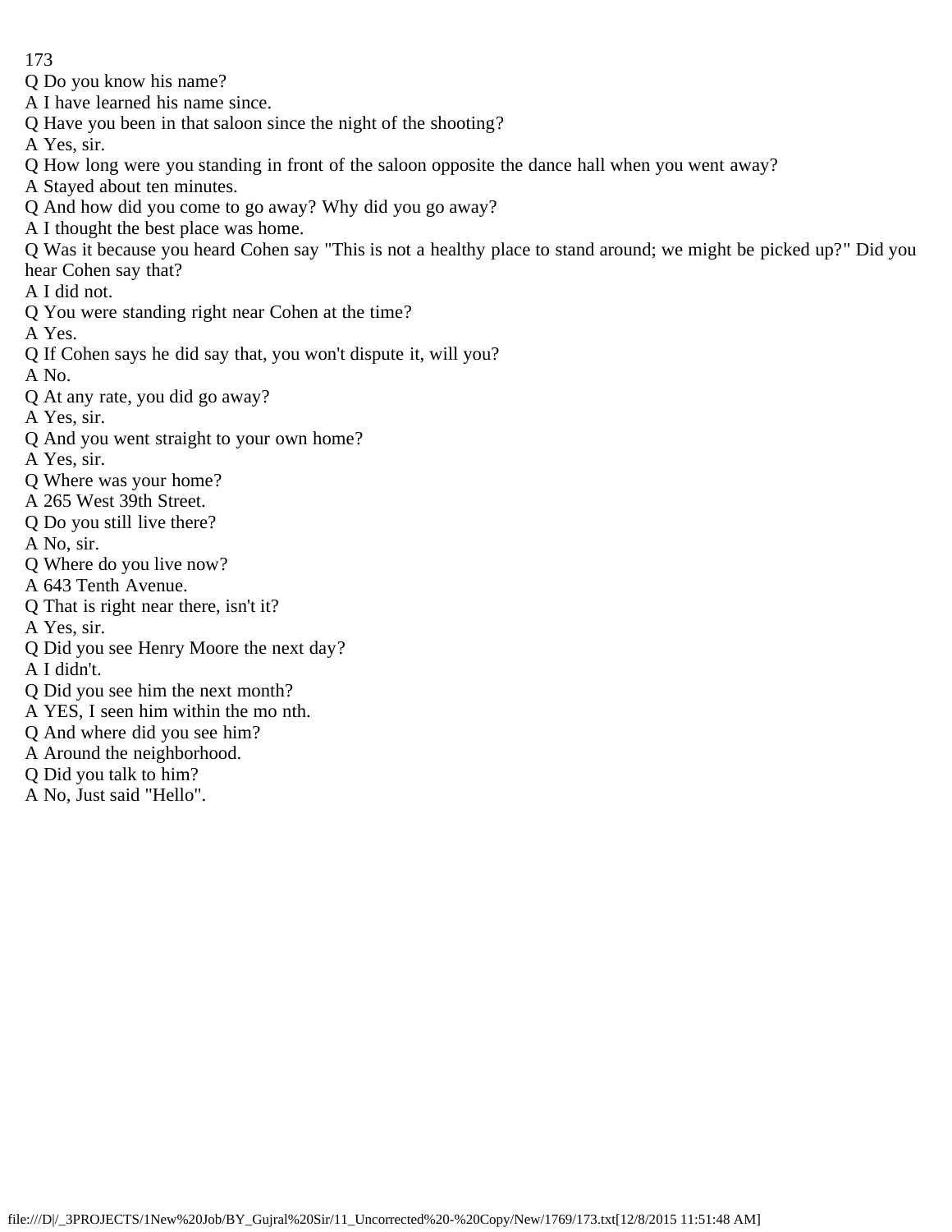Q Do you know his name?

A I have learned his name since.

Q Have you been in that saloon since the night of the shooting?

A Yes, sir.

Q How long were you standing in front of the saloon opposite the dance hall when you went away?

A Stayed about ten minutes.

Q And how did you come to go away? Why did you go away?

A I thought the best place was home.

Q Was it because you heard Cohen say "This is not a healthy place to stand around; we might be picked up?" Did you hear Cohen say that?

A I did not.

Q You were standing right near Cohen at the time?

A Yes.

Q If Cohen says he did say that, you won't dispute it, will you?

A No.

Q At any rate, you did go away?

A Yes, sir.

Q And you went straight to your own home?

A Yes, sir.

Q Where was your home?

A 265 West 39th Street.

Q Do you still live there?

A No, sir.

Q Where do you live now?

A 643 Tenth Avenue.

Q That is right near there, isn't it?

A Yes, sir.

Q Did you see Henry Moore the next day?

A I didn't.

Q Did you see him the next month?

A YES, I seen him within the mo nth.

Q And where did you see him?

A Around the neighborhood.

Q Did you talk to him?

A No, Just said "Hello".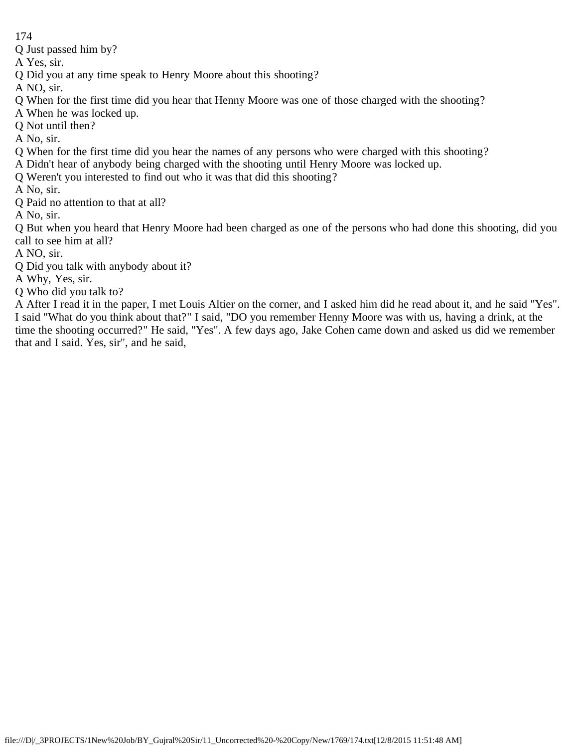Q Just passed him by?

A Yes, sir.

Q Did you at any time speak to Henry Moore about this shooting?

A NO, sir.

Q When for the first time did you hear that Henny Moore was one of those charged with the shooting?

A When he was locked up.

Q Not until then?

A No, sir.

Q When for the first time did you hear the names of any persons who were charged with this shooting?

A Didn't hear of anybody being charged with the shooting until Henry Moore was locked up.

Q Weren't you interested to find out who it was that did this shooting?

A No, sir.

Q Paid no attention to that at all?

A No, sir.

Q But when you heard that Henry Moore had been charged as one of the persons who had done this shooting, did you call to see him at all?

A NO, sir.

Q Did you talk with anybody about it?

A Why, Yes, sir.

Q Who did you talk to?

A After I read it in the paper, I met Louis Altier on the corner, and I asked him did he read about it, and he said "Yes". I said "What do you think about that?" I said, "DO you remember Henny Moore was with us, having a drink, at the time the shooting occurred?" He said, "Yes". A few days ago, Jake Cohen came down and asked us did we remember that and I said. Yes, sir", and he said,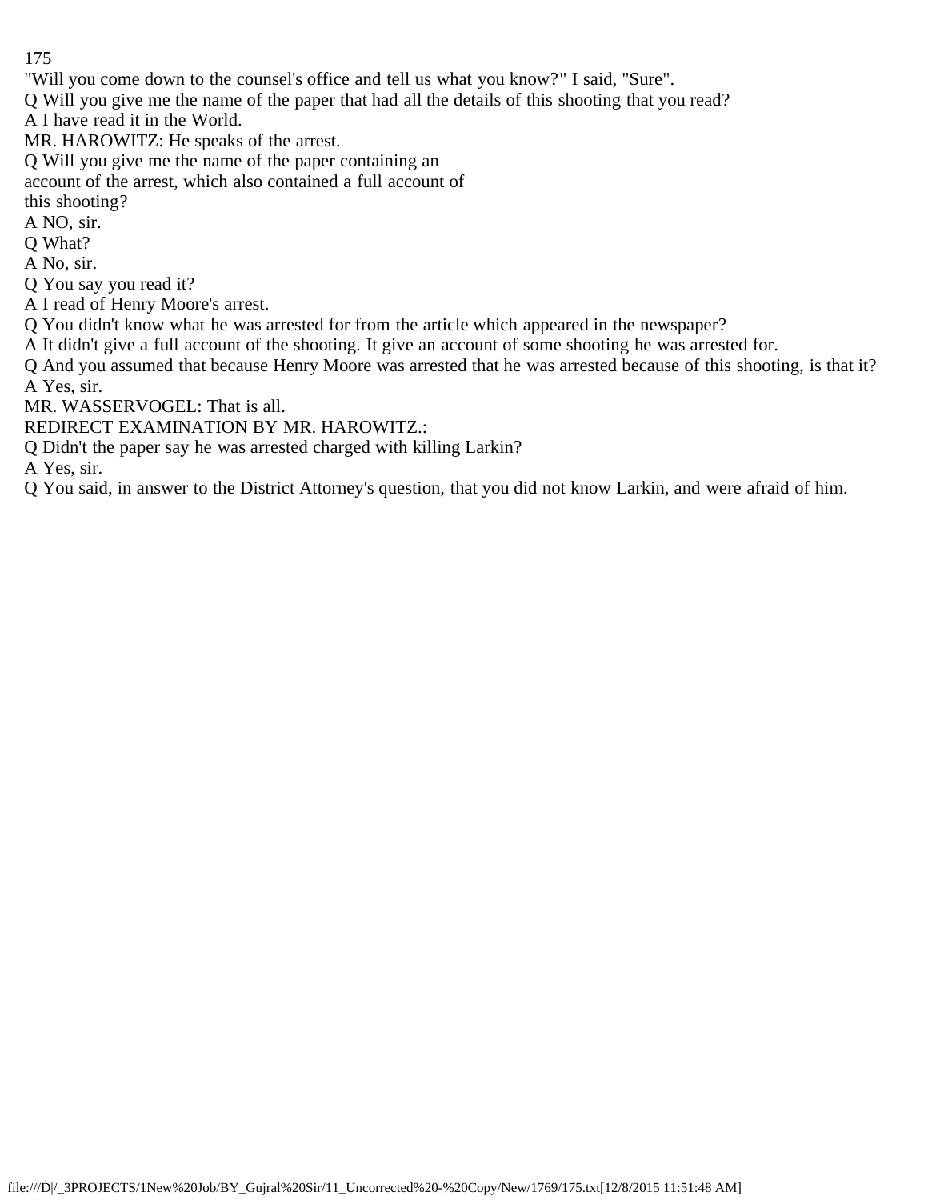"Will you come down to the counsel's office and tell us what you know?" I said, "Sure".

Q Will you give me the name of the paper that had all the details of this shooting that you read?

A I have read it in the World.

MR. HAROWITZ: He speaks of the arrest.

Q Will you give me the name of the paper containing an account of the arrest, which also contained a full account of this shooting?

A NO, sir.

Q What?

A No, sir.

Q You say you read it?

A I read of Henry Moore's arrest.

Q You didn't know what he was arrested for from the article which appeared in the newspaper?

A It didn't give a full account of the shooting. It give an account of some shooting he was arrested for.

Q And you assumed that because Henry Moore was arrested that he was arrested because of this shooting, is that it?

A Yes, sir.

MR. WASSERVOGEL: That is all.

REDIRECT EXAMINATION BY MR. HAROWITZ.:

Q Didn't the paper say he was arrested charged with killing Larkin?

A Yes, sir.

Q You said, in answer to the District Attorney's question, that you did not know Larkin, and were afraid of him.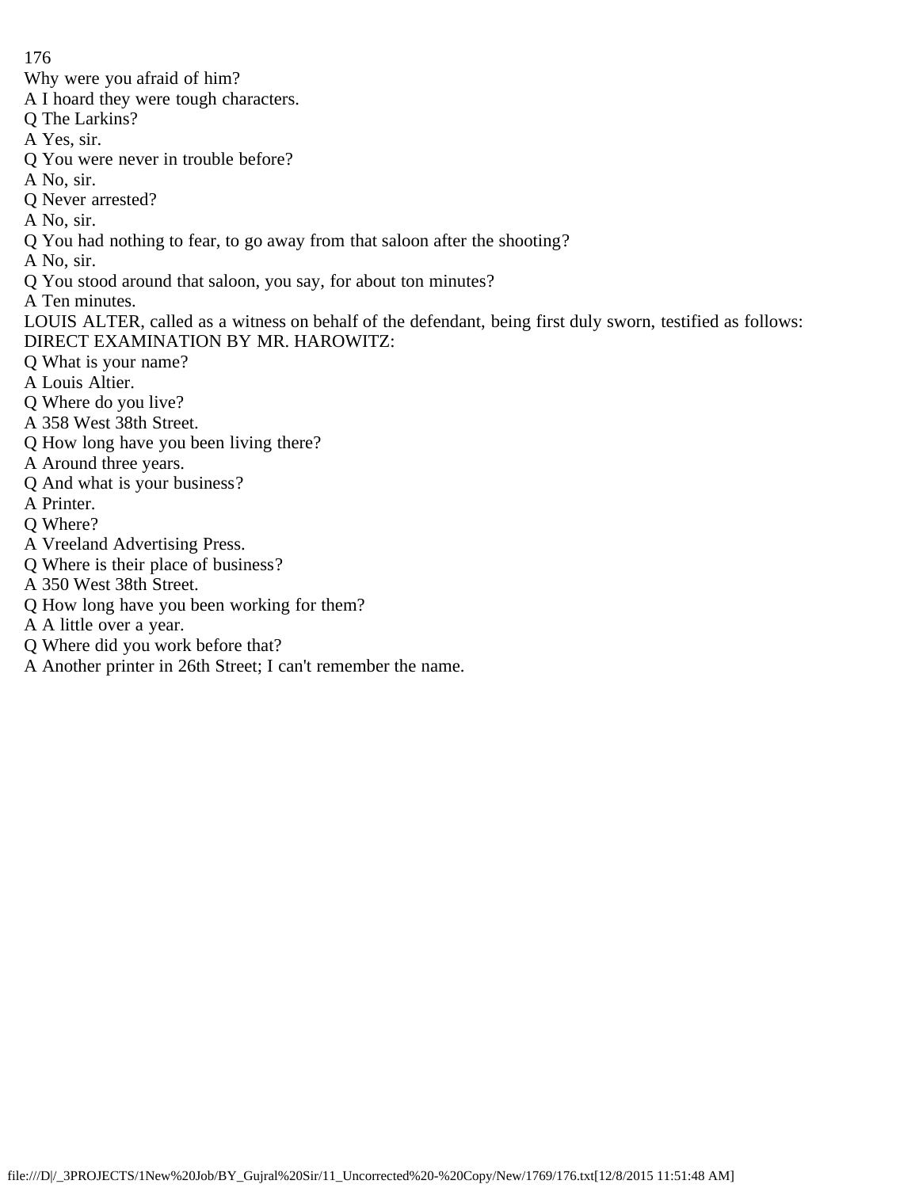Why were you afraid of him?

A I hoard they were tough characters.

Q The Larkins?

A Yes, sir.

Q You were never in trouble before?

A No, sir.

Q Never arrested?

A No, sir.

Q You had nothing to fear, to go away from that saloon after the shooting?

A No, sir.

Q You stood around that saloon, you say, for about ton minutes?

A Ten minutes.

LOUIS ALTER, called as a witness on behalf of the defendant, being first duly sworn, testified as follows:

DIRECT EXAMINATION BY MR. HAROWITZ:

Q What is your name?

A Louis Altier.

Q Where do you live?

A 358 West 38th Street.

Q How long have you been living there?

A Around three years.

Q And what is your business?

A Printer.

Q Where?

A Vreeland Advertising Press.

Q Where is their place of business?

A 350 West 38th Street.

Q How long have you been working for them?

A A little over a year.

Q Where did you work before that?

A Another printer in 26th Street; I can't remember the name.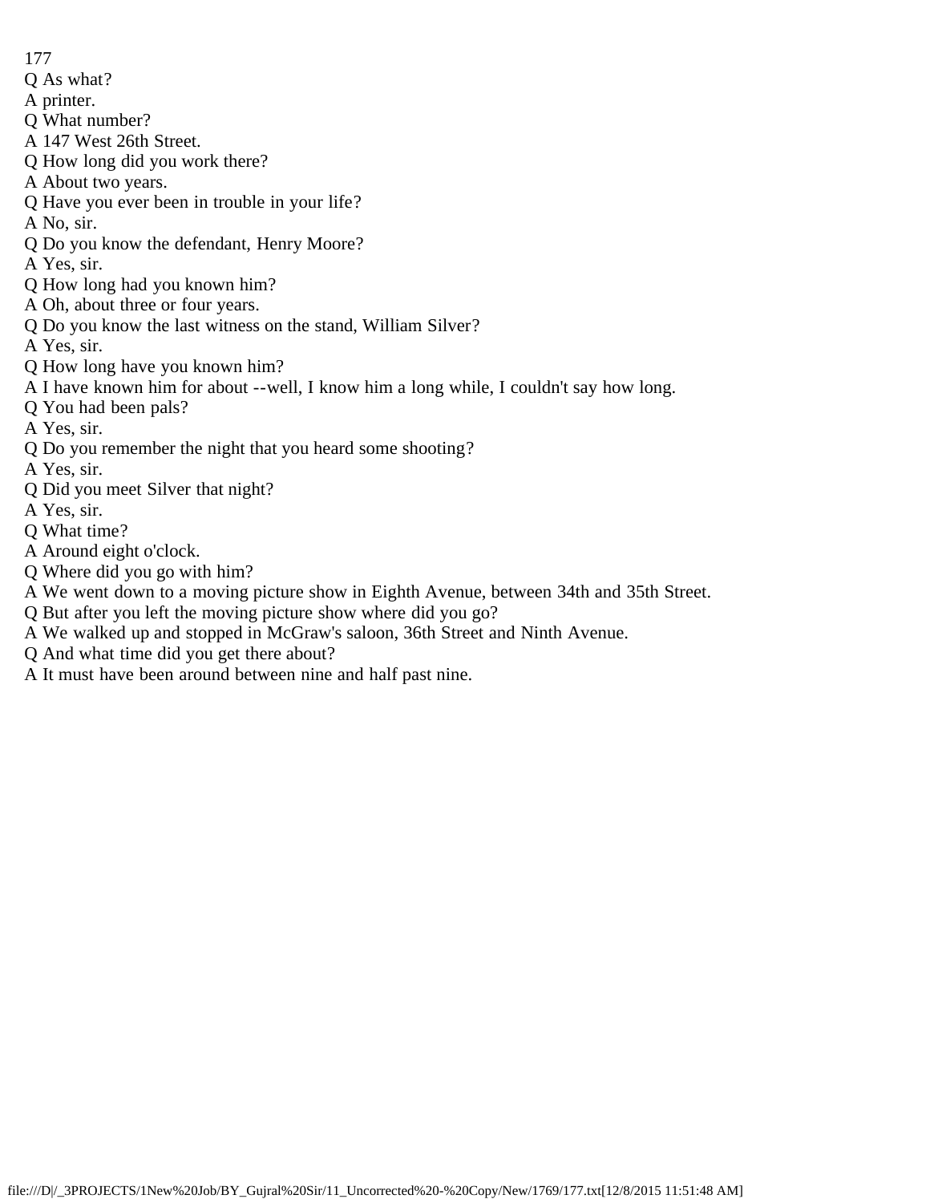Q As what?

A printer.

Q What number?

A 147 West 26th Street.

Q How long did you work there?

A About two years.

Q Have you ever been in trouble in your life?

A No, sir.

Q Do you know the defendant, Henry Moore?

A Yes, sir.

Q How long had you known him?

A Oh, about three or four years.

Q Do you know the last witness on the stand, William Silver?

A Yes, sir.

Q How long have you known him?

A I have known him for about --well, I know him a long while, I couldn't say how long.

Q You had been pals?

A Yes, sir.

Q Do you remember the night that you heard some shooting?

A Yes, sir.

Q Did you meet Silver that night?

A Yes, sir.

Q What time?

A Around eight o'clock.

Q Where did you go with him?

A We went down to a moving picture show in Eighth Avenue, between 34th and 35th Street.

Q But after you left the moving picture show where did you go?

A We walked up and stopped in McGraw's saloon, 36th Street and Ninth Avenue.

Q And what time did you get there about?

A It must have been around between nine and half past nine.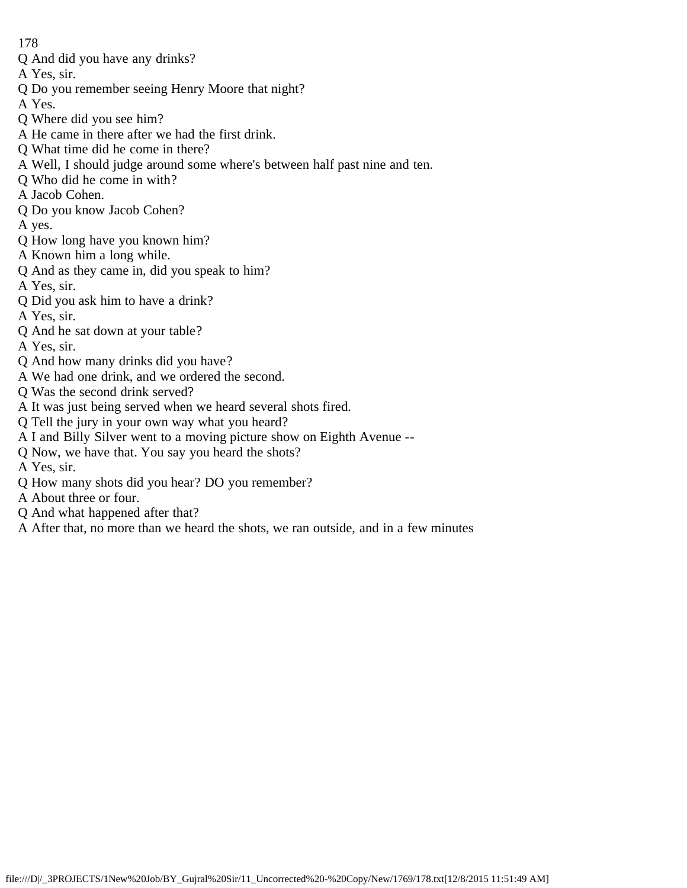Q And did you have any drinks?
A Yes, sir.
Q Do you remember seeing Henry Moore that night?
A Yes.
Q Where did you see him?
A He came in there after we had the first drink.
Q What time did he come in there?
A Well, I should judge around some where's between half past nine and ten.
Q Who did he come in with?
A Jacob Cohen.
Q Do you know Jacob Cohen?
A yes.
Q How long have you known him?
A Known him a long while.
Q And as they came in, did you speak to him?
A Yes, sir.
Q Did you ask him to have a drink?
A Yes, sir.
Q And he sat down at your table?
A Yes, sir.
Q And how many drinks did you have?
A We had one drink, and we ordered the second.
Q Was the second drink served?
A It was just being served when we heard several shots fired.
Q Tell the jury in your own way what you heard?
A I and Billy Silver went to a moving picture show on Eighth Avenue --
Q Now, we have that. You say you heard the shots?
A Yes, sir.
Q How many shots did you hear? DO you remember?
A About three or four.
Q And what happened after that?
A After that, no more than we heard the shots, we ran outside, and in a few minutes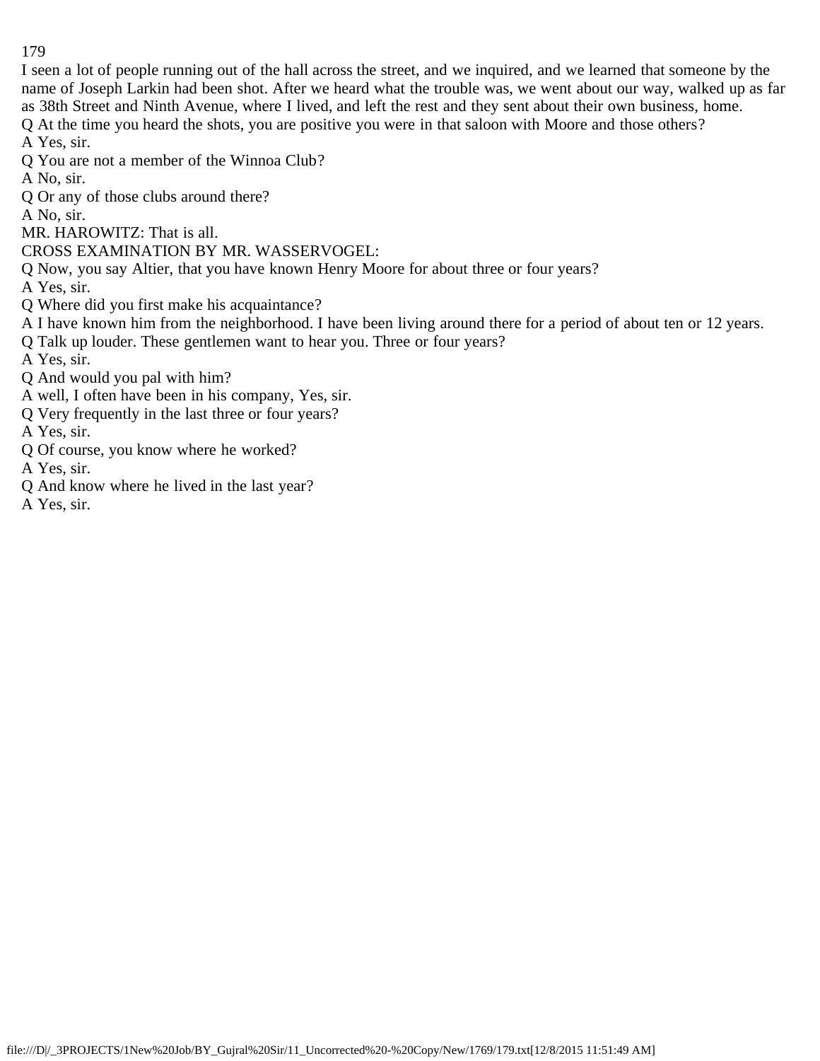I seen a lot of people running out of the hall across the street, and we inquired, and we learned that someone by the name of Joseph Larkin had been shot. After we heard what the trouble was, we went about our way, walked up as far as 38th Street and Ninth Avenue, where I lived, and left the rest and they sent about their own business, home.

Q At the time you heard the shots, you are positive you were in that saloon with Moore and those others?

A Yes, sir.

Q You are not a member of the Winnoa Club?

A No, sir.

Q Or any of those clubs around there?

A No, sir.

MR. HAROWITZ: That is all.

CROSS EXAMINATION BY MR. WASSERVOGEL:

Q Now, you say Altier, that you have known Henry Moore for about three or four years?

A Yes, sir.

Q Where did you first make his acquaintance?

A I have known him from the neighborhood. I have been living around there for a period of about ten or 12 years.

Q Talk up louder. These gentlemen want to hear you. Three or four years?

A Yes, sir.

Q And would you pal with him?

A well, I often have been in his company, Yes, sir.

Q Very frequently in the last three or four years?

A Yes, sir.

Q Of course, you know where he worked?

A Yes, sir.

Q And know where he lived in the last year?

A Yes, sir.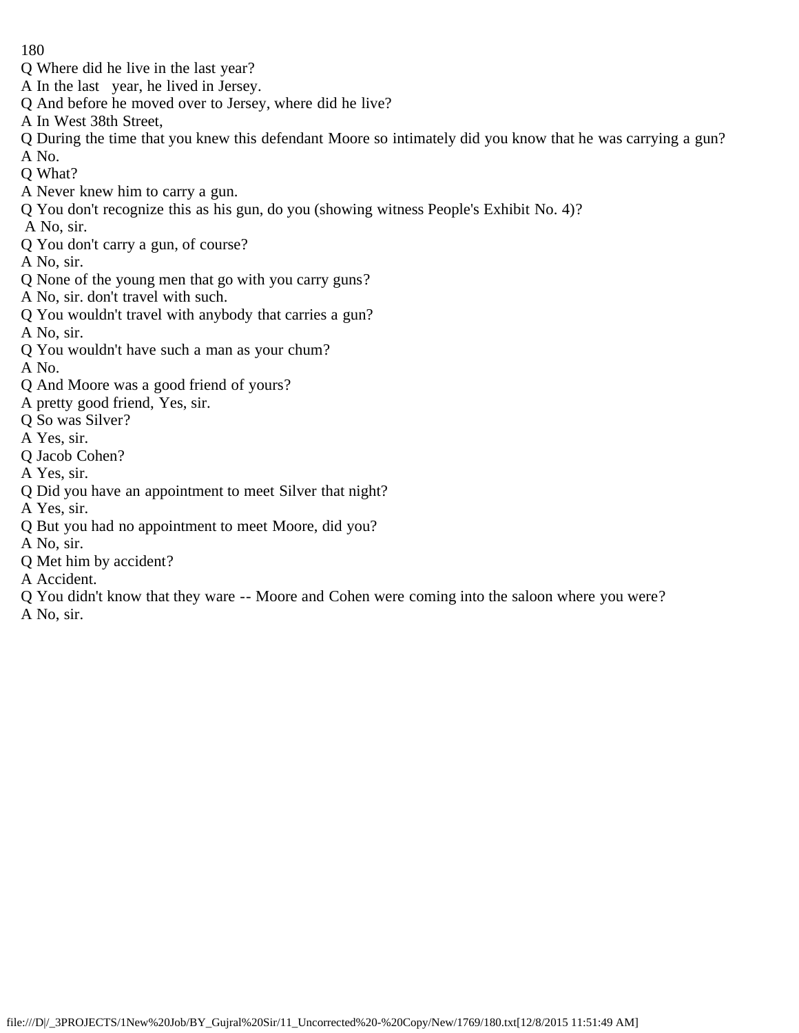Q Where did he live in the last year?

A In the last year, he lived in Jersey.

Q And before he moved over to Jersey, where did he live?

A In West 38th Street,

Q During the time that you knew this defendant Moore so intimately did you know that he was carrying a gun?

A No.

Q What?

A Never knew him to carry a gun.

Q You don't recognize this as his gun, do you (showing witness People's Exhibit No. 4)?

A No, sir.

Q You don't carry a gun, of course?

A No, sir.

Q None of the young men that go with you carry guns?

A No, sir. don't travel with such.

Q You wouldn't travel with anybody that carries a gun?

A No, sir.

Q You wouldn't have such a man as your chum?

A No.

Q And Moore was a good friend of yours?

A pretty good friend, Yes, sir.

Q So was Silver?

A Yes, sir.

Q Jacob Cohen?

A Yes, sir.

Q Did you have an appointment to meet Silver that night?

A Yes, sir.

Q But you had no appointment to meet Moore, did you?

A No, sir.

Q Met him by accident?

A Accident.

Q You didn't know that they ware -- Moore and Cohen were coming into the saloon where you were?

A No, sir.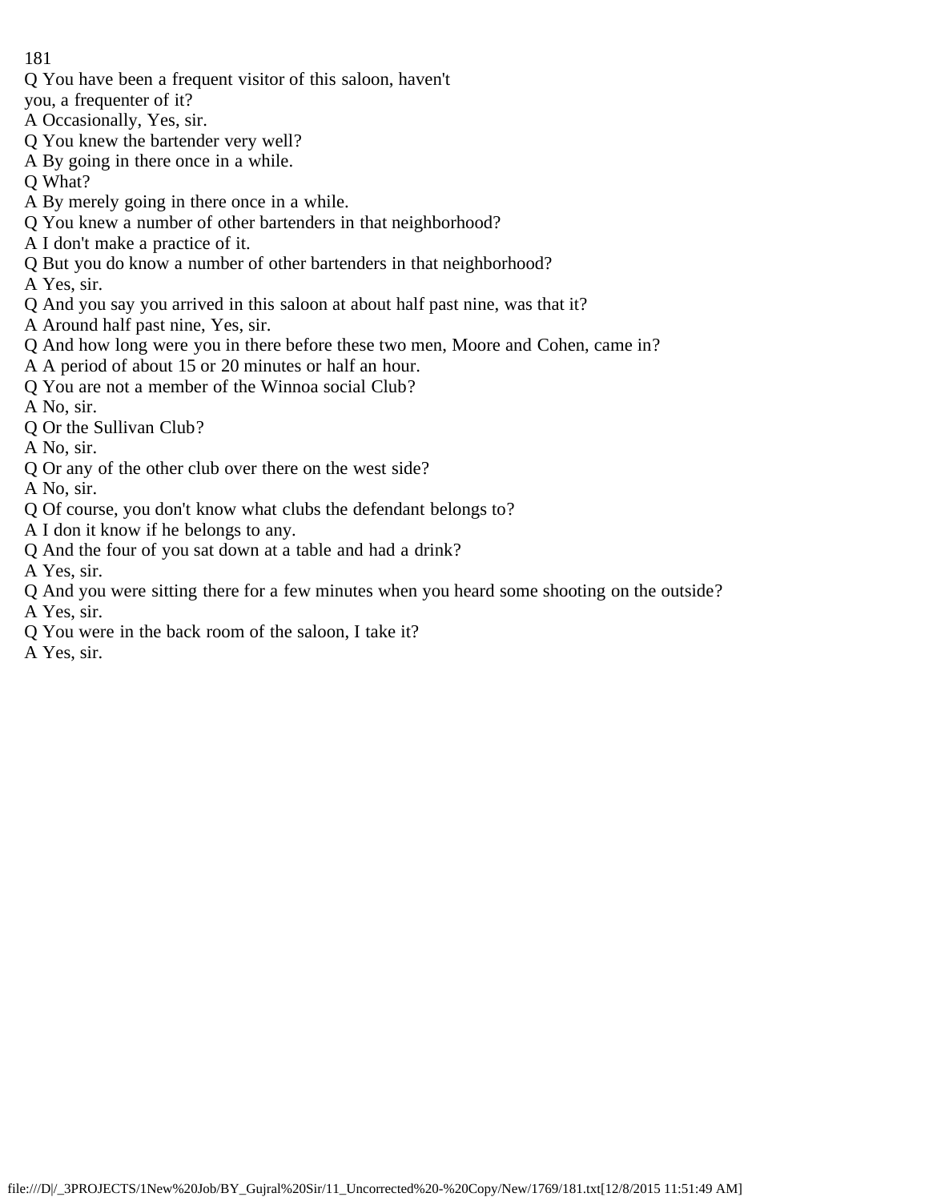Q You have been a frequent visitor of this saloon, haven't you, a frequenter of it?

A Occasionally, Yes, sir.

Q You knew the bartender very well?

A By going in there once in a while.

Q What?

A By merely going in there once in a while.

Q You knew a number of other bartenders in that neighborhood?

A I don't make a practice of it.

Q But you do know a number of other bartenders in that neighborhood?

A Yes, sir.

Q And you say you arrived in this saloon at about half past nine, was that it?

A Around half past nine, Yes, sir.

Q And how long were you in there before these two men, Moore and Cohen, came in?

A A period of about 15 or 20 minutes or half an hour.

Q You are not a member of the Winnoa social Club?

A No, sir.

Q Or the Sullivan Club?

A No, sir.

Q Or any of the other club over there on the west side?

A No, sir.

Q Of course, you don't know what clubs the defendant belongs to?

A I don it know if he belongs to any.

Q And the four of you sat down at a table and had a drink?

A Yes, sir.

Q And you were sitting there for a few minutes when you heard some shooting on the outside?

A Yes, sir.

Q You were in the back room of the saloon, I take it?

A Yes, sir.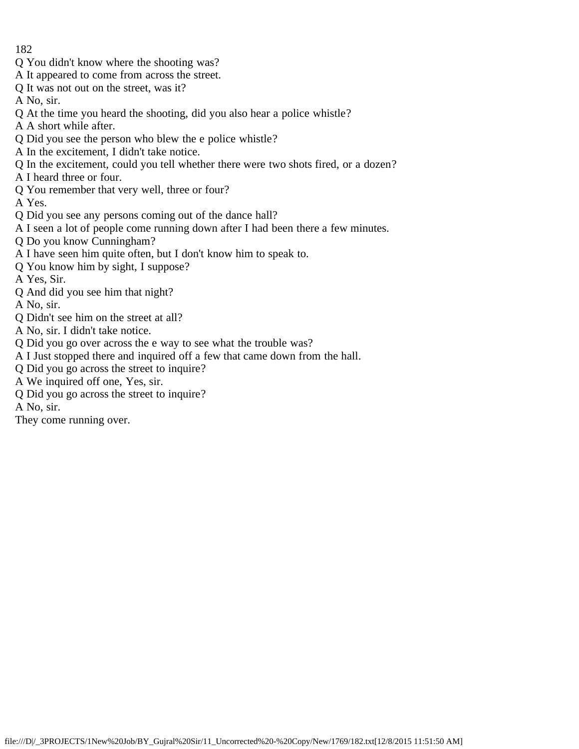Q You didn't know where the shooting was?

A It appeared to come from across the street.

Q It was not out on the street, was it?

A No, sir.

Q At the time you heard the shooting, did you also hear a police whistle?

A A short while after.

Q Did you see the person who blew the e police whistle?

A In the excitement, I didn't take notice.

Q In the excitement, could you tell whether there were two shots fired, or a dozen?

A I heard three or four.

Q You remember that very well, three or four?

A Yes.

Q Did you see any persons coming out of the dance hall?

A I seen a lot of people come running down after I had been there a few minutes.

Q Do you know Cunningham?

A I have seen him quite often, but I don't know him to speak to.

Q You know him by sight, I suppose?

A Yes, Sir.

Q And did you see him that night?

A No, sir.

Q Didn't see him on the street at all?

A No, sir. I didn't take notice.

Q Did you go over across the e way to see what the trouble was?

A I Just stopped there and inquired off a few that came down from the hall.

Q Did you go across the street to inquire?

A We inquired off one, Yes, sir.

Q Did you go across the street to inquire?

A No, sir.

They come running over.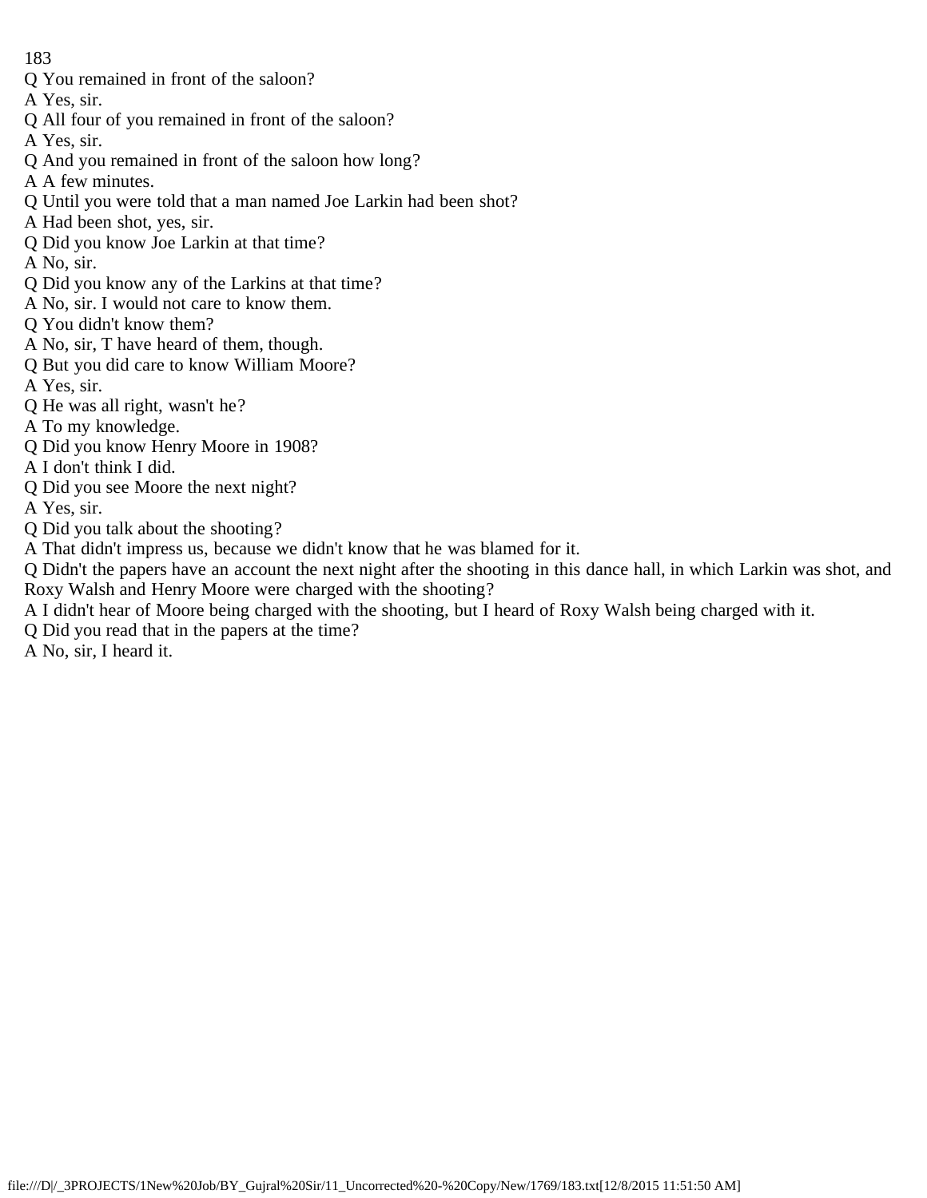Q You remained in front of the saloon?
A Yes, sir.
Q All four of you remained in front of the saloon?
A Yes, sir.
Q And you remained in front of the saloon how long?
A A few minutes.
Q Until you were told that a man named Joe Larkin had been shot?
A Had been shot, yes, sir.
Q Did you know Joe Larkin at that time?
A No, sir.
Q Did you know any of the Larkins at that time?
A No, sir. I would not care to know them.
Q You didn't know them?
A No, sir, T have heard of them, though.
Q But you did care to know William Moore?
A Yes, sir.
Q He was all right, wasn't he?
A To my knowledge.
Q Did you know Henry Moore in 1908?
A I don't think I did.
Q Did you see Moore the next night?
A Yes, sir.
Q Did you talk about the shooting?
A That didn't impress us, because we didn't know that he was blamed for it.
Q Didn't the papers have an account the next night after the shooting in this dance hall, in which Larkin was shot, and Roxy Walsh and Henry Moore were charged with the shooting?
A I didn't hear of Moore being charged with the shooting, but I heard of Roxy Walsh being charged with it.
Q Did you read that in the papers at the time?
A No, sir, I heard it.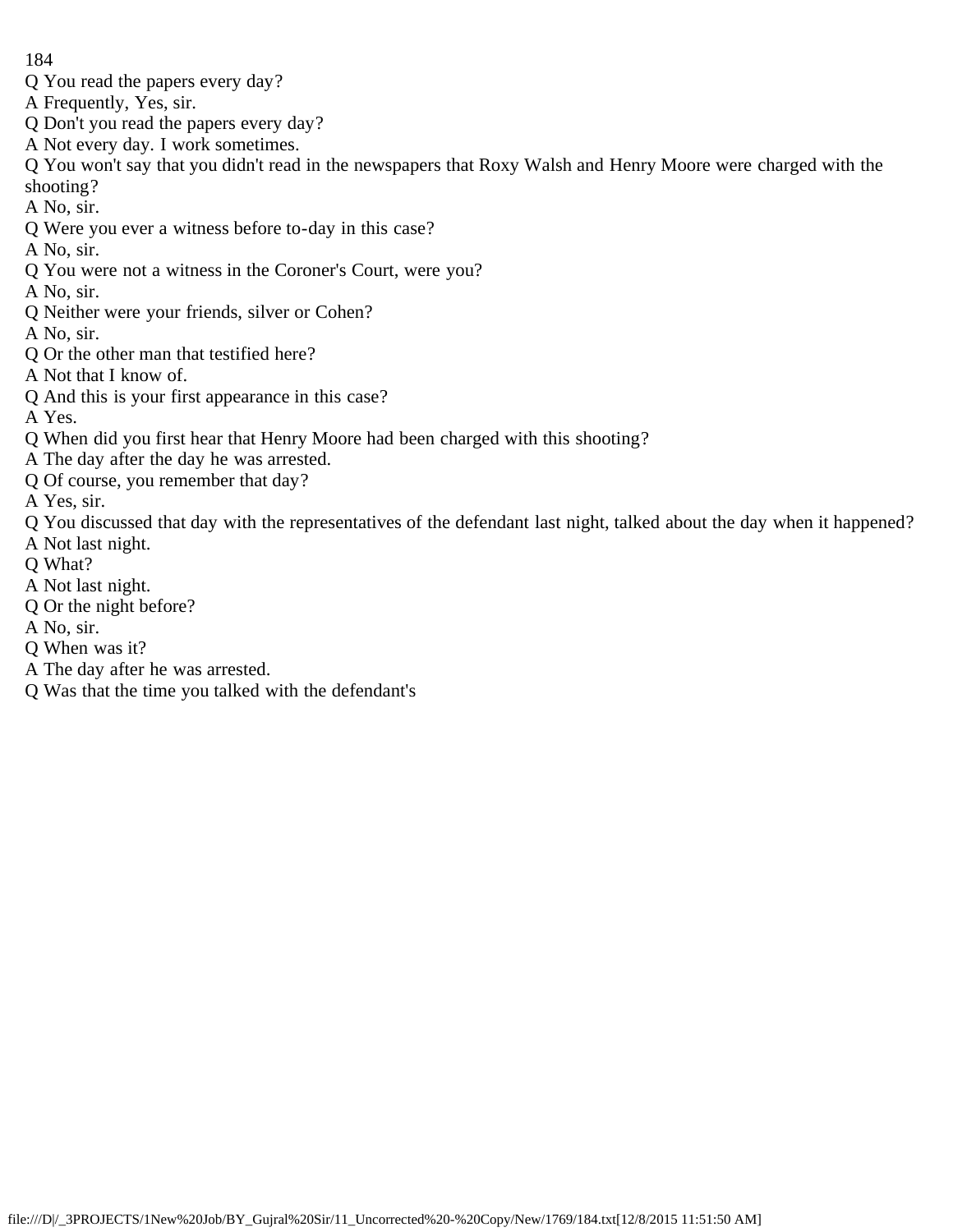Q You read the papers every day?

A Frequently, Yes, sir.

Q Don't you read the papers every day?

A Not every day. I work sometimes.

Q You won't say that you didn't read in the newspapers that Roxy Walsh and Henry Moore were charged with the shooting?

A No, sir.

Q Were you ever a witness before to-day in this case?

A No, sir.

Q You were not a witness in the Coroner's Court, were you?

A No, sir.

Q Neither were your friends, silver or Cohen?

A No, sir.

Q Or the other man that testified here?

A Not that I know of.

Q And this is your first appearance in this case?

A Yes.

Q When did you first hear that Henry Moore had been charged with this shooting?

A The day after the day he was arrested.

Q Of course, you remember that day?

A Yes, sir.

Q You discussed that day with the representatives of the defendant last night, talked about the day when it happened?

A Not last night.

Q What?

A Not last night.

Q Or the night before?

A No, sir.

Q When was it?

A The day after he was arrested.

Q Was that the time you talked with the defendant's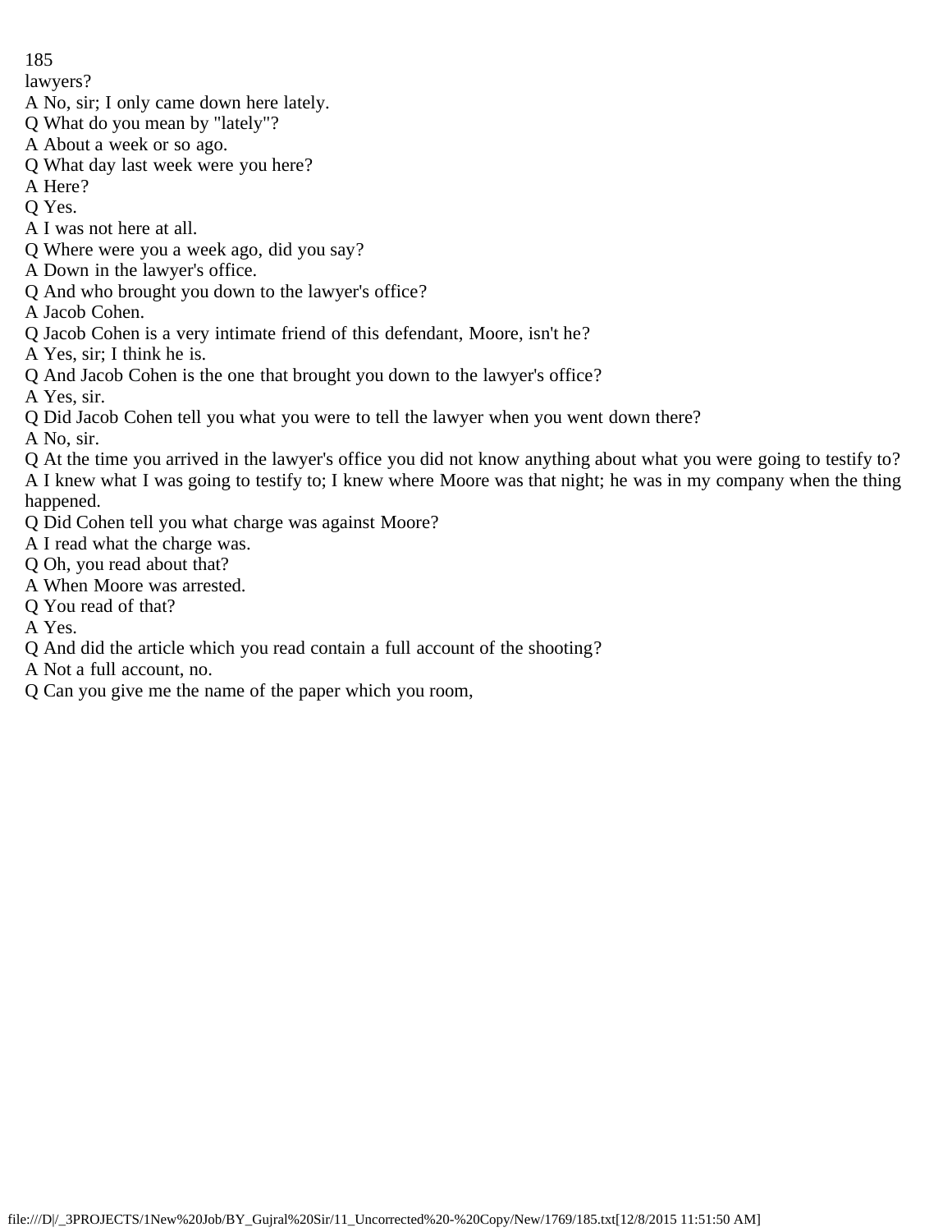lawyers?

A No, sir; I only came down here lately.

Q What do you mean by "lately"?

A About a week or so ago.

Q What day last week were you here?

A Here?

Q Yes.

A I was not here at all.

Q Where were you a week ago, did you say?

A Down in the lawyer's office.

Q And who brought you down to the lawyer's office?

A Jacob Cohen.

Q Jacob Cohen is a very intimate friend of this defendant, Moore, isn't he?

A Yes, sir; I think he is.

Q And Jacob Cohen is the one that brought you down to the lawyer's office?

A Yes, sir.

Q Did Jacob Cohen tell you what you were to tell the lawyer when you went down there?

A No, sir.

Q At the time you arrived in the lawyer's office you did not know anything about what you were going to testify to?

A I knew what I was going to testify to; I knew where Moore was that night; he was in my company when the thing happened.

Q Did Cohen tell you what charge was against Moore?

A I read what the charge was.

Q Oh, you read about that?

A When Moore was arrested.

Q You read of that?

A Yes.

Q And did the article which you read contain a full account of the shooting?

A Not a full account, no.

Q Can you give me the name of the paper which you room,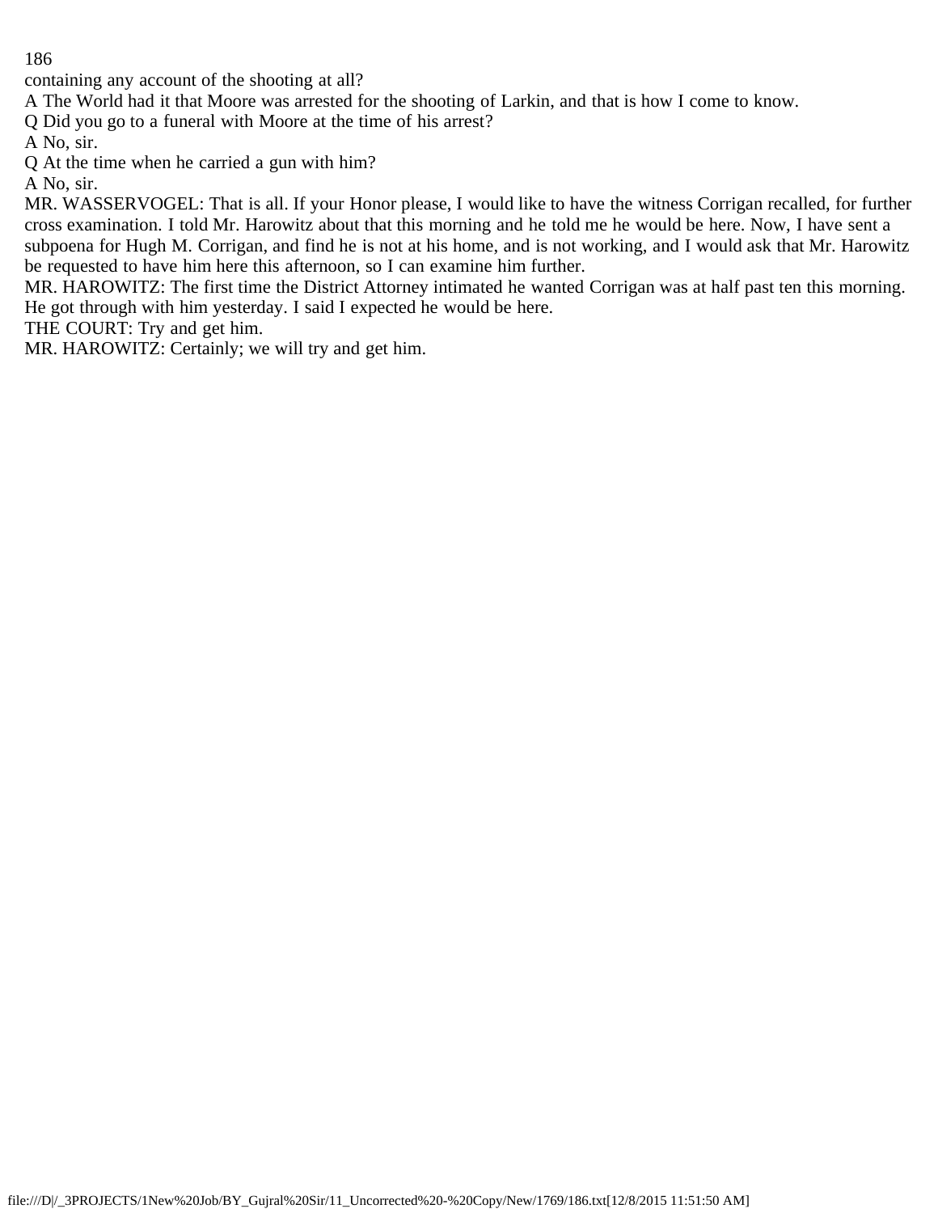containing any account of the shooting at all?

A The World had it that Moore was arrested for the shooting of Larkin, and that is how I come to know.

Q Did you go to a funeral with Moore at the time of his arrest?

A No, sir.

Q At the time when he carried a gun with him?

A No, sir.

MR. WASSERVOGEL: That is all. If your Honor please, I would like to have the witness Corrigan recalled, for further cross examination. I told Mr. Harowitz about that this morning and he told me he would be here. Now, I have sent a subpoena for Hugh M. Corrigan, and find he is not at his home, and is not working, and I would ask that Mr. Harowitz be requested to have him here this afternoon, so I can examine him further.

MR. HAROWITZ: The first time the District Attorney intimated he wanted Corrigan was at half past ten this morning. He got through with him yesterday. I said I expected he would be here.

THE COURT: Try and get him.

MR. HAROWITZ: Certainly; we will try and get him.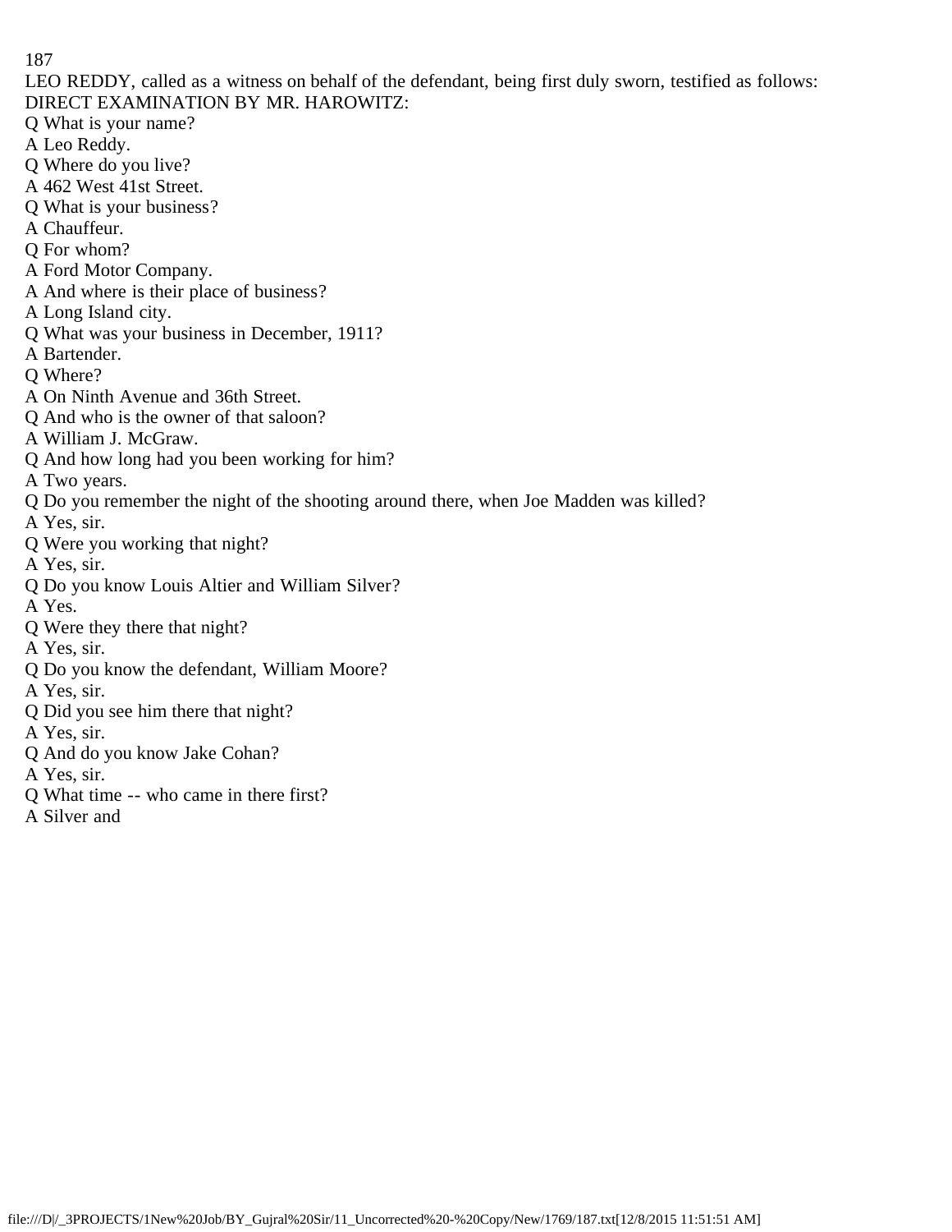LEO REDDY, called as a witness on behalf of the defendant, being first duly sworn, testified as follows:

DIRECT EXAMINATION BY MR. HAROWITZ:

Q What is your name?

A Leo Reddy.

Q Where do you live?

A 462 West 41st Street.

Q What is your business?

A Chauffeur.

Q For whom?

A Ford Motor Company.

A And where is their place of business?

A Long Island city.

Q What was your business in December, 1911?

A Bartender.

Q Where?

A On Ninth Avenue and 36th Street.

Q And who is the owner of that saloon?

A William J. McGraw.

Q And how long had you been working for him?

A Two years.

Q Do you remember the night of the shooting around there, when Joe Madden was killed?

A Yes, sir.

Q Were you working that night?

A Yes, sir.

Q Do you know Louis Altier and William Silver?

A Yes.

Q Were they there that night?

A Yes, sir.

Q Do you know the defendant, William Moore?

A Yes, sir.

Q Did you see him there that night?

A Yes, sir.

Q And do you know Jake Cohan?

A Yes, sir.

Q What time -- who came in there first?

A Silver and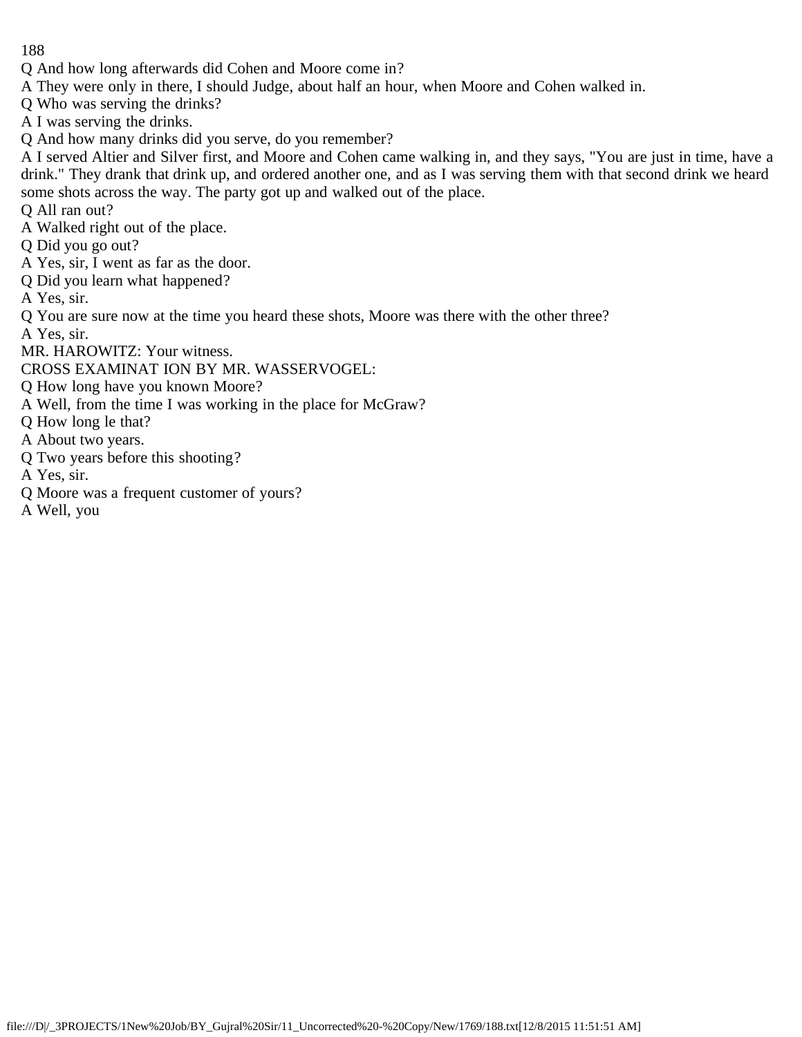Q And how long afterwards did Cohen and Moore come in?

A They were only in there, I should Judge, about half an hour, when Moore and Cohen walked in.

Q Who was serving the drinks?

A I was serving the drinks.

Q And how many drinks did you serve, do you remember?

A I served Altier and Silver first, and Moore and Cohen came walking in, and they says, "You are just in time, have a drink." They drank that drink up, and ordered another one, and as I was serving them with that second drink we heard some shots across the way. The party got up and walked out of the place.

Q All ran out?

A Walked right out of the place.

Q Did you go out?

A Yes, sir, I went as far as the door.

Q Did you learn what happened?

A Yes, sir.

Q You are sure now at the time you heard these shots, Moore was there with the other three?

A Yes, sir.

MR. HAROWITZ: Your witness.

CROSS EXAMINAT ION BY MR. WASSERVOGEL:

Q How long have you known Moore?

A Well, from the time I was working in the place for McGraw?

Q How long le that?

A About two years.

Q Two years before this shooting?

A Yes, sir.

Q Moore was a frequent customer of yours?

A Well, you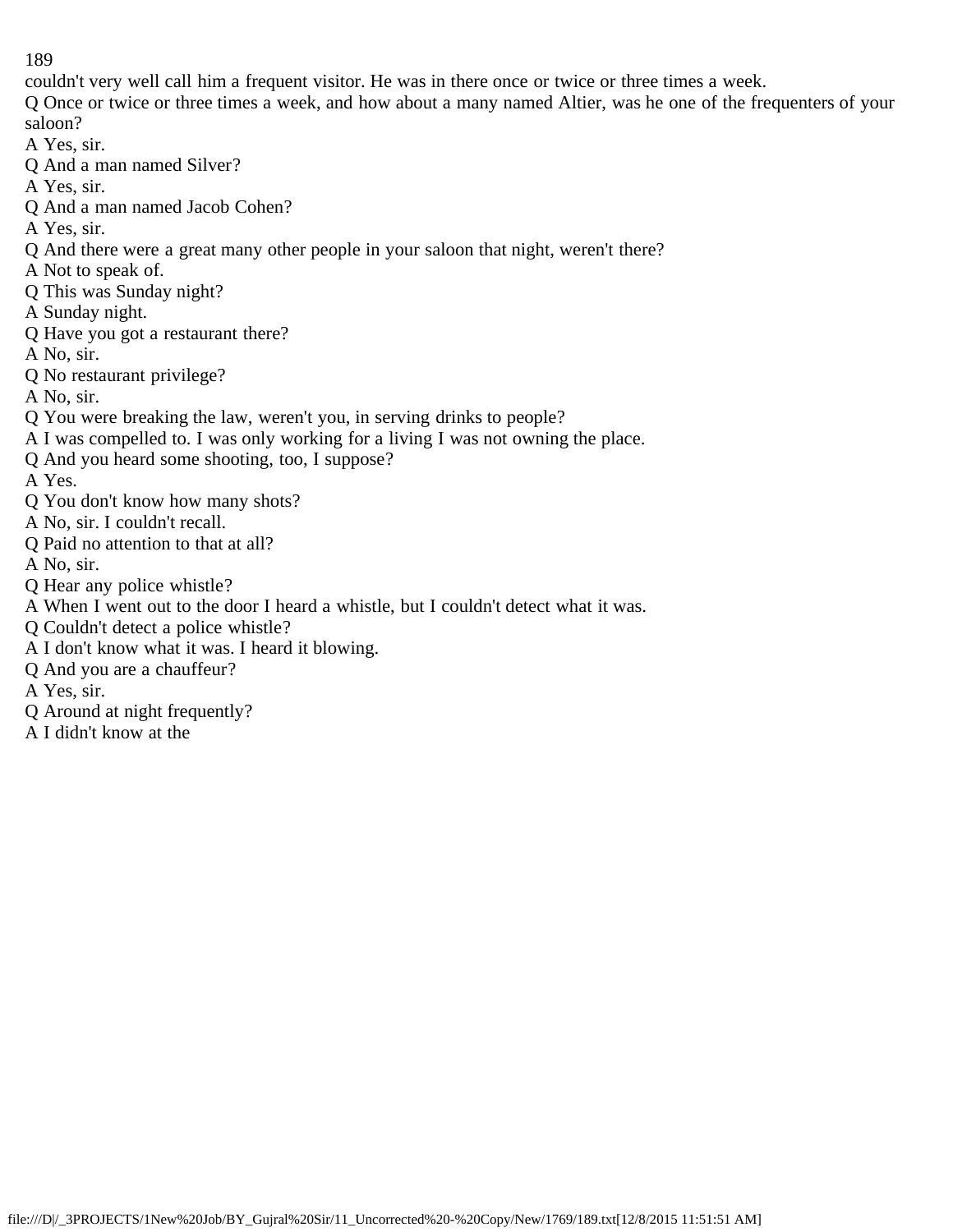couldn't very well call him a frequent visitor. He was in there once or twice or three times a week.

Q Once or twice or three times a week, and how about a many named Altier, was he one of the frequenters of your saloon?

A Yes, sir.

Q And a man named Silver?

A Yes, sir.

Q And a man named Jacob Cohen?

A Yes, sir.

Q And there were a great many other people in your saloon that night, weren't there?

A Not to speak of.

Q This was Sunday night?

A Sunday night.

Q Have you got a restaurant there?

A No, sir.

Q No restaurant privilege?

A No, sir.

Q You were breaking the law, weren't you, in serving drinks to people?

A I was compelled to. I was only working for a living I was not owning the place.

Q And you heard some shooting, too, I suppose?

A Yes.

Q You don't know how many shots?

A No, sir. I couldn't recall.

Q Paid no attention to that at all?

A No, sir.

Q Hear any police whistle?

A When I went out to the door I heard a whistle, but I couldn't detect what it was.

Q Couldn't detect a police whistle?

A I don't know what it was. I heard it blowing.

Q And you are a chauffeur?

A Yes, sir.

Q Around at night frequently?

A I didn't know at the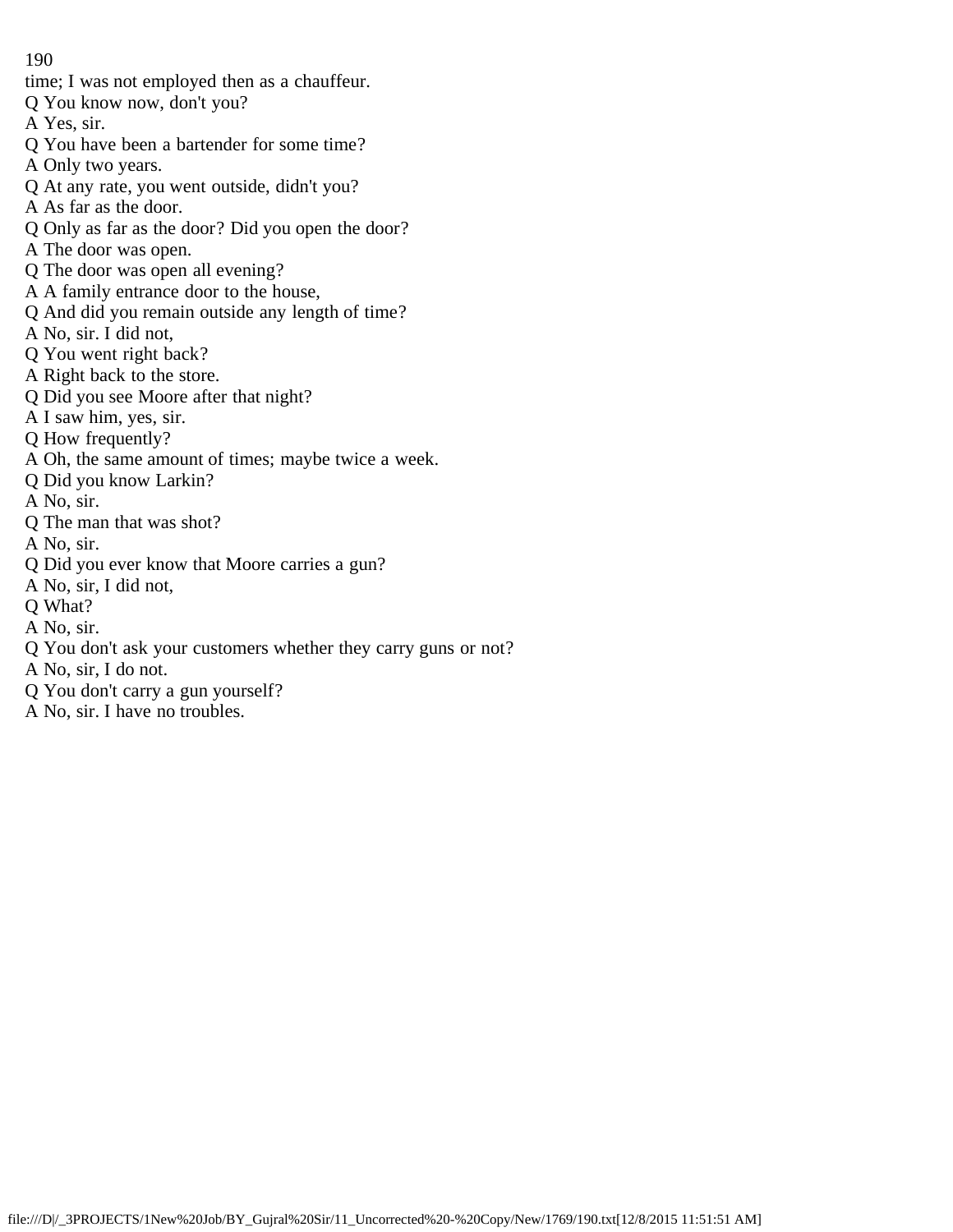time; I was not employed then as a chauffeur.

Q You know now, don't you?

A Yes, sir.

Q You have been a bartender for some time?

A Only two years.

Q At any rate, you went outside, didn't you?

A As far as the door.

Q Only as far as the door? Did you open the door?

A The door was open.

Q The door was open all evening?

A A family entrance door to the house,

Q And did you remain outside any length of time?

A No, sir. I did not,

Q You went right back?

A Right back to the store.

Q Did you see Moore after that night?

A I saw him, yes, sir.

Q How frequently?

A Oh, the same amount of times; maybe twice a week.

Q Did you know Larkin?

A No, sir.

Q The man that was shot?

A No, sir.

Q Did you ever know that Moore carries a gun?

A No, sir, I did not,

Q What?

A No, sir.

Q You don't ask your customers whether they carry guns or not?

A No, sir, I do not.

Q You don't carry a gun yourself?

A No, sir. I have no troubles.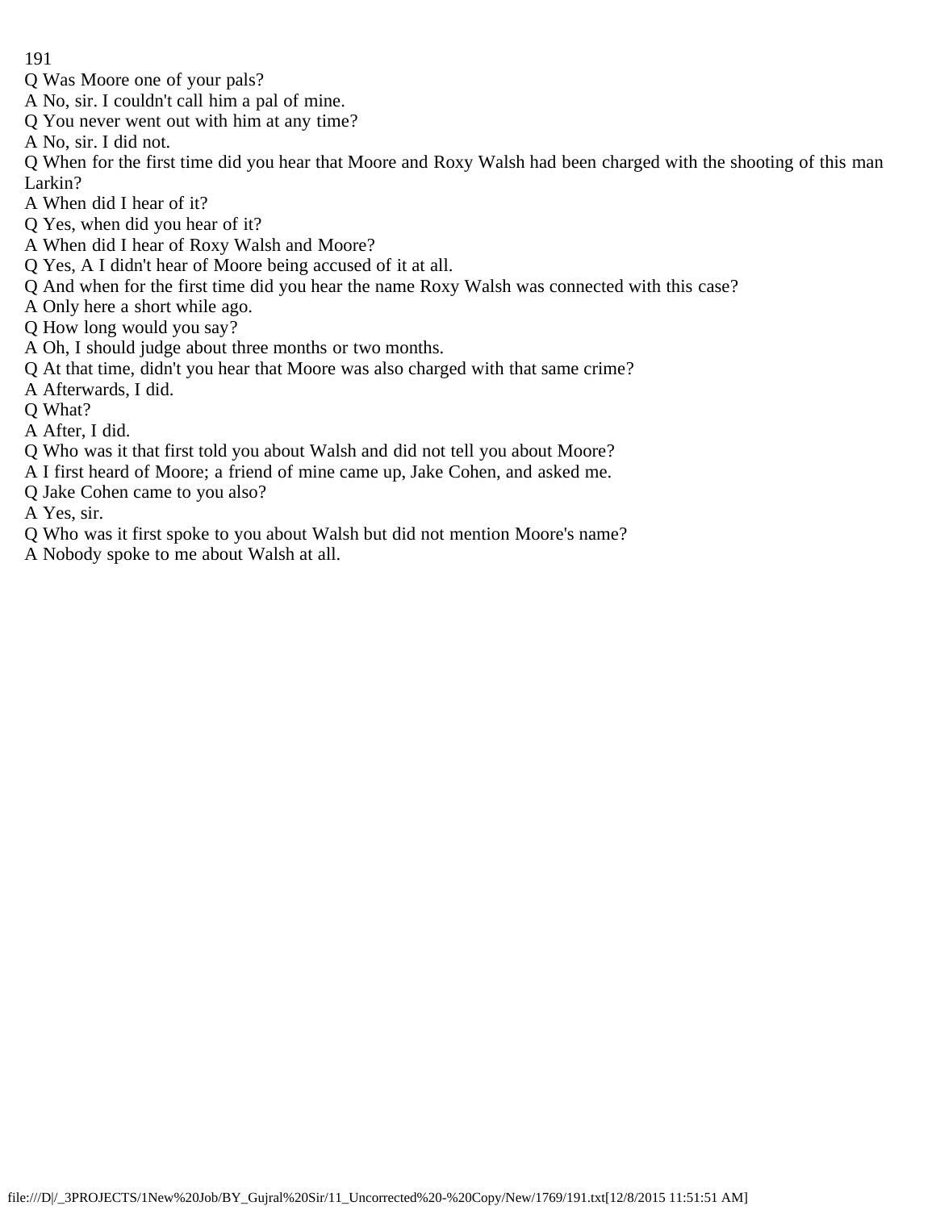Q Was Moore one of your pals?

A No, sir. I couldn't call him a pal of mine.

Q You never went out with him at any time?

A No, sir. I did not.

Q When for the first time did you hear that Moore and Roxy Walsh had been charged with the shooting of this man Larkin?

A When did I hear of it?

Q Yes, when did you hear of it?

A When did I hear of Roxy Walsh and Moore?

Q Yes, A I didn't hear of Moore being accused of it at all.

Q And when for the first time did you hear the name Roxy Walsh was connected with this case?

A Only here a short while ago.

Q How long would you say?

A Oh, I should judge about three months or two months.

Q At that time, didn't you hear that Moore was also charged with that same crime?

A Afterwards, I did.

Q What?

A After, I did.

Q Who was it that first told you about Walsh and did not tell you about Moore?

A I first heard of Moore; a friend of mine came up, Jake Cohen, and asked me.

Q Jake Cohen came to you also?

A Yes, sir.

Q Who was it first spoke to you about Walsh but did not mention Moore's name?

A Nobody spoke to me about Walsh at all.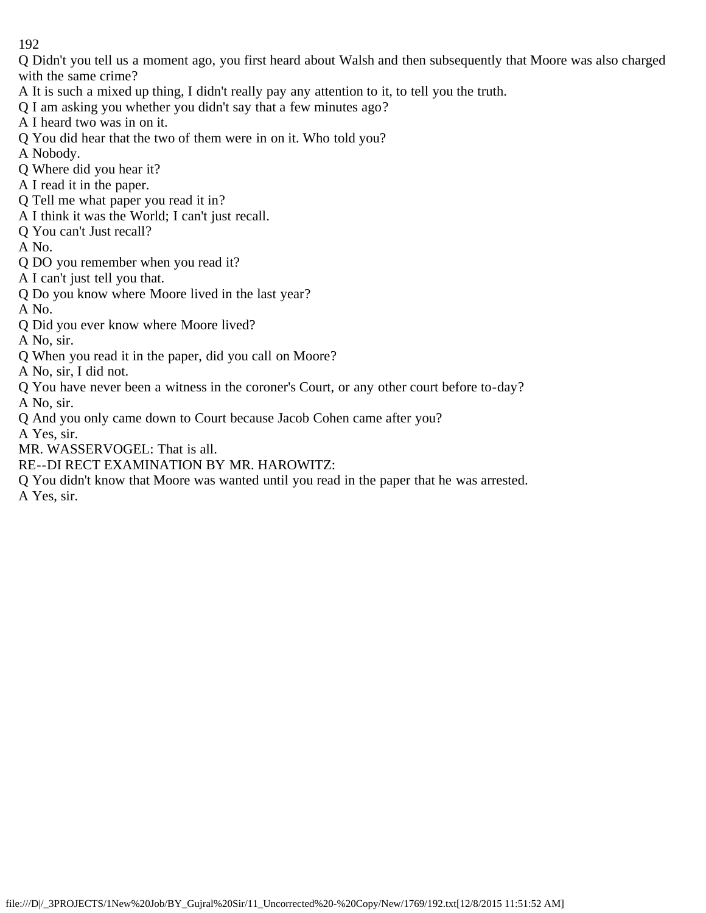Q Didn't you tell us a moment ago, you first heard about Walsh and then subsequently that Moore was also charged with the same crime?

A It is such a mixed up thing, I didn't really pay any attention to it, to tell you the truth.

Q I am asking you whether you didn't say that a few minutes ago?

A I heard two was in on it.

Q You did hear that the two of them were in on it. Who told you?

A Nobody.

Q Where did you hear it?

A I read it in the paper.

Q Tell me what paper you read it in?

A I think it was the World; I can't just recall.

Q You can't Just recall?

A No.

Q DO you remember when you read it?

A I can't just tell you that.

Q Do you know where Moore lived in the last year?

A No.

Q Did you ever know where Moore lived?

A No, sir.

Q When you read it in the paper, did you call on Moore?

A No, sir, I did not.

Q You have never been a witness in the coroner's Court, or any other court before to-day?

A No, sir.

Q And you only came down to Court because Jacob Cohen came after you?

A Yes, sir.

MR. WASSERVOGEL: That is all.

RE--DI RECT EXAMINATION BY MR. HAROWITZ:

Q You didn't know that Moore was wanted until you read in the paper that he was arrested.

A Yes, sir.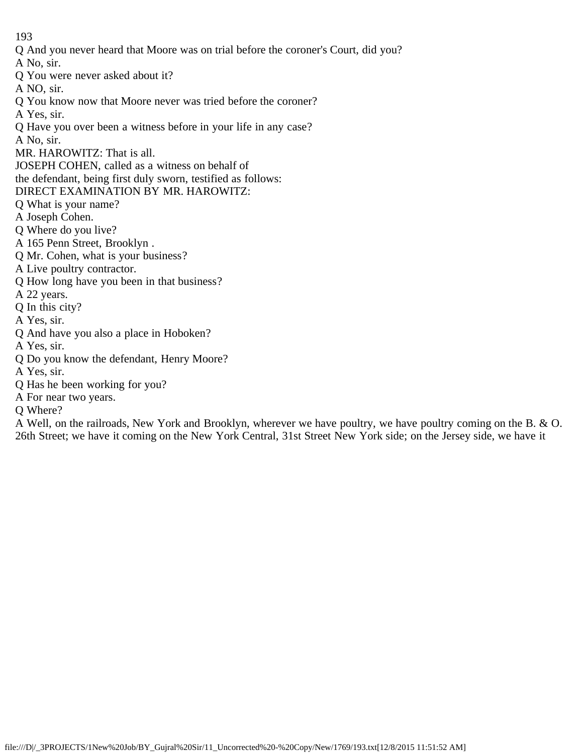Q And you never heard that Moore was on trial before the coroner's Court, did you?
A No, sir.
Q You were never asked about it?
A NO, sir.
Q You know now that Moore never was tried before the coroner?
A Yes, sir.
Q Have you over been a witness before in your life in any case?
A No, sir.
MR. HAROWITZ: That is all.
JOSEPH COHEN, called as a witness on behalf of
the defendant, being first duly sworn, testified as follows:
DIRECT EXAMINATION BY MR. HAROWITZ:
Q What is your name?
A Joseph Cohen.
Q Where do you live?
A 165 Penn Street, Brooklyn .
Q Mr. Cohen, what is your business?
A Live poultry contractor.
Q How long have you been in that business?
A 22 years.
Q In this city?
A Yes, sir.
Q And have you also a place in Hoboken?
A Yes, sir.
Q Do you know the defendant, Henry Moore?
A Yes, sir.
Q Has he been working for you?
A For near two years.
Q Where?
A Well, on the railroads, New York and Brooklyn, wherever we have poultry, we have poultry coming on the B. & O. 26th Street; we have it coming on the New York Central, 31st Street New York side; on the Jersey side, we have it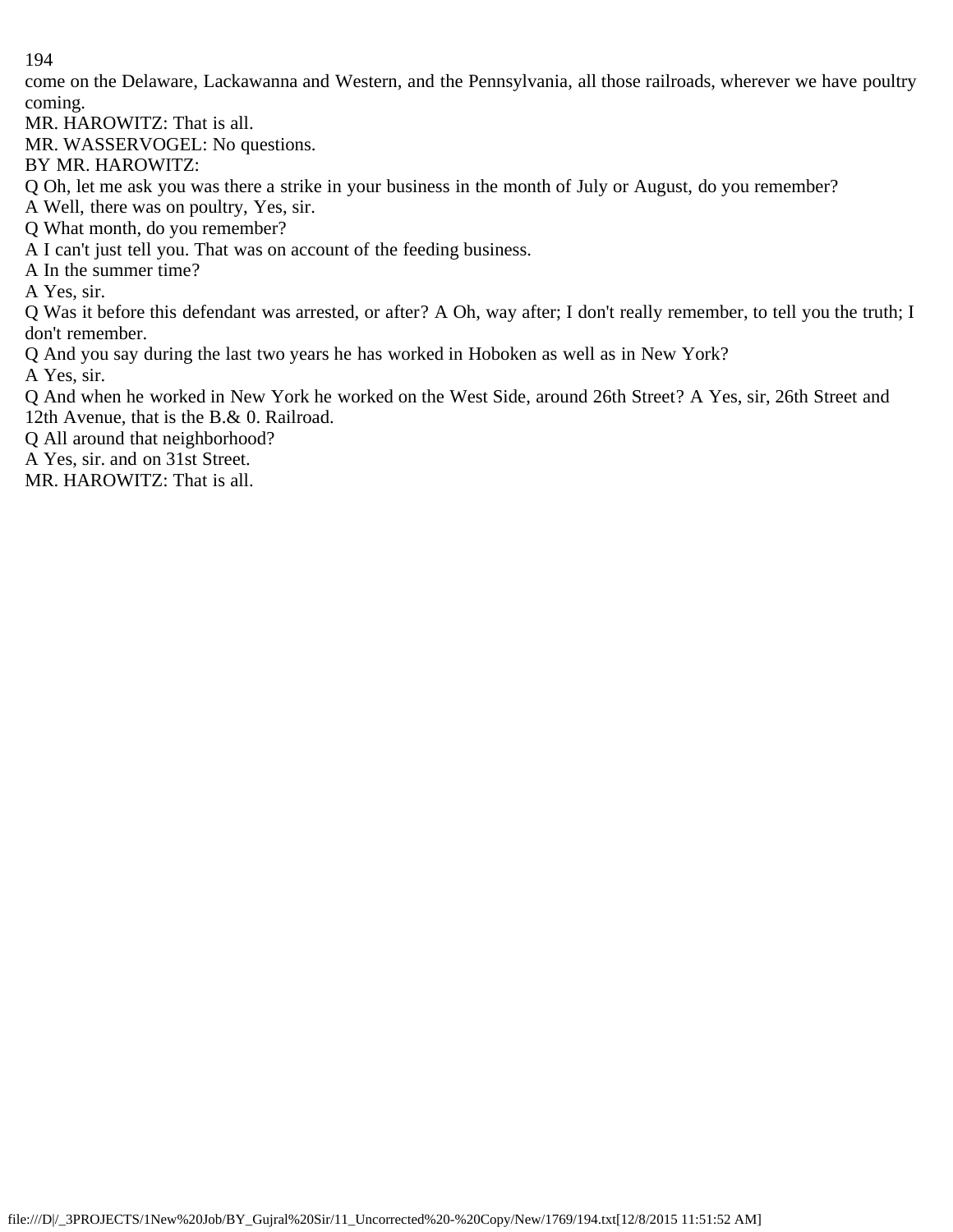come on the Delaware, Lackawanna and Western, and the Pennsylvania, all those railroads, wherever we have poultry coming.

MR. HAROWITZ: That is all.

MR. WASSERVOGEL: No questions.

BY MR. HAROWITZ:

Q Oh, let me ask you was there a strike in your business in the month of July or August, do you remember?

A Well, there was on poultry, Yes, sir.

Q What month, do you remember?

A I can't just tell you. That was on account of the feeding business.

A In the summer time?

A Yes, sir.

Q Was it before this defendant was arrested, or after? A Oh, way after; I don't really remember, to tell you the truth; I don't remember.

Q And you say during the last two years he has worked in Hoboken as well as in New York?

A Yes, sir.

Q And when he worked in New York he worked on the West Side, around 26th Street? A Yes, sir, 26th Street and 12th Avenue, that is the B.& 0. Railroad.

Q All around that neighborhood?

A Yes, sir. and on 31st Street.

MR. HAROWITZ: That is all.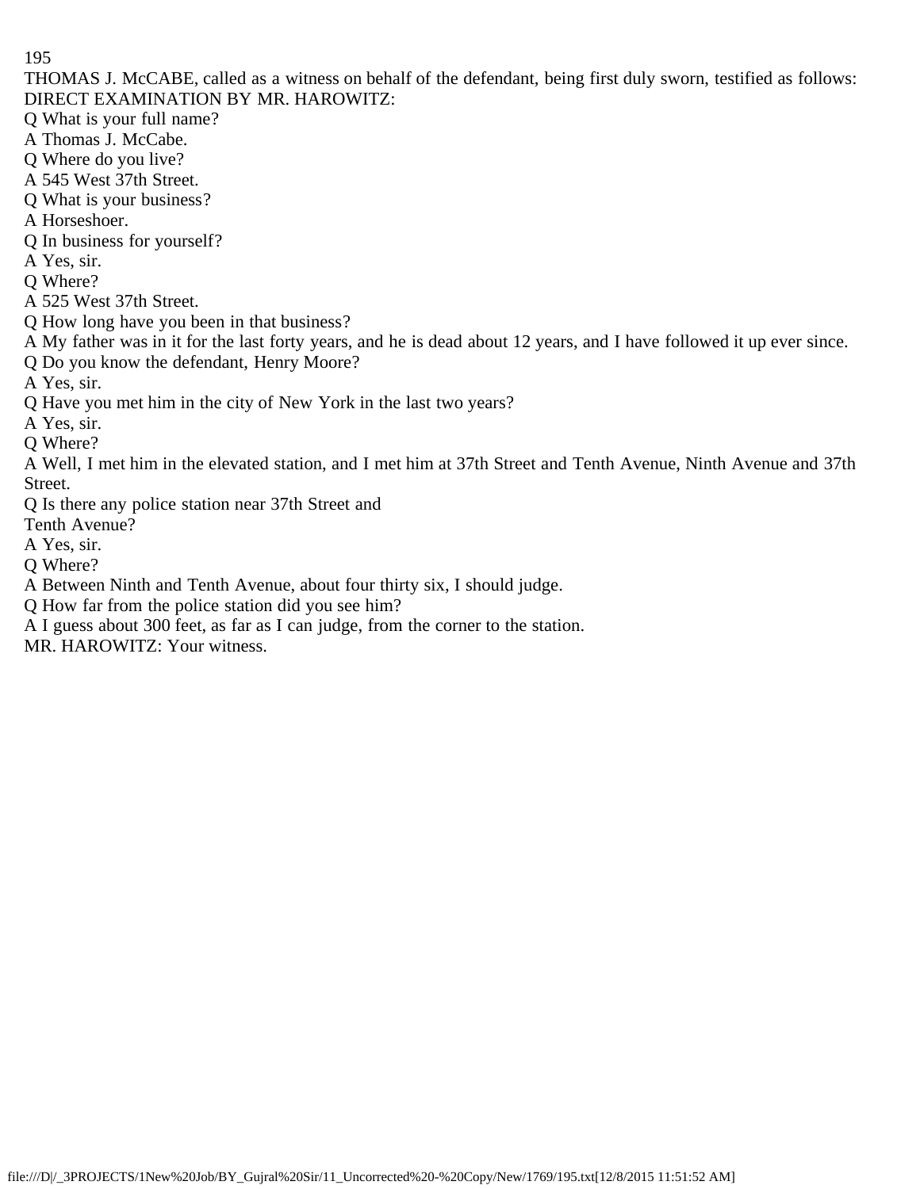THOMAS J. McCABE, called as a witness on behalf of the defendant, being first duly sworn, testified as follows:

DIRECT EXAMINATION BY MR. HAROWITZ:

Q What is your full name?

A Thomas J. McCabe.

Q Where do you live?

A 545 West 37th Street.

Q What is your business?

A Horseshoer.

Q In business for yourself?

A Yes, sir.

Q Where?

A 525 West 37th Street.

Q How long have you been in that business?

A My father was in it for the last forty years, and he is dead about 12 years, and I have followed it up ever since.

Q Do you know the defendant, Henry Moore?

A Yes, sir.

Q Have you met him in the city of New York in the last two years?

A Yes, sir.

Q Where?

A Well, I met him in the elevated station, and I met him at 37th Street and Tenth Avenue, Ninth Avenue and 37th Street.

Q Is there any police station near 37th Street and Tenth Avenue?

A Yes, sir.

Q Where?

A Between Ninth and Tenth Avenue, about four thirty six, I should judge.

Q How far from the police station did you see him?

A I guess about 300 feet, as far as I can judge, from the corner to the station.

MR. HAROWITZ: Your witness.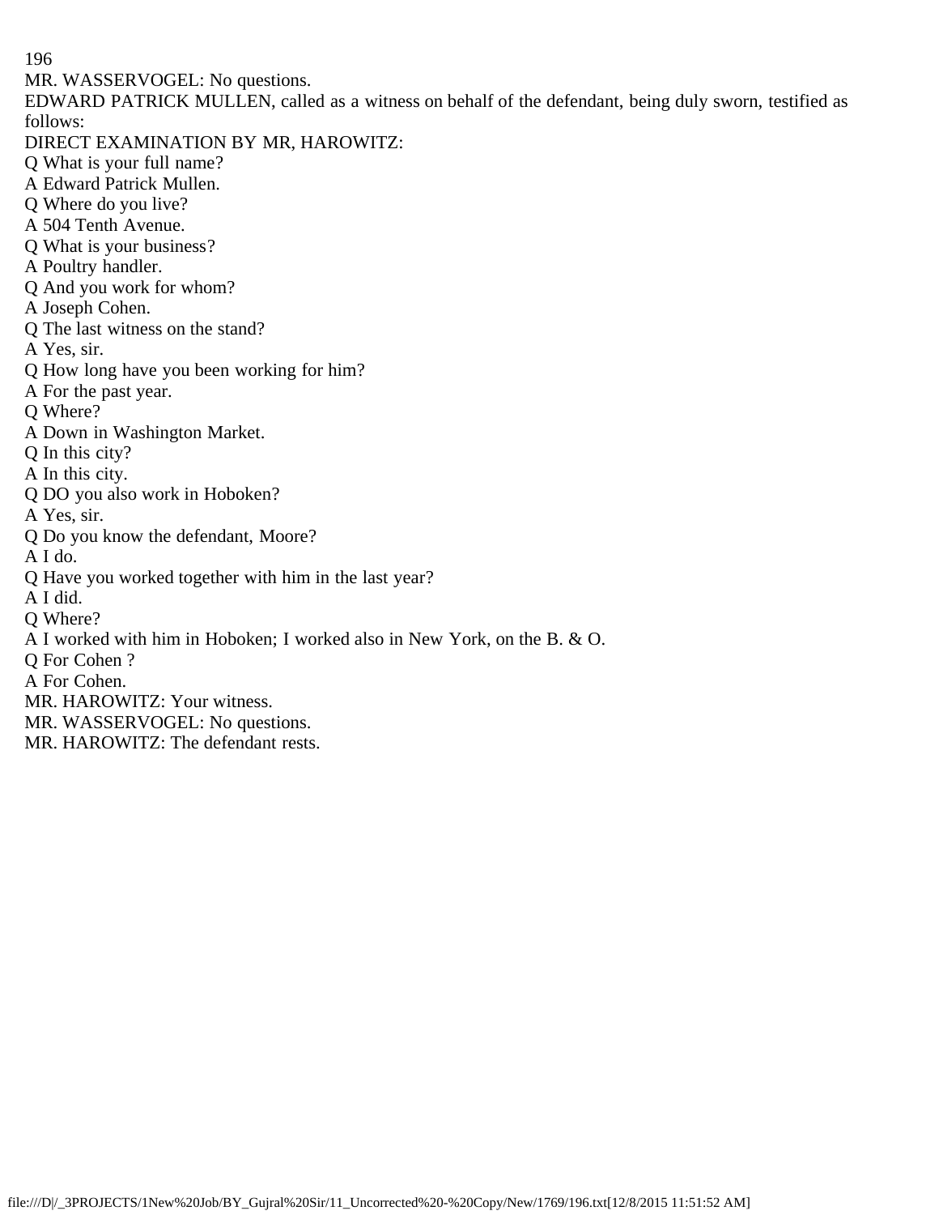MR. WASSERVOGEL: No questions.

EDWARD PATRICK MULLEN, called as a witness on behalf of the defendant, being duly sworn, testified as follows:

DIRECT EXAMINATION BY MR, HAROWITZ:

Q What is your full name?

A Edward Patrick Mullen.

Q Where do you live?

A 504 Tenth Avenue.

Q What is your business?

A Poultry handler.

Q And you work for whom?

A Joseph Cohen.

Q The last witness on the stand?

A Yes, sir.

Q How long have you been working for him?

A For the past year.

Q Where?

A Down in Washington Market.

Q In this city?

A In this city.

Q DO you also work in Hoboken?

A Yes, sir.

Q Do you know the defendant, Moore?

A I do.

Q Have you worked together with him in the last year?

A I did.

Q Where?

A I worked with him in Hoboken; I worked also in New York, on the B. & O.

Q For Cohen ?

A For Cohen.

MR. HAROWITZ: Your witness.

MR. WASSERVOGEL: No questions.

MR. HAROWITZ: The defendant rests.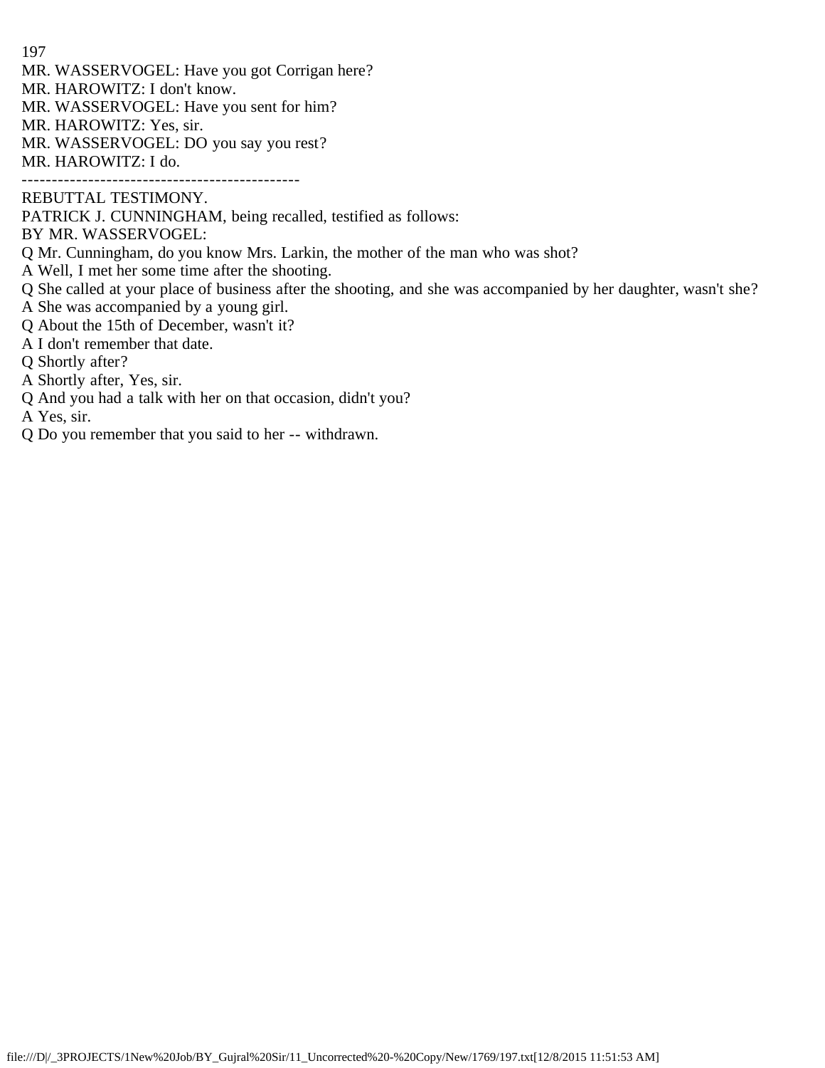MR. WASSERVOGEL: Have you got Corrigan here?
MR. HAROWITZ: I don't know.
MR. WASSERVOGEL: Have you sent for him?
MR. HAROWITZ: Yes, sir.
MR. WASSERVOGEL: DO you say you rest?
MR. HAROWITZ: I do.

----------------------------------------------

REBUTTAL TESTIMONY.

PATRICK J. CUNNINGHAM, being recalled, testified as follows:
BY MR. WASSERVOGEL:

Q Mr. Cunningham, do you know Mrs. Larkin, the mother of the man who was shot?
A Well, I met her some time after the shooting.
Q She called at your place of business after the shooting, and she was accompanied by her daughter, wasn't she?
A She was accompanied by a young girl.
Q About the 15th of December, wasn't it?
A I don't remember that date.
Q Shortly after?
A Shortly after, Yes, sir.
Q And you had a talk with her on that occasion, didn't you?
A Yes, sir.
Q Do you remember that you said to her -- withdrawn.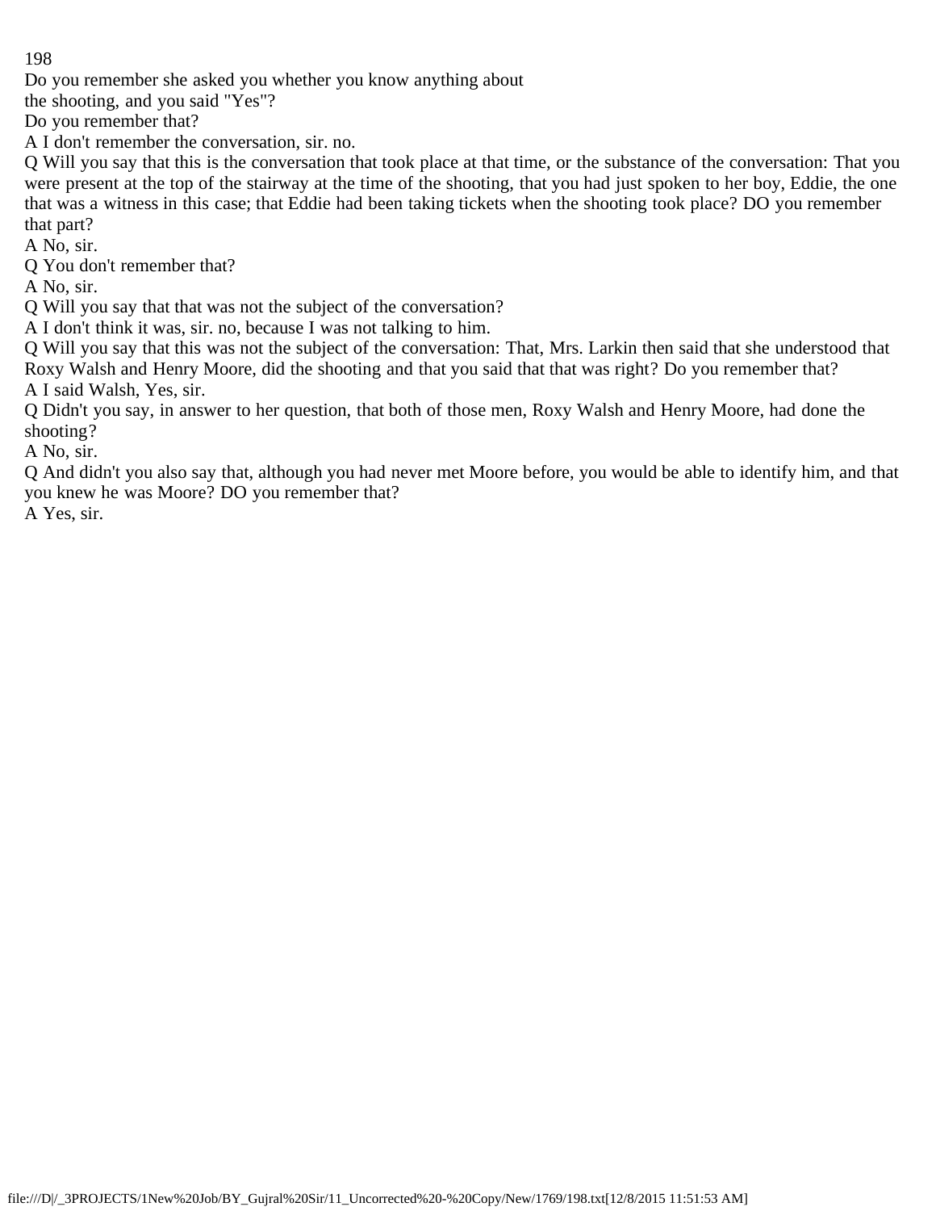Do you remember she asked you whether you know anything about
the shooting, and you said "Yes"?
Do you remember that?

A I don't remember the conversation, sir. no.

Q Will you say that this is the conversation that took place at that time, or the substance of the conversation: That you were present at the top of the stairway at the time of the shooting, that you had just spoken to her boy, Eddie, the one that was a witness in this case; that Eddie had been taking tickets when the shooting took place? DO you remember that part?

A No, sir.

Q You don't remember that?

A No, sir.

Q Will you say that that was not the subject of the conversation?

A I don't think it was, sir. no, because I was not talking to him.

Q Will you say that this was not the subject of the conversation: That, Mrs. Larkin then said that she understood that Roxy Walsh and Henry Moore, did the shooting and that you said that that was right? Do you remember that?

A I said Walsh, Yes, sir.

Q Didn't you say, in answer to her question, that both of those men, Roxy Walsh and Henry Moore, had done the shooting?

A No, sir.

Q And didn't you also say that, although you had never met Moore before, you would be able to identify him, and that you knew he was Moore? DO you remember that?

A Yes, sir.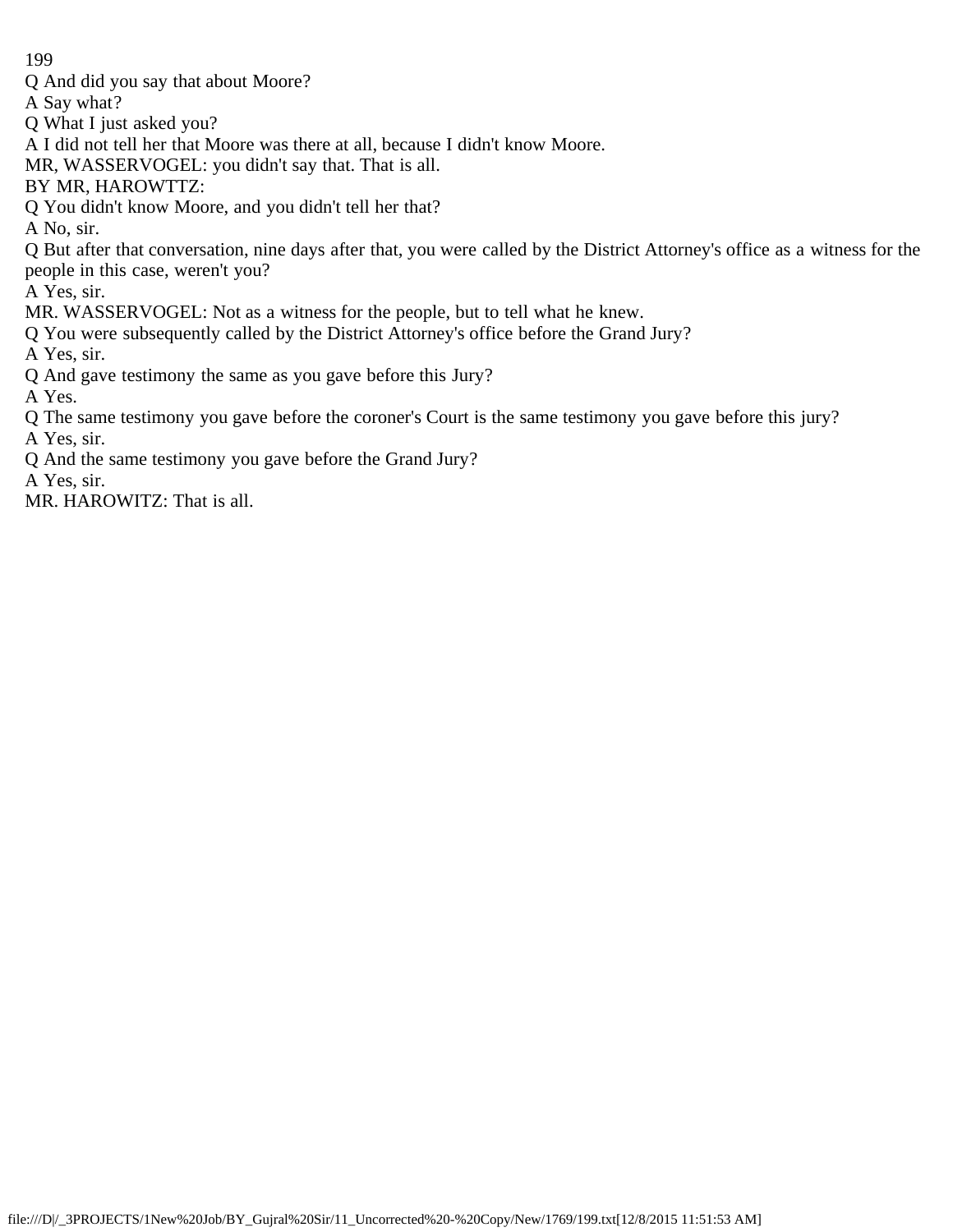Q And did you say that about Moore?

A Say what?

Q What I just asked you?

A I did not tell her that Moore was there at all, because I didn't know Moore.

MR, WASSERVOGEL: you didn't say that. That is all.

BY MR, HAROWTTZ:

Q You didn't know Moore, and you didn't tell her that?

A No, sir.

Q But after that conversation, nine days after that, you were called by the District Attorney's office as a witness for the people in this case, weren't you?

A Yes, sir.

MR. WASSERVOGEL: Not as a witness for the people, but to tell what he knew.

Q You were subsequently called by the District Attorney's office before the Grand Jury?

A Yes, sir.

Q And gave testimony the same as you gave before this Jury?

A Yes.

Q The same testimony you gave before the coroner's Court is the same testimony you gave before this jury?

A Yes, sir.

Q And the same testimony you gave before the Grand Jury?

A Yes, sir.

MR. HAROWITZ: That is all.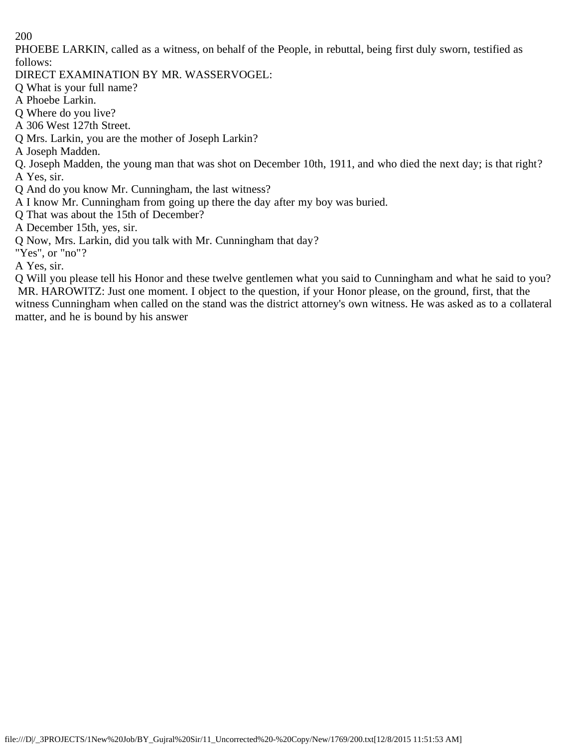PHOEBE LARKIN, called as a witness, on behalf of the People, in rebuttal, being first duly sworn, testified as follows:

DIRECT EXAMINATION BY MR. WASSERVOGEL:

Q What is your full name?

A Phoebe Larkin.

Q Where do you live?

A 306 West 127th Street.

Q Mrs. Larkin, you are the mother of Joseph Larkin?

A Joseph Madden.

Q. Joseph Madden, the young man that was shot on December 10th, 1911, and who died the next day; is that right?

A Yes, sir.

Q And do you know Mr. Cunningham, the last witness?

A I know Mr. Cunningham from going up there the day after my boy was buried.

Q That was about the 15th of December?

A December 15th, yes, sir.

Q Now, Mrs. Larkin, did you talk with Mr. Cunningham that day? "Yes", or "no"?

A Yes, sir.

Q Will you please tell his Honor and these twelve gentlemen what you said to Cunningham and what he said to you?

MR. HAROWITZ: Just one moment. I object to the question, if your Honor please, on the ground, first, that the witness Cunningham when called on the stand was the district attorney's own witness. He was asked as to a collateral matter, and he is bound by his answer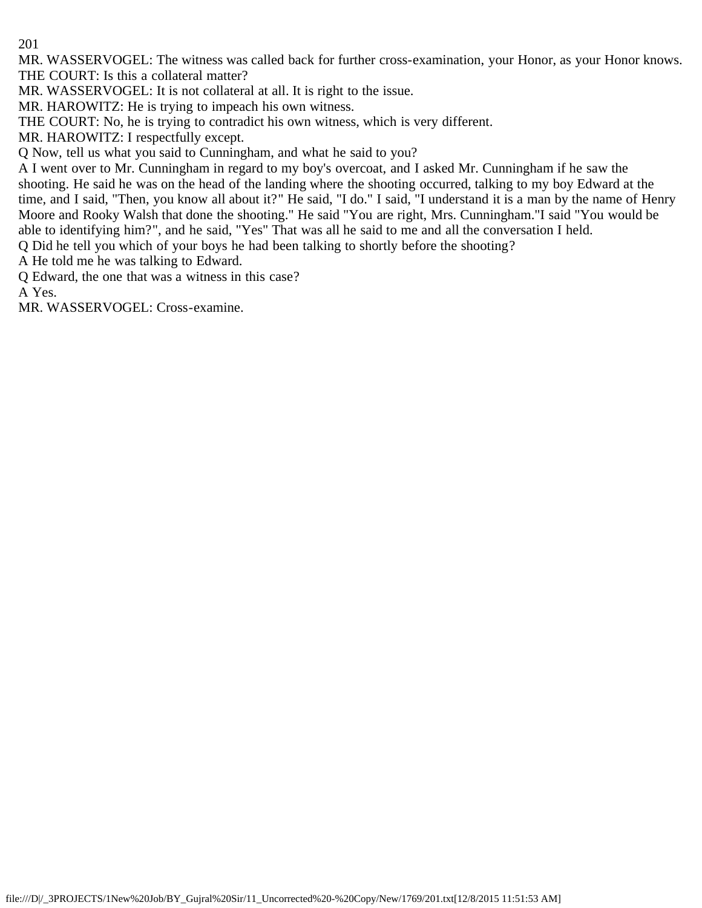MR. WASSERVOGEL: The witness was called back for further cross-examination, your Honor, as your Honor knows.

THE COURT: Is this a collateral matter?

MR. WASSERVOGEL: It is not collateral at all. It is right to the issue.

MR. HAROWITZ: He is trying to impeach his own witness.

THE COURT: No, he is trying to contradict his own witness, which is very different.

MR. HAROWITZ: I respectfully except.

Q Now, tell us what you said to Cunningham, and what he said to you?

A I went over to Mr. Cunningham in regard to my boy's overcoat, and I asked Mr. Cunningham if he saw the shooting. He said he was on the head of the landing where the shooting occurred, talking to my boy Edward at the time, and I said, "Then, you know all about it?" He said, "I do." I said, "I understand it is a man by the name of Henry Moore and Rooky Walsh that done the shooting." He said "You are right, Mrs. Cunningham."I said "You would be able to identifying him?", and he said, "Yes" That was all he said to me and all the conversation I held.

Q Did he tell you which of your boys he had been talking to shortly before the shooting?

A He told me he was talking to Edward.

Q Edward, the one that was a witness in this case?

A Yes.

MR. WASSERVOGEL: Cross-examine.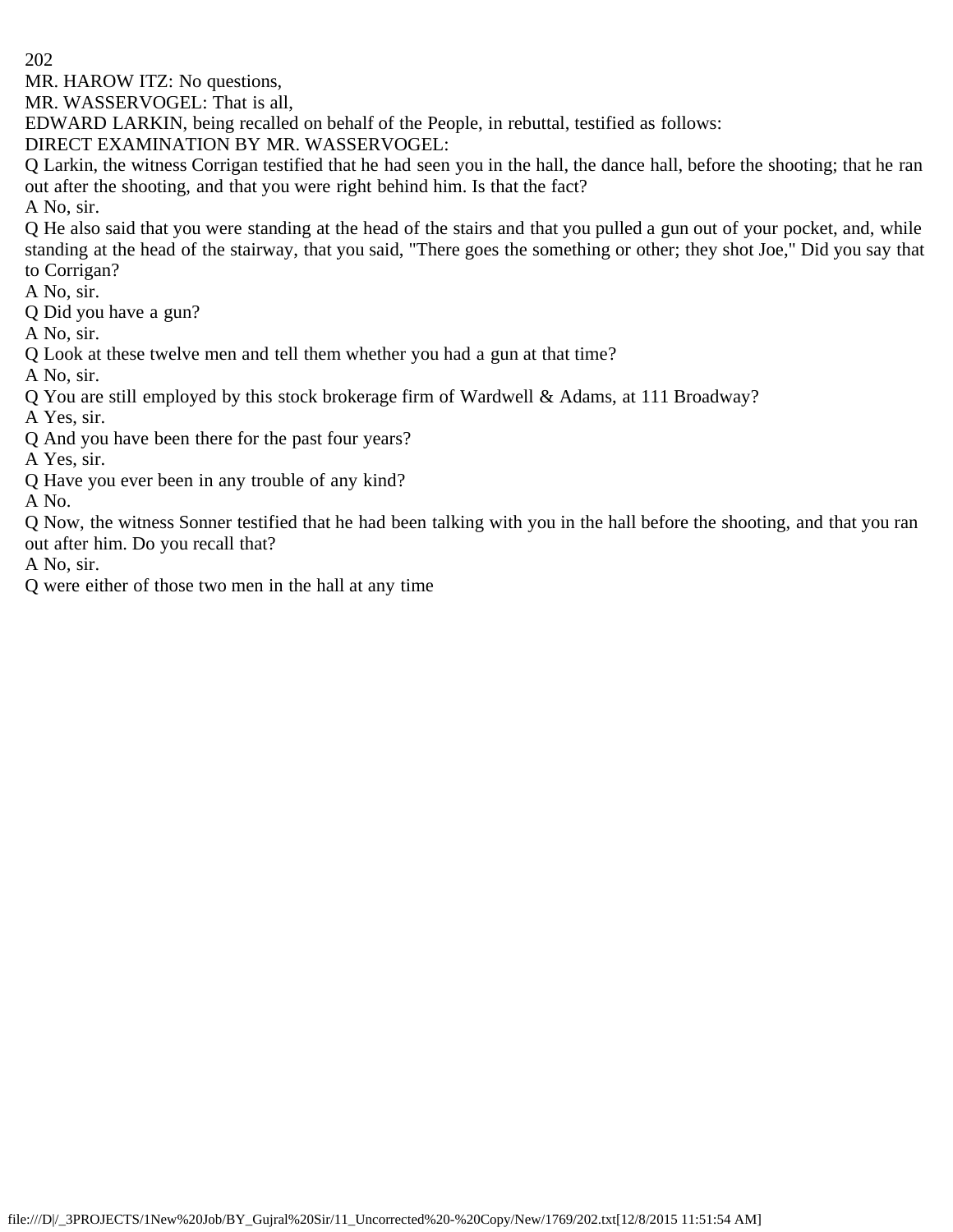MR. HAROW ITZ: No questions,

MR. WASSERVOGEL: That is all,

EDWARD LARKIN, being recalled on behalf of the People, in rebuttal, testified as follows:

DIRECT EXAMINATION BY MR. WASSERVOGEL:

Q Larkin, the witness Corrigan testified that he had seen you in the hall, the dance hall, before the shooting; that he ran out after the shooting, and that you were right behind him. Is that the fact?

A No, sir.

Q He also said that you were standing at the head of the stairs and that you pulled a gun out of your pocket, and, while standing at the head of the stairway, that you said, "There goes the something or other; they shot Joe," Did you say that to Corrigan?

A No, sir.

Q Did you have a gun?

A No, sir.

Q Look at these twelve men and tell them whether you had a gun at that time?

A No, sir.

Q You are still employed by this stock brokerage firm of Wardwell & Adams, at 111 Broadway?

A Yes, sir.

Q And you have been there for the past four years?

A Yes, sir.

Q Have you ever been in any trouble of any kind?

A No.

Q Now, the witness Sonner testified that he had been talking with you in the hall before the shooting, and that you ran out after him. Do you recall that?

A No, sir.

Q were either of those two men in the hall at any time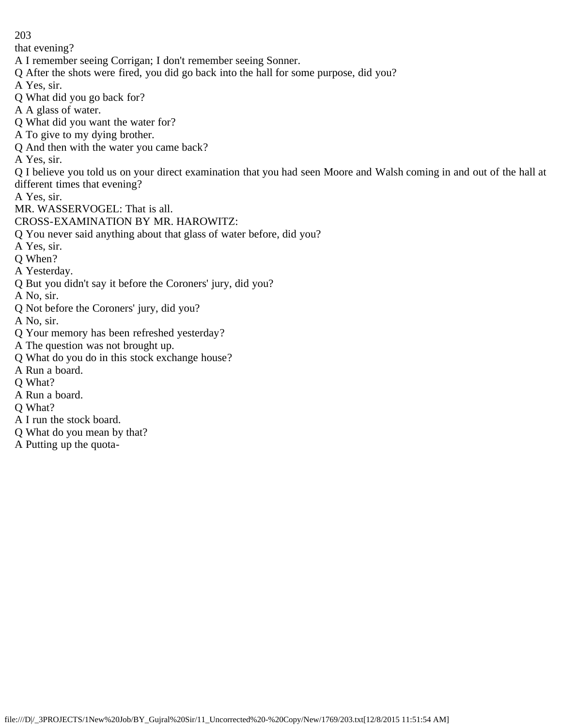that evening?

A I remember seeing Corrigan; I don't remember seeing Sonner.

Q After the shots were fired, you did go back into the hall for some purpose, did you?

A Yes, sir.

Q What did you go back for?

A A glass of water.

Q What did you want the water for?

A To give to my dying brother.

Q And then with the water you came back?

A Yes, sir.

Q I believe you told us on your direct examination that you had seen Moore and Walsh coming in and out of the hall at different times that evening?

A Yes, sir.

MR. WASSERVOGEL: That is all.

CROSS-EXAMINATION BY MR. HAROWITZ:

Q You never said anything about that glass of water before, did you?

A Yes, sir.

Q When?

A Yesterday.

Q But you didn't say it before the Coroners' jury, did you?

A No, sir.

Q Not before the Coroners' jury, did you?

A No, sir.

Q Your memory has been refreshed yesterday?

A The question was not brought up.

Q What do you do in this stock exchange house?

A Run a board.

Q What?

A Run a board.

Q What?

A I run the stock board.

Q What do you mean by that?

A Putting up the quota-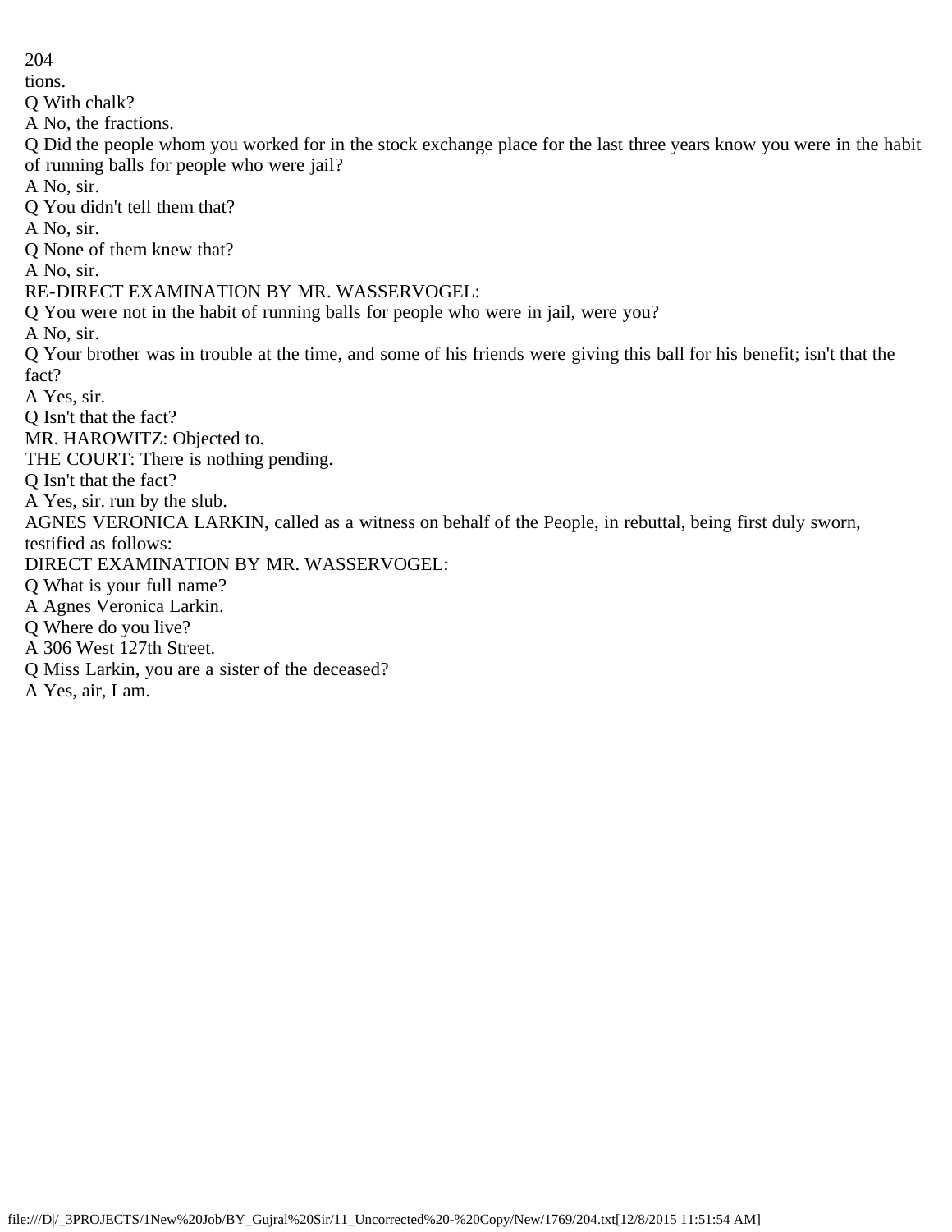tions.

Q With chalk?

A No, the fractions.

Q Did the people whom you worked for in the stock exchange place for the last three years know you were in the habit of running balls for people who were jail?

A No, sir.

Q You didn't tell them that?

A No, sir.

Q None of them knew that?

A No, sir.

RE-DIRECT EXAMINATION BY MR. WASSERVOGEL:

Q You were not in the habit of running balls for people who were in jail, were you?

A No, sir.

Q Your brother was in trouble at the time, and some of his friends were giving this ball for his benefit; isn't that the fact?

A Yes, sir.

Q Isn't that the fact?

MR. HAROWITZ: Objected to.

THE COURT: There is nothing pending.

Q Isn't that the fact?

A Yes, sir. run by the slub.

AGNES VERONICA LARKIN, called as a witness on behalf of the People, in rebuttal, being first duly sworn, testified as follows:

DIRECT EXAMINATION BY MR. WASSERVOGEL:

Q What is your full name?

A Agnes Veronica Larkin.

Q Where do you live?

A 306 West 127th Street.

Q Miss Larkin, you are a sister of the deceased?

A Yes, air, I am.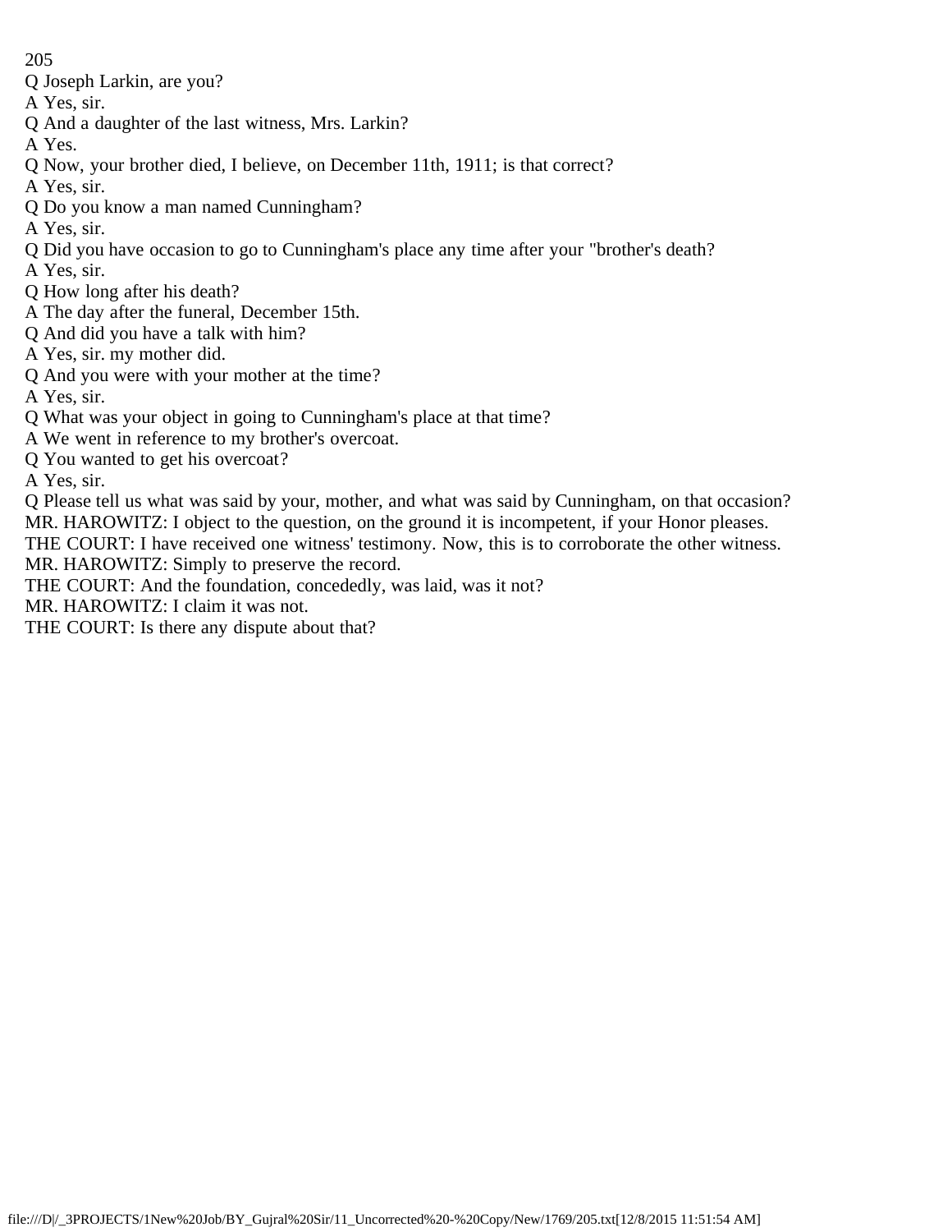Q Joseph Larkin, are you?

A Yes, sir.

Q And a daughter of the last witness, Mrs. Larkin?

A Yes.

Q Now, your brother died, I believe, on December 11th, 1911; is that correct?

A Yes, sir.

Q Do you know a man named Cunningham?

A Yes, sir.

Q Did you have occasion to go to Cunningham's place any time after your "brother's death?

A Yes, sir.

Q How long after his death?

A The day after the funeral, December 15th.

Q And did you have a talk with him?

A Yes, sir. my mother did.

Q And you were with your mother at the time?

A Yes, sir.

Q What was your object in going to Cunningham's place at that time?

A We went in reference to my brother's overcoat.

Q You wanted to get his overcoat?

A Yes, sir.

Q Please tell us what was said by your, mother, and what was said by Cunningham, on that occasion?

MR. HAROWITZ: I object to the question, on the ground it is incompetent, if your Honor pleases.

THE COURT: I have received one witness' testimony. Now, this is to corroborate the other witness.

MR. HAROWITZ: Simply to preserve the record.

THE COURT: And the foundation, concededly, was laid, was it not?

MR. HAROWITZ: I claim it was not.

THE COURT: Is there any dispute about that?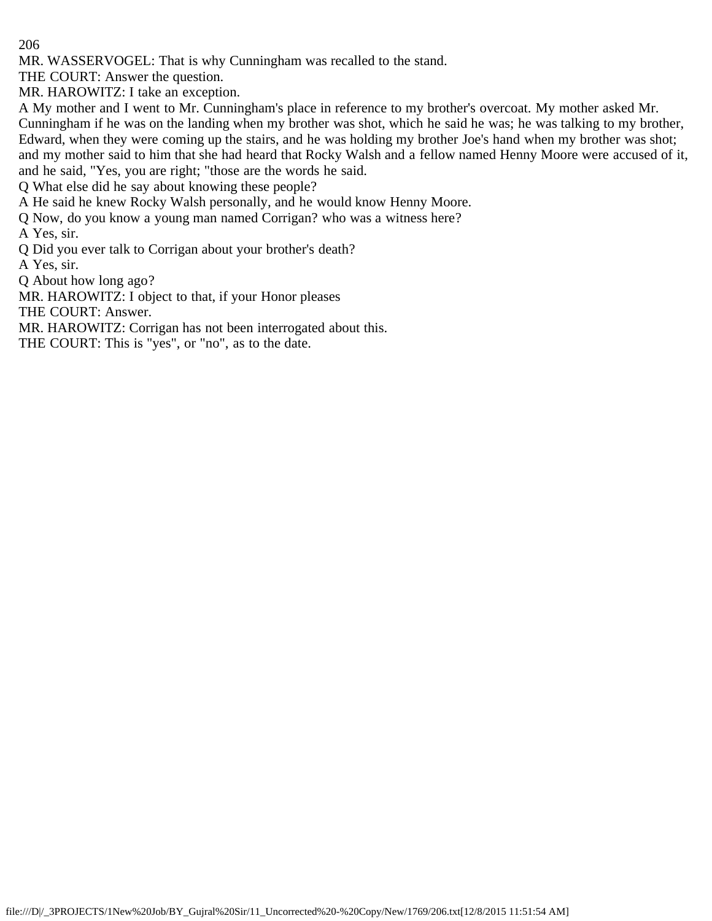MR. WASSERVOGEL: That is why Cunningham was recalled to the stand.

THE COURT: Answer the question.

MR. HAROWITZ: I take an exception.

A My mother and I went to Mr. Cunningham's place in reference to my brother's overcoat. My mother asked Mr. Cunningham if he was on the landing when my brother was shot, which he said he was; he was talking to my brother, Edward, when they were coming up the stairs, and he was holding my brother Joe's hand when my brother was shot; and my mother said to him that she had heard that Rocky Walsh and a fellow named Henny Moore were accused of it, and he said, "Yes, you are right; "those are the words he said.

Q What else did he say about knowing these people?

A He said he knew Rocky Walsh personally, and he would know Henny Moore.

Q Now, do you know a young man named Corrigan? who was a witness here?

A Yes, sir.

Q Did you ever talk to Corrigan about your brother's death?

A Yes, sir.

Q About how long ago?

MR. HAROWITZ: I object to that, if your Honor pleases

THE COURT: Answer.

MR. HAROWITZ: Corrigan has not been interrogated about this.

THE COURT: This is "yes", or "no", as to the date.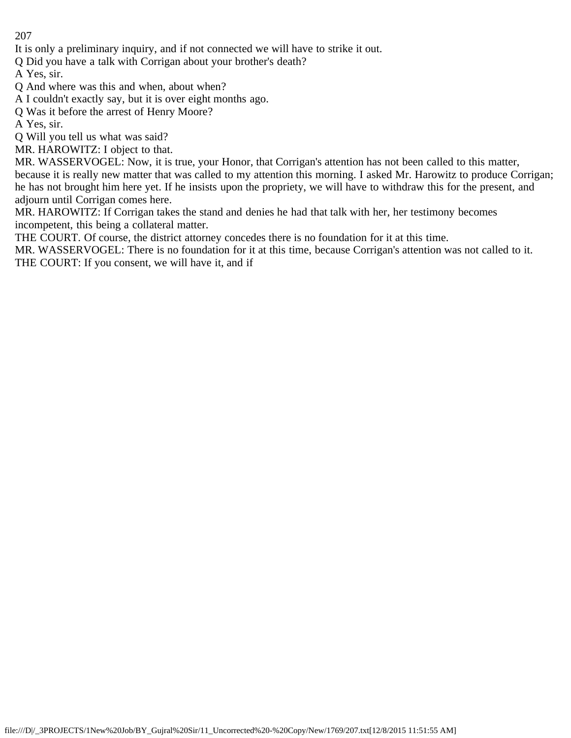It is only a preliminary inquiry, and if not connected we will have to strike it out.

Q Did you have a talk with Corrigan about your brother's death?

A Yes, sir.

Q And where was this and when, about when?

A I couldn't exactly say, but it is over eight months ago.

Q Was it before the arrest of Henry Moore?

A Yes, sir.

Q Will you tell us what was said?

MR. HAROWITZ: I object to that.

MR. WASSERVOGEL: Now, it is true, your Honor, that Corrigan's attention has not been called to this matter, because it is really new matter that was called to my attention this morning. I asked Mr. Harowitz to produce Corrigan; he has not brought him here yet. If he insists upon the propriety, we will have to withdraw this for the present, and adjourn until Corrigan comes here.

MR. HAROWITZ: If Corrigan takes the stand and denies he had that talk with her, her testimony becomes incompetent, this being a collateral matter.

THE COURT. Of course, the district attorney concedes there is no foundation for it at this time.

MR. WASSERVOGEL: There is no foundation for it at this time, because Corrigan's attention was not called to it.

THE COURT: If you consent, we will have it, and if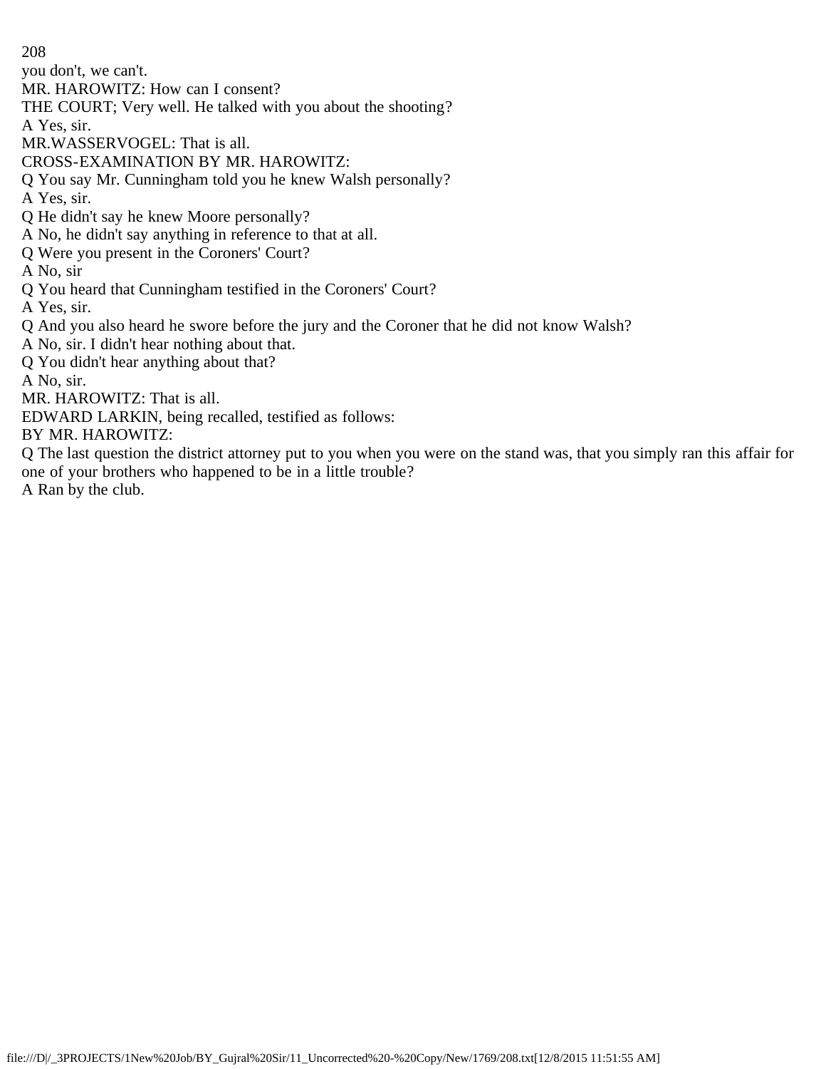you don't, we can't.

MR. HAROWITZ: How can I consent?

THE COURT; Very well. He talked with you about the shooting?

A Yes, sir.

MR.WASSERVOGEL: That is all.

CROSS-EXAMINATION BY MR. HAROWITZ:

Q You say Mr. Cunningham told you he knew Walsh personally?

A Yes, sir.

Q He didn't say he knew Moore personally?

A No, he didn't say anything in reference to that at all.

Q Were you present in the Coroners' Court?

A No, sir

Q You heard that Cunningham testified in the Coroners' Court?

A Yes, sir.

Q And you also heard he swore before the jury and the Coroner that he did not know Walsh?

A No, sir. I didn't hear nothing about that.

Q You didn't hear anything about that?

A No, sir.

MR. HAROWITZ: That is all.

EDWARD LARKIN, being recalled, testified as follows:

BY MR. HAROWITZ:

Q The last question the district attorney put to you when you were on the stand was, that you simply ran this affair for one of your brothers who happened to be in a little trouble?

A Ran by the club.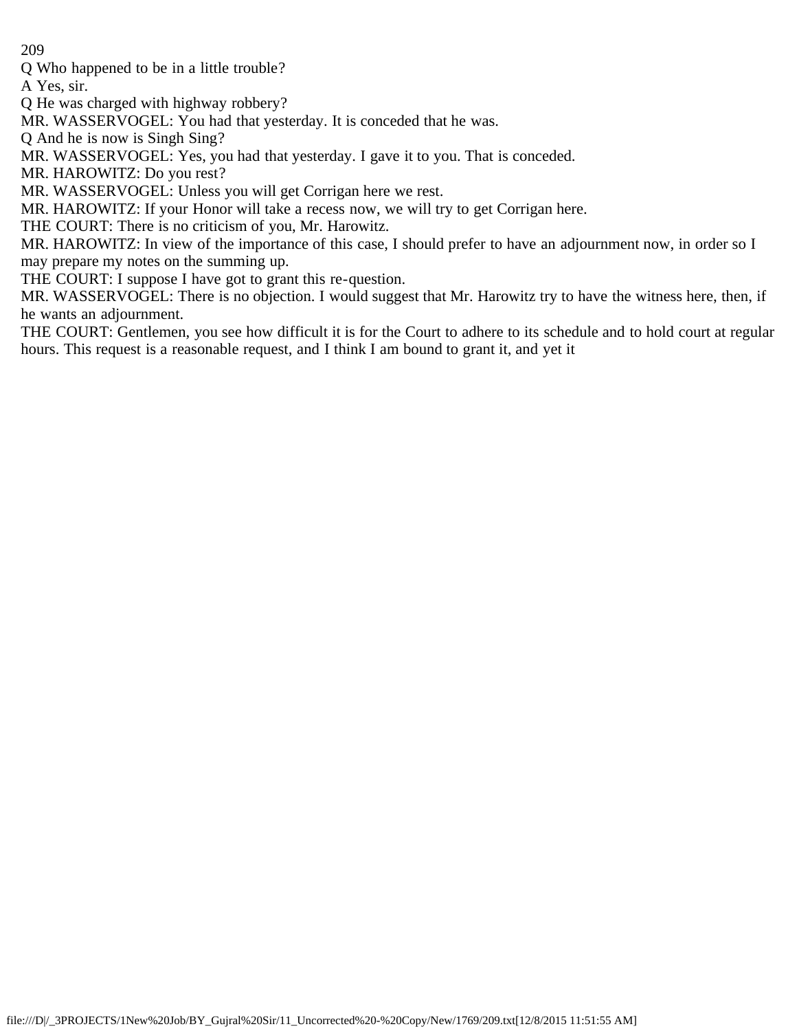Q Who happened to be in a little trouble?

A Yes, sir.

Q He was charged with highway robbery?

MR. WASSERVOGEL: You had that yesterday. It is conceded that he was.

Q And he is now is Singh Sing?

MR. WASSERVOGEL: Yes, you had that yesterday. I gave it to you. That is conceded.

MR. HAROWITZ: Do you rest?

MR. WASSERVOGEL: Unless you will get Corrigan here we rest.

MR. HAROWITZ: If your Honor will take a recess now, we will try to get Corrigan here.

THE COURT: There is no criticism of you, Mr. Harowitz.

MR. HAROWITZ: In view of the importance of this case, I should prefer to have an adjournment now, in order so I may prepare my notes on the summing up.

THE COURT: I suppose I have got to grant this re-question.

MR. WASSERVOGEL: There is no objection. I would suggest that Mr. Harowitz try to have the witness here, then, if he wants an adjournment.

THE COURT: Gentlemen, you see how difficult it is for the Court to adhere to its schedule and to hold court at regular hours. This request is a reasonable request, and I think I am bound to grant it, and yet it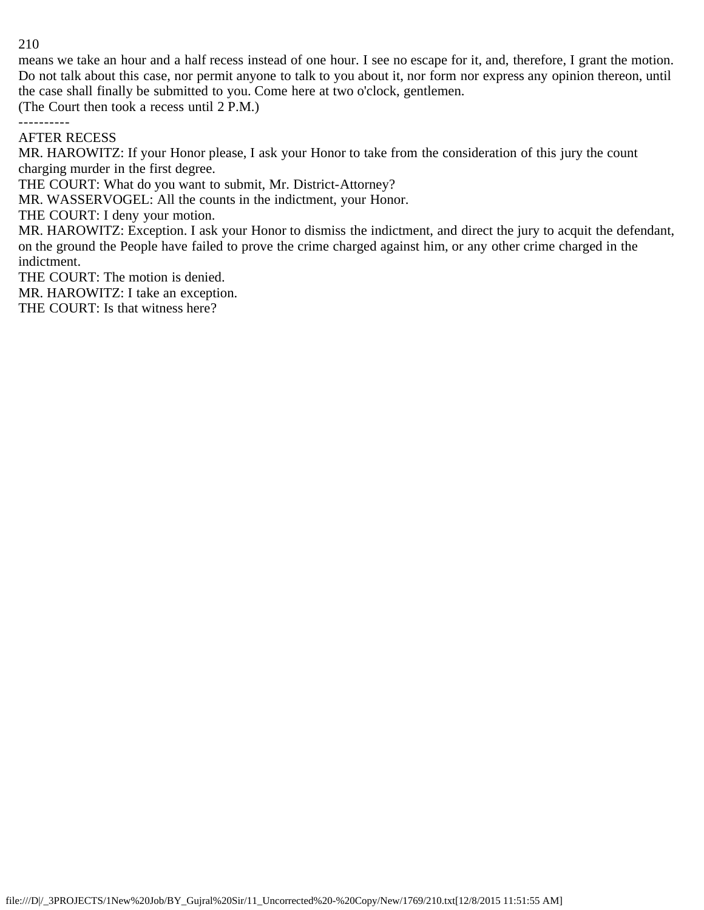means we take an hour and a half recess instead of one hour. I see no escape for it, and, therefore, I grant the motion. Do not talk about this case, nor permit anyone to talk to you about it, nor form nor express any opinion thereon, until the case shall finally be submitted to you. Come here at two o'clock, gentlemen.

(The Court then took a recess until 2 P.M.)

----------

AFTER RECESS

MR. HAROWITZ: If your Honor please, I ask your Honor to take from the consideration of this jury the count charging murder in the first degree.

THE COURT: What do you want to submit, Mr. District-Attorney?

MR. WASSERVOGEL: All the counts in the indictment, your Honor.

THE COURT: I deny your motion.

MR. HAROWITZ: Exception. I ask your Honor to dismiss the indictment, and direct the jury to acquit the defendant, on the ground the People have failed to prove the crime charged against him, or any other crime charged in the indictment.

THE COURT: The motion is denied.

MR. HAROWITZ: I take an exception.

THE COURT: Is that witness here?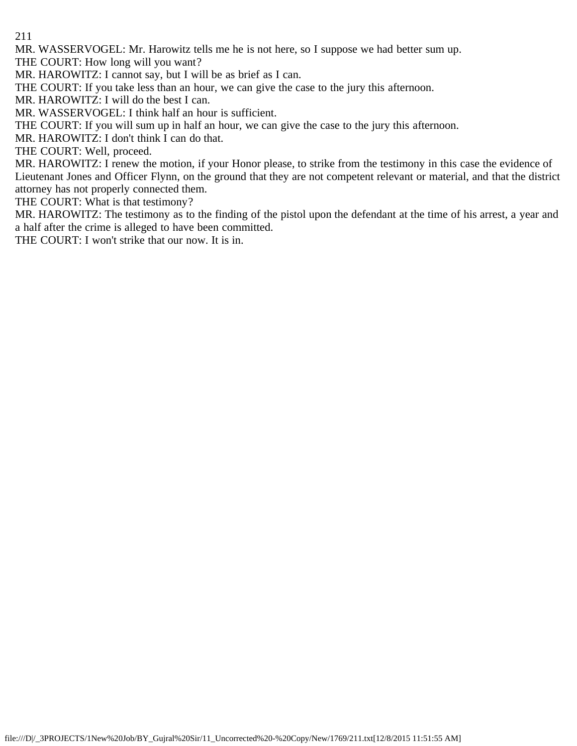MR. WASSERVOGEL: Mr. Harowitz tells me he is not here, so I suppose we had better sum up.

THE COURT: How long will you want?

MR. HAROWITZ: I cannot say, but I will be as brief as I can.

THE COURT: If you take less than an hour, we can give the case to the jury this afternoon.

MR. HAROWITZ: I will do the best I can.

MR. WASSERVOGEL: I think half an hour is sufficient.

THE COURT: If you will sum up in half an hour, we can give the case to the jury this afternoon.

MR. HAROWITZ: I don't think I can do that.

THE COURT: Well, proceed.

MR. HAROWITZ: I renew the motion, if your Honor please, to strike from the testimony in this case the evidence of Lieutenant Jones and Officer Flynn, on the ground that they are not competent relevant or material, and that the district attorney has not properly connected them.

THE COURT: What is that testimony?

MR. HAROWITZ: The testimony as to the finding of the pistol upon the defendant at the time of his arrest, a year and a half after the crime is alleged to have been committed.

THE COURT: I won't strike that our now. It is in.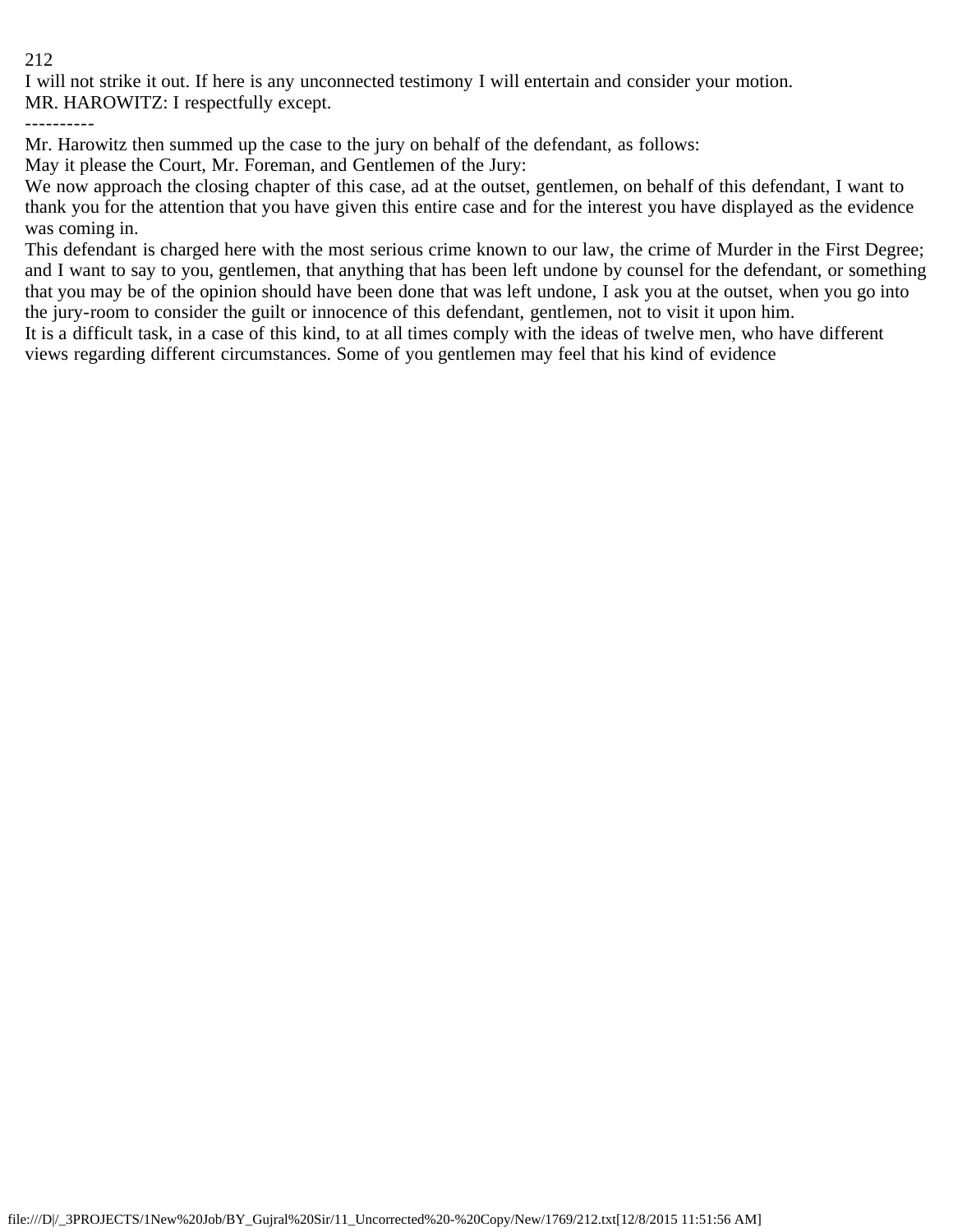I will not strike it out. If here is any unconnected testimony I will entertain and consider your motion.

MR. HAROWITZ: I respectfully except.

----------

Mr. Harowitz then summed up the case to the jury on behalf of the defendant, as follows:

May it please the Court, Mr. Foreman, and Gentlemen of the Jury:

We now approach the closing chapter of this case, ad at the outset, gentlemen, on behalf of this defendant, I want to thank you for the attention that you have given this entire case and for the interest you have displayed as the evidence was coming in.

This defendant is charged here with the most serious crime known to our law, the crime of Murder in the First Degree; and I want to say to you, gentlemen, that anything that has been left undone by counsel for the defendant, or something that you may be of the opinion should have been done that was left undone, I ask you at the outset, when you go into the jury-room to consider the guilt or innocence of this defendant, gentlemen, not to visit it upon him.

It is a difficult task, in a case of this kind, to at all times comply with the ideas of twelve men, who have different views regarding different circumstances. Some of you gentlemen may feel that his kind of evidence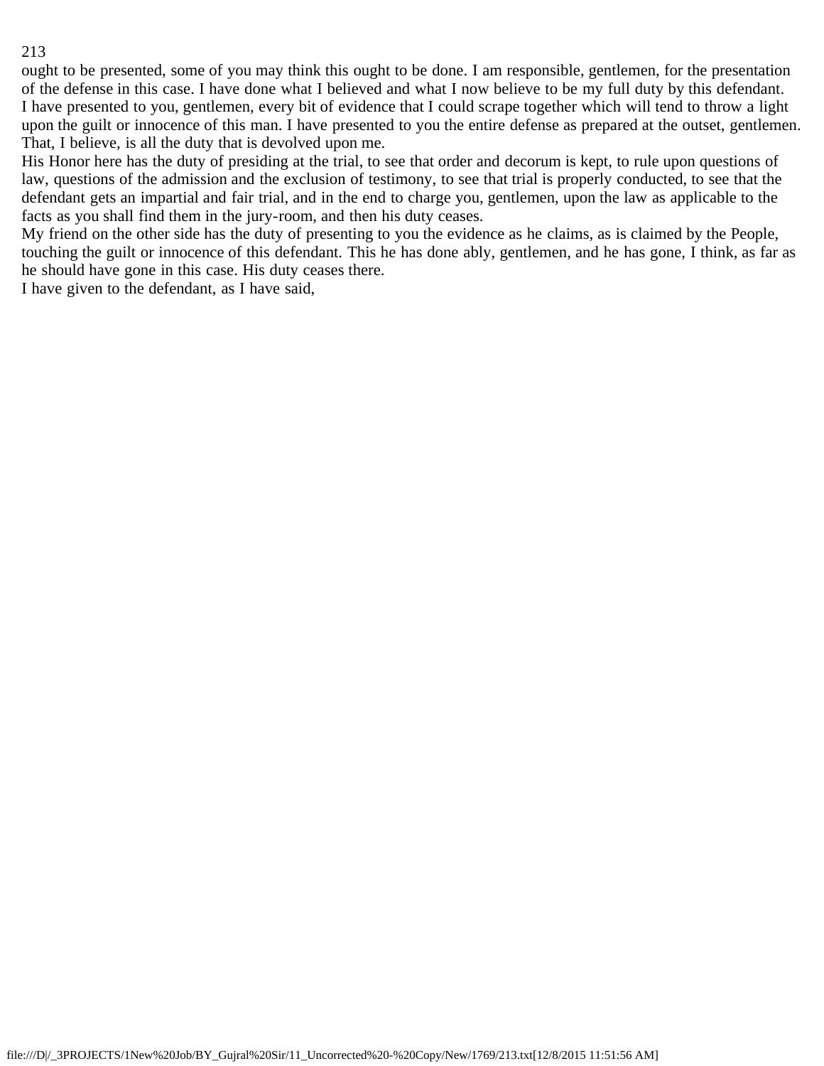ought to be presented, some of you may think this ought to be done. I am responsible, gentlemen, for the presentation of the defense in this case. I have done what I believed and what I now believe to be my full duty by this defendant. I have presented to you, gentlemen, every bit of evidence that I could scrape together which will tend to throw a light upon the guilt or innocence of this man. I have presented to you the entire defense as prepared at the outset, gentlemen. That, I believe, is all the duty that is devolved upon me.

His Honor here has the duty of presiding at the trial, to see that order and decorum is kept, to rule upon questions of law, questions of the admission and the exclusion of testimony, to see that trial is properly conducted, to see that the defendant gets an impartial and fair trial, and in the end to charge you, gentlemen, upon the law as applicable to the facts as you shall find them in the jury-room, and then his duty ceases.

My friend on the other side has the duty of presenting to you the evidence as he claims, as is claimed by the People, touching the guilt or innocence of this defendant. This he has done ably, gentlemen, and he has gone, I think, as far as he should have gone in this case. His duty ceases there.

I have given to the defendant, as I have said,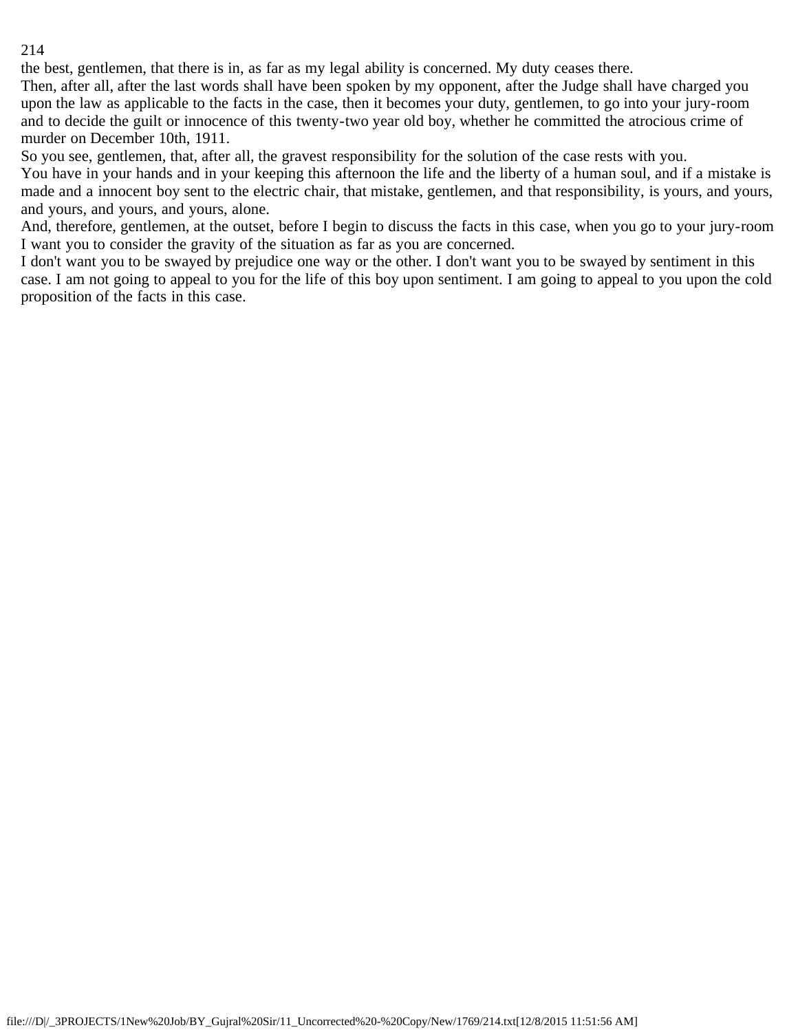the best, gentlemen, that there is in, as far as my legal ability is concerned. My duty ceases there.

Then, after all, after the last words shall have been spoken by my opponent, after the Judge shall have charged you upon the law as applicable to the facts in the case, then it becomes your duty, gentlemen, to go into your jury-room and to decide the guilt or innocence of this twenty-two year old boy, whether he committed the atrocious crime of murder on December 10th, 1911.

So you see, gentlemen, that, after all, the gravest responsibility for the solution of the case rests with you.

You have in your hands and in your keeping this afternoon the life and the liberty of a human soul, and if a mistake is made and a innocent boy sent to the electric chair, that mistake, gentlemen, and that responsibility, is yours, and yours, and yours, and yours, and yours, alone.

And, therefore, gentlemen, at the outset, before I begin to discuss the facts in this case, when you go to your jury-room I want you to consider the gravity of the situation as far as you are concerned.

I don't want you to be swayed by prejudice one way or the other. I don't want you to be swayed by sentiment in this case. I am not going to appeal to you for the life of this boy upon sentiment. I am going to appeal to you upon the cold proposition of the facts in this case.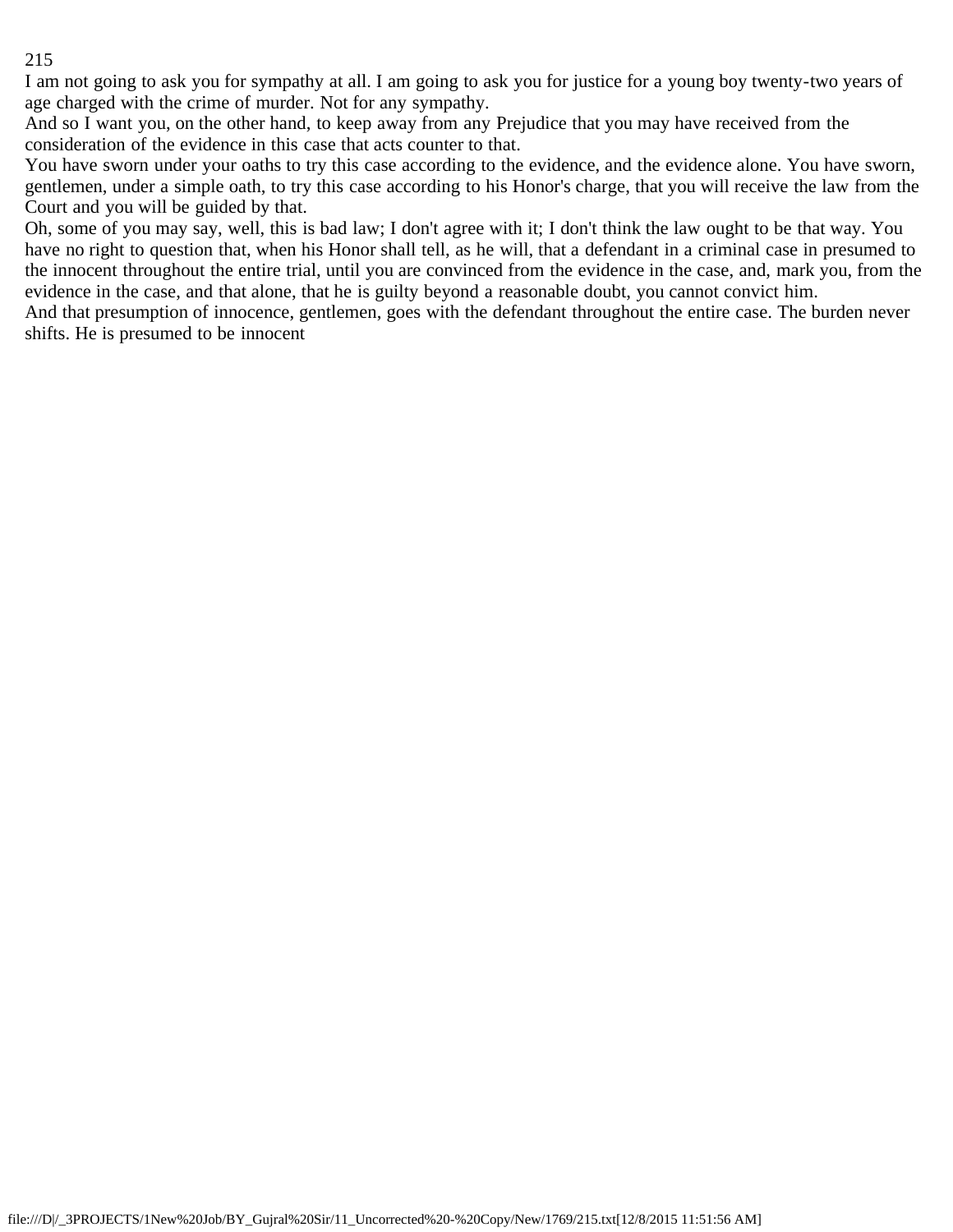I am not going to ask you for sympathy at all. I am going to ask you for justice for a young boy twenty-two years of age charged with the crime of murder. Not for any sympathy.

And so I want you, on the other hand, to keep away from any Prejudice that you may have received from the consideration of the evidence in this case that acts counter to that.

You have sworn under your oaths to try this case according to the evidence, and the evidence alone. You have sworn, gentlemen, under a simple oath, to try this case according to his Honor's charge, that you will receive the law from the Court and you will be guided by that.

Oh, some of you may say, well, this is bad law; I don't agree with it; I don't think the law ought to be that way. You have no right to question that, when his Honor shall tell, as he will, that a defendant in a criminal case in presumed to the innocent throughout the entire trial, until you are convinced from the evidence in the case, and, mark you, from the evidence in the case, and that alone, that he is guilty beyond a reasonable doubt, you cannot convict him.

And that presumption of innocence, gentlemen, goes with the defendant throughout the entire case. The burden never shifts. He is presumed to be innocent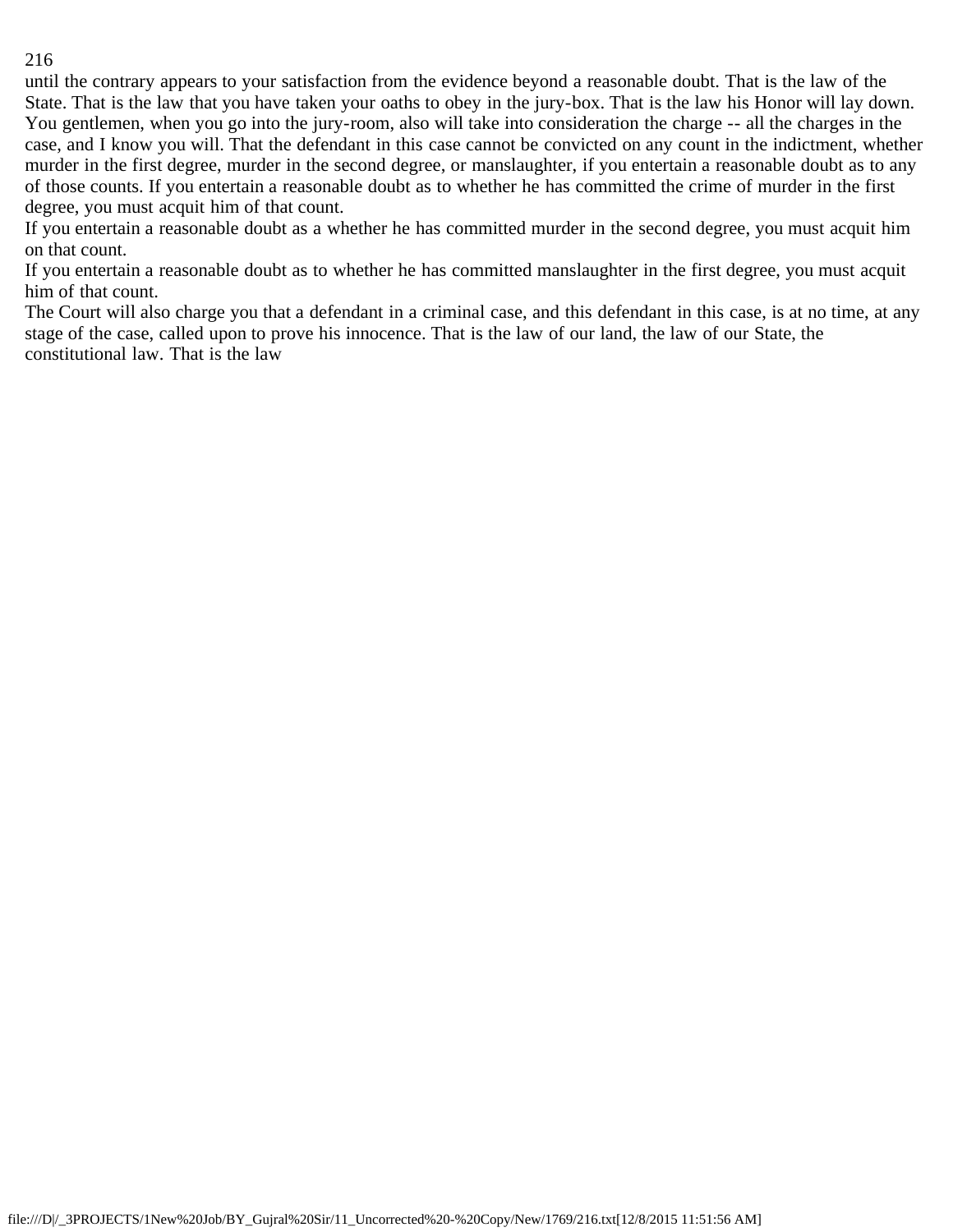until the contrary appears to your satisfaction from the evidence beyond a reasonable doubt. That is the law of the State. That is the law that you have taken your oaths to obey in the jury-box. That is the law his Honor will lay down. You gentlemen, when you go into the jury-room, also will take into consideration the charge -- all the charges in the case, and I know you will. That the defendant in this case cannot be convicted on any count in the indictment, whether murder in the first degree, murder in the second degree, or manslaughter, if you entertain a reasonable doubt as to any of those counts. If you entertain a reasonable doubt as to whether he has committed the crime of murder in the first degree, you must acquit him of that count.

If you entertain a reasonable doubt as a whether he has committed murder in the second degree, you must acquit him on that count.

If you entertain a reasonable doubt as to whether he has committed manslaughter in the first degree, you must acquit him of that count.

The Court will also charge you that a defendant in a criminal case, and this defendant in this case, is at no time, at any stage of the case, called upon to prove his innocence. That is the law of our land, the law of our State, the constitutional law. That is the law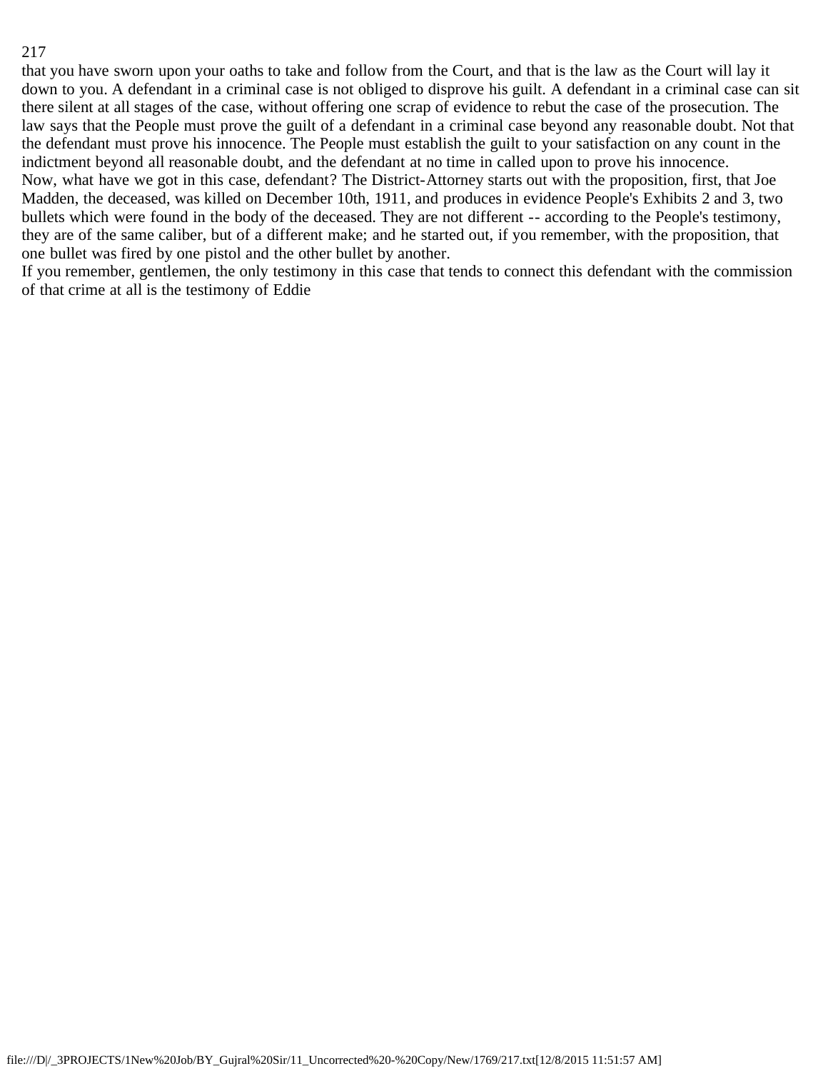that you have sworn upon your oaths to take and follow from the Court, and that is the law as the Court will lay it down to you. A defendant in a criminal case is not obliged to disprove his guilt. A defendant in a criminal case can sit there silent at all stages of the case, without offering one scrap of evidence to rebut the case of the prosecution. The law says that the People must prove the guilt of a defendant in a criminal case beyond any reasonable doubt. Not that the defendant must prove his innocence. The People must establish the guilt to your satisfaction on any count in the indictment beyond all reasonable doubt, and the defendant at no time in called upon to prove his innocence.

Now, what have we got in this case, defendant? The District-Attorney starts out with the proposition, first, that Joe Madden, the deceased, was killed on December 10th, 1911, and produces in evidence People's Exhibits 2 and 3, two bullets which were found in the body of the deceased. They are not different -- according to the People's testimony, they are of the same caliber, but of a different make; and he started out, if you remember, with the proposition, that one bullet was fired by one pistol and the other bullet by another.

If you remember, gentlemen, the only testimony in this case that tends to connect this defendant with the commission of that crime at all is the testimony of Eddie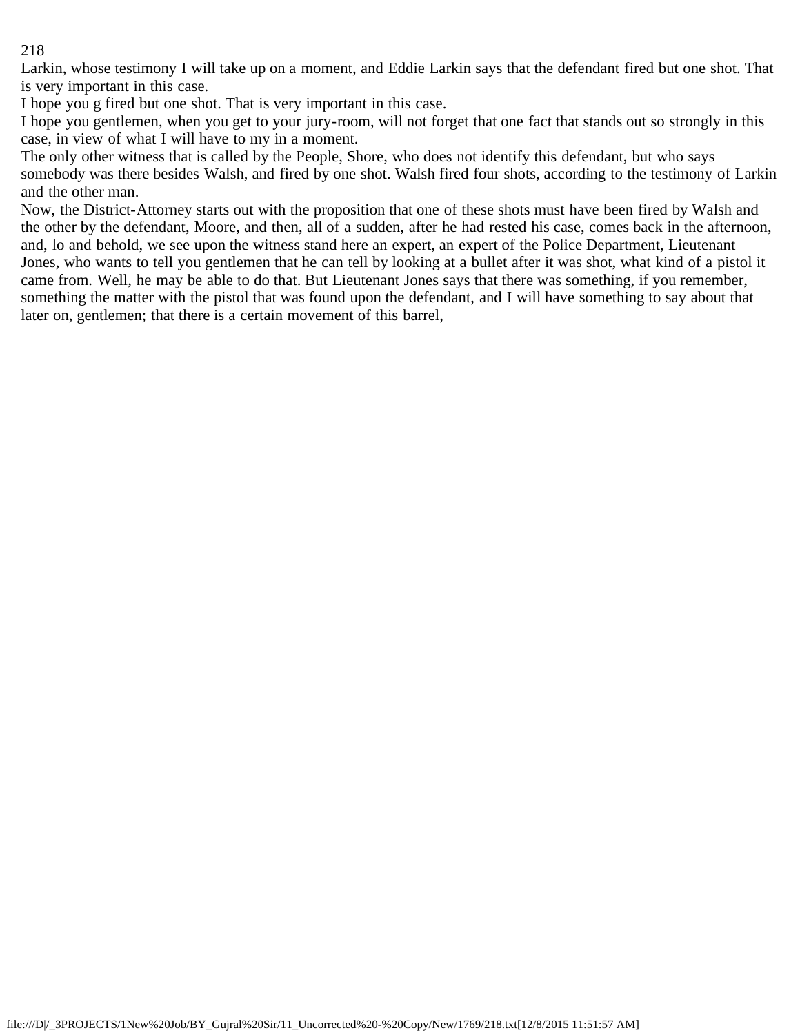Larkin, whose testimony I will take up on a moment, and Eddie Larkin says that the defendant fired but one shot. That is very important in this case.

I hope you g fired but one shot. That is very important in this case.

I hope you gentlemen, when you get to your jury-room, will not forget that one fact that stands out so strongly in this case, in view of what I will have to my in a moment.

The only other witness that is called by the People, Shore, who does not identify this defendant, but who says somebody was there besides Walsh, and fired by one shot. Walsh fired four shots, according to the testimony of Larkin and the other man.

Now, the District-Attorney starts out with the proposition that one of these shots must have been fired by Walsh and the other by the defendant, Moore, and then, all of a sudden, after he had rested his case, comes back in the afternoon, and, lo and behold, we see upon the witness stand here an expert, an expert of the Police Department, Lieutenant Jones, who wants to tell you gentlemen that he can tell by looking at a bullet after it was shot, what kind of a pistol it came from. Well, he may be able to do that. But Lieutenant Jones says that there was something, if you remember, something the matter with the pistol that was found upon the defendant, and I will have something to say about that later on, gentlemen; that there is a certain movement of this barrel,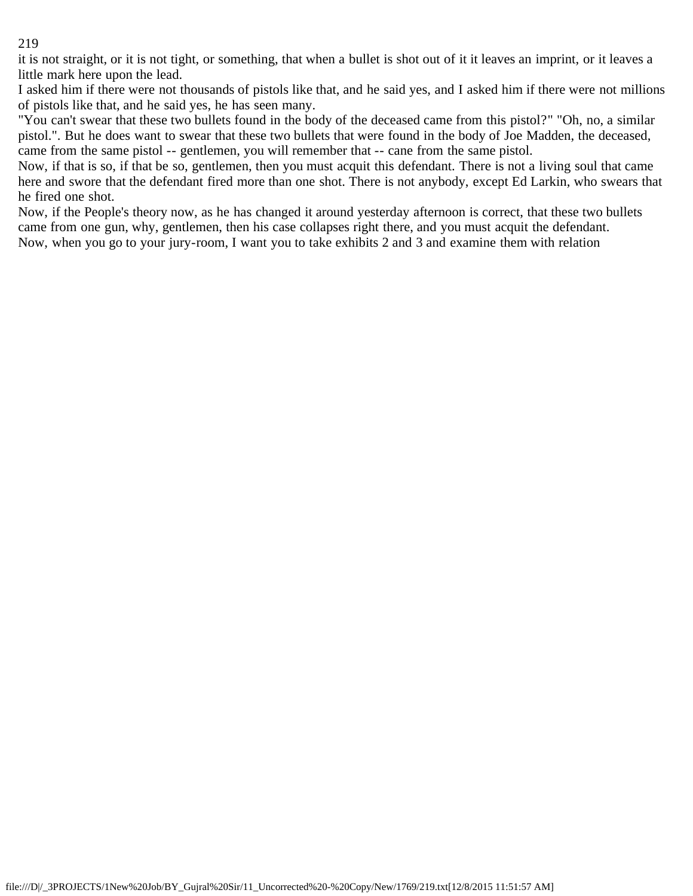it is not straight, or it is not tight, or something, that when a bullet is shot out of it it leaves an imprint, or it leaves a little mark here upon the lead.

I asked him if there were not thousands of pistols like that, and he said yes, and I asked him if there were not millions of pistols like that, and he said yes, he has seen many.

"You can't swear that these two bullets found in the body of the deceased came from this pistol?" "Oh, no, a similar pistol.". But he does want to swear that these two bullets that were found in the body of Joe Madden, the deceased, came from the same pistol -- gentlemen, you will remember that -- cane from the same pistol.

Now, if that is so, if that be so, gentlemen, then you must acquit this defendant. There is not a living soul that came here and swore that the defendant fired more than one shot. There is not anybody, except Ed Larkin, who swears that he fired one shot.

Now, if the People's theory now, as he has changed it around yesterday afternoon is correct, that these two bullets came from one gun, why, gentlemen, then his case collapses right there, and you must acquit the defendant.

Now, when you go to your jury-room, I want you to take exhibits 2 and 3 and examine them with relation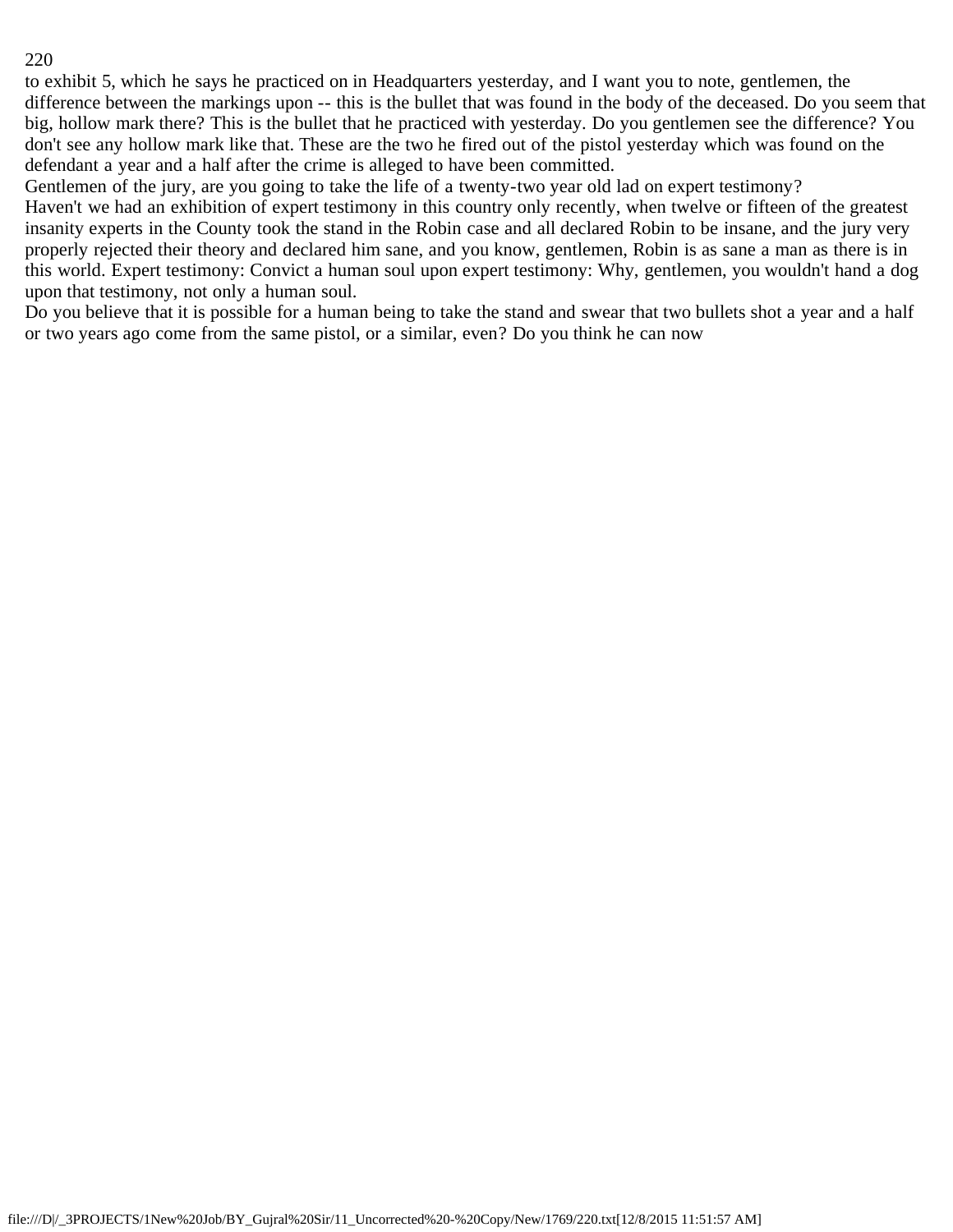to exhibit 5, which he says he practiced on in Headquarters yesterday, and I want you to note, gentlemen, the difference between the markings upon -- this is the bullet that was found in the body of the deceased. Do you seem that big, hollow mark there? This is the bullet that he practiced with yesterday. Do you gentlemen see the difference? You don't see any hollow mark like that. These are the two he fired out of the pistol yesterday which was found on the defendant a year and a half after the crime is alleged to have been committed.

Gentlemen of the jury, are you going to take the life of a twenty-two year old lad on expert testimony?

Haven't we had an exhibition of expert testimony in this country only recently, when twelve or fifteen of the greatest insanity experts in the County took the stand in the Robin case and all declared Robin to be insane, and the jury very properly rejected their theory and declared him sane, and you know, gentlemen, Robin is as sane a man as there is in this world. Expert testimony: Convict a human soul upon expert testimony: Why, gentlemen, you wouldn't hand a dog upon that testimony, not only a human soul.

Do you believe that it is possible for a human being to take the stand and swear that two bullets shot a year and a half or two years ago come from the same pistol, or a similar, even? Do you think he can now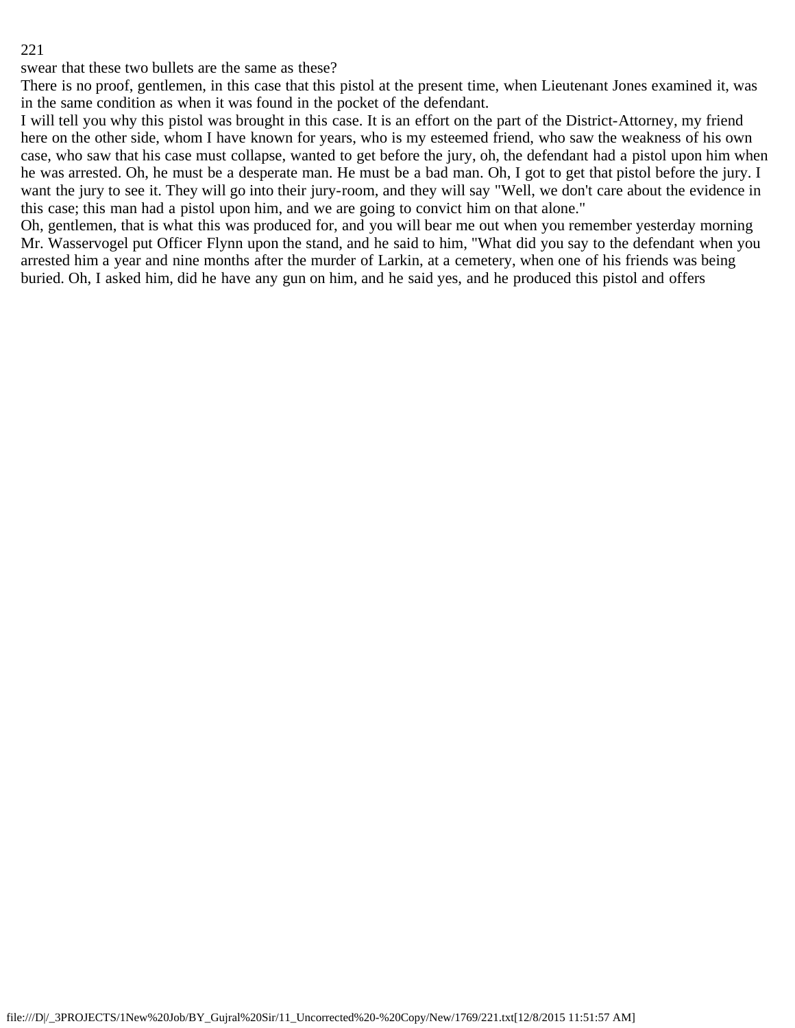swear that these two bullets are the same as these?

There is no proof, gentlemen, in this case that this pistol at the present time, when Lieutenant Jones examined it, was in the same condition as when it was found in the pocket of the defendant.

I will tell you why this pistol was brought in this case. It is an effort on the part of the District-Attorney, my friend here on the other side, whom I have known for years, who is my esteemed friend, who saw the weakness of his own case, who saw that his case must collapse, wanted to get before the jury, oh, the defendant had a pistol upon him when he was arrested. Oh, he must be a desperate man. He must be a bad man. Oh, I got to get that pistol before the jury. I want the jury to see it. They will go into their jury-room, and they will say "Well, we don't care about the evidence in this case; this man had a pistol upon him, and we are going to convict him on that alone."

Oh, gentlemen, that is what this was produced for, and you will bear me out when you remember yesterday morning Mr. Wasservogel put Officer Flynn upon the stand, and he said to him, "What did you say to the defendant when you arrested him a year and nine months after the murder of Larkin, at a cemetery, when one of his friends was being buried. Oh, I asked him, did he have any gun on him, and he said yes, and he produced this pistol and offers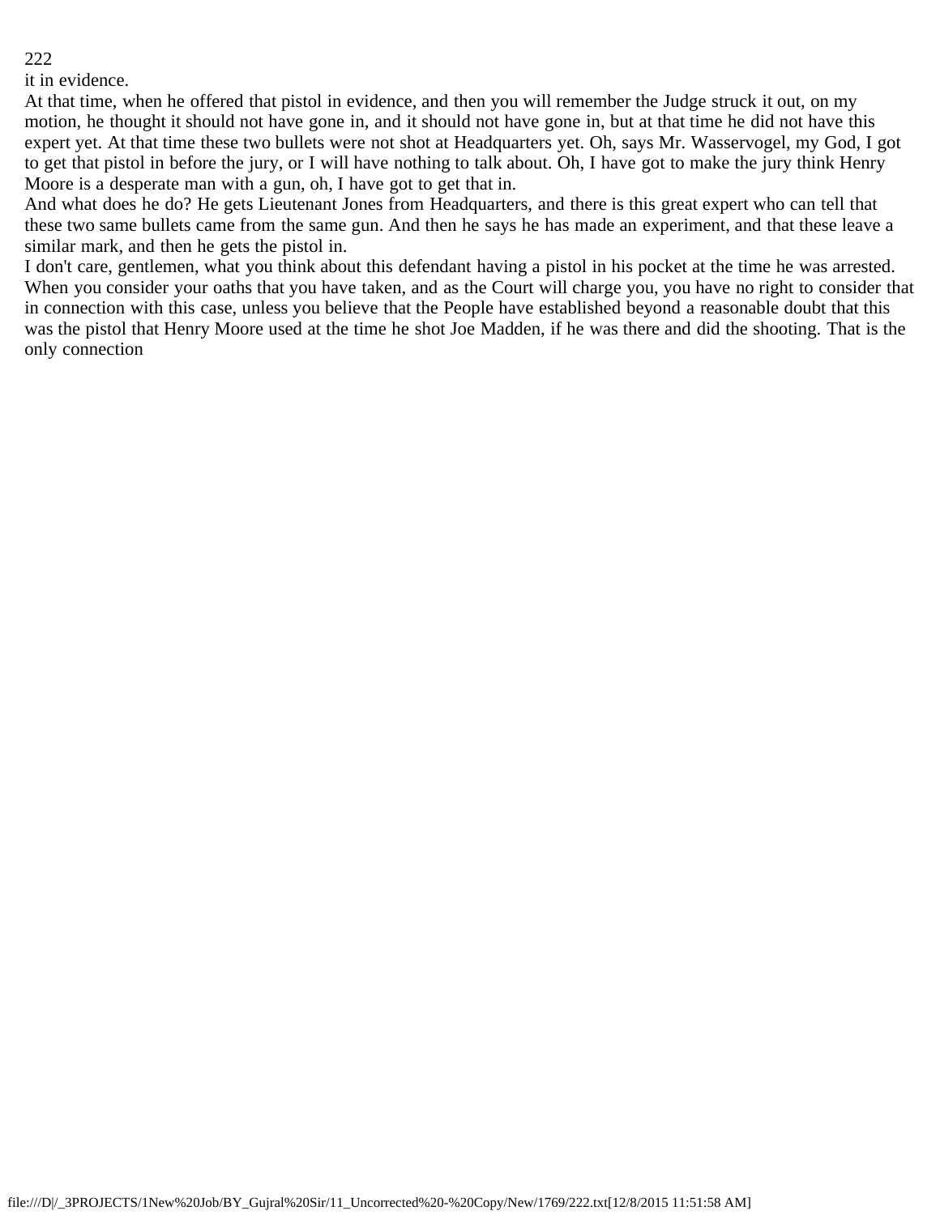it in evidence.

At that time, when he offered that pistol in evidence, and then you will remember the Judge struck it out, on my motion, he thought it should not have gone in, and it should not have gone in, but at that time he did not have this expert yet. At that time these two bullets were not shot at Headquarters yet. Oh, says Mr. Wasservogel, my God, I got to get that pistol in before the jury, or I will have nothing to talk about. Oh, I have got to make the jury think Henry Moore is a desperate man with a gun, oh, I have got to get that in.

And what does he do? He gets Lieutenant Jones from Headquarters, and there is this great expert who can tell that these two same bullets came from the same gun. And then he says he has made an experiment, and that these leave a similar mark, and then he gets the pistol in.

I don't care, gentlemen, what you think about this defendant having a pistol in his pocket at the time he was arrested. When you consider your oaths that you have taken, and as the Court will charge you, you have no right to consider that in connection with this case, unless you believe that the People have established beyond a reasonable doubt that this was the pistol that Henry Moore used at the time he shot Joe Madden, if he was there and did the shooting. That is the only connection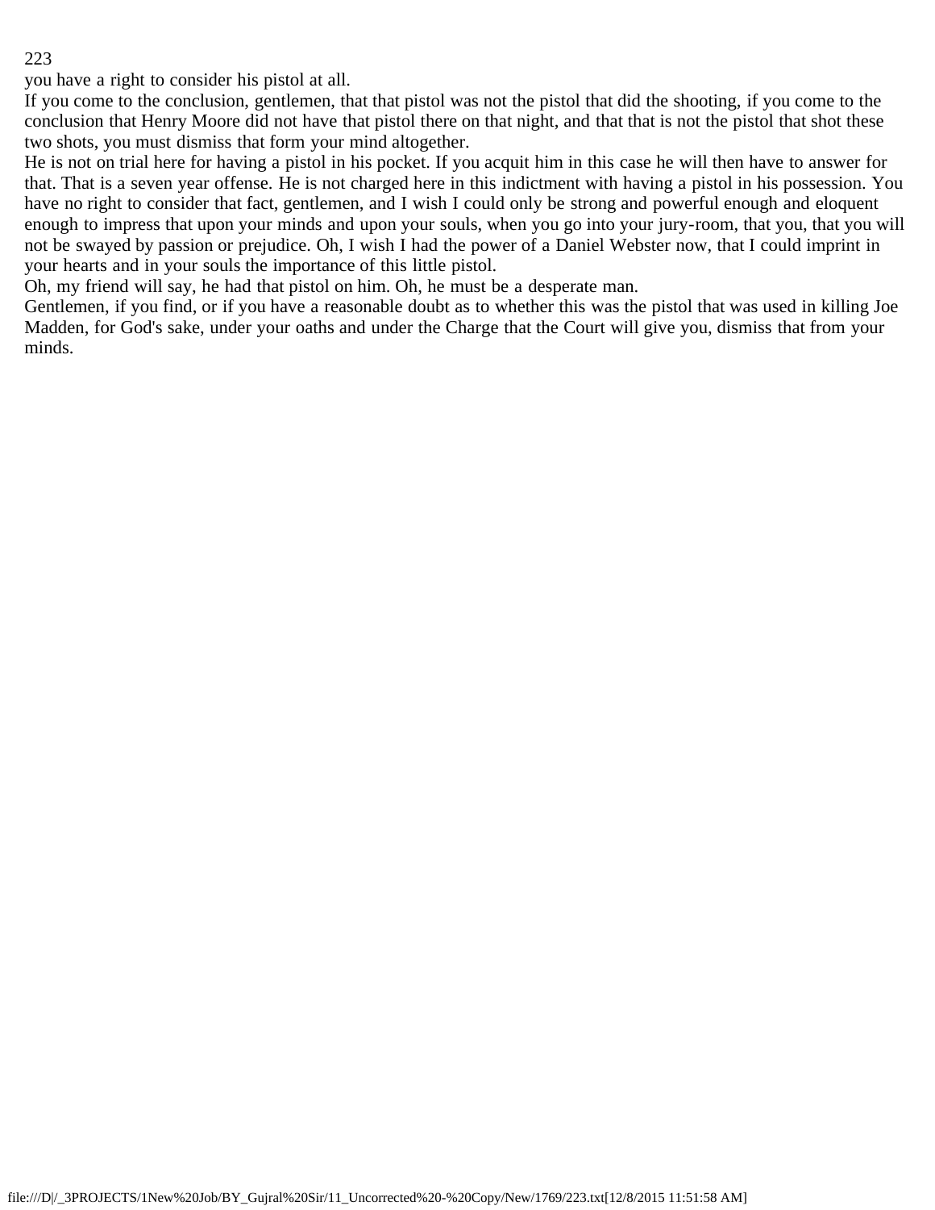you have a right to consider his pistol at all.

If you come to the conclusion, gentlemen, that that pistol was not the pistol that did the shooting, if you come to the conclusion that Henry Moore did not have that pistol there on that night, and that that is not the pistol that shot these two shots, you must dismiss that form your mind altogether.

He is not on trial here for having a pistol in his pocket. If you acquit him in this case he will then have to answer for that. That is a seven year offense. He is not charged here in this indictment with having a pistol in his possession. You have no right to consider that fact, gentlemen, and I wish I could only be strong and powerful enough and eloquent enough to impress that upon your minds and upon your souls, when you go into your jury-room, that you, that you will not be swayed by passion or prejudice. Oh, I wish I had the power of a Daniel Webster now, that I could imprint in your hearts and in your souls the importance of this little pistol.

Oh, my friend will say, he had that pistol on him. Oh, he must be a desperate man.

Gentlemen, if you find, or if you have a reasonable doubt as to whether this was the pistol that was used in killing Joe Madden, for God's sake, under your oaths and under the Charge that the Court will give you, dismiss that from your minds.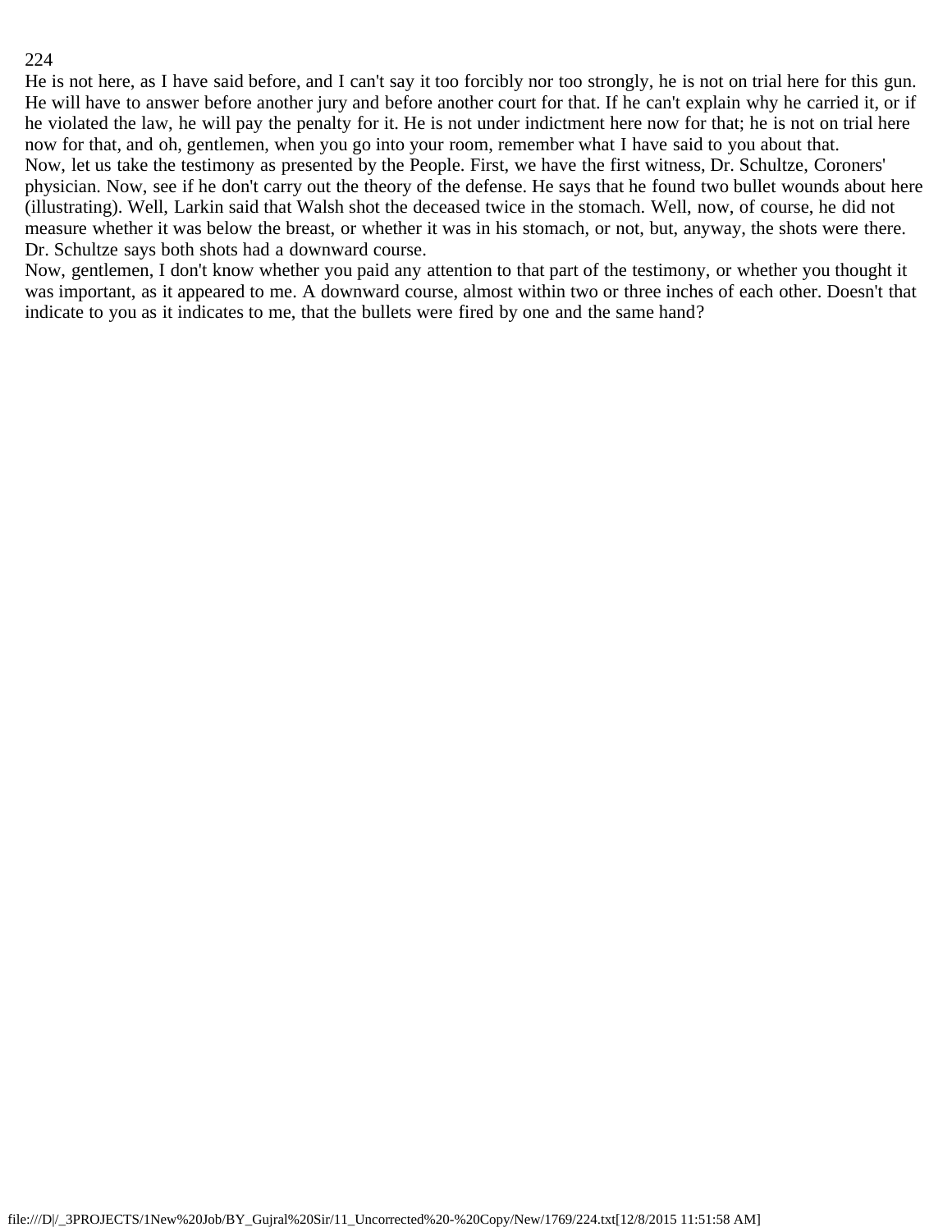He is not here, as I have said before, and I can't say it too forcibly nor too strongly, he is not on trial here for this gun. He will have to answer before another jury and before another court for that. If he can't explain why he carried it, or if he violated the law, he will pay the penalty for it. He is not under indictment here now for that; he is not on trial here now for that, and oh, gentlemen, when you go into your room, remember what I have said to you about that.

Now, let us take the testimony as presented by the People. First, we have the first witness, Dr. Schultze, Coroners' physician. Now, see if he don't carry out the theory of the defense. He says that he found two bullet wounds about here (illustrating). Well, Larkin said that Walsh shot the deceased twice in the stomach. Well, now, of course, he did not measure whether it was below the breast, or whether it was in his stomach, or not, but, anyway, the shots were there. Dr. Schultze says both shots had a downward course.

Now, gentlemen, I don't know whether you paid any attention to that part of the testimony, or whether you thought it was important, as it appeared to me. A downward course, almost within two or three inches of each other. Doesn't that indicate to you as it indicates to me, that the bullets were fired by one and the same hand?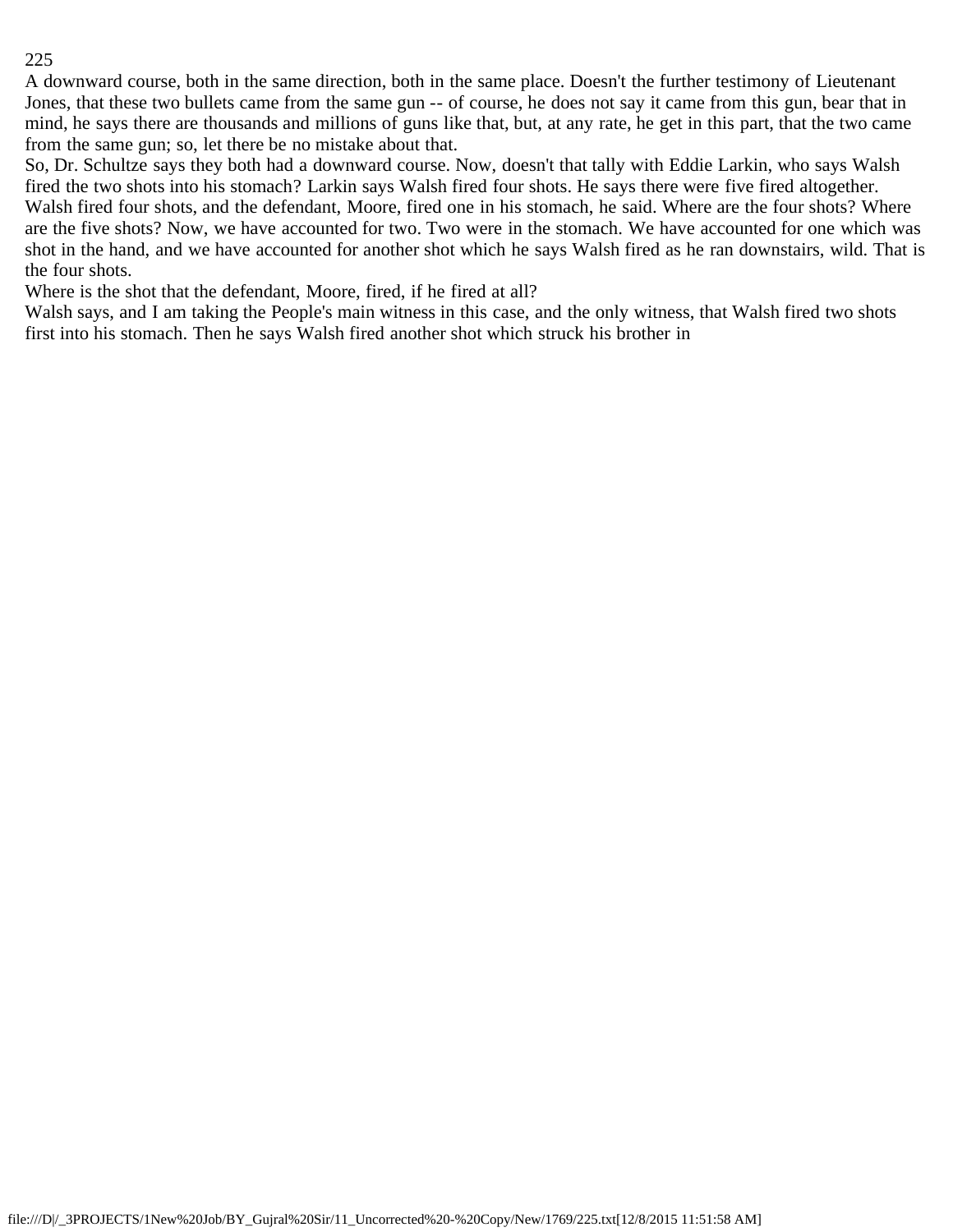A downward course, both in the same direction, both in the same place. Doesn't the further testimony of Lieutenant Jones, that these two bullets came from the same gun -- of course, he does not say it came from this gun, bear that in mind, he says there are thousands and millions of guns like that, but, at any rate, he get in this part, that the two came from the same gun; so, let there be no mistake about that.

So, Dr. Schultze says they both had a downward course. Now, doesn't that tally with Eddie Larkin, who says Walsh fired the two shots into his stomach? Larkin says Walsh fired four shots. He says there were five fired altogether. Walsh fired four shots, and the defendant, Moore, fired one in his stomach, he said. Where are the four shots? Where are the five shots? Now, we have accounted for two. Two were in the stomach. We have accounted for one which was shot in the hand, and we have accounted for another shot which he says Walsh fired as he ran downstairs, wild. That is the four shots.

Where is the shot that the defendant, Moore, fired, if he fired at all?

Walsh says, and I am taking the People's main witness in this case, and the only witness, that Walsh fired two shots first into his stomach. Then he says Walsh fired another shot which struck his brother in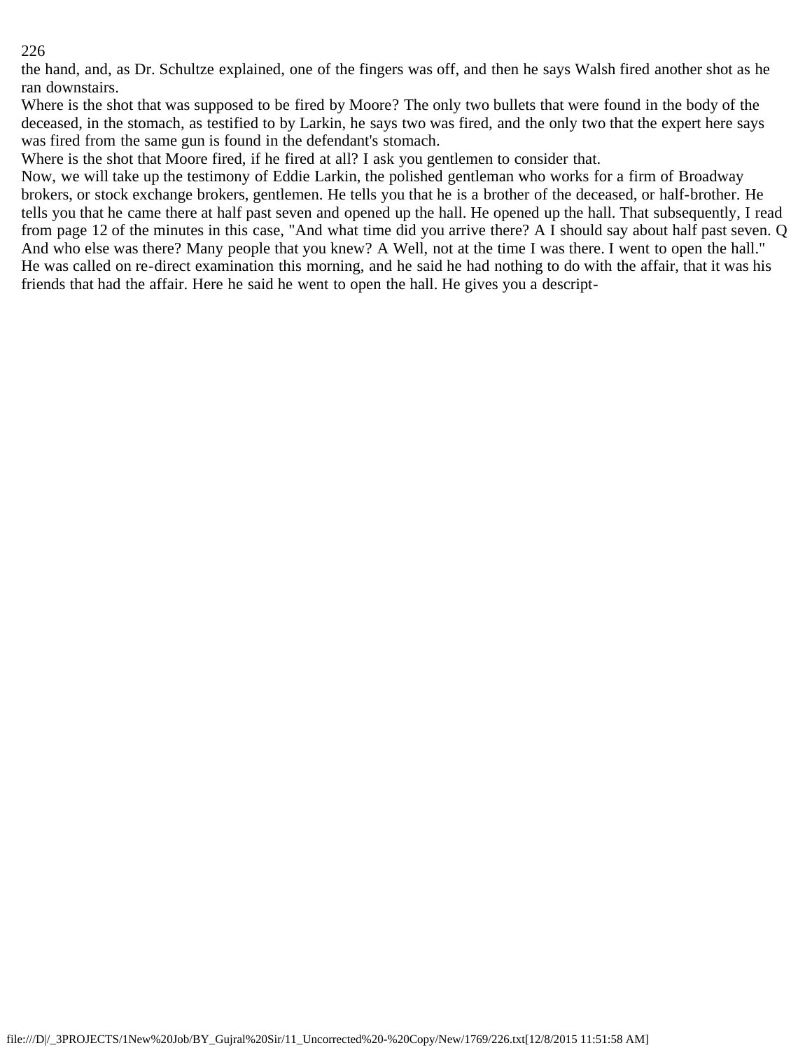the hand, and, as Dr. Schultze explained, one of the fingers was off, and then he says Walsh fired another shot as he ran downstairs.

Where is the shot that was supposed to be fired by Moore? The only two bullets that were found in the body of the deceased, in the stomach, as testified to by Larkin, he says two was fired, and the only two that the expert here says was fired from the same gun is found in the defendant's stomach.

Where is the shot that Moore fired, if he fired at all? I ask you gentlemen to consider that.

Now, we will take up the testimony of Eddie Larkin, the polished gentleman who works for a firm of Broadway brokers, or stock exchange brokers, gentlemen. He tells you that he is a brother of the deceased, or half-brother. He tells you that he came there at half past seven and opened up the hall. He opened up the hall. That subsequently, I read from page 12 of the minutes in this case, "And what time did you arrive there? A I should say about half past seven. Q And who else was there? Many people that you knew? A Well, not at the time I was there. I went to open the hall." He was called on re-direct examination this morning, and he said he had nothing to do with the affair, that it was his friends that had the affair. Here he said he went to open the hall. He gives you a descript-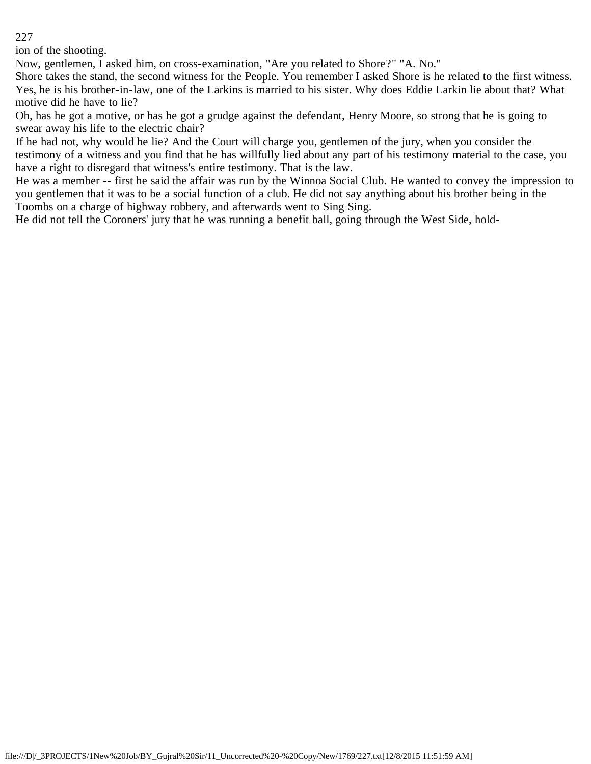ion of the shooting.

Now, gentlemen, I asked him, on cross-examination, "Are you related to Shore?" "A. No."

Shore takes the stand, the second witness for the People. You remember I asked Shore is he related to the first witness. Yes, he is his brother-in-law, one of the Larkins is married to his sister. Why does Eddie Larkin lie about that? What motive did he have to lie?

Oh, has he got a motive, or has he got a grudge against the defendant, Henry Moore, so strong that he is going to swear away his life to the electric chair?

If he had not, why would he lie? And the Court will charge you, gentlemen of the jury, when you consider the testimony of a witness and you find that he has willfully lied about any part of his testimony material to the case, you have a right to disregard that witness's entire testimony. That is the law.

He was a member -- first he said the affair was run by the Winnoa Social Club. He wanted to convey the impression to you gentlemen that it was to be a social function of a club. He did not say anything about his brother being in the Toombs on a charge of highway robbery, and afterwards went to Sing Sing.

He did not tell the Coroners' jury that he was running a benefit ball, going through the West Side, hold-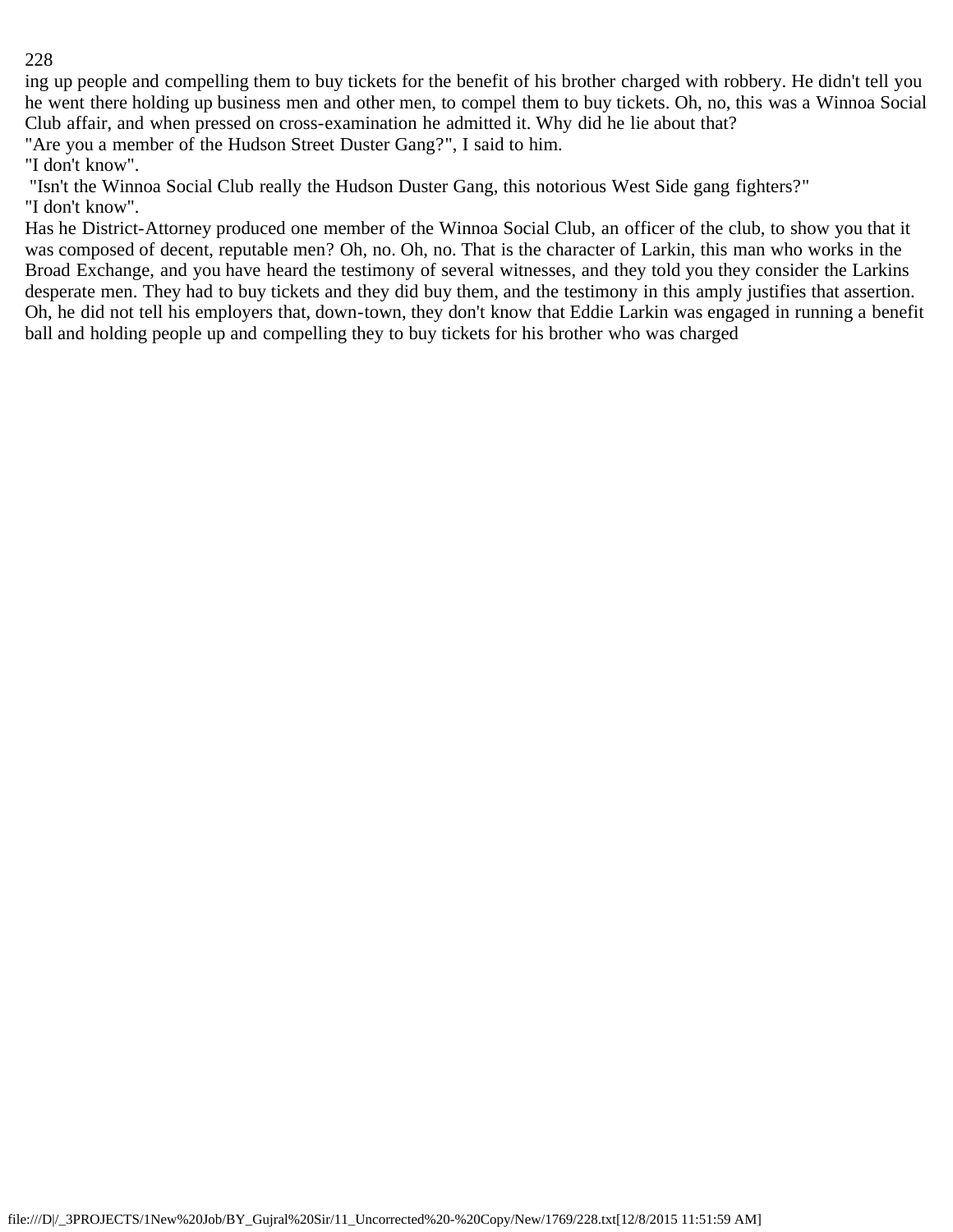ing up people and compelling them to buy tickets for the benefit of his brother charged with robbery. He didn't tell you he went there holding up business men and other men, to compel them to buy tickets. Oh, no, this was a Winnoa Social Club affair, and when pressed on cross-examination he admitted it. Why did he lie about that?

"Are you a member of the Hudson Street Duster Gang?", I said to him.

"I don't know".

"Isn't the Winnoa Social Club really the Hudson Duster Gang, this notorious West Side gang fighters?"

"I don't know".

Has he District-Attorney produced one member of the Winnoa Social Club, an officer of the club, to show you that it was composed of decent, reputable men? Oh, no. Oh, no. That is the character of Larkin, this man who works in the Broad Exchange, and you have heard the testimony of several witnesses, and they told you they consider the Larkins desperate men. They had to buy tickets and they did buy them, and the testimony in this amply justifies that assertion. Oh, he did not tell his employers that, down-town, they don't know that Eddie Larkin was engaged in running a benefit ball and holding people up and compelling they to buy tickets for his brother who was charged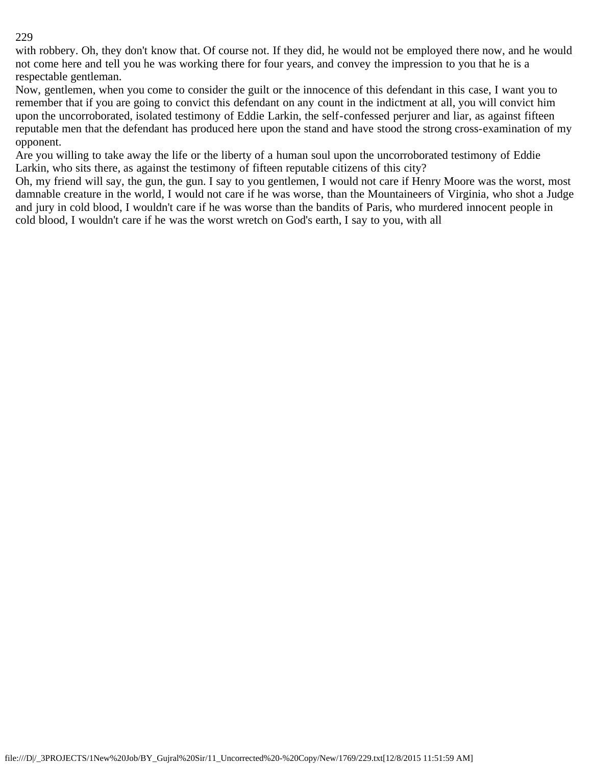with robbery. Oh, they don't know that. Of course not. If they did, he would not be employed there now, and he would not come here and tell you he was working there for four years, and convey the impression to you that he is a respectable gentleman.

Now, gentlemen, when you come to consider the guilt or the innocence of this defendant in this case, I want you to remember that if you are going to convict this defendant on any count in the indictment at all, you will convict him upon the uncorroborated, isolated testimony of Eddie Larkin, the self-confessed perjurer and liar, as against fifteen reputable men that the defendant has produced here upon the stand and have stood the strong cross-examination of my opponent.

Are you willing to take away the life or the liberty of a human soul upon the uncorroborated testimony of Eddie Larkin, who sits there, as against the testimony of fifteen reputable citizens of this city?

Oh, my friend will say, the gun, the gun. I say to you gentlemen, I would not care if Henry Moore was the worst, most damnable creature in the world, I would not care if he was worse, than the Mountaineers of Virginia, who shot a Judge and jury in cold blood, I wouldn't care if he was worse than the bandits of Paris, who murdered innocent people in cold blood, I wouldn't care if he was the worst wretch on God's earth, I say to you, with all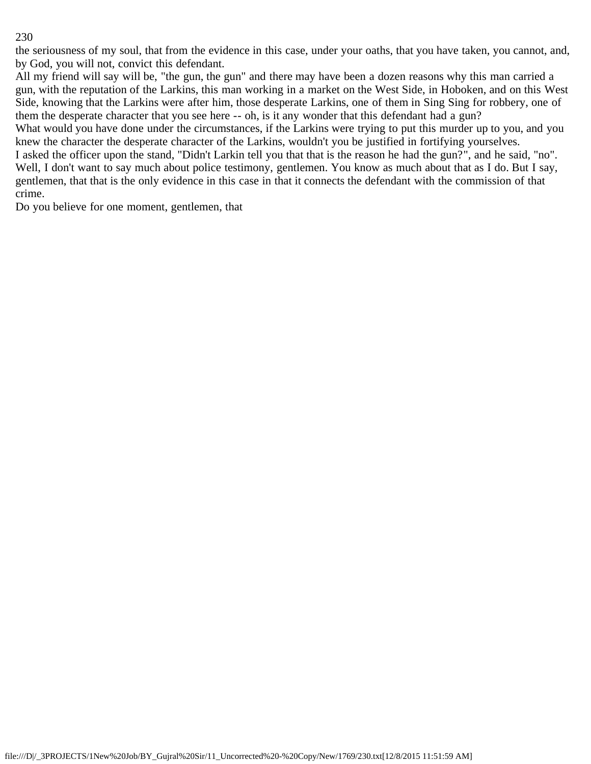the seriousness of my soul, that from the evidence in this case, under your oaths, that you have taken, you cannot, and, by God, you will not, convict this defendant.

All my friend will say will be, "the gun, the gun" and there may have been a dozen reasons why this man carried a gun, with the reputation of the Larkins, this man working in a market on the West Side, in Hoboken, and on this West Side, knowing that the Larkins were after him, those desperate Larkins, one of them in Sing Sing for robbery, one of them the desperate character that you see here -- oh, is it any wonder that this defendant had a gun?

What would you have done under the circumstances, if the Larkins were trying to put this murder up to you, and you knew the character the desperate character of the Larkins, wouldn't you be justified in fortifying yourselves.

I asked the officer upon the stand, "Didn't Larkin tell you that that is the reason he had the gun?", and he said, "no". Well, I don't want to say much about police testimony, gentlemen. You know as much about that as I do. But I say, gentlemen, that that is the only evidence in this case in that it connects the defendant with the commission of that crime.

Do you believe for one moment, gentlemen, that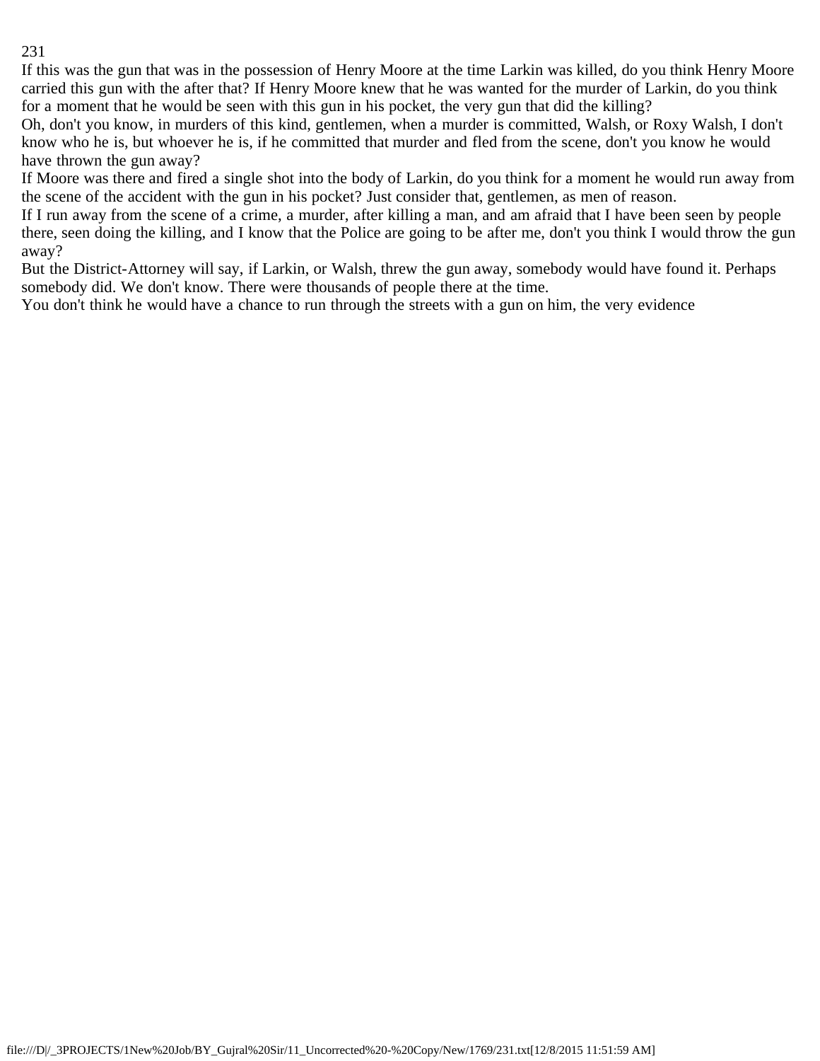If this was the gun that was in the possession of Henry Moore at the time Larkin was killed, do you think Henry Moore carried this gun with the after that? If Henry Moore knew that he was wanted for the murder of Larkin, do you think for a moment that he would be seen with this gun in his pocket, the very gun that did the killing?

Oh, don't you know, in murders of this kind, gentlemen, when a murder is committed, Walsh, or Roxy Walsh, I don't know who he is, but whoever he is, if he committed that murder and fled from the scene, don't you know he would have thrown the gun away?

If Moore was there and fired a single shot into the body of Larkin, do you think for a moment he would run away from the scene of the accident with the gun in his pocket? Just consider that, gentlemen, as men of reason.

If I run away from the scene of a crime, a murder, after killing a man, and am afraid that I have been seen by people there, seen doing the killing, and I know that the Police are going to be after me, don't you think I would throw the gun away?

But the District-Attorney will say, if Larkin, or Walsh, threw the gun away, somebody would have found it. Perhaps somebody did. We don't know. There were thousands of people there at the time.

You don't think he would have a chance to run through the streets with a gun on him, the very evidence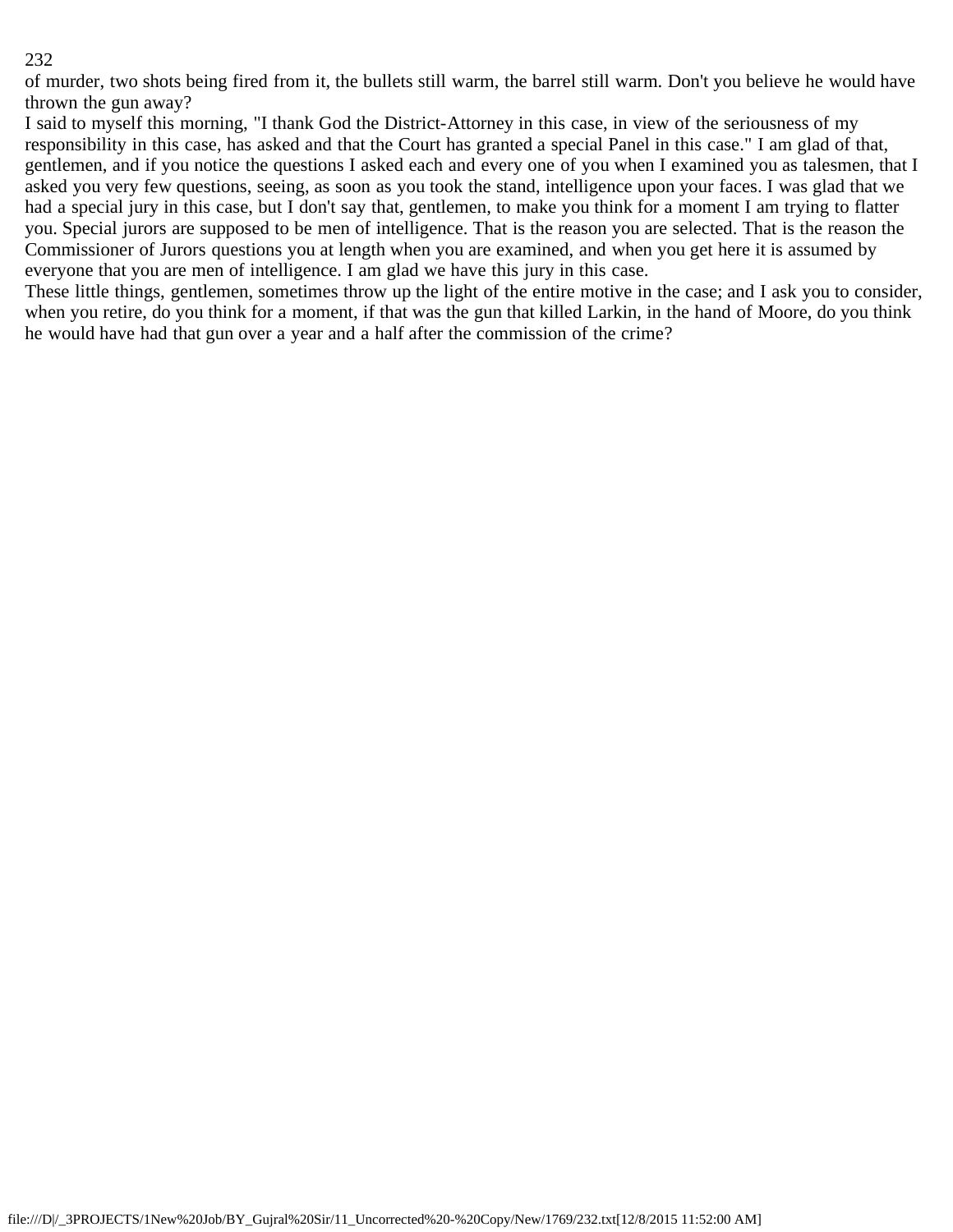of murder, two shots being fired from it, the bullets still warm, the barrel still warm. Don't you believe he would have thrown the gun away?

I said to myself this morning, "I thank God the District-Attorney in this case, in view of the seriousness of my responsibility in this case, has asked and that the Court has granted a special Panel in this case." I am glad of that, gentlemen, and if you notice the questions I asked each and every one of you when I examined you as talesmen, that I asked you very few questions, seeing, as soon as you took the stand, intelligence upon your faces. I was glad that we had a special jury in this case, but I don't say that, gentlemen, to make you think for a moment I am trying to flatter you. Special jurors are supposed to be men of intelligence. That is the reason you are selected. That is the reason the Commissioner of Jurors questions you at length when you are examined, and when you get here it is assumed by everyone that you are men of intelligence. I am glad we have this jury in this case.

These little things, gentlemen, sometimes throw up the light of the entire motive in the case; and I ask you to consider, when you retire, do you think for a moment, if that was the gun that killed Larkin, in the hand of Moore, do you think he would have had that gun over a year and a half after the commission of the crime?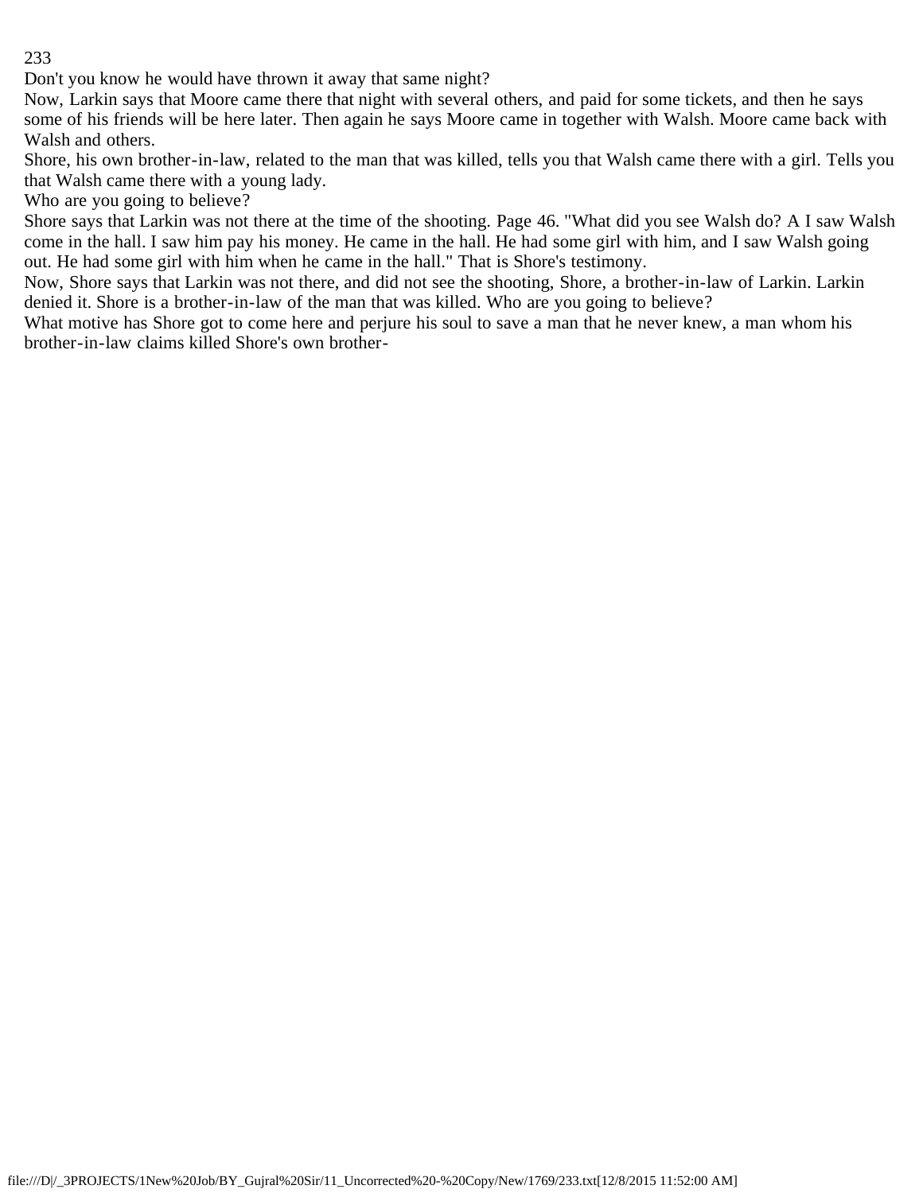Don't you know he would have thrown it away that same night?

Now, Larkin says that Moore came there that night with several others, and paid for some tickets, and then he says some of his friends will be here later. Then again he says Moore came in together with Walsh. Moore came back with Walsh and others.

Shore, his own brother-in-law, related to the man that was killed, tells you that Walsh came there with a girl. Tells you that Walsh came there with a young lady.

Who are you going to believe?

Shore says that Larkin was not there at the time of the shooting. Page 46. "What did you see Walsh do? A I saw Walsh come in the hall. I saw him pay his money. He came in the hall. He had some girl with him, and I saw Walsh going out. He had some girl with him when he came in the hall." That is Shore's testimony.

Now, Shore says that Larkin was not there, and did not see the shooting, Shore, a brother-in-law of Larkin. Larkin denied it. Shore is a brother-in-law of the man that was killed. Who are you going to believe?

What motive has Shore got to come here and perjure his soul to save a man that he never knew, a man whom his brother-in-law claims killed Shore's own brother-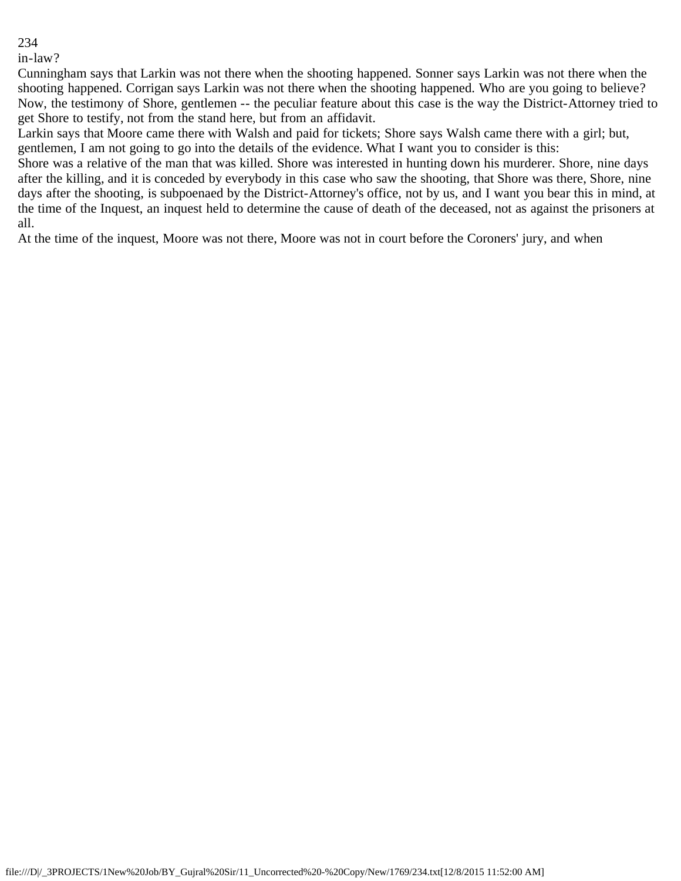in-law?

Cunningham says that Larkin was not there when the shooting happened. Sonner says Larkin was not there when the shooting happened. Corrigan says Larkin was not there when the shooting happened. Who are you going to believe? Now, the testimony of Shore, gentlemen -- the peculiar feature about this case is the way the District-Attorney tried to get Shore to testify, not from the stand here, but from an affidavit.

Larkin says that Moore came there with Walsh and paid for tickets; Shore says Walsh came there with a girl; but, gentlemen, I am not going to go into the details of the evidence. What I want you to consider is this:

Shore was a relative of the man that was killed. Shore was interested in hunting down his murderer. Shore, nine days after the killing, and it is conceded by everybody in this case who saw the shooting, that Shore was there, Shore, nine days after the shooting, is subpoenaed by the District-Attorney's office, not by us, and I want you bear this in mind, at the time of the Inquest, an inquest held to determine the cause of death of the deceased, not as against the prisoners at all.

At the time of the inquest, Moore was not there, Moore was not in court before the Coroners' jury, and when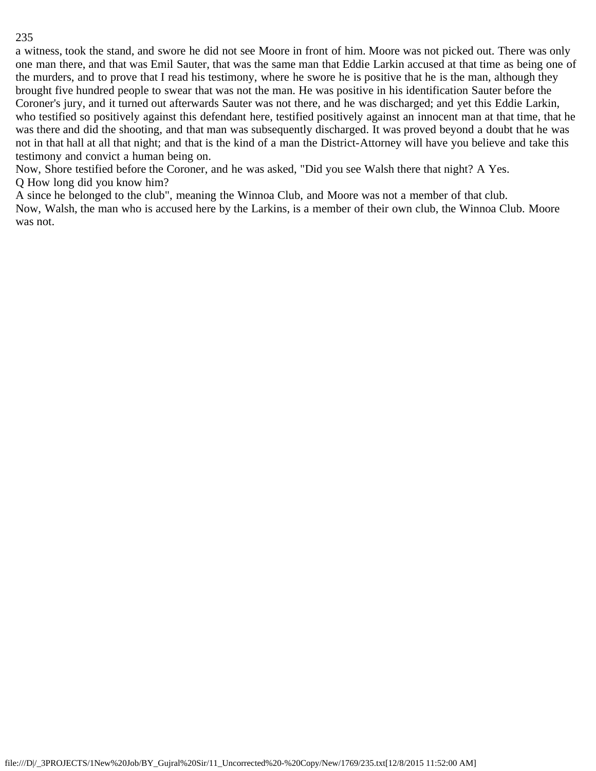a witness, took the stand, and swore he did not see Moore in front of him. Moore was not picked out. There was only one man there, and that was Emil Sauter, that was the same man that Eddie Larkin accused at that time as being one of the murders, and to prove that I read his testimony, where he swore he is positive that he is the man, although they brought five hundred people to swear that was not the man. He was positive in his identification Sauter before the Coroner's jury, and it turned out afterwards Sauter was not there, and he was discharged; and yet this Eddie Larkin, who testified so positively against this defendant here, testified positively against an innocent man at that time, that he was there and did the shooting, and that man was subsequently discharged. It was proved beyond a doubt that he was not in that hall at all that night; and that is the kind of a man the District-Attorney will have you believe and take this testimony and convict a human being on.

Now, Shore testified before the Coroner, and he was asked, "Did you see Walsh there that night? A Yes.

Q How long did you know him?

A since he belonged to the club", meaning the Winnoa Club, and Moore was not a member of that club.

Now, Walsh, the man who is accused here by the Larkins, is a member of their own club, the Winnoa Club. Moore was not.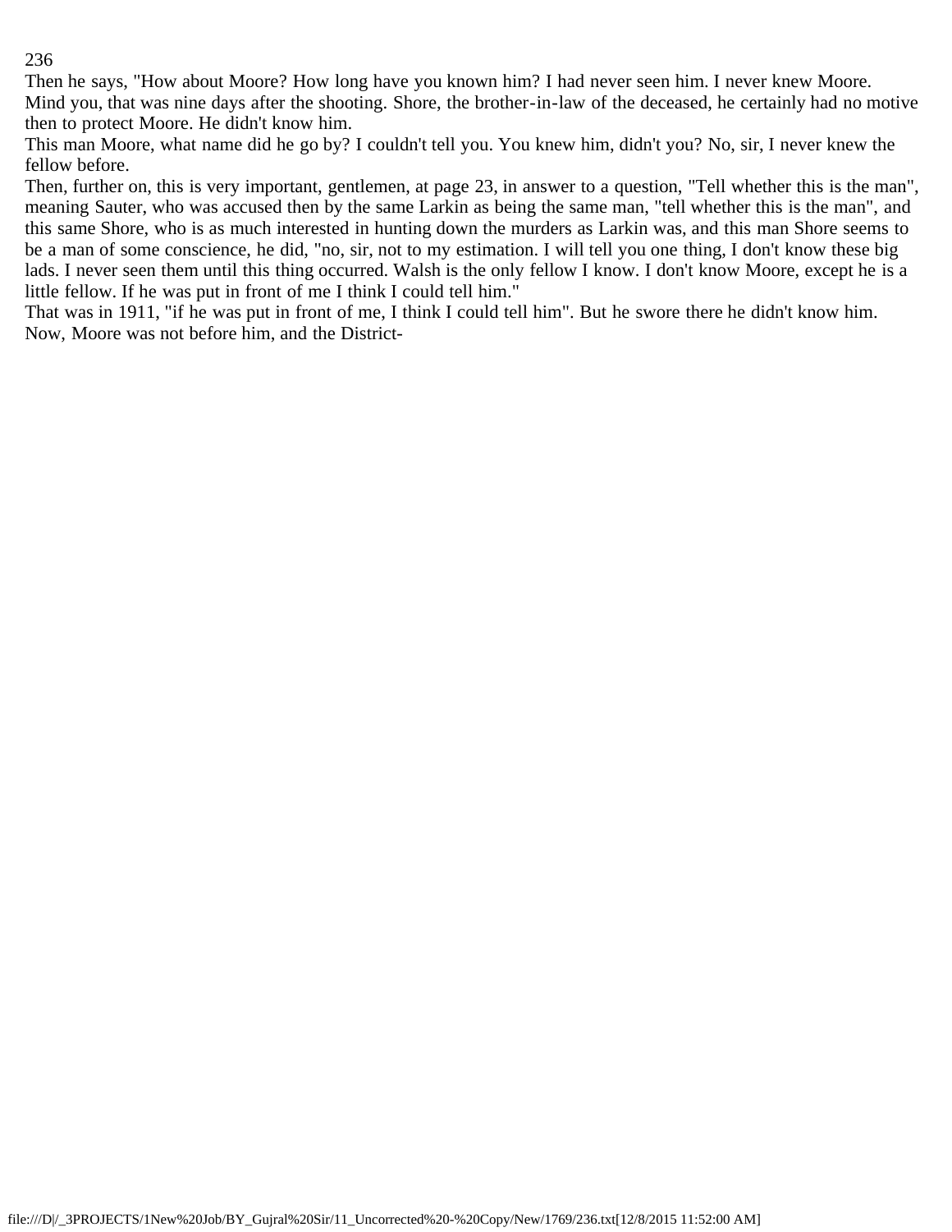Then he says, "How about Moore? How long have you known him? I had never seen him. I never knew Moore. Mind you, that was nine days after the shooting. Shore, the brother-in-law of the deceased, he certainly had no motive then to protect Moore. He didn't know him.

This man Moore, what name did he go by? I couldn't tell you. You knew him, didn't you? No, sir, I never knew the fellow before.

Then, further on, this is very important, gentlemen, at page 23, in answer to a question, "Tell whether this is the man", meaning Sauter, who was accused then by the same Larkin as being the same man, "tell whether this is the man", and this same Shore, who is as much interested in hunting down the murders as Larkin was, and this man Shore seems to be a man of some conscience, he did, "no, sir, not to my estimation. I will tell you one thing, I don't know these big lads. I never seen them until this thing occurred. Walsh is the only fellow I know. I don't know Moore, except he is a little fellow. If he was put in front of me I think I could tell him."

That was in 1911, "if he was put in front of me, I think I could tell him". But he swore there he didn't know him. Now, Moore was not before him, and the District-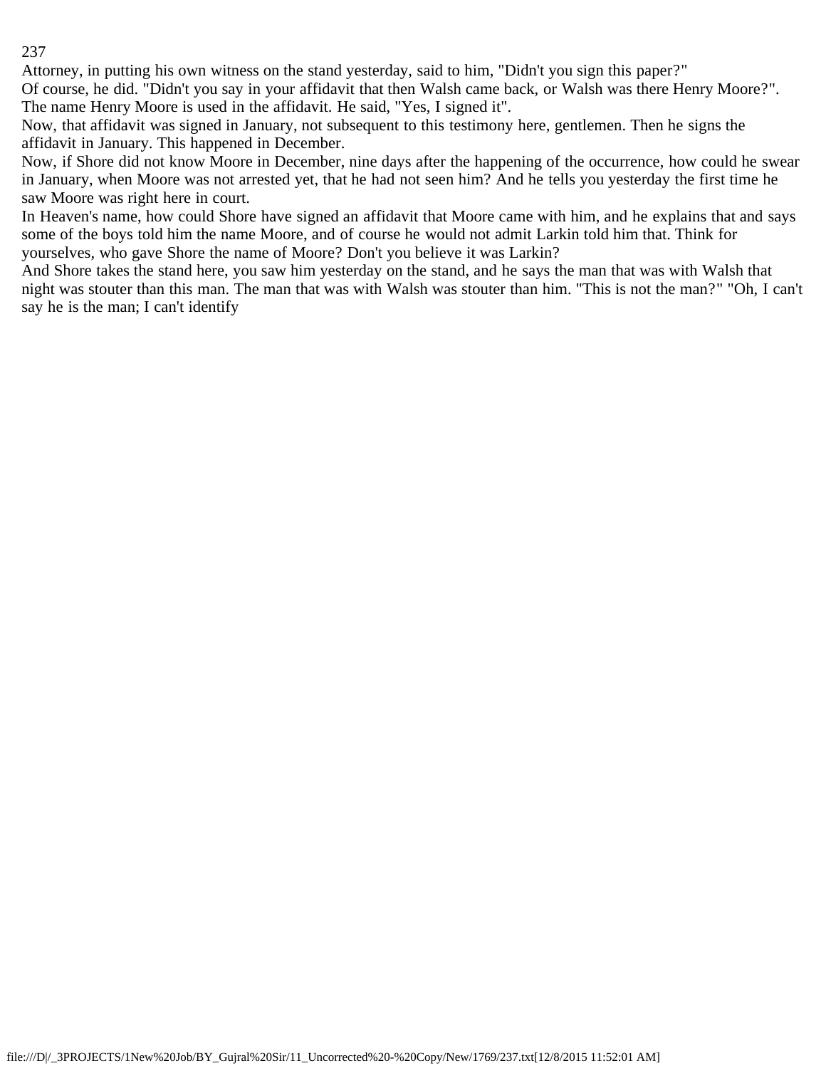Attorney, in putting his own witness on the stand yesterday, said to him, "Didn't you sign this paper?"

Of course, he did. "Didn't you say in your affidavit that then Walsh came back, or Walsh was there Henry Moore?". The name Henry Moore is used in the affidavit. He said, "Yes, I signed it".

Now, that affidavit was signed in January, not subsequent to this testimony here, gentlemen. Then he signs the affidavit in January. This happened in December.

Now, if Shore did not know Moore in December, nine days after the happening of the occurrence, how could he swear in January, when Moore was not arrested yet, that he had not seen him? And he tells you yesterday the first time he saw Moore was right here in court.

In Heaven's name, how could Shore have signed an affidavit that Moore came with him, and he explains that and says some of the boys told him the name Moore, and of course he would not admit Larkin told him that. Think for yourselves, who gave Shore the name of Moore? Don't you believe it was Larkin?

And Shore takes the stand here, you saw him yesterday on the stand, and he says the man that was with Walsh that night was stouter than this man. The man that was with Walsh was stouter than him. "This is not the man?" "Oh, I can't say he is the man; I can't identify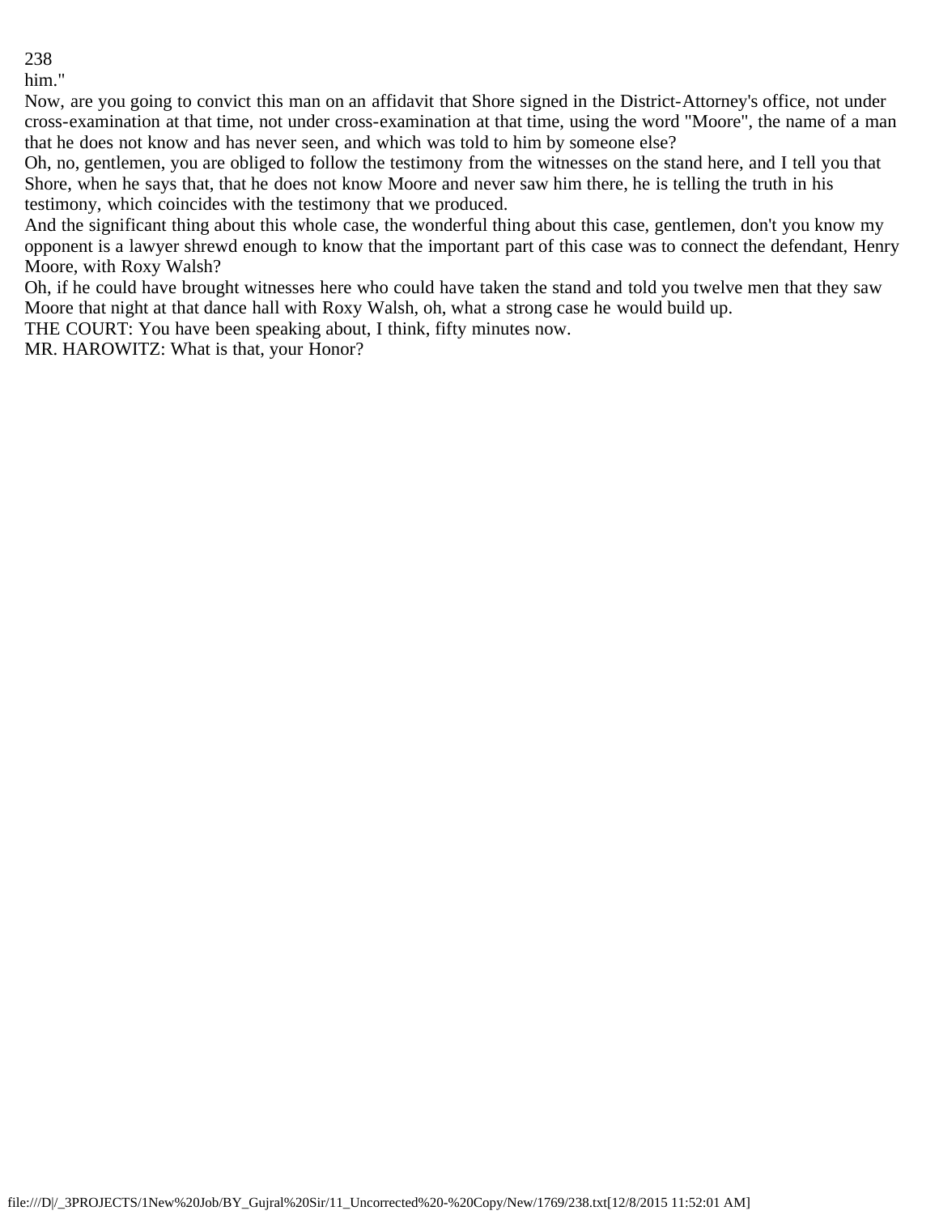him."

Now, are you going to convict this man on an affidavit that Shore signed in the District-Attorney's office, not under cross-examination at that time, not under cross-examination at that time, using the word "Moore", the name of a man that he does not know and has never seen, and which was told to him by someone else?

Oh, no, gentlemen, you are obliged to follow the testimony from the witnesses on the stand here, and I tell you that Shore, when he says that, that he does not know Moore and never saw him there, he is telling the truth in his testimony, which coincides with the testimony that we produced.

And the significant thing about this whole case, the wonderful thing about this case, gentlemen, don't you know my opponent is a lawyer shrewd enough to know that the important part of this case was to connect the defendant, Henry Moore, with Roxy Walsh?

Oh, if he could have brought witnesses here who could have taken the stand and told you twelve men that they saw Moore that night at that dance hall with Roxy Walsh, oh, what a strong case he would build up.

THE COURT: You have been speaking about, I think, fifty minutes now.

MR. HAROWITZ: What is that, your Honor?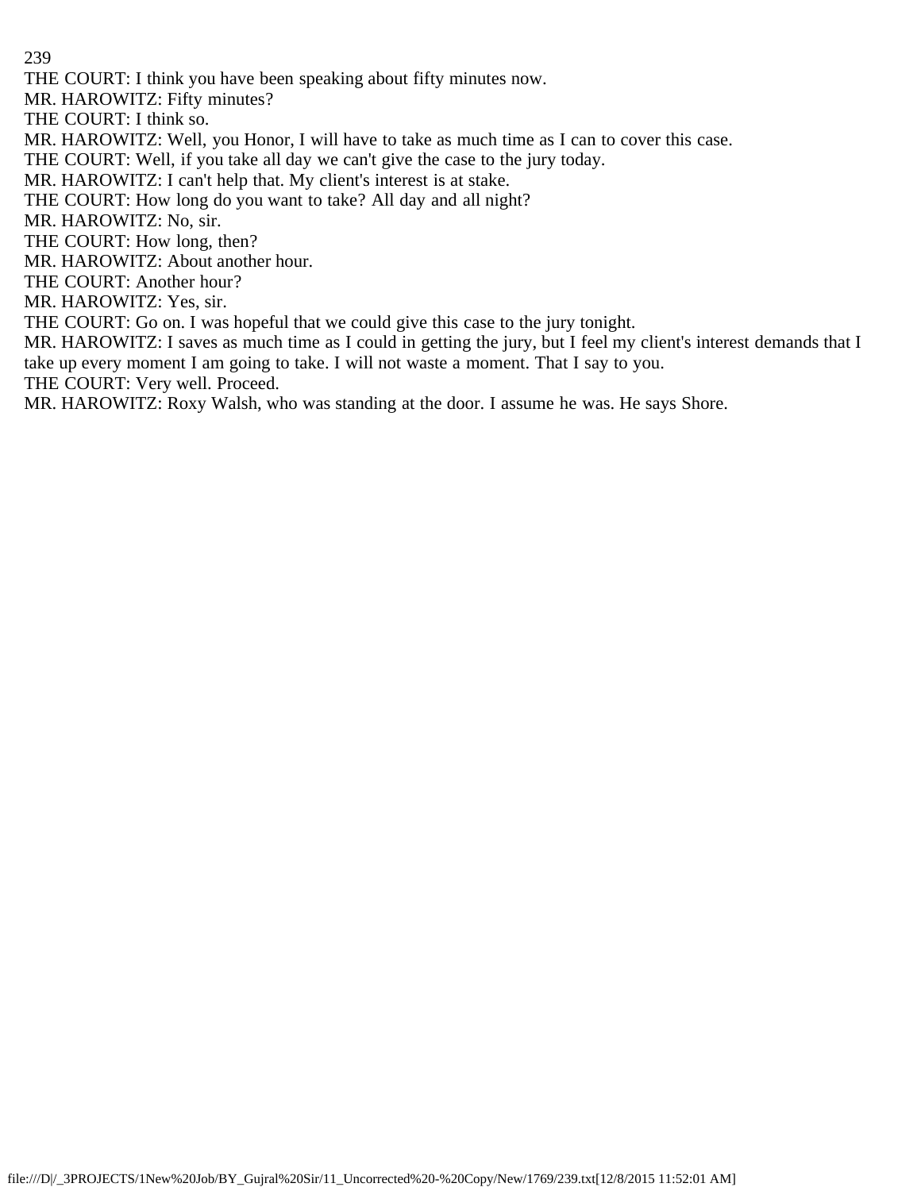THE COURT: I think you have been speaking about fifty minutes now.
MR. HAROWITZ: Fifty minutes?
THE COURT: I think so.
MR. HAROWITZ: Well, you Honor, I will have to take as much time as I can to cover this case.
THE COURT: Well, if you take all day we can't give the case to the jury today.
MR. HAROWITZ: I can't help that. My client's interest is at stake.
THE COURT: How long do you want to take? All day and all night?
MR. HAROWITZ: No, sir.
THE COURT: How long, then?
MR. HAROWITZ: About another hour.
THE COURT: Another hour?
MR. HAROWITZ: Yes, sir.
THE COURT: Go on. I was hopeful that we could give this case to the jury tonight.
MR. HAROWITZ: I saves as much time as I could in getting the jury, but I feel my client's interest demands that I take up every moment I am going to take. I will not waste a moment. That I say to you.
THE COURT: Very well. Proceed.
MR. HAROWITZ: Roxy Walsh, who was standing at the door. I assume he was. He says Shore.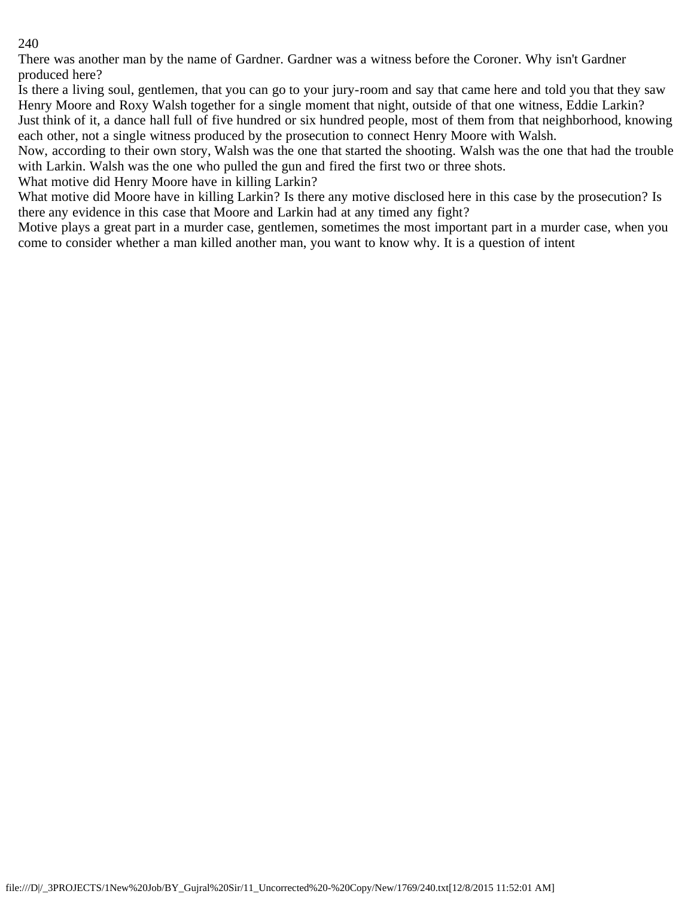There was another man by the name of Gardner. Gardner was a witness before the Coroner. Why isn't Gardner produced here?

Is there a living soul, gentlemen, that you can go to your jury-room and say that came here and told you that they saw Henry Moore and Roxy Walsh together for a single moment that night, outside of that one witness, Eddie Larkin?

Just think of it, a dance hall full of five hundred or six hundred people, most of them from that neighborhood, knowing each other, not a single witness produced by the prosecution to connect Henry Moore with Walsh.

Now, according to their own story, Walsh was the one that started the shooting. Walsh was the one that had the trouble with Larkin. Walsh was the one who pulled the gun and fired the first two or three shots.

What motive did Henry Moore have in killing Larkin?

What motive did Moore have in killing Larkin? Is there any motive disclosed here in this case by the prosecution? Is there any evidence in this case that Moore and Larkin had at any timed any fight?

Motive plays a great part in a murder case, gentlemen, sometimes the most important part in a murder case, when you come to consider whether a man killed another man, you want to know why. It is a question of intent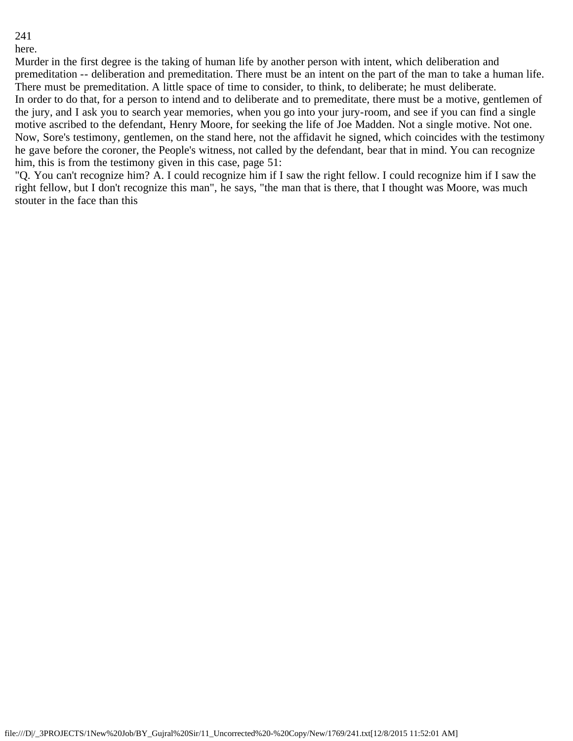here.

Murder in the first degree is the taking of human life by another person with intent, which deliberation and premeditation -- deliberation and premeditation. There must be an intent on the part of the man to take a human life. There must be premeditation. A little space of time to consider, to think, to deliberate; he must deliberate.

In order to do that, for a person to intend and to deliberate and to premeditate, there must be a motive, gentlemen of the jury, and I ask you to search year memories, when you go into your jury-room, and see if you can find a single motive ascribed to the defendant, Henry Moore, for seeking the life of Joe Madden. Not a single motive. Not one.

Now, Sore's testimony, gentlemen, on the stand here, not the affidavit he signed, which coincides with the testimony he gave before the coroner, the People's witness, not called by the defendant, bear that in mind. You can recognize him, this is from the testimony given in this case, page 51:

"Q. You can't recognize him? A. I could recognize him if I saw the right fellow. I could recognize him if I saw the right fellow, but I don't recognize this man", he says, "the man that is there, that I thought was Moore, was much stouter in the face than this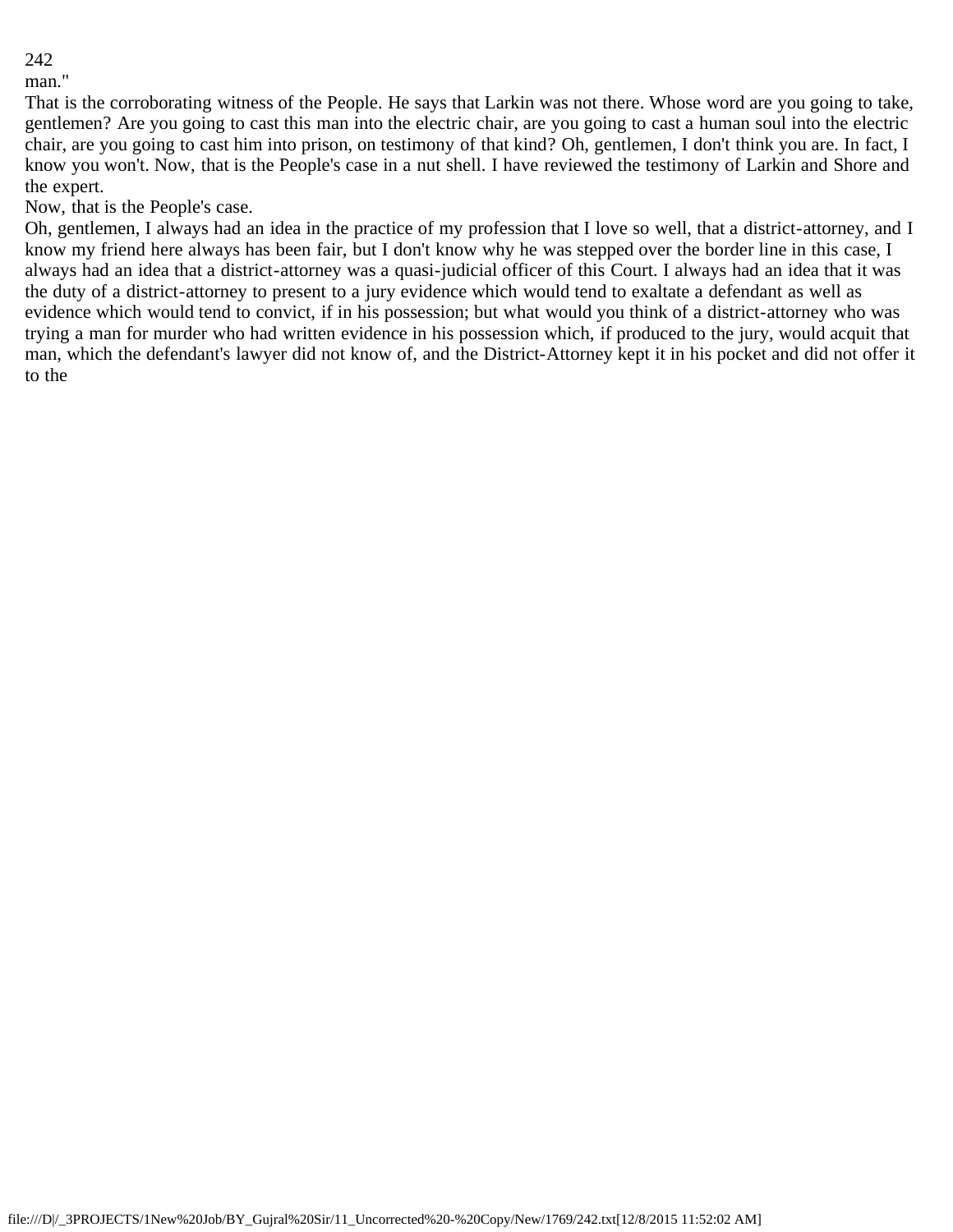man."

That is the corroborating witness of the People. He says that Larkin was not there. Whose word are you going to take, gentlemen? Are you going to cast this man into the electric chair, are you going to cast a human soul into the electric chair, are you going to cast him into prison, on testimony of that kind? Oh, gentlemen, I don't think you are. In fact, I know you won't. Now, that is the People's case in a nut shell. I have reviewed the testimony of Larkin and Shore and the expert.

Now, that is the People's case.

Oh, gentlemen, I always had an idea in the practice of my profession that I love so well, that a district-attorney, and I know my friend here always has been fair, but I don't know why he was stepped over the border line in this case, I always had an idea that a district-attorney was a quasi-judicial officer of this Court. I always had an idea that it was the duty of a district-attorney to present to a jury evidence which would tend to exaltate a defendant as well as evidence which would tend to convict, if in his possession; but what would you think of a district-attorney who was trying a man for murder who had written evidence in his possession which, if produced to the jury, would acquit that man, which the defendant's lawyer did not know of, and the District-Attorney kept it in his pocket and did not offer it to the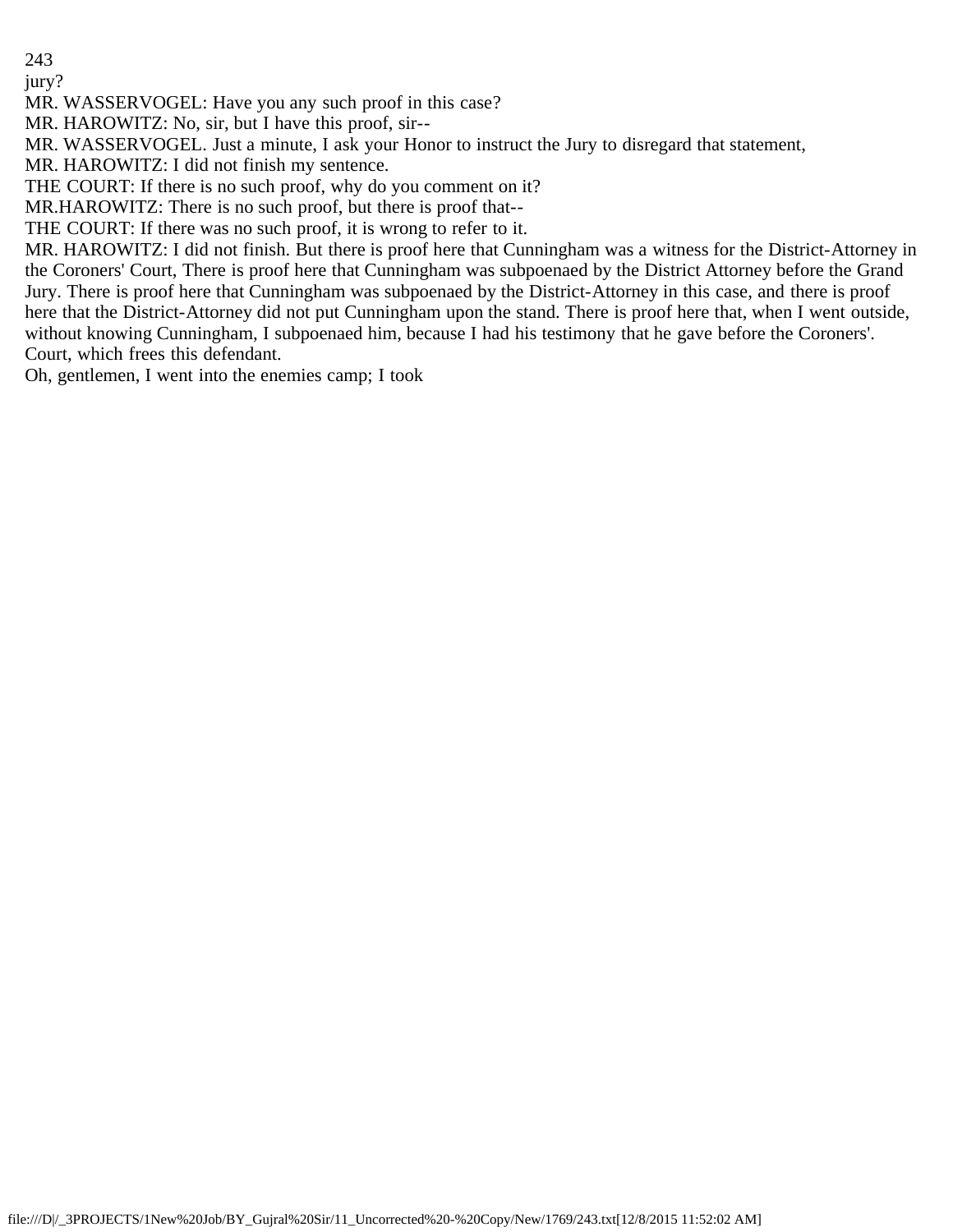jury?

MR. WASSERVOGEL: Have you any such proof in this case?

MR. HAROWITZ: No, sir, but I have this proof, sir--

MR. WASSERVOGEL. Just a minute, I ask your Honor to instruct the Jury to disregard that statement,

MR. HAROWITZ: I did not finish my sentence.

THE COURT: If there is no such proof, why do you comment on it?

MR.HAROWITZ: There is no such proof, but there is proof that--

THE COURT: If there was no such proof, it is wrong to refer to it.

MR. HAROWITZ: I did not finish. But there is proof here that Cunningham was a witness for the District-Attorney in the Coroners' Court, There is proof here that Cunningham was subpoenaed by the District Attorney before the Grand Jury. There is proof here that Cunningham was subpoenaed by the District-Attorney in this case, and there is proof here that the District-Attorney did not put Cunningham upon the stand. There is proof here that, when I went outside, without knowing Cunningham, I subpoenaed him, because I had his testimony that he gave before the Coroners'. Court, which frees this defendant.

Oh, gentlemen, I went into the enemies camp; I took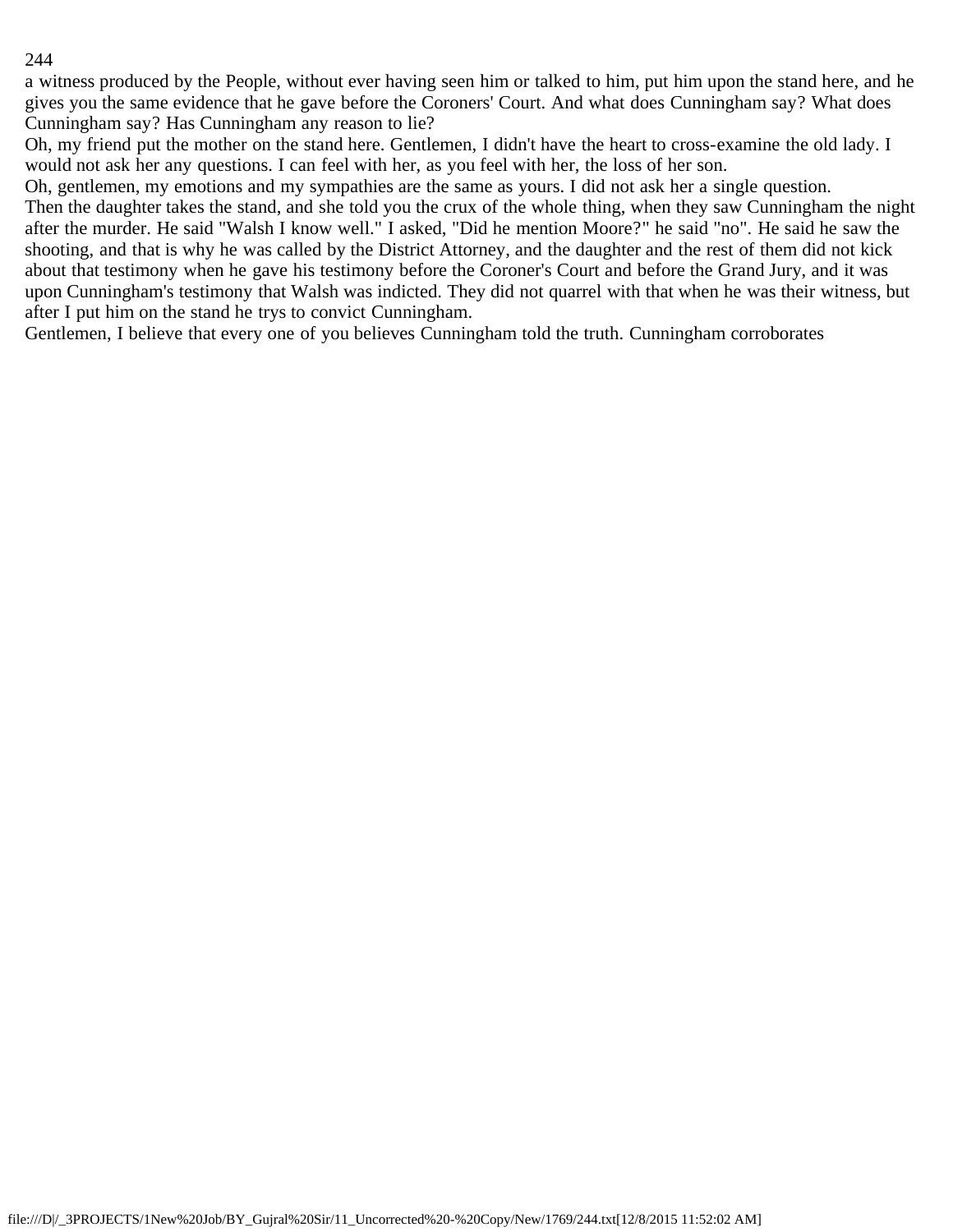a witness produced by the People, without ever having seen him or talked to him, put him upon the stand here, and he gives you the same evidence that he gave before the Coroners' Court. And what does Cunningham say? What does Cunningham say? Has Cunningham any reason to lie?

Oh, my friend put the mother on the stand here. Gentlemen, I didn't have the heart to cross-examine the old lady. I would not ask her any questions. I can feel with her, as you feel with her, the loss of her son.

Oh, gentlemen, my emotions and my sympathies are the same as yours. I did not ask her a single question.

Then the daughter takes the stand, and she told you the crux of the whole thing, when they saw Cunningham the night after the murder. He said "Walsh I know well." I asked, "Did he mention Moore?" he said "no". He said he saw the shooting, and that is why he was called by the District Attorney, and the daughter and the rest of them did not kick about that testimony when he gave his testimony before the Coroner's Court and before the Grand Jury, and it was upon Cunningham's testimony that Walsh was indicted. They did not quarrel with that when he was their witness, but after I put him on the stand he trys to convict Cunningham.

Gentlemen, I believe that every one of you believes Cunningham told the truth. Cunningham corroborates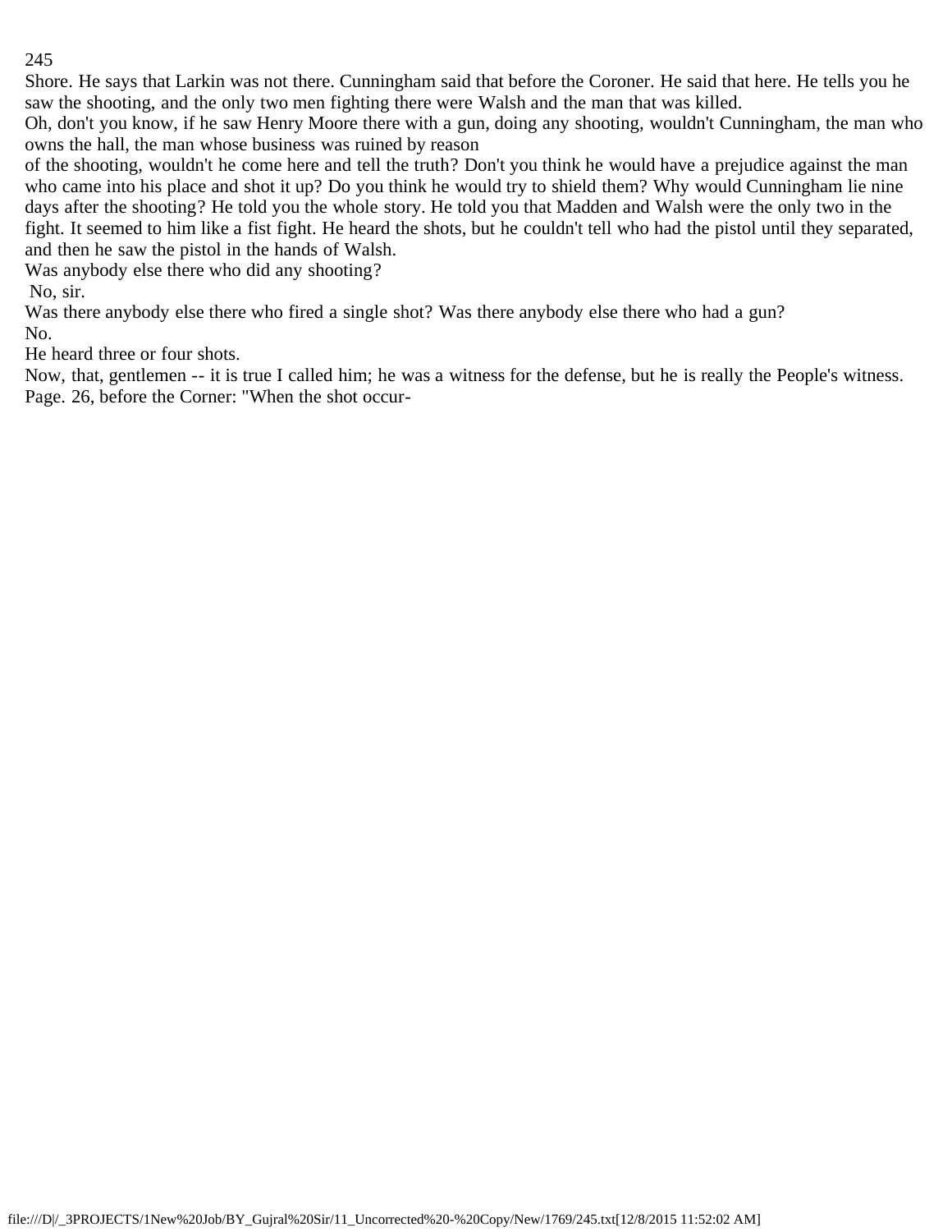Shore. He says that Larkin was not there. Cunningham said that before the Coroner. He said that here. He tells you he saw the shooting, and the only two men fighting there were Walsh and the man that was killed.

Oh, don't you know, if he saw Henry Moore there with a gun, doing any shooting, wouldn't Cunningham, the man who owns the hall, the man whose business was ruined by reason of the shooting, wouldn't he come here and tell the truth? Don't you think he would have a prejudice against the man who came into his place and shot it up? Do you think he would try to shield them? Why would Cunningham lie nine days after the shooting? He told you the whole story. He told you that Madden and Walsh were the only two in the fight. It seemed to him like a fist fight. He heard the shots, but he couldn't tell who had the pistol until they separated, and then he saw the pistol in the hands of Walsh.

Was anybody else there who did any shooting?

No, sir.

Was there anybody else there who fired a single shot? Was there anybody else there who had a gun?

No.

He heard three or four shots.

Now, that, gentlemen -- it is true I called him; he was a witness for the defense, but he is really the People's witness.

Page. 26, before the Corner: "When the shot occur-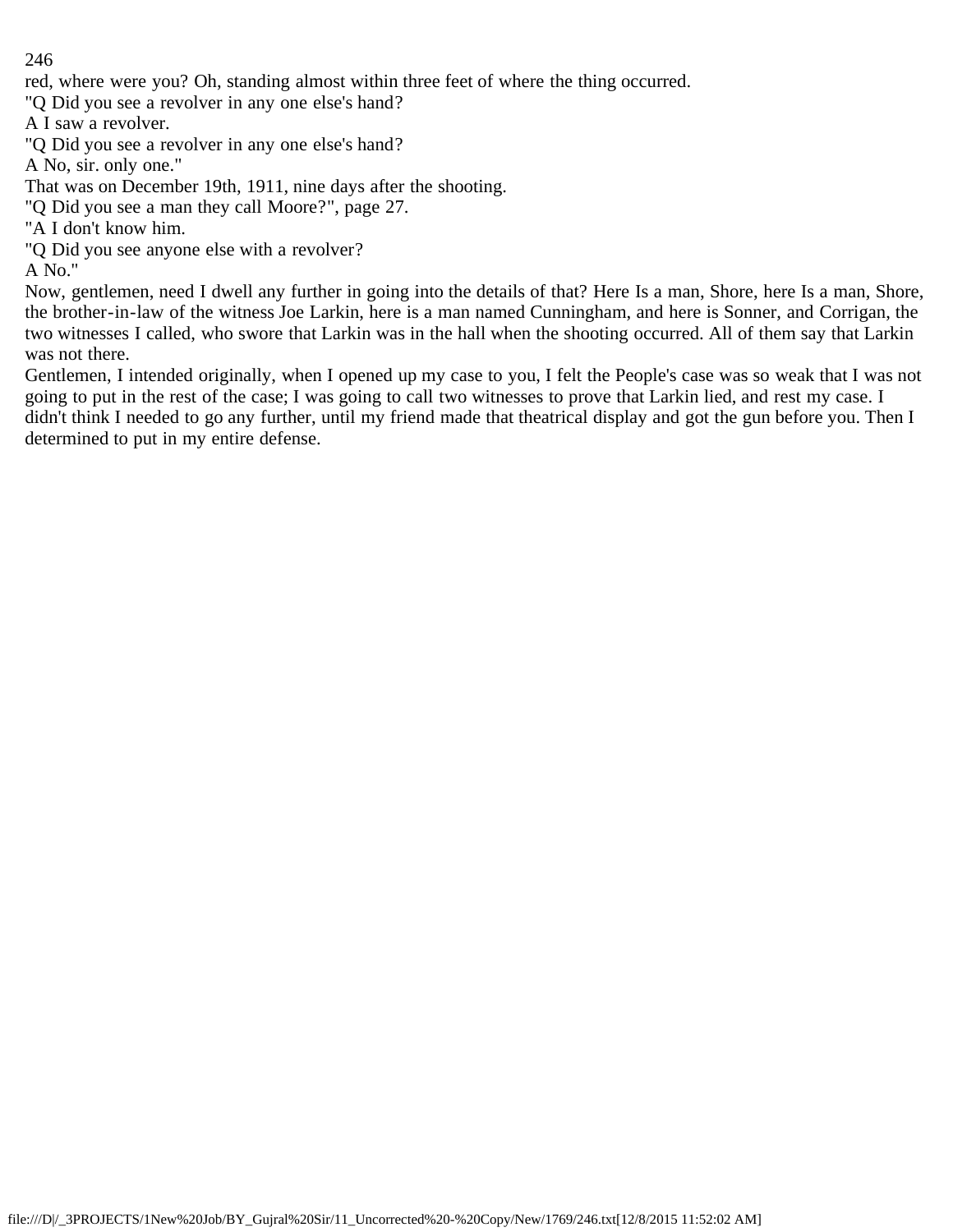red, where were you? Oh, standing almost within three feet of where the thing occurred.

"Q Did you see a revolver in any one else's hand?

A I saw a revolver.

"Q Did you see a revolver in any one else's hand?

A No, sir. only one."

That was on December 19th, 1911, nine days after the shooting.

"Q Did you see a man they call Moore?", page 27.

"A I don't know him.

"Q Did you see anyone else with a revolver?

A No."

Now, gentlemen, need I dwell any further in going into the details of that? Here Is a man, Shore, here Is a man, Shore, the brother-in-law of the witness Joe Larkin, here is a man named Cunningham, and here is Sonner, and Corrigan, the two witnesses I called, who swore that Larkin was in the hall when the shooting occurred. All of them say that Larkin was not there.

Gentlemen, I intended originally, when I opened up my case to you, I felt the People's case was so weak that I was not going to put in the rest of the case; I was going to call two witnesses to prove that Larkin lied, and rest my case. I didn't think I needed to go any further, until my friend made that theatrical display and got the gun before you. Then I determined to put in my entire defense.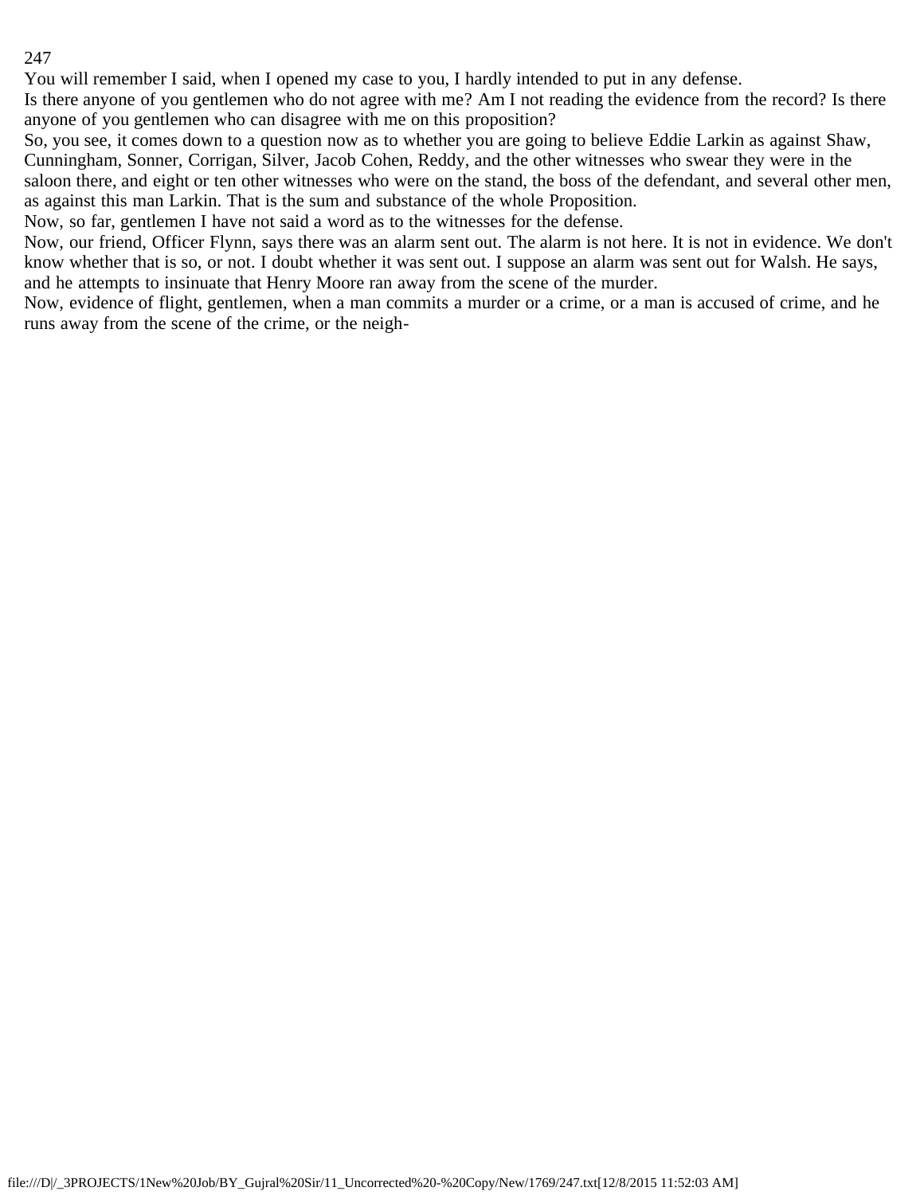You will remember I said, when I opened my case to you, I hardly intended to put in any defense.

Is there anyone of you gentlemen who do not agree with me? Am I not reading the evidence from the record? Is there anyone of you gentlemen who can disagree with me on this proposition?

So, you see, it comes down to a question now as to whether you are going to believe Eddie Larkin as against Shaw, Cunningham, Sonner, Corrigan, Silver, Jacob Cohen, Reddy, and the other witnesses who swear they were in the saloon there, and eight or ten other witnesses who were on the stand, the boss of the defendant, and several other men, as against this man Larkin. That is the sum and substance of the whole Proposition.

Now, so far, gentlemen I have not said a word as to the witnesses for the defense.

Now, our friend, Officer Flynn, says there was an alarm sent out. The alarm is not here. It is not in evidence. We don't know whether that is so, or not. I doubt whether it was sent out. I suppose an alarm was sent out for Walsh. He says, and he attempts to insinuate that Henry Moore ran away from the scene of the murder.

Now, evidence of flight, gentlemen, when a man commits a murder or a crime, or a man is accused of crime, and he runs away from the scene of the crime, or the neigh-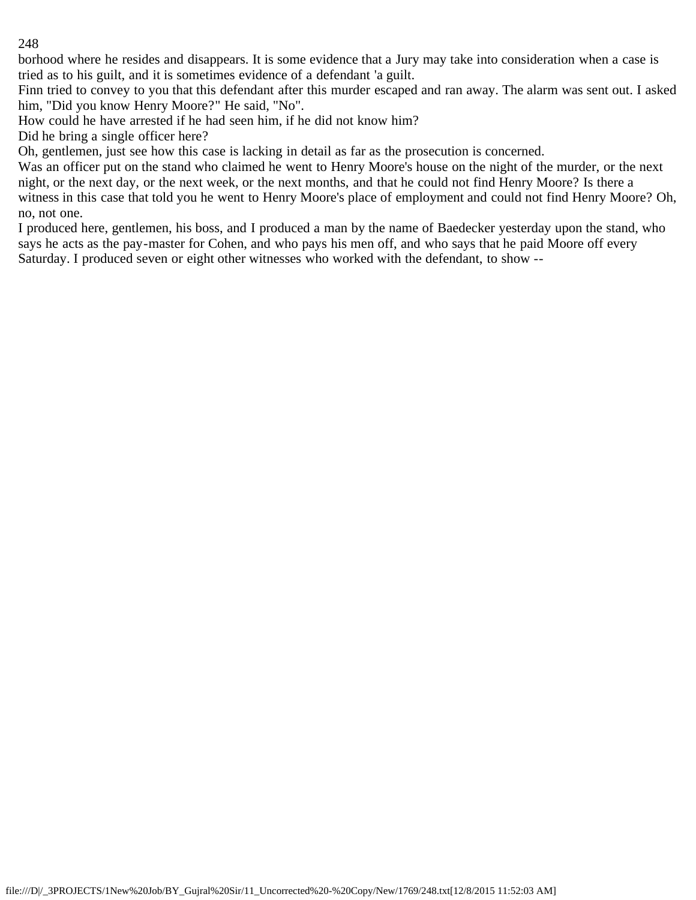borhood where he resides and disappears. It is some evidence that a Jury may take into consideration when a case is tried as to his guilt, and it is sometimes evidence of a defendant 'a guilt.

Finn tried to convey to you that this defendant after this murder escaped and ran away. The alarm was sent out. I asked him, "Did you know Henry Moore?" He said, "No".

How could he have arrested if he had seen him, if he did not know him?

Did he bring a single officer here?

Oh, gentlemen, just see how this case is lacking in detail as far as the prosecution is concerned.

Was an officer put on the stand who claimed he went to Henry Moore's house on the night of the murder, or the next night, or the next day, or the next week, or the next months, and that he could not find Henry Moore? Is there a witness in this case that told you he went to Henry Moore's place of employment and could not find Henry Moore? Oh, no, not one.

I produced here, gentlemen, his boss, and I produced a man by the name of Baedecker yesterday upon the stand, who says he acts as the pay-master for Cohen, and who pays his men off, and who says that he paid Moore off every Saturday. I produced seven or eight other witnesses who worked with the defendant, to show --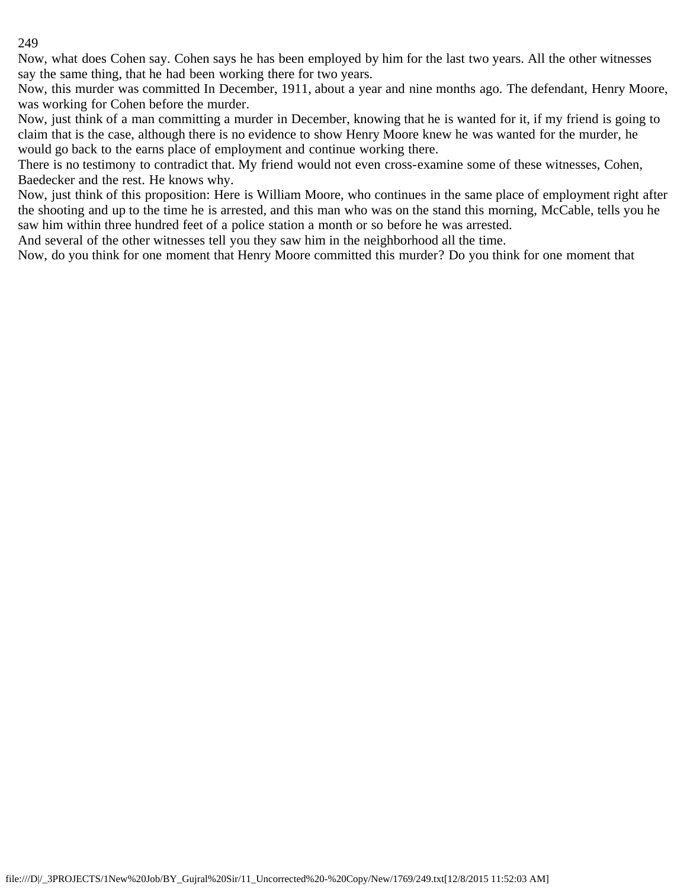Now, what does Cohen say. Cohen says he has been employed by him for the last two years. All the other witnesses say the same thing, that he had been working there for two years.

Now, this murder was committed In December, 1911, about a year and nine months ago. The defendant, Henry Moore, was working for Cohen before the murder.

Now, just think of a man committing a murder in December, knowing that he is wanted for it, if my friend is going to claim that is the case, although there is no evidence to show Henry Moore knew he was wanted for the murder, he would go back to the earns place of employment and continue working there.

There is no testimony to contradict that. My friend would not even cross-examine some of these witnesses, Cohen, Baedecker and the rest. He knows why.

Now, just think of this proposition: Here is William Moore, who continues in the same place of employment right after the shooting and up to the time he is arrested, and this man who was on the stand this morning, McCable, tells you he saw him within three hundred feet of a police station a month or so before he was arrested.

And several of the other witnesses tell you they saw him in the neighborhood all the time.

Now, do you think for one moment that Henry Moore committed this murder? Do you think for one moment that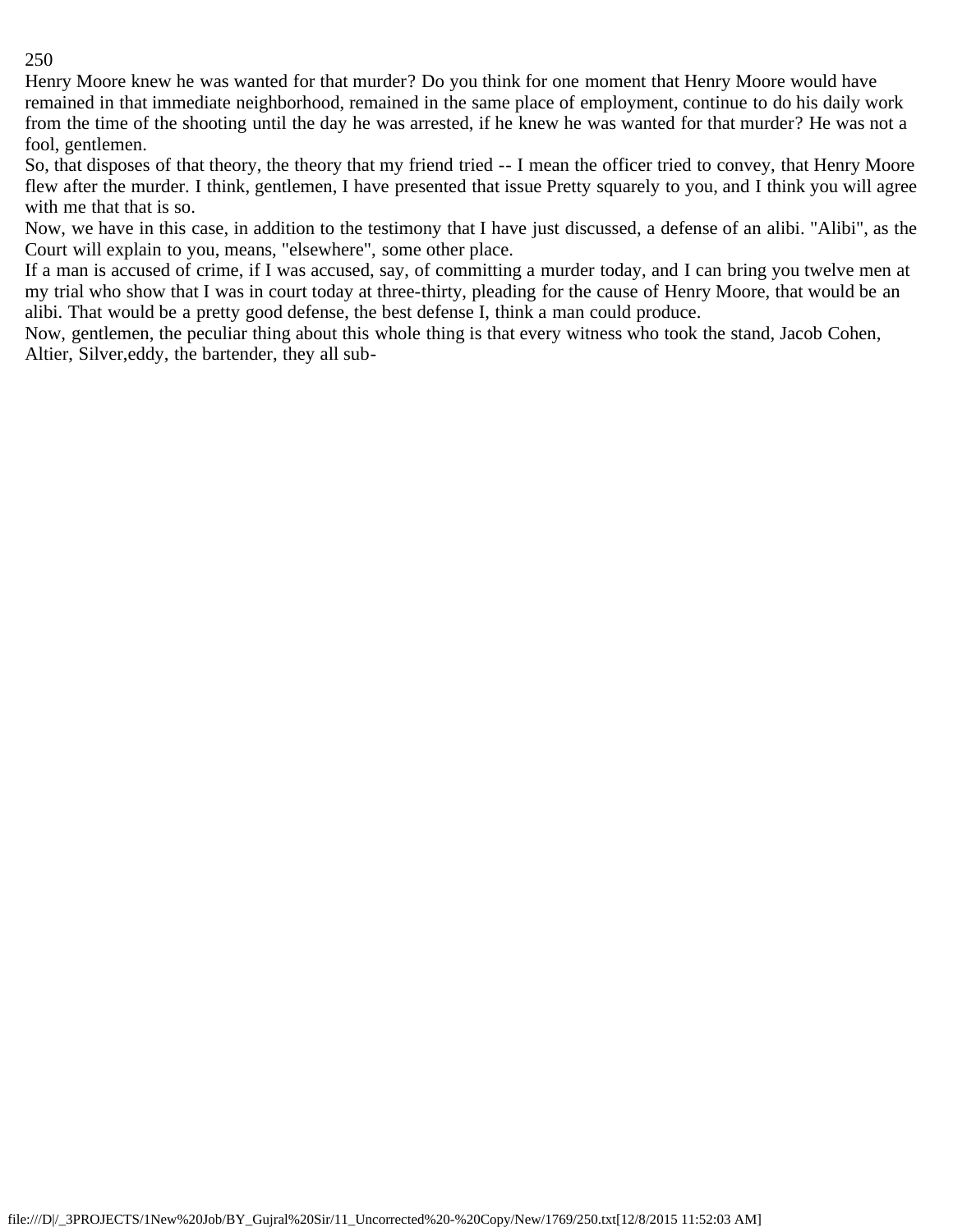Henry Moore knew he was wanted for that murder? Do you think for one moment that Henry Moore would have remained in that immediate neighborhood, remained in the same place of employment, continue to do his daily work from the time of the shooting until the day he was arrested, if he knew he was wanted for that murder? He was not a fool, gentlemen.

So, that disposes of that theory, the theory that my friend tried -- I mean the officer tried to convey, that Henry Moore flew after the murder. I think, gentlemen, I have presented that issue Pretty squarely to you, and I think you will agree with me that that is so.

Now, we have in this case, in addition to the testimony that I have just discussed, a defense of an alibi. "Alibi", as the Court will explain to you, means, "elsewhere", some other place.

If a man is accused of crime, if I was accused, say, of committing a murder today, and I can bring you twelve men at my trial who show that I was in court today at three-thirty, pleading for the cause of Henry Moore, that would be an alibi. That would be a pretty good defense, the best defense I, think a man could produce.

Now, gentlemen, the peculiar thing about this whole thing is that every witness who took the stand, Jacob Cohen, Altier, Silver,eddy, the bartender, they all sub-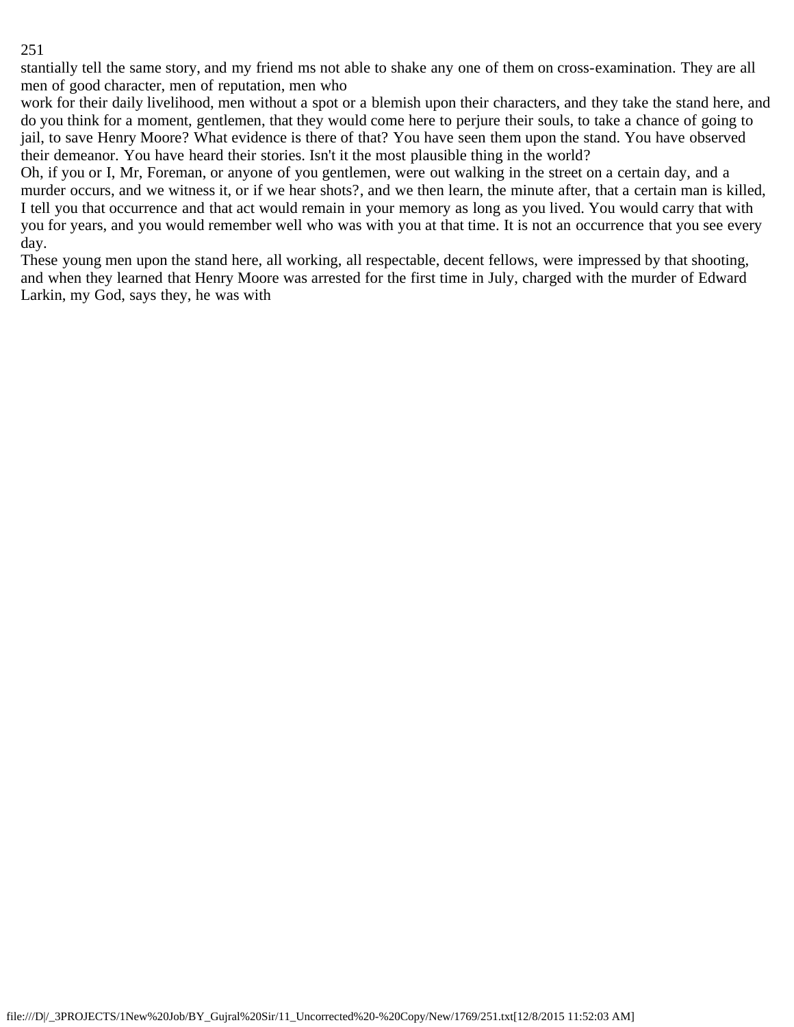stantially tell the same story, and my friend ms not able to shake any one of them on cross-examination. They are all men of good character, men of reputation, men who

work for their daily livelihood, men without a spot or a blemish upon their characters, and they take the stand here, and do you think for a moment, gentlemen, that they would come here to perjure their souls, to take a chance of going to jail, to save Henry Moore? What evidence is there of that? You have seen them upon the stand. You have observed their demeanor. You have heard their stories. Isn't it the most plausible thing in the world?

Oh, if you or I, Mr, Foreman, or anyone of you gentlemen, were out walking in the street on a certain day, and a murder occurs, and we witness it, or if we hear shots?, and we then learn, the minute after, that a certain man is killed, I tell you that occurrence and that act would remain in your memory as long as you lived. You would carry that with you for years, and you would remember well who was with you at that time. It is not an occurrence that you see every day.

These young men upon the stand here, all working, all respectable, decent fellows, were impressed by that shooting, and when they learned that Henry Moore was arrested for the first time in July, charged with the murder of Edward Larkin, my God, says they, he was with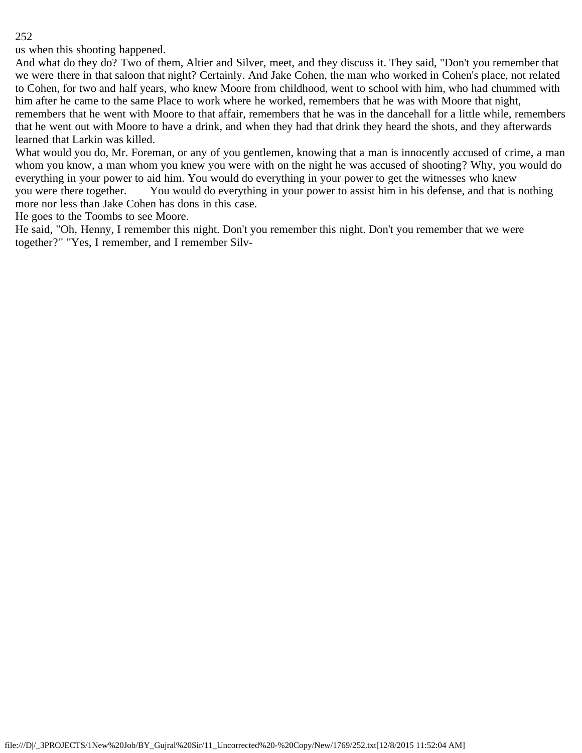us when this shooting happened.

And what do they do? Two of them, Altier and Silver, meet, and they discuss it. They said, "Don't you remember that we were there in that saloon that night? Certainly. And Jake Cohen, the man who worked in Cohen's place, not related to Cohen, for two and half years, who knew Moore from childhood, went to school with him, who had chummed with him after he came to the same Place to work where he worked, remembers that he was with Moore that night, remembers that he went with Moore to that affair, remembers that he was in the dancehall for a little while, remembers that he went out with Moore to have a drink, and when they had that drink they heard the shots, and they afterwards learned that Larkin was killed.

What would you do, Mr. Foreman, or any of you gentlemen, knowing that a man is innocently accused of crime, a man whom you know, a man whom you knew you were with on the night he was accused of shooting? Why, you would do everything in your power to aid him. You would do everything in your power to get the witnesses who knew you were there together. You would do everything in your power to assist him in his defense, and that is nothing more nor less than Jake Cohen has dons in this case.

He goes to the Toombs to see Moore.

He said, "Oh, Henny, I remember this night. Don't you remember this night. Don't you remember that we were together?" "Yes, I remember, and I remember Silv-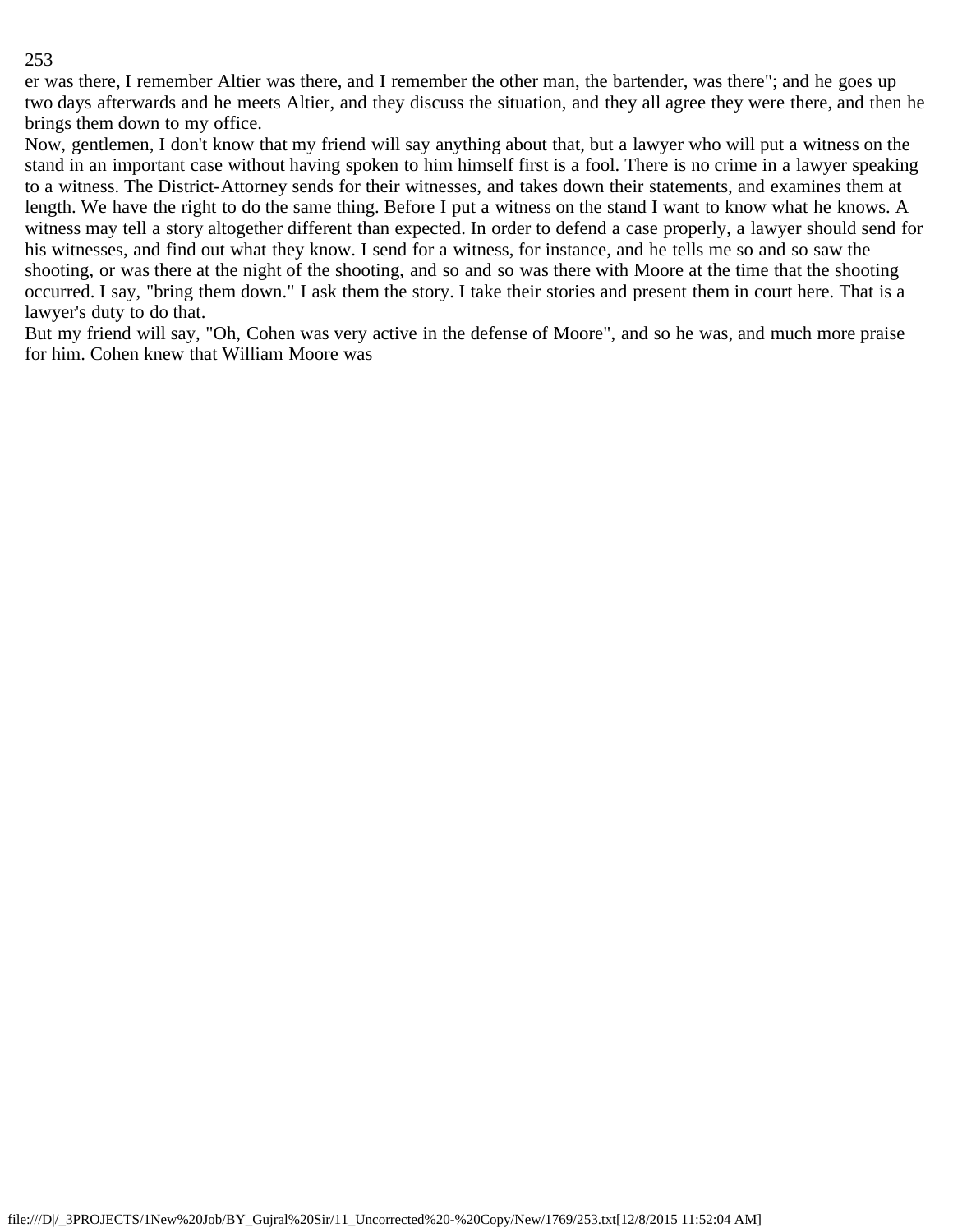er was there, I remember Altier was there, and I remember the other man, the bartender, was there"; and he goes up two days afterwards and he meets Altier, and they discuss the situation, and they all agree they were there, and then he brings them down to my office.

Now, gentlemen, I don't know that my friend will say anything about that, but a lawyer who will put a witness on the stand in an important case without having spoken to him himself first is a fool. There is no crime in a lawyer speaking to a witness. The District-Attorney sends for their witnesses, and takes down their statements, and examines them at length. We have the right to do the same thing. Before I put a witness on the stand I want to know what he knows. A witness may tell a story altogether different than expected. In order to defend a case properly, a lawyer should send for his witnesses, and find out what they know. I send for a witness, for instance, and he tells me so and so saw the shooting, or was there at the night of the shooting, and so and so was there with Moore at the time that the shooting occurred. I say, "bring them down." I ask them the story. I take their stories and present them in court here. That is a lawyer's duty to do that.

But my friend will say, "Oh, Cohen was very active in the defense of Moore", and so he was, and much more praise for him. Cohen knew that William Moore was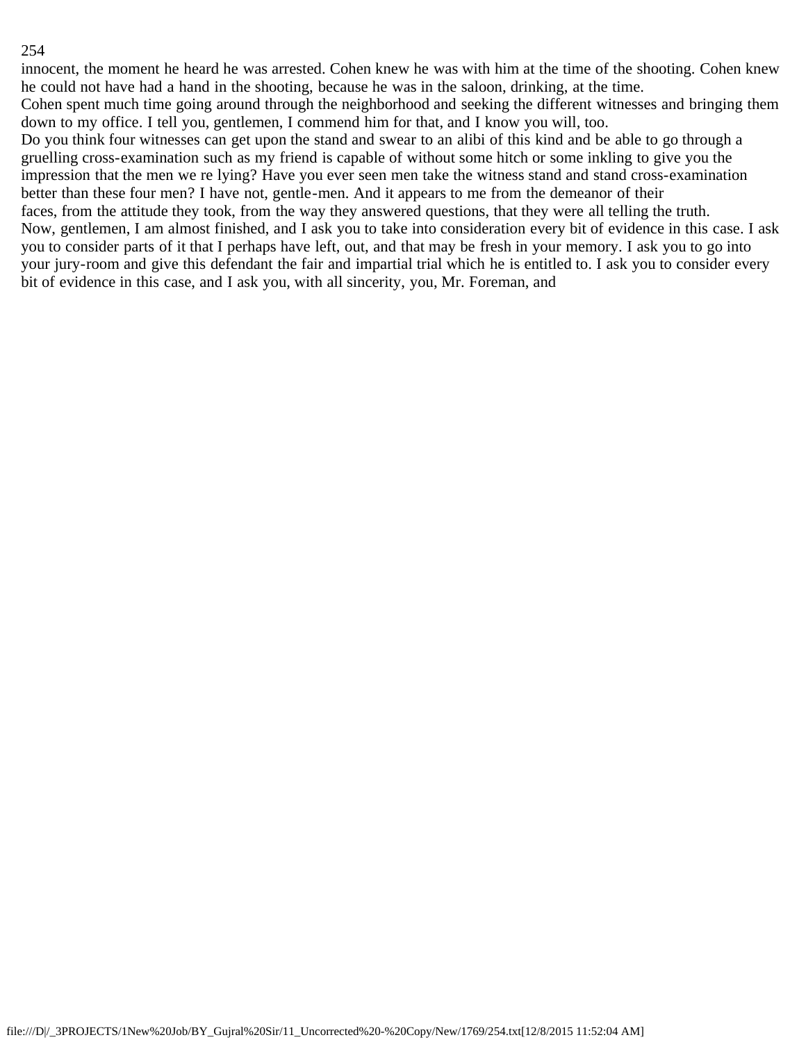innocent, the moment he heard he was arrested. Cohen knew he was with him at the time of the shooting. Cohen knew he could not have had a hand in the shooting, because he was in the saloon, drinking, at the time.

Cohen spent much time going around through the neighborhood and seeking the different witnesses and bringing them down to my office. I tell you, gentlemen, I commend him for that, and I know you will, too.

Do you think four witnesses can get upon the stand and swear to an alibi of this kind and be able to go through a gruelling cross-examination such as my friend is capable of without some hitch or some inkling to give you the impression that the men we re lying? Have you ever seen men take the witness stand and stand cross-examination better than these four men? I have not, gentle-men. And it appears to me from the demeanor of their faces, from the attitude they took, from the way they answered questions, that they were all telling the truth.

Now, gentlemen, I am almost finished, and I ask you to take into consideration every bit of evidence in this case. I ask you to consider parts of it that I perhaps have left, out, and that may be fresh in your memory. I ask you to go into your jury-room and give this defendant the fair and impartial trial which he is entitled to. I ask you to consider every bit of evidence in this case, and I ask you, with all sincerity, you, Mr. Foreman, and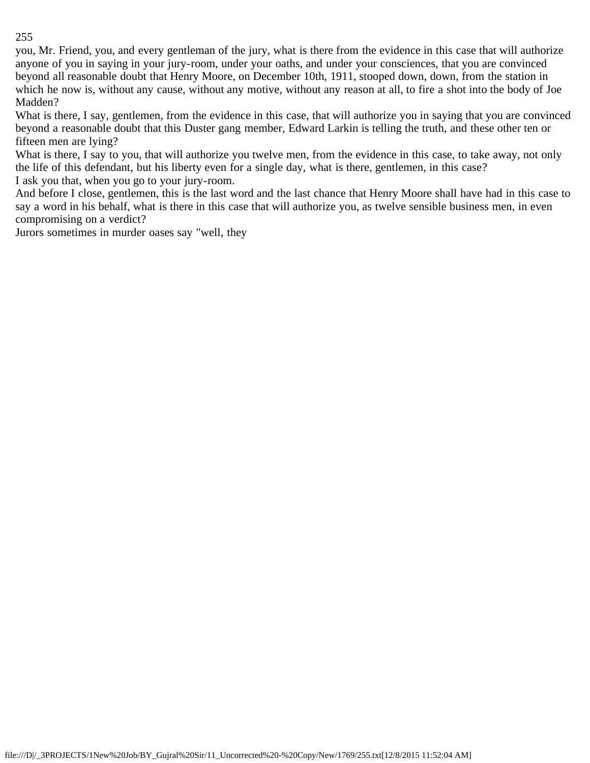you, Mr. Friend, you, and every gentleman of the jury, what is there from the evidence in this case that will authorize anyone of you in saying in your jury-room, under your oaths, and under your consciences, that you are convinced beyond all reasonable doubt that Henry Moore, on December 10th, 1911, stooped down, down, from the station in which he now is, without any cause, without any motive, without any reason at all, to fire a shot into the body of Joe Madden?

What is there, I say, gentlemen, from the evidence in this case, that will authorize you in saying that you are convinced beyond a reasonable doubt that this Duster gang member, Edward Larkin is telling the truth, and these other ten or fifteen men are lying?

What is there, I say to you, that will authorize you twelve men, from the evidence in this case, to take away, not only the life of this defendant, but his liberty even for a single day, what is there, gentlemen, in this case?

I ask you that, when you go to your jury-room.

And before I close, gentlemen, this is the last word and the last chance that Henry Moore shall have had in this case to say a word in his behalf, what is there in this case that will authorize you, as twelve sensible business men, in even compromising on a verdict?

Jurors sometimes in murder oases say "well, they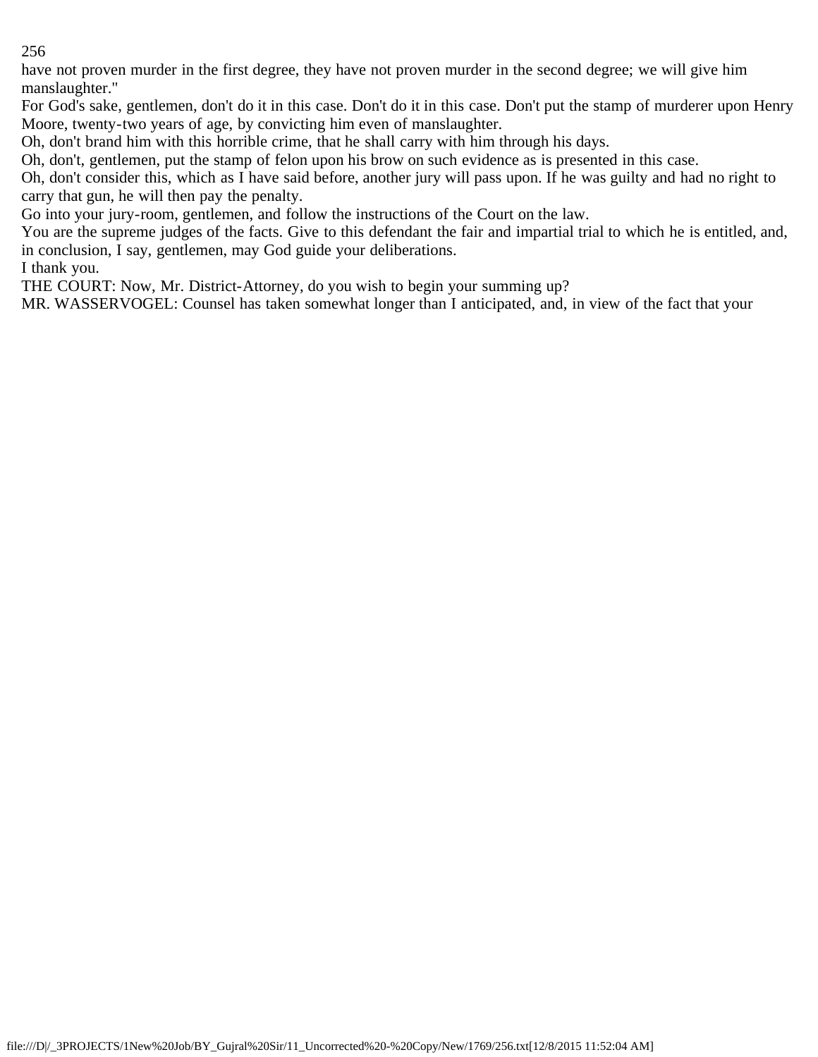have not proven murder in the first degree, they have not proven murder in the second degree; we will give him manslaughter."

For God's sake, gentlemen, don't do it in this case. Don't do it in this case. Don't put the stamp of murderer upon Henry Moore, twenty-two years of age, by convicting him even of manslaughter.

Oh, don't brand him with this horrible crime, that he shall carry with him through his days.

Oh, don't, gentlemen, put the stamp of felon upon his brow on such evidence as is presented in this case.

Oh, don't consider this, which as I have said before, another jury will pass upon. If he was guilty and had no right to carry that gun, he will then pay the penalty.

Go into your jury-room, gentlemen, and follow the instructions of the Court on the law.

You are the supreme judges of the facts. Give to this defendant the fair and impartial trial to which he is entitled, and, in conclusion, I say, gentlemen, may God guide your deliberations.

I thank you.

THE COURT: Now, Mr. District-Attorney, do you wish to begin your summing up?

MR. WASSERVOGEL: Counsel has taken somewhat longer than I anticipated, and, in view of the fact that your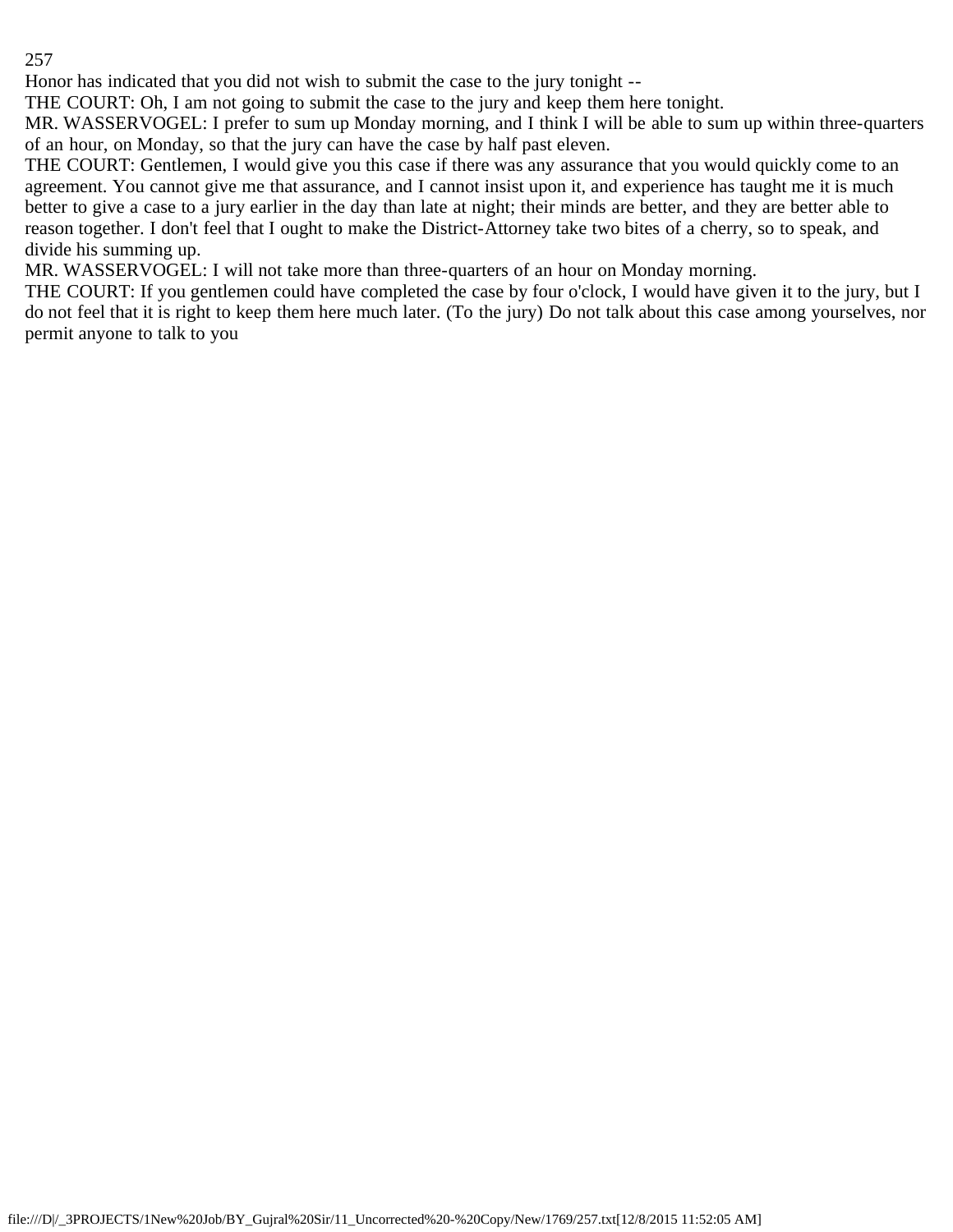Honor has indicated that you did not wish to submit the case to the jury tonight --

THE COURT: Oh, I am not going to submit the case to the jury and keep them here tonight.

MR. WASSERVOGEL: I prefer to sum up Monday morning, and I think I will be able to sum up within three-quarters of an hour, on Monday, so that the jury can have the case by half past eleven.

THE COURT: Gentlemen, I would give you this case if there was any assurance that you would quickly come to an agreement. You cannot give me that assurance, and I cannot insist upon it, and experience has taught me it is much better to give a case to a jury earlier in the day than late at night; their minds are better, and they are better able to reason together. I don't feel that I ought to make the District-Attorney take two bites of a cherry, so to speak, and divide his summing up.

MR. WASSERVOGEL: I will not take more than three-quarters of an hour on Monday morning.

THE COURT: If you gentlemen could have completed the case by four o'clock, I would have given it to the jury, but I do not feel that it is right to keep them here much later. (To the jury) Do not talk about this case among yourselves, nor permit anyone to talk to you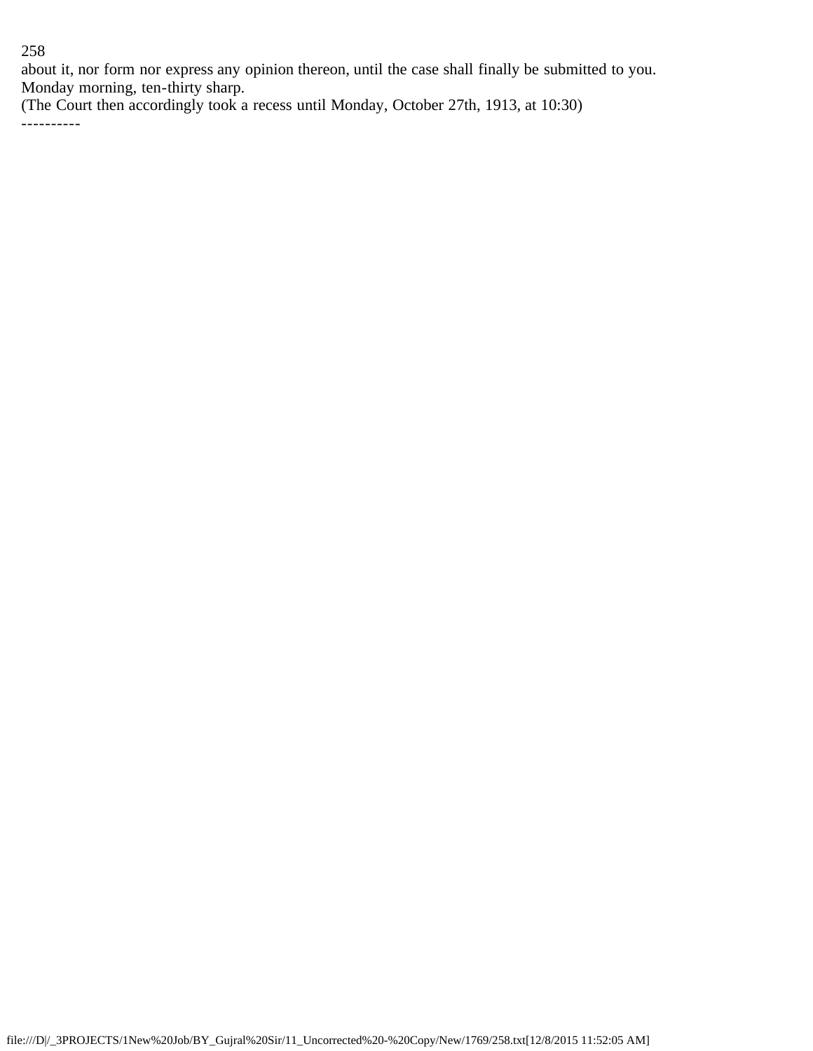about it, nor form nor express any opinion thereon, until the case shall finally be submitted to you. Monday morning, ten-thirty sharp.

(The Court then accordingly took a recess until Monday, October 27th, 1913, at 10:30)

----------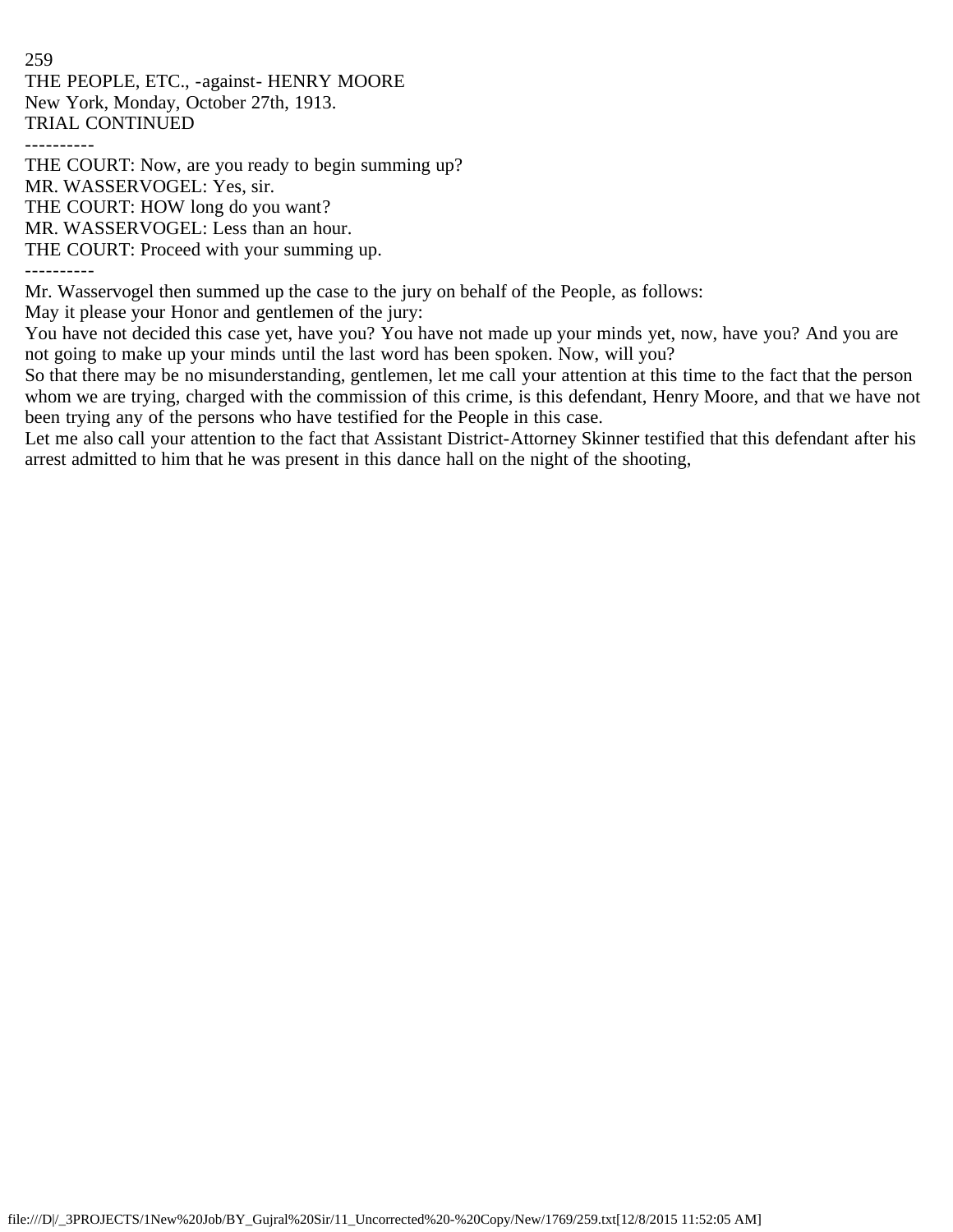THE PEOPLE, ETC., -against- HENRY MOORE
New York, Monday, October 27th, 1913.
TRIAL CONTINUED

----------

THE COURT: Now, are you ready to begin summing up?
MR. WASSERVOGEL: Yes, sir.
THE COURT: HOW long do you want?
MR. WASSERVOGEL: Less than an hour.
THE COURT: Proceed with your summing up.

----------

Mr. Wasservogel then summed up the case to the jury on behalf of the People, as follows:

May it please your Honor and gentlemen of the jury:

You have not decided this case yet, have you? You have not made up your minds yet, now, have you? And you are not going to make up your minds until the last word has been spoken. Now, will you?

So that there may be no misunderstanding, gentlemen, let me call your attention at this time to the fact that the person whom we are trying, charged with the commission of this crime, is this defendant, Henry Moore, and that we have not been trying any of the persons who have testified for the People in this case.

Let me also call your attention to the fact that Assistant District-Attorney Skinner testified that this defendant after his arrest admitted to him that he was present in this dance hall on the night of the shooting,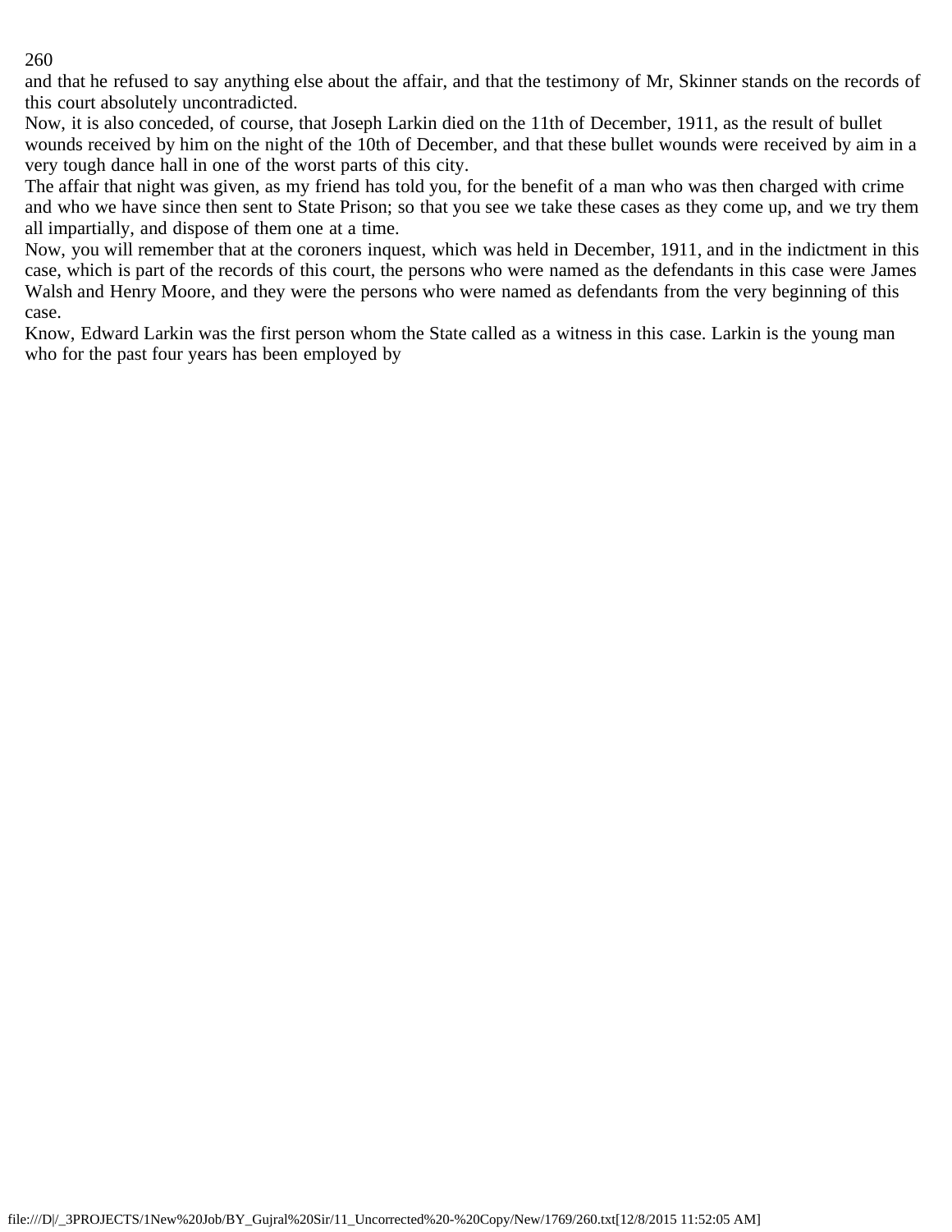and that he refused to say anything else about the affair, and that the testimony of Mr, Skinner stands on the records of this court absolutely uncontradicted.

Now, it is also conceded, of course, that Joseph Larkin died on the 11th of December, 1911, as the result of bullet wounds received by him on the night of the 10th of December, and that these bullet wounds were received by aim in a very tough dance hall in one of the worst parts of this city.

The affair that night was given, as my friend has told you, for the benefit of a man who was then charged with crime and who we have since then sent to State Prison; so that you see we take these cases as they come up, and we try them all impartially, and dispose of them one at a time.

Now, you will remember that at the coroners inquest, which was held in December, 1911, and in the indictment in this case, which is part of the records of this court, the persons who were named as the defendants in this case were James Walsh and Henry Moore, and they were the persons who were named as defendants from the very beginning of this case.

Know, Edward Larkin was the first person whom the State called as a witness in this case. Larkin is the young man who for the past four years has been employed by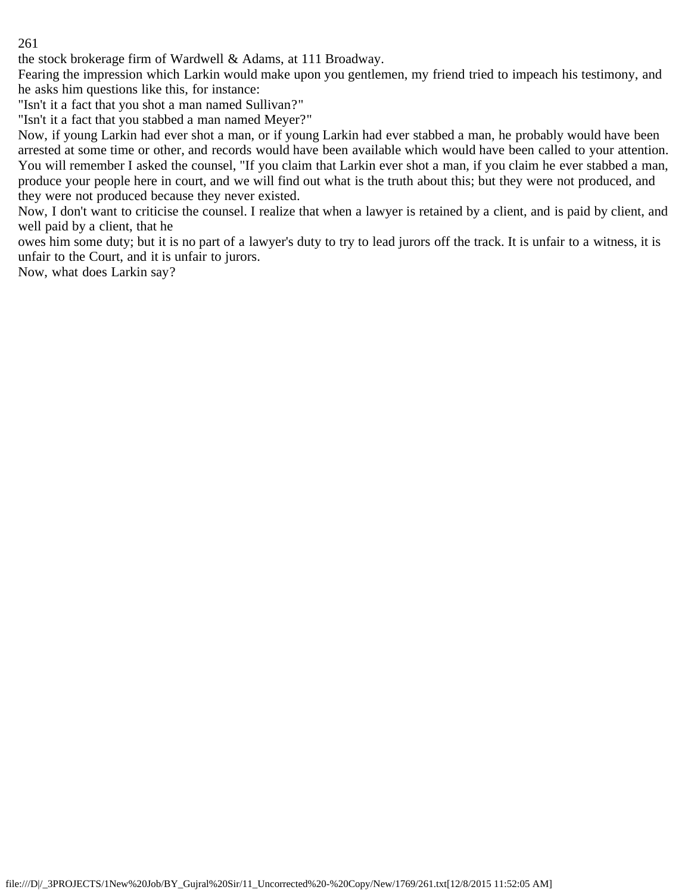the stock brokerage firm of Wardwell & Adams, at 111 Broadway.

Fearing the impression which Larkin would make upon you gentlemen, my friend tried to impeach his testimony, and he asks him questions like this, for instance:

"Isn't it a fact that you shot a man named Sullivan?"

"Isn't it a fact that you stabbed a man named Meyer?"

Now, if young Larkin had ever shot a man, or if young Larkin had ever stabbed a man, he probably would have been arrested at some time or other, and records would have been available which would have been called to your attention. You will remember I asked the counsel, "If you claim that Larkin ever shot a man, if you claim he ever stabbed a man, produce your people here in court, and we will find out what is the truth about this; but they were not produced, and they were not produced because they never existed.

Now, I don't want to criticise the counsel. I realize that when a lawyer is retained by a client, and is paid by client, and well paid by a client, that he owes him some duty; but it is no part of a lawyer's duty to try to lead jurors off the track. It is unfair to a witness, it is unfair to the Court, and it is unfair to jurors.

Now, what does Larkin say?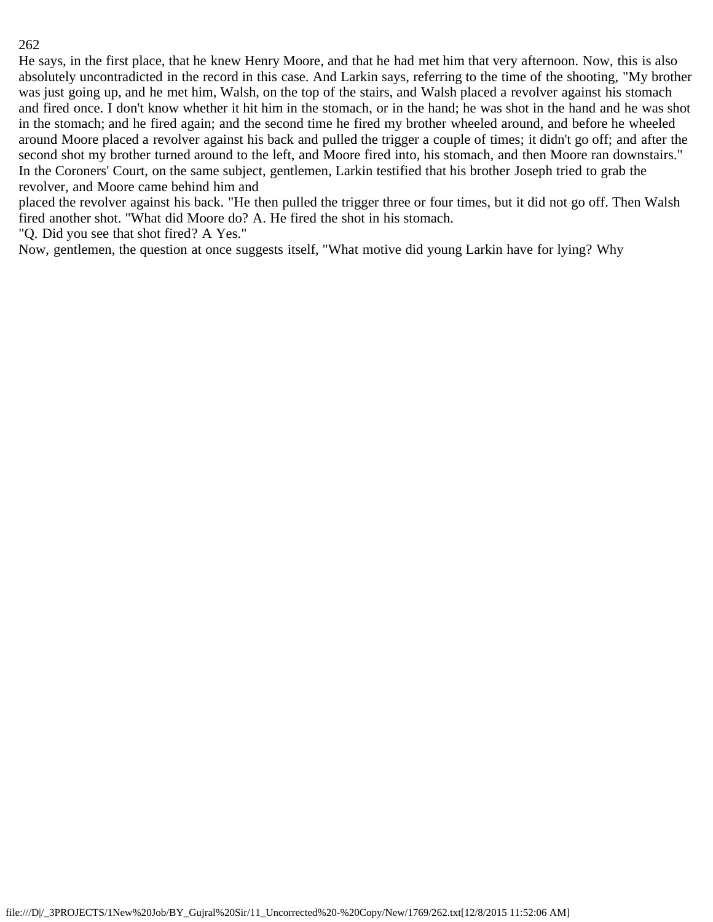He says, in the first place, that he knew Henry Moore, and that he had met him that very afternoon. Now, this is also absolutely uncontradicted in the record in this case. And Larkin says, referring to the time of the shooting, "My brother was just going up, and he met him, Walsh, on the top of the stairs, and Walsh placed a revolver against his stomach and fired once. I don't know whether it hit him in the stomach, or in the hand; he was shot in the hand and he was shot in the stomach; and he fired again; and the second time he fired my brother wheeled around, and before he wheeled around Moore placed a revolver against his back and pulled the trigger a couple of times; it didn't go off; and after the second shot my brother turned around to the left, and Moore fired into, his stomach, and then Moore ran downstairs." In the Coroners' Court, on the same subject, gentlemen, Larkin testified that his brother Joseph tried to grab the revolver, and Moore came behind him and

placed the revolver against his back. "He then pulled the trigger three or four times, but it did not go off. Then Walsh fired another shot. "What did Moore do? A. He fired the shot in his stomach.

"Q. Did you see that shot fired? A Yes."

Now, gentlemen, the question at once suggests itself, "What motive did young Larkin have for lying? Why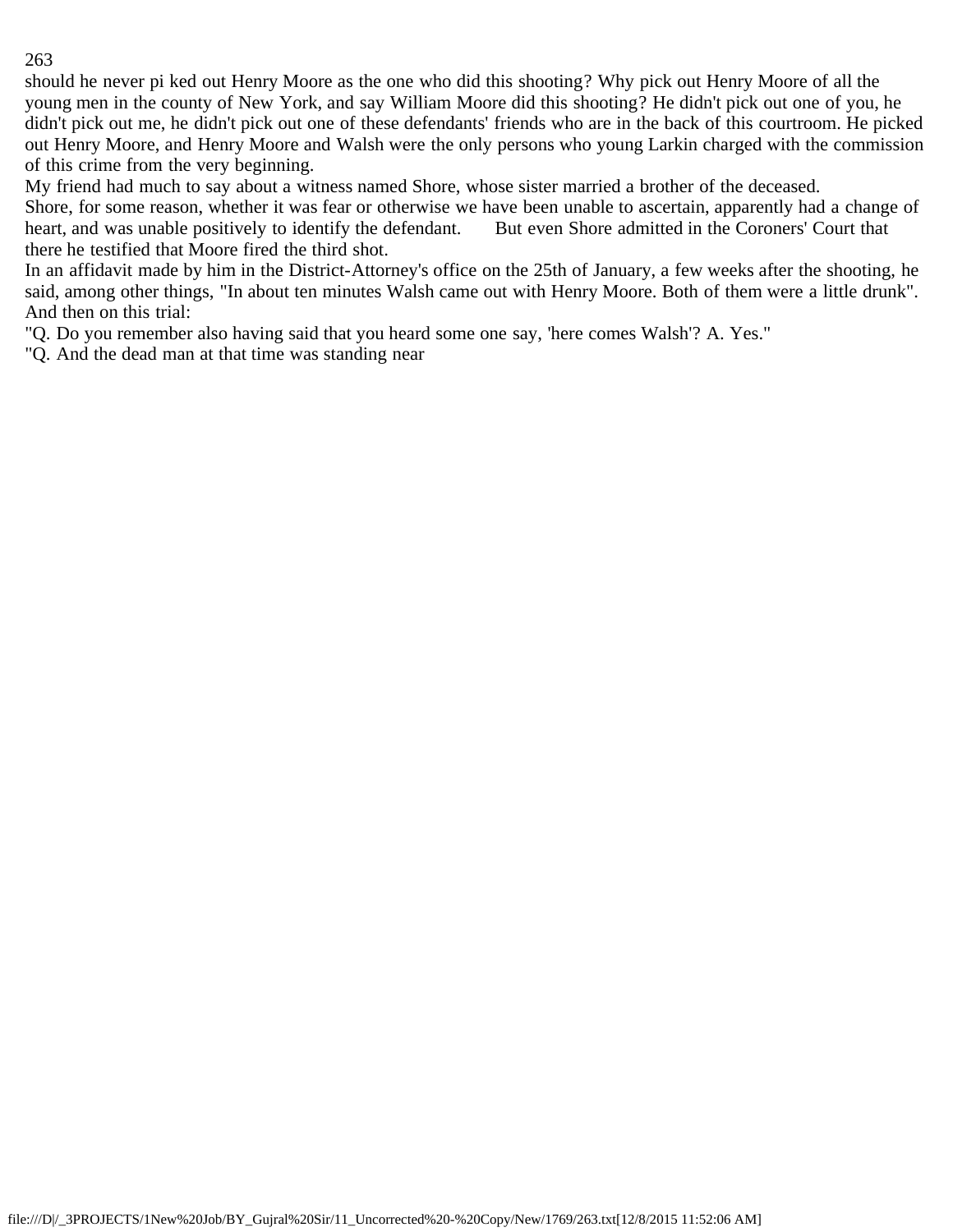should he never pi ked out Henry Moore as the one who did this shooting? Why pick out Henry Moore of all the young men in the county of New York, and say William Moore did this shooting? He didn't pick out one of you, he didn't pick out me, he didn't pick out one of these defendants' friends who are in the back of this courtroom. He picked out Henry Moore, and Henry Moore and Walsh were the only persons who young Larkin charged with the commission of this crime from the very beginning.

My friend had much to say about a witness named Shore, whose sister married a brother of the deceased.

Shore, for some reason, whether it was fear or otherwise we have been unable to ascertain, apparently had a change of heart, and was unable positively to identify the defendant. But even Shore admitted in the Coroners' Court that there he testified that Moore fired the third shot.

In an affidavit made by him in the District-Attorney's office on the 25th of January, a few weeks after the shooting, he said, among other things, "In about ten minutes Walsh came out with Henry Moore. Both of them were a little drunk". And then on this trial:

"Q. Do you remember also having said that you heard some one say, 'here comes Walsh'? A. Yes."

"Q. And the dead man at that time was standing near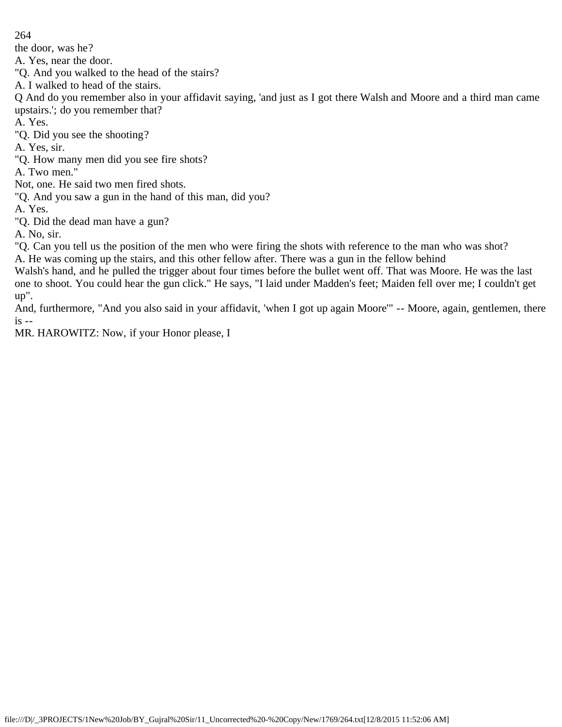the door, was he?

A. Yes, near the door.

"Q. And you walked to the head of the stairs?

A. I walked to head of the stairs.

Q And do you remember also in your affidavit saying, 'and just as I got there Walsh and Moore and a third man came upstairs.'; do you remember that?

A. Yes.

"Q. Did you see the shooting?

A. Yes, sir.

"Q. How many men did you see fire shots?

A. Two men."

Not, one. He said two men fired shots.

"Q. And you saw a gun in the hand of this man, did you?

A. Yes.

"Q. Did the dead man have a gun?

A. No, sir.

"Q. Can you tell us the position of the men who were firing the shots with reference to the man who was shot?

A. He was coming up the stairs, and this other fellow after. There was a gun in the fellow behind Walsh's hand, and he pulled the trigger about four times before the bullet went off. That was Moore. He was the last one to shoot. You could hear the gun click." He says, "I laid under Madden's feet; Maiden fell over me; I couldn't get up".

And, furthermore, "And you also said in your affidavit, 'when I got up again Moore'" -- Moore, again, gentlemen, there is --

MR. HAROWITZ: Now, if your Honor please, I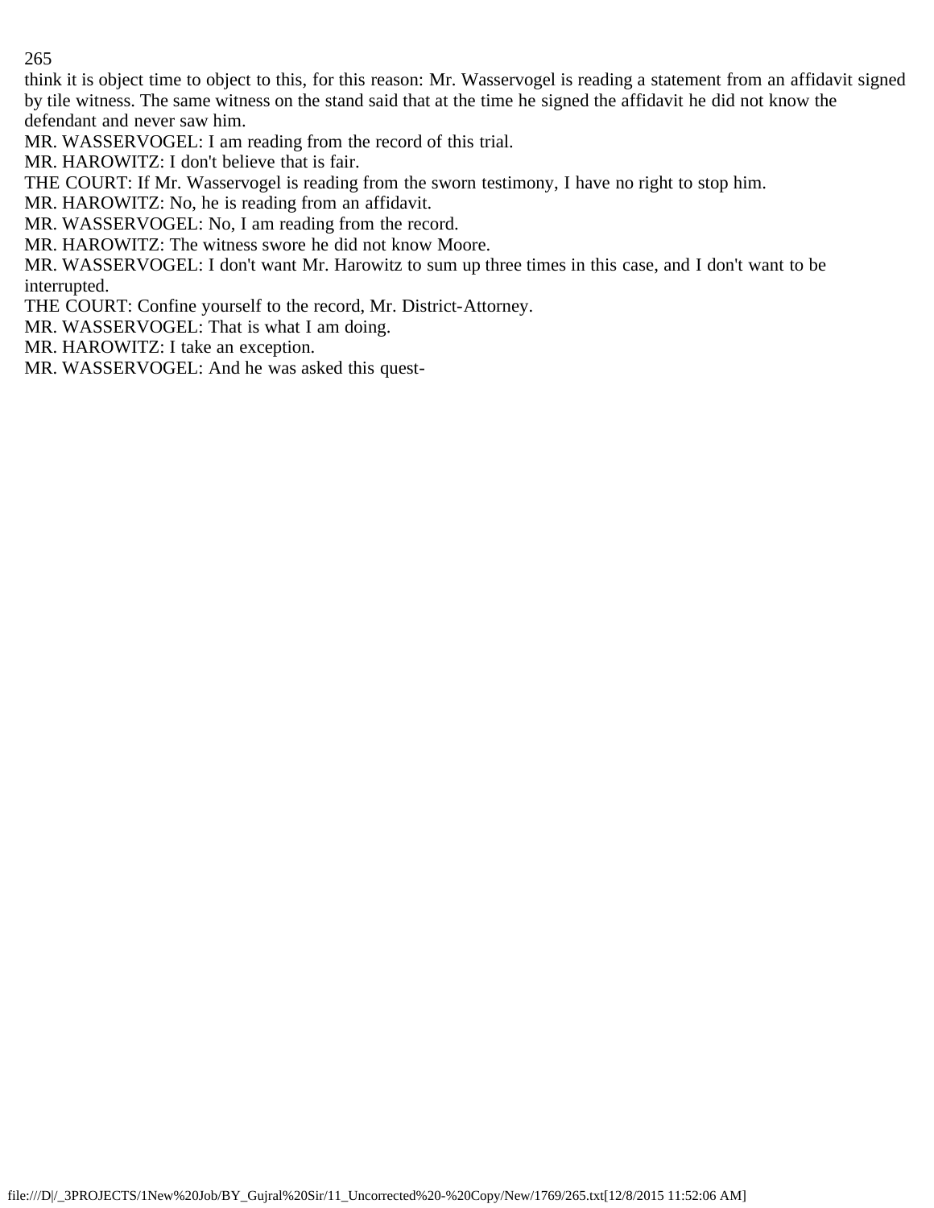think it is object time to object to this, for this reason: Mr. Wasservogel is reading a statement from an affidavit signed by tile witness. The same witness on the stand said that at the time he signed the affidavit he did not know the defendant and never saw him.

MR. WASSERVOGEL: I am reading from the record of this trial.

MR. HAROWITZ: I don't believe that is fair.

THE COURT: If Mr. Wasservogel is reading from the sworn testimony, I have no right to stop him.

MR. HAROWITZ: No, he is reading from an affidavit.

MR. WASSERVOGEL: No, I am reading from the record.

MR. HAROWITZ: The witness swore he did not know Moore.

MR. WASSERVOGEL: I don't want Mr. Harowitz to sum up three times in this case, and I don't want to be interrupted.

THE COURT: Confine yourself to the record, Mr. District-Attorney.

MR. WASSERVOGEL: That is what I am doing.

MR. HAROWITZ: I take an exception.

MR. WASSERVOGEL: And he was asked this quest-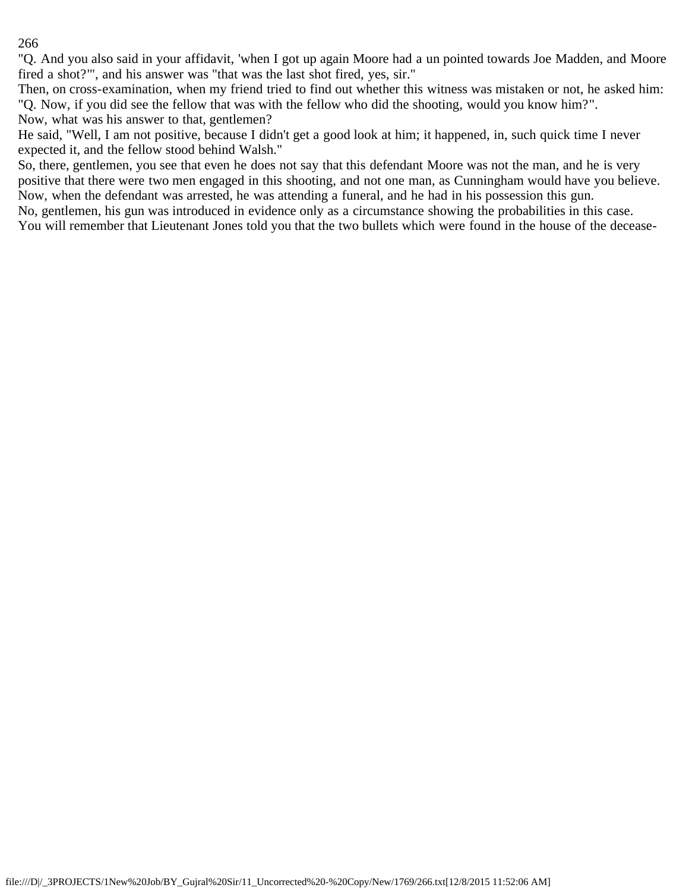"Q. And you also said in your affidavit, 'when I got up again Moore had a un pointed towards Joe Madden, and Moore fired a shot?'", and his answer was "that was the last shot fired, yes, sir."

Then, on cross-examination, when my friend tried to find out whether this witness was mistaken or not, he asked him: "Q. Now, if you did see the fellow that was with the fellow who did the shooting, would you know him?".

Now, what was his answer to that, gentlemen?

He said, "Well, I am not positive, because I didn't get a good look at him; it happened, in, such quick time I never expected it, and the fellow stood behind Walsh."

So, there, gentlemen, you see that even he does not say that this defendant Moore was not the man, and he is very positive that there were two men engaged in this shooting, and not one man, as Cunningham would have you believe.

Now, when the defendant was arrested, he was attending a funeral, and he had in his possession this gun.

No, gentlemen, his gun was introduced in evidence only as a circumstance showing the probabilities in this case.

You will remember that Lieutenant Jones told you that the two bullets which were found in the house of the decease-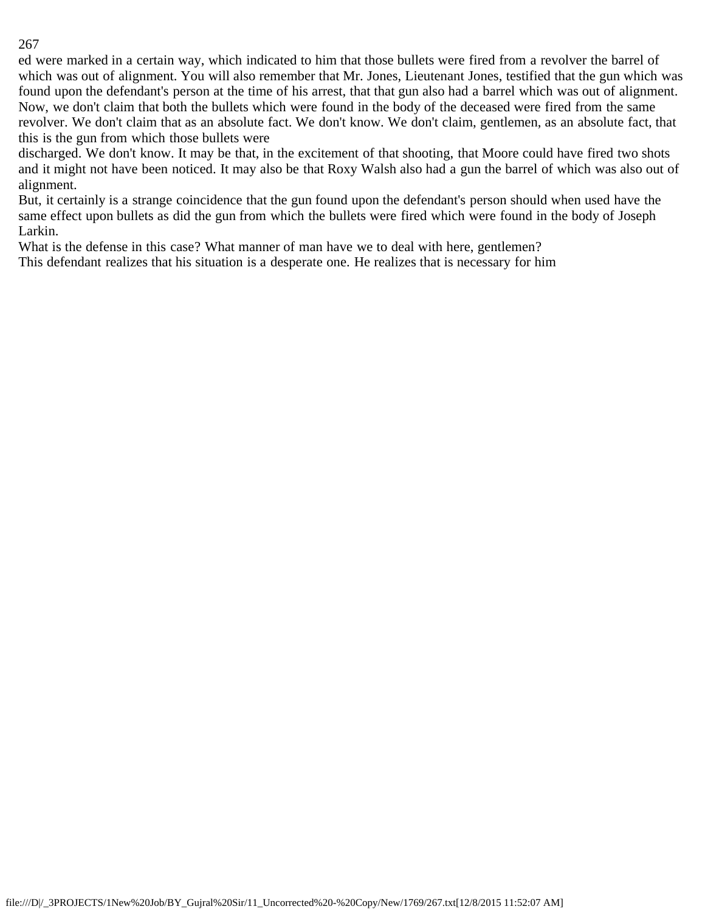ed were marked in a certain way, which indicated to him that those bullets were fired from a revolver the barrel of which was out of alignment. You will also remember that Mr. Jones, Lieutenant Jones, testified that the gun which was found upon the defendant's person at the time of his arrest, that that gun also had a barrel which was out of alignment. Now, we don't claim that both the bullets which were found in the body of the deceased were fired from the same revolver. We don't claim that as an absolute fact. We don't know. We don't claim, gentlemen, as an absolute fact, that this is the gun from which those bullets were discharged. We don't know. It may be that, in the excitement of that shooting, that Moore could have fired two shots and it might not have been noticed. It may also be that Roxy Walsh also had a gun the barrel of which was also out of alignment.

But, it certainly is a strange coincidence that the gun found upon the defendant's person should when used have the same effect upon bullets as did the gun from which the bullets were fired which were found in the body of Joseph Larkin.

What is the defense in this case? What manner of man have we to deal with here, gentlemen?

This defendant realizes that his situation is a desperate one. He realizes that is necessary for him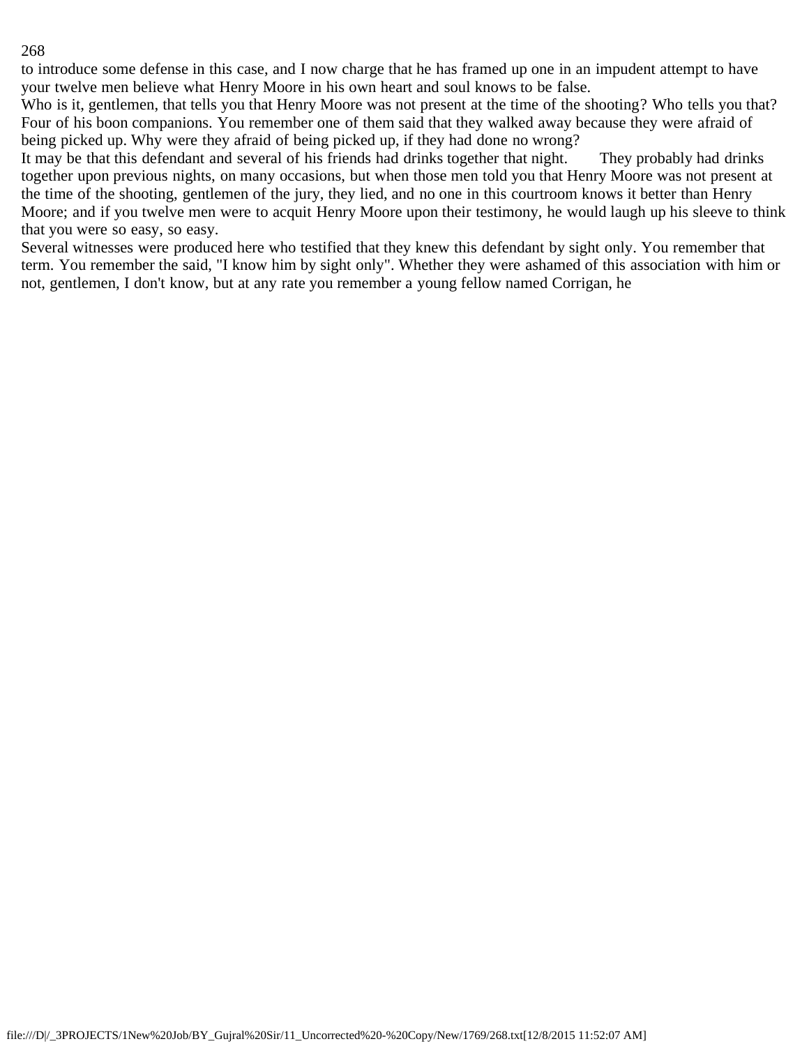to introduce some defense in this case, and I now charge that he has framed up one in an impudent attempt to have your twelve men believe what Henry Moore in his own heart and soul knows to be false.

Who is it, gentlemen, that tells you that Henry Moore was not present at the time of the shooting? Who tells you that? Four of his boon companions. You remember one of them said that they walked away because they were afraid of being picked up. Why were they afraid of being picked up, if they had done no wrong?

It may be that this defendant and several of his friends had drinks together that night. They probably had drinks together upon previous nights, on many occasions, but when those men told you that Henry Moore was not present at the time of the shooting, gentlemen of the jury, they lied, and no one in this courtroom knows it better than Henry Moore; and if you twelve men were to acquit Henry Moore upon their testimony, he would laugh up his sleeve to think that you were so easy, so easy.

Several witnesses were produced here who testified that they knew this defendant by sight only. You remember that term. You remember the said, "I know him by sight only". Whether they were ashamed of this association with him or not, gentlemen, I don't know, but at any rate you remember a young fellow named Corrigan, he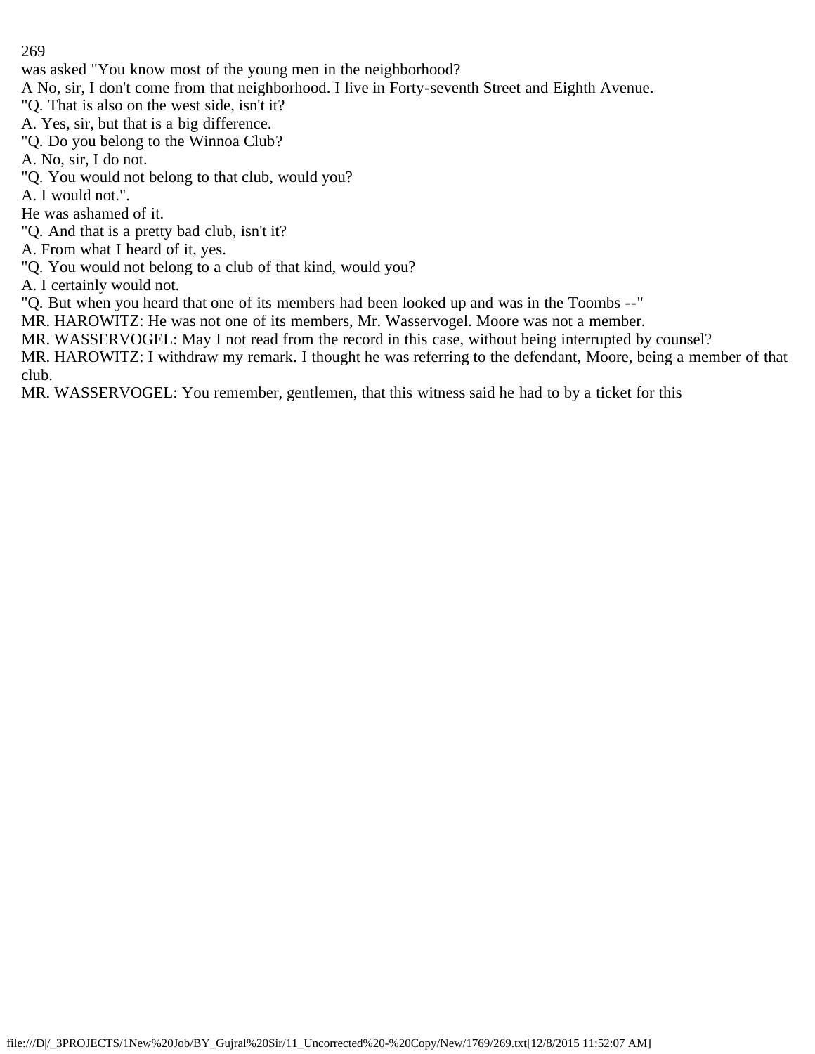was asked "You know most of the young men in the neighborhood?

A No, sir, I don't come from that neighborhood. I live in Forty-seventh Street and Eighth Avenue.

"Q. That is also on the west side, isn't it?

A. Yes, sir, but that is a big difference.

"Q. Do you belong to the Winnoa Club?

A. No, sir, I do not.

"Q. You would not belong to that club, would you?

A. I would not.".

He was ashamed of it.

"Q. And that is a pretty bad club, isn't it?

A. From what I heard of it, yes.

"Q. You would not belong to a club of that kind, would you?

A. I certainly would not.

"Q. But when you heard that one of its members had been looked up and was in the Toombs --"

MR. HAROWITZ: He was not one of its members, Mr. Wasservogel. Moore was not a member.

MR. WASSERVOGEL: May I not read from the record in this case, without being interrupted by counsel?

MR. HAROWITZ: I withdraw my remark. I thought he was referring to the defendant, Moore, being a member of that club.

MR. WASSERVOGEL: You remember, gentlemen, that this witness said he had to by a ticket for this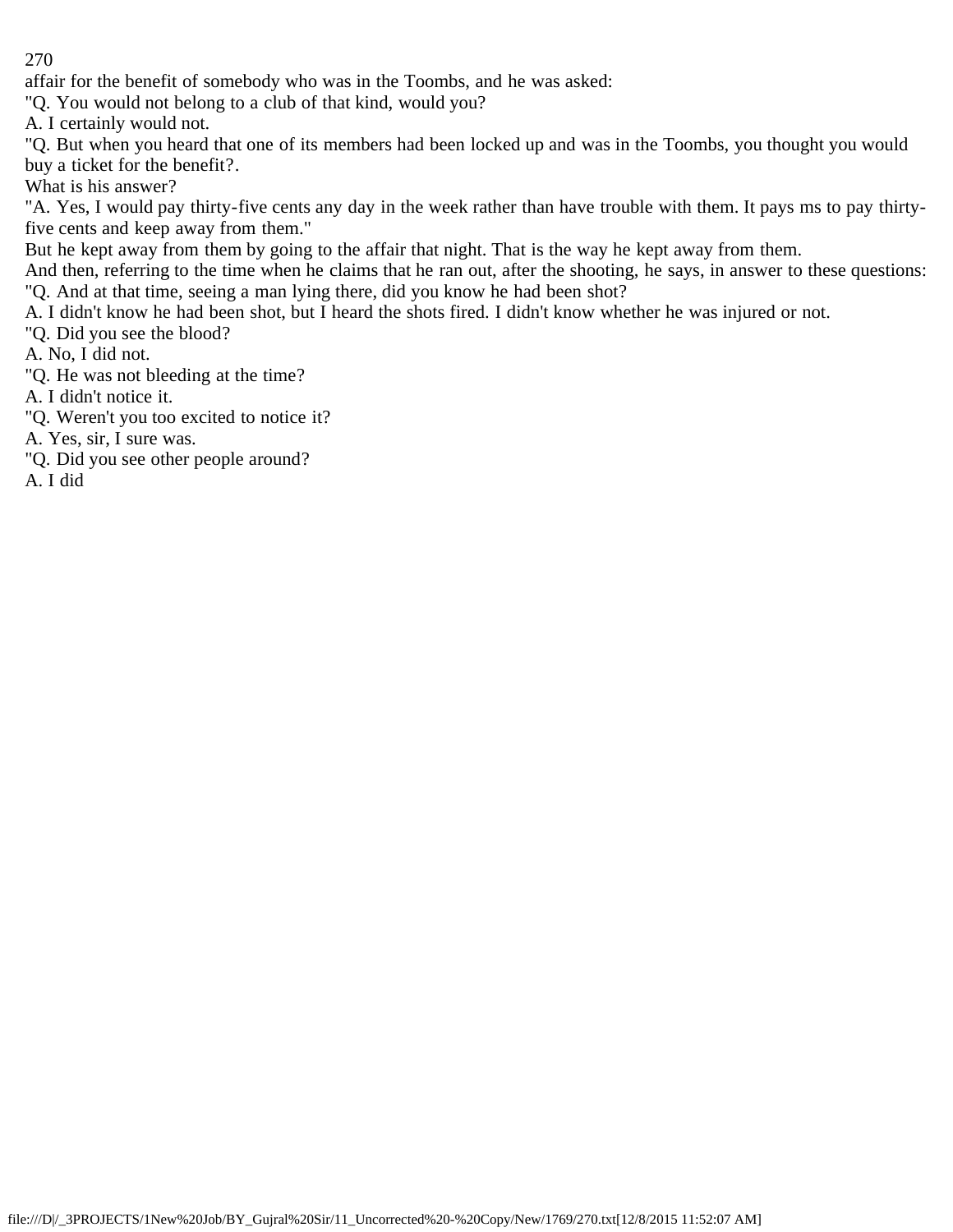affair for the benefit of somebody who was in the Toombs, and he was asked:

"Q. You would not belong to a club of that kind, would you?

A. I certainly would not.

"Q. But when you heard that one of its members had been locked up and was in the Toombs, you thought you would buy a ticket for the benefit?.

What is his answer?

"A. Yes, I would pay thirty-five cents any day in the week rather than have trouble with them. It pays ms to pay thirty-five cents and keep away from them."

But he kept away from them by going to the affair that night. That is the way he kept away from them.

And then, referring to the time when he claims that he ran out, after the shooting, he says, in answer to these questions:

"Q. And at that time, seeing a man lying there, did you know he had been shot?

A. I didn't know he had been shot, but I heard the shots fired. I didn't know whether he was injured or not.

"Q. Did you see the blood?

A. No, I did not.

"Q. He was not bleeding at the time?

A. I didn't notice it.

"Q. Weren't you too excited to notice it?

A. Yes, sir, I sure was.

"Q. Did you see other people around?

A. I did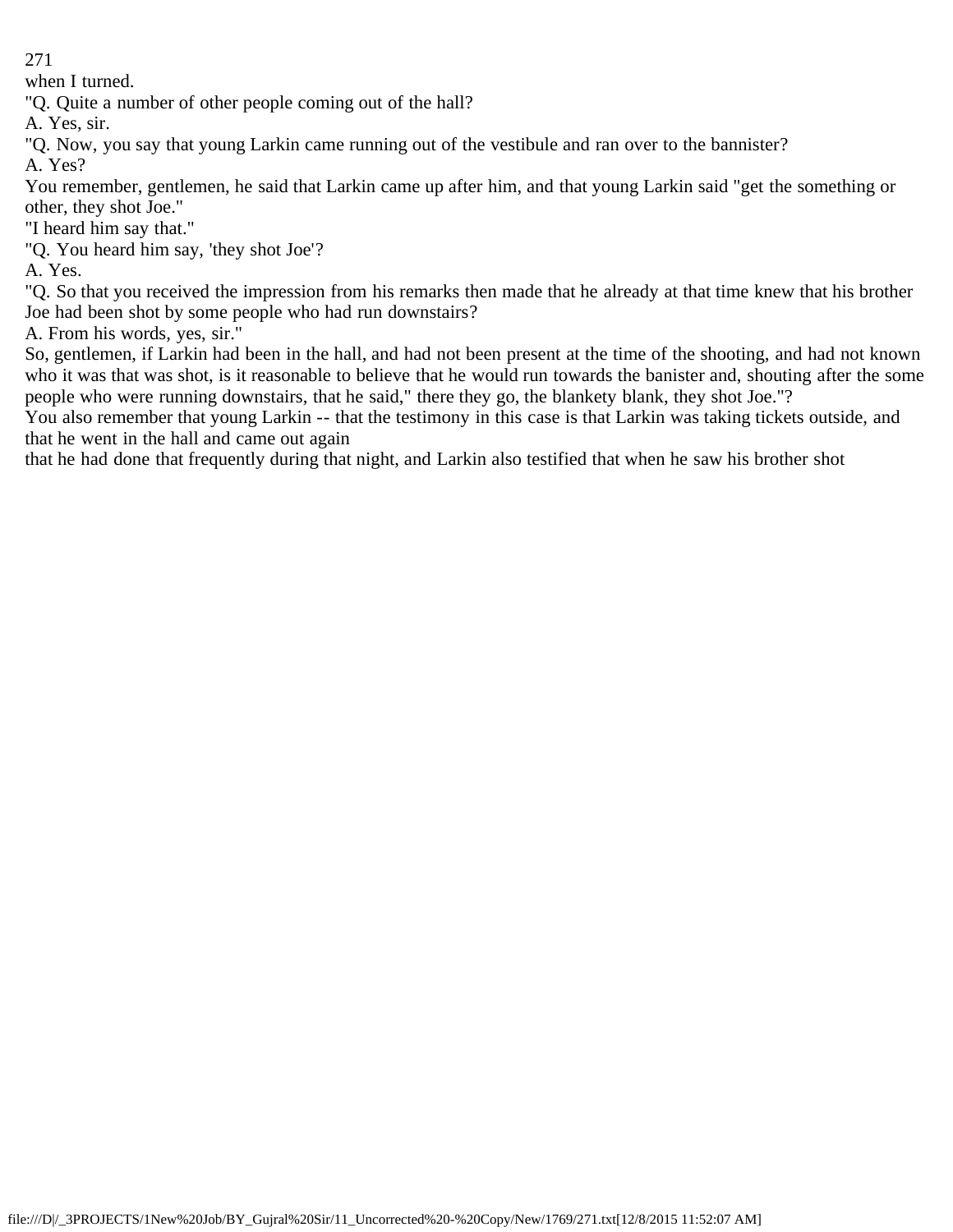when I turned.

"Q. Quite a number of other people coming out of the hall?

A. Yes, sir.

"Q. Now, you say that young Larkin came running out of the vestibule and ran over to the bannister?

A. Yes?

You remember, gentlemen, he said that Larkin came up after him, and that young Larkin said "get the something or other, they shot Joe."

"I heard him say that."

"Q. You heard him say, 'they shot Joe'?

A. Yes.

"Q. So that you received the impression from his remarks then made that he already at that time knew that his brother Joe had been shot by some people who had run downstairs?

A. From his words, yes, sir."

So, gentlemen, if Larkin had been in the hall, and had not been present at the time of the shooting, and had not known who it was that was shot, is it reasonable to believe that he would run towards the banister and, shouting after the some people who were running downstairs, that he said," there they go, the blankety blank, they shot Joe."?

You also remember that young Larkin -- that the testimony in this case is that Larkin was taking tickets outside, and that he went in the hall and came out again

that he had done that frequently during that night, and Larkin also testified that when he saw his brother shot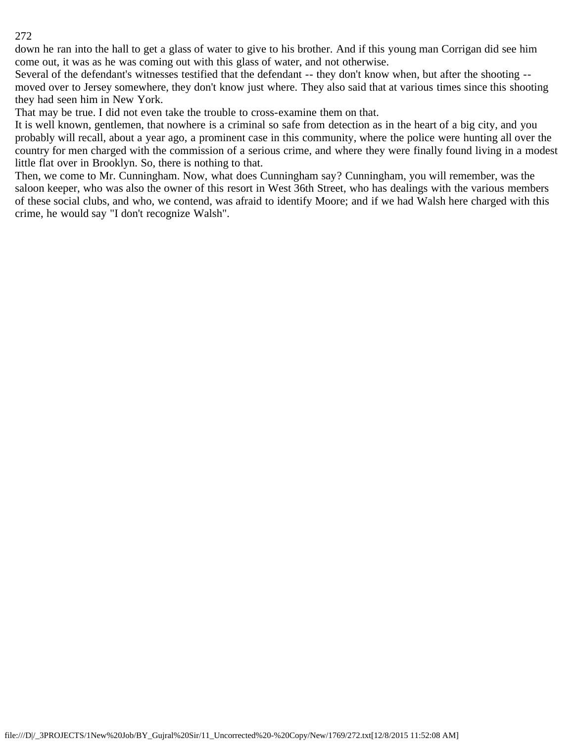down he ran into the hall to get a glass of water to give to his brother. And if this young man Corrigan did see him come out, it was as he was coming out with this glass of water, and not otherwise.

Several of the defendant's witnesses testified that the defendant -- they don't know when, but after the shooting -- moved over to Jersey somewhere, they don't know just where. They also said that at various times since this shooting they had seen him in New York.

That may be true. I did not even take the trouble to cross-examine them on that.

It is well known, gentlemen, that nowhere is a criminal so safe from detection as in the heart of a big city, and you probably will recall, about a year ago, a prominent case in this community, where the police were hunting all over the country for men charged with the commission of a serious crime, and where they were finally found living in a modest little flat over in Brooklyn. So, there is nothing to that.

Then, we come to Mr. Cunningham. Now, what does Cunningham say? Cunningham, you will remember, was the saloon keeper, who was also the owner of this resort in West 36th Street, who has dealings with the various members of these social clubs, and who, we contend, was afraid to identify Moore; and if we had Walsh here charged with this crime, he would say "I don't recognize Walsh".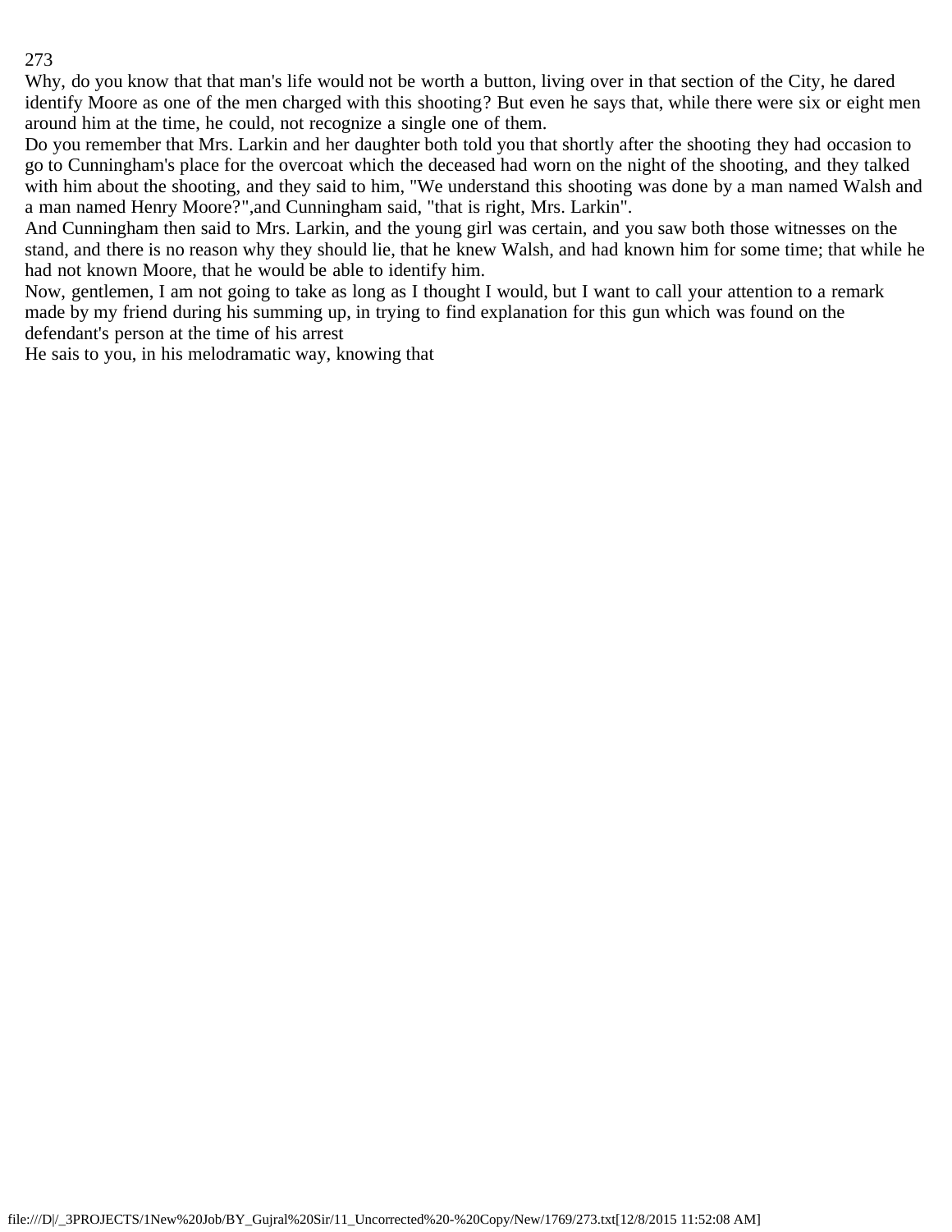Why, do you know that that man's life would not be worth a button, living over in that section of the City, he dared identify Moore as one of the men charged with this shooting? But even he says that, while there were six or eight men around him at the time, he could, not recognize a single one of them.

Do you remember that Mrs. Larkin and her daughter both told you that shortly after the shooting they had occasion to go to Cunningham's place for the overcoat which the deceased had worn on the night of the shooting, and they talked with him about the shooting, and they said to him, "We understand this shooting was done by a man named Walsh and a man named Henry Moore?",and Cunningham said, "that is right, Mrs. Larkin".

And Cunningham then said to Mrs. Larkin, and the young girl was certain, and you saw both those witnesses on the stand, and there is no reason why they should lie, that he knew Walsh, and had known him for some time; that while he had not known Moore, that he would be able to identify him.

Now, gentlemen, I am not going to take as long as I thought I would, but I want to call your attention to a remark made by my friend during his summing up, in trying to find explanation for this gun which was found on the defendant's person at the time of his arrest

He sais to you, in his melodramatic way, knowing that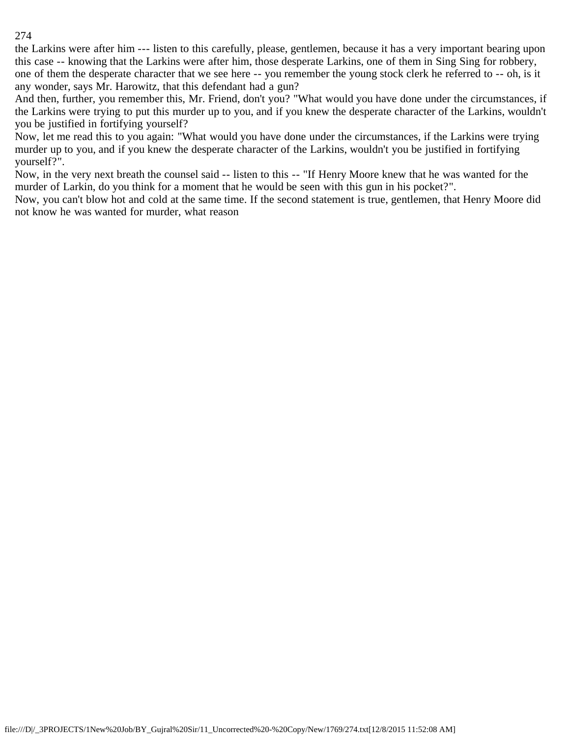the Larkins were after him --- listen to this carefully, please, gentlemen, because it has a very important bearing upon this case -- knowing that the Larkins were after him, those desperate Larkins, one of them in Sing Sing for robbery, one of them the desperate character that we see here -- you remember the young stock clerk he referred to -- oh, is it any wonder, says Mr. Harowitz, that this defendant had a gun?

And then, further, you remember this, Mr. Friend, don't you? "What would you have done under the circumstances, if the Larkins were trying to put this murder up to you, and if you knew the desperate character of the Larkins, wouldn't you be justified in fortifying yourself?

Now, let me read this to you again: "What would you have done under the circumstances, if the Larkins were trying murder up to you, and if you knew the desperate character of the Larkins, wouldn't you be justified in fortifying yourself?".

Now, in the very next breath the counsel said -- listen to this -- "If Henry Moore knew that he was wanted for the murder of Larkin, do you think for a moment that he would be seen with this gun in his pocket?".

Now, you can't blow hot and cold at the same time. If the second statement is true, gentlemen, that Henry Moore did not know he was wanted for murder, what reason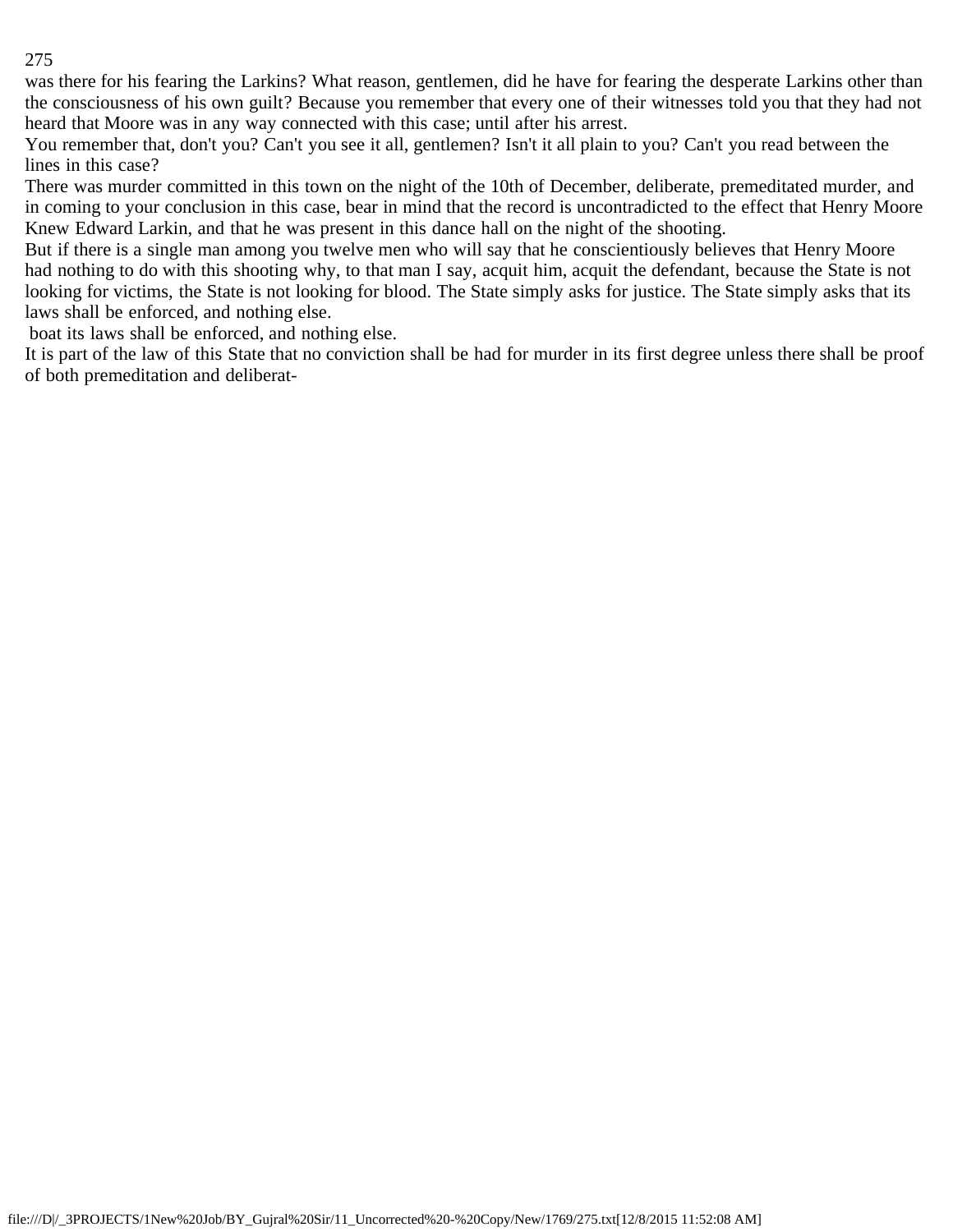was there for his fearing the Larkins? What reason, gentlemen, did he have for fearing the desperate Larkins other than the consciousness of his own guilt? Because you remember that every one of their witnesses told you that they had not heard that Moore was in any way connected with this case; until after his arrest.

You remember that, don't you? Can't you see it all, gentlemen? Isn't it all plain to you? Can't you read between the lines in this case?

There was murder committed in this town on the night of the 10th of December, deliberate, premeditated murder, and in coming to your conclusion in this case, bear in mind that the record is uncontradicted to the effect that Henry Moore Knew Edward Larkin, and that he was present in this dance hall on the night of the shooting.

But if there is a single man among you twelve men who will say that he conscientiously believes that Henry Moore had nothing to do with this shooting why, to that man I say, acquit him, acquit the defendant, because the State is not looking for victims, the State is not looking for blood. The State simply asks for justice. The State simply asks that its laws shall be enforced, and nothing else.

boat its laws shall be enforced, and nothing else.

It is part of the law of this State that no conviction shall be had for murder in its first degree unless there shall be proof of both premeditation and deliberat-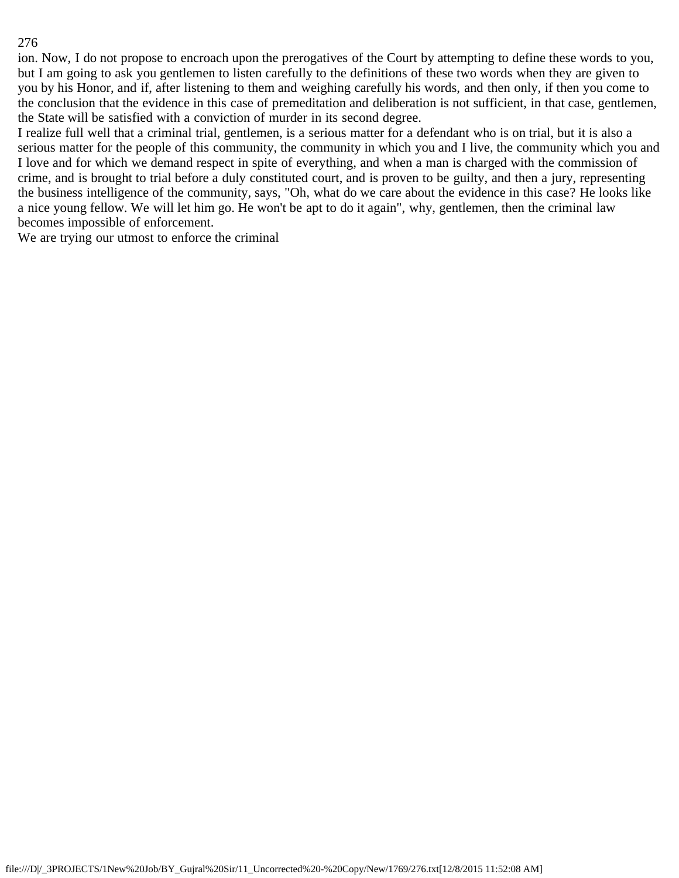ion. Now, I do not propose to encroach upon the prerogatives of the Court by attempting to define these words to you, but I am going to ask you gentlemen to listen carefully to the definitions of these two words when they are given to you by his Honor, and if, after listening to them and weighing carefully his words, and then only, if then you come to the conclusion that the evidence in this case of premeditation and deliberation is not sufficient, in that case, gentlemen, the State will be satisfied with a conviction of murder in its second degree.

I realize full well that a criminal trial, gentlemen, is a serious matter for a defendant who is on trial, but it is also a serious matter for the people of this community, the community in which you and I live, the community which you and I love and for which we demand respect in spite of everything, and when a man is charged with the commission of crime, and is brought to trial before a duly constituted court, and is proven to be guilty, and then a jury, representing the business intelligence of the community, says, "Oh, what do we care about the evidence in this case? He looks like a nice young fellow. We will let him go. He won't be apt to do it again", why, gentlemen, then the criminal law becomes impossible of enforcement.

We are trying our utmost to enforce the criminal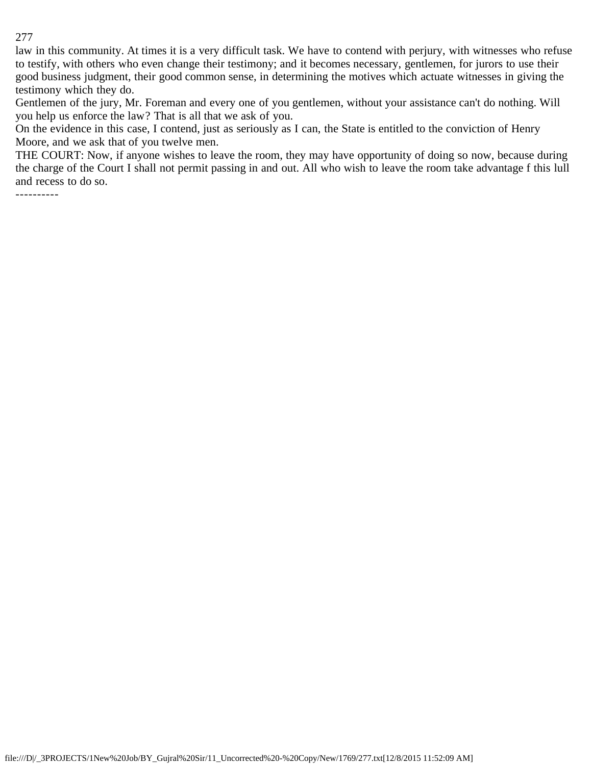law in this community. At times it is a very difficult task. We have to contend with perjury, with witnesses who refuse to testify, with others who even change their testimony; and it becomes necessary, gentlemen, for jurors to use their good business judgment, their good common sense, in determining the motives which actuate witnesses in giving the testimony which they do.

Gentlemen of the jury, Mr. Foreman and every one of you gentlemen, without your assistance can't do nothing. Will you help us enforce the law? That is all that we ask of you.

On the evidence in this case, I contend, just as seriously as I can, the State is entitled to the conviction of Henry Moore, and we ask that of you twelve men.

THE COURT: Now, if anyone wishes to leave the room, they may have opportunity of doing so now, because during the charge of the Court I shall not permit passing in and out. All who wish to leave the room take advantage f this lull and recess to do so.

----------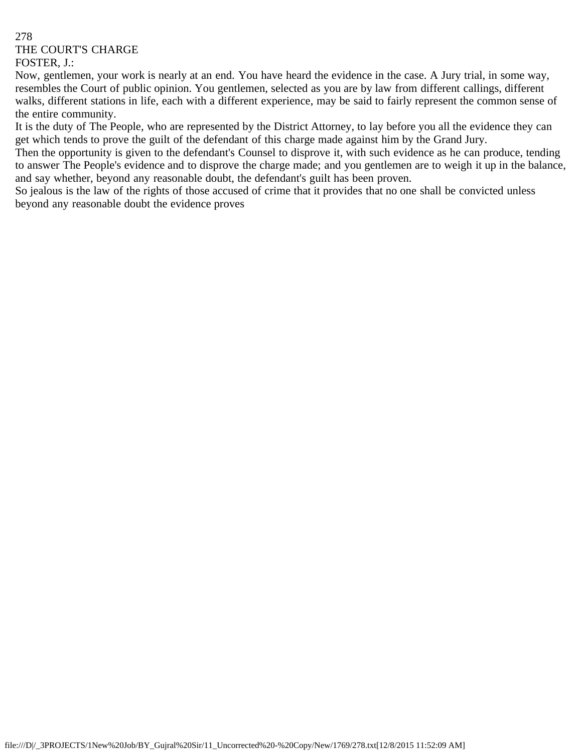THE COURT'S CHARGE

FOSTER, J.:

Now, gentlemen, your work is nearly at an end. You have heard the evidence in the case. A Jury trial, in some way, resembles the Court of public opinion. You gentlemen, selected as you are by law from different callings, different walks, different stations in life, each with a different experience, may be said to fairly represent the common sense of the entire community.

It is the duty of The People, who are represented by the District Attorney, to lay before you all the evidence they can get which tends to prove the guilt of the defendant of this charge made against him by the Grand Jury.

Then the opportunity is given to the defendant's Counsel to disprove it, with such evidence as he can produce, tending to answer The People's evidence and to disprove the charge made; and you gentlemen are to weigh it up in the balance, and say whether, beyond any reasonable doubt, the defendant's guilt has been proven.

So jealous is the law of the rights of those accused of crime that it provides that no one shall be convicted unless beyond any reasonable doubt the evidence proves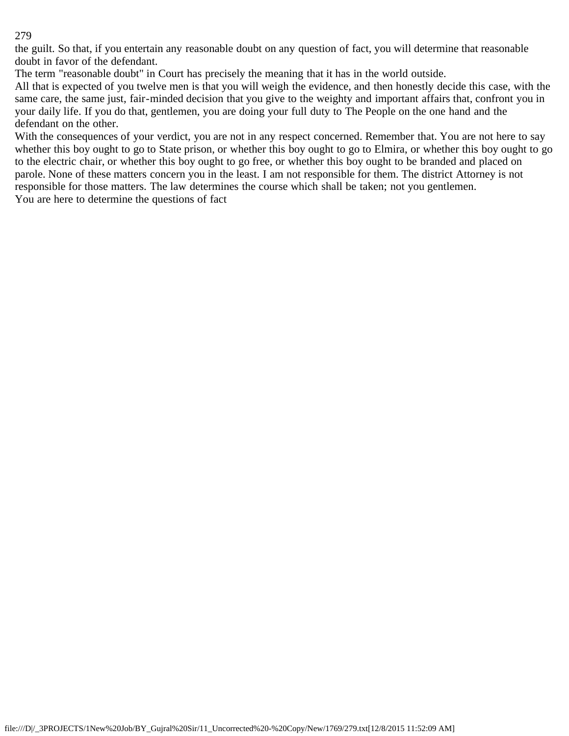the guilt. So that, if you entertain any reasonable doubt on any question of fact, you will determine that reasonable doubt in favor of the defendant.

The term "reasonable doubt" in Court has precisely the meaning that it has in the world outside.

All that is expected of you twelve men is that you will weigh the evidence, and then honestly decide this case, with the same care, the same just, fair-minded decision that you give to the weighty and important affairs that, confront you in your daily life. If you do that, gentlemen, you are doing your full duty to The People on the one hand and the defendant on the other.

With the consequences of your verdict, you are not in any respect concerned. Remember that. You are not here to say whether this boy ought to go to State prison, or whether this boy ought to go to Elmira, or whether this boy ought to go to the electric chair, or whether this boy ought to go free, or whether this boy ought to be branded and placed on parole. None of these matters concern you in the least. I am not responsible for them. The district Attorney is not responsible for those matters. The law determines the course which shall be taken; not you gentlemen.

You are here to determine the questions of fact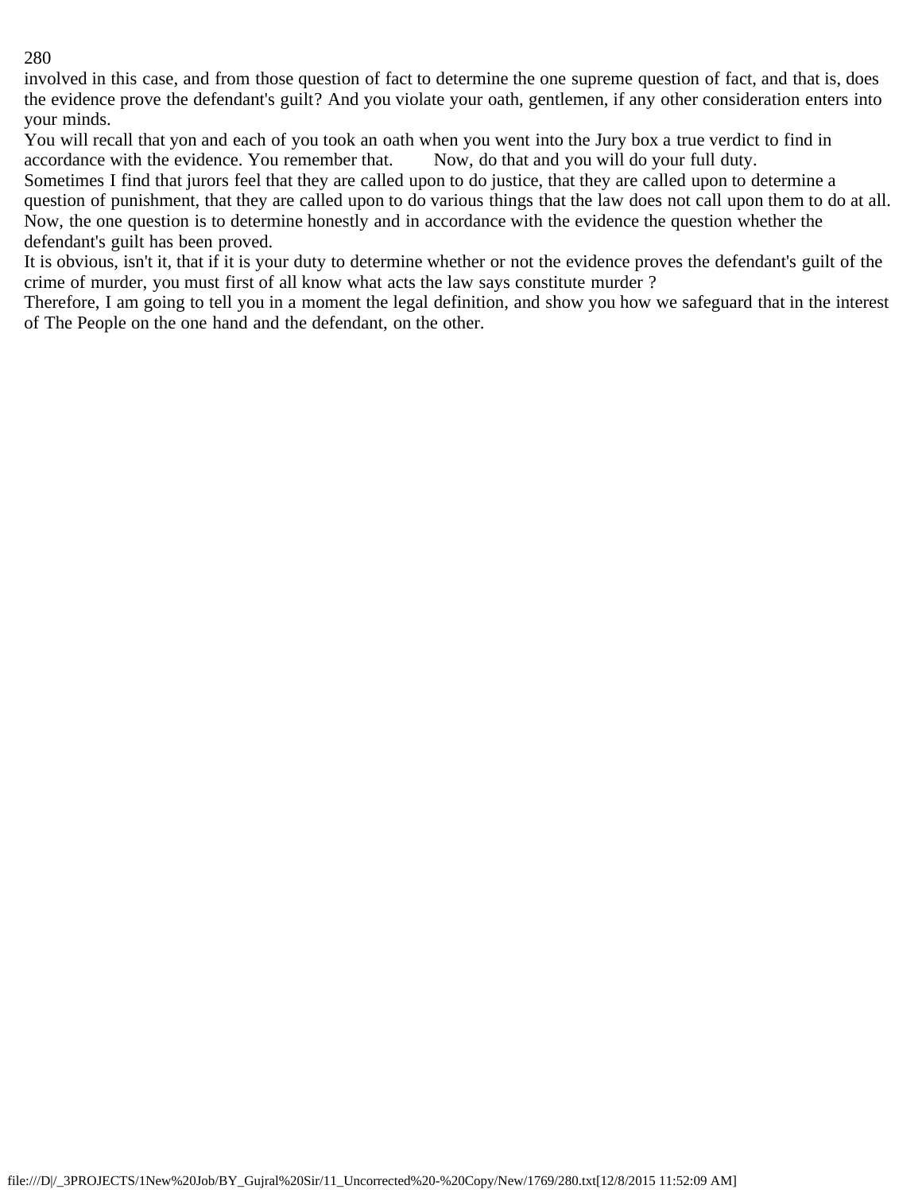involved in this case, and from those question of fact to determine the one supreme question of fact, and that is, does the evidence prove the defendant's guilt? And you violate your oath, gentlemen, if any other consideration enters into your minds.

You will recall that yon and each of you took an oath when you went into the Jury box a true verdict to find in accordance with the evidence. You remember that. Now, do that and you will do your full duty.

Sometimes I find that jurors feel that they are called upon to do justice, that they are called upon to determine a question of punishment, that they are called upon to do various things that the law does not call upon them to do at all. Now, the one question is to determine honestly and in accordance with the evidence the question whether the defendant's guilt has been proved.

It is obvious, isn't it, that if it is your duty to determine whether or not the evidence proves the defendant's guilt of the crime of murder, you must first of all know what acts the law says constitute murder ?

Therefore, I am going to tell you in a moment the legal definition, and show you how we safeguard that in the interest of The People on the one hand and the defendant, on the other.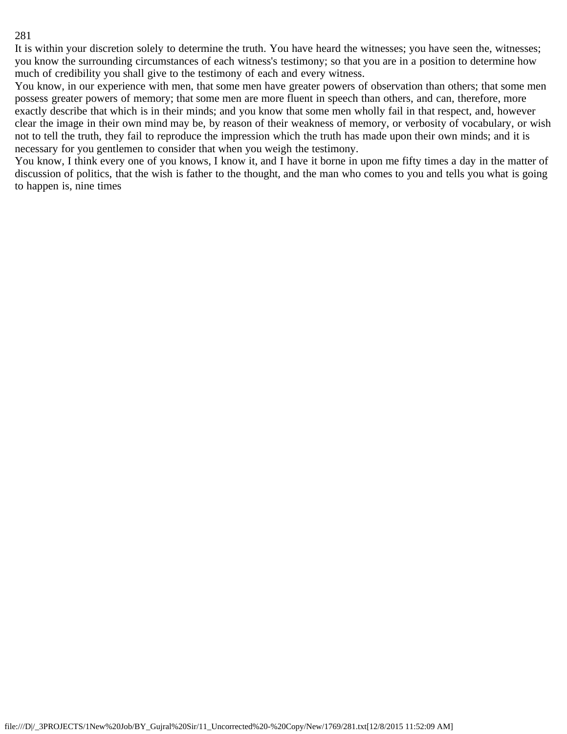It is within your discretion solely to determine the truth. You have heard the witnesses; you have seen the, witnesses; you know the surrounding circumstances of each witness's testimony; so that you are in a position to determine how much of credibility you shall give to the testimony of each and every witness.

You know, in our experience with men, that some men have greater powers of observation than others; that some men possess greater powers of memory; that some men are more fluent in speech than others, and can, therefore, more exactly describe that which is in their minds; and you know that some men wholly fail in that respect, and, however clear the image in their own mind may be, by reason of their weakness of memory, or verbosity of vocabulary, or wish not to tell the truth, they fail to reproduce the impression which the truth has made upon their own minds; and it is necessary for you gentlemen to consider that when you weigh the testimony.

You know, I think every one of you knows, I know it, and I have it borne in upon me fifty times a day in the matter of discussion of politics, that the wish is father to the thought, and the man who comes to you and tells you what is going to happen is, nine times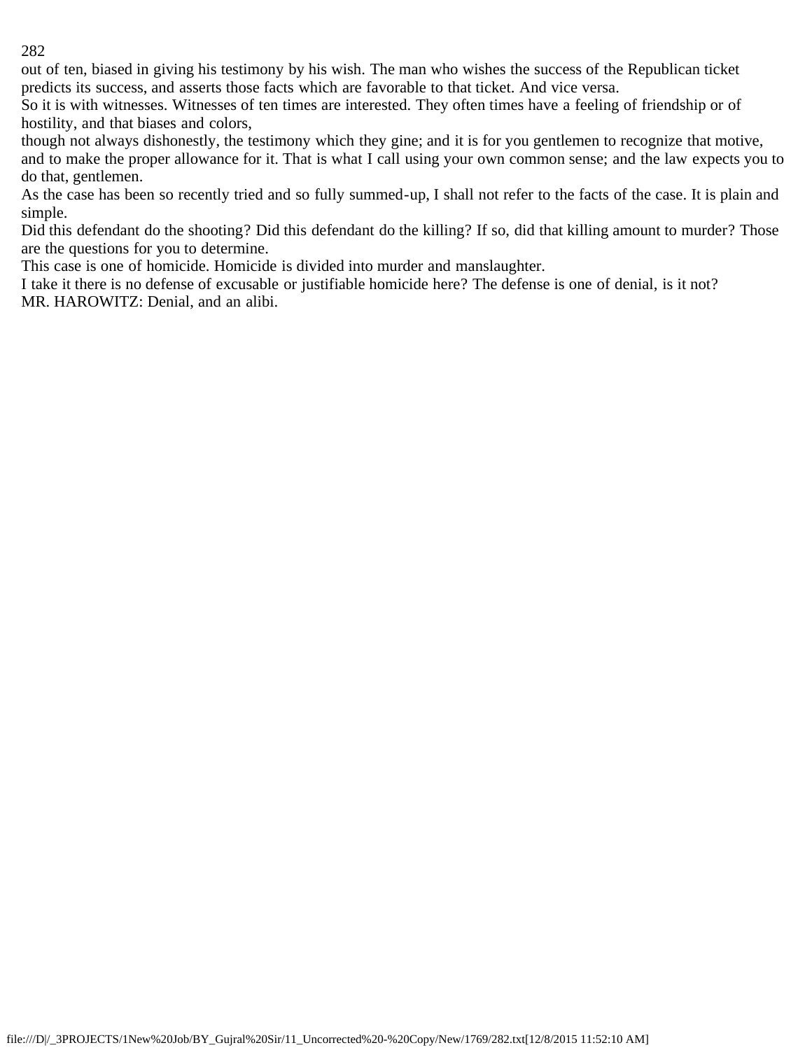out of ten, biased in giving his testimony by his wish. The man who wishes the success of the Republican ticket predicts its success, and asserts those facts which are favorable to that ticket. And vice versa.

So it is with witnesses. Witnesses of ten times are interested. They often times have a feeling of friendship or of hostility, and that biases and colors,

though not always dishonestly, the testimony which they gine; and it is for you gentlemen to recognize that motive, and to make the proper allowance for it. That is what I call using your own common sense; and the law expects you to do that, gentlemen.

As the case has been so recently tried and so fully summed-up, I shall not refer to the facts of the case. It is plain and simple.

Did this defendant do the shooting? Did this defendant do the killing? If so, did that killing amount to murder? Those are the questions for you to determine.

This case is one of homicide. Homicide is divided into murder and manslaughter.

I take it there is no defense of excusable or justifiable homicide here? The defense is one of denial, is it not?

MR. HAROWITZ: Denial, and an alibi.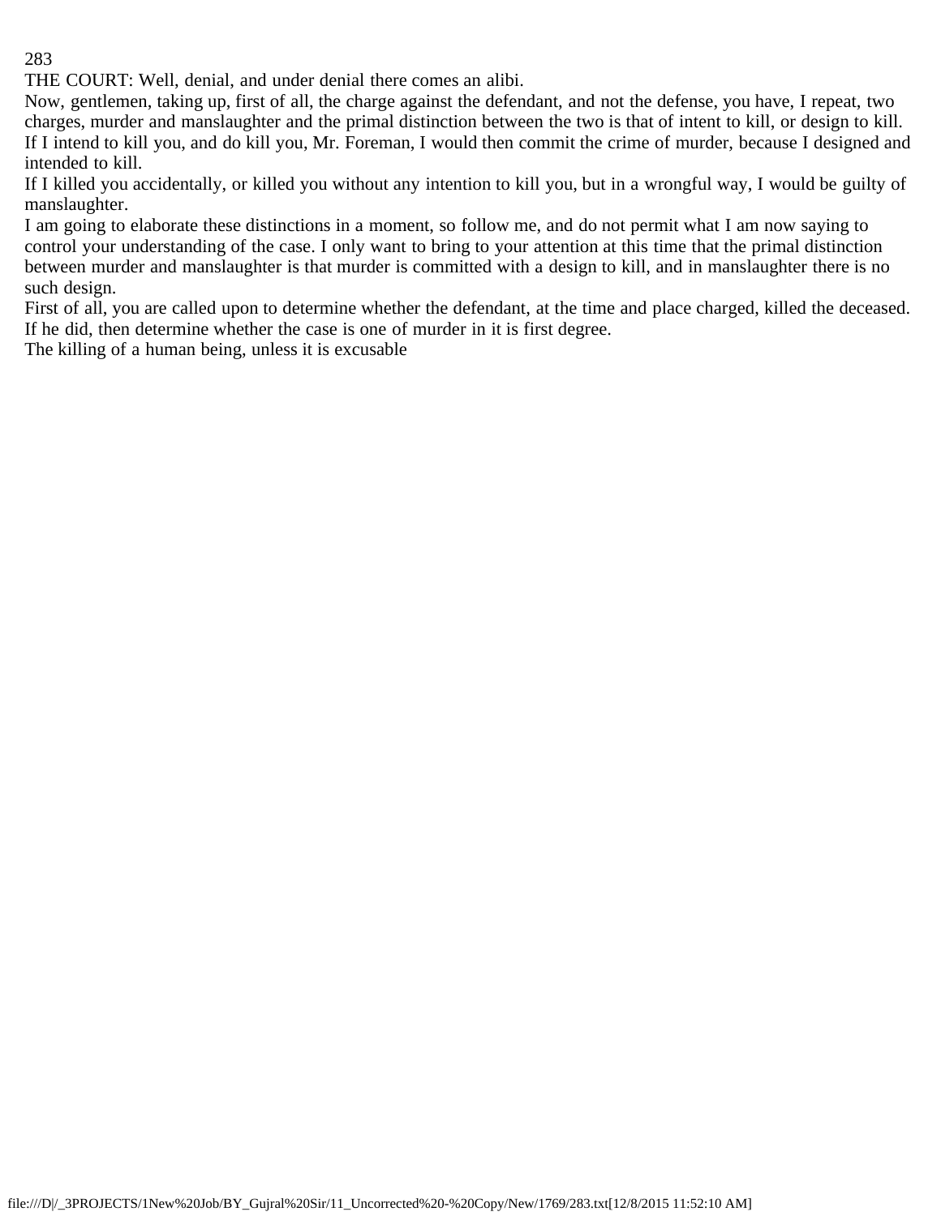THE COURT: Well, denial, and under denial there comes an alibi.

Now, gentlemen, taking up, first of all, the charge against the defendant, and not the defense, you have, I repeat, two charges, murder and manslaughter and the primal distinction between the two is that of intent to kill, or design to kill. If I intend to kill you, and do kill you, Mr. Foreman, I would then commit the crime of murder, because I designed and intended to kill.

If I killed you accidentally, or killed you without any intention to kill you, but in a wrongful way, I would be guilty of manslaughter.

I am going to elaborate these distinctions in a moment, so follow me, and do not permit what I am now saying to control your understanding of the case. I only want to bring to your attention at this time that the primal distinction between murder and manslaughter is that murder is committed with a design to kill, and in manslaughter there is no such design.

First of all, you are called upon to determine whether the defendant, at the time and place charged, killed the deceased. If he did, then determine whether the case is one of murder in it is first degree.

The killing of a human being, unless it is excusable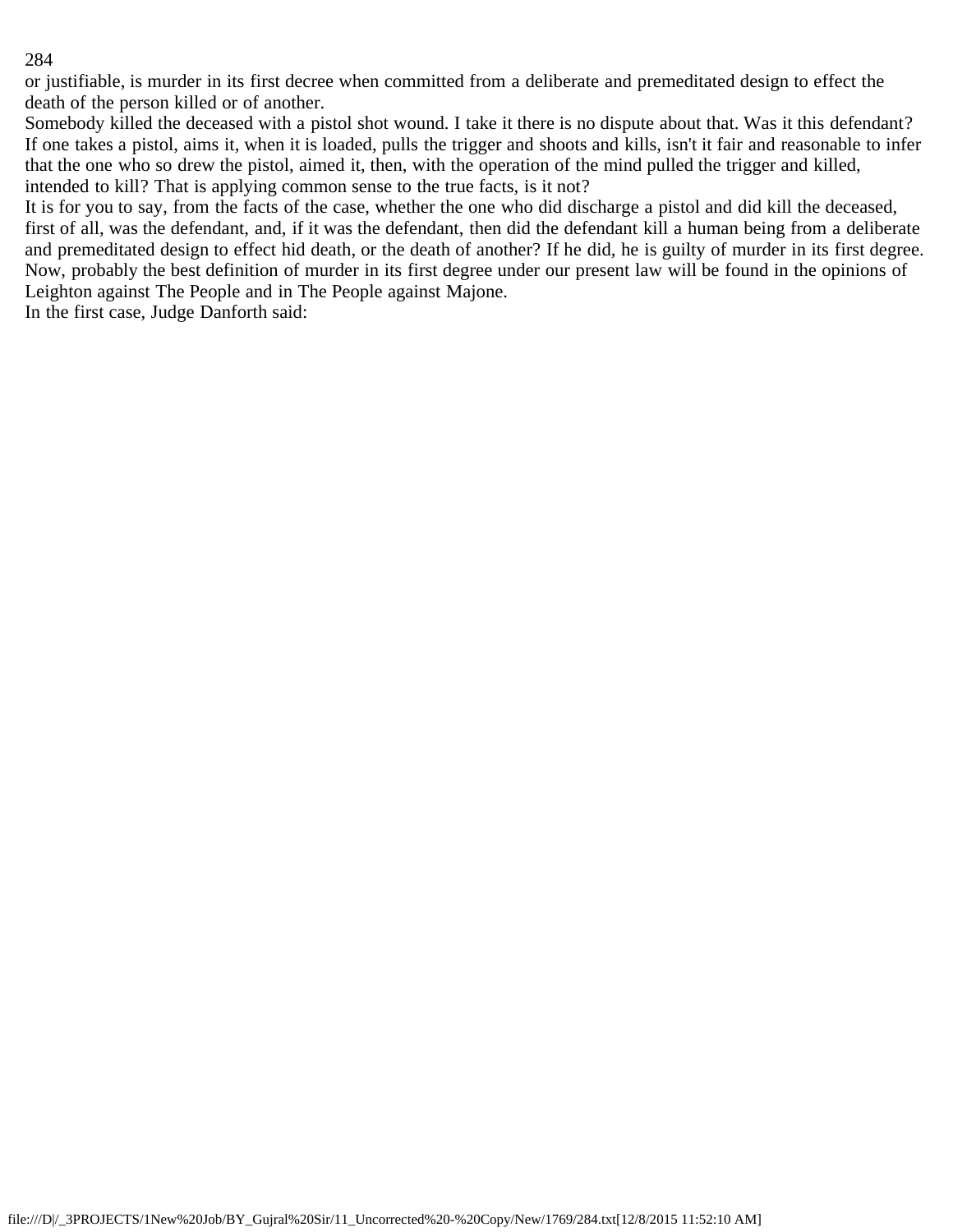or justifiable, is murder in its first decree when committed from a deliberate and premeditated design to effect the death of the person killed or of another.

Somebody killed the deceased with a pistol shot wound. I take it there is no dispute about that. Was it this defendant? If one takes a pistol, aims it, when it is loaded, pulls the trigger and shoots and kills, isn't it fair and reasonable to infer that the one who so drew the pistol, aimed it, then, with the operation of the mind pulled the trigger and killed, intended to kill? That is applying common sense to the true facts, is it not?

It is for you to say, from the facts of the case, whether the one who did discharge a pistol and did kill the deceased, first of all, was the defendant, and, if it was the defendant, then did the defendant kill a human being from a deliberate and premeditated design to effect hid death, or the death of another? If he did, he is guilty of murder in its first degree.

Now, probably the best definition of murder in its first degree under our present law will be found in the opinions of Leighton against The People and in The People against Majone.

In the first case, Judge Danforth said: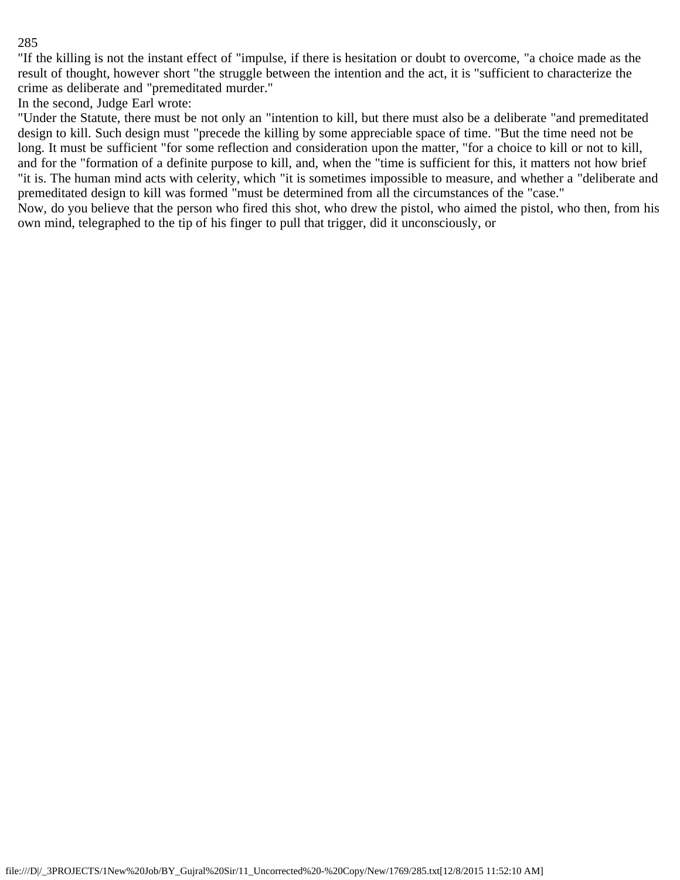"If the killing is not the instant effect of "impulse, if there is hesitation or doubt to overcome, "a choice made as the result of thought, however short "the struggle between the intention and the act, it is "sufficient to characterize the crime as deliberate and "premeditated murder."

In the second, Judge Earl wrote:

"Under the Statute, there must be not only an "intention to kill, but there must also be a deliberate "and premeditated design to kill. Such design must "precede the killing by some appreciable space of time. "But the time need not be long. It must be sufficient "for some reflection and consideration upon the matter, "for a choice to kill or not to kill, and for the "formation of a definite purpose to kill, and, when the "time is sufficient for this, it matters not how brief "it is. The human mind acts with celerity, which "it is sometimes impossible to measure, and whether a "deliberate and premeditated design to kill was formed "must be determined from all the circumstances of the "case."

Now, do you believe that the person who fired this shot, who drew the pistol, who aimed the pistol, who then, from his own mind, telegraphed to the tip of his finger to pull that trigger, did it unconsciously, or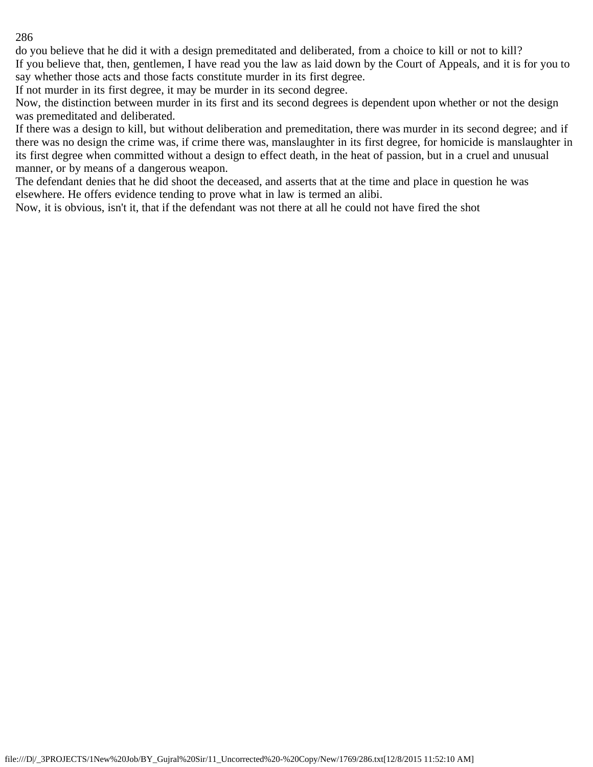do you believe that he did it with a design premeditated and deliberated, from a choice to kill or not to kill?

If you believe that, then, gentlemen, I have read you the law as laid down by the Court of Appeals, and it is for you to say whether those acts and those facts constitute murder in its first degree.

If not murder in its first degree, it may be murder in its second degree.

Now, the distinction between murder in its first and its second degrees is dependent upon whether or not the design was premeditated and deliberated.

If there was a design to kill, but without deliberation and premeditation, there was murder in its second degree; and if there was no design the crime was, if crime there was, manslaughter in its first degree, for homicide is manslaughter in its first degree when committed without a design to effect death, in the heat of passion, but in a cruel and unusual manner, or by means of a dangerous weapon.

The defendant denies that he did shoot the deceased, and asserts that at the time and place in question he was elsewhere. He offers evidence tending to prove what in law is termed an alibi.

Now, it is obvious, isn't it, that if the defendant was not there at all he could not have fired the shot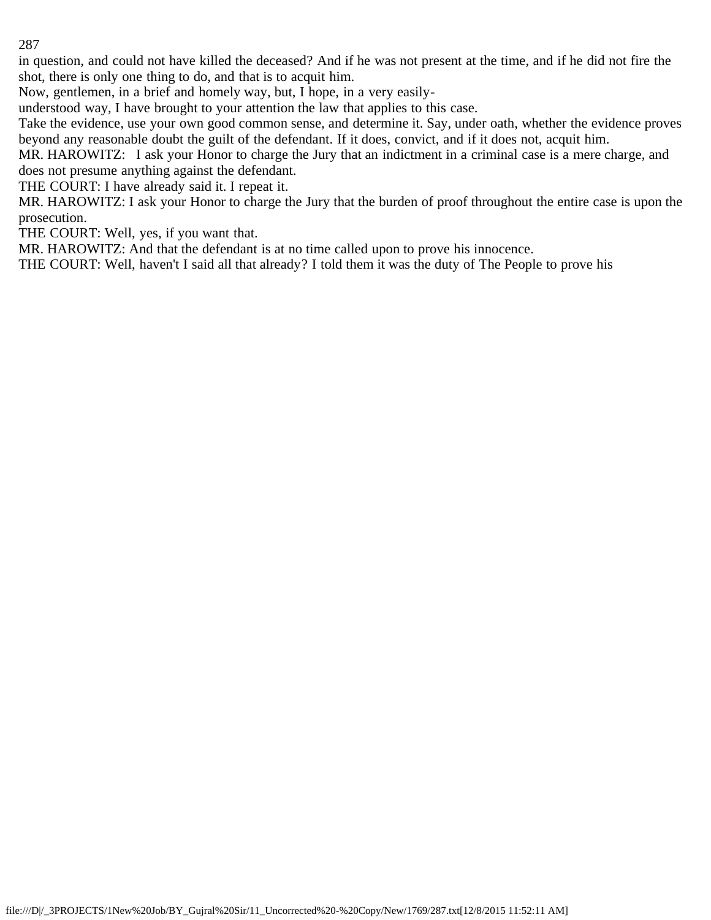in question, and could not have killed the deceased? And if he was not present at the time, and if he did not fire the shot, there is only one thing to do, and that is to acquit him.

Now, gentlemen, in a brief and homely way, but, I hope, in a very easily-
understood way, I have brought to your attention the law that applies to this case.

Take the evidence, use your own good common sense, and determine it. Say, under oath, whether the evidence proves beyond any reasonable doubt the guilt of the defendant. If it does, convict, and if it does not, acquit him.

MR. HAROWITZ: I ask your Honor to charge the Jury that an indictment in a criminal case is a mere charge, and does not presume anything against the defendant.

THE COURT: I have already said it. I repeat it.

MR. HAROWITZ: I ask your Honor to charge the Jury that the burden of proof throughout the entire case is upon the prosecution.

THE COURT: Well, yes, if you want that.

MR. HAROWITZ: And that the defendant is at no time called upon to prove his innocence.

THE COURT: Well, haven't I said all that already? I told them it was the duty of The People to prove his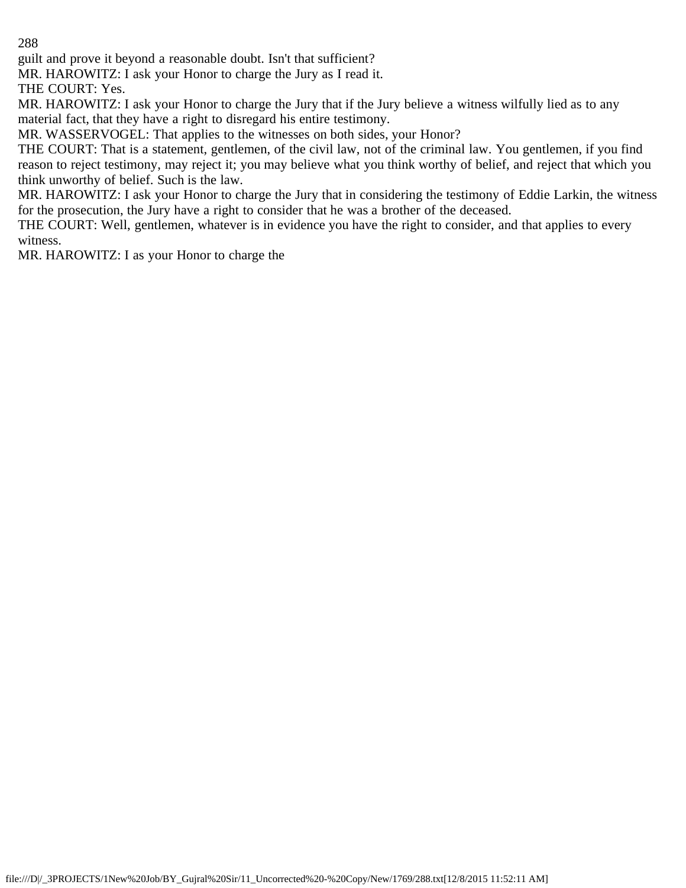guilt and prove it beyond a reasonable doubt. Isn't that sufficient?

MR. HAROWITZ: I ask your Honor to charge the Jury as I read it.

THE COURT: Yes.

MR. HAROWITZ: I ask your Honor to charge the Jury that if the Jury believe a witness wilfully lied as to any material fact, that they have a right to disregard his entire testimony.

MR. WASSERVOGEL: That applies to the witnesses on both sides, your Honor?

THE COURT: That is a statement, gentlemen, of the civil law, not of the criminal law. You gentlemen, if you find reason to reject testimony, may reject it; you may believe what you think worthy of belief, and reject that which you think unworthy of belief. Such is the law.

MR. HAROWITZ: I ask your Honor to charge the Jury that in considering the testimony of Eddie Larkin, the witness for the prosecution, the Jury have a right to consider that he was a brother of the deceased.

THE COURT: Well, gentlemen, whatever is in evidence you have the right to consider, and that applies to every witness.

MR. HAROWITZ: I as your Honor to charge the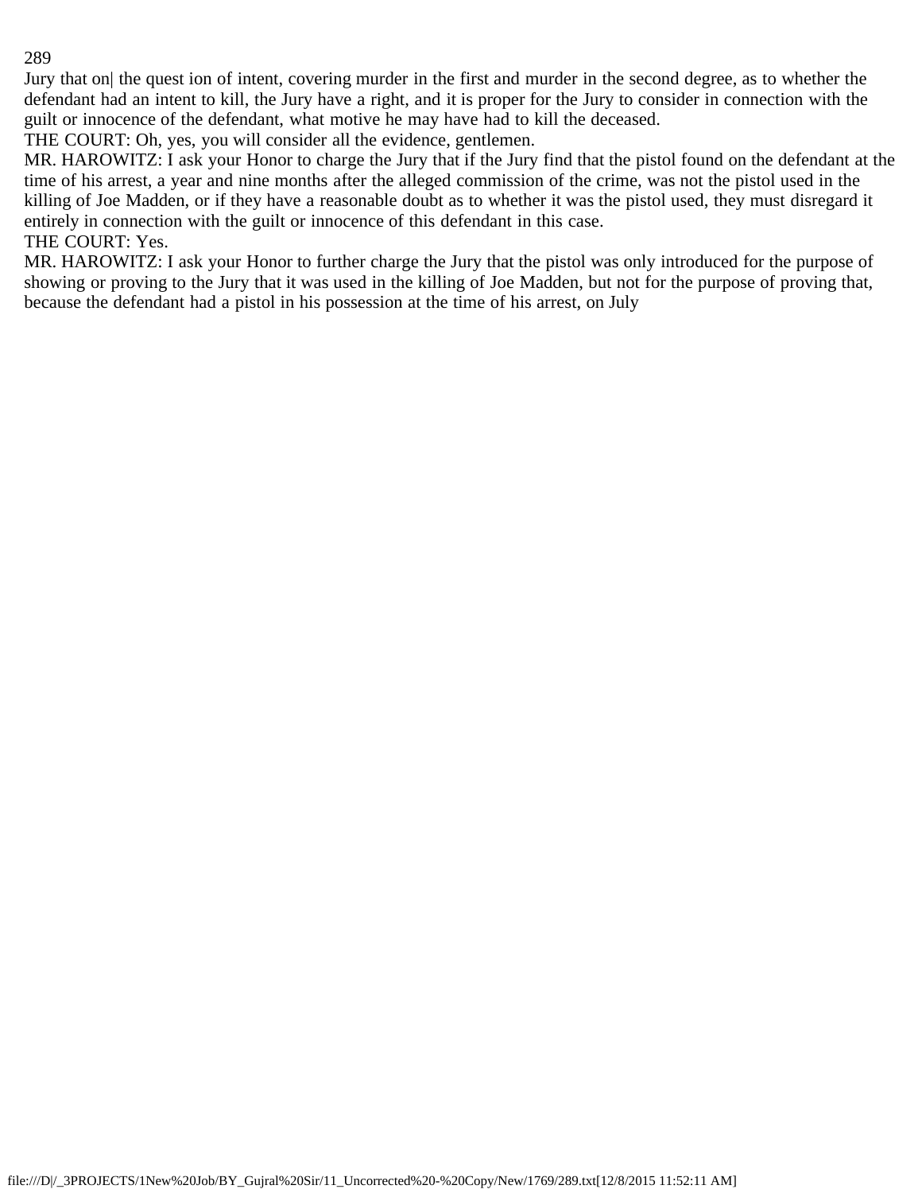Jury that on| the quest ion of intent, covering murder in the first and murder in the second degree, as to whether the defendant had an intent to kill, the Jury have a right, and it is proper for the Jury to consider in connection with the guilt or innocence of the defendant, what motive he may have had to kill the deceased.

THE COURT: Oh, yes, you will consider all the evidence, gentlemen.

MR. HAROWITZ: I ask your Honor to charge the Jury that if the Jury find that the pistol found on the defendant at the time of his arrest, a year and nine months after the alleged commission of the crime, was not the pistol used in the killing of Joe Madden, or if they have a reasonable doubt as to whether it was the pistol used, they must disregard it entirely in connection with the guilt or innocence of this defendant in this case.

THE COURT: Yes.

MR. HAROWITZ: I ask your Honor to further charge the Jury that the pistol was only introduced for the purpose of showing or proving to the Jury that it was used in the killing of Joe Madden, but not for the purpose of proving that, because the defendant had a pistol in his possession at the time of his arrest, on July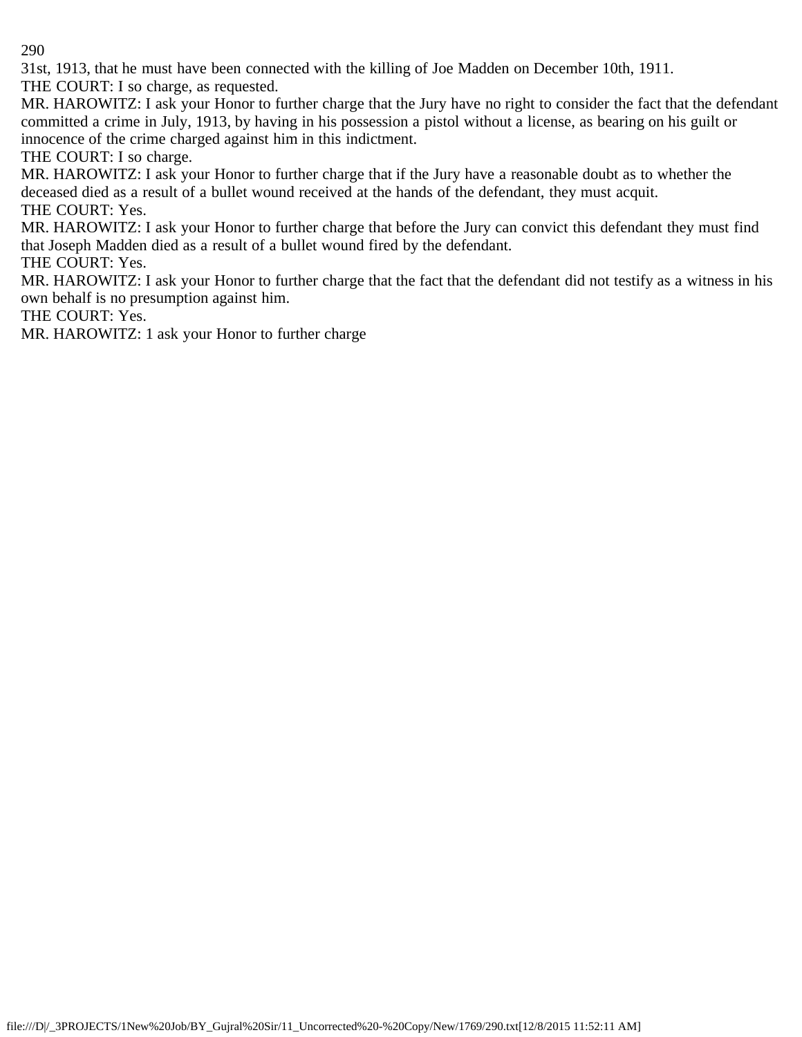31st, 1913, that he must have been connected with the killing of Joe Madden on December 10th, 1911.

THE COURT: I so charge, as requested.

MR. HAROWITZ: I ask your Honor to further charge that the Jury have no right to consider the fact that the defendant committed a crime in July, 1913, by having in his possession a pistol without a license, as bearing on his guilt or innocence of the crime charged against him in this indictment.

THE COURT: I so charge.

MR. HAROWITZ: I ask your Honor to further charge that if the Jury have a reasonable doubt as to whether the deceased died as a result of a bullet wound received at the hands of the defendant, they must acquit.

THE COURT: Yes.

MR. HAROWITZ: I ask your Honor to further charge that before the Jury can convict this defendant they must find that Joseph Madden died as a result of a bullet wound fired by the defendant.

THE COURT: Yes.

MR. HAROWITZ: I ask your Honor to further charge that the fact that the defendant did not testify as a witness in his own behalf is no presumption against him.

THE COURT: Yes.

MR. HAROWITZ: 1 ask your Honor to further charge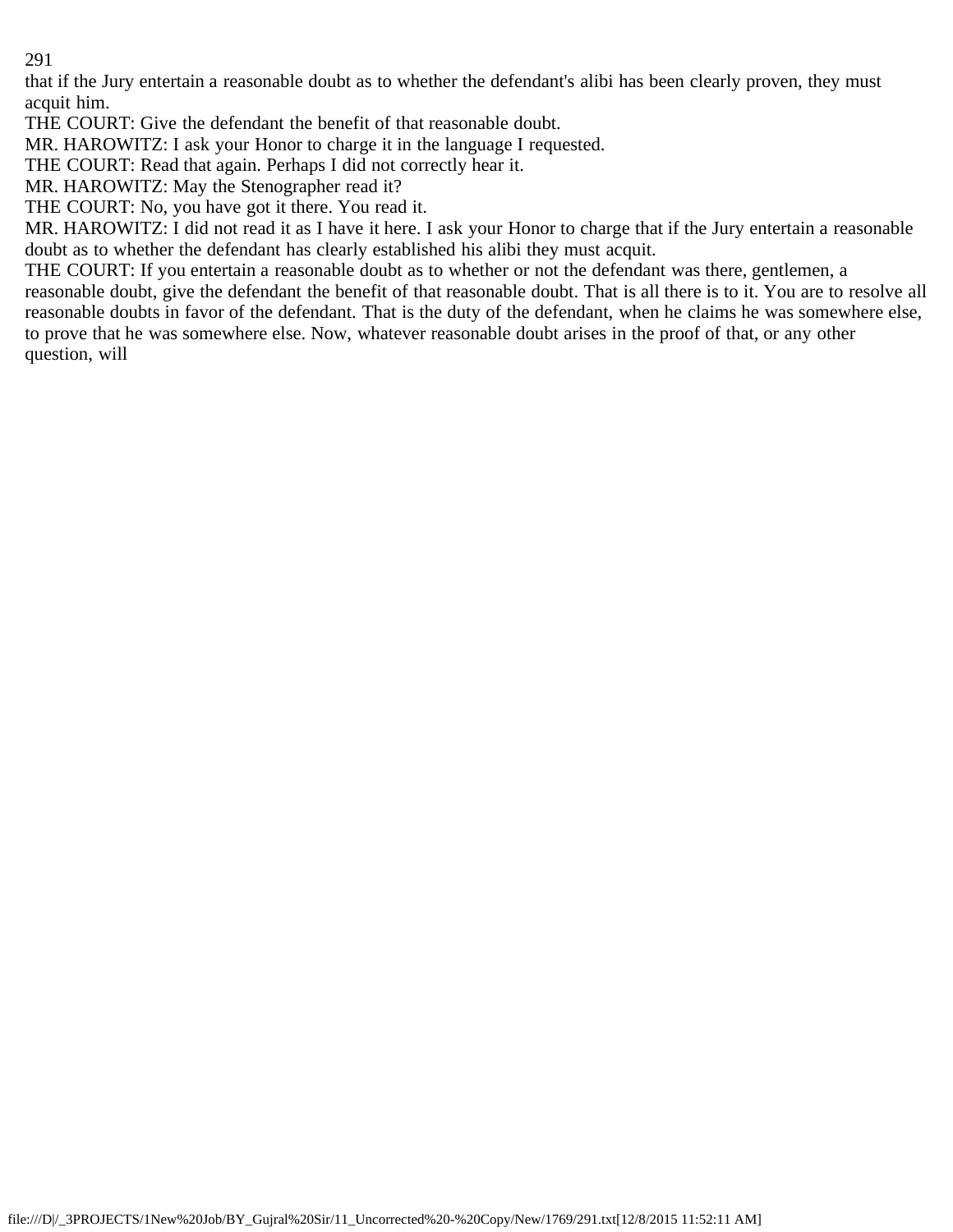that if the Jury entertain a reasonable doubt as to whether the defendant's alibi has been clearly proven, they must acquit him.

THE COURT: Give the defendant the benefit of that reasonable doubt.

MR. HAROWITZ: I ask your Honor to charge it in the language I requested.

THE COURT: Read that again. Perhaps I did not correctly hear it.

MR. HAROWITZ: May the Stenographer read it?

THE COURT: No, you have got it there. You read it.

MR. HAROWITZ: I did not read it as I have it here. I ask your Honor to charge that if the Jury entertain a reasonable doubt as to whether the defendant has clearly established his alibi they must acquit.

THE COURT: If you entertain a reasonable doubt as to whether or not the defendant was there, gentlemen, a reasonable doubt, give the defendant the benefit of that reasonable doubt. That is all there is to it. You are to resolve all reasonable doubts in favor of the defendant. That is the duty of the defendant, when he claims he was somewhere else, to prove that he was somewhere else. Now, whatever reasonable doubt arises in the proof of that, or any other question, will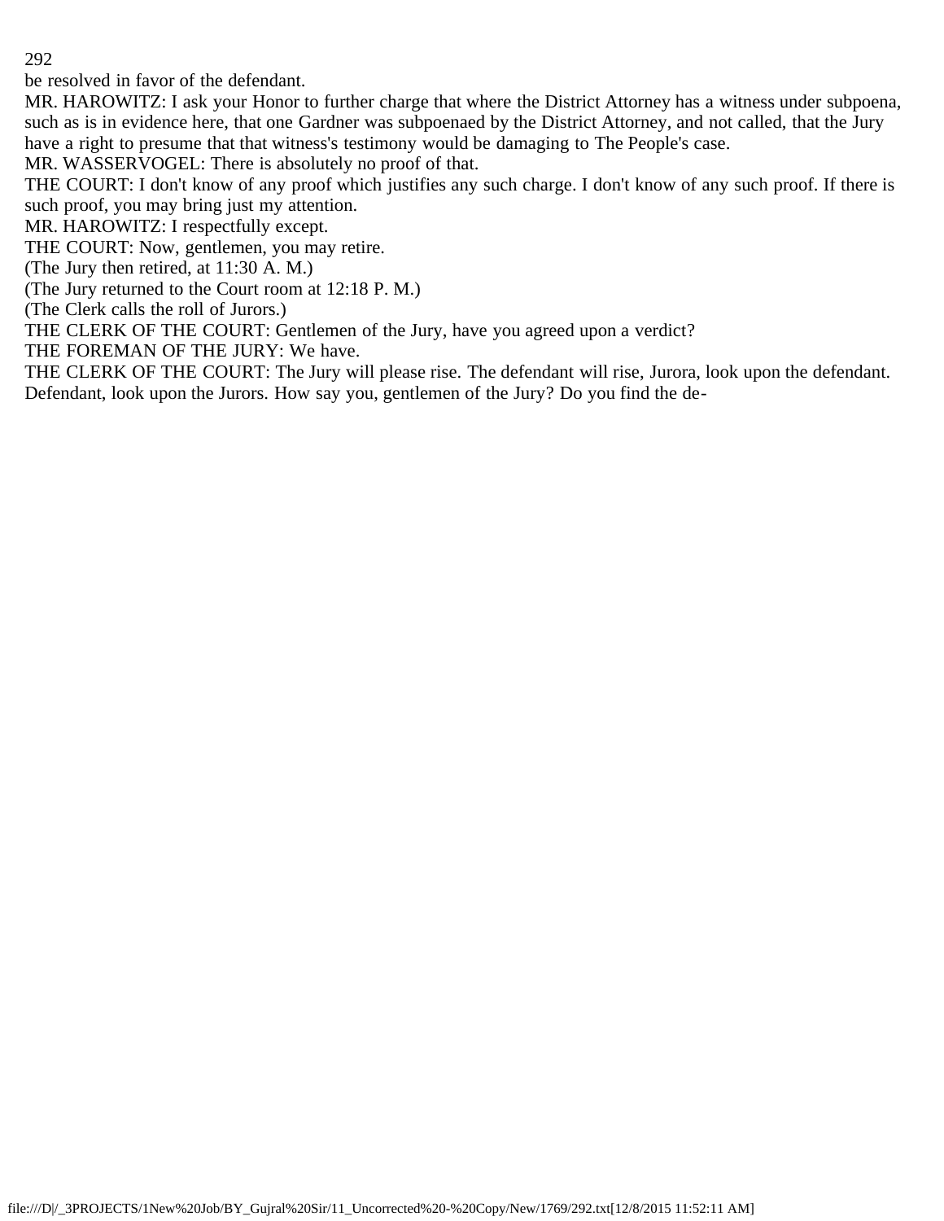be resolved in favor of the defendant.

MR. HAROWITZ: I ask your Honor to further charge that where the District Attorney has a witness under subpoena, such as is in evidence here, that one Gardner was subpoenaed by the District Attorney, and not called, that the Jury have a right to presume that that witness's testimony would be damaging to The People's case.

MR. WASSERVOGEL: There is absolutely no proof of that.

THE COURT: I don't know of any proof which justifies any such charge. I don't know of any such proof. If there is such proof, you may bring just my attention.

MR. HAROWITZ: I respectfully except.

THE COURT: Now, gentlemen, you may retire.

(The Jury then retired, at 11:30 A. M.)

(The Jury returned to the Court room at 12:18 P. M.)

(The Clerk calls the roll of Jurors.)

THE CLERK OF THE COURT: Gentlemen of the Jury, have you agreed upon a verdict?

THE FOREMAN OF THE JURY: We have.

THE CLERK OF THE COURT: The Jury will please rise. The defendant will rise, Jurora, look upon the defendant. Defendant, look upon the Jurors. How say you, gentlemen of the Jury? Do you find the de-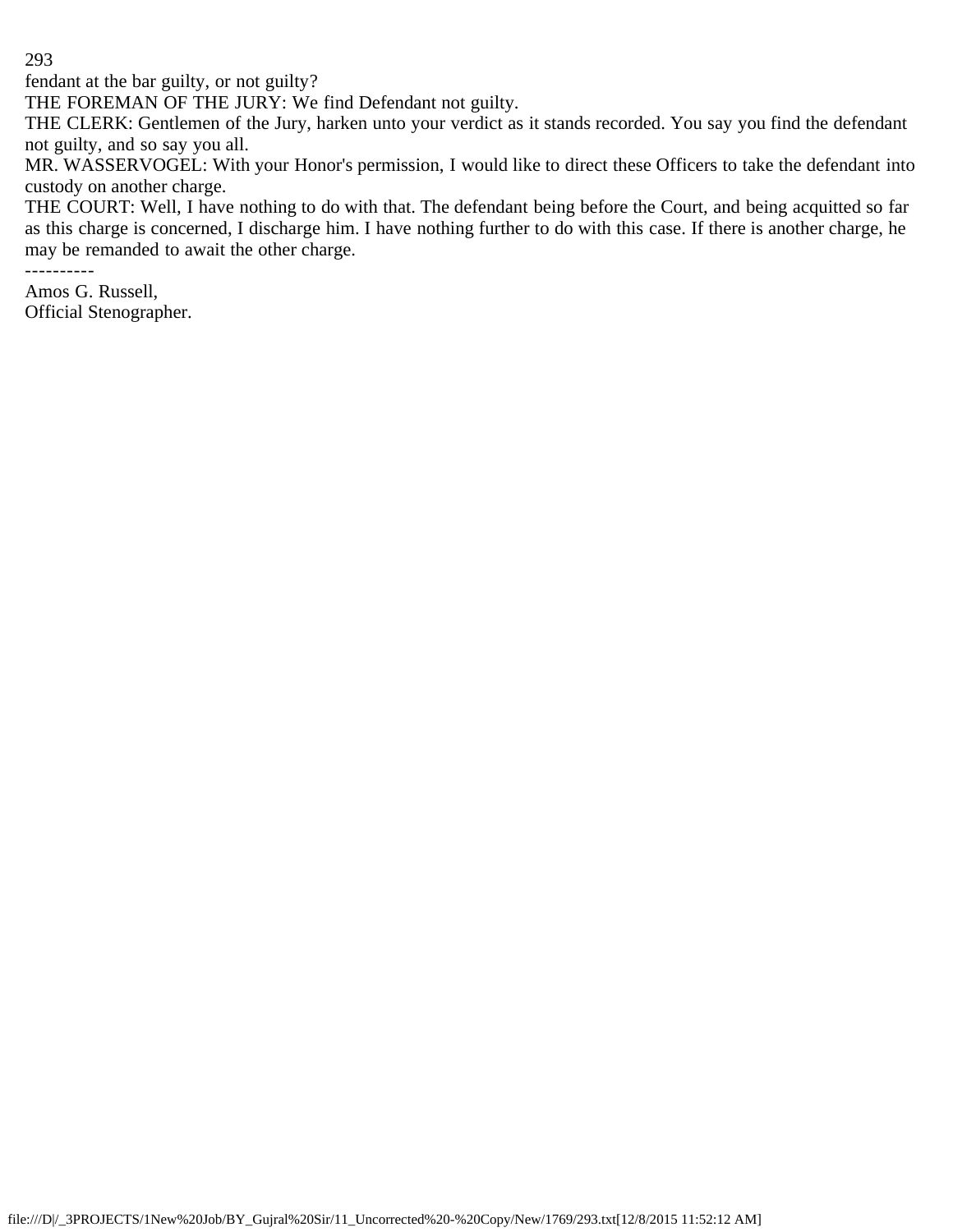fendant at the bar guilty, or not guilty?

THE FOREMAN OF THE JURY: We find Defendant not guilty.

THE CLERK: Gentlemen of the Jury, harken unto your verdict as it stands recorded. You say you find the defendant not guilty, and so say you all.

MR. WASSERVOGEL: With your Honor's permission, I would like to direct these Officers to take the defendant into custody on another charge.

THE COURT: Well, I have nothing to do with that. The defendant being before the Court, and being acquitted so far as this charge is concerned, I discharge him. I have nothing further to do with this case. If there is another charge, he may be remanded to await the other charge.

----------

Amos G. Russell,
Official Stenographer.